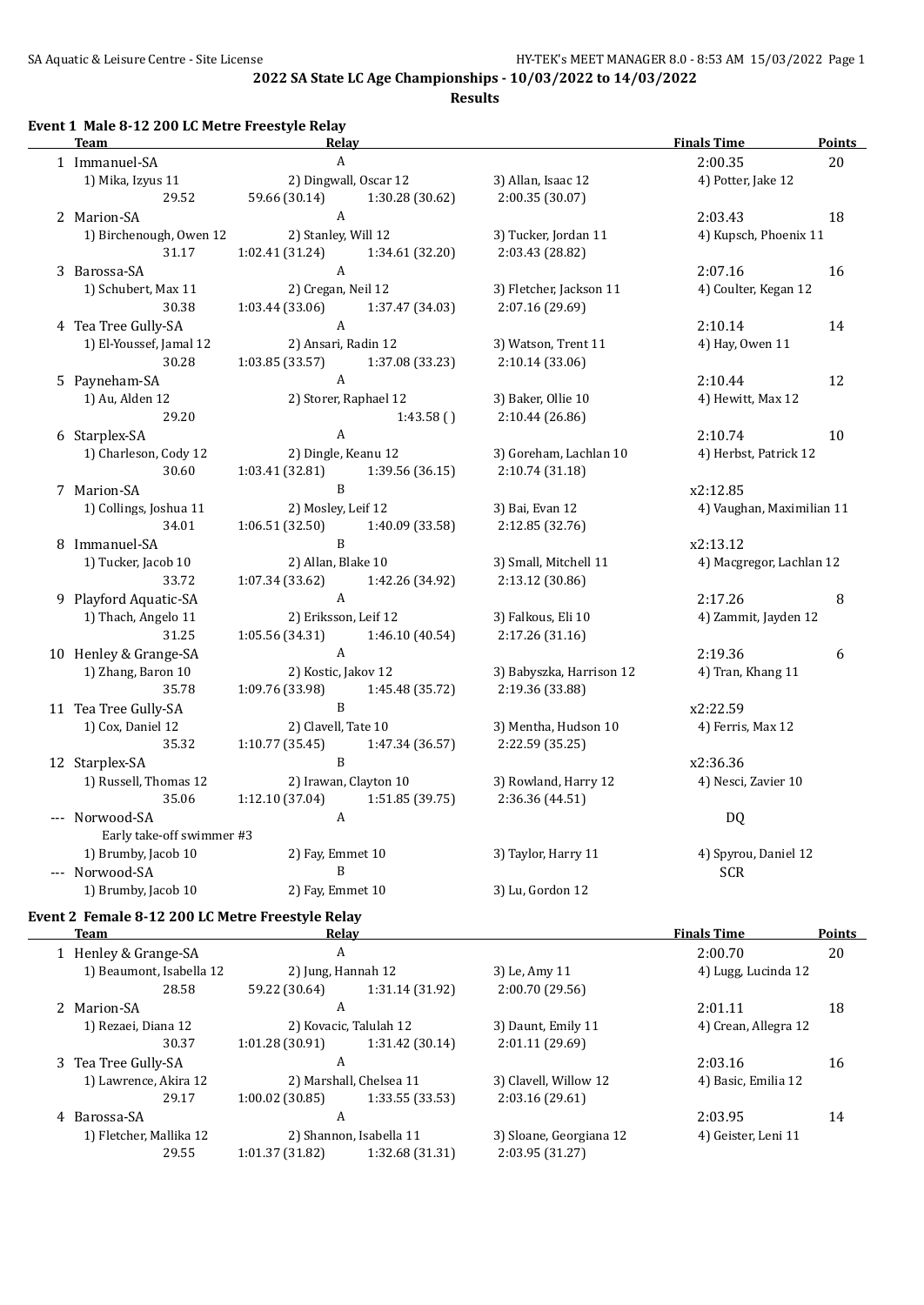# 2022 SA State LC Age Championships - 10/03/2022 to 14/03/2022

**Results**

## Event 1 Male 8-12 200 LC Metre Freestyle Relay

| | Team | Relay | | | Finals Time | Points |
|---|---|---|---|---|---|---|
| 1 | Immanuel-SA | A | | | 2:00.35 | 20 |
| | 1) Mika, Izyus 11 | 2) Dingwall, Oscar 12 | 3) Allan, Isaac 12 | 4) Potter, Jake 12 | | |
| | 29.52 | 59.66 (30.14) | 1:30.28 (30.62) | 2:00.35 (30.07) | | |
| 2 | Marion-SA | A | | | 2:03.43 | 18 |
| | 1) Birchenough, Owen 12 | 2) Stanley, Will 12 | 3) Tucker, Jordan 11 | 4) Kupsch, Phoenix 11 | | |
| | 31.17 | 1:02.41 (31.24) | 1:34.61 (32.20) | 2:03.43 (28.82) | | |
| 3 | Barossa-SA | A | | | 2:07.16 | 16 |
| | 1) Schubert, Max 11 | 2) Cregan, Neil 12 | 3) Fletcher, Jackson 11 | 4) Coulter, Kegan 12 | | |
| | 30.38 | 1:03.44 (33.06) | 1:37.47 (34.03) | 2:07.16 (29.69) | | |
| 4 | Tea Tree Gully-SA | A | | | 2:10.14 | 14 |
| | 1) El-Youssef, Jamal 12 | 2) Ansari, Radin 12 | 3) Watson, Trent 11 | 4) Hay, Owen 11 | | |
| | 30.28 | 1:03.85 (33.57) | 1:37.08 (33.23) | 2:10.14 (33.06) | | |
| 5 | Payneham-SA | A | | | 2:10.44 | 12 |
| | 1) Au, Alden 12 | 2) Storer, Raphael 12 | 3) Baker, Ollie 10 | 4) Hewitt, Max 12 | | |
| | 29.20 | | 1:43.58 ( ) | 2:10.44 (26.86) | | |
| 6 | Starplex-SA | A | | | 2:10.74 | 10 |
| | 1) Charleson, Cody 12 | 2) Dingle, Keanu 12 | 3) Goreham, Lachlan 10 | 4) Herbst, Patrick 12 | | |
| | 30.60 | 1:03.41 (32.81) | 1:39.56 (36.15) | 2:10.74 (31.18) | | |
| 7 | Marion-SA | B | | | x2:12.85 | |
| | 1) Collings, Joshua 11 | 2) Mosley, Leif 12 | 3) Bai, Evan 12 | 4) Vaughan, Maximilian 11 | | |
| | 34.01 | 1:06.51 (32.50) | 1:40.09 (33.58) | 2:12.85 (32.76) | | |
| 8 | Immanuel-SA | B | | | x2:13.12 | |
| | 1) Tucker, Jacob 10 | 2) Allan, Blake 10 | 3) Small, Mitchell 11 | 4) Macgregor, Lachlan 12 | | |
| | 33.72 | 1:07.34 (33.62) | 1:42.26 (34.92) | 2:13.12 (30.86) | | |
| 9 | Playford Aquatic-SA | A | | | 2:17.26 | 8 |
| | 1) Thach, Angelo 11 | 2) Eriksson, Leif 12 | 3) Falkous, Eli 10 | 4) Zammit, Jayden 12 | | |
| | 31.25 | 1:05.56 (34.31) | 1:46.10 (40.54) | 2:17.26 (31.16) | | |
| 10 | Henley & Grange-SA | A | | | 2:19.36 | 6 |
| | 1) Zhang, Baron 10 | 2) Kostic, Jakov 12 | 3) Babyszka, Harrison 12 | 4) Tran, Khang 11 | | |
| | 35.78 | 1:09.76 (33.98) | 1:45.48 (35.72) | 2:19.36 (33.88) | | |
| 11 | Tea Tree Gully-SA | B | | | x2:22.59 | |
| | 1) Cox, Daniel 12 | 2) Clavell, Tate 10 | 3) Mentha, Hudson 10 | 4) Ferris, Max 12 | | |
| | 35.32 | 1:10.77 (35.45) | 1:47.34 (36.57) | 2:22.59 (35.25) | | |
| 12 | Starplex-SA | B | | | x2:36.36 | |
| | 1) Russell, Thomas 12 | 2) Irawan, Clayton 10 | 3) Rowland, Harry 12 | 4) Nesci, Zavier 10 | | |
| | 35.06 | 1:12.10 (37.04) | 1:51.85 (39.75) | 2:36.36 (44.51) | | |
| --- | Norwood-SA | A | | | DQ | |
| | Early take-off swimmer #3 | | | | | |
| | 1) Brumby, Jacob 10 | 2) Fay, Emmet 10 | 3) Taylor, Harry 11 | 4) Spyrou, Daniel 12 | | |
| --- | Norwood-SA | B | | | SCR | |
| | 1) Brumby, Jacob 10 | 2) Fay, Emmet 10 | 3) Lu, Gordon 12 | | | |

## Event 2 Female 8-12 200 LC Metre Freestyle Relay

| | Team | Relay | | | Finals Time | Points |
|---|---|---|---|---|---|---|
| 1 | Henley & Grange-SA | A | | | 2:00.70 | 20 |
| | 1) Beaumont, Isabella 12 | 2) Jung, Hannah 12 | 3) Le, Amy 11 | 4) Lugg, Lucinda 12 | | |
| | 28.58 | 59.22 (30.64) | 1:31.14 (31.92) | 2:00.70 (29.56) | | |
| 2 | Marion-SA | A | | | 2:01.11 | 18 |
| | 1) Rezaei, Diana 12 | 2) Kovacic, Talulah 12 | 3) Daunt, Emily 11 | 4) Crean, Allegra 12 | | |
| | 30.37 | 1:01.28 (30.91) | 1:31.42 (30.14) | 2:01.11 (29.69) | | |
| 3 | Tea Tree Gully-SA | A | | | 2:03.16 | 16 |
| | 1) Lawrence, Akira 12 | 2) Marshall, Chelsea 11 | 3) Clavell, Willow 12 | 4) Basic, Emilia 12 | | |
| | 29.17 | 1:00.02 (30.85) | 1:33.55 (33.53) | 2:03.16 (29.61) | | |
| 4 | Barossa-SA | A | | | 2:03.95 | 14 |
| | 1) Fletcher, Mallika 12 | 2) Shannon, Isabella 11 | 3) Sloane, Georgiana 12 | 4) Geister, Leni 11 | | |
| | 29.55 | 1:01.37 (31.82) | 1:32.68 (31.31) | 2:03.95 (31.27) | | |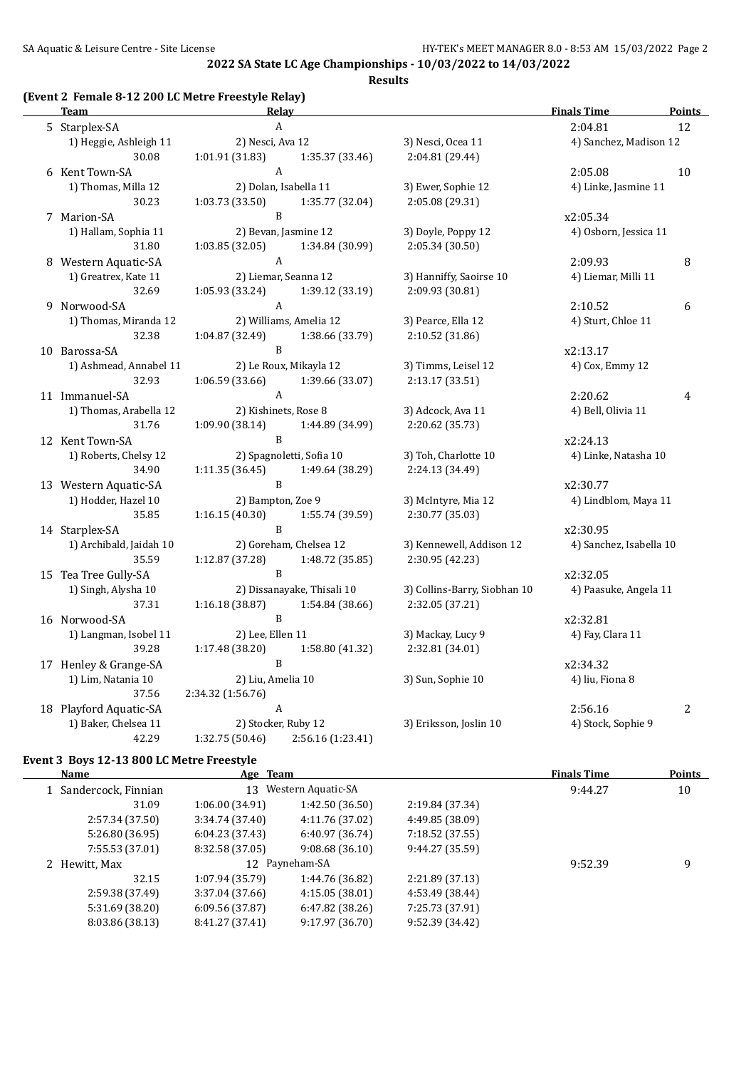## 2022 SA State LC Age Championships - 10/03/2022 to 14/03/2022

### Results

#### (Event 2 Female 8-12 200 LC Metre Freestyle Relay)

| | Team | Relay | | | Finals Time | Points |
|---|---|---|---|---|---|---|
| 5 | Starplex-SA | A | | | 2:04.81 | 12 |
| | 1) Heggie, Ashleigh 11 | 2) Nesci, Ava 12 | 3) Nesci, Ocea 11 | 4) Sanchez, Madison 12 | | |
| | 30.08 | 1:01.91 (31.83) 1:35.37 (33.46) | 2:04.81 (29.44) | | | |
| 6 | Kent Town-SA | A | | | 2:05.08 | 10 |
| | 1) Thomas, Milla 12 | 2) Dolan, Isabella 11 | 3) Ewer, Sophie 12 | 4) Linke, Jasmine 11 | | |
| | 30.23 | 1:03.73 (33.50) 1:35.77 (32.04) | 2:05.08 (29.31) | | | |
| 7 | Marion-SA | B | | | x2:05.34 | |
| | 1) Hallam, Sophia 11 | 2) Bevan, Jasmine 12 | 3) Doyle, Poppy 12 | 4) Osborn, Jessica 11 | | |
| | 31.80 | 1:03.85 (32.05) 1:34.84 (30.99) | 2:05.34 (30.50) | | | |
| 8 | Western Aquatic-SA | A | | | 2:09.93 | 8 |
| | 1) Greatrex, Kate 11 | 2) Liemar, Seanna 12 | 3) Hanniffy, Saoirse 10 | 4) Liemar, Milli 11 | | |
| | 32.69 | 1:05.93 (33.24) 1:39.12 (33.19) | 2:09.93 (30.81) | | | |
| 9 | Norwood-SA | A | | | 2:10.52 | 6 |
| | 1) Thomas, Miranda 12 | 2) Williams, Amelia 12 | 3) Pearce, Ella 12 | 4) Sturt, Chloe 11 | | |
| | 32.38 | 1:04.87 (32.49) 1:38.66 (33.79) | 2:10.52 (31.86) | | | |
| 10 | Barossa-SA | B | | | x2:13.17 | |
| | 1) Ashmead, Annabel 11 | 2) Le Roux, Mikayla 12 | 3) Timms, Leisel 12 | 4) Cox, Emmy 12 | | |
| | 32.93 | 1:06.59 (33.66) 1:39.66 (33.07) | 2:13.17 (33.51) | | | |
| 11 | Immanuel-SA | A | | | 2:20.62 | 4 |
| | 1) Thomas, Arabella 12 | 2) Kishinets, Rose 8 | 3) Adcock, Ava 11 | 4) Bell, Olivia 11 | | |
| | 31.76 | 1:09.90 (38.14) 1:44.89 (34.99) | 2:20.62 (35.73) | | | |
| 12 | Kent Town-SA | B | | | x2:24.13 | |
| | 1) Roberts, Chelsy 12 | 2) Spagnoletti, Sofia 10 | 3) Toh, Charlotte 10 | 4) Linke, Natasha 10 | | |
| | 34.90 | 1:11.35 (36.45) 1:49.64 (38.29) | 2:24.13 (34.49) | | | |
| 13 | Western Aquatic-SA | B | | | x2:30.77 | |
| | 1) Hodder, Hazel 10 | 2) Bampton, Zoe 9 | 3) McIntyre, Mia 12 | 4) Lindblom, Maya 11 | | |
| | 35.85 | 1:16.15 (40.30) 1:55.74 (39.59) | 2:30.77 (35.03) | | | |
| 14 | Starplex-SA | B | | | x2:30.95 | |
| | 1) Archibald, Jaidah 10 | 2) Goreham, Chelsea 12 | 3) Kennewell, Addison 12 | 4) Sanchez, Isabella 10 | | |
| | 35.59 | 1:12.87 (37.28) 1:48.72 (35.85) | 2:30.95 (42.23) | | | |
| 15 | Tea Tree Gully-SA | B | | | x2:32.05 | |
| | 1) Singh, Alysha 10 | 2) Dissanayake, Thisali 10 | 3) Collins-Barry, Siobhan 10 | 4) Paasuke, Angela 11 | | |
| | 37.31 | 1:16.18 (38.87) 1:54.84 (38.66) | 2:32.05 (37.21) | | | |
| 16 | Norwood-SA | B | | | x2:32.81 | |
| | 1) Langman, Isobel 11 | 2) Lee, Ellen 11 | 3) Mackay, Lucy 9 | 4) Fay, Clara 11 | | |
| | 39.28 | 1:17.48 (38.20) 1:58.80 (41.32) | 2:32.81 (34.01) | | | |
| 17 | Henley & Grange-SA | B | | | x2:34.32 | |
| | 1) Lim, Natania 10 | 2) Liu, Amelia 10 | 3) Sun, Sophie 10 | 4) liu, Fiona 8 | | |
| | 37.56 | 2:34.32 (1:56.76) | | | | |
| 18 | Playford Aquatic-SA | A | | | 2:56.16 | 2 |
| | 1) Baker, Chelsea 11 | 2) Stocker, Ruby 12 | 3) Eriksson, Joslin 10 | 4) Stock, Sophie 9 | | |
| | 42.29 | 1:32.75 (50.46) 2:56.16 (1:23.41) | | | | |

#### Event 3 Boys 12-13 800 LC Metre Freestyle

| | Name | Age | Team | | Finals Time | Points |
|---|---|---|---|---|---|---|
| 1 | Sandercock, Finnian | 13 | Western Aquatic-SA | | 9:44.27 | 10 |
| | 31.09 | 1:06.00 (34.91) | 1:42.50 (36.50) | 2:19.84 (37.34) | | |
| | 2:57.34 (37.50) | 3:34.74 (37.40) | 4:11.76 (37.02) | 4:49.85 (38.09) | | |
| | 5:26.80 (36.95) | 6:04.23 (37.43) | 6:40.97 (36.74) | 7:18.52 (37.55) | | |
| | 7:55.53 (37.01) | 8:32.58 (37.05) | 9:08.68 (36.10) | 9:44.27 (35.59) | | |
| 2 | Hewitt, Max | 12 | Payneham-SA | | 9:52.39 | 9 |
| | 32.15 | 1:07.94 (35.79) | 1:44.76 (36.82) | 2:21.89 (37.13) | | |
| | 2:59.38 (37.49) | 3:37.04 (37.66) | 4:15.05 (38.01) | 4:53.49 (38.44) | | |
| | 5:31.69 (38.20) | 6:09.56 (37.87) | 6:47.82 (38.26) | 7:25.73 (37.91) | | |
| | 8:03.86 (38.13) | 8:41.27 (37.41) | 9:17.97 (36.70) | 9:52.39 (34.42) | | |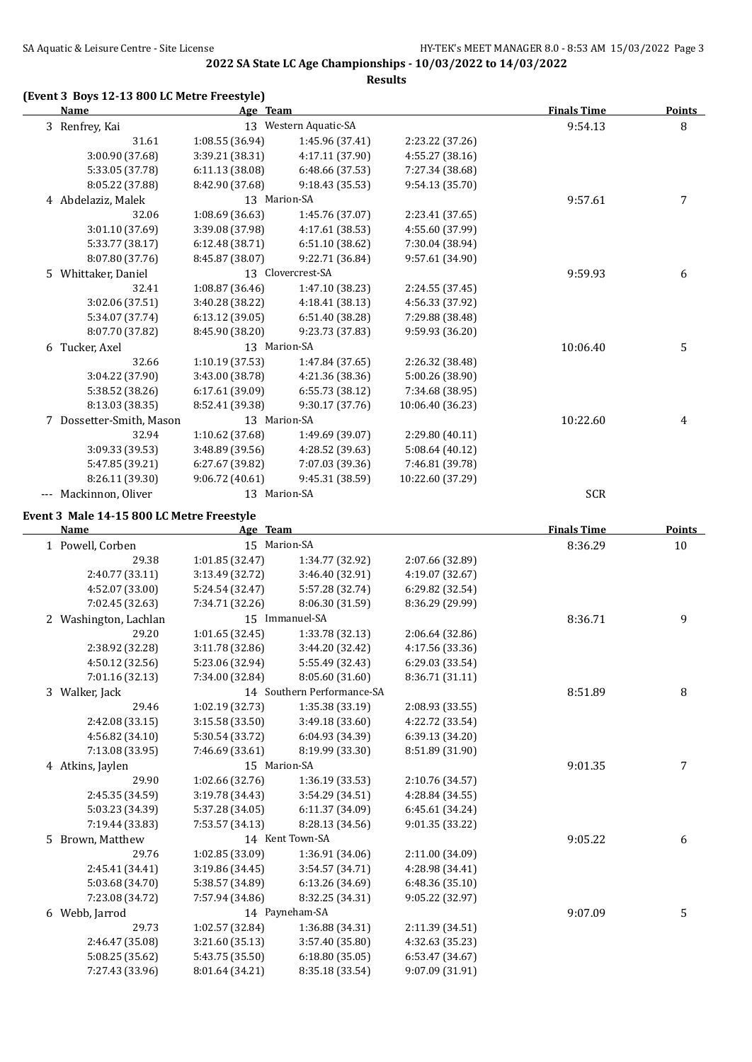**2022 SA State LC Age Championships - 10/03/2022 to 14/03/2022**

**Results**

### (Event 3 Boys 12-13 800 LC Metre Freestyle)

| Name | Age | Team | | Finals Time | Points |
|---|---|---|---|---|---|
| 3 Renfrey, Kai | 13 | Western Aquatic-SA | | 9:54.13 | 8 |
| 31.61 | 1:08.55 (36.94) | 1:45.96 (37.41) | 2:23.22 (37.26) | | |
| 3:00.90 (37.68) | 3:39.21 (38.31) | 4:17.11 (37.90) | 4:55.27 (38.16) | | |
| 5:33.05 (37.78) | 6:11.13 (38.08) | 6:48.66 (37.53) | 7:27.34 (38.68) | | |
| 8:05.22 (37.88) | 8:42.90 (37.68) | 9:18.43 (35.53) | 9:54.13 (35.70) | | |
| 4 Abdelaziz, Malek | 13 | Marion-SA | | 9:57.61 | 7 |
| 32.06 | 1:08.69 (36.63) | 1:45.76 (37.07) | 2:23.41 (37.65) | | |
| 3:01.10 (37.69) | 3:39.08 (37.98) | 4:17.61 (38.53) | 4:55.60 (37.99) | | |
| 5:33.77 (38.17) | 6:12.48 (38.71) | 6:51.10 (38.62) | 7:30.04 (38.94) | | |
| 8:07.80 (37.76) | 8:45.87 (38.07) | 9:22.71 (36.84) | 9:57.61 (34.90) | | |
| 5 Whittaker, Daniel | 13 | Clovercrest-SA | | 9:59.93 | 6 |
| 32.41 | 1:08.87 (36.46) | 1:47.10 (38.23) | 2:24.55 (37.45) | | |
| 3:02.06 (37.51) | 3:40.28 (38.22) | 4:18.41 (38.13) | 4:56.33 (37.92) | | |
| 5:34.07 (37.74) | 6:13.12 (39.05) | 6:51.40 (38.28) | 7:29.88 (38.48) | | |
| 8:07.70 (37.82) | 8:45.90 (38.20) | 9:23.73 (37.83) | 9:59.93 (36.20) | | |
| 6 Tucker, Axel | 13 | Marion-SA | | 10:06.40 | 5 |
| 32.66 | 1:10.19 (37.53) | 1:47.84 (37.65) | 2:26.32 (38.48) | | |
| 3:04.22 (37.90) | 3:43.00 (38.78) | 4:21.36 (38.36) | 5:00.26 (38.90) | | |
| 5:38.52 (38.26) | 6:17.61 (39.09) | 6:55.73 (38.12) | 7:34.68 (38.95) | | |
| 8:13.03 (38.35) | 8:52.41 (39.38) | 9:30.17 (37.76) | 10:06.40 (36.23) | | |
| 7 Dossetter-Smith, Mason | 13 | Marion-SA | | 10:22.60 | 4 |
| 32.94 | 1:10.62 (37.68) | 1:49.69 (39.07) | 2:29.80 (40.11) | | |
| 3:09.33 (39.53) | 3:48.89 (39.56) | 4:28.52 (39.63) | 5:08.64 (40.12) | | |
| 5:47.85 (39.21) | 6:27.67 (39.82) | 7:07.03 (39.36) | 7:46.81 (39.78) | | |
| 8:26.11 (39.30) | 9:06.72 (40.61) | 9:45.31 (38.59) | 10:22.60 (37.29) | | |
| --- Mackinnon, Oliver | 13 | Marion-SA | | SCR | |

### Event 3 Male 14-15 800 LC Metre Freestyle

| Name | Age | Team | | Finals Time | Points |
|---|---|---|---|---|---|
| 1 Powell, Corben | 15 | Marion-SA | | 8:36.29 | 10 |
| 29.38 | 1:01.85 (32.47) | 1:34.77 (32.92) | 2:07.66 (32.89) | | |
| 2:40.77 (33.11) | 3:13.49 (32.72) | 3:46.40 (32.91) | 4:19.07 (32.67) | | |
| 4:52.07 (33.00) | 5:24.54 (32.47) | 5:57.28 (32.74) | 6:29.82 (32.54) | | |
| 7:02.45 (32.63) | 7:34.71 (32.26) | 8:06.30 (31.59) | 8:36.29 (29.99) | | |
| 2 Washington, Lachlan | 15 | Immanuel-SA | | 8:36.71 | 9 |
| 29.20 | 1:01.65 (32.45) | 1:33.78 (32.13) | 2:06.64 (32.86) | | |
| 2:38.92 (32.28) | 3:11.78 (32.86) | 3:44.20 (32.42) | 4:17.56 (33.36) | | |
| 4:50.12 (32.56) | 5:23.06 (32.94) | 5:55.49 (32.43) | 6:29.03 (33.54) | | |
| 7:01.16 (32.13) | 7:34.00 (32.84) | 8:05.60 (31.60) | 8:36.71 (31.11) | | |
| 3 Walker, Jack | 14 | Southern Performance-SA | | 8:51.89 | 8 |
| 29.46 | 1:02.19 (32.73) | 1:35.38 (33.19) | 2:08.93 (33.55) | | |
| 2:42.08 (33.15) | 3:15.58 (33.50) | 3:49.18 (33.60) | 4:22.72 (33.54) | | |
| 4:56.82 (34.10) | 5:30.54 (33.72) | 6:04.93 (34.39) | 6:39.13 (34.20) | | |
| 7:13.08 (33.95) | 7:46.69 (33.61) | 8:19.99 (33.30) | 8:51.89 (31.90) | | |
| 4 Atkins, Jaylen | 15 | Marion-SA | | 9:01.35 | 7 |
| 29.90 | 1:02.66 (32.76) | 1:36.19 (33.53) | 2:10.76 (34.57) | | |
| 2:45.35 (34.59) | 3:19.78 (34.43) | 3:54.29 (34.51) | 4:28.84 (34.55) | | |
| 5:03.23 (34.39) | 5:37.28 (34.05) | 6:11.37 (34.09) | 6:45.61 (34.24) | | |
| 7:19.44 (33.83) | 7:53.57 (34.13) | 8:28.13 (34.56) | 9:01.35 (33.22) | | |
| 5 Brown, Matthew | 14 | Kent Town-SA | | 9:05.22 | 6 |
| 29.76 | 1:02.85 (33.09) | 1:36.91 (34.06) | 2:11.00 (34.09) | | |
| 2:45.41 (34.41) | 3:19.86 (34.45) | 3:54.57 (34.71) | 4:28.98 (34.41) | | |
| 5:03.68 (34.70) | 5:38.57 (34.89) | 6:13.26 (34.69) | 6:48.36 (35.10) | | |
| 7:23.08 (34.72) | 7:57.94 (34.86) | 8:32.25 (34.31) | 9:05.22 (32.97) | | |
| 6 Webb, Jarrod | 14 | Payneham-SA | | 9:07.09 | 5 |
| 29.73 | 1:02.57 (32.84) | 1:36.88 (34.31) | 2:11.39 (34.51) | | |
| 2:46.47 (35.08) | 3:21.60 (35.13) | 3:57.40 (35.80) | 4:32.63 (35.23) | | |
| 5:08.25 (35.62) | 5:43.75 (35.50) | 6:18.80 (35.05) | 6:53.47 (34.67) | | |
| 7:27.43 (33.96) | 8:01.64 (34.21) | 8:35.18 (33.54) | 9:07.09 (31.91) | | |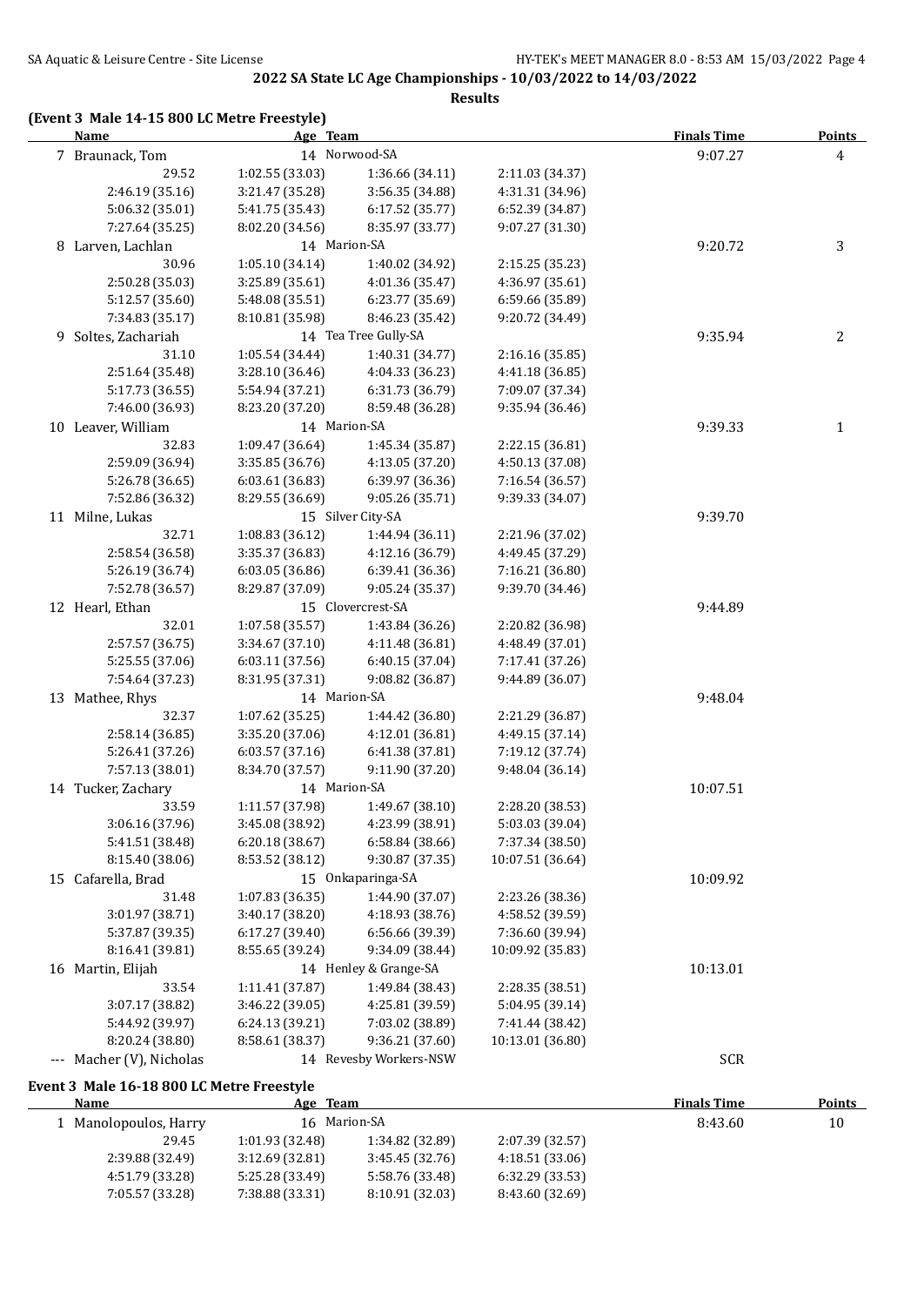## 2022 SA State LC Age Championships - 10/03/2022 to 14/03/2022

### Results

### (Event 3 Male 14-15 800 LC Metre Freestyle)

| Name | Age | Team | | Finals Time | Points |
|---|---|---|---|---|---|
| 7 Braunack, Tom | 14 | Norwood-SA | | 9:07.27 | 4 |
| 29.52 | 1:02.55 (33.03) | 1:36.66 (34.11) | 2:11.03 (34.37) | | |
| 2:46.19 (35.16) | 3:21.47 (35.28) | 3:56.35 (34.88) | 4:31.31 (34.96) | | |
| 5:06.32 (35.01) | 5:41.75 (35.43) | 6:17.52 (35.77) | 6:52.39 (34.87) | | |
| 7:27.64 (35.25) | 8:02.20 (34.56) | 8:35.97 (33.77) | 9:07.27 (31.30) | | |
| 8 Larven, Lachlan | 14 | Marion-SA | | 9:20.72 | 3 |
| 30.96 | 1:05.10 (34.14) | 1:40.02 (34.92) | 2:15.25 (35.23) | | |
| 2:50.28 (35.03) | 3:25.89 (35.61) | 4:01.36 (35.47) | 4:36.97 (35.61) | | |
| 5:12.57 (35.60) | 5:48.08 (35.51) | 6:23.77 (35.69) | 6:59.66 (35.89) | | |
| 7:34.83 (35.17) | 8:10.81 (35.98) | 8:46.23 (35.42) | 9:20.72 (34.49) | | |
| 9 Soltes, Zachariah | 14 | Tea Tree Gully-SA | | 9:35.94 | 2 |
| 31.10 | 1:05.54 (34.44) | 1:40.31 (34.77) | 2:16.16 (35.85) | | |
| 2:51.64 (35.48) | 3:28.10 (36.46) | 4:04.33 (36.23) | 4:41.18 (36.85) | | |
| 5:17.73 (36.55) | 5:54.94 (37.21) | 6:31.73 (36.79) | 7:09.07 (37.34) | | |
| 7:46.00 (36.93) | 8:23.20 (37.20) | 8:59.48 (36.28) | 9:35.94 (36.46) | | |
| 10 Leaver, William | 14 | Marion-SA | | 9:39.33 | 1 |
| 32.83 | 1:09.47 (36.64) | 1:45.34 (35.87) | 2:22.15 (36.81) | | |
| 2:59.09 (36.94) | 3:35.85 (36.76) | 4:13.05 (37.20) | 4:50.13 (37.08) | | |
| 5:26.78 (36.65) | 6:03.61 (36.83) | 6:39.97 (36.36) | 7:16.54 (36.57) | | |
| 7:52.86 (36.32) | 8:29.55 (36.69) | 9:05.26 (35.71) | 9:39.33 (34.07) | | |
| 11 Milne, Lukas | 15 | Silver City-SA | | 9:39.70 | |
| 32.71 | 1:08.83 (36.12) | 1:44.94 (36.11) | 2:21.96 (37.02) | | |
| 2:58.54 (36.58) | 3:35.37 (36.83) | 4:12.16 (36.79) | 4:49.45 (37.29) | | |
| 5:26.19 (36.74) | 6:03.05 (36.86) | 6:39.41 (36.36) | 7:16.21 (36.80) | | |
| 7:52.78 (36.57) | 8:29.87 (37.09) | 9:05.24 (35.37) | 9:39.70 (34.46) | | |
| 12 Hearl, Ethan | 15 | Clovercrest-SA | | 9:44.89 | |
| 32.01 | 1:07.58 (35.57) | 1:43.84 (36.26) | 2:20.82 (36.98) | | |
| 2:57.57 (36.75) | 3:34.67 (37.10) | 4:11.48 (36.81) | 4:48.49 (37.01) | | |
| 5:25.55 (37.06) | 6:03.11 (37.56) | 6:40.15 (37.04) | 7:17.41 (37.26) | | |
| 7:54.64 (37.23) | 8:31.95 (37.31) | 9:08.82 (36.87) | 9:44.89 (36.07) | | |
| 13 Mathee, Rhys | 14 | Marion-SA | | 9:48.04 | |
| 32.37 | 1:07.62 (35.25) | 1:44.42 (36.80) | 2:21.29 (36.87) | | |
| 2:58.14 (36.85) | 3:35.20 (37.06) | 4:12.01 (36.81) | 4:49.15 (37.14) | | |
| 5:26.41 (37.26) | 6:03.57 (37.16) | 6:41.38 (37.81) | 7:19.12 (37.74) | | |
| 7:57.13 (38.01) | 8:34.70 (37.57) | 9:11.90 (37.20) | 9:48.04 (36.14) | | |
| 14 Tucker, Zachary | 14 | Marion-SA | | 10:07.51 | |
| 33.59 | 1:11.57 (37.98) | 1:49.67 (38.10) | 2:28.20 (38.53) | | |
| 3:06.16 (37.96) | 3:45.08 (38.92) | 4:23.99 (38.91) | 5:03.03 (39.04) | | |
| 5:41.51 (38.48) | 6:20.18 (38.67) | 6:58.84 (38.66) | 7:37.34 (38.50) | | |
| 8:15.40 (38.06) | 8:53.52 (38.12) | 9:30.87 (37.35) | 10:07.51 (36.64) | | |
| 15 Cafarella, Brad | 15 | Onkaparinga-SA | | 10:09.92 | |
| 31.48 | 1:07.83 (36.35) | 1:44.90 (37.07) | 2:23.26 (38.36) | | |
| 3:01.97 (38.71) | 3:40.17 (38.20) | 4:18.93 (38.76) | 4:58.52 (39.59) | | |
| 5:37.87 (39.35) | 6:17.27 (39.40) | 6:56.66 (39.39) | 7:36.60 (39.94) | | |
| 8:16.41 (39.81) | 8:55.65 (39.24) | 9:34.09 (38.44) | 10:09.92 (35.83) | | |
| 16 Martin, Elijah | 14 | Henley & Grange-SA | | 10:13.01 | |
| 33.54 | 1:11.41 (37.87) | 1:49.84 (38.43) | 2:28.35 (38.51) | | |
| 3:07.17 (38.82) | 3:46.22 (39.05) | 4:25.81 (39.59) | 5:04.95 (39.14) | | |
| 5:44.92 (39.97) | 6:24.13 (39.21) | 7:03.02 (38.89) | 7:41.44 (38.42) | | |
| 8:20.24 (38.80) | 8:58.61 (38.37) | 9:36.21 (37.60) | 10:13.01 (36.80) | | |
| --- Macher (V), Nicholas | 14 | Revesby Workers-NSW | | SCR | |

### Event 3 Male 16-18 800 LC Metre Freestyle

| Name | Age | Team | | Finals Time | Points |
|---|---|---|---|---|---|
| 1 Manolopoulos, Harry | 16 | Marion-SA | | 8:43.60 | 10 |
| 29.45 | 1:01.93 (32.48) | 1:34.82 (32.89) | 2:07.39 (32.57) | | |
| 2:39.88 (32.49) | 3:12.69 (32.81) | 3:45.45 (32.76) | 4:18.51 (33.06) | | |
| 4:51.79 (33.28) | 5:25.28 (33.49) | 5:58.76 (33.48) | 6:32.29 (33.53) | | |
| 7:05.57 (33.28) | 7:38.88 (33.31) | 8:10.91 (32.03) | 8:43.60 (32.69) | | |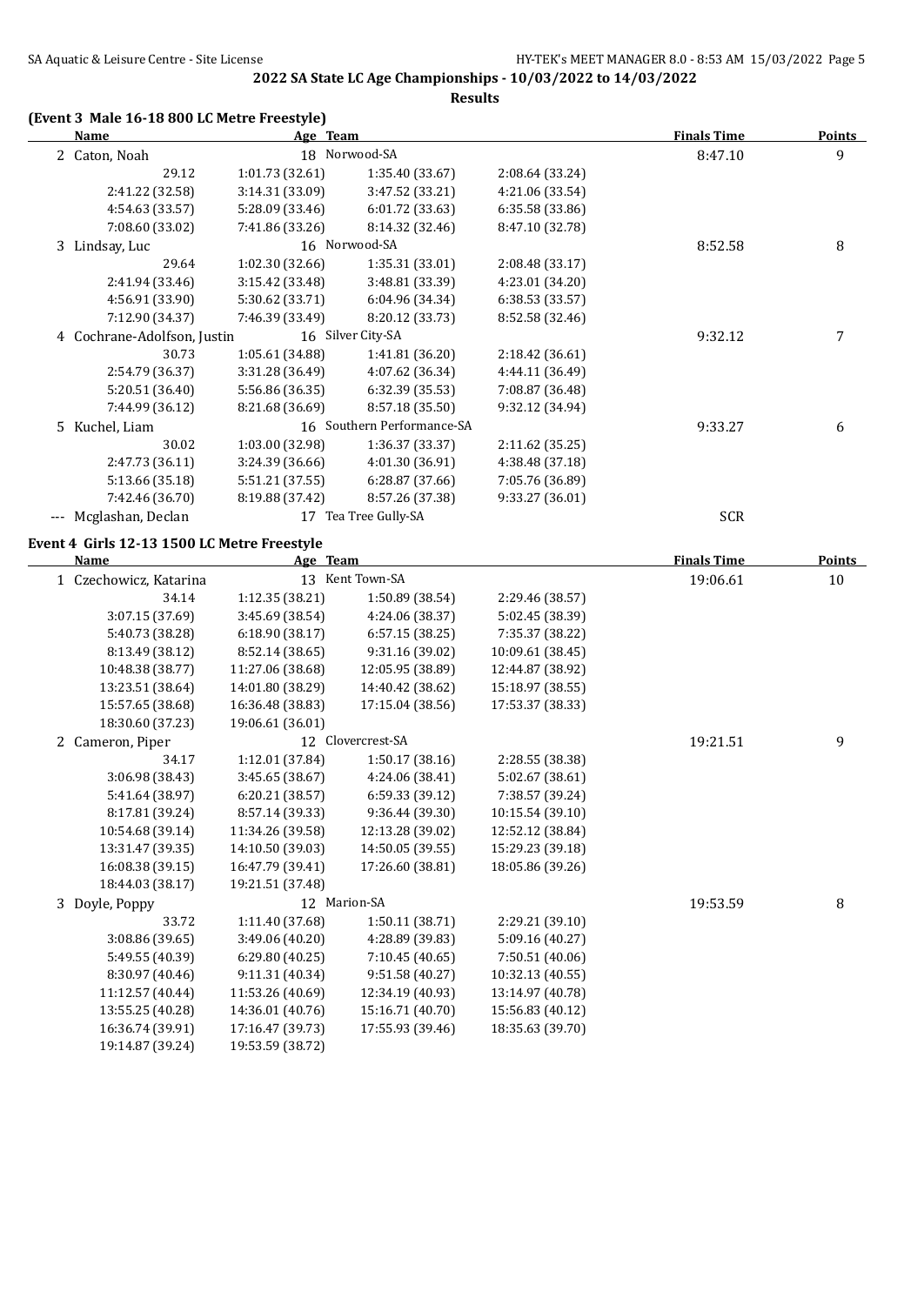## 2022 SA State LC Age Championships - 10/03/2022 to 14/03/2022

**Results**

### (Event 3 Male 16-18 800 LC Metre Freestyle)

| Name | Age | Team | Finals Time | Points |
|---|---|---|---|---|
| 2 Caton, Noah | 18 | Norwood-SA | 8:47.10 | 9 |

29.12 | 1:01.73 (32.61) | 1:35.40 (33.67) | 2:08.64 (33.24)
2:41.22 (32.58) | 3:14.31 (33.09) | 3:47.52 (33.21) | 4:21.06 (33.54)
4:54.63 (33.57) | 5:28.09 (33.46) | 6:01.72 (33.63) | 6:35.58 (33.86)
7:08.60 (33.02) | 7:41.86 (33.26) | 8:14.32 (32.46) | 8:47.10 (32.78)

| Name | Age | Team | Finals Time | Points |
|---|---|---|---|---|
| 3 Lindsay, Luc | 16 | Norwood-SA | 8:52.58 | 8 |

29.64 | 1:02.30 (32.66) | 1:35.31 (33.01) | 2:08.48 (33.17)
2:41.94 (33.46) | 3:15.42 (33.48) | 3:48.81 (33.39) | 4:23.01 (34.20)
4:56.91 (33.90) | 5:30.62 (33.71) | 6:04.96 (34.34) | 6:38.53 (33.57)
7:12.90 (34.37) | 7:46.39 (33.49) | 8:20.12 (33.73) | 8:52.58 (32.46)

| Name | Age | Team | Finals Time | Points |
|---|---|---|---|---|
| 4 Cochrane-Adolfson, Justin | 16 | Silver City-SA | 9:32.12 | 7 |

30.73 | 1:05.61 (34.88) | 1:41.81 (36.20) | 2:18.42 (36.61)
2:54.79 (36.37) | 3:31.28 (36.49) | 4:07.62 (36.34) | 4:44.11 (36.49)
5:20.51 (36.40) | 5:56.86 (36.35) | 6:32.39 (35.53) | 7:08.87 (36.48)
7:44.99 (36.12) | 8:21.68 (36.69) | 8:57.18 (35.50) | 9:32.12 (34.94)

| Name | Age | Team | Finals Time | Points |
|---|---|---|---|---|
| 5 Kuchel, Liam | 16 | Southern Performance-SA | 9:33.27 | 6 |

30.02 | 1:03.00 (32.98) | 1:36.37 (33.37) | 2:11.62 (35.25)
2:47.73 (36.11) | 3:24.39 (36.66) | 4:01.30 (36.91) | 4:38.48 (37.18)
5:13.66 (35.18) | 5:51.21 (37.55) | 6:28.87 (37.66) | 7:05.76 (36.89)
7:42.46 (36.70) | 8:19.88 (37.42) | 8:57.26 (37.38) | 9:33.27 (36.01)

| Name | Age | Team | Finals Time | Points |
|---|---|---|---|---|
| --- Mcglashan, Declan | 17 | Tea Tree Gully-SA | SCR | |

### Event 4 Girls 12-13 1500 LC Metre Freestyle

| Name | Age | Team | Finals Time | Points |
|---|---|---|---|---|
| 1 Czechowicz, Katarina | 13 | Kent Town-SA | 19:06.61 | 10 |

34.14 | 1:12.35 (38.21) | 1:50.89 (38.54) | 2:29.46 (38.57)
3:07.15 (37.69) | 3:45.69 (38.54) | 4:24.06 (38.37) | 5:02.45 (38.39)
5:40.73 (38.28) | 6:18.90 (38.17) | 6:57.15 (38.25) | 7:35.37 (38.22)
8:13.49 (38.12) | 8:52.14 (38.65) | 9:31.16 (39.02) | 10:09.61 (38.45)
10:48.38 (38.77) | 11:27.06 (38.68) | 12:05.95 (38.89) | 12:44.87 (38.92)
13:23.51 (38.64) | 14:01.80 (38.29) | 14:40.42 (38.62) | 15:18.97 (38.55)
15:57.65 (38.68) | 16:36.48 (38.83) | 17:15.04 (38.56) | 17:53.37 (38.33)
18:30.60 (37.23) | 19:06.61 (36.01)

| Name | Age | Team | Finals Time | Points |
|---|---|---|---|---|
| 2 Cameron, Piper | 12 | Clovercrest-SA | 19:21.51 | 9 |

34.17 | 1:12.01 (37.84) | 1:50.17 (38.16) | 2:28.55 (38.38)
3:06.98 (38.43) | 3:45.65 (38.67) | 4:24.06 (38.41) | 5:02.67 (38.61)
5:41.64 (38.97) | 6:20.21 (38.57) | 6:59.33 (39.12) | 7:38.57 (39.24)
8:17.81 (39.24) | 8:57.14 (39.33) | 9:36.44 (39.30) | 10:15.54 (39.10)
10:54.68 (39.14) | 11:34.26 (39.58) | 12:13.28 (39.02) | 12:52.12 (38.84)
13:31.47 (39.35) | 14:10.50 (39.03) | 14:50.05 (39.55) | 15:29.23 (39.18)
16:08.38 (39.15) | 16:47.79 (39.41) | 17:26.60 (38.81) | 18:05.86 (39.26)
18:44.03 (38.17) | 19:21.51 (37.48)

| Name | Age | Team | Finals Time | Points |
|---|---|---|---|---|
| 3 Doyle, Poppy | 12 | Marion-SA | 19:53.59 | 8 |

33.72 | 1:11.40 (37.68) | 1:50.11 (38.71) | 2:29.21 (39.10)
3:08.86 (39.65) | 3:49.06 (40.20) | 4:28.89 (39.83) | 5:09.16 (40.27)
5:49.55 (40.39) | 6:29.80 (40.25) | 7:10.45 (40.65) | 7:50.51 (40.06)
8:30.97 (40.46) | 9:11.31 (40.34) | 9:51.58 (40.27) | 10:32.13 (40.55)
11:12.57 (40.44) | 11:53.26 (40.69) | 12:34.19 (40.93) | 13:14.97 (40.78)
13:55.25 (40.28) | 14:36.01 (40.76) | 15:16.71 (40.70) | 15:56.83 (40.12)
16:36.74 (39.91) | 17:16.47 (39.73) | 17:55.93 (39.46) | 18:35.63 (39.70)
19:14.87 (39.24) | 19:53.59 (38.72)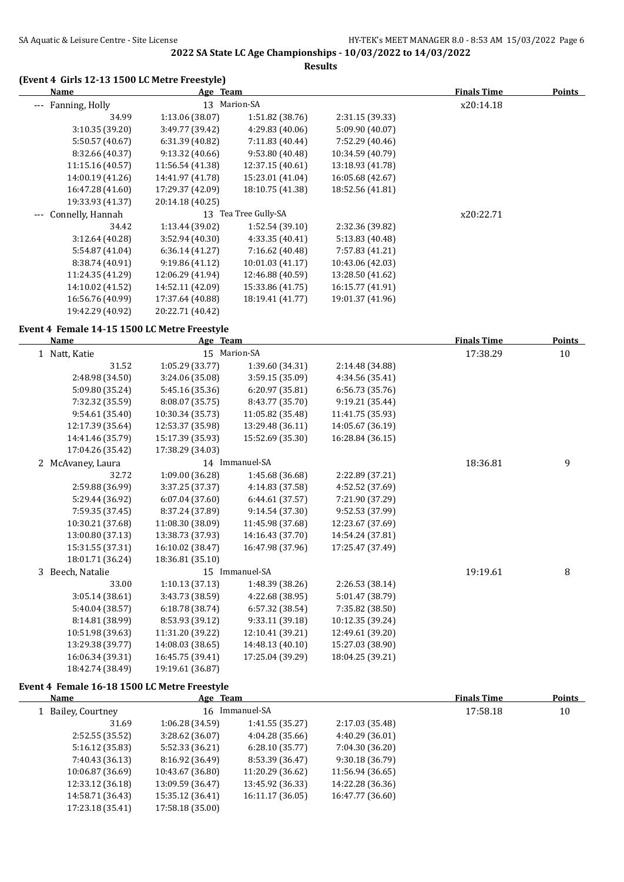## 2022 SA State LC Age Championships - 10/03/2022 to 14/03/2022

### Results

#### (Event 4 Girls 12-13 1500 LC Metre Freestyle)

| Name | Age | Team | | Finals Time | Points |
|---|---|---|---|---|---|
| --- Fanning, Holly | 13 | Marion-SA | | x20:14.18 | |
| 34.99 | 1:13.06 (38.07) | 1:51.82 (38.76) | 2:31.15 (39.33) | | |
| 3:10.35 (39.20) | 3:49.77 (39.42) | 4:29.83 (40.06) | 5:09.90 (40.07) | | |
| 5:50.57 (40.67) | 6:31.39 (40.82) | 7:11.83 (40.44) | 7:52.29 (40.46) | | |
| 8:32.66 (40.37) | 9:13.32 (40.66) | 9:53.80 (40.48) | 10:34.59 (40.79) | | |
| 11:15.16 (40.57) | 11:56.54 (41.38) | 12:37.15 (40.61) | 13:18.93 (41.78) | | |
| 14:00.19 (41.26) | 14:41.97 (41.78) | 15:23.01 (41.04) | 16:05.68 (42.67) | | |
| 16:47.28 (41.60) | 17:29.37 (42.09) | 18:10.75 (41.38) | 18:52.56 (41.81) | | |
| 19:33.93 (41.37) | 20:14.18 (40.25) | | | | |
| --- Connelly, Hannah | 13 | Tea Tree Gully-SA | | x20:22.71 | |
| 34.42 | 1:13.44 (39.02) | 1:52.54 (39.10) | 2:32.36 (39.82) | | |
| 3:12.64 (40.28) | 3:52.94 (40.30) | 4:33.35 (40.41) | 5:13.83 (40.48) | | |
| 5:54.87 (41.04) | 6:36.14 (41.27) | 7:16.62 (40.48) | 7:57.83 (41.21) | | |
| 8:38.74 (40.91) | 9:19.86 (41.12) | 10:01.03 (41.17) | 10:43.06 (42.03) | | |
| 11:24.35 (41.29) | 12:06.29 (41.94) | 12:46.88 (40.59) | 13:28.50 (41.62) | | |
| 14:10.02 (41.52) | 14:52.11 (42.09) | 15:33.86 (41.75) | 16:15.77 (41.91) | | |
| 16:56.76 (40.99) | 17:37.64 (40.88) | 18:19.41 (41.77) | 19:01.37 (41.96) | | |
| 19:42.29 (40.92) | 20:22.71 (40.42) | | | | |

#### Event 4 Female 14-15 1500 LC Metre Freestyle

| Name | Age | Team | | Finals Time | Points |
|---|---|---|---|---|---|
| 1 Natt, Katie | 15 | Marion-SA | | 17:38.29 | 10 |
| 31.52 | 1:05.29 (33.77) | 1:39.60 (34.31) | 2:14.48 (34.88) | | |
| 2:48.98 (34.50) | 3:24.06 (35.08) | 3:59.15 (35.09) | 4:34.56 (35.41) | | |
| 5:09.80 (35.24) | 5:45.16 (35.36) | 6:20.97 (35.81) | 6:56.73 (35.76) | | |
| 7:32.32 (35.59) | 8:08.07 (35.75) | 8:43.77 (35.70) | 9:19.21 (35.44) | | |
| 9:54.61 (35.40) | 10:30.34 (35.73) | 11:05.82 (35.48) | 11:41.75 (35.93) | | |
| 12:17.39 (35.64) | 12:53.37 (35.98) | 13:29.48 (36.11) | 14:05.67 (36.19) | | |
| 14:41.46 (35.79) | 15:17.39 (35.93) | 15:52.69 (35.30) | 16:28.84 (36.15) | | |
| 17:04.26 (35.42) | 17:38.29 (34.03) | | | | |
| 2 McAvaney, Laura | 14 | Immanuel-SA | | 18:36.81 | 9 |
| 32.72 | 1:09.00 (36.28) | 1:45.68 (36.68) | 2:22.89 (37.21) | | |
| 2:59.88 (36.99) | 3:37.25 (37.37) | 4:14.83 (37.58) | 4:52.52 (37.69) | | |
| 5:29.44 (36.92) | 6:07.04 (37.60) | 6:44.61 (37.57) | 7:21.90 (37.29) | | |
| 7:59.35 (37.45) | 8:37.24 (37.89) | 9:14.54 (37.30) | 9:52.53 (37.99) | | |
| 10:30.21 (37.68) | 11:08.30 (38.09) | 11:45.98 (37.68) | 12:23.67 (37.69) | | |
| 13:00.80 (37.13) | 13:38.73 (37.93) | 14:16.43 (37.70) | 14:54.24 (37.81) | | |
| 15:31.55 (37.31) | 16:10.02 (38.47) | 16:47.98 (37.96) | 17:25.47 (37.49) | | |
| 18:01.71 (36.24) | 18:36.81 (35.10) | | | | |
| 3 Beech, Natalie | 15 | Immanuel-SA | | 19:19.61 | 8 |
| 33.00 | 1:10.13 (37.13) | 1:48.39 (38.26) | 2:26.53 (38.14) | | |
| 3:05.14 (38.61) | 3:43.73 (38.59) | 4:22.68 (38.95) | 5:01.47 (38.79) | | |
| 5:40.04 (38.57) | 6:18.78 (38.74) | 6:57.32 (38.54) | 7:35.82 (38.50) | | |
| 8:14.81 (38.99) | 8:53.93 (39.12) | 9:33.11 (39.18) | 10:12.35 (39.24) | | |
| 10:51.98 (39.63) | 11:31.20 (39.22) | 12:10.41 (39.21) | 12:49.61 (39.20) | | |
| 13:29.38 (39.77) | 14:08.03 (38.65) | 14:48.13 (40.10) | 15:27.03 (38.90) | | |
| 16:06.34 (39.31) | 16:45.75 (39.41) | 17:25.04 (39.29) | 18:04.25 (39.21) | | |
| 18:42.74 (38.49) | 19:19.61 (36.87) | | | | |

#### Event 4 Female 16-18 1500 LC Metre Freestyle

| Name | Age | Team | | Finals Time | Points |
|---|---|---|---|---|---|
| 1 Bailey, Courtney | 16 | Immanuel-SA | | 17:58.18 | 10 |
| 31.69 | 1:06.28 (34.59) | 1:41.55 (35.27) | 2:17.03 (35.48) | | |
| 2:52.55 (35.52) | 3:28.62 (36.07) | 4:04.28 (35.66) | 4:40.29 (36.01) | | |
| 5:16.12 (35.83) | 5:52.33 (36.21) | 6:28.10 (35.77) | 7:04.30 (36.20) | | |
| 7:40.43 (36.13) | 8:16.92 (36.49) | 8:53.39 (36.47) | 9:30.18 (36.79) | | |
| 10:06.87 (36.69) | 10:43.67 (36.80) | 11:20.29 (36.62) | 11:56.94 (36.65) | | |
| 12:33.12 (36.18) | 13:09.59 (36.47) | 13:45.92 (36.33) | 14:22.28 (36.36) | | |
| 14:58.71 (36.43) | 15:35.12 (36.41) | 16:11.17 (36.05) | 16:47.77 (36.60) | | |
| 17:23.18 (35.41) | 17:58.18 (35.00) | | | | |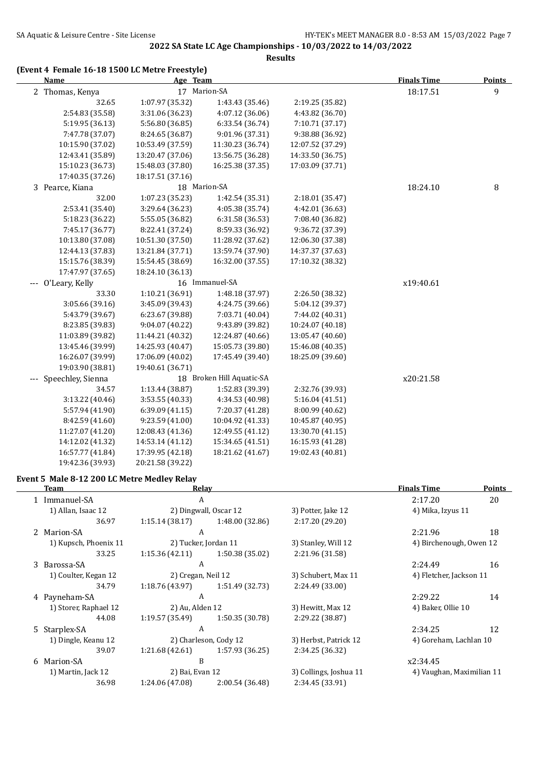## 2022 SA State LC Age Championships - 10/03/2022 to 14/03/2022

### Results

### (Event 4 Female 16-18 1500 LC Metre Freestyle)

| Name | Age | Team | | Finals Time | Points |
|---|---|---|---|---|---|
| 2 Thomas, Kenya | 17 | Marion-SA | | 18:17.51 | 9 |
| 32.65 | 1:07.97 (35.32) | 1:43.43 (35.46) | 2:19.25 (35.82) | | |
| 2:54.83 (35.58) | 3:31.06 (36.23) | 4:07.12 (36.06) | 4:43.82 (36.70) | | |
| 5:19.95 (36.13) | 5:56.80 (36.85) | 6:33.54 (36.74) | 7:10.71 (37.17) | | |
| 7:47.78 (37.07) | 8:24.65 (36.87) | 9:01.96 (37.31) | 9:38.88 (36.92) | | |
| 10:15.90 (37.02) | 10:53.49 (37.59) | 11:30.23 (36.74) | 12:07.52 (37.29) | | |
| 12:43.41 (35.89) | 13:20.47 (37.06) | 13:56.75 (36.28) | 14:33.50 (36.75) | | |
| 15:10.23 (36.73) | 15:48.03 (37.80) | 16:25.38 (37.35) | 17:03.09 (37.71) | | |
| 17:40.35 (37.26) | 18:17.51 (37.16) | | | | |
| 3 Pearce, Kiana | 18 | Marion-SA | | 18:24.10 | 8 |
| 32.00 | 1:07.23 (35.23) | 1:42.54 (35.31) | 2:18.01 (35.47) | | |
| 2:53.41 (35.40) | 3:29.64 (36.23) | 4:05.38 (35.74) | 4:42.01 (36.63) | | |
| 5:18.23 (36.22) | 5:55.05 (36.82) | 6:31.58 (36.53) | 7:08.40 (36.82) | | |
| 7:45.17 (36.77) | 8:22.41 (37.24) | 8:59.33 (36.92) | 9:36.72 (37.39) | | |
| 10:13.80 (37.08) | 10:51.30 (37.50) | 11:28.92 (37.62) | 12:06.30 (37.38) | | |
| 12:44.13 (37.83) | 13:21.84 (37.71) | 13:59.74 (37.90) | 14:37.37 (37.63) | | |
| 15:15.76 (38.39) | 15:54.45 (38.69) | 16:32.00 (37.55) | 17:10.32 (38.32) | | |
| 17:47.97 (37.65) | 18:24.10 (36.13) | | | | |
| --- O'Leary, Kelly | 16 | Immanuel-SA | | x19:40.61 | |
| 33.30 | 1:10.21 (36.91) | 1:48.18 (37.97) | 2:26.50 (38.32) | | |
| 3:05.66 (39.16) | 3:45.09 (39.43) | 4:24.75 (39.66) | 5:04.12 (39.37) | | |
| 5:43.79 (39.67) | 6:23.67 (39.88) | 7:03.71 (40.04) | 7:44.02 (40.31) | | |
| 8:23.85 (39.83) | 9:04.07 (40.22) | 9:43.89 (39.82) | 10:24.07 (40.18) | | |
| 11:03.89 (39.82) | 11:44.21 (40.32) | 12:24.87 (40.66) | 13:05.47 (40.60) | | |
| 13:45.46 (39.99) | 14:25.93 (40.47) | 15:05.73 (39.80) | 15:46.08 (40.35) | | |
| 16:26.07 (39.99) | 17:06.09 (40.02) | 17:45.49 (39.40) | 18:25.09 (39.60) | | |
| 19:03.90 (38.81) | 19:40.61 (36.71) | | | | |
| --- Speechley, Sienna | 18 | Broken Hill Aquatic-SA | | x20:21.58 | |
| 34.57 | 1:13.44 (38.87) | 1:52.83 (39.39) | 2:32.76 (39.93) | | |
| 3:13.22 (40.46) | 3:53.55 (40.33) | 4:34.53 (40.98) | 5:16.04 (41.51) | | |
| 5:57.94 (41.90) | 6:39.09 (41.15) | 7:20.37 (41.28) | 8:00.99 (40.62) | | |
| 8:42.59 (41.60) | 9:23.59 (41.00) | 10:04.92 (41.33) | 10:45.87 (40.95) | | |
| 11:27.07 (41.20) | 12:08.43 (41.36) | 12:49.55 (41.12) | 13:30.70 (41.15) | | |
| 14:12.02 (41.32) | 14:53.14 (41.12) | 15:34.65 (41.51) | 16:15.93 (41.28) | | |
| 16:57.77 (41.84) | 17:39.95 (42.18) | 18:21.62 (41.67) | 19:02.43 (40.81) | | |
| 19:42.36 (39.93) | 20:21.58 (39.22) | | | | |

### Event 5 Male 8-12 200 LC Metre Medley Relay

| Team | Relay | | | Finals Time | Points |
|---|---|---|---|---|---|
| 1 Immanuel-SA | A | | | 2:17.20 | 20 |
| 1) Allan, Isaac 12 | 2) Dingwall, Oscar 12 | | 3) Potter, Jake 12 | 4) Mika, Izyus 11 | |
| 36.97 | 1:15.14 (38.17) | 1:48.00 (32.86) | 2:17.20 (29.20) | | |
| 2 Marion-SA | A | | | 2:21.96 | 18 |
| 1) Kupsch, Phoenix 11 | 2) Tucker, Jordan 11 | | 3) Stanley, Will 12 | 4) Birchenough, Owen 12 | |
| 33.25 | 1:15.36 (42.11) | 1:50.38 (35.02) | 2:21.96 (31.58) | | |
| 3 Barossa-SA | A | | | 2:24.49 | 16 |
| 1) Coulter, Kegan 12 | 2) Cregan, Neil 12 | | 3) Schubert, Max 11 | 4) Fletcher, Jackson 11 | |
| 34.79 | 1:18.76 (43.97) | 1:51.49 (32.73) | 2:24.49 (33.00) | | |
| 4 Payneham-SA | A | | | 2:29.22 | 14 |
| 1) Storer, Raphael 12 | 2) Au, Alden 12 | | 3) Hewitt, Max 12 | 4) Baker, Ollie 10 | |
| 44.08 | 1:19.57 (35.49) | 1:50.35 (30.78) | 2:29.22 (38.87) | | |
| 5 Starplex-SA | A | | | 2:34.25 | 12 |
| 1) Dingle, Keanu 12 | 2) Charleson, Cody 12 | | 3) Herbst, Patrick 12 | 4) Goreham, Lachlan 10 | |
| 39.07 | 1:21.68 (42.61) | 1:57.93 (36.25) | 2:34.25 (36.32) | | |
| 6 Marion-SA | B | | | x2:34.45 | |
| 1) Martin, Jack 12 | 2) Bai, Evan 12 | | 3) Collings, Joshua 11 | 4) Vaughan, Maximilian 11 | |
| 36.98 | 1:24.06 (47.08) | 2:00.54 (36.48) | 2:34.45 (33.91) | | |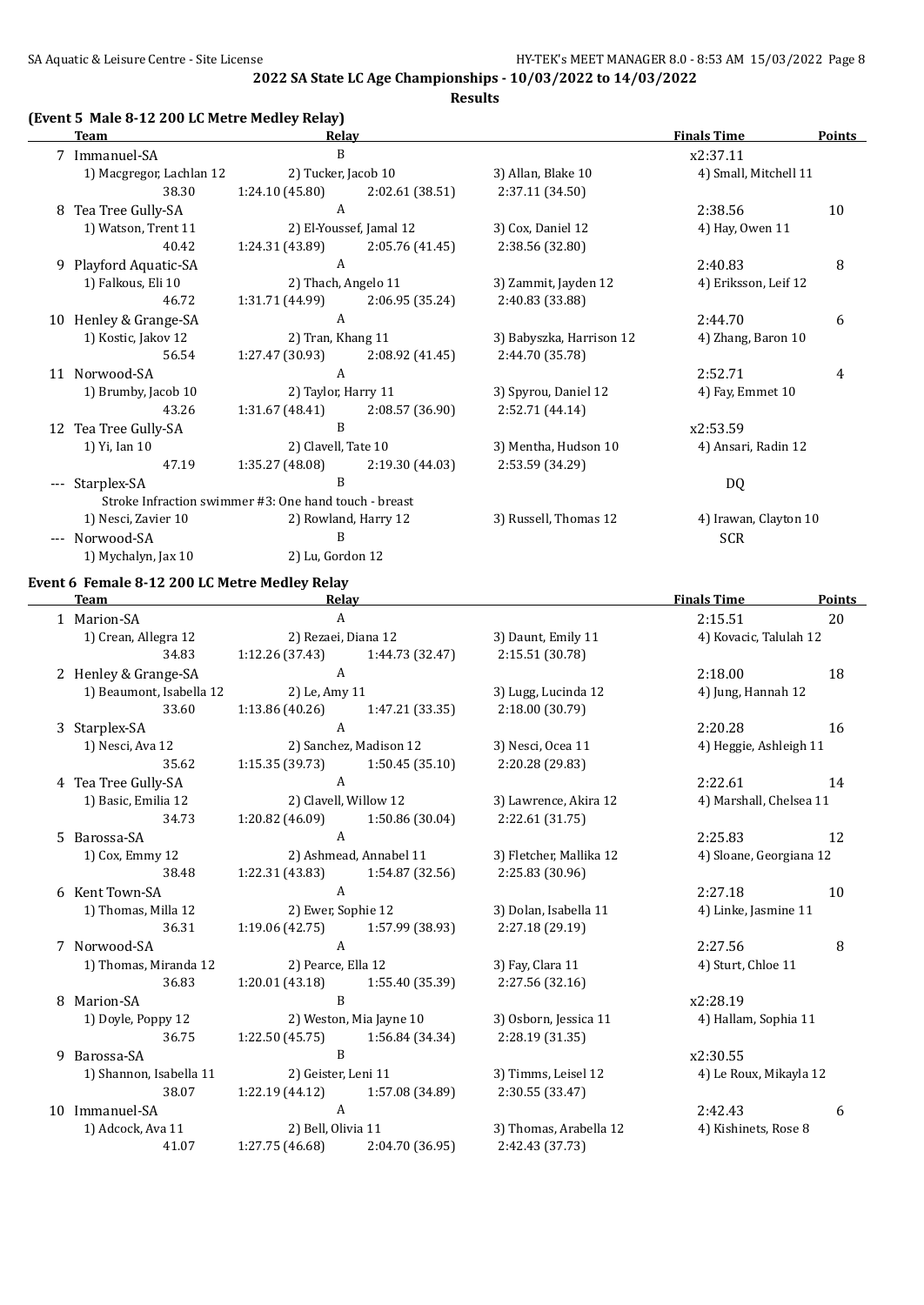**2022 SA State LC Age Championships - 10/03/2022 to 14/03/2022**

**Results**

### (Event 5 Male 8-12 200 LC Metre Medley Relay)

| | Team | Relay | | | Finals Time | Points |
|---|---|---|---|---|---|---|
| 7 | Immanuel-SA | B | | | x2:37.11 | |
| | 1) Macgregor, Lachlan 12 | 2) Tucker, Jacob 10 | | 3) Allan, Blake 10 | 4) Small, Mitchell 11 | |
| | 38.30 | 1:24.10 (45.80) | 2:02.61 (38.51) | 2:37.11 (34.50) | | |
| 8 | Tea Tree Gully-SA | A | | | 2:38.56 | 10 |
| | 1) Watson, Trent 11 | 2) El-Youssef, Jamal 12 | | 3) Cox, Daniel 12 | 4) Hay, Owen 11 | |
| | 40.42 | 1:24.31 (43.89) | 2:05.76 (41.45) | 2:38.56 (32.80) | | |
| 9 | Playford Aquatic-SA | A | | | 2:40.83 | 8 |
| | 1) Falkous, Eli 10 | 2) Thach, Angelo 11 | | 3) Zammit, Jayden 12 | 4) Eriksson, Leif 12 | |
| | 46.72 | 1:31.71 (44.99) | 2:06.95 (35.24) | 2:40.83 (33.88) | | |
| 10 | Henley & Grange-SA | A | | | 2:44.70 | 6 |
| | 1) Kostic, Jakov 12 | 2) Tran, Khang 11 | | 3) Babyszka, Harrison 12 | 4) Zhang, Baron 10 | |
| | 56.54 | 1:27.47 (30.93) | 2:08.92 (41.45) | 2:44.70 (35.78) | | |
| 11 | Norwood-SA | A | | | 2:52.71 | 4 |
| | 1) Brumby, Jacob 10 | 2) Taylor, Harry 11 | | 3) Spyrou, Daniel 12 | 4) Fay, Emmet 10 | |
| | 43.26 | 1:31.67 (48.41) | 2:08.57 (36.90) | 2:52.71 (44.14) | | |
| 12 | Tea Tree Gully-SA | B | | | x2:53.59 | |
| | 1) Yi, Ian 10 | 2) Clavell, Tate 10 | | 3) Mentha, Hudson 10 | 4) Ansari, Radin 12 | |
| | 47.19 | 1:35.27 (48.08) | 2:19.30 (44.03) | 2:53.59 (34.29) | | |
| --- | Starplex-SA | B | | | DQ | |
| | Stroke Infraction swimmer #3: One hand touch - breast | | | | | |
| | 1) Nesci, Zavier 10 | 2) Rowland, Harry 12 | | 3) Russell, Thomas 12 | 4) Irawan, Clayton 10 | |
| --- | Norwood-SA | B | | | SCR | |
| | 1) Mychalyn, Jax 10 | 2) Lu, Gordon 12 | | | | |

### Event 6 Female 8-12 200 LC Metre Medley Relay

| | Team | Relay | | | Finals Time | Points |
|---|---|---|---|---|---|---|
| 1 | Marion-SA | A | | | 2:15.51 | 20 |
| | 1) Crean, Allegra 12 | 2) Rezaei, Diana 12 | | 3) Daunt, Emily 11 | 4) Kovacic, Talulah 12 | |
| | 34.83 | 1:12.26 (37.43) | 1:44.73 (32.47) | 2:15.51 (30.78) | | |
| 2 | Henley & Grange-SA | A | | | 2:18.00 | 18 |
| | 1) Beaumont, Isabella 12 | 2) Le, Amy 11 | | 3) Lugg, Lucinda 12 | 4) Jung, Hannah 12 | |
| | 33.60 | 1:13.86 (40.26) | 1:47.21 (33.35) | 2:18.00 (30.79) | | |
| 3 | Starplex-SA | A | | | 2:20.28 | 16 |
| | 1) Nesci, Ava 12 | 2) Sanchez, Madison 12 | | 3) Nesci, Ocea 11 | 4) Heggie, Ashleigh 11 | |
| | 35.62 | 1:15.35 (39.73) | 1:50.45 (35.10) | 2:20.28 (29.83) | | |
| 4 | Tea Tree Gully-SA | A | | | 2:22.61 | 14 |
| | 1) Basic, Emilia 12 | 2) Clavell, Willow 12 | | 3) Lawrence, Akira 12 | 4) Marshall, Chelsea 11 | |
| | 34.73 | 1:20.82 (46.09) | 1:50.86 (30.04) | 2:22.61 (31.75) | | |
| 5 | Barossa-SA | A | | | 2:25.83 | 12 |
| | 1) Cox, Emmy 12 | 2) Ashmead, Annabel 11 | | 3) Fletcher, Mallika 12 | 4) Sloane, Georgiana 12 | |
| | 38.48 | 1:22.31 (43.83) | 1:54.87 (32.56) | 2:25.83 (30.96) | | |
| 6 | Kent Town-SA | A | | | 2:27.18 | 10 |
| | 1) Thomas, Milla 12 | 2) Ewer, Sophie 12 | | 3) Dolan, Isabella 11 | 4) Linke, Jasmine 11 | |
| | 36.31 | 1:19.06 (42.75) | 1:57.99 (38.93) | 2:27.18 (29.19) | | |
| 7 | Norwood-SA | A | | | 2:27.56 | 8 |
| | 1) Thomas, Miranda 12 | 2) Pearce, Ella 12 | | 3) Fay, Clara 11 | 4) Sturt, Chloe 11 | |
| | 36.83 | 1:20.01 (43.18) | 1:55.40 (35.39) | 2:27.56 (32.16) | | |
| 8 | Marion-SA | B | | | x2:28.19 | |
| | 1) Doyle, Poppy 12 | 2) Weston, Mia Jayne 10 | | 3) Osborn, Jessica 11 | 4) Hallam, Sophia 11 | |
| | 36.75 | 1:22.50 (45.75) | 1:56.84 (34.34) | 2:28.19 (31.35) | | |
| 9 | Barossa-SA | B | | | x2:30.55 | |
| | 1) Shannon, Isabella 11 | 2) Geister, Leni 11 | | 3) Timms, Leisel 12 | 4) Le Roux, Mikayla 12 | |
| | 38.07 | 1:22.19 (44.12) | 1:57.08 (34.89) | 2:30.55 (33.47) | | |
| 10 | Immanuel-SA | A | | | 2:42.43 | 6 |
| | 1) Adcock, Ava 11 | 2) Bell, Olivia 11 | | 3) Thomas, Arabella 12 | 4) Kishinets, Rose 8 | |
| | 41.07 | 1:27.75 (46.68) | 2:04.70 (36.95) | 2:42.43 (37.73) | | |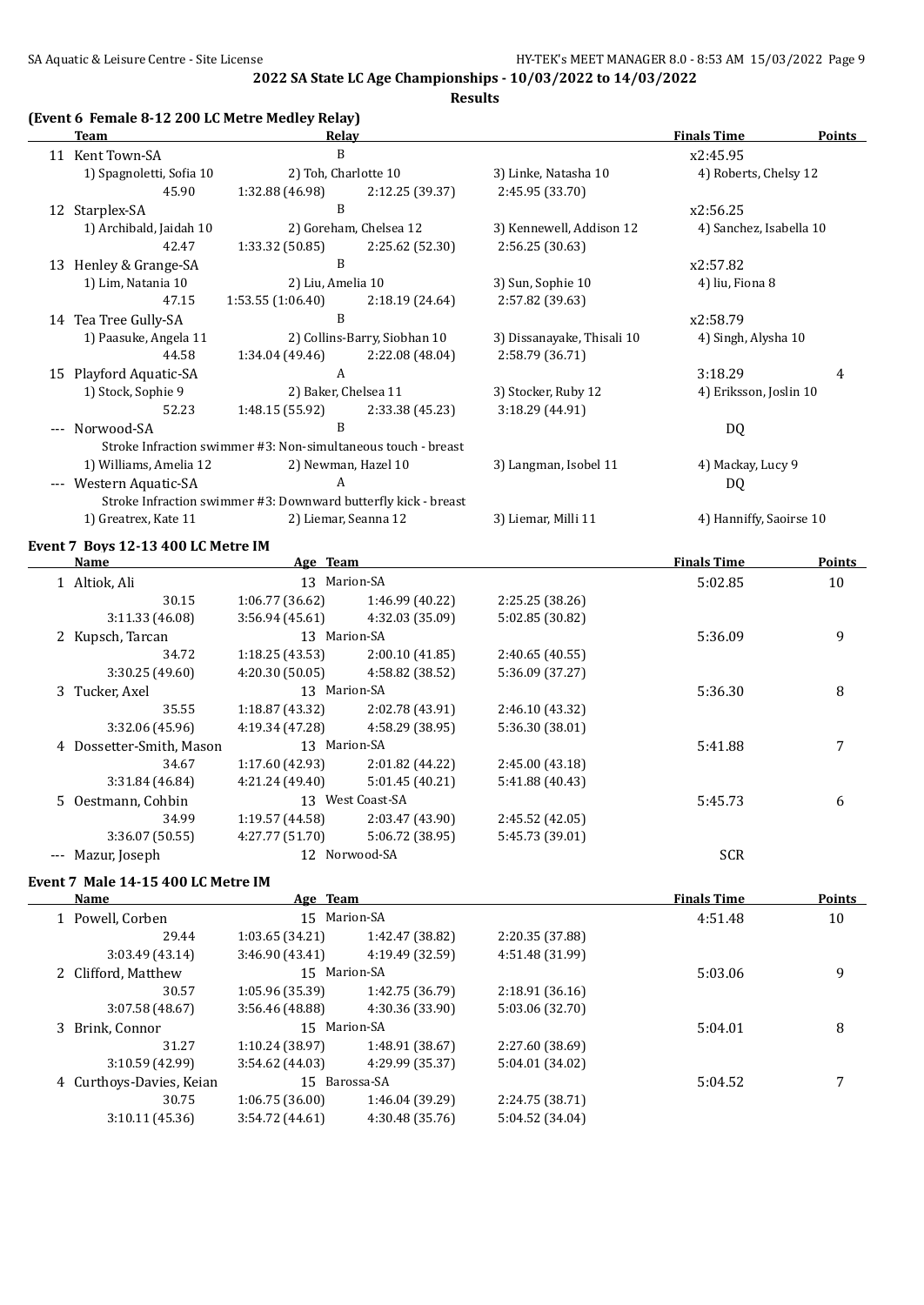## 2022 SA State LC Age Championships - 10/03/2022 to 14/03/2022

### Results

### (Event 6 Female 8-12 200 LC Metre Medley Relay)

| | Team | Relay | | | Finals Time | Points |
|---|---|---|---|---|---|---|
| 11 | Kent Town-SA | B | | | x2:45.95 | |
| | 1) Spagnoletti, Sofia 10 | 2) Toh, Charlotte 10 | 3) Linke, Natasha 10 | 4) Roberts, Chelsy 12 | | |
| | 45.90 | 1:32.88 (46.98) | 2:12.25 (39.37) | 2:45.95 (33.70) | | |
| 12 | Starplex-SA | B | | | x2:56.25 | |
| | 1) Archibald, Jaidah 10 | 2) Goreham, Chelsea 12 | 3) Kennewell, Addison 12 | 4) Sanchez, Isabella 10 | | |
| | 42.47 | 1:33.32 (50.85) | 2:25.62 (52.30) | 2:56.25 (30.63) | | |
| 13 | Henley & Grange-SA | B | | | x2:57.82 | |
| | 1) Lim, Natania 10 | 2) Liu, Amelia 10 | 3) Sun, Sophie 10 | 4) liu, Fiona 8 | | |
| | 47.15 | 1:53.55 (1:06.40) | 2:18.19 (24.64) | 2:57.82 (39.63) | | |
| 14 | Tea Tree Gully-SA | B | | | x2:58.79 | |
| | 1) Paasuke, Angela 11 | 2) Collins-Barry, Siobhan 10 | 3) Dissanayake, Thisali 10 | 4) Singh, Alysha 10 | | |
| | 44.58 | 1:34.04 (49.46) | 2:22.08 (48.04) | 2:58.79 (36.71) | | |
| 15 | Playford Aquatic-SA | A | | | 3:18.29 | 4 |
| | 1) Stock, Sophie 9 | 2) Baker, Chelsea 11 | 3) Stocker, Ruby 12 | 4) Eriksson, Joslin 10 | | |
| | 52.23 | 1:48.15 (55.92) | 2:33.38 (45.23) | 3:18.29 (44.91) | | |
| --- | Norwood-SA | B | | | DQ | |
| | Stroke Infraction swimmer #3: Non-simultaneous touch - breast | | | | | |
| | 1) Williams, Amelia 12 | 2) Newman, Hazel 10 | 3) Langman, Isobel 11 | 4) Mackay, Lucy 9 | | |
| --- | Western Aquatic-SA | A | | | DQ | |
| | Stroke Infraction swimmer #3: Downward butterfly kick - breast | | | | | |
| | 1) Greatrex, Kate 11 | 2) Liemar, Seanna 12 | 3) Liemar, Milli 11 | 4) Hanniffy, Saoirse 10 | | |

### Event 7 Boys 12-13 400 LC Metre IM

| | Name | Age | Team | | Finals Time | Points |
|---|---|---|---|---|---|---|
| 1 | Altiok, Ali | 13 | Marion-SA | | 5:02.85 | 10 |
| | 30.15 | 1:06.77 (36.62) | 1:46.99 (40.22) | 2:25.25 (38.26) | | |
| | 3:11.33 (46.08) | 3:56.94 (45.61) | 4:32.03 (35.09) | 5:02.85 (30.82) | | |
| 2 | Kupsch, Tarcan | 13 | Marion-SA | | 5:36.09 | 9 |
| | 34.72 | 1:18.25 (43.53) | 2:00.10 (41.85) | 2:40.65 (40.55) | | |
| | 3:30.25 (49.60) | 4:20.30 (50.05) | 4:58.82 (38.52) | 5:36.09 (37.27) | | |
| 3 | Tucker, Axel | 13 | Marion-SA | | 5:36.30 | 8 |
| | 35.55 | 1:18.87 (43.32) | 2:02.78 (43.91) | 2:46.10 (43.32) | | |
| | 3:32.06 (45.96) | 4:19.34 (47.28) | 4:58.29 (38.95) | 5:36.30 (38.01) | | |
| 4 | Dossetter-Smith, Mason | 13 | Marion-SA | | 5:41.88 | 7 |
| | 34.67 | 1:17.60 (42.93) | 2:01.82 (44.22) | 2:45.00 (43.18) | | |
| | 3:31.84 (46.84) | 4:21.24 (49.40) | 5:01.45 (40.21) | 5:41.88 (40.43) | | |
| 5 | Oestmann, Cohbin | 13 | West Coast-SA | | 5:45.73 | 6 |
| | 34.99 | 1:19.57 (44.58) | 2:03.47 (43.90) | 2:45.52 (42.05) | | |
| | 3:36.07 (50.55) | 4:27.77 (51.70) | 5:06.72 (38.95) | 5:45.73 (39.01) | | |
| --- | Mazur, Joseph | 12 | Norwood-SA | | SCR | |

### Event 7 Male 14-15 400 LC Metre IM

| | Name | Age | Team | | Finals Time | Points |
|---|---|---|---|---|---|---|
| 1 | Powell, Corben | 15 | Marion-SA | | 4:51.48 | 10 |
| | 29.44 | 1:03.65 (34.21) | 1:42.47 (38.82) | 2:20.35 (37.88) | | |
| | 3:03.49 (43.14) | 3:46.90 (43.41) | 4:19.49 (32.59) | 4:51.48 (31.99) | | |
| 2 | Clifford, Matthew | 15 | Marion-SA | | 5:03.06 | 9 |
| | 30.57 | 1:05.96 (35.39) | 1:42.75 (36.79) | 2:18.91 (36.16) | | |
| | 3:07.58 (48.67) | 3:56.46 (48.88) | 4:30.36 (33.90) | 5:03.06 (32.70) | | |
| 3 | Brink, Connor | 15 | Marion-SA | | 5:04.01 | 8 |
| | 31.27 | 1:10.24 (38.97) | 1:48.91 (38.67) | 2:27.60 (38.69) | | |
| | 3:10.59 (42.99) | 3:54.62 (44.03) | 4:29.99 (35.37) | 5:04.01 (34.02) | | |
| 4 | Curthoys-Davies, Keian | 15 | Barossa-SA | | 5:04.52 | 7 |
| | 30.75 | 1:06.75 (36.00) | 1:46.04 (39.29) | 2:24.75 (38.71) | | |
| | 3:10.11 (45.36) | 3:54.72 (44.61) | 4:30.48 (35.76) | 5:04.52 (34.04) | | |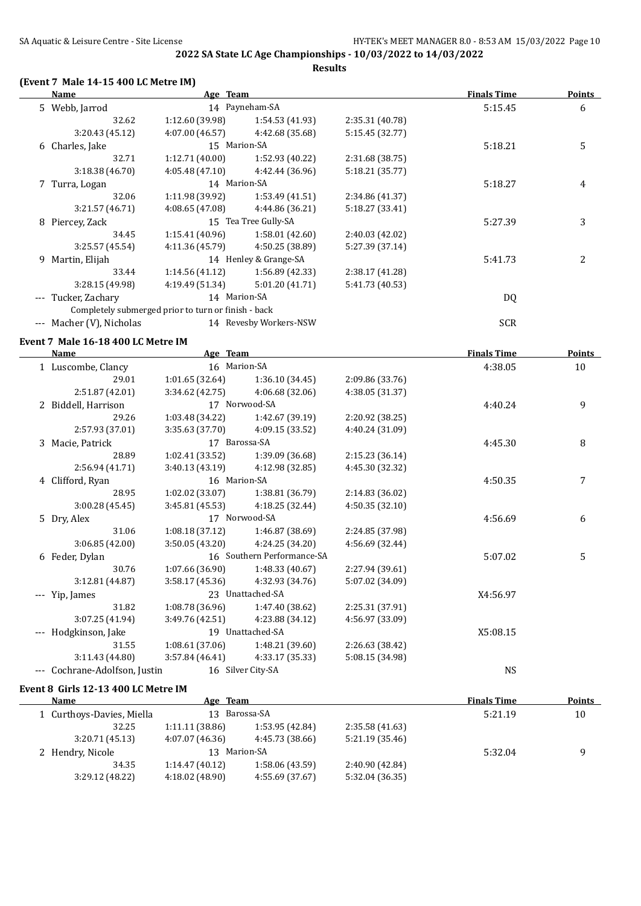## 2022 SA State LC Age Championships - 10/03/2022 to 14/03/2022

**Results**

### (Event 7 Male 14-15 400 LC Metre IM)

| | Name | Age | Team | | Finals Time | Points |
|---|---|---|---|---|---|---|
| 5 | Webb, Jarrod | 14 | Payneham-SA | | 5:15.45 | 6 |
| | 32.62 | 1:12.60 (39.98) | 1:54.53 (41.93) | 2:35.31 (40.78) | | |
| | 3:20.43 (45.12) | 4:07.00 (46.57) | 4:42.68 (35.68) | 5:15.45 (32.77) | | |
| 6 | Charles, Jake | 15 | Marion-SA | | 5:18.21 | 5 |
| | 32.71 | 1:12.71 (40.00) | 1:52.93 (40.22) | 2:31.68 (38.75) | | |
| | 3:18.38 (46.70) | 4:05.48 (47.10) | 4:42.44 (36.96) | 5:18.21 (35.77) | | |
| 7 | Turra, Logan | 14 | Marion-SA | | 5:18.27 | 4 |
| | 32.06 | 1:11.98 (39.92) | 1:53.49 (41.51) | 2:34.86 (41.37) | | |
| | 3:21.57 (46.71) | 4:08.65 (47.08) | 4:44.86 (36.21) | 5:18.27 (33.41) | | |
| 8 | Piercey, Zack | 15 | Tea Tree Gully-SA | | 5:27.39 | 3 |
| | 34.45 | 1:15.41 (40.96) | 1:58.01 (42.60) | 2:40.03 (42.02) | | |
| | 3:25.57 (45.54) | 4:11.36 (45.79) | 4:50.25 (38.89) | 5:27.39 (37.14) | | |
| 9 | Martin, Elijah | 14 | Henley & Grange-SA | | 5:41.73 | 2 |
| | 33.44 | 1:14.56 (41.12) | 1:56.89 (42.33) | 2:38.17 (41.28) | | |
| | 3:28.15 (49.98) | 4:19.49 (51.34) | 5:01.20 (41.71) | 5:41.73 (40.53) | | |
| --- | Tucker, Zachary | 14 | Marion-SA | | DQ | |
| | Completely submerged prior to turn or finish - back | | | | | |
| --- | Macher (V), Nicholas | 14 | Revesby Workers-NSW | | SCR | |

### Event 7 Male 16-18 400 LC Metre IM

| | Name | Age | Team | | Finals Time | Points |
|---|---|---|---|---|---|---|
| 1 | Luscombe, Clancy | 16 | Marion-SA | | 4:38.05 | 10 |
| | 29.01 | 1:01.65 (32.64) | 1:36.10 (34.45) | 2:09.86 (33.76) | | |
| | 2:51.87 (42.01) | 3:34.62 (42.75) | 4:06.68 (32.06) | 4:38.05 (31.37) | | |
| 2 | Biddell, Harrison | 17 | Norwood-SA | | 4:40.24 | 9 |
| | 29.26 | 1:03.48 (34.22) | 1:42.67 (39.19) | 2:20.92 (38.25) | | |
| | 2:57.93 (37.01) | 3:35.63 (37.70) | 4:09.15 (33.52) | 4:40.24 (31.09) | | |
| 3 | Macie, Patrick | 17 | Barossa-SA | | 4:45.30 | 8 |
| | 28.89 | 1:02.41 (33.52) | 1:39.09 (36.68) | 2:15.23 (36.14) | | |
| | 2:56.94 (41.71) | 3:40.13 (43.19) | 4:12.98 (32.85) | 4:45.30 (32.32) | | |
| 4 | Clifford, Ryan | 16 | Marion-SA | | 4:50.35 | 7 |
| | 28.95 | 1:02.02 (33.07) | 1:38.81 (36.79) | 2:14.83 (36.02) | | |
| | 3:00.28 (45.45) | 3:45.81 (45.53) | 4:18.25 (32.44) | 4:50.35 (32.10) | | |
| 5 | Dry, Alex | 17 | Norwood-SA | | 4:56.69 | 6 |
| | 31.06 | 1:08.18 (37.12) | 1:46.87 (38.69) | 2:24.85 (37.98) | | |
| | 3:06.85 (42.00) | 3:50.05 (43.20) | 4:24.25 (34.20) | 4:56.69 (32.44) | | |
| 6 | Feder, Dylan | 16 | Southern Performance-SA | | 5:07.02 | 5 |
| | 30.76 | 1:07.66 (36.90) | 1:48.33 (40.67) | 2:27.94 (39.61) | | |
| | 3:12.81 (44.87) | 3:58.17 (45.36) | 4:32.93 (34.76) | 5:07.02 (34.09) | | |
| --- | Yip, James | 23 | Unattached-SA | | X4:56.97 | |
| | 31.82 | 1:08.78 (36.96) | 1:47.40 (38.62) | 2:25.31 (37.91) | | |
| | 3:07.25 (41.94) | 3:49.76 (42.51) | 4:23.88 (34.12) | 4:56.97 (33.09) | | |
| --- | Hodgkinson, Jake | 19 | Unattached-SA | | X5:08.15 | |
| | 31.55 | 1:08.61 (37.06) | 1:48.21 (39.60) | 2:26.63 (38.42) | | |
| | 3:11.43 (44.80) | 3:57.84 (46.41) | 4:33.17 (35.33) | 5:08.15 (34.98) | | |
| --- | Cochrane-Adolfson, Justin | 16 | Silver City-SA | | NS | |

### Event 8 Girls 12-13 400 LC Metre IM

| | Name | Age | Team | | Finals Time | Points |
|---|---|---|---|---|---|---|
| 1 | Curthoys-Davies, Miella | 13 | Barossa-SA | | 5:21.19 | 10 |
| | 32.25 | 1:11.11 (38.86) | 1:53.95 (42.84) | 2:35.58 (41.63) | | |
| | 3:20.71 (45.13) | 4:07.07 (46.36) | 4:45.73 (38.66) | 5:21.19 (35.46) | | |
| 2 | Hendry, Nicole | 13 | Marion-SA | | 5:32.04 | 9 |
| | 34.35 | 1:14.47 (40.12) | 1:58.06 (43.59) | 2:40.90 (42.84) | | |
| | 3:29.12 (48.22) | 4:18.02 (48.90) | 4:55.69 (37.67) | 5:32.04 (36.35) | | |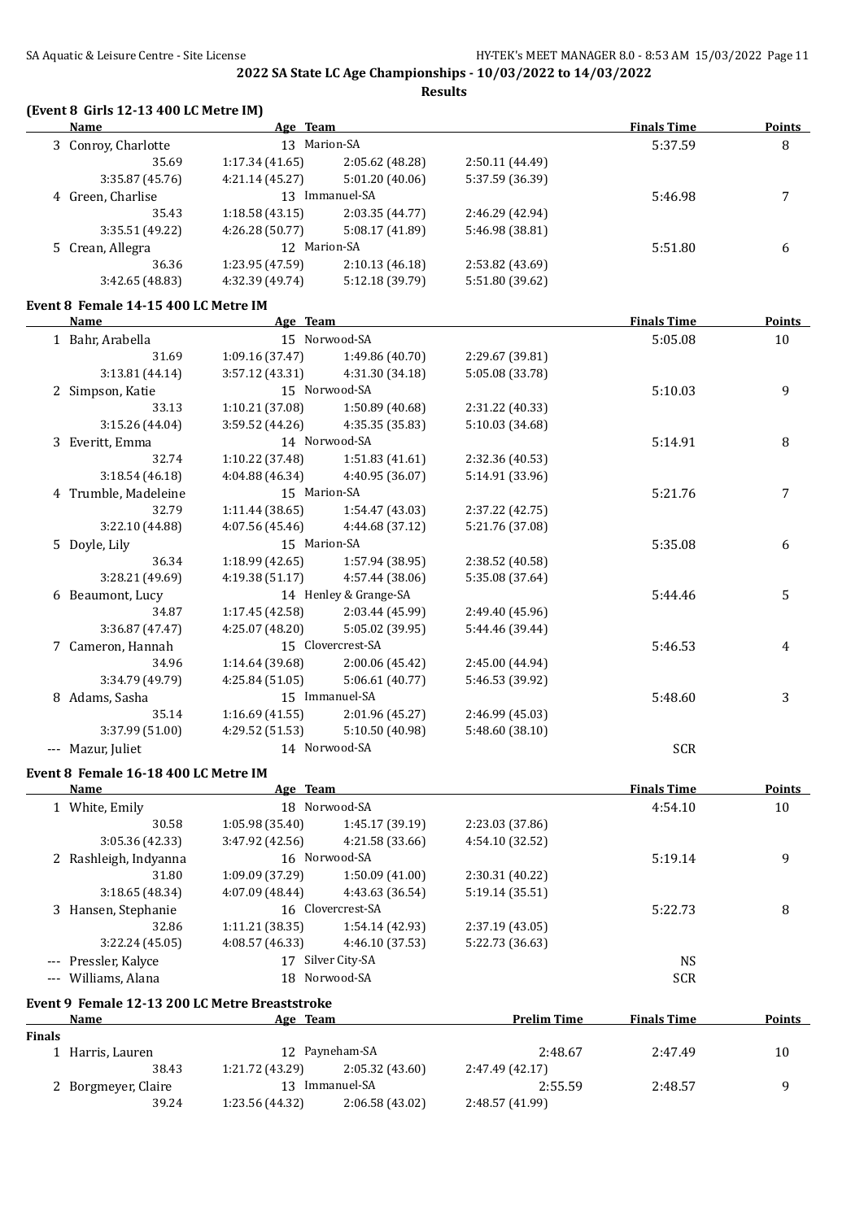## 2022 SA State LC Age Championships - 10/03/2022 to 14/03/2022

**Results**

### (Event 8 Girls 12-13 400 LC Metre IM)

| | Name | Age | Team | | Finals Time | Points |
|---|---|---|---|---|---|---|
| 3 | Conroy, Charlotte | 13 | Marion-SA | | 5:37.59 | 8 |
| | 35.69 | 1:17.34 (41.65) | 2:05.62 (48.28) | 2:50.11 (44.49) | | |
| | 3:35.87 (45.76) | 4:21.14 (45.27) | 5:01.20 (40.06) | 5:37.59 (36.39) | | |
| 4 | Green, Charlise | 13 | Immanuel-SA | | 5:46.98 | 7 |
| | 35.43 | 1:18.58 (43.15) | 2:03.35 (44.77) | 2:46.29 (42.94) | | |
| | 3:35.51 (49.22) | 4:26.28 (50.77) | 5:08.17 (41.89) | 5:46.98 (38.81) | | |
| 5 | Crean, Allegra | 12 | Marion-SA | | 5:51.80 | 6 |
| | 36.36 | 1:23.95 (47.59) | 2:10.13 (46.18) | 2:53.82 (43.69) | | |
| | 3:42.65 (48.83) | 4:32.39 (49.74) | 5:12.18 (39.79) | 5:51.80 (39.62) | | |

### Event 8 Female 14-15 400 LC Metre IM

| | Name | Age | Team | | Finals Time | Points |
|---|---|---|---|---|---|---|
| 1 | Bahr, Arabella | 15 | Norwood-SA | | 5:05.08 | 10 |
| | 31.69 | 1:09.16 (37.47) | 1:49.86 (40.70) | 2:29.67 (39.81) | | |
| | 3:13.81 (44.14) | 3:57.12 (43.31) | 4:31.30 (34.18) | 5:05.08 (33.78) | | |
| 2 | Simpson, Katie | 15 | Norwood-SA | | 5:10.03 | 9 |
| | 33.13 | 1:10.21 (37.08) | 1:50.89 (40.68) | 2:31.22 (40.33) | | |
| | 3:15.26 (44.04) | 3:59.52 (44.26) | 4:35.35 (35.83) | 5:10.03 (34.68) | | |
| 3 | Everitt, Emma | 14 | Norwood-SA | | 5:14.91 | 8 |
| | 32.74 | 1:10.22 (37.48) | 1:51.83 (41.61) | 2:32.36 (40.53) | | |
| | 3:18.54 (46.18) | 4:04.88 (46.34) | 4:40.95 (36.07) | 5:14.91 (33.96) | | |
| 4 | Trumble, Madeleine | 15 | Marion-SA | | 5:21.76 | 7 |
| | 32.79 | 1:11.44 (38.65) | 1:54.47 (43.03) | 2:37.22 (42.75) | | |
| | 3:22.10 (44.88) | 4:07.56 (45.46) | 4:44.68 (37.12) | 5:21.76 (37.08) | | |
| 5 | Doyle, Lily | 15 | Marion-SA | | 5:35.08 | 6 |
| | 36.34 | 1:18.99 (42.65) | 1:57.94 (38.95) | 2:38.52 (40.58) | | |
| | 3:28.21 (49.69) | 4:19.38 (51.17) | 4:57.44 (38.06) | 5:35.08 (37.64) | | |
| 6 | Beaumont, Lucy | 14 | Henley & Grange-SA | | 5:44.46 | 5 |
| | 34.87 | 1:17.45 (42.58) | 2:03.44 (45.99) | 2:49.40 (45.96) | | |
| | 3:36.87 (47.47) | 4:25.07 (48.20) | 5:05.02 (39.95) | 5:44.46 (39.44) | | |
| 7 | Cameron, Hannah | 15 | Clovercrest-SA | | 5:46.53 | 4 |
| | 34.96 | 1:14.64 (39.68) | 2:00.06 (45.42) | 2:45.00 (44.94) | | |
| | 3:34.79 (49.79) | 4:25.84 (51.05) | 5:06.61 (40.77) | 5:46.53 (39.92) | | |
| 8 | Adams, Sasha | 15 | Immanuel-SA | | 5:48.60 | 3 |
| | 35.14 | 1:16.69 (41.55) | 2:01.96 (45.27) | 2:46.99 (45.03) | | |
| | 3:37.99 (51.00) | 4:29.52 (51.53) | 5:10.50 (40.98) | 5:48.60 (38.10) | | |
| --- | Mazur, Juliet | 14 | Norwood-SA | | SCR | |

### Event 8 Female 16-18 400 LC Metre IM

| | Name | Age | Team | | Finals Time | Points |
|---|---|---|---|---|---|---|
| 1 | White, Emily | 18 | Norwood-SA | | 4:54.10 | 10 |
| | 30.58 | 1:05.98 (35.40) | 1:45.17 (39.19) | 2:23.03 (37.86) | | |
| | 3:05.36 (42.33) | 3:47.92 (42.56) | 4:21.58 (33.66) | 4:54.10 (32.52) | | |
| 2 | Rashleigh, Indyanna | 16 | Norwood-SA | | 5:19.14 | 9 |
| | 31.80 | 1:09.09 (37.29) | 1:50.09 (41.00) | 2:30.31 (40.22) | | |
| | 3:18.65 (48.34) | 4:07.09 (48.44) | 4:43.63 (36.54) | 5:19.14 (35.51) | | |
| 3 | Hansen, Stephanie | 16 | Clovercrest-SA | | 5:22.73 | 8 |
| | 32.86 | 1:11.21 (38.35) | 1:54.14 (42.93) | 2:37.19 (43.05) | | |
| | 3:22.24 (45.05) | 4:08.57 (46.33) | 4:46.10 (37.53) | 5:22.73 (36.63) | | |
| --- | Pressler, Kalyce | 17 | Silver City-SA | | NS | |
| --- | Williams, Alana | 18 | Norwood-SA | | SCR | |

### Event 9 Female 12-13 200 LC Metre Breaststroke

| | Name | Age | Team | Prelim Time | Finals Time | Points |
|---|---|---|---|---|---|---|
| **Finals** | | | | | | |
| 1 | Harris, Lauren | 12 | Payneham-SA | 2:48.67 | 2:47.49 | 10 |
| | 38.43 | 1:21.72 (43.29) | 2:05.32 (43.60) | 2:47.49 (42.17) | | |
| 2 | Borgmeyer, Claire | 13 | Immanuel-SA | 2:55.59 | 2:48.57 | 9 |
| | 39.24 | 1:23.56 (44.32) | 2:06.58 (43.02) | 2:48.57 (41.99) | | |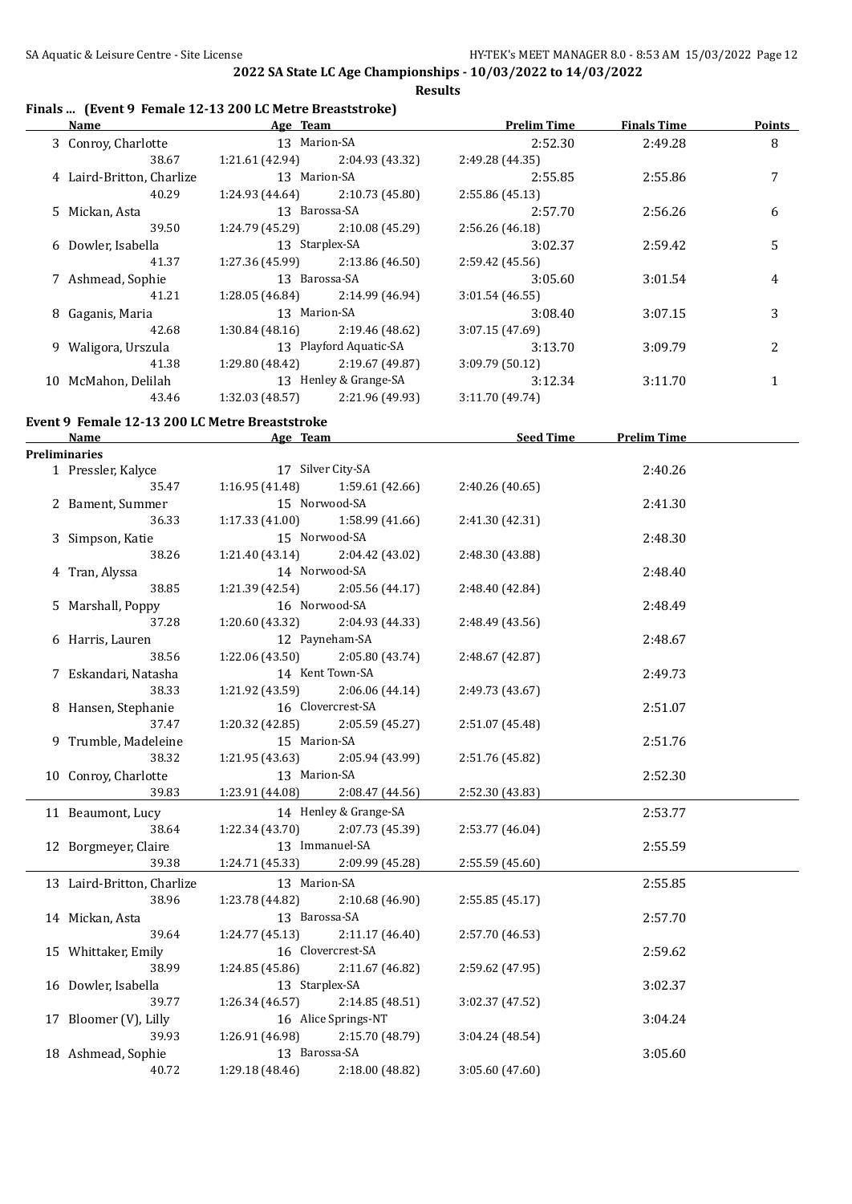## 2022 SA State LC Age Championships - 10/03/2022 to 14/03/2022

**Results**

### Finals ... (Event 9 Female 12-13 200 LC Metre Breaststroke)

| | Name | Age | Team | Prelim Time | Finals Time | Points |
|---|---|---|---|---|---|---|
| 3 | Conroy, Charlotte | 13 | Marion-SA | 2:52.30 | 2:49.28 | 8 |
| | 38.67 | 1:21.61 (42.94) | 2:04.93 (43.32) | 2:49.28 (44.35) | | |
| 4 | Laird-Britton, Charlize | 13 | Marion-SA | 2:55.85 | 2:55.86 | 7 |
| | 40.29 | 1:24.93 (44.64) | 2:10.73 (45.80) | 2:55.86 (45.13) | | |
| 5 | Mickan, Asta | 13 | Barossa-SA | 2:57.70 | 2:56.26 | 6 |
| | 39.50 | 1:24.79 (45.29) | 2:10.08 (45.29) | 2:56.26 (46.18) | | |
| 6 | Dowler, Isabella | 13 | Starplex-SA | 3:02.37 | 2:59.42 | 5 |
| | 41.37 | 1:27.36 (45.99) | 2:13.86 (46.50) | 2:59.42 (45.56) | | |
| 7 | Ashmead, Sophie | 13 | Barossa-SA | 3:05.60 | 3:01.54 | 4 |
| | 41.21 | 1:28.05 (46.84) | 2:14.99 (46.94) | 3:01.54 (46.55) | | |
| 8 | Gaganis, Maria | 13 | Marion-SA | 3:08.40 | 3:07.15 | 3 |
| | 42.68 | 1:30.84 (48.16) | 2:19.46 (48.62) | 3:07.15 (47.69) | | |
| 9 | Waligora, Urszula | 13 | Playford Aquatic-SA | 3:13.70 | 3:09.79 | 2 |
| | 41.38 | 1:29.80 (48.42) | 2:19.67 (49.87) | 3:09.79 (50.12) | | |
| 10 | McMahon, Delilah | 13 | Henley & Grange-SA | 3:12.34 | 3:11.70 | 1 |
| | 43.46 | 1:32.03 (48.57) | 2:21.96 (49.93) | 3:11.70 (49.74) | | |

### Event 9 Female 12-13 200 LC Metre Breaststroke

**Preliminaries**

| | Name | Age | Team | Seed Time | Prelim Time |
|---|---|---|---|---|---|
| 1 | Pressler, Kalyce | 17 | Silver City-SA | | 2:40.26 |
| | 35.47 | 1:16.95 (41.48) | 1:59.61 (42.66) | 2:40.26 (40.65) | |
| 2 | Bament, Summer | 15 | Norwood-SA | | 2:41.30 |
| | 36.33 | 1:17.33 (41.00) | 1:58.99 (41.66) | 2:41.30 (42.31) | |
| 3 | Simpson, Katie | 15 | Norwood-SA | | 2:48.30 |
| | 38.26 | 1:21.40 (43.14) | 2:04.42 (43.02) | 2:48.30 (43.88) | |
| 4 | Tran, Alyssa | 14 | Norwood-SA | | 2:48.40 |
| | 38.85 | 1:21.39 (42.54) | 2:05.56 (44.17) | 2:48.40 (42.84) | |
| 5 | Marshall, Poppy | 16 | Norwood-SA | | 2:48.49 |
| | 37.28 | 1:20.60 (43.32) | 2:04.93 (44.33) | 2:48.49 (43.56) | |
| 6 | Harris, Lauren | 12 | Payneham-SA | | 2:48.67 |
| | 38.56 | 1:22.06 (43.50) | 2:05.80 (43.74) | 2:48.67 (42.87) | |
| 7 | Eskandari, Natasha | 14 | Kent Town-SA | | 2:49.73 |
| | 38.33 | 1:21.92 (43.59) | 2:06.06 (44.14) | 2:49.73 (43.67) | |
| 8 | Hansen, Stephanie | 16 | Clovercrest-SA | | 2:51.07 |
| | 37.47 | 1:20.32 (42.85) | 2:05.59 (45.27) | 2:51.07 (45.48) | |
| 9 | Trumble, Madeleine | 15 | Marion-SA | | 2:51.76 |
| | 38.32 | 1:21.95 (43.63) | 2:05.94 (43.99) | 2:51.76 (45.82) | |
| 10 | Conroy, Charlotte | 13 | Marion-SA | | 2:52.30 |
| | 39.83 | 1:23.91 (44.08) | 2:08.47 (44.56) | 2:52.30 (43.83) | |
| 11 | Beaumont, Lucy | 14 | Henley & Grange-SA | | 2:53.77 |
| | 38.64 | 1:22.34 (43.70) | 2:07.73 (45.39) | 2:53.77 (46.04) | |
| 12 | Borgmeyer, Claire | 13 | Immanuel-SA | | 2:55.59 |
| | 39.38 | 1:24.71 (45.33) | 2:09.99 (45.28) | 2:55.59 (45.60) | |
| 13 | Laird-Britton, Charlize | 13 | Marion-SA | | 2:55.85 |
| | 38.96 | 1:23.78 (44.82) | 2:10.68 (46.90) | 2:55.85 (45.17) | |
| 14 | Mickan, Asta | 13 | Barossa-SA | | 2:57.70 |
| | 39.64 | 1:24.77 (45.13) | 2:11.17 (46.40) | 2:57.70 (46.53) | |
| 15 | Whittaker, Emily | 16 | Clovercrest-SA | | 2:59.62 |
| | 38.99 | 1:24.85 (45.86) | 2:11.67 (46.82) | 2:59.62 (47.95) | |
| 16 | Dowler, Isabella | 13 | Starplex-SA | | 3:02.37 |
| | 39.77 | 1:26.34 (46.57) | 2:14.85 (48.51) | 3:02.37 (47.52) | |
| 17 | Bloomer (V), Lilly | 16 | Alice Springs-NT | | 3:04.24 |
| | 39.93 | 1:26.91 (46.98) | 2:15.70 (48.79) | 3:04.24 (48.54) | |
| 18 | Ashmead, Sophie | 13 | Barossa-SA | | 3:05.60 |
| | 40.72 | 1:29.18 (48.46) | 2:18.00 (48.82) | 3:05.60 (47.60) | |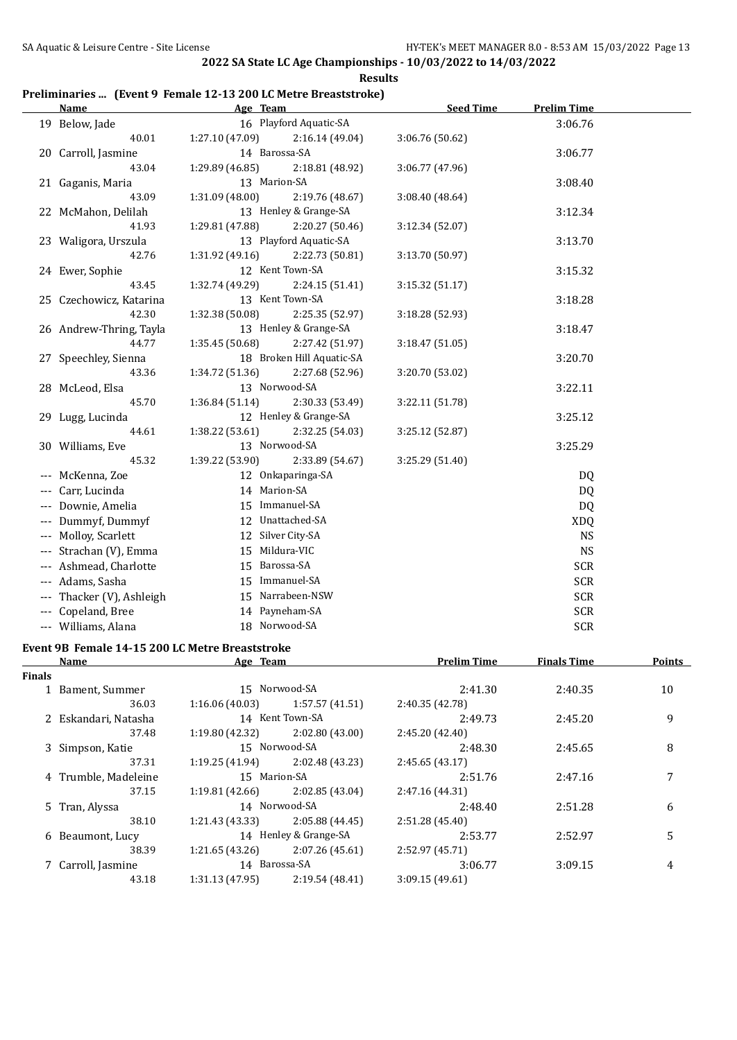## 2022 SA State LC Age Championships - 10/03/2022 to 14/03/2022

**Results**

### Preliminaries ... (Event 9 Female 12-13 200 LC Metre Breaststroke)

| | Name | Age | Team | | Seed Time | Prelim Time |
|---|---|---|---|---|---|---|
| 19 | Below, Jade | 16 | Playford Aquatic-SA | | | 3:06.76 |
| | 40.01 | 1:27.10 (47.09) | 2:16.14 (49.04) | 3:06.76 (50.62) | | |
| 20 | Carroll, Jasmine | 14 | Barossa-SA | | | 3:06.77 |
| | 43.04 | 1:29.89 (46.85) | 2:18.81 (48.92) | 3:06.77 (47.96) | | |
| 21 | Gaganis, Maria | 13 | Marion-SA | | | 3:08.40 |
| | 43.09 | 1:31.09 (48.00) | 2:19.76 (48.67) | 3:08.40 (48.64) | | |
| 22 | McMahon, Delilah | 13 | Henley & Grange-SA | | | 3:12.34 |
| | 41.93 | 1:29.81 (47.88) | 2:20.27 (50.46) | 3:12.34 (52.07) | | |
| 23 | Waligora, Urszula | 13 | Playford Aquatic-SA | | | 3:13.70 |
| | 42.76 | 1:31.92 (49.16) | 2:22.73 (50.81) | 3:13.70 (50.97) | | |
| 24 | Ewer, Sophie | 12 | Kent Town-SA | | | 3:15.32 |
| | 43.45 | 1:32.74 (49.29) | 2:24.15 (51.41) | 3:15.32 (51.17) | | |
| 25 | Czechowicz, Katarina | 13 | Kent Town-SA | | | 3:18.28 |
| | 42.30 | 1:32.38 (50.08) | 2:25.35 (52.97) | 3:18.28 (52.93) | | |
| 26 | Andrew-Thring, Tayla | 13 | Henley & Grange-SA | | | 3:18.47 |
| | 44.77 | 1:35.45 (50.68) | 2:27.42 (51.97) | 3:18.47 (51.05) | | |
| 27 | Speechley, Sienna | 18 | Broken Hill Aquatic-SA | | | 3:20.70 |
| | 43.36 | 1:34.72 (51.36) | 2:27.68 (52.96) | 3:20.70 (53.02) | | |
| 28 | McLeod, Elsa | 13 | Norwood-SA | | | 3:22.11 |
| | 45.70 | 1:36.84 (51.14) | 2:30.33 (53.49) | 3:22.11 (51.78) | | |
| 29 | Lugg, Lucinda | 12 | Henley & Grange-SA | | | 3:25.12 |
| | 44.61 | 1:38.22 (53.61) | 2:32.25 (54.03) | 3:25.12 (52.87) | | |
| 30 | Williams, Eve | 13 | Norwood-SA | | | 3:25.29 |
| | 45.32 | 1:39.22 (53.90) | 2:33.89 (54.67) | 3:25.29 (51.40) | | |
| --- | McKenna, Zoe | 12 | Onkaparinga-SA | | | DQ |
| --- | Carr, Lucinda | 14 | Marion-SA | | | DQ |
| --- | Downie, Amelia | 15 | Immanuel-SA | | | DQ |
| --- | Dummyf, Dummyf | 12 | Unattached-SA | | | XDQ |
| --- | Molloy, Scarlett | 12 | Silver City-SA | | | NS |
| --- | Strachan (V), Emma | 15 | Mildura-VIC | | | NS |
| --- | Ashmead, Charlotte | 15 | Barossa-SA | | | SCR |
| --- | Adams, Sasha | 15 | Immanuel-SA | | | SCR |
| --- | Thacker (V), Ashleigh | 15 | Narrabeen-NSW | | | SCR |
| --- | Copeland, Bree | 14 | Payneham-SA | | | SCR |
| --- | Williams, Alana | 18 | Norwood-SA | | | SCR |

### Event 9B Female 14-15 200 LC Metre Breaststroke

| | Name | Age | Team | | Prelim Time | Finals Time | Points |
|---|---|---|---|---|---|---|---|
| **Finals** | | | | | | | |
| 1 | Bament, Summer | 15 | Norwood-SA | | 2:41.30 | 2:40.35 | 10 |
| | 36.03 | 1:16.06 (40.03) | 1:57.57 (41.51) | 2:40.35 (42.78) | | | |
| 2 | Eskandari, Natasha | 14 | Kent Town-SA | | 2:49.73 | 2:45.20 | 9 |
| | 37.48 | 1:19.80 (42.32) | 2:02.80 (43.00) | 2:45.20 (42.40) | | | |
| 3 | Simpson, Katie | 15 | Norwood-SA | | 2:48.30 | 2:45.65 | 8 |
| | 37.31 | 1:19.25 (41.94) | 2:02.48 (43.23) | 2:45.65 (43.17) | | | |
| 4 | Trumble, Madeleine | 15 | Marion-SA | | 2:51.76 | 2:47.16 | 7 |
| | 37.15 | 1:19.81 (42.66) | 2:02.85 (43.04) | 2:47.16 (44.31) | | | |
| 5 | Tran, Alyssa | 14 | Norwood-SA | | 2:48.40 | 2:51.28 | 6 |
| | 38.10 | 1:21.43 (43.33) | 2:05.88 (44.45) | 2:51.28 (45.40) | | | |
| 6 | Beaumont, Lucy | 14 | Henley & Grange-SA | | 2:53.77 | 2:52.97 | 5 |
| | 38.39 | 1:21.65 (43.26) | 2:07.26 (45.61) | 2:52.97 (45.71) | | | |
| 7 | Carroll, Jasmine | 14 | Barossa-SA | | 3:06.77 | 3:09.15 | 4 |
| | 43.18 | 1:31.13 (47.95) | 2:19.54 (48.41) | 3:09.15 (49.61) | | | |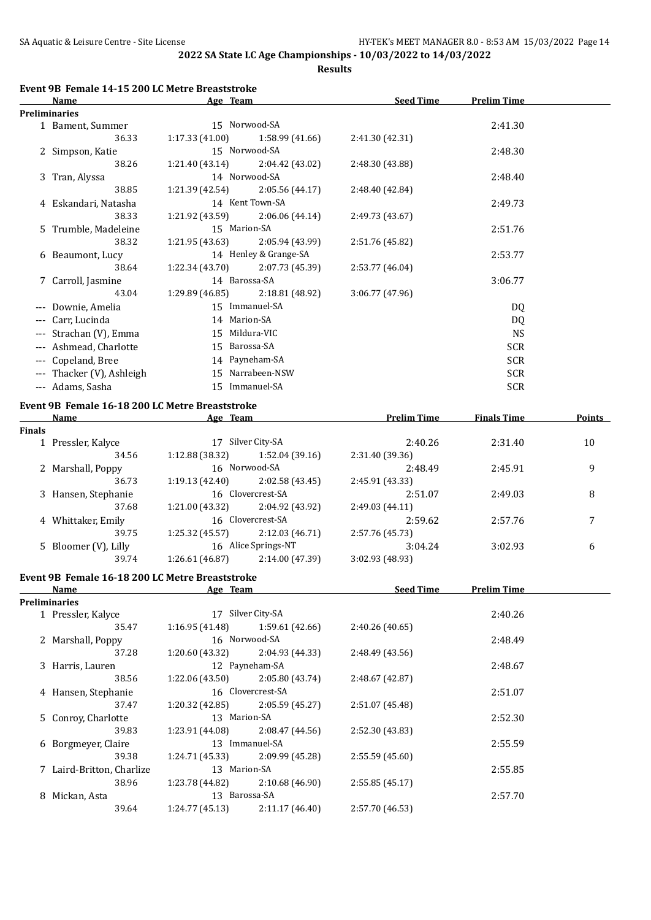## 2022 SA State LC Age Championships - 10/03/2022 to 14/03/2022

### Results

#### Event 9B Female 14-15 200 LC Metre Breaststroke

| | Name | Age | Team | | Seed Time | Prelim Time |
|---|---|---|---|---|---|---|
| **Preliminaries** | | | | | | |
| 1 | Bament, Summer | 15 | Norwood-SA | | | 2:41.30 |
| | 36.33 | 1:17.33 (41.00) | 1:58.99 (41.66) | 2:41.30 (42.31) | | |
| 2 | Simpson, Katie | 15 | Norwood-SA | | | 2:48.30 |
| | 38.26 | 1:21.40 (43.14) | 2:04.42 (43.02) | 2:48.30 (43.88) | | |
| 3 | Tran, Alyssa | 14 | Norwood-SA | | | 2:48.40 |
| | 38.85 | 1:21.39 (42.54) | 2:05.56 (44.17) | 2:48.40 (42.84) | | |
| 4 | Eskandari, Natasha | 14 | Kent Town-SA | | | 2:49.73 |
| | 38.33 | 1:21.92 (43.59) | 2:06.06 (44.14) | 2:49.73 (43.67) | | |
| 5 | Trumble, Madeleine | 15 | Marion-SA | | | 2:51.76 |
| | 38.32 | 1:21.95 (43.63) | 2:05.94 (43.99) | 2:51.76 (45.82) | | |
| 6 | Beaumont, Lucy | 14 | Henley & Grange-SA | | | 2:53.77 |
| | 38.64 | 1:22.34 (43.70) | 2:07.73 (45.39) | 2:53.77 (46.04) | | |
| 7 | Carroll, Jasmine | 14 | Barossa-SA | | | 3:06.77 |
| | 43.04 | 1:29.89 (46.85) | 2:18.81 (48.92) | 3:06.77 (47.96) | | |
| --- | Downie, Amelia | 15 | Immanuel-SA | | | DQ |
| --- | Carr, Lucinda | 14 | Marion-SA | | | DQ |
| --- | Strachan (V), Emma | 15 | Mildura-VIC | | | NS |
| --- | Ashmead, Charlotte | 15 | Barossa-SA | | | SCR |
| --- | Copeland, Bree | 14 | Payneham-SA | | | SCR |
| --- | Thacker (V), Ashleigh | 15 | Narrabeen-NSW | | | SCR |
| --- | Adams, Sasha | 15 | Immanuel-SA | | | SCR |

#### Event 9B Female 16-18 200 LC Metre Breaststroke

| | Name | Age | Team | | Prelim Time | Finals Time | Points |
|---|---|---|---|---|---|---|---|
| **Finals** | | | | | | | |
| 1 | Pressler, Kalyce | 17 | Silver City-SA | | 2:40.26 | 2:31.40 | 10 |
| | 34.56 | 1:12.88 (38.32) | 1:52.04 (39.16) | 2:31.40 (39.36) | | | |
| 2 | Marshall, Poppy | 16 | Norwood-SA | | 2:48.49 | 2:45.91 | 9 |
| | 36.73 | 1:19.13 (42.40) | 2:02.58 (43.45) | 2:45.91 (43.33) | | | |
| 3 | Hansen, Stephanie | 16 | Clovercrest-SA | | 2:51.07 | 2:49.03 | 8 |
| | 37.68 | 1:21.00 (43.32) | 2:04.92 (43.92) | 2:49.03 (44.11) | | | |
| 4 | Whittaker, Emily | 16 | Clovercrest-SA | | 2:59.62 | 2:57.76 | 7 |
| | 39.75 | 1:25.32 (45.57) | 2:12.03 (46.71) | 2:57.76 (45.73) | | | |
| 5 | Bloomer (V), Lilly | 16 | Alice Springs-NT | | 3:04.24 | 3:02.93 | 6 |
| | 39.74 | 1:26.61 (46.87) | 2:14.00 (47.39) | 3:02.93 (48.93) | | | |

#### Event 9B Female 16-18 200 LC Metre Breaststroke

| | Name | Age | Team | | Seed Time | Prelim Time |
|---|---|---|---|---|---|---|
| **Preliminaries** | | | | | | |
| 1 | Pressler, Kalyce | 17 | Silver City-SA | | | 2:40.26 |
| | 35.47 | 1:16.95 (41.48) | 1:59.61 (42.66) | 2:40.26 (40.65) | | |
| 2 | Marshall, Poppy | 16 | Norwood-SA | | | 2:48.49 |
| | 37.28 | 1:20.60 (43.32) | 2:04.93 (44.33) | 2:48.49 (43.56) | | |
| 3 | Harris, Lauren | 12 | Payneham-SA | | | 2:48.67 |
| | 38.56 | 1:22.06 (43.50) | 2:05.80 (43.74) | 2:48.67 (42.87) | | |
| 4 | Hansen, Stephanie | 16 | Clovercrest-SA | | | 2:51.07 |
| | 37.47 | 1:20.32 (42.85) | 2:05.59 (45.27) | 2:51.07 (45.48) | | |
| 5 | Conroy, Charlotte | 13 | Marion-SA | | | 2:52.30 |
| | 39.83 | 1:23.91 (44.08) | 2:08.47 (44.56) | 2:52.30 (43.83) | | |
| 6 | Borgmeyer, Claire | 13 | Immanuel-SA | | | 2:55.59 |
| | 39.38 | 1:24.71 (45.33) | 2:09.99 (45.28) | 2:55.59 (45.60) | | |
| 7 | Laird-Britton, Charlize | 13 | Marion-SA | | | 2:55.85 |
| | 38.96 | 1:23.78 (44.82) | 2:10.68 (46.90) | 2:55.85 (45.17) | | |
| 8 | Mickan, Asta | 13 | Barossa-SA | | | 2:57.70 |
| | 39.64 | 1:24.77 (45.13) | 2:11.17 (46.40) | 2:57.70 (46.53) | | |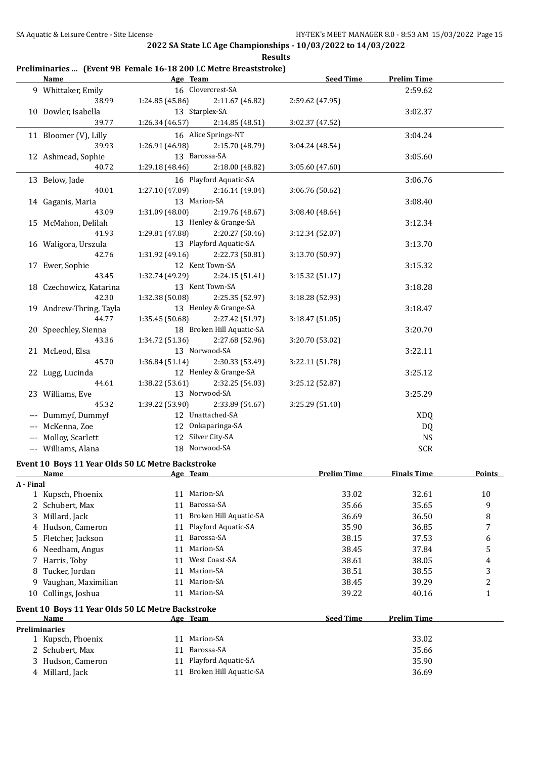**2022 SA State LC Age Championships - 10/03/2022 to 14/03/2022**

**Results**

### Preliminaries ... (Event 9B Female 16-18 200 LC Metre Breaststroke)

| | Name | Age | Team | | Seed Time | Prelim Time |
|---|---|---|---|---|---|---|
| 9 | Whittaker, Emily | 16 | Clovercrest-SA | | | 2:59.62 |
| | 38.99 | 1:24.85 (45.86) | 2:11.67 (46.82) | 2:59.62 (47.95) | | |
| 10 | Dowler, Isabella | 13 | Starplex-SA | | | 3:02.37 |
| | 39.77 | 1:26.34 (46.57) | 2:14.85 (48.51) | 3:02.37 (47.52) | | |
| 11 | Bloomer (V), Lilly | 16 | Alice Springs-NT | | | 3:04.24 |
| | 39.93 | 1:26.91 (46.98) | 2:15.70 (48.79) | 3:04.24 (48.54) | | |
| 12 | Ashmead, Sophie | 13 | Barossa-SA | | | 3:05.60 |
| | 40.72 | 1:29.18 (48.46) | 2:18.00 (48.82) | 3:05.60 (47.60) | | |
| 13 | Below, Jade | 16 | Playford Aquatic-SA | | | 3:06.76 |
| | 40.01 | 1:27.10 (47.09) | 2:16.14 (49.04) | 3:06.76 (50.62) | | |
| 14 | Gaganis, Maria | 13 | Marion-SA | | | 3:08.40 |
| | 43.09 | 1:31.09 (48.00) | 2:19.76 (48.67) | 3:08.40 (48.64) | | |
| 15 | McMahon, Delilah | 13 | Henley & Grange-SA | | | 3:12.34 |
| | 41.93 | 1:29.81 (47.88) | 2:20.27 (50.46) | 3:12.34 (52.07) | | |
| 16 | Waligora, Urszula | 13 | Playford Aquatic-SA | | | 3:13.70 |
| | 42.76 | 1:31.92 (49.16) | 2:22.73 (50.81) | 3:13.70 (50.97) | | |
| 17 | Ewer, Sophie | 12 | Kent Town-SA | | | 3:15.32 |
| | 43.45 | 1:32.74 (49.29) | 2:24.15 (51.41) | 3:15.32 (51.17) | | |
| 18 | Czechowicz, Katarina | 13 | Kent Town-SA | | | 3:18.28 |
| | 42.30 | 1:32.38 (50.08) | 2:25.35 (52.97) | 3:18.28 (52.93) | | |
| 19 | Andrew-Thring, Tayla | 13 | Henley & Grange-SA | | | 3:18.47 |
| | 44.77 | 1:35.45 (50.68) | 2:27.42 (51.97) | 3:18.47 (51.05) | | |
| 20 | Speechley, Sienna | 18 | Broken Hill Aquatic-SA | | | 3:20.70 |
| | 43.36 | 1:34.72 (51.36) | 2:27.68 (52.96) | 3:20.70 (53.02) | | |
| 21 | McLeod, Elsa | 13 | Norwood-SA | | | 3:22.11 |
| | 45.70 | 1:36.84 (51.14) | 2:30.33 (53.49) | 3:22.11 (51.78) | | |
| 22 | Lugg, Lucinda | 12 | Henley & Grange-SA | | | 3:25.12 |
| | 44.61 | 1:38.22 (53.61) | 2:32.25 (54.03) | 3:25.12 (52.87) | | |
| 23 | Williams, Eve | 13 | Norwood-SA | | | 3:25.29 |
| | 45.32 | 1:39.22 (53.90) | 2:33.89 (54.67) | 3:25.29 (51.40) | | |
| --- | Dummyf, Dummyf | 12 | Unattached-SA | | | XDQ |
| --- | McKenna, Zoe | 12 | Onkaparinga-SA | | | DQ |
| --- | Molloy, Scarlett | 12 | Silver City-SA | | | NS |
| --- | Williams, Alana | 18 | Norwood-SA | | | SCR |

### Event 10 Boys 11 Year Olds 50 LC Metre Backstroke

| | Name | Age | Team | Prelim Time | Finals Time | Points |
|---|---|---|---|---|---|---|
| **A - Final** | | | | | | |
| 1 | Kupsch, Phoenix | 11 | Marion-SA | 33.02 | 32.61 | 10 |
| 2 | Schubert, Max | 11 | Barossa-SA | 35.66 | 35.65 | 9 |
| 3 | Millard, Jack | 11 | Broken Hill Aquatic-SA | 36.69 | 36.50 | 8 |
| 4 | Hudson, Cameron | 11 | Playford Aquatic-SA | 35.90 | 36.85 | 7 |
| 5 | Fletcher, Jackson | 11 | Barossa-SA | 38.15 | 37.53 | 6 |
| 6 | Needham, Angus | 11 | Marion-SA | 38.45 | 37.84 | 5 |
| 7 | Harris, Toby | 11 | West Coast-SA | 38.61 | 38.05 | 4 |
| 8 | Tucker, Jordan | 11 | Marion-SA | 38.51 | 38.55 | 3 |
| 9 | Vaughan, Maximilian | 11 | Marion-SA | 38.45 | 39.29 | 2 |
| 10 | Collings, Joshua | 11 | Marion-SA | 39.22 | 40.16 | 1 |

### Event 10 Boys 11 Year Olds 50 LC Metre Backstroke

| | Name | Age | Team | Seed Time | Prelim Time |
|---|---|---|---|---|---|
| **Preliminaries** | | | | | |
| 1 | Kupsch, Phoenix | 11 | Marion-SA | | 33.02 |
| 2 | Schubert, Max | 11 | Barossa-SA | | 35.66 |
| 3 | Hudson, Cameron | 11 | Playford Aquatic-SA | | 35.90 |
| 4 | Millard, Jack | 11 | Broken Hill Aquatic-SA | | 36.69 |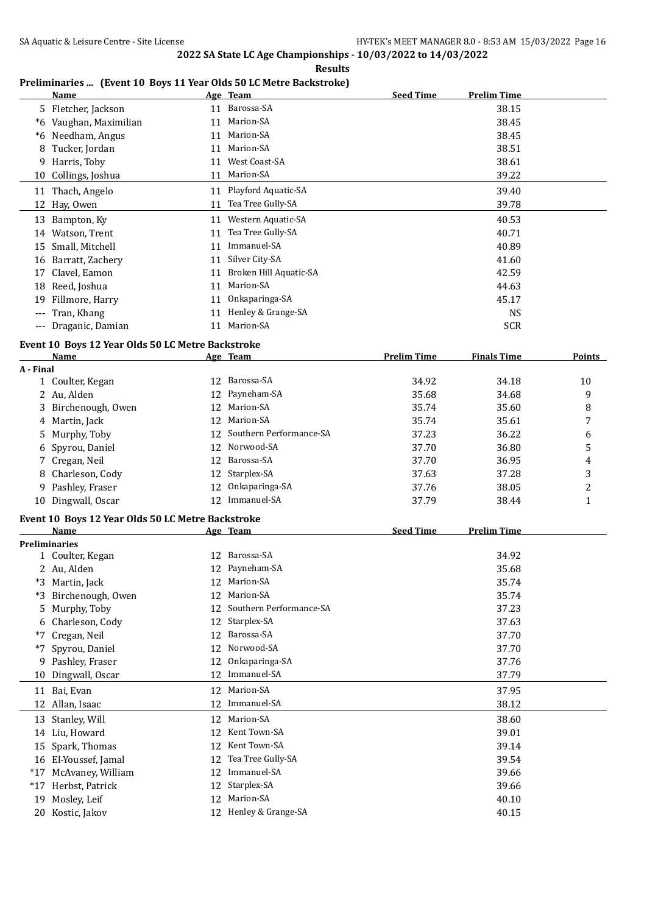**2022 SA State LC Age Championships - 10/03/2022 to 14/03/2022**

**Results**

**Preliminaries ... (Event 10 Boys 11 Year Olds 50 LC Metre Backstroke)**

| | Name | Age | Team | Seed Time | Prelim Time |
|---|---|---|---|---|---|
| 5 | Fletcher, Jackson | 11 | Barossa-SA | | 38.15 |
| *6 | Vaughan, Maximilian | 11 | Marion-SA | | 38.45 |
| *6 | Needham, Angus | 11 | Marion-SA | | 38.45 |
| 8 | Tucker, Jordan | 11 | Marion-SA | | 38.51 |
| 9 | Harris, Toby | 11 | West Coast-SA | | 38.61 |
| 10 | Collings, Joshua | 11 | Marion-SA | | 39.22 |
| 11 | Thach, Angelo | 11 | Playford Aquatic-SA | | 39.40 |
| 12 | Hay, Owen | 11 | Tea Tree Gully-SA | | 39.78 |
| 13 | Bampton, Ky | 11 | Western Aquatic-SA | | 40.53 |
| 14 | Watson, Trent | 11 | Tea Tree Gully-SA | | 40.71 |
| 15 | Small, Mitchell | 11 | Immanuel-SA | | 40.89 |
| 16 | Barratt, Zachery | 11 | Silver City-SA | | 41.60 |
| 17 | Clavel, Eamon | 11 | Broken Hill Aquatic-SA | | 42.59 |
| 18 | Reed, Joshua | 11 | Marion-SA | | 44.63 |
| 19 | Fillmore, Harry | 11 | Onkaparinga-SA | | 45.17 |
| --- | Tran, Khang | 11 | Henley & Grange-SA | | NS |
| --- | Draganic, Damian | 11 | Marion-SA | | SCR |

**Event 10 Boys 12 Year Olds 50 LC Metre Backstroke**

| | Name | Age | Team | Prelim Time | Finals Time | Points |
|---|---|---|---|---|---|---|
| **A - Final** | | | | | | |
| 1 | Coulter, Kegan | 12 | Barossa-SA | 34.92 | 34.18 | 10 |
| 2 | Au, Alden | 12 | Payneham-SA | 35.68 | 34.68 | 9 |
| 3 | Birchenough, Owen | 12 | Marion-SA | 35.74 | 35.60 | 8 |
| 4 | Martin, Jack | 12 | Marion-SA | 35.74 | 35.61 | 7 |
| 5 | Murphy, Toby | 12 | Southern Performance-SA | 37.23 | 36.22 | 6 |
| 6 | Spyrou, Daniel | 12 | Norwood-SA | 37.70 | 36.80 | 5 |
| 7 | Cregan, Neil | 12 | Barossa-SA | 37.70 | 36.95 | 4 |
| 8 | Charleson, Cody | 12 | Starplex-SA | 37.63 | 37.28 | 3 |
| 9 | Pashley, Fraser | 12 | Onkaparinga-SA | 37.76 | 38.05 | 2 |
| 10 | Dingwall, Oscar | 12 | Immanuel-SA | 37.79 | 38.44 | 1 |

**Event 10 Boys 12 Year Olds 50 LC Metre Backstroke**

| | Name | Age | Team | Seed Time | Prelim Time |
|---|---|---|---|---|---|
| **Preliminaries** | | | | | |
| 1 | Coulter, Kegan | 12 | Barossa-SA | | 34.92 |
| 2 | Au, Alden | 12 | Payneham-SA | | 35.68 |
| *3 | Martin, Jack | 12 | Marion-SA | | 35.74 |
| *3 | Birchenough, Owen | 12 | Marion-SA | | 35.74 |
| 5 | Murphy, Toby | 12 | Southern Performance-SA | | 37.23 |
| 6 | Charleson, Cody | 12 | Starplex-SA | | 37.63 |
| *7 | Cregan, Neil | 12 | Barossa-SA | | 37.70 |
| *7 | Spyrou, Daniel | 12 | Norwood-SA | | 37.70 |
| 9 | Pashley, Fraser | 12 | Onkaparinga-SA | | 37.76 |
| 10 | Dingwall, Oscar | 12 | Immanuel-SA | | 37.79 |
| 11 | Bai, Evan | 12 | Marion-SA | | 37.95 |
| 12 | Allan, Isaac | 12 | Immanuel-SA | | 38.12 |
| 13 | Stanley, Will | 12 | Marion-SA | | 38.60 |
| 14 | Liu, Howard | 12 | Kent Town-SA | | 39.01 |
| 15 | Spark, Thomas | 12 | Kent Town-SA | | 39.14 |
| 16 | El-Youssef, Jamal | 12 | Tea Tree Gully-SA | | 39.54 |
| *17 | McAvaney, William | 12 | Immanuel-SA | | 39.66 |
| *17 | Herbst, Patrick | 12 | Starplex-SA | | 39.66 |
| 19 | Mosley, Leif | 12 | Marion-SA | | 40.10 |
| 20 | Kostic, Jakov | 12 | Henley & Grange-SA | | 40.15 |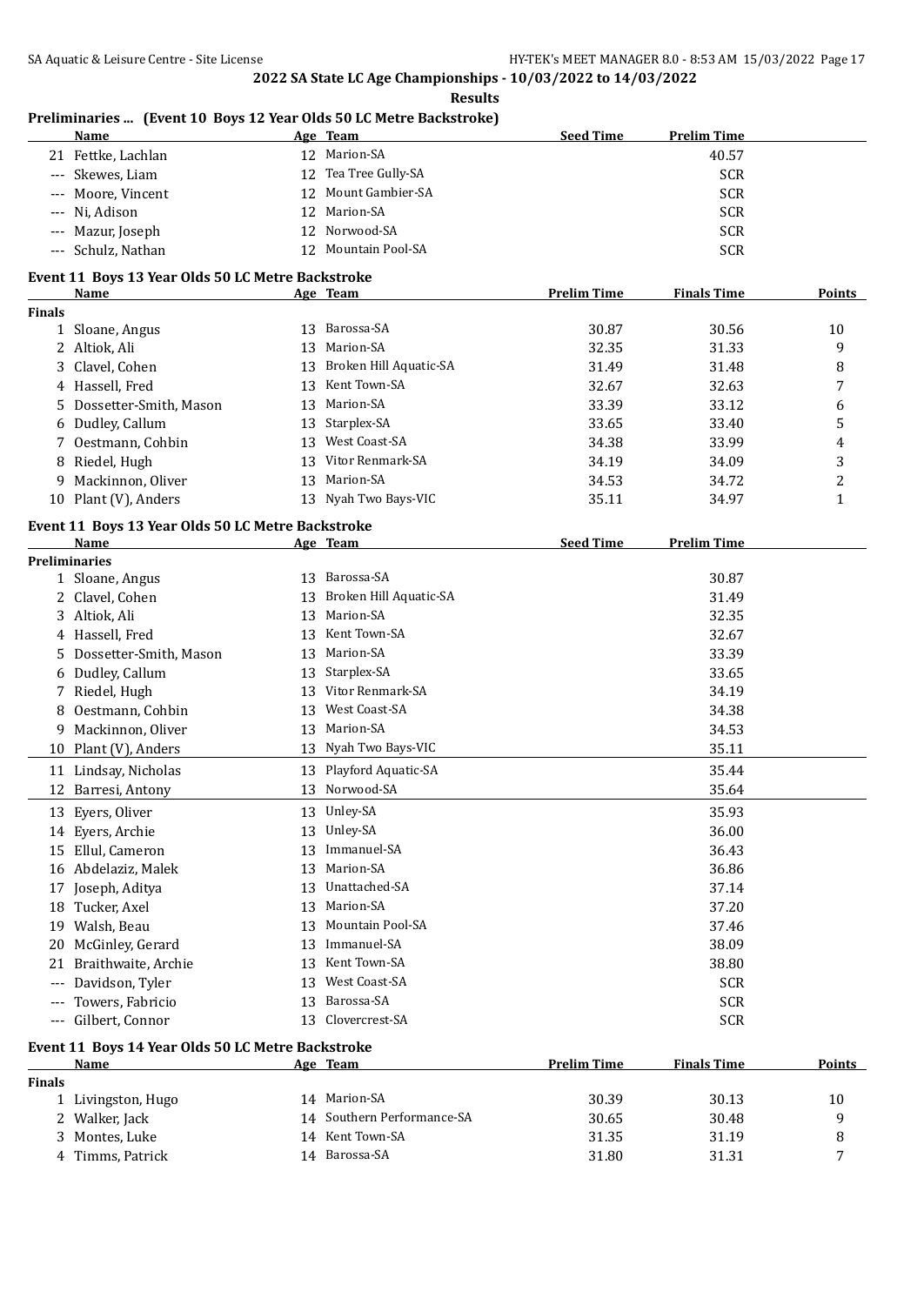## 2022 SA State LC Age Championships - 10/03/2022 to 14/03/2022

**Results**

### Preliminaries ... (Event 10 Boys 12 Year Olds 50 LC Metre Backstroke)

| | Name | Age | Team | Seed Time | Prelim Time |
|---|---|---|---|---|---|
| 21 | Fettke, Lachlan | 12 | Marion-SA | | 40.57 |
| --- | Skewes, Liam | 12 | Tea Tree Gully-SA | | SCR |
| --- | Moore, Vincent | 12 | Mount Gambier-SA | | SCR |
| --- | Ni, Adison | 12 | Marion-SA | | SCR |
| --- | Mazur, Joseph | 12 | Norwood-SA | | SCR |
| --- | Schulz, Nathan | 12 | Mountain Pool-SA | | SCR |

### Event 11 Boys 13 Year Olds 50 LC Metre Backstroke

| | Name | Age | Team | Prelim Time | Finals Time | Points |
|---|---|---|---|---|---|---|
| **Finals** | | | | | | |
| 1 | Sloane, Angus | 13 | Barossa-SA | 30.87 | 30.56 | 10 |
| 2 | Altiok, Ali | 13 | Marion-SA | 32.35 | 31.33 | 9 |
| 3 | Clavel, Cohen | 13 | Broken Hill Aquatic-SA | 31.49 | 31.48 | 8 |
| 4 | Hassell, Fred | 13 | Kent Town-SA | 32.67 | 32.63 | 7 |
| 5 | Dossetter-Smith, Mason | 13 | Marion-SA | 33.39 | 33.12 | 6 |
| 6 | Dudley, Callum | 13 | Starplex-SA | 33.65 | 33.40 | 5 |
| 7 | Oestmann, Cohbin | 13 | West Coast-SA | 34.38 | 33.99 | 4 |
| 8 | Riedel, Hugh | 13 | Vitor Renmark-SA | 34.19 | 34.09 | 3 |
| 9 | Mackinnon, Oliver | 13 | Marion-SA | 34.53 | 34.72 | 2 |
| 10 | Plant (V), Anders | 13 | Nyah Two Bays-VIC | 35.11 | 34.97 | 1 |

### Event 11 Boys 13 Year Olds 50 LC Metre Backstroke

| | Name | Age | Team | Seed Time | Prelim Time |
|---|---|---|---|---|---|
| **Preliminaries** | | | | | |
| 1 | Sloane, Angus | 13 | Barossa-SA | | 30.87 |
| 2 | Clavel, Cohen | 13 | Broken Hill Aquatic-SA | | 31.49 |
| 3 | Altiok, Ali | 13 | Marion-SA | | 32.35 |
| 4 | Hassell, Fred | 13 | Kent Town-SA | | 32.67 |
| 5 | Dossetter-Smith, Mason | 13 | Marion-SA | | 33.39 |
| 6 | Dudley, Callum | 13 | Starplex-SA | | 33.65 |
| 7 | Riedel, Hugh | 13 | Vitor Renmark-SA | | 34.19 |
| 8 | Oestmann, Cohbin | 13 | West Coast-SA | | 34.38 |
| 9 | Mackinnon, Oliver | 13 | Marion-SA | | 34.53 |
| 10 | Plant (V), Anders | 13 | Nyah Two Bays-VIC | | 35.11 |
| 11 | Lindsay, Nicholas | 13 | Playford Aquatic-SA | | 35.44 |
| 12 | Barresi, Antony | 13 | Norwood-SA | | 35.64 |
| 13 | Eyers, Oliver | 13 | Unley-SA | | 35.93 |
| 14 | Eyers, Archie | 13 | Unley-SA | | 36.00 |
| 15 | Ellul, Cameron | 13 | Immanuel-SA | | 36.43 |
| 16 | Abdelaziz, Malek | 13 | Marion-SA | | 36.86 |
| 17 | Joseph, Aditya | 13 | Unattached-SA | | 37.14 |
| 18 | Tucker, Axel | 13 | Marion-SA | | 37.20 |
| 19 | Walsh, Beau | 13 | Mountain Pool-SA | | 37.46 |
| 20 | McGinley, Gerard | 13 | Immanuel-SA | | 38.09 |
| 21 | Braithwaite, Archie | 13 | Kent Town-SA | | 38.80 |
| --- | Davidson, Tyler | 13 | West Coast-SA | | SCR |
| --- | Towers, Fabricio | 13 | Barossa-SA | | SCR |
| --- | Gilbert, Connor | 13 | Clovercrest-SA | | SCR |

### Event 11 Boys 14 Year Olds 50 LC Metre Backstroke

| | Name | Age | Team | Prelim Time | Finals Time | Points |
|---|---|---|---|---|---|---|
| **Finals** | | | | | | |
| 1 | Livingston, Hugo | 14 | Marion-SA | 30.39 | 30.13 | 10 |
| 2 | Walker, Jack | 14 | Southern Performance-SA | 30.65 | 30.48 | 9 |
| 3 | Montes, Luke | 14 | Kent Town-SA | 31.35 | 31.19 | 8 |
| 4 | Timms, Patrick | 14 | Barossa-SA | 31.80 | 31.31 | 7 |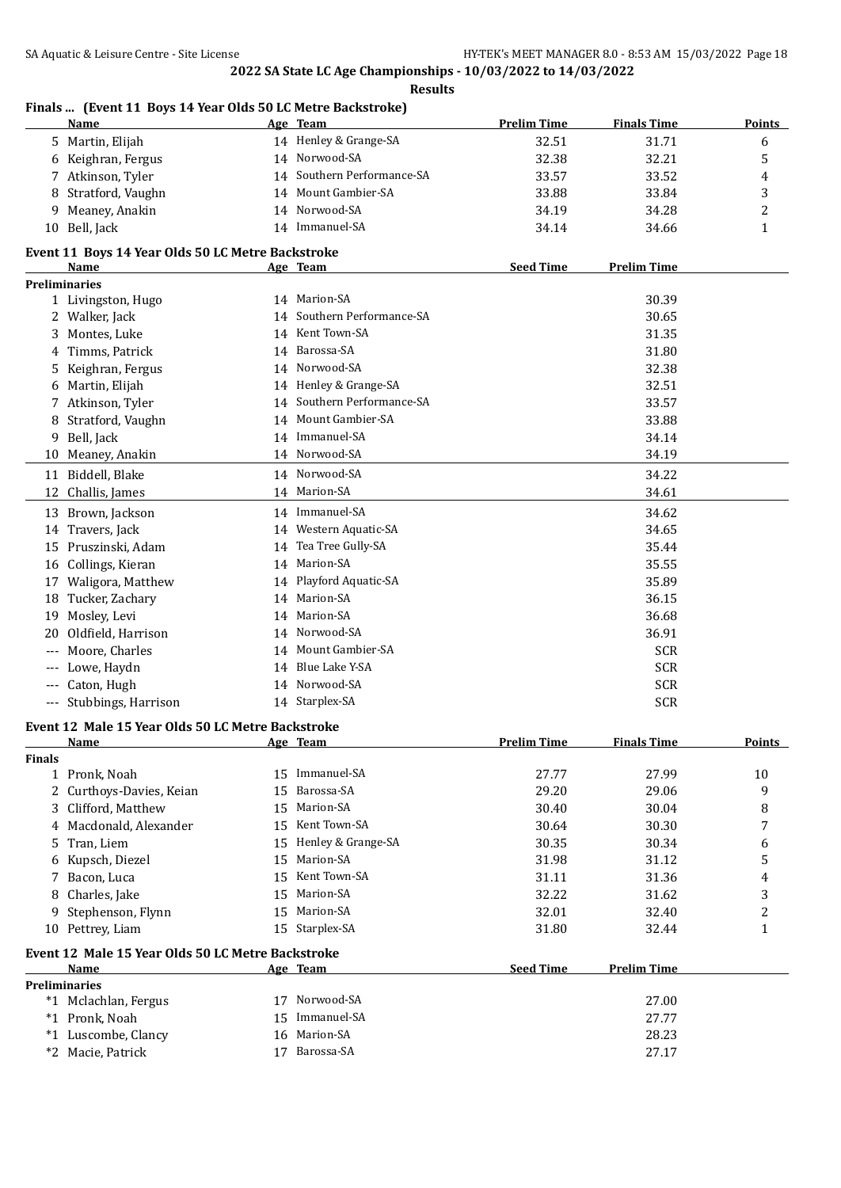## 2022 SA State LC Age Championships - 10/03/2022 to 14/03/2022

**Results**

### Finals ... (Event 11 Boys 14 Year Olds 50 LC Metre Backstroke)

| | Name | Age | Team | Prelim Time | Finals Time | Points |
|---|---|---|---|---|---|---|
| 5 | Martin, Elijah | 14 | Henley & Grange-SA | 32.51 | 31.71 | 6 |
| 6 | Keighran, Fergus | 14 | Norwood-SA | 32.38 | 32.21 | 5 |
| 7 | Atkinson, Tyler | 14 | Southern Performance-SA | 33.57 | 33.52 | 4 |
| 8 | Stratford, Vaughn | 14 | Mount Gambier-SA | 33.88 | 33.84 | 3 |
| 9 | Meaney, Anakin | 14 | Norwood-SA | 34.19 | 34.28 | 2 |
| 10 | Bell, Jack | 14 | Immanuel-SA | 34.14 | 34.66 | 1 |

### Event 11 Boys 14 Year Olds 50 LC Metre Backstroke

| | Name | Age | Team | Seed Time | Prelim Time |
|---|---|---|---|---|---|
| **Preliminaries** | | | | | |
| 1 | Livingston, Hugo | 14 | Marion-SA | | 30.39 |
| 2 | Walker, Jack | 14 | Southern Performance-SA | | 30.65 |
| 3 | Montes, Luke | 14 | Kent Town-SA | | 31.35 |
| 4 | Timms, Patrick | 14 | Barossa-SA | | 31.80 |
| 5 | Keighran, Fergus | 14 | Norwood-SA | | 32.38 |
| 6 | Martin, Elijah | 14 | Henley & Grange-SA | | 32.51 |
| 7 | Atkinson, Tyler | 14 | Southern Performance-SA | | 33.57 |
| 8 | Stratford, Vaughn | 14 | Mount Gambier-SA | | 33.88 |
| 9 | Bell, Jack | 14 | Immanuel-SA | | 34.14 |
| 10 | Meaney, Anakin | 14 | Norwood-SA | | 34.19 |
| 11 | Biddell, Blake | 14 | Norwood-SA | | 34.22 |
| 12 | Challis, James | 14 | Marion-SA | | 34.61 |
| 13 | Brown, Jackson | 14 | Immanuel-SA | | 34.62 |
| 14 | Travers, Jack | 14 | Western Aquatic-SA | | 34.65 |
| 15 | Pruszinski, Adam | 14 | Tea Tree Gully-SA | | 35.44 |
| 16 | Collings, Kieran | 14 | Marion-SA | | 35.55 |
| 17 | Waligora, Matthew | 14 | Playford Aquatic-SA | | 35.89 |
| 18 | Tucker, Zachary | 14 | Marion-SA | | 36.15 |
| 19 | Mosley, Levi | 14 | Marion-SA | | 36.68 |
| 20 | Oldfield, Harrison | 14 | Norwood-SA | | 36.91 |
| --- | Moore, Charles | 14 | Mount Gambier-SA | | SCR |
| --- | Lowe, Haydn | 14 | Blue Lake Y-SA | | SCR |
| --- | Caton, Hugh | 14 | Norwood-SA | | SCR |
| --- | Stubbings, Harrison | 14 | Starplex-SA | | SCR |

### Event 12 Male 15 Year Olds 50 LC Metre Backstroke

| | Name | Age | Team | Prelim Time | Finals Time | Points |
|---|---|---|---|---|---|---|
| **Finals** | | | | | | |
| 1 | Pronk, Noah | 15 | Immanuel-SA | 27.77 | 27.99 | 10 |
| 2 | Curthoys-Davies, Keian | 15 | Barossa-SA | 29.20 | 29.06 | 9 |
| 3 | Clifford, Matthew | 15 | Marion-SA | 30.40 | 30.04 | 8 |
| 4 | Macdonald, Alexander | 15 | Kent Town-SA | 30.64 | 30.30 | 7 |
| 5 | Tran, Liem | 15 | Henley & Grange-SA | 30.35 | 30.34 | 6 |
| 6 | Kupsch, Diezel | 15 | Marion-SA | 31.98 | 31.12 | 5 |
| 7 | Bacon, Luca | 15 | Kent Town-SA | 31.11 | 31.36 | 4 |
| 8 | Charles, Jake | 15 | Marion-SA | 32.22 | 31.62 | 3 |
| 9 | Stephenson, Flynn | 15 | Marion-SA | 32.01 | 32.40 | 2 |
| 10 | Pettrey, Liam | 15 | Starplex-SA | 31.80 | 32.44 | 1 |

### Event 12 Male 15 Year Olds 50 LC Metre Backstroke

| | Name | Age | Team | Seed Time | Prelim Time |
|---|---|---|---|---|---|
| **Preliminaries** | | | | | |
| *1 | Mclachlan, Fergus | 17 | Norwood-SA | | 27.00 |
| *1 | Pronk, Noah | 15 | Immanuel-SA | | 27.77 |
| *1 | Luscombe, Clancy | 16 | Marion-SA | | 28.23 |
| *2 | Macie, Patrick | 17 | Barossa-SA | | 27.17 |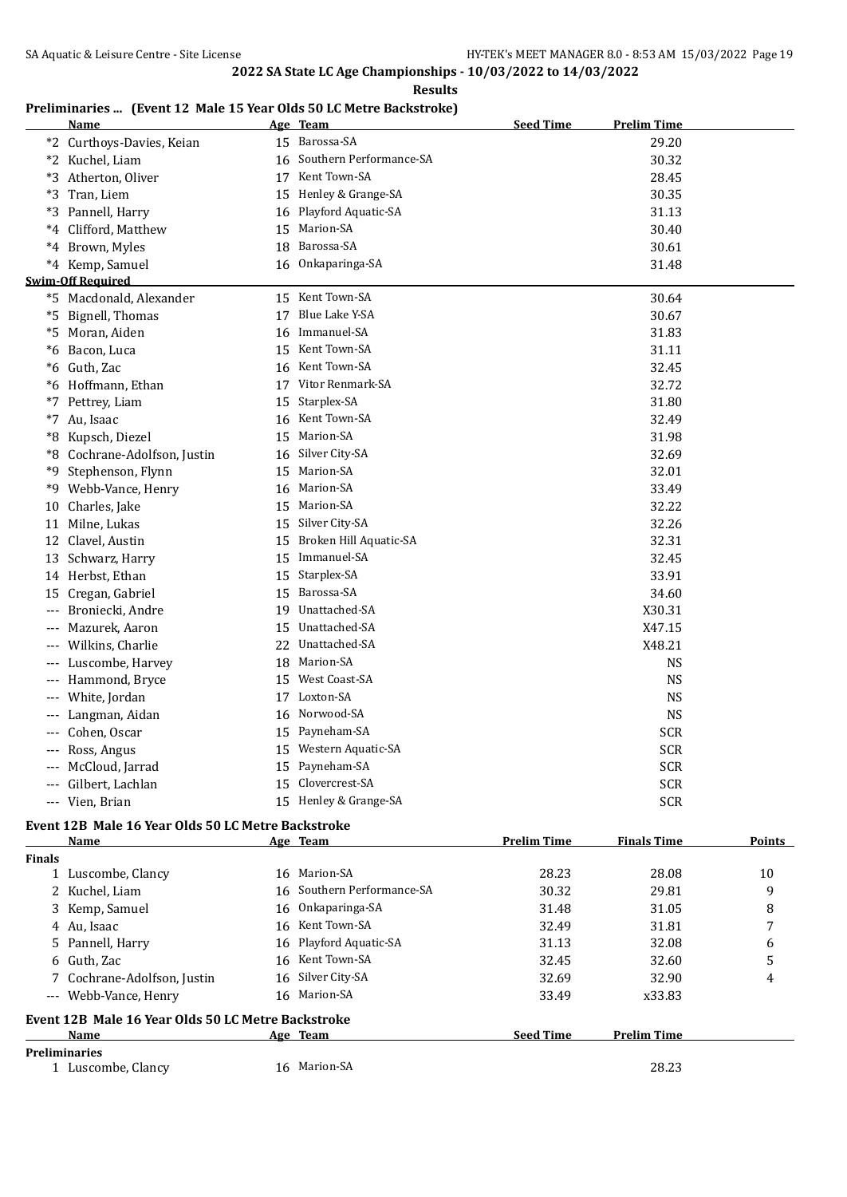**2022 SA State LC Age Championships - 10/03/2022 to 14/03/2022**

**Results**

**Preliminaries ... (Event 12 Male 15 Year Olds 50 LC Metre Backstroke)**

| | Name | Age | Team | Seed Time | Prelim Time |
|---|---|---|---|---|---|
| *2 | Curthoys-Davies, Keian | 15 | Barossa-SA | | 29.20 |
| *2 | Kuchel, Liam | 16 | Southern Performance-SA | | 30.32 |
| *3 | Atherton, Oliver | 17 | Kent Town-SA | | 28.45 |
| *3 | Tran, Liem | 15 | Henley & Grange-SA | | 30.35 |
| *3 | Pannell, Harry | 16 | Playford Aquatic-SA | | 31.13 |
| *4 | Clifford, Matthew | 15 | Marion-SA | | 30.40 |
| *4 | Brown, Myles | 18 | Barossa-SA | | 30.61 |
| *4 | Kemp, Samuel | 16 | Onkaparinga-SA | | 31.48 |
| **Swim-Off Required** | | | | | |
| *5 | Macdonald, Alexander | 15 | Kent Town-SA | | 30.64 |
| *5 | Bignell, Thomas | 17 | Blue Lake Y-SA | | 30.67 |
| *5 | Moran, Aiden | 16 | Immanuel-SA | | 31.83 |
| *6 | Bacon, Luca | 15 | Kent Town-SA | | 31.11 |
| *6 | Guth, Zac | 16 | Kent Town-SA | | 32.45 |
| *6 | Hoffmann, Ethan | 17 | Vitor Renmark-SA | | 32.72 |
| *7 | Pettrey, Liam | 15 | Starplex-SA | | 31.80 |
| *7 | Au, Isaac | 16 | Kent Town-SA | | 32.49 |
| *8 | Kupsch, Diezel | 15 | Marion-SA | | 31.98 |
| *8 | Cochrane-Adolfson, Justin | 16 | Silver City-SA | | 32.69 |
| *9 | Stephenson, Flynn | 15 | Marion-SA | | 32.01 |
| *9 | Webb-Vance, Henry | 16 | Marion-SA | | 33.49 |
| 10 | Charles, Jake | 15 | Marion-SA | | 32.22 |
| 11 | Milne, Lukas | 15 | Silver City-SA | | 32.26 |
| 12 | Clavel, Austin | 15 | Broken Hill Aquatic-SA | | 32.31 |
| 13 | Schwarz, Harry | 15 | Immanuel-SA | | 32.45 |
| 14 | Herbst, Ethan | 15 | Starplex-SA | | 33.91 |
| 15 | Cregan, Gabriel | 15 | Barossa-SA | | 34.60 |
| --- | Broniecki, Andre | 19 | Unattached-SA | | X30.31 |
| --- | Mazurek, Aaron | 15 | Unattached-SA | | X47.15 |
| --- | Wilkins, Charlie | 22 | Unattached-SA | | X48.21 |
| --- | Luscombe, Harvey | 18 | Marion-SA | | NS |
| --- | Hammond, Bryce | 15 | West Coast-SA | | NS |
| --- | White, Jordan | 17 | Loxton-SA | | NS |
| --- | Langman, Aidan | 16 | Norwood-SA | | NS |
| --- | Cohen, Oscar | 15 | Payneham-SA | | SCR |
| --- | Ross, Angus | 15 | Western Aquatic-SA | | SCR |
| --- | McCloud, Jarrad | 15 | Payneham-SA | | SCR |
| --- | Gilbert, Lachlan | 15 | Clovercrest-SA | | SCR |
| --- | Vien, Brian | 15 | Henley & Grange-SA | | SCR |

**Event 12B Male 16 Year Olds 50 LC Metre Backstroke**

| | Name | Age | Team | Prelim Time | Finals Time | Points |
|---|---|---|---|---|---|---|
| **Finals** | | | | | | |
| 1 | Luscombe, Clancy | 16 | Marion-SA | 28.23 | 28.08 | 10 |
| 2 | Kuchel, Liam | 16 | Southern Performance-SA | 30.32 | 29.81 | 9 |
| 3 | Kemp, Samuel | 16 | Onkaparinga-SA | 31.48 | 31.05 | 8 |
| 4 | Au, Isaac | 16 | Kent Town-SA | 32.49 | 31.81 | 7 |
| 5 | Pannell, Harry | 16 | Playford Aquatic-SA | 31.13 | 32.08 | 6 |
| 6 | Guth, Zac | 16 | Kent Town-SA | 32.45 | 32.60 | 5 |
| 7 | Cochrane-Adolfson, Justin | 16 | Silver City-SA | 32.69 | 32.90 | 4 |
| --- | Webb-Vance, Henry | 16 | Marion-SA | 33.49 | x33.83 | |

**Event 12B Male 16 Year Olds 50 LC Metre Backstroke**

| | Name | Age | Team | Seed Time | Prelim Time |
|---|---|---|---|---|---|
| **Preliminaries** | | | | | |
| 1 | Luscombe, Clancy | 16 | Marion-SA | | 28.23 |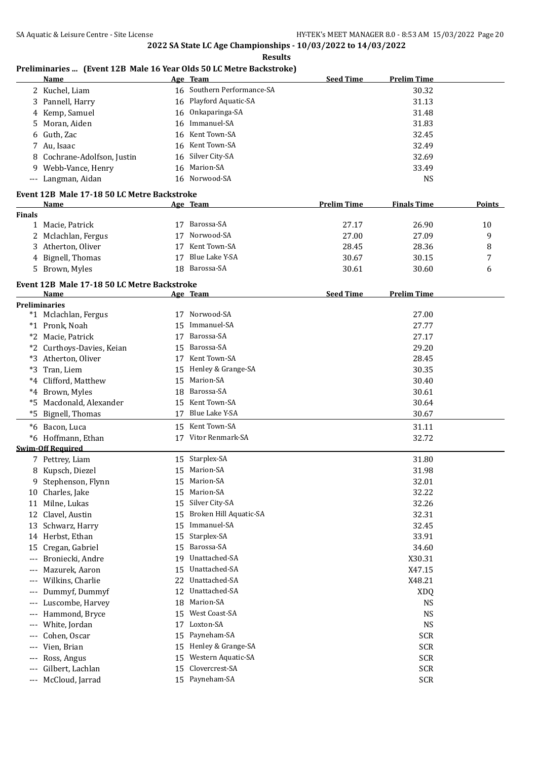2022 SA State LC Age Championships - 10/03/2022 to 14/03/2022

**Results**

## Preliminaries ... (Event 12B Male 16 Year Olds 50 LC Metre Backstroke)

| | Name | Age | Team | Seed Time | Prelim Time |
|---|---|---|---|---|---|
| 2 | Kuchel, Liam | 16 | Southern Performance-SA | | 30.32 |
| 3 | Pannell, Harry | 16 | Playford Aquatic-SA | | 31.13 |
| 4 | Kemp, Samuel | 16 | Onkaparinga-SA | | 31.48 |
| 5 | Moran, Aiden | 16 | Immanuel-SA | | 31.83 |
| 6 | Guth, Zac | 16 | Kent Town-SA | | 32.45 |
| 7 | Au, Isaac | 16 | Kent Town-SA | | 32.49 |
| 8 | Cochrane-Adolfson, Justin | 16 | Silver City-SA | | 32.69 |
| 9 | Webb-Vance, Henry | 16 | Marion-SA | | 33.49 |
| --- | Langman, Aidan | 16 | Norwood-SA | | NS |

## Event 12B Male 17-18 50 LC Metre Backstroke

| | Name | Age | Team | Prelim Time | Finals Time | Points |
|---|---|---|---|---|---|---|
| **Finals** | | | | | | |
| 1 | Macie, Patrick | 17 | Barossa-SA | 27.17 | 26.90 | 10 |
| 2 | Mclachlan, Fergus | 17 | Norwood-SA | 27.00 | 27.09 | 9 |
| 3 | Atherton, Oliver | 17 | Kent Town-SA | 28.45 | 28.36 | 8 |
| 4 | Bignell, Thomas | 17 | Blue Lake Y-SA | 30.67 | 30.15 | 7 |
| 5 | Brown, Myles | 18 | Barossa-SA | 30.61 | 30.60 | 6 |

## Event 12B Male 17-18 50 LC Metre Backstroke

| | Name | Age | Team | Seed Time | Prelim Time |
|---|---|---|---|---|---|
| **Preliminaries** | | | | | |
| *1 | Mclachlan, Fergus | 17 | Norwood-SA | | 27.00 |
| *1 | Pronk, Noah | 15 | Immanuel-SA | | 27.77 |
| *2 | Macie, Patrick | 17 | Barossa-SA | | 27.17 |
| *2 | Curthoys-Davies, Keian | 15 | Barossa-SA | | 29.20 |
| *3 | Atherton, Oliver | 17 | Kent Town-SA | | 28.45 |
| *3 | Tran, Liem | 15 | Henley & Grange-SA | | 30.35 |
| *4 | Clifford, Matthew | 15 | Marion-SA | | 30.40 |
| *4 | Brown, Myles | 18 | Barossa-SA | | 30.61 |
| *5 | Macdonald, Alexander | 15 | Kent Town-SA | | 30.64 |
| *5 | Bignell, Thomas | 17 | Blue Lake Y-SA | | 30.67 |
| *6 | Bacon, Luca | 15 | Kent Town-SA | | 31.11 |
| *6 | Hoffmann, Ethan | 17 | Vitor Renmark-SA | | 32.72 |
| **Swim-Off Required** | | | | | |
| 7 | Pettrey, Liam | 15 | Starplex-SA | | 31.80 |
| 8 | Kupsch, Diezel | 15 | Marion-SA | | 31.98 |
| 9 | Stephenson, Flynn | 15 | Marion-SA | | 32.01 |
| 10 | Charles, Jake | 15 | Marion-SA | | 32.22 |
| 11 | Milne, Lukas | 15 | Silver City-SA | | 32.26 |
| 12 | Clavel, Austin | 15 | Broken Hill Aquatic-SA | | 32.31 |
| 13 | Schwarz, Harry | 15 | Immanuel-SA | | 32.45 |
| 14 | Herbst, Ethan | 15 | Starplex-SA | | 33.91 |
| 15 | Cregan, Gabriel | 15 | Barossa-SA | | 34.60 |
| --- | Broniecki, Andre | 19 | Unattached-SA | | X30.31 |
| --- | Mazurek, Aaron | 15 | Unattached-SA | | X47.15 |
| --- | Wilkins, Charlie | 22 | Unattached-SA | | X48.21 |
| --- | Dummyf, Dummyf | 12 | Unattached-SA | | XDQ |
| --- | Luscombe, Harvey | 18 | Marion-SA | | NS |
| --- | Hammond, Bryce | 15 | West Coast-SA | | NS |
| --- | White, Jordan | 17 | Loxton-SA | | NS |
| --- | Cohen, Oscar | 15 | Payneham-SA | | SCR |
| --- | Vien, Brian | 15 | Henley & Grange-SA | | SCR |
| --- | Ross, Angus | 15 | Western Aquatic-SA | | SCR |
| --- | Gilbert, Lachlan | 15 | Clovercrest-SA | | SCR |
| --- | McCloud, Jarrad | 15 | Payneham-SA | | SCR |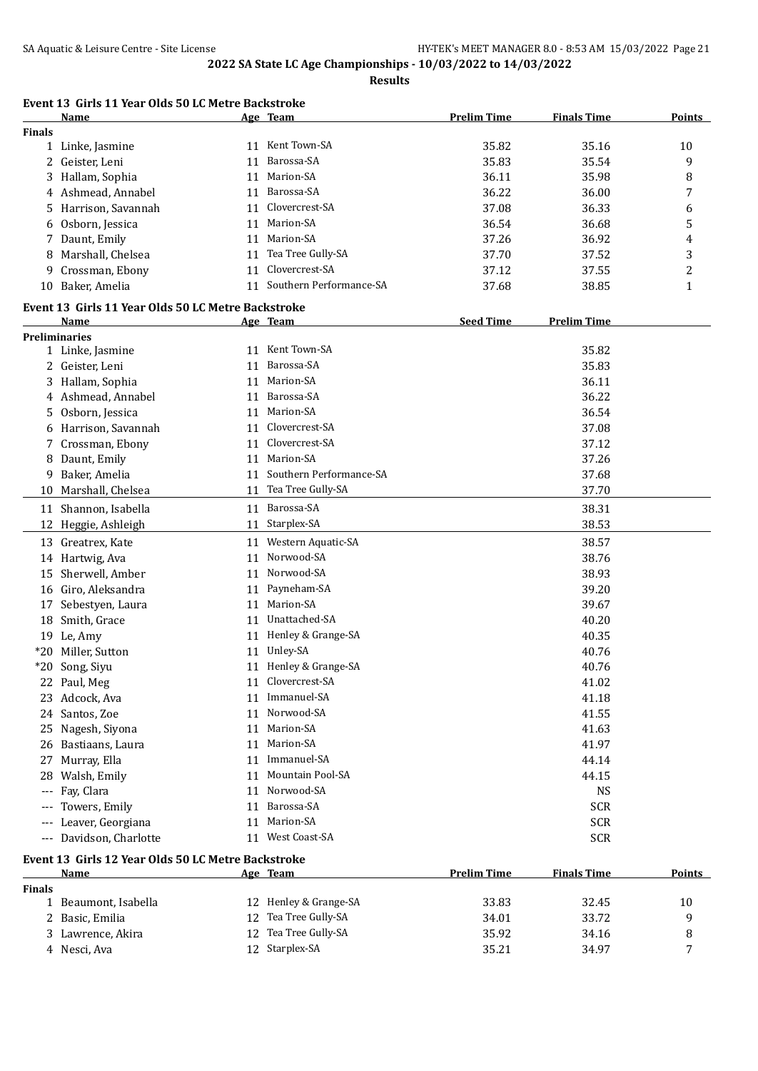## 2022 SA State LC Age Championships - 10/03/2022 to 14/03/2022

**Results**

### Event 13 Girls 11 Year Olds 50 LC Metre Backstroke

| | Name | Age | Team | Prelim Time | Finals Time | Points |
|---|---|---|---|---|---|---|
| **Finals** | | | | | | |
| 1 | Linke, Jasmine | 11 | Kent Town-SA | 35.82 | 35.16 | 10 |
| 2 | Geister, Leni | 11 | Barossa-SA | 35.83 | 35.54 | 9 |
| 3 | Hallam, Sophia | 11 | Marion-SA | 36.11 | 35.98 | 8 |
| 4 | Ashmead, Annabel | 11 | Barossa-SA | 36.22 | 36.00 | 7 |
| 5 | Harrison, Savannah | 11 | Clovercrest-SA | 37.08 | 36.33 | 6 |
| 6 | Osborn, Jessica | 11 | Marion-SA | 36.54 | 36.68 | 5 |
| 7 | Daunt, Emily | 11 | Marion-SA | 37.26 | 36.92 | 4 |
| 8 | Marshall, Chelsea | 11 | Tea Tree Gully-SA | 37.70 | 37.52 | 3 |
| 9 | Crossman, Ebony | 11 | Clovercrest-SA | 37.12 | 37.55 | 2 |
| 10 | Baker, Amelia | 11 | Southern Performance-SA | 37.68 | 38.85 | 1 |

### Event 13 Girls 11 Year Olds 50 LC Metre Backstroke

| | Name | Age | Team | Seed Time | Prelim Time |
|---|---|---|---|---|---|
| **Preliminaries** | | | | | |
| 1 | Linke, Jasmine | 11 | Kent Town-SA | | 35.82 |
| 2 | Geister, Leni | 11 | Barossa-SA | | 35.83 |
| 3 | Hallam, Sophia | 11 | Marion-SA | | 36.11 |
| 4 | Ashmead, Annabel | 11 | Barossa-SA | | 36.22 |
| 5 | Osborn, Jessica | 11 | Marion-SA | | 36.54 |
| 6 | Harrison, Savannah | 11 | Clovercrest-SA | | 37.08 |
| 7 | Crossman, Ebony | 11 | Clovercrest-SA | | 37.12 |
| 8 | Daunt, Emily | 11 | Marion-SA | | 37.26 |
| 9 | Baker, Amelia | 11 | Southern Performance-SA | | 37.68 |
| 10 | Marshall, Chelsea | 11 | Tea Tree Gully-SA | | 37.70 |
| 11 | Shannon, Isabella | 11 | Barossa-SA | | 38.31 |
| 12 | Heggie, Ashleigh | 11 | Starplex-SA | | 38.53 |
| 13 | Greatrex, Kate | 11 | Western Aquatic-SA | | 38.57 |
| 14 | Hartwig, Ava | 11 | Norwood-SA | | 38.76 |
| 15 | Sherwell, Amber | 11 | Norwood-SA | | 38.93 |
| 16 | Giro, Aleksandra | 11 | Payneham-SA | | 39.20 |
| 17 | Sebestyen, Laura | 11 | Marion-SA | | 39.67 |
| 18 | Smith, Grace | 11 | Unattached-SA | | 40.20 |
| 19 | Le, Amy | 11 | Henley & Grange-SA | | 40.35 |
| *20 | Miller, Sutton | 11 | Unley-SA | | 40.76 |
| *20 | Song, Siyu | 11 | Henley & Grange-SA | | 40.76 |
| 22 | Paul, Meg | 11 | Clovercrest-SA | | 41.02 |
| 23 | Adcock, Ava | 11 | Immanuel-SA | | 41.18 |
| 24 | Santos, Zoe | 11 | Norwood-SA | | 41.55 |
| 25 | Nagesh, Siyona | 11 | Marion-SA | | 41.63 |
| 26 | Bastiaans, Laura | 11 | Marion-SA | | 41.97 |
| 27 | Murray, Ella | 11 | Immanuel-SA | | 44.14 |
| 28 | Walsh, Emily | 11 | Mountain Pool-SA | | 44.15 |
| --- | Fay, Clara | 11 | Norwood-SA | | NS |
| --- | Towers, Emily | 11 | Barossa-SA | | SCR |
| --- | Leaver, Georgiana | 11 | Marion-SA | | SCR |
| --- | Davidson, Charlotte | 11 | West Coast-SA | | SCR |

### Event 13 Girls 12 Year Olds 50 LC Metre Backstroke

| | Name | Age | Team | Prelim Time | Finals Time | Points |
|---|---|---|---|---|---|---|
| **Finals** | | | | | | |
| 1 | Beaumont, Isabella | 12 | Henley & Grange-SA | 33.83 | 32.45 | 10 |
| 2 | Basic, Emilia | 12 | Tea Tree Gully-SA | 34.01 | 33.72 | 9 |
| 3 | Lawrence, Akira | 12 | Tea Tree Gully-SA | 35.92 | 34.16 | 8 |
| 4 | Nesci, Ava | 12 | Starplex-SA | 35.21 | 34.97 | 7 |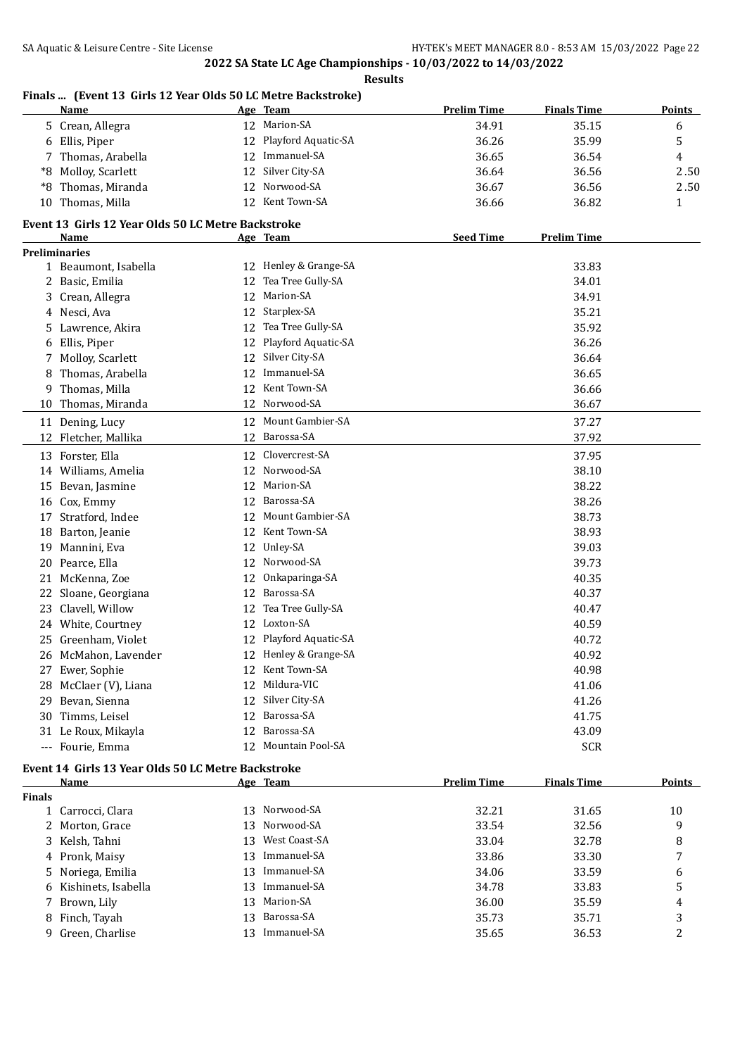## 2022 SA State LC Age Championships - 10/03/2022 to 14/03/2022

**Results**

### Finals ... (Event 13 Girls 12 Year Olds 50 LC Metre Backstroke)

| | Name | Age | Team | Prelim Time | Finals Time | Points |
|---|---|---|---|---|---|---|
| 5 | Crean, Allegra | 12 | Marion-SA | 34.91 | 35.15 | 6 |
| 6 | Ellis, Piper | 12 | Playford Aquatic-SA | 36.26 | 35.99 | 5 |
| 7 | Thomas, Arabella | 12 | Immanuel-SA | 36.65 | 36.54 | 4 |
| *8 | Molloy, Scarlett | 12 | Silver City-SA | 36.64 | 36.56 | 2.50 |
| *8 | Thomas, Miranda | 12 | Norwood-SA | 36.67 | 36.56 | 2.50 |
| 10 | Thomas, Milla | 12 | Kent Town-SA | 36.66 | 36.82 | 1 |

### Event 13 Girls 12 Year Olds 50 LC Metre Backstroke

| | Name | Age | Team | Seed Time | Prelim Time |
|---|---|---|---|---|---|
| **Preliminaries** | | | | | |
| 1 | Beaumont, Isabella | 12 | Henley & Grange-SA | | 33.83 |
| 2 | Basic, Emilia | 12 | Tea Tree Gully-SA | | 34.01 |
| 3 | Crean, Allegra | 12 | Marion-SA | | 34.91 |
| 4 | Nesci, Ava | 12 | Starplex-SA | | 35.21 |
| 5 | Lawrence, Akira | 12 | Tea Tree Gully-SA | | 35.92 |
| 6 | Ellis, Piper | 12 | Playford Aquatic-SA | | 36.26 |
| 7 | Molloy, Scarlett | 12 | Silver City-SA | | 36.64 |
| 8 | Thomas, Arabella | 12 | Immanuel-SA | | 36.65 |
| 9 | Thomas, Milla | 12 | Kent Town-SA | | 36.66 |
| 10 | Thomas, Miranda | 12 | Norwood-SA | | 36.67 |
| 11 | Dening, Lucy | 12 | Mount Gambier-SA | | 37.27 |
| 12 | Fletcher, Mallika | 12 | Barossa-SA | | 37.92 |
| 13 | Forster, Ella | 12 | Clovercrest-SA | | 37.95 |
| 14 | Williams, Amelia | 12 | Norwood-SA | | 38.10 |
| 15 | Bevan, Jasmine | 12 | Marion-SA | | 38.22 |
| 16 | Cox, Emmy | 12 | Barossa-SA | | 38.26 |
| 17 | Stratford, Indee | 12 | Mount Gambier-SA | | 38.73 |
| 18 | Barton, Jeanie | 12 | Kent Town-SA | | 38.93 |
| 19 | Mannini, Eva | 12 | Unley-SA | | 39.03 |
| 20 | Pearce, Ella | 12 | Norwood-SA | | 39.73 |
| 21 | McKenna, Zoe | 12 | Onkaparinga-SA | | 40.35 |
| 22 | Sloane, Georgiana | 12 | Barossa-SA | | 40.37 |
| 23 | Clavell, Willow | 12 | Tea Tree Gully-SA | | 40.47 |
| 24 | White, Courtney | 12 | Loxton-SA | | 40.59 |
| 25 | Greenham, Violet | 12 | Playford Aquatic-SA | | 40.72 |
| 26 | McMahon, Lavender | 12 | Henley & Grange-SA | | 40.92 |
| 27 | Ewer, Sophie | 12 | Kent Town-SA | | 40.98 |
| 28 | McClaer (V), Liana | 12 | Mildura-VIC | | 41.06 |
| 29 | Bevan, Sienna | 12 | Silver City-SA | | 41.26 |
| 30 | Timms, Leisel | 12 | Barossa-SA | | 41.75 |
| 31 | Le Roux, Mikayla | 12 | Barossa-SA | | 43.09 |
| --- | Fourie, Emma | 12 | Mountain Pool-SA | | SCR |

### Event 14 Girls 13 Year Olds 50 LC Metre Backstroke

| | Name | Age | Team | Prelim Time | Finals Time | Points |
|---|---|---|---|---|---|---|
| **Finals** | | | | | | |
| 1 | Carrocci, Clara | 13 | Norwood-SA | 32.21 | 31.65 | 10 |
| 2 | Morton, Grace | 13 | Norwood-SA | 33.54 | 32.56 | 9 |
| 3 | Kelsh, Tahni | 13 | West Coast-SA | 33.04 | 32.78 | 8 |
| 4 | Pronk, Maisy | 13 | Immanuel-SA | 33.86 | 33.30 | 7 |
| 5 | Noriega, Emilia | 13 | Immanuel-SA | 34.06 | 33.59 | 6 |
| 6 | Kishinets, Isabella | 13 | Immanuel-SA | 34.78 | 33.83 | 5 |
| 7 | Brown, Lily | 13 | Marion-SA | 36.00 | 35.59 | 4 |
| 8 | Finch, Tayah | 13 | Barossa-SA | 35.73 | 35.71 | 3 |
| 9 | Green, Charlise | 13 | Immanuel-SA | 35.65 | 36.53 | 2 |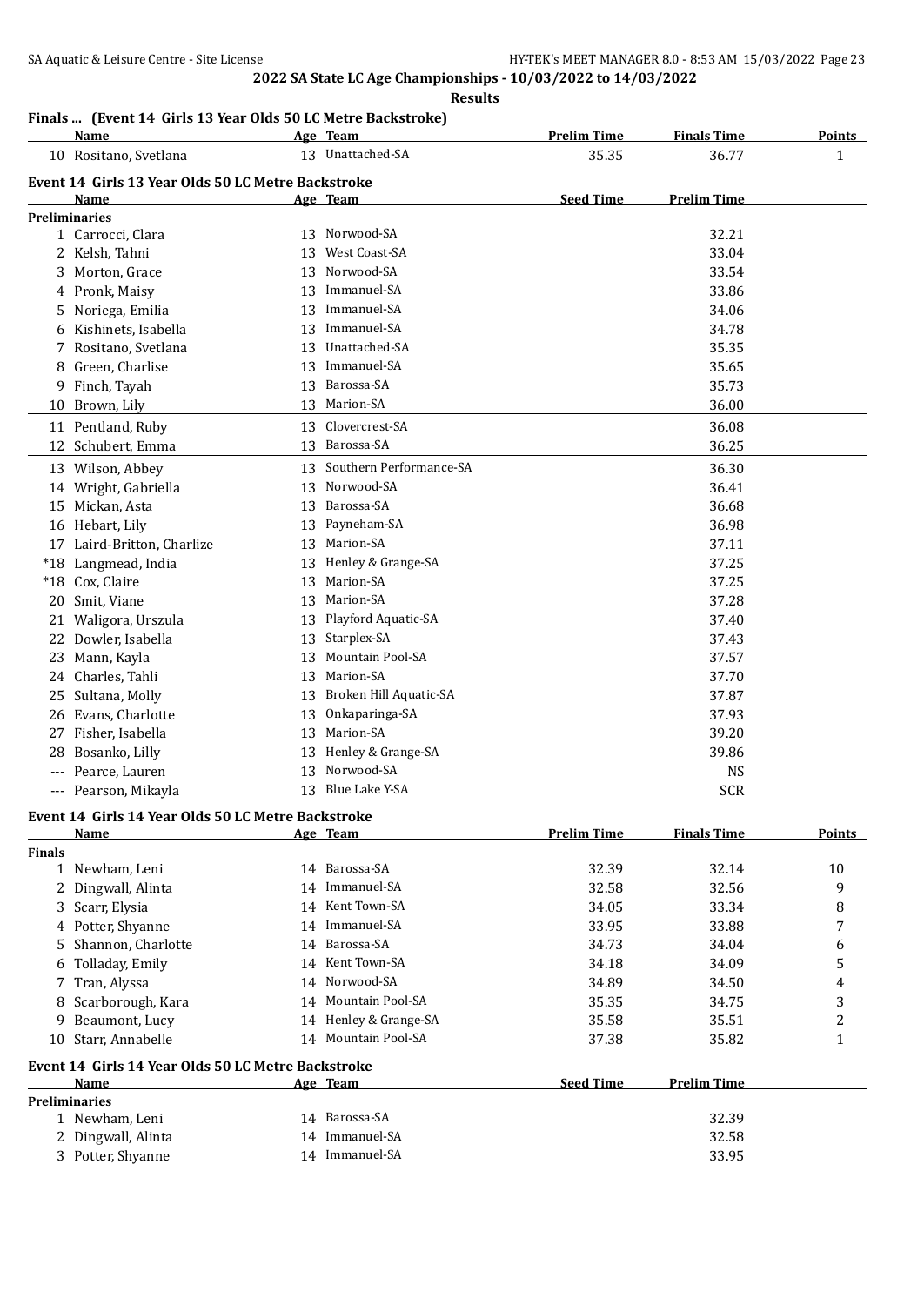**2022 SA State LC Age Championships - 10/03/2022 to 14/03/2022**

**Results**

### Finals ... (Event 14 Girls 13 Year Olds 50 LC Metre Backstroke)

| | Name | Age | Team | Prelim Time | Finals Time | Points |
|---|---|---|---|---|---|---|
| 10 | Rositano, Svetlana | 13 | Unattached-SA | 35.35 | 36.77 | 1 |

### Event 14 Girls 13 Year Olds 50 LC Metre Backstroke

| | Name | Age | Team | Seed Time | Prelim Time |
|---|---|---|---|---|---|
| **Preliminaries** | | | | | |
| 1 | Carrocci, Clara | 13 | Norwood-SA | | 32.21 |
| 2 | Kelsh, Tahni | 13 | West Coast-SA | | 33.04 |
| 3 | Morton, Grace | 13 | Norwood-SA | | 33.54 |
| 4 | Pronk, Maisy | 13 | Immanuel-SA | | 33.86 |
| 5 | Noriega, Emilia | 13 | Immanuel-SA | | 34.06 |
| 6 | Kishinets, Isabella | 13 | Immanuel-SA | | 34.78 |
| 7 | Rositano, Svetlana | 13 | Unattached-SA | | 35.35 |
| 8 | Green, Charlise | 13 | Immanuel-SA | | 35.65 |
| 9 | Finch, Tayah | 13 | Barossa-SA | | 35.73 |
| 10 | Brown, Lily | 13 | Marion-SA | | 36.00 |
| 11 | Pentland, Ruby | 13 | Clovercrest-SA | | 36.08 |
| 12 | Schubert, Emma | 13 | Barossa-SA | | 36.25 |
| 13 | Wilson, Abbey | 13 | Southern Performance-SA | | 36.30 |
| 14 | Wright, Gabriella | 13 | Norwood-SA | | 36.41 |
| 15 | Mickan, Asta | 13 | Barossa-SA | | 36.68 |
| 16 | Hebart, Lily | 13 | Payneham-SA | | 36.98 |
| 17 | Laird-Britton, Charlize | 13 | Marion-SA | | 37.11 |
| *18 | Langmead, India | 13 | Henley & Grange-SA | | 37.25 |
| *18 | Cox, Claire | 13 | Marion-SA | | 37.25 |
| 20 | Smit, Viane | 13 | Marion-SA | | 37.28 |
| 21 | Waligora, Urszula | 13 | Playford Aquatic-SA | | 37.40 |
| 22 | Dowler, Isabella | 13 | Starplex-SA | | 37.43 |
| 23 | Mann, Kayla | 13 | Mountain Pool-SA | | 37.57 |
| 24 | Charles, Tahli | 13 | Marion-SA | | 37.70 |
| 25 | Sultana, Molly | 13 | Broken Hill Aquatic-SA | | 37.87 |
| 26 | Evans, Charlotte | 13 | Onkaparinga-SA | | 37.93 |
| 27 | Fisher, Isabella | 13 | Marion-SA | | 39.20 |
| 28 | Bosanko, Lilly | 13 | Henley & Grange-SA | | 39.86 |
| --- | Pearce, Lauren | 13 | Norwood-SA | | NS |
| --- | Pearson, Mikayla | 13 | Blue Lake Y-SA | | SCR |

### Event 14 Girls 14 Year Olds 50 LC Metre Backstroke

| | Name | Age | Team | Prelim Time | Finals Time | Points |
|---|---|---|---|---|---|---|
| **Finals** | | | | | | |
| 1 | Newham, Leni | 14 | Barossa-SA | 32.39 | 32.14 | 10 |
| 2 | Dingwall, Alinta | 14 | Immanuel-SA | 32.58 | 32.56 | 9 |
| 3 | Scarr, Elysia | 14 | Kent Town-SA | 34.05 | 33.34 | 8 |
| 4 | Potter, Shyanne | 14 | Immanuel-SA | 33.95 | 33.88 | 7 |
| 5 | Shannon, Charlotte | 14 | Barossa-SA | 34.73 | 34.04 | 6 |
| 6 | Tolladay, Emily | 14 | Kent Town-SA | 34.18 | 34.09 | 5 |
| 7 | Tran, Alyssa | 14 | Norwood-SA | 34.89 | 34.50 | 4 |
| 8 | Scarborough, Kara | 14 | Mountain Pool-SA | 35.35 | 34.75 | 3 |
| 9 | Beaumont, Lucy | 14 | Henley & Grange-SA | 35.58 | 35.51 | 2 |
| 10 | Starr, Annabelle | 14 | Mountain Pool-SA | 37.38 | 35.82 | 1 |

### Event 14 Girls 14 Year Olds 50 LC Metre Backstroke

| | Name | Age | Team | Seed Time | Prelim Time |
|---|---|---|---|---|---|
| **Preliminaries** | | | | | |
| 1 | Newham, Leni | 14 | Barossa-SA | | 32.39 |
| 2 | Dingwall, Alinta | 14 | Immanuel-SA | | 32.58 |
| 3 | Potter, Shyanne | 14 | Immanuel-SA | | 33.95 |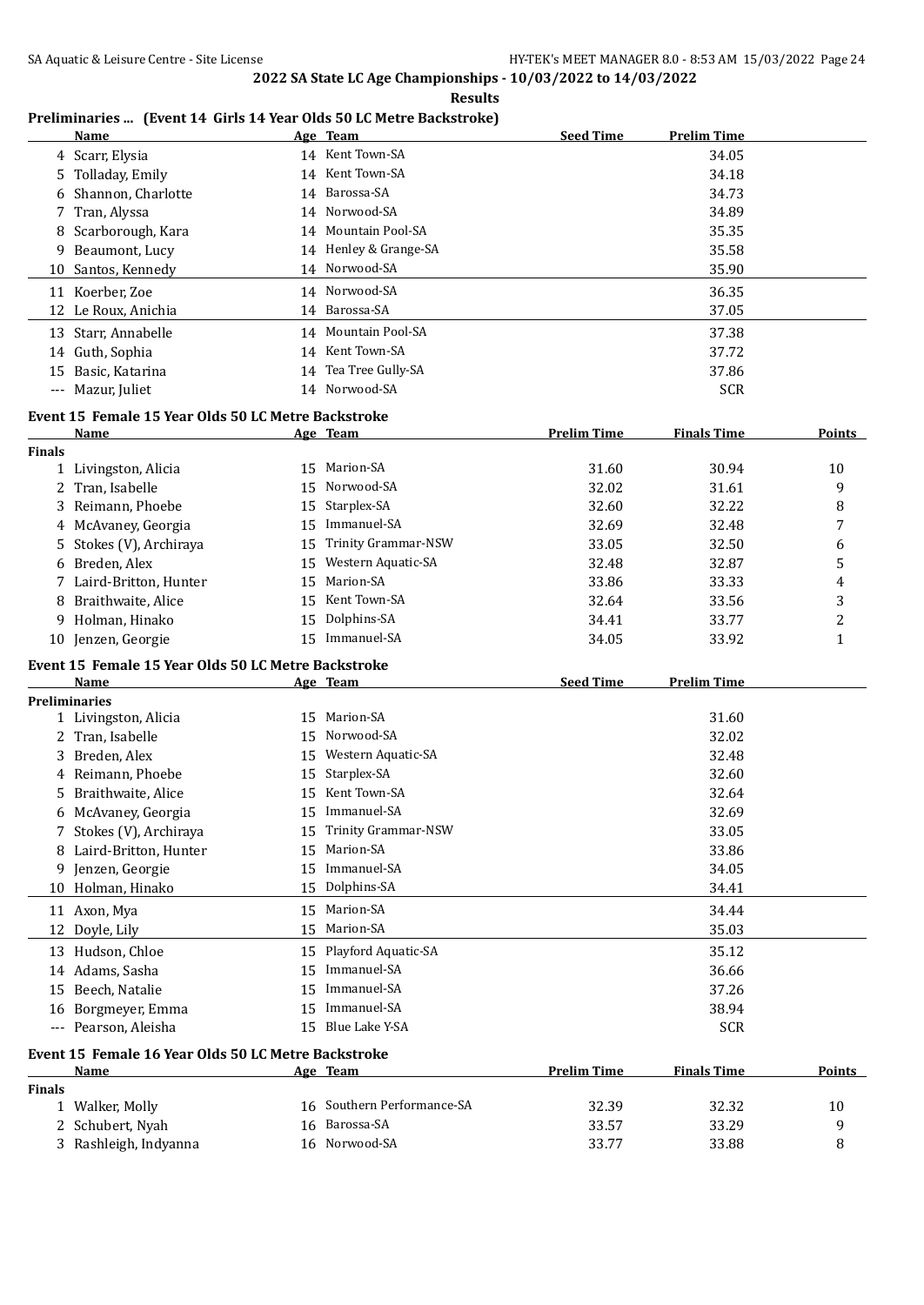## 2022 SA State LC Age Championships - 10/03/2022 to 14/03/2022

**Results**

### Preliminaries ... (Event 14 Girls 14 Year Olds 50 LC Metre Backstroke)

| | Name | Age | Team | Seed Time | Prelim Time |
|---|---|---|---|---|---|
| 4 | Scarr, Elysia | 14 | Kent Town-SA | | 34.05 |
| 5 | Tolladay, Emily | 14 | Kent Town-SA | | 34.18 |
| 6 | Shannon, Charlotte | 14 | Barossa-SA | | 34.73 |
| 7 | Tran, Alyssa | 14 | Norwood-SA | | 34.89 |
| 8 | Scarborough, Kara | 14 | Mountain Pool-SA | | 35.35 |
| 9 | Beaumont, Lucy | 14 | Henley & Grange-SA | | 35.58 |
| 10 | Santos, Kennedy | 14 | Norwood-SA | | 35.90 |
| 11 | Koerber, Zoe | 14 | Norwood-SA | | 36.35 |
| 12 | Le Roux, Anichia | 14 | Barossa-SA | | 37.05 |
| 13 | Starr, Annabelle | 14 | Mountain Pool-SA | | 37.38 |
| 14 | Guth, Sophia | 14 | Kent Town-SA | | 37.72 |
| 15 | Basic, Katarina | 14 | Tea Tree Gully-SA | | 37.86 |
| --- | Mazur, Juliet | 14 | Norwood-SA | | SCR |

### Event 15 Female 15 Year Olds 50 LC Metre Backstroke

| | Name | Age | Team | Prelim Time | Finals Time | Points |
|---|---|---|---|---|---|---|
| **Finals** | | | | | | |
| 1 | Livingston, Alicia | 15 | Marion-SA | 31.60 | 30.94 | 10 |
| 2 | Tran, Isabelle | 15 | Norwood-SA | 32.02 | 31.61 | 9 |
| 3 | Reimann, Phoebe | 15 | Starplex-SA | 32.60 | 32.22 | 8 |
| 4 | McAvaney, Georgia | 15 | Immanuel-SA | 32.69 | 32.48 | 7 |
| 5 | Stokes (V), Archiraya | 15 | Trinity Grammar-NSW | 33.05 | 32.50 | 6 |
| 6 | Breden, Alex | 15 | Western Aquatic-SA | 32.48 | 32.87 | 5 |
| 7 | Laird-Britton, Hunter | 15 | Marion-SA | 33.86 | 33.33 | 4 |
| 8 | Braithwaite, Alice | 15 | Kent Town-SA | 32.64 | 33.56 | 3 |
| 9 | Holman, Hinako | 15 | Dolphins-SA | 34.41 | 33.77 | 2 |
| 10 | Jenzen, Georgie | 15 | Immanuel-SA | 34.05 | 33.92 | 1 |

### Event 15 Female 15 Year Olds 50 LC Metre Backstroke

| | Name | Age | Team | Seed Time | Prelim Time |
|---|---|---|---|---|---|
| **Preliminaries** | | | | | |
| 1 | Livingston, Alicia | 15 | Marion-SA | | 31.60 |
| 2 | Tran, Isabelle | 15 | Norwood-SA | | 32.02 |
| 3 | Breden, Alex | 15 | Western Aquatic-SA | | 32.48 |
| 4 | Reimann, Phoebe | 15 | Starplex-SA | | 32.60 |
| 5 | Braithwaite, Alice | 15 | Kent Town-SA | | 32.64 |
| 6 | McAvaney, Georgia | 15 | Immanuel-SA | | 32.69 |
| 7 | Stokes (V), Archiraya | 15 | Trinity Grammar-NSW | | 33.05 |
| 8 | Laird-Britton, Hunter | 15 | Marion-SA | | 33.86 |
| 9 | Jenzen, Georgie | 15 | Immanuel-SA | | 34.05 |
| 10 | Holman, Hinako | 15 | Dolphins-SA | | 34.41 |
| 11 | Axon, Mya | 15 | Marion-SA | | 34.44 |
| 12 | Doyle, Lily | 15 | Marion-SA | | 35.03 |
| 13 | Hudson, Chloe | 15 | Playford Aquatic-SA | | 35.12 |
| 14 | Adams, Sasha | 15 | Immanuel-SA | | 36.66 |
| 15 | Beech, Natalie | 15 | Immanuel-SA | | 37.26 |
| 16 | Borgmeyer, Emma | 15 | Immanuel-SA | | 38.94 |
| --- | Pearson, Aleisha | 15 | Blue Lake Y-SA | | SCR |

### Event 15 Female 16 Year Olds 50 LC Metre Backstroke

| | Name | Age | Team | Prelim Time | Finals Time | Points |
|---|---|---|---|---|---|---|
| **Finals** | | | | | | |
| 1 | Walker, Molly | 16 | Southern Performance-SA | 32.39 | 32.32 | 10 |
| 2 | Schubert, Nyah | 16 | Barossa-SA | 33.57 | 33.29 | 9 |
| 3 | Rashleigh, Indyanna | 16 | Norwood-SA | 33.77 | 33.88 | 8 |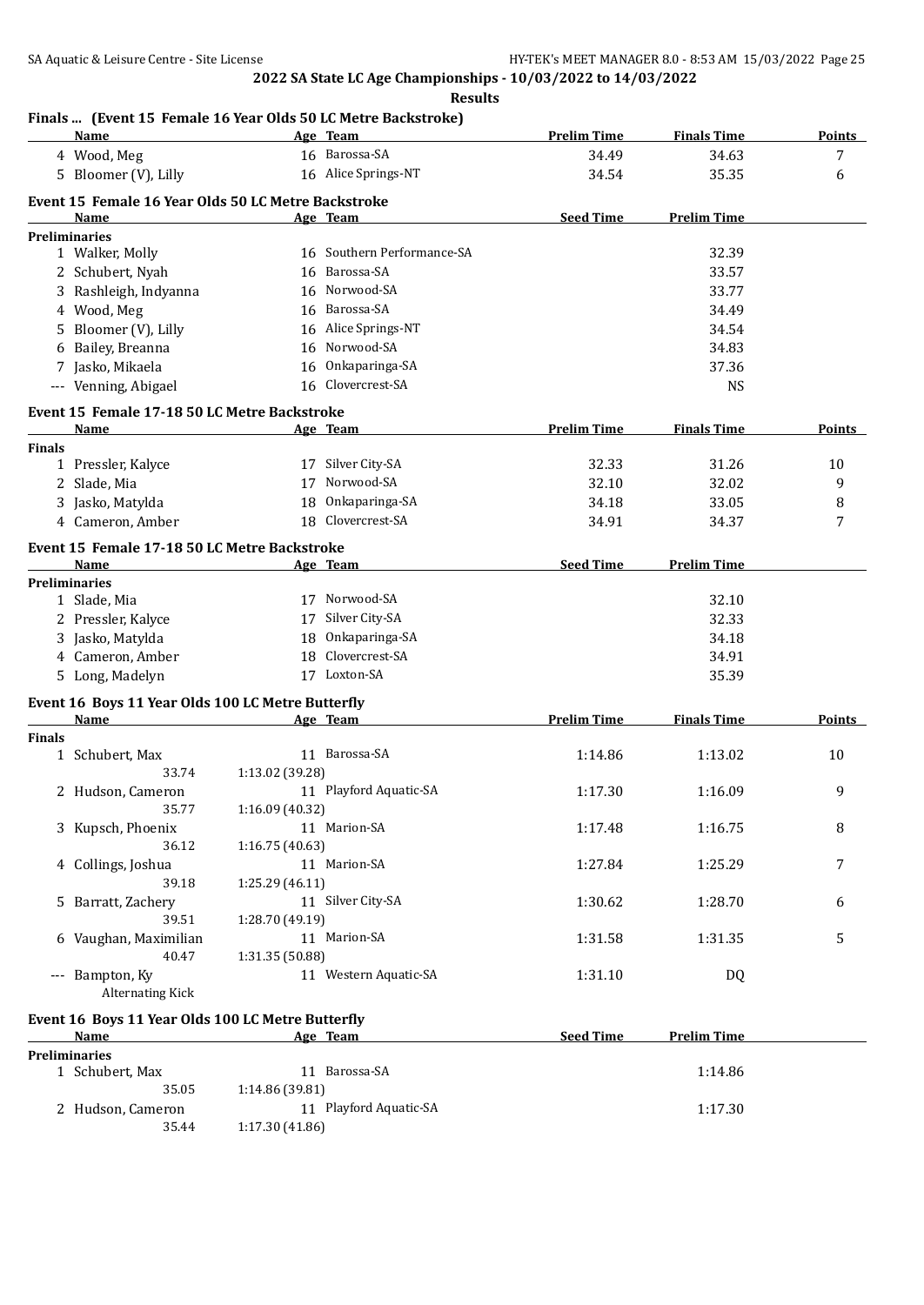## 2022 SA State LC Age Championships - 10/03/2022 to 14/03/2022

### Results

### Finals ... (Event 15 Female 16 Year Olds 50 LC Metre Backstroke)

| | Name | Age | Team | Prelim Time | Finals Time | Points |
|---|---|---|---|---|---|---|
| 4 | Wood, Meg | 16 | Barossa-SA | 34.49 | 34.63 | 7 |
| 5 | Bloomer (V), Lilly | 16 | Alice Springs-NT | 34.54 | 35.35 | 6 |

### Event 15 Female 16 Year Olds 50 LC Metre Backstroke

| | Name | Age | Team | Seed Time | Prelim Time |
|---|---|---|---|---|---|
| **Preliminaries** | | | | | |
| 1 | Walker, Molly | 16 | Southern Performance-SA | | 32.39 |
| 2 | Schubert, Nyah | 16 | Barossa-SA | | 33.57 |
| 3 | Rashleigh, Indyanna | 16 | Norwood-SA | | 33.77 |
| 4 | Wood, Meg | 16 | Barossa-SA | | 34.49 |
| 5 | Bloomer (V), Lilly | 16 | Alice Springs-NT | | 34.54 |
| 6 | Bailey, Breanna | 16 | Norwood-SA | | 34.83 |
| 7 | Jasko, Mikaela | 16 | Onkaparinga-SA | | 37.36 |
| --- | Venning, Abigael | 16 | Clovercrest-SA | | NS |

### Event 15 Female 17-18 50 LC Metre Backstroke

| | Name | Age | Team | Prelim Time | Finals Time | Points |
|---|---|---|---|---|---|---|
| **Finals** | | | | | | |
| 1 | Pressler, Kalyce | 17 | Silver City-SA | 32.33 | 31.26 | 10 |
| 2 | Slade, Mia | 17 | Norwood-SA | 32.10 | 32.02 | 9 |
| 3 | Jasko, Matylda | 18 | Onkaparinga-SA | 34.18 | 33.05 | 8 |
| 4 | Cameron, Amber | 18 | Clovercrest-SA | 34.91 | 34.37 | 7 |

### Event 15 Female 17-18 50 LC Metre Backstroke

| | Name | Age | Team | Seed Time | Prelim Time |
|---|---|---|---|---|---|
| **Preliminaries** | | | | | |
| 1 | Slade, Mia | 17 | Norwood-SA | | 32.10 |
| 2 | Pressler, Kalyce | 17 | Silver City-SA | | 32.33 |
| 3 | Jasko, Matylda | 18 | Onkaparinga-SA | | 34.18 |
| 4 | Cameron, Amber | 18 | Clovercrest-SA | | 34.91 |
| 5 | Long, Madelyn | 17 | Loxton-SA | | 35.39 |

### Event 16 Boys 11 Year Olds 100 LC Metre Butterfly

| | Name | Age | Team | Prelim Time | Finals Time | Points |
|---|---|---|---|---|---|---|
| **Finals** | | | | | | |
| 1 | Schubert, Max | 11 | Barossa-SA | 1:14.86 | 1:13.02 | 10 |
| | 33.74 | 1:13.02 (39.28) | | | | |
| 2 | Hudson, Cameron | 11 | Playford Aquatic-SA | 1:17.30 | 1:16.09 | 9 |
| | 35.77 | 1:16.09 (40.32) | | | | |
| 3 | Kupsch, Phoenix | 11 | Marion-SA | 1:17.48 | 1:16.75 | 8 |
| | 36.12 | 1:16.75 (40.63) | | | | |
| 4 | Collings, Joshua | 11 | Marion-SA | 1:27.84 | 1:25.29 | 7 |
| | 39.18 | 1:25.29 (46.11) | | | | |
| 5 | Barratt, Zachery | 11 | Silver City-SA | 1:30.62 | 1:28.70 | 6 |
| | 39.51 | 1:28.70 (49.19) | | | | |
| 6 | Vaughan, Maximilian | 11 | Marion-SA | 1:31.58 | 1:31.35 | 5 |
| | 40.47 | 1:31.35 (50.88) | | | | |
| --- | Bampton, Ky | 11 | Western Aquatic-SA | 1:31.10 | DQ | |
| | Alternating Kick | | | | | |

### Event 16 Boys 11 Year Olds 100 LC Metre Butterfly

| | Name | Age | Team | Seed Time | Prelim Time |
|---|---|---|---|---|---|
| **Preliminaries** | | | | | |
| 1 | Schubert, Max | 11 | Barossa-SA | | 1:14.86 |
| | 35.05 | 1:14.86 (39.81) | | | |
| 2 | Hudson, Cameron | 11 | Playford Aquatic-SA | | 1:17.30 |
| | 35.44 | 1:17.30 (41.86) | | | |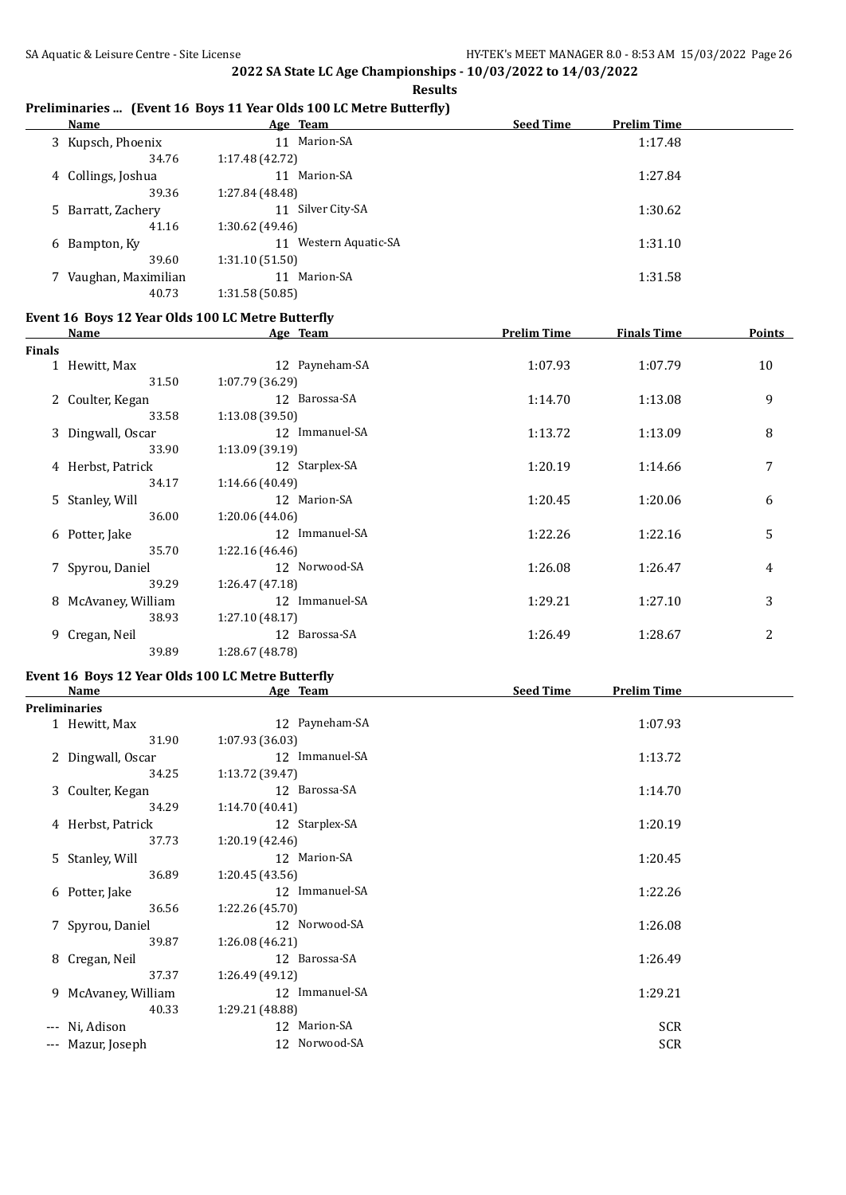## 2022 SA State LC Age Championships - 10/03/2022 to 14/03/2022

**Results**

### Preliminaries ... (Event 16 Boys 11 Year Olds 100 LC Metre Butterfly)

| | Name | Age | Team | Seed Time | Prelim Time |
|---|---|---|---|---|---|
| 3 | Kupsch, Phoenix | 11 | Marion-SA | | 1:17.48 |
| | 34.76 | 1:17.48 (42.72) | | | |
| 4 | Collings, Joshua | 11 | Marion-SA | | 1:27.84 |
| | 39.36 | 1:27.84 (48.48) | | | |
| 5 | Barratt, Zachery | 11 | Silver City-SA | | 1:30.62 |
| | 41.16 | 1:30.62 (49.46) | | | |
| 6 | Bampton, Ky | 11 | Western Aquatic-SA | | 1:31.10 |
| | 39.60 | 1:31.10 (51.50) | | | |
| 7 | Vaughan, Maximilian | 11 | Marion-SA | | 1:31.58 |
| | 40.73 | 1:31.58 (50.85) | | | |

### Event 16 Boys 12 Year Olds 100 LC Metre Butterfly

| | Name | Age | Team | Prelim Time | Finals Time | Points |
|---|---|---|---|---|---|---|
| **Finals** | | | | | | |
| 1 | Hewitt, Max | 12 | Payneham-SA | 1:07.93 | 1:07.79 | 10 |
| | 31.50 | 1:07.79 (36.29) | | | | |
| 2 | Coulter, Kegan | 12 | Barossa-SA | 1:14.70 | 1:13.08 | 9 |
| | 33.58 | 1:13.08 (39.50) | | | | |
| 3 | Dingwall, Oscar | 12 | Immanuel-SA | 1:13.72 | 1:13.09 | 8 |
| | 33.90 | 1:13.09 (39.19) | | | | |
| 4 | Herbst, Patrick | 12 | Starplex-SA | 1:20.19 | 1:14.66 | 7 |
| | 34.17 | 1:14.66 (40.49) | | | | |
| 5 | Stanley, Will | 12 | Marion-SA | 1:20.45 | 1:20.06 | 6 |
| | 36.00 | 1:20.06 (44.06) | | | | |
| 6 | Potter, Jake | 12 | Immanuel-SA | 1:22.26 | 1:22.16 | 5 |
| | 35.70 | 1:22.16 (46.46) | | | | |
| 7 | Spyrou, Daniel | 12 | Norwood-SA | 1:26.08 | 1:26.47 | 4 |
| | 39.29 | 1:26.47 (47.18) | | | | |
| 8 | McAvaney, William | 12 | Immanuel-SA | 1:29.21 | 1:27.10 | 3 |
| | 38.93 | 1:27.10 (48.17) | | | | |
| 9 | Cregan, Neil | 12 | Barossa-SA | 1:26.49 | 1:28.67 | 2 |
| | 39.89 | 1:28.67 (48.78) | | | | |

### Event 16 Boys 12 Year Olds 100 LC Metre Butterfly

| | Name | Age | Team | Seed Time | Prelim Time |
|---|---|---|---|---|---|
| **Preliminaries** | | | | | |
| 1 | Hewitt, Max | 12 | Payneham-SA | | 1:07.93 |
| | 31.90 | 1:07.93 (36.03) | | | |
| 2 | Dingwall, Oscar | 12 | Immanuel-SA | | 1:13.72 |
| | 34.25 | 1:13.72 (39.47) | | | |
| 3 | Coulter, Kegan | 12 | Barossa-SA | | 1:14.70 |
| | 34.29 | 1:14.70 (40.41) | | | |
| 4 | Herbst, Patrick | 12 | Starplex-SA | | 1:20.19 |
| | 37.73 | 1:20.19 (42.46) | | | |
| 5 | Stanley, Will | 12 | Marion-SA | | 1:20.45 |
| | 36.89 | 1:20.45 (43.56) | | | |
| 6 | Potter, Jake | 12 | Immanuel-SA | | 1:22.26 |
| | 36.56 | 1:22.26 (45.70) | | | |
| 7 | Spyrou, Daniel | 12 | Norwood-SA | | 1:26.08 |
| | 39.87 | 1:26.08 (46.21) | | | |
| 8 | Cregan, Neil | 12 | Barossa-SA | | 1:26.49 |
| | 37.37 | 1:26.49 (49.12) | | | |
| 9 | McAvaney, William | 12 | Immanuel-SA | | 1:29.21 |
| | 40.33 | 1:29.21 (48.88) | | | |
| --- | Ni, Adison | 12 | Marion-SA | | SCR |
| --- | Mazur, Joseph | 12 | Norwood-SA | | SCR |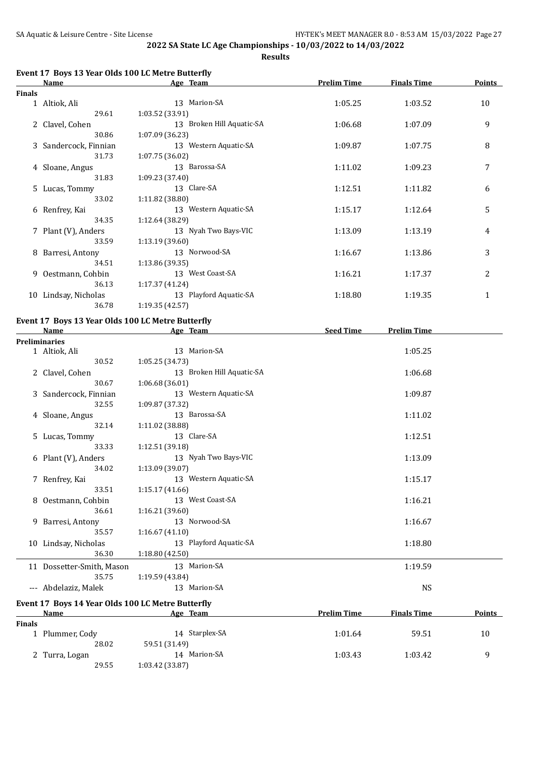## 2022 SA State LC Age Championships - 10/03/2022 to 14/03/2022

### Results

### Event 17 Boys 13 Year Olds 100 LC Metre Butterfly

| | Name | Age | Team | Prelim Time | Finals Time | Points |
|---|---|---|---|---|---|---|
| **Finals** | | | | | | |
| 1 | Altiok, Ali | 13 | Marion-SA | 1:05.25 | 1:03.52 | 10 |
| | 29.61 | 1:03.52 (33.91) | | | | |
| 2 | Clavel, Cohen | 13 | Broken Hill Aquatic-SA | 1:06.68 | 1:07.09 | 9 |
| | 30.86 | 1:07.09 (36.23) | | | | |
| 3 | Sandercock, Finnian | 13 | Western Aquatic-SA | 1:09.87 | 1:07.75 | 8 |
| | 31.73 | 1:07.75 (36.02) | | | | |
| 4 | Sloane, Angus | 13 | Barossa-SA | 1:11.02 | 1:09.23 | 7 |
| | 31.83 | 1:09.23 (37.40) | | | | |
| 5 | Lucas, Tommy | 13 | Clare-SA | 1:12.51 | 1:11.82 | 6 |
| | 33.02 | 1:11.82 (38.80) | | | | |
| 6 | Renfrey, Kai | 13 | Western Aquatic-SA | 1:15.17 | 1:12.64 | 5 |
| | 34.35 | 1:12.64 (38.29) | | | | |
| 7 | Plant (V), Anders | 13 | Nyah Two Bays-VIC | 1:13.09 | 1:13.19 | 4 |
| | 33.59 | 1:13.19 (39.60) | | | | |
| 8 | Barresi, Antony | 13 | Norwood-SA | 1:16.67 | 1:13.86 | 3 |
| | 34.51 | 1:13.86 (39.35) | | | | |
| 9 | Oestmann, Cohbin | 13 | West Coast-SA | 1:16.21 | 1:17.37 | 2 |
| | 36.13 | 1:17.37 (41.24) | | | | |
| 10 | Lindsay, Nicholas | 13 | Playford Aquatic-SA | 1:18.80 | 1:19.35 | 1 |
| | 36.78 | 1:19.35 (42.57) | | | | |

### Event 17 Boys 13 Year Olds 100 LC Metre Butterfly

| | Name | Age | Team | Seed Time | Prelim Time |
|---|---|---|---|---|---|
| **Preliminaries** | | | | | |
| 1 | Altiok, Ali | 13 | Marion-SA | | 1:05.25 |
| | 30.52 | 1:05.25 (34.73) | | | |
| 2 | Clavel, Cohen | 13 | Broken Hill Aquatic-SA | | 1:06.68 |
| | 30.67 | 1:06.68 (36.01) | | | |
| 3 | Sandercock, Finnian | 13 | Western Aquatic-SA | | 1:09.87 |
| | 32.55 | 1:09.87 (37.32) | | | |
| 4 | Sloane, Angus | 13 | Barossa-SA | | 1:11.02 |
| | 32.14 | 1:11.02 (38.88) | | | |
| 5 | Lucas, Tommy | 13 | Clare-SA | | 1:12.51 |
| | 33.33 | 1:12.51 (39.18) | | | |
| 6 | Plant (V), Anders | 13 | Nyah Two Bays-VIC | | 1:13.09 |
| | 34.02 | 1:13.09 (39.07) | | | |
| 7 | Renfrey, Kai | 13 | Western Aquatic-SA | | 1:15.17 |
| | 33.51 | 1:15.17 (41.66) | | | |
| 8 | Oestmann, Cohbin | 13 | West Coast-SA | | 1:16.21 |
| | 36.61 | 1:16.21 (39.60) | | | |
| 9 | Barresi, Antony | 13 | Norwood-SA | | 1:16.67 |
| | 35.57 | 1:16.67 (41.10) | | | |
| 10 | Lindsay, Nicholas | 13 | Playford Aquatic-SA | | 1:18.80 |
| | 36.30 | 1:18.80 (42.50) | | | |
| 11 | Dossetter-Smith, Mason | 13 | Marion-SA | | 1:19.59 |
| | 35.75 | 1:19.59 (43.84) | | | |
| --- | Abdelaziz, Malek | 13 | Marion-SA | | NS |

### Event 17 Boys 14 Year Olds 100 LC Metre Butterfly

| | Name | Age | Team | Prelim Time | Finals Time | Points |
|---|---|---|---|---|---|---|
| **Finals** | | | | | | |
| 1 | Plummer, Cody | 14 | Starplex-SA | 1:01.64 | 59.51 | 10 |
| | 28.02 | 59.51 (31.49) | | | | |
| 2 | Turra, Logan | 14 | Marion-SA | 1:03.43 | 1:03.42 | 9 |
| | 29.55 | 1:03.42 (33.87) | | | | |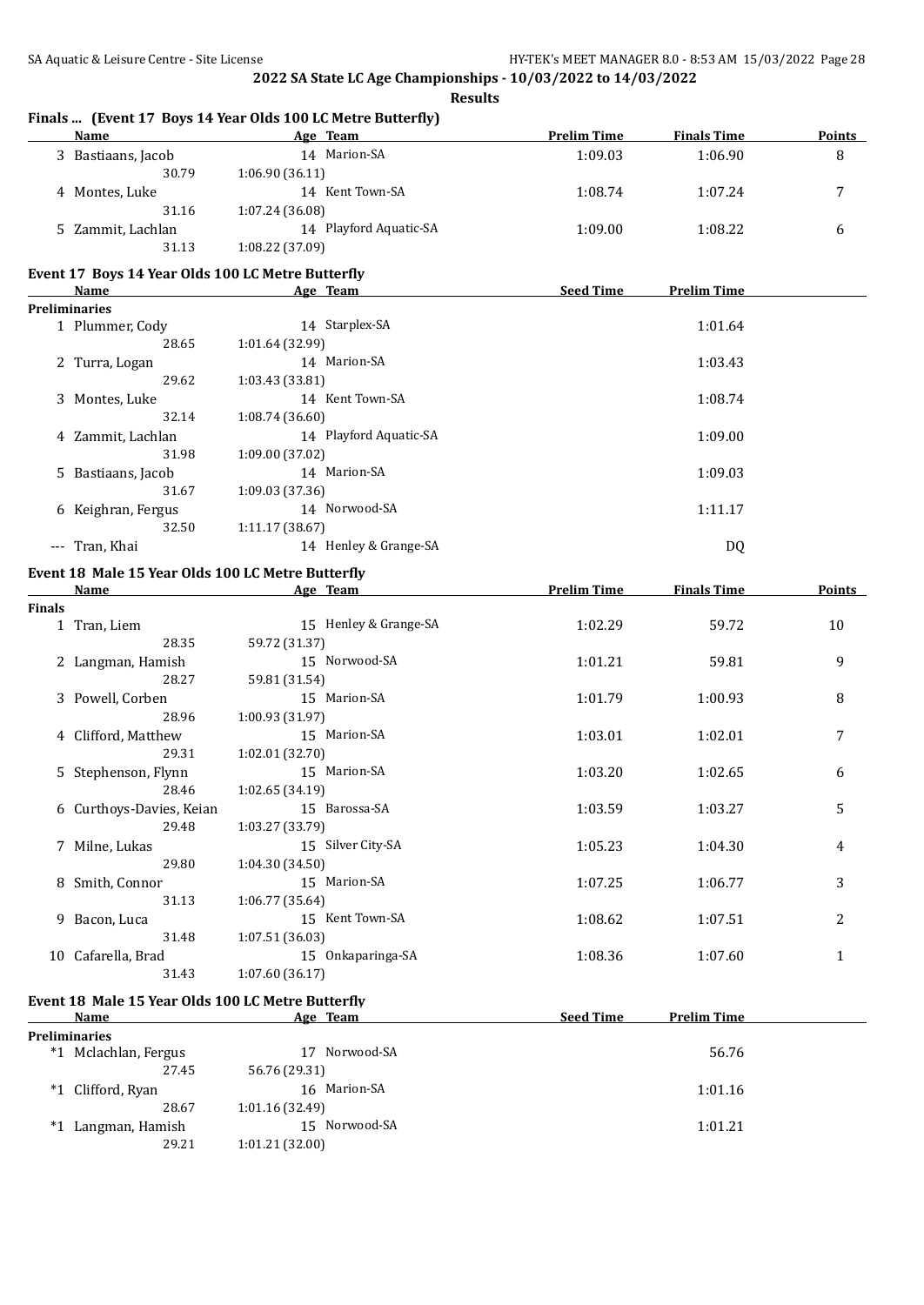2022 SA State LC Age Championships - 10/03/2022 to 14/03/2022

**Results**

### Finals ... (Event 17 Boys 14 Year Olds 100 LC Metre Butterfly)

| | Name | Age | Team | Prelim Time | Finals Time | Points |
|---|---|---|---|---|---|---|
| 3 | Bastiaans, Jacob | 14 | Marion-SA | 1:09.03 | 1:06.90 | 8 |
| | 30.79 | 1:06.90 (36.11) | | | | |
| 4 | Montes, Luke | 14 | Kent Town-SA | 1:08.74 | 1:07.24 | 7 |
| | 31.16 | 1:07.24 (36.08) | | | | |
| 5 | Zammit, Lachlan | 14 | Playford Aquatic-SA | 1:09.00 | 1:08.22 | 6 |
| | 31.13 | 1:08.22 (37.09) | | | | |

### Event 17 Boys 14 Year Olds 100 LC Metre Butterfly

| | Name | Age | Team | Seed Time | Prelim Time |
|---|---|---|---|---|---|
| **Preliminaries** | | | | | |
| 1 | Plummer, Cody | 14 | Starplex-SA | | 1:01.64 |
| | 28.65 | 1:01.64 (32.99) | | | |
| 2 | Turra, Logan | 14 | Marion-SA | | 1:03.43 |
| | 29.62 | 1:03.43 (33.81) | | | |
| 3 | Montes, Luke | 14 | Kent Town-SA | | 1:08.74 |
| | 32.14 | 1:08.74 (36.60) | | | |
| 4 | Zammit, Lachlan | 14 | Playford Aquatic-SA | | 1:09.00 |
| | 31.98 | 1:09.00 (37.02) | | | |
| 5 | Bastiaans, Jacob | 14 | Marion-SA | | 1:09.03 |
| | 31.67 | 1:09.03 (37.36) | | | |
| 6 | Keighran, Fergus | 14 | Norwood-SA | | 1:11.17 |
| | 32.50 | 1:11.17 (38.67) | | | |
| --- | Tran, Khai | 14 | Henley & Grange-SA | | DQ |

### Event 18 Male 15 Year Olds 100 LC Metre Butterfly

| | Name | Age | Team | Prelim Time | Finals Time | Points |
|---|---|---|---|---|---|---|
| **Finals** | | | | | | |
| 1 | Tran, Liem | 15 | Henley & Grange-SA | 1:02.29 | 59.72 | 10 |
| | 28.35 | 59.72 (31.37) | | | | |
| 2 | Langman, Hamish | 15 | Norwood-SA | 1:01.21 | 59.81 | 9 |
| | 28.27 | 59.81 (31.54) | | | | |
| 3 | Powell, Corben | 15 | Marion-SA | 1:01.79 | 1:00.93 | 8 |
| | 28.96 | 1:00.93 (31.97) | | | | |
| 4 | Clifford, Matthew | 15 | Marion-SA | 1:03.01 | 1:02.01 | 7 |
| | 29.31 | 1:02.01 (32.70) | | | | |
| 5 | Stephenson, Flynn | 15 | Marion-SA | 1:03.20 | 1:02.65 | 6 |
| | 28.46 | 1:02.65 (34.19) | | | | |
| 6 | Curthoys-Davies, Keian | 15 | Barossa-SA | 1:03.59 | 1:03.27 | 5 |
| | 29.48 | 1:03.27 (33.79) | | | | |
| 7 | Milne, Lukas | 15 | Silver City-SA | 1:05.23 | 1:04.30 | 4 |
| | 29.80 | 1:04.30 (34.50) | | | | |
| 8 | Smith, Connor | 15 | Marion-SA | 1:07.25 | 1:06.77 | 3 |
| | 31.13 | 1:06.77 (35.64) | | | | |
| 9 | Bacon, Luca | 15 | Kent Town-SA | 1:08.62 | 1:07.51 | 2 |
| | 31.48 | 1:07.51 (36.03) | | | | |
| 10 | Cafarella, Brad | 15 | Onkaparinga-SA | 1:08.36 | 1:07.60 | 1 |
| | 31.43 | 1:07.60 (36.17) | | | | |

### Event 18 Male 15 Year Olds 100 LC Metre Butterfly

| | Name | Age | Team | Seed Time | Prelim Time |
|---|---|---|---|---|---|
| **Preliminaries** | | | | | |
| *1 | Mclachlan, Fergus | 17 | Norwood-SA | | 56.76 |
| | 27.45 | 56.76 (29.31) | | | |
| *1 | Clifford, Ryan | 16 | Marion-SA | | 1:01.16 |
| | 28.67 | 1:01.16 (32.49) | | | |
| *1 | Langman, Hamish | 15 | Norwood-SA | | 1:01.21 |
| | 29.21 | 1:01.21 (32.00) | | | |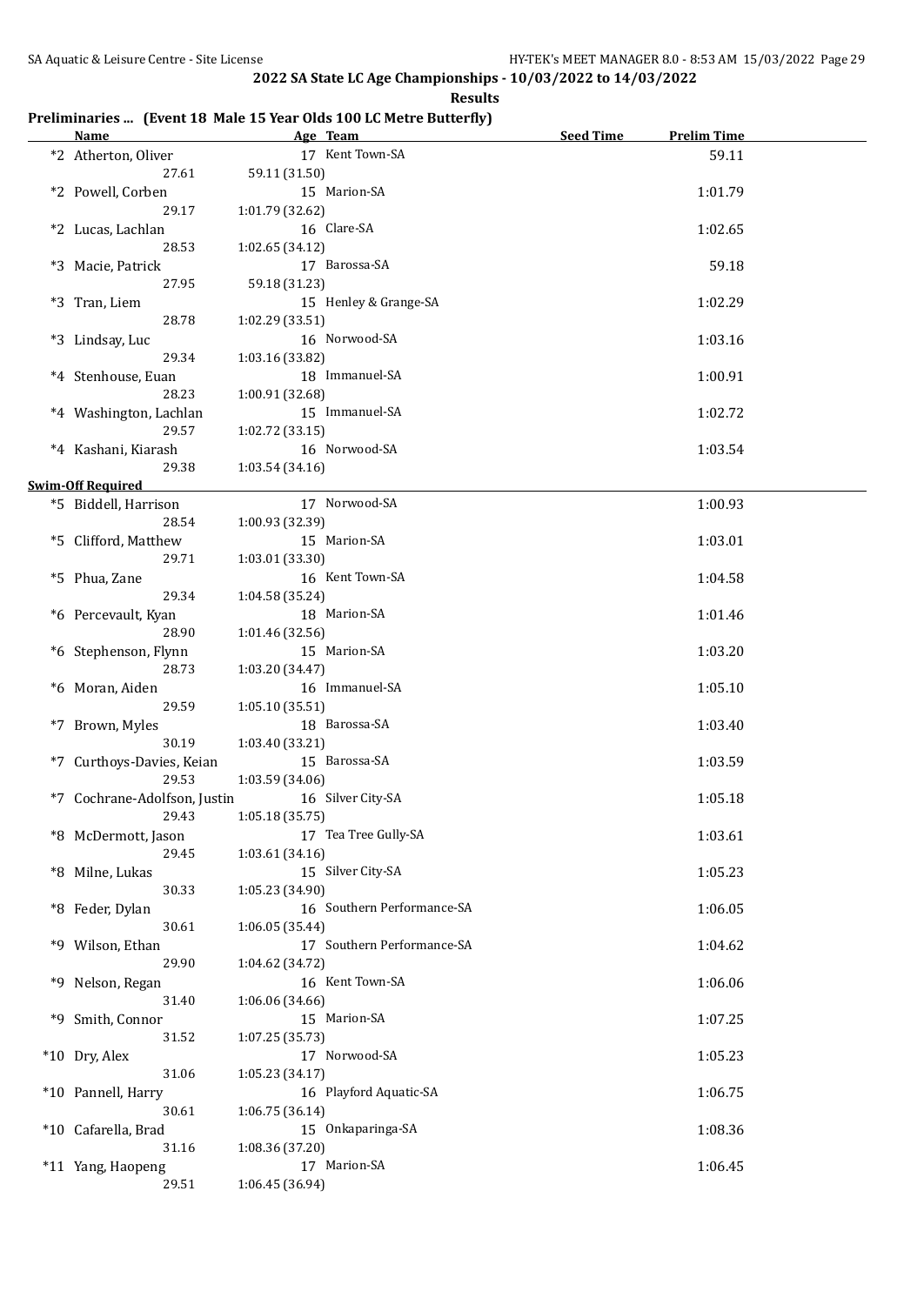## 2022 SA State LC Age Championships - 10/03/2022 to 14/03/2022

**Results**

### Preliminaries ... (Event 18 Male 15 Year Olds 100 LC Metre Butterfly)

| Name | Age | Team | Seed Time | Prelim Time |
|---|---|---|---|---|
| *2 Atherton, Oliver | 17 | Kent Town-SA | | 59.11 |
| 27.61 | 59.11 (31.50) | | | |
| *2 Powell, Corben | 15 | Marion-SA | | 1:01.79 |
| 29.17 | 1:01.79 (32.62) | | | |
| *2 Lucas, Lachlan | 16 | Clare-SA | | 1:02.65 |
| 28.53 | 1:02.65 (34.12) | | | |
| *3 Macie, Patrick | 17 | Barossa-SA | | 59.18 |
| 27.95 | 59.18 (31.23) | | | |
| *3 Tran, Liem | 15 | Henley & Grange-SA | | 1:02.29 |
| 28.78 | 1:02.29 (33.51) | | | |
| *3 Lindsay, Luc | 16 | Norwood-SA | | 1:03.16 |
| 29.34 | 1:03.16 (33.82) | | | |
| *4 Stenhouse, Euan | 18 | Immanuel-SA | | 1:00.91 |
| 28.23 | 1:00.91 (32.68) | | | |
| *4 Washington, Lachlan | 15 | Immanuel-SA | | 1:02.72 |
| 29.57 | 1:02.72 (33.15) | | | |
| *4 Kashani, Kiarash | 16 | Norwood-SA | | 1:03.54 |
| 29.38 | 1:03.54 (34.16) | | | |

**Swim-Off Required**

| Name | Age | Team | Seed Time | Prelim Time |
|---|---|---|---|---|
| *5 Biddell, Harrison | 17 | Norwood-SA | | 1:00.93 |
| 28.54 | 1:00.93 (32.39) | | | |
| *5 Clifford, Matthew | 15 | Marion-SA | | 1:03.01 |
| 29.71 | 1:03.01 (33.30) | | | |
| *5 Phua, Zane | 16 | Kent Town-SA | | 1:04.58 |
| 29.34 | 1:04.58 (35.24) | | | |
| *6 Percevault, Kyan | 18 | Marion-SA | | 1:01.46 |
| 28.90 | 1:01.46 (32.56) | | | |
| *6 Stephenson, Flynn | 15 | Marion-SA | | 1:03.20 |
| 28.73 | 1:03.20 (34.47) | | | |
| *6 Moran, Aiden | 16 | Immanuel-SA | | 1:05.10 |
| 29.59 | 1:05.10 (35.51) | | | |
| *7 Brown, Myles | 18 | Barossa-SA | | 1:03.40 |
| 30.19 | 1:03.40 (33.21) | | | |
| *7 Curthoys-Davies, Keian | 15 | Barossa-SA | | 1:03.59 |
| 29.53 | 1:03.59 (34.06) | | | |
| *7 Cochrane-Adolfson, Justin | 16 | Silver City-SA | | 1:05.18 |
| 29.43 | 1:05.18 (35.75) | | | |
| *8 McDermott, Jason | 17 | Tea Tree Gully-SA | | 1:03.61 |
| 29.45 | 1:03.61 (34.16) | | | |
| *8 Milne, Lukas | 15 | Silver City-SA | | 1:05.23 |
| 30.33 | 1:05.23 (34.90) | | | |
| *8 Feder, Dylan | 16 | Southern Performance-SA | | 1:06.05 |
| 30.61 | 1:06.05 (35.44) | | | |
| *9 Wilson, Ethan | 17 | Southern Performance-SA | | 1:04.62 |
| 29.90 | 1:04.62 (34.72) | | | |
| *9 Nelson, Regan | 16 | Kent Town-SA | | 1:06.06 |
| 31.40 | 1:06.06 (34.66) | | | |
| *9 Smith, Connor | 15 | Marion-SA | | 1:07.25 |
| 31.52 | 1:07.25 (35.73) | | | |
| *10 Dry, Alex | 17 | Norwood-SA | | 1:05.23 |
| 31.06 | 1:05.23 (34.17) | | | |
| *10 Pannell, Harry | 16 | Playford Aquatic-SA | | 1:06.75 |
| 30.61 | 1:06.75 (36.14) | | | |
| *10 Cafarella, Brad | 15 | Onkaparinga-SA | | 1:08.36 |
| 31.16 | 1:08.36 (37.20) | | | |
| *11 Yang, Haopeng | 17 | Marion-SA | | 1:06.45 |
| 29.51 | 1:06.45 (36.94) | | | |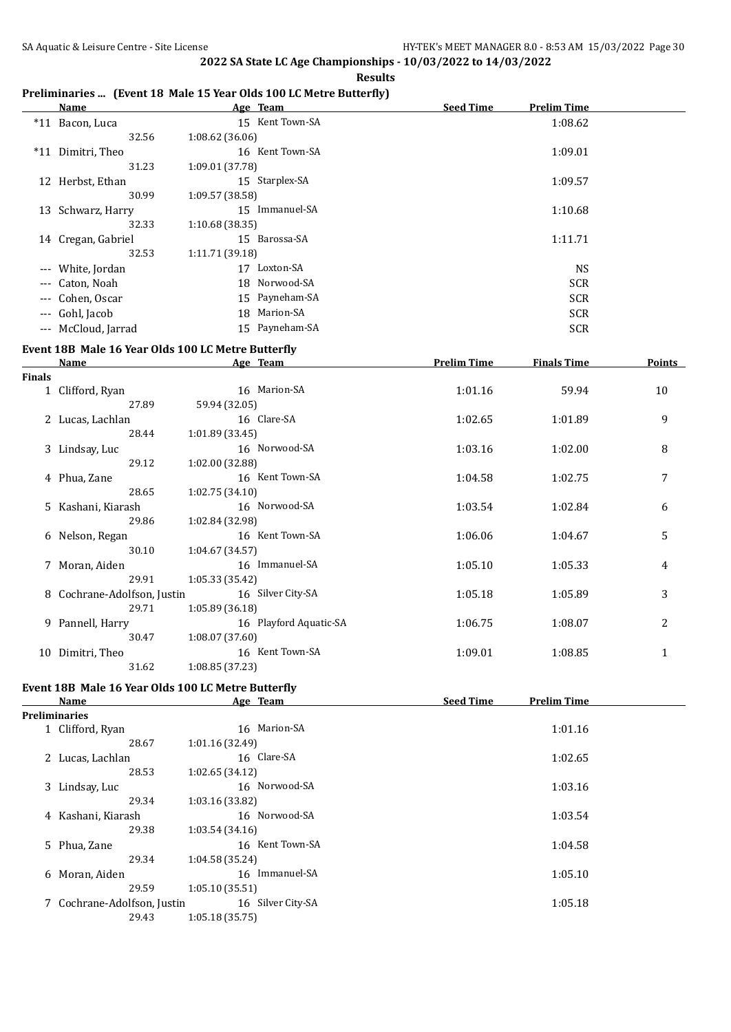## 2022 SA State LC Age Championships - 10/03/2022 to 14/03/2022

**Results**

### Preliminaries ... (Event 18 Male 15 Year Olds 100 LC Metre Butterfly)

| | Name | Age | Team | Seed Time | Prelim Time |
|---|---|---|---|---|---|
| *11 | Bacon, Luca | 15 | Kent Town-SA | | 1:08.62 |
| | 32.56 | 1:08.62 (36.06) | | | |
| *11 | Dimitri, Theo | 16 | Kent Town-SA | | 1:09.01 |
| | 31.23 | 1:09.01 (37.78) | | | |
| 12 | Herbst, Ethan | 15 | Starplex-SA | | 1:09.57 |
| | 30.99 | 1:09.57 (38.58) | | | |
| 13 | Schwarz, Harry | 15 | Immanuel-SA | | 1:10.68 |
| | 32.33 | 1:10.68 (38.35) | | | |
| 14 | Cregan, Gabriel | 15 | Barossa-SA | | 1:11.71 |
| | 32.53 | 1:11.71 (39.18) | | | |
| --- | White, Jordan | 17 | Loxton-SA | | NS |
| --- | Caton, Noah | 18 | Norwood-SA | | SCR |
| --- | Cohen, Oscar | 15 | Payneham-SA | | SCR |
| --- | Gohl, Jacob | 18 | Marion-SA | | SCR |
| --- | McCloud, Jarrad | 15 | Payneham-SA | | SCR |

### Event 18B Male 16 Year Olds 100 LC Metre Butterfly

| | Name | Age | Team | Prelim Time | Finals Time | Points |
|---|---|---|---|---|---|---|
| **Finals** | | | | | | |
| 1 | Clifford, Ryan | 16 | Marion-SA | 1:01.16 | 59.94 | 10 |
| | 27.89 | 59.94 (32.05) | | | | |
| 2 | Lucas, Lachlan | 16 | Clare-SA | 1:02.65 | 1:01.89 | 9 |
| | 28.44 | 1:01.89 (33.45) | | | | |
| 3 | Lindsay, Luc | 16 | Norwood-SA | 1:03.16 | 1:02.00 | 8 |
| | 29.12 | 1:02.00 (32.88) | | | | |
| 4 | Phua, Zane | 16 | Kent Town-SA | 1:04.58 | 1:02.75 | 7 |
| | 28.65 | 1:02.75 (34.10) | | | | |
| 5 | Kashani, Kiarash | 16 | Norwood-SA | 1:03.54 | 1:02.84 | 6 |
| | 29.86 | 1:02.84 (32.98) | | | | |
| 6 | Nelson, Regan | 16 | Kent Town-SA | 1:06.06 | 1:04.67 | 5 |
| | 30.10 | 1:04.67 (34.57) | | | | |
| 7 | Moran, Aiden | 16 | Immanuel-SA | 1:05.10 | 1:05.33 | 4 |
| | 29.91 | 1:05.33 (35.42) | | | | |
| 8 | Cochrane-Adolfson, Justin | 16 | Silver City-SA | 1:05.18 | 1:05.89 | 3 |
| | 29.71 | 1:05.89 (36.18) | | | | |
| 9 | Pannell, Harry | 16 | Playford Aquatic-SA | 1:06.75 | 1:08.07 | 2 |
| | 30.47 | 1:08.07 (37.60) | | | | |
| 10 | Dimitri, Theo | 16 | Kent Town-SA | 1:09.01 | 1:08.85 | 1 |
| | 31.62 | 1:08.85 (37.23) | | | | |

### Event 18B Male 16 Year Olds 100 LC Metre Butterfly

| | Name | Age | Team | Seed Time | Prelim Time |
|---|---|---|---|---|---|
| **Preliminaries** | | | | | |
| 1 | Clifford, Ryan | 16 | Marion-SA | | 1:01.16 |
| | 28.67 | 1:01.16 (32.49) | | | |
| 2 | Lucas, Lachlan | 16 | Clare-SA | | 1:02.65 |
| | 28.53 | 1:02.65 (34.12) | | | |
| 3 | Lindsay, Luc | 16 | Norwood-SA | | 1:03.16 |
| | 29.34 | 1:03.16 (33.82) | | | |
| 4 | Kashani, Kiarash | 16 | Norwood-SA | | 1:03.54 |
| | 29.38 | 1:03.54 (34.16) | | | |
| 5 | Phua, Zane | 16 | Kent Town-SA | | 1:04.58 |
| | 29.34 | 1:04.58 (35.24) | | | |
| 6 | Moran, Aiden | 16 | Immanuel-SA | | 1:05.10 |
| | 29.59 | 1:05.10 (35.51) | | | |
| 7 | Cochrane-Adolfson, Justin | 16 | Silver City-SA | | 1:05.18 |
| | 29.43 | 1:05.18 (35.75) | | | |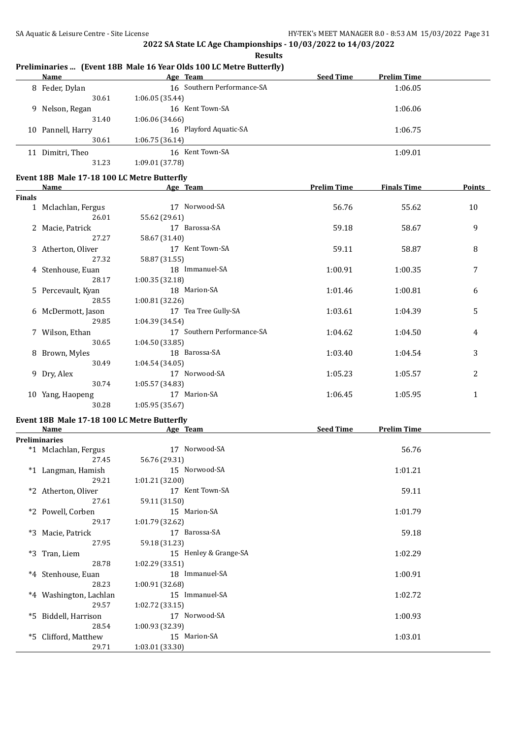## 2022 SA State LC Age Championships - 10/03/2022 to 14/03/2022

**Results**

### Preliminaries ... (Event 18B Male 16 Year Olds 100 LC Metre Butterfly)

| | Name | Age | Team | Seed Time | Prelim Time |
|---|---|---|---|---|---|
| 8 | Feder, Dylan | 16 | Southern Performance-SA | | 1:06.05 |
| | 30.61 | 1:06.05 (35.44) | | | |
| 9 | Nelson, Regan | 16 | Kent Town-SA | | 1:06.06 |
| | 31.40 | 1:06.06 (34.66) | | | |
| 10 | Pannell, Harry | 16 | Playford Aquatic-SA | | 1:06.75 |
| | 30.61 | 1:06.75 (36.14) | | | |
| 11 | Dimitri, Theo | 16 | Kent Town-SA | | 1:09.01 |
| | 31.23 | 1:09.01 (37.78) | | | |

### Event 18B Male 17-18 100 LC Metre Butterfly

| | Name | Age | Team | Prelim Time | Finals Time | Points |
|---|---|---|---|---|---|---|
| **Finals** | | | | | | |
| 1 | Mclachlan, Fergus | 17 | Norwood-SA | 56.76 | 55.62 | 10 |
| | 26.01 | 55.62 (29.61) | | | | |
| 2 | Macie, Patrick | 17 | Barossa-SA | 59.18 | 58.67 | 9 |
| | 27.27 | 58.67 (31.40) | | | | |
| 3 | Atherton, Oliver | 17 | Kent Town-SA | 59.11 | 58.87 | 8 |
| | 27.32 | 58.87 (31.55) | | | | |
| 4 | Stenhouse, Euan | 18 | Immanuel-SA | 1:00.91 | 1:00.35 | 7 |
| | 28.17 | 1:00.35 (32.18) | | | | |
| 5 | Percevault, Kyan | 18 | Marion-SA | 1:01.46 | 1:00.81 | 6 |
| | 28.55 | 1:00.81 (32.26) | | | | |
| 6 | McDermott, Jason | 17 | Tea Tree Gully-SA | 1:03.61 | 1:04.39 | 5 |
| | 29.85 | 1:04.39 (34.54) | | | | |
| 7 | Wilson, Ethan | 17 | Southern Performance-SA | 1:04.62 | 1:04.50 | 4 |
| | 30.65 | 1:04.50 (33.85) | | | | |
| 8 | Brown, Myles | 18 | Barossa-SA | 1:03.40 | 1:04.54 | 3 |
| | 30.49 | 1:04.54 (34.05) | | | | |
| 9 | Dry, Alex | 17 | Norwood-SA | 1:05.23 | 1:05.57 | 2 |
| | 30.74 | 1:05.57 (34.83) | | | | |
| 10 | Yang, Haopeng | 17 | Marion-SA | 1:06.45 | 1:05.95 | 1 |
| | 30.28 | 1:05.95 (35.67) | | | | |

### Event 18B Male 17-18 100 LC Metre Butterfly

| | Name | Age | Team | Seed Time | Prelim Time |
|---|---|---|---|---|---|
| **Preliminaries** | | | | | |
| *1 | Mclachlan, Fergus | 17 | Norwood-SA | | 56.76 |
| | 27.45 | 56.76 (29.31) | | | |
| *1 | Langman, Hamish | 15 | Norwood-SA | | 1:01.21 |
| | 29.21 | 1:01.21 (32.00) | | | |
| *2 | Atherton, Oliver | 17 | Kent Town-SA | | 59.11 |
| | 27.61 | 59.11 (31.50) | | | |
| *2 | Powell, Corben | 15 | Marion-SA | | 1:01.79 |
| | 29.17 | 1:01.79 (32.62) | | | |
| *3 | Macie, Patrick | 17 | Barossa-SA | | 59.18 |
| | 27.95 | 59.18 (31.23) | | | |
| *3 | Tran, Liem | 15 | Henley & Grange-SA | | 1:02.29 |
| | 28.78 | 1:02.29 (33.51) | | | |
| *4 | Stenhouse, Euan | 18 | Immanuel-SA | | 1:00.91 |
| | 28.23 | 1:00.91 (32.68) | | | |
| *4 | Washington, Lachlan | 15 | Immanuel-SA | | 1:02.72 |
| | 29.57 | 1:02.72 (33.15) | | | |
| *5 | Biddell, Harrison | 17 | Norwood-SA | | 1:00.93 |
| | 28.54 | 1:00.93 (32.39) | | | |
| *5 | Clifford, Matthew | 15 | Marion-SA | | 1:03.01 |
| | 29.71 | 1:03.01 (33.30) | | | |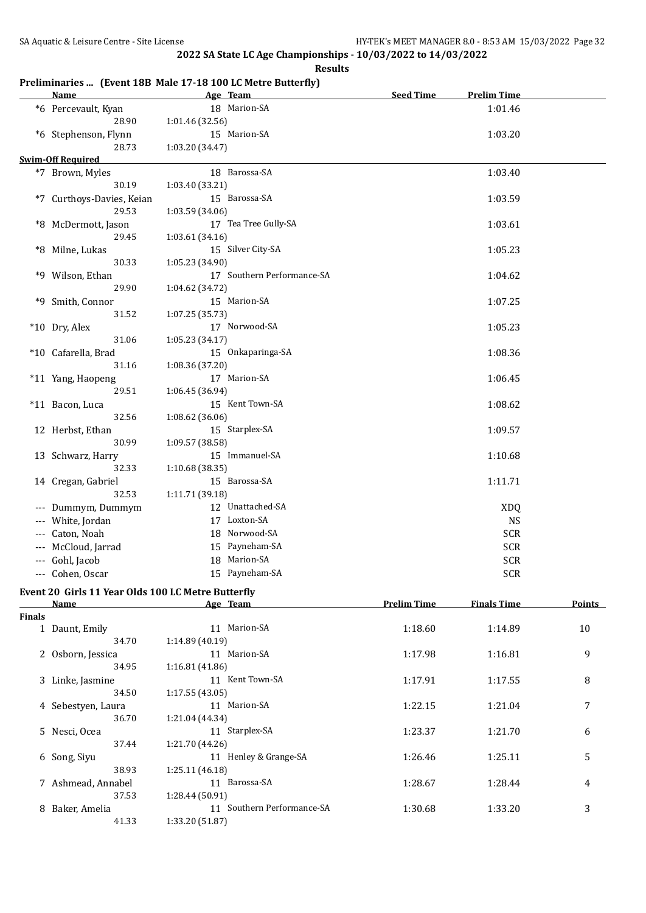**2022 SA State LC Age Championships - 10/03/2022 to 14/03/2022**

**Results**

### Preliminaries ... (Event 18B Male 17-18 100 LC Metre Butterfly)

| | Name | Age | Team | Seed Time | Prelim Time |
|---|---|---|---|---|---|
| *6 | Percevault, Kyan | 18 | Marion-SA | | 1:01.46 |
| | 28.90 | 1:01.46 (32.56) | | | |
| *6 | Stephenson, Flynn | 15 | Marion-SA | | 1:03.20 |
| | 28.73 | 1:03.20 (34.47) | | | |
| **Swim-Off Required** | | | | | |
| *7 | Brown, Myles | 18 | Barossa-SA | | 1:03.40 |
| | 30.19 | 1:03.40 (33.21) | | | |
| *7 | Curthoys-Davies, Keian | 15 | Barossa-SA | | 1:03.59 |
| | 29.53 | 1:03.59 (34.06) | | | |
| *8 | McDermott, Jason | 17 | Tea Tree Gully-SA | | 1:03.61 |
| | 29.45 | 1:03.61 (34.16) | | | |
| *8 | Milne, Lukas | 15 | Silver City-SA | | 1:05.23 |
| | 30.33 | 1:05.23 (34.90) | | | |
| *9 | Wilson, Ethan | 17 | Southern Performance-SA | | 1:04.62 |
| | 29.90 | 1:04.62 (34.72) | | | |
| *9 | Smith, Connor | 15 | Marion-SA | | 1:07.25 |
| | 31.52 | 1:07.25 (35.73) | | | |
| *10 | Dry, Alex | 17 | Norwood-SA | | 1:05.23 |
| | 31.06 | 1:05.23 (34.17) | | | |
| *10 | Cafarella, Brad | 15 | Onkaparinga-SA | | 1:08.36 |
| | 31.16 | 1:08.36 (37.20) | | | |
| *11 | Yang, Haopeng | 17 | Marion-SA | | 1:06.45 |
| | 29.51 | 1:06.45 (36.94) | | | |
| *11 | Bacon, Luca | 15 | Kent Town-SA | | 1:08.62 |
| | 32.56 | 1:08.62 (36.06) | | | |
| 12 | Herbst, Ethan | 15 | Starplex-SA | | 1:09.57 |
| | 30.99 | 1:09.57 (38.58) | | | |
| 13 | Schwarz, Harry | 15 | Immanuel-SA | | 1:10.68 |
| | 32.33 | 1:10.68 (38.35) | | | |
| 14 | Cregan, Gabriel | 15 | Barossa-SA | | 1:11.71 |
| | 32.53 | 1:11.71 (39.18) | | | |
| --- | Dummym, Dummym | 12 | Unattached-SA | | XDQ |
| --- | White, Jordan | 17 | Loxton-SA | | NS |
| --- | Caton, Noah | 18 | Norwood-SA | | SCR |
| --- | McCloud, Jarrad | 15 | Payneham-SA | | SCR |
| --- | Gohl, Jacob | 18 | Marion-SA | | SCR |
| --- | Cohen, Oscar | 15 | Payneham-SA | | SCR |

### Event 20 Girls 11 Year Olds 100 LC Metre Butterfly

| | Name | Age | Team | Prelim Time | Finals Time | Points |
|---|---|---|---|---|---|---|
| **Finals** | | | | | | |
| 1 | Daunt, Emily | 11 | Marion-SA | 1:18.60 | 1:14.89 | 10 |
| | 34.70 | 1:14.89 (40.19) | | | | |
| 2 | Osborn, Jessica | 11 | Marion-SA | 1:17.98 | 1:16.81 | 9 |
| | 34.95 | 1:16.81 (41.86) | | | | |
| 3 | Linke, Jasmine | 11 | Kent Town-SA | 1:17.91 | 1:17.55 | 8 |
| | 34.50 | 1:17.55 (43.05) | | | | |
| 4 | Sebestyen, Laura | 11 | Marion-SA | 1:22.15 | 1:21.04 | 7 |
| | 36.70 | 1:21.04 (44.34) | | | | |
| 5 | Nesci, Ocea | 11 | Starplex-SA | 1:23.37 | 1:21.70 | 6 |
| | 37.44 | 1:21.70 (44.26) | | | | |
| 6 | Song, Siyu | 11 | Henley & Grange-SA | 1:26.46 | 1:25.11 | 5 |
| | 38.93 | 1:25.11 (46.18) | | | | |
| 7 | Ashmead, Annabel | 11 | Barossa-SA | 1:28.67 | 1:28.44 | 4 |
| | 37.53 | 1:28.44 (50.91) | | | | |
| 8 | Baker, Amelia | 11 | Southern Performance-SA | 1:30.68 | 1:33.20 | 3 |
| | 41.33 | 1:33.20 (51.87) | | | | |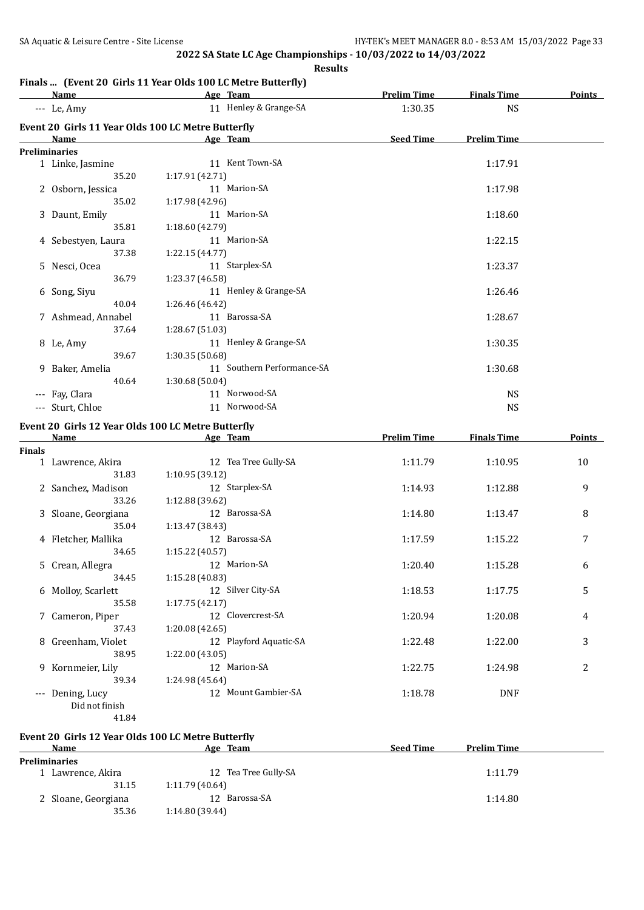## 2022 SA State LC Age Championships - 10/03/2022 to 14/03/2022

**Results**

### Finals ... (Event 20 Girls 11 Year Olds 100 LC Metre Butterfly)

| Name | Age | Team | Prelim Time | Finals Time | Points |
|---|---|---|---|---|---|
| --- Le, Amy | 11 | Henley & Grange-SA | 1:30.35 | NS | |

### Event 20 Girls 11 Year Olds 100 LC Metre Butterfly

| Name | Age | Team | Seed Time | Prelim Time |
|---|---|---|---|---|
| **Preliminaries** | | | | |
| 1 Linke, Jasmine | 11 | Kent Town-SA | | 1:17.91 |
| 35.20 | 1:17.91 (42.71) | | | |
| 2 Osborn, Jessica | 11 | Marion-SA | | 1:17.98 |
| 35.02 | 1:17.98 (42.96) | | | |
| 3 Daunt, Emily | 11 | Marion-SA | | 1:18.60 |
| 35.81 | 1:18.60 (42.79) | | | |
| 4 Sebestyen, Laura | 11 | Marion-SA | | 1:22.15 |
| 37.38 | 1:22.15 (44.77) | | | |
| 5 Nesci, Ocea | 11 | Starplex-SA | | 1:23.37 |
| 36.79 | 1:23.37 (46.58) | | | |
| 6 Song, Siyu | 11 | Henley & Grange-SA | | 1:26.46 |
| 40.04 | 1:26.46 (46.42) | | | |
| 7 Ashmead, Annabel | 11 | Barossa-SA | | 1:28.67 |
| 37.64 | 1:28.67 (51.03) | | | |
| 8 Le, Amy | 11 | Henley & Grange-SA | | 1:30.35 |
| 39.67 | 1:30.35 (50.68) | | | |
| 9 Baker, Amelia | 11 | Southern Performance-SA | | 1:30.68 |
| 40.64 | 1:30.68 (50.04) | | | |
| --- Fay, Clara | 11 | Norwood-SA | | NS |
| --- Sturt, Chloe | 11 | Norwood-SA | | NS |

### Event 20 Girls 12 Year Olds 100 LC Metre Butterfly

| Name | Age | Team | Prelim Time | Finals Time | Points |
|---|---|---|---|---|---|
| **Finals** | | | | | |
| 1 Lawrence, Akira | 12 | Tea Tree Gully-SA | 1:11.79 | 1:10.95 | 10 |
| 31.83 | 1:10.95 (39.12) | | | | |
| 2 Sanchez, Madison | 12 | Starplex-SA | 1:14.93 | 1:12.88 | 9 |
| 33.26 | 1:12.88 (39.62) | | | | |
| 3 Sloane, Georgiana | 12 | Barossa-SA | 1:14.80 | 1:13.47 | 8 |
| 35.04 | 1:13.47 (38.43) | | | | |
| 4 Fletcher, Mallika | 12 | Barossa-SA | 1:17.59 | 1:15.22 | 7 |
| 34.65 | 1:15.22 (40.57) | | | | |
| 5 Crean, Allegra | 12 | Marion-SA | 1:20.40 | 1:15.28 | 6 |
| 34.45 | 1:15.28 (40.83) | | | | |
| 6 Molloy, Scarlett | 12 | Silver City-SA | 1:18.53 | 1:17.75 | 5 |
| 35.58 | 1:17.75 (42.17) | | | | |
| 7 Cameron, Piper | 12 | Clovercrest-SA | 1:20.94 | 1:20.08 | 4 |
| 37.43 | 1:20.08 (42.65) | | | | |
| 8 Greenham, Violet | 12 | Playford Aquatic-SA | 1:22.48 | 1:22.00 | 3 |
| 38.95 | 1:22.00 (43.05) | | | | |
| 9 Kornmeier, Lily | 12 | Marion-SA | 1:22.75 | 1:24.98 | 2 |
| 39.34 | 1:24.98 (45.64) | | | | |
| --- Dening, Lucy | 12 | Mount Gambier-SA | 1:18.78 | DNF | |
| Did not finish | | | | | |
| 41.84 | | | | | |

### Event 20 Girls 12 Year Olds 100 LC Metre Butterfly

| Name | Age | Team | Seed Time | Prelim Time |
|---|---|---|---|---|
| **Preliminaries** | | | | |
| 1 Lawrence, Akira | 12 | Tea Tree Gully-SA | | 1:11.79 |
| 31.15 | 1:11.79 (40.64) | | | |
| 2 Sloane, Georgiana | 12 | Barossa-SA | | 1:14.80 |
| 35.36 | 1:14.80 (39.44) | | | |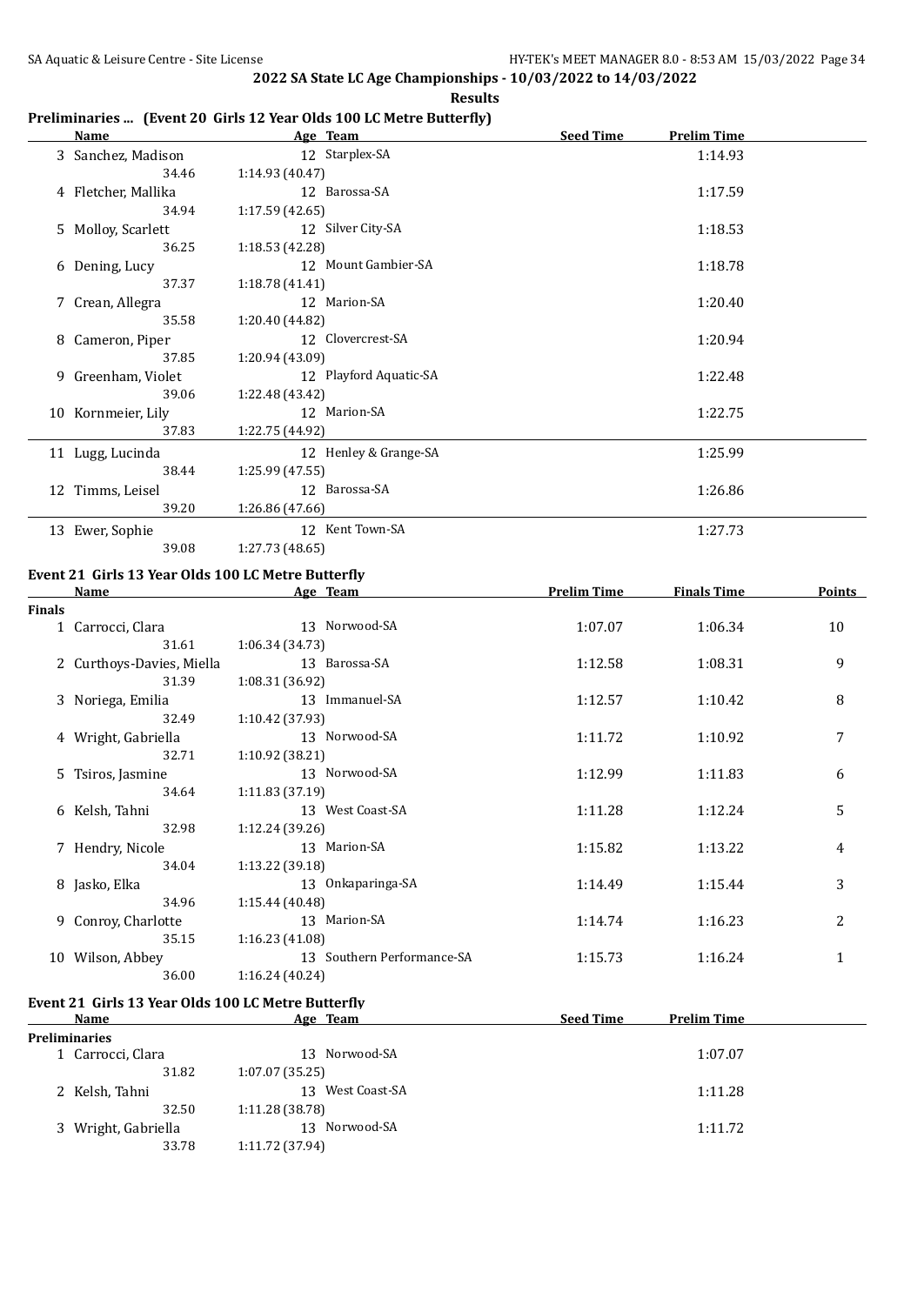## 2022 SA State LC Age Championships - 10/03/2022 to 14/03/2022

**Results**

### Preliminaries ... (Event 20 Girls 12 Year Olds 100 LC Metre Butterfly)

| | Name | Age | Team | Seed Time | Prelim Time |
|---|---|---|---|---|---|
| 3 | Sanchez, Madison | 12 | Starplex-SA | | 1:14.93 |
| | 34.46 | 1:14.93 (40.47) | | | |
| 4 | Fletcher, Mallika | 12 | Barossa-SA | | 1:17.59 |
| | 34.94 | 1:17.59 (42.65) | | | |
| 5 | Molloy, Scarlett | 12 | Silver City-SA | | 1:18.53 |
| | 36.25 | 1:18.53 (42.28) | | | |
| 6 | Dening, Lucy | 12 | Mount Gambier-SA | | 1:18.78 |
| | 37.37 | 1:18.78 (41.41) | | | |
| 7 | Crean, Allegra | 12 | Marion-SA | | 1:20.40 |
| | 35.58 | 1:20.40 (44.82) | | | |
| 8 | Cameron, Piper | 12 | Clovercrest-SA | | 1:20.94 |
| | 37.85 | 1:20.94 (43.09) | | | |
| 9 | Greenham, Violet | 12 | Playford Aquatic-SA | | 1:22.48 |
| | 39.06 | 1:22.48 (43.42) | | | |
| 10 | Kornmeier, Lily | 12 | Marion-SA | | 1:22.75 |
| | 37.83 | 1:22.75 (44.92) | | | |
| 11 | Lugg, Lucinda | 12 | Henley & Grange-SA | | 1:25.99 |
| | 38.44 | 1:25.99 (47.55) | | | |
| 12 | Timms, Leisel | 12 | Barossa-SA | | 1:26.86 |
| | 39.20 | 1:26.86 (47.66) | | | |
| 13 | Ewer, Sophie | 12 | Kent Town-SA | | 1:27.73 |
| | 39.08 | 1:27.73 (48.65) | | | |

### Event 21 Girls 13 Year Olds 100 LC Metre Butterfly

| | Name | Age | Team | Prelim Time | Finals Time | Points |
|---|---|---|---|---|---|---|
| **Finals** | | | | | | |
| 1 | Carrocci, Clara | 13 | Norwood-SA | 1:07.07 | 1:06.34 | 10 |
| | 31.61 | 1:06.34 (34.73) | | | | |
| 2 | Curthoys-Davies, Miella | 13 | Barossa-SA | 1:12.58 | 1:08.31 | 9 |
| | 31.39 | 1:08.31 (36.92) | | | | |
| 3 | Noriega, Emilia | 13 | Immanuel-SA | 1:12.57 | 1:10.42 | 8 |
| | 32.49 | 1:10.42 (37.93) | | | | |
| 4 | Wright, Gabriella | 13 | Norwood-SA | 1:11.72 | 1:10.92 | 7 |
| | 32.71 | 1:10.92 (38.21) | | | | |
| 5 | Tsiros, Jasmine | 13 | Norwood-SA | 1:12.99 | 1:11.83 | 6 |
| | 34.64 | 1:11.83 (37.19) | | | | |
| 6 | Kelsh, Tahni | 13 | West Coast-SA | 1:11.28 | 1:12.24 | 5 |
| | 32.98 | 1:12.24 (39.26) | | | | |
| 7 | Hendry, Nicole | 13 | Marion-SA | 1:15.82 | 1:13.22 | 4 |
| | 34.04 | 1:13.22 (39.18) | | | | |
| 8 | Jasko, Elka | 13 | Onkaparinga-SA | 1:14.49 | 1:15.44 | 3 |
| | 34.96 | 1:15.44 (40.48) | | | | |
| 9 | Conroy, Charlotte | 13 | Marion-SA | 1:14.74 | 1:16.23 | 2 |
| | 35.15 | 1:16.23 (41.08) | | | | |
| 10 | Wilson, Abbey | 13 | Southern Performance-SA | 1:15.73 | 1:16.24 | 1 |
| | 36.00 | 1:16.24 (40.24) | | | | |

### Event 21 Girls 13 Year Olds 100 LC Metre Butterfly

| | Name | Age | Team | Seed Time | Prelim Time |
|---|---|---|---|---|---|
| **Preliminaries** | | | | | |
| 1 | Carrocci, Clara | 13 | Norwood-SA | | 1:07.07 |
| | 31.82 | 1:07.07 (35.25) | | | |
| 2 | Kelsh, Tahni | 13 | West Coast-SA | | 1:11.28 |
| | 32.50 | 1:11.28 (38.78) | | | |
| 3 | Wright, Gabriella | 13 | Norwood-SA | | 1:11.72 |
| | 33.78 | 1:11.72 (37.94) | | | |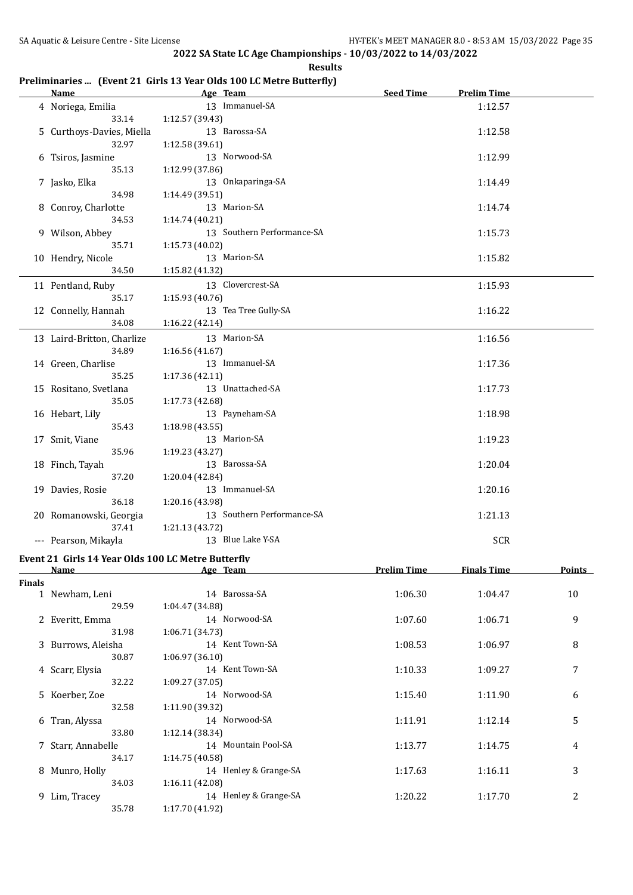## 2022 SA State LC Age Championships - 10/03/2022 to 14/03/2022

**Results**

### Preliminaries ... (Event 21 Girls 13 Year Olds 100 LC Metre Butterfly)

| | Name | Age | Team | Seed Time | Prelim Time |
|---|---|---|---|---|---|
| 4 | Noriega, Emilia | 13 | Immanuel-SA | | 1:12.57 |
| | 33.14 | 1:12.57 (39.43) | | | |
| 5 | Curthoys-Davies, Miella | 13 | Barossa-SA | | 1:12.58 |
| | 32.97 | 1:12.58 (39.61) | | | |
| 6 | Tsiros, Jasmine | 13 | Norwood-SA | | 1:12.99 |
| | 35.13 | 1:12.99 (37.86) | | | |
| 7 | Jasko, Elka | 13 | Onkaparinga-SA | | 1:14.49 |
| | 34.98 | 1:14.49 (39.51) | | | |
| 8 | Conroy, Charlotte | 13 | Marion-SA | | 1:14.74 |
| | 34.53 | 1:14.74 (40.21) | | | |
| 9 | Wilson, Abbey | 13 | Southern Performance-SA | | 1:15.73 |
| | 35.71 | 1:15.73 (40.02) | | | |
| 10 | Hendry, Nicole | 13 | Marion-SA | | 1:15.82 |
| | 34.50 | 1:15.82 (41.32) | | | |
| 11 | Pentland, Ruby | 13 | Clovercrest-SA | | 1:15.93 |
| | 35.17 | 1:15.93 (40.76) | | | |
| 12 | Connelly, Hannah | 13 | Tea Tree Gully-SA | | 1:16.22 |
| | 34.08 | 1:16.22 (42.14) | | | |
| 13 | Laird-Britton, Charlize | 13 | Marion-SA | | 1:16.56 |
| | 34.89 | 1:16.56 (41.67) | | | |
| 14 | Green, Charlise | 13 | Immanuel-SA | | 1:17.36 |
| | 35.25 | 1:17.36 (42.11) | | | |
| 15 | Rositano, Svetlana | 13 | Unattached-SA | | 1:17.73 |
| | 35.05 | 1:17.73 (42.68) | | | |
| 16 | Hebart, Lily | 13 | Payneham-SA | | 1:18.98 |
| | 35.43 | 1:18.98 (43.55) | | | |
| 17 | Smit, Viane | 13 | Marion-SA | | 1:19.23 |
| | 35.96 | 1:19.23 (43.27) | | | |
| 18 | Finch, Tayah | 13 | Barossa-SA | | 1:20.04 |
| | 37.20 | 1:20.04 (42.84) | | | |
| 19 | Davies, Rosie | 13 | Immanuel-SA | | 1:20.16 |
| | 36.18 | 1:20.16 (43.98) | | | |
| 20 | Romanowski, Georgia | 13 | Southern Performance-SA | | 1:21.13 |
| | 37.41 | 1:21.13 (43.72) | | | |
| --- | Pearson, Mikayla | 13 | Blue Lake Y-SA | | SCR |

### Event 21 Girls 14 Year Olds 100 LC Metre Butterfly

| | Name | Age | Team | Prelim Time | Finals Time | Points |
|---|---|---|---|---|---|---|
| **Finals** | | | | | | |
| 1 | Newham, Leni | 14 | Barossa-SA | 1:06.30 | 1:04.47 | 10 |
| | 29.59 | 1:04.47 (34.88) | | | | |
| 2 | Everitt, Emma | 14 | Norwood-SA | 1:07.60 | 1:06.71 | 9 |
| | 31.98 | 1:06.71 (34.73) | | | | |
| 3 | Burrows, Aleisha | 14 | Kent Town-SA | 1:08.53 | 1:06.97 | 8 |
| | 30.87 | 1:06.97 (36.10) | | | | |
| 4 | Scarr, Elysia | 14 | Kent Town-SA | 1:10.33 | 1:09.27 | 7 |
| | 32.22 | 1:09.27 (37.05) | | | | |
| 5 | Koerber, Zoe | 14 | Norwood-SA | 1:15.40 | 1:11.90 | 6 |
| | 32.58 | 1:11.90 (39.32) | | | | |
| 6 | Tran, Alyssa | 14 | Norwood-SA | 1:11.91 | 1:12.14 | 5 |
| | 33.80 | 1:12.14 (38.34) | | | | |
| 7 | Starr, Annabelle | 14 | Mountain Pool-SA | 1:13.77 | 1:14.75 | 4 |
| | 34.17 | 1:14.75 (40.58) | | | | |
| 8 | Munro, Holly | 14 | Henley & Grange-SA | 1:17.63 | 1:16.11 | 3 |
| | 34.03 | 1:16.11 (42.08) | | | | |
| 9 | Lim, Tracey | 14 | Henley & Grange-SA | 1:20.22 | 1:17.70 | 2 |
| | 35.78 | 1:17.70 (41.92) | | | | |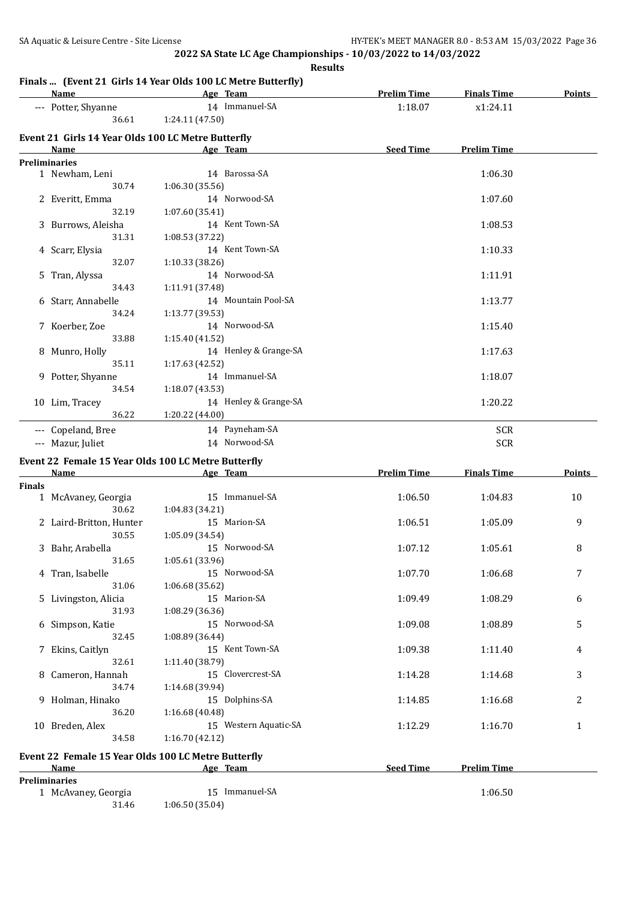**2022 SA State LC Age Championships - 10/03/2022 to 14/03/2022**

**Results**

### Finals ... (Event 21 Girls 14 Year Olds 100 LC Metre Butterfly)

| | Name | Age | Team | Prelim Time | Finals Time | Points |
|---|---|---|---|---|---|---|
| --- | Potter, Shyanne | 14 | Immanuel-SA | 1:18.07 | x1:24.11 | |
| | 36.61 | 1:24.11 (47.50) | | | | |

### Event 21 Girls 14 Year Olds 100 LC Metre Butterfly

| | Name | Age | Team | Seed Time | Prelim Time |
|---|---|---|---|---|---|
| **Preliminaries** | | | | | |
| 1 | Newham, Leni | 14 | Barossa-SA | | 1:06.30 |
| | 30.74 | 1:06.30 (35.56) | | | |
| 2 | Everitt, Emma | 14 | Norwood-SA | | 1:07.60 |
| | 32.19 | 1:07.60 (35.41) | | | |
| 3 | Burrows, Aleisha | 14 | Kent Town-SA | | 1:08.53 |
| | 31.31 | 1:08.53 (37.22) | | | |
| 4 | Scarr, Elysia | 14 | Kent Town-SA | | 1:10.33 |
| | 32.07 | 1:10.33 (38.26) | | | |
| 5 | Tran, Alyssa | 14 | Norwood-SA | | 1:11.91 |
| | 34.43 | 1:11.91 (37.48) | | | |
| 6 | Starr, Annabelle | 14 | Mountain Pool-SA | | 1:13.77 |
| | 34.24 | 1:13.77 (39.53) | | | |
| 7 | Koerber, Zoe | 14 | Norwood-SA | | 1:15.40 |
| | 33.88 | 1:15.40 (41.52) | | | |
| 8 | Munro, Holly | 14 | Henley & Grange-SA | | 1:17.63 |
| | 35.11 | 1:17.63 (42.52) | | | |
| 9 | Potter, Shyanne | 14 | Immanuel-SA | | 1:18.07 |
| | 34.54 | 1:18.07 (43.53) | | | |
| 10 | Lim, Tracey | 14 | Henley & Grange-SA | | 1:20.22 |
| | 36.22 | 1:20.22 (44.00) | | | |
| --- | Copeland, Bree | 14 | Payneham-SA | | SCR |
| --- | Mazur, Juliet | 14 | Norwood-SA | | SCR |

### Event 22 Female 15 Year Olds 100 LC Metre Butterfly

| | Name | Age | Team | Prelim Time | Finals Time | Points |
|---|---|---|---|---|---|---|
| **Finals** | | | | | | |
| 1 | McAvaney, Georgia | 15 | Immanuel-SA | 1:06.50 | 1:04.83 | 10 |
| | 30.62 | 1:04.83 (34.21) | | | | |
| 2 | Laird-Britton, Hunter | 15 | Marion-SA | 1:06.51 | 1:05.09 | 9 |
| | 30.55 | 1:05.09 (34.54) | | | | |
| 3 | Bahr, Arabella | 15 | Norwood-SA | 1:07.12 | 1:05.61 | 8 |
| | 31.65 | 1:05.61 (33.96) | | | | |
| 4 | Tran, Isabelle | 15 | Norwood-SA | 1:07.70 | 1:06.68 | 7 |
| | 31.06 | 1:06.68 (35.62) | | | | |
| 5 | Livingston, Alicia | 15 | Marion-SA | 1:09.49 | 1:08.29 | 6 |
| | 31.93 | 1:08.29 (36.36) | | | | |
| 6 | Simpson, Katie | 15 | Norwood-SA | 1:09.08 | 1:08.89 | 5 |
| | 32.45 | 1:08.89 (36.44) | | | | |
| 7 | Ekins, Caitlyn | 15 | Kent Town-SA | 1:09.38 | 1:11.40 | 4 |
| | 32.61 | 1:11.40 (38.79) | | | | |
| 8 | Cameron, Hannah | 15 | Clovercrest-SA | 1:14.28 | 1:14.68 | 3 |
| | 34.74 | 1:14.68 (39.94) | | | | |
| 9 | Holman, Hinako | 15 | Dolphins-SA | 1:14.85 | 1:16.68 | 2 |
| | 36.20 | 1:16.68 (40.48) | | | | |
| 10 | Breden, Alex | 15 | Western Aquatic-SA | 1:12.29 | 1:16.70 | 1 |
| | 34.58 | 1:16.70 (42.12) | | | | |

### Event 22 Female 15 Year Olds 100 LC Metre Butterfly

| | Name | Age | Team | Seed Time | Prelim Time |
|---|---|---|---|---|---|
| **Preliminaries** | | | | | |
| 1 | McAvaney, Georgia | 15 | Immanuel-SA | | 1:06.50 |
| | 31.46 | 1:06.50 (35.04) | | | |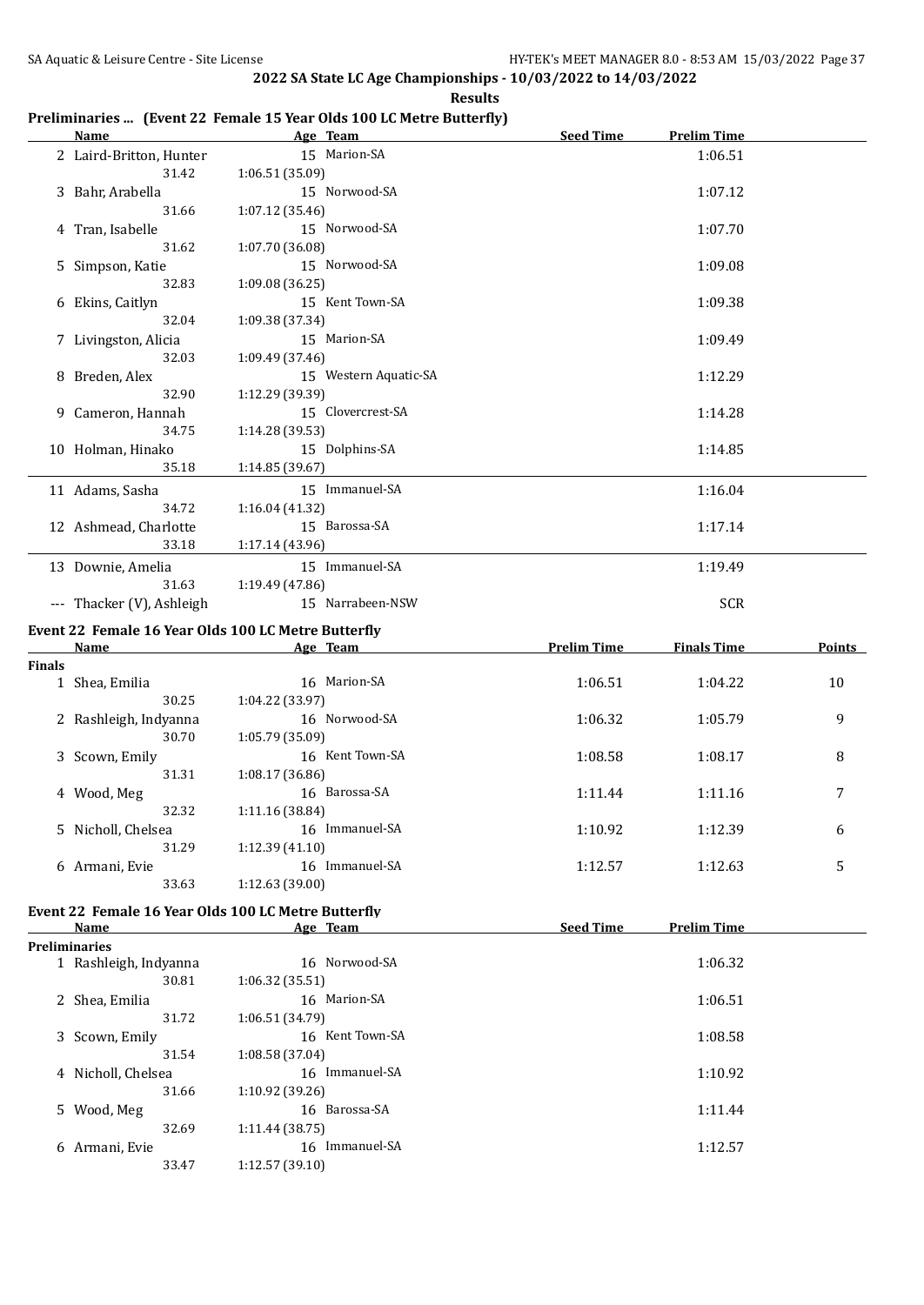## 2022 SA State LC Age Championships - 10/03/2022 to 14/03/2022

### Results

### Preliminaries ... (Event 22 Female 15 Year Olds 100 LC Metre Butterfly)

| | Name | Age | Team | Seed Time | Prelim Time |
|---|---|---|---|---|---|
| 2 | Laird-Britton, Hunter | 15 | Marion-SA | | 1:06.51 |
| | 31.42 | 1:06.51 (35.09) | | | |
| 3 | Bahr, Arabella | 15 | Norwood-SA | | 1:07.12 |
| | 31.66 | 1:07.12 (35.46) | | | |
| 4 | Tran, Isabelle | 15 | Norwood-SA | | 1:07.70 |
| | 31.62 | 1:07.70 (36.08) | | | |
| 5 | Simpson, Katie | 15 | Norwood-SA | | 1:09.08 |
| | 32.83 | 1:09.08 (36.25) | | | |
| 6 | Ekins, Caitlyn | 15 | Kent Town-SA | | 1:09.38 |
| | 32.04 | 1:09.38 (37.34) | | | |
| 7 | Livingston, Alicia | 15 | Marion-SA | | 1:09.49 |
| | 32.03 | 1:09.49 (37.46) | | | |
| 8 | Breden, Alex | 15 | Western Aquatic-SA | | 1:12.29 |
| | 32.90 | 1:12.29 (39.39) | | | |
| 9 | Cameron, Hannah | 15 | Clovercrest-SA | | 1:14.28 |
| | 34.75 | 1:14.28 (39.53) | | | |
| 10 | Holman, Hinako | 15 | Dolphins-SA | | 1:14.85 |
| | 35.18 | 1:14.85 (39.67) | | | |
| 11 | Adams, Sasha | 15 | Immanuel-SA | | 1:16.04 |
| | 34.72 | 1:16.04 (41.32) | | | |
| 12 | Ashmead, Charlotte | 15 | Barossa-SA | | 1:17.14 |
| | 33.18 | 1:17.14 (43.96) | | | |
| 13 | Downie, Amelia | 15 | Immanuel-SA | | 1:19.49 |
| | 31.63 | 1:19.49 (47.86) | | | |
| --- | Thacker (V), Ashleigh | 15 | Narrabeen-NSW | | SCR |

### Event 22 Female 16 Year Olds 100 LC Metre Butterfly

| | Name | Age | Team | Prelim Time | Finals Time | Points |
|---|---|---|---|---|---|---|
| **Finals** | | | | | | |
| 1 | Shea, Emilia | 16 | Marion-SA | 1:06.51 | 1:04.22 | 10 |
| | 30.25 | 1:04.22 (33.97) | | | | |
| 2 | Rashleigh, Indyanna | 16 | Norwood-SA | 1:06.32 | 1:05.79 | 9 |
| | 30.70 | 1:05.79 (35.09) | | | | |
| 3 | Scown, Emily | 16 | Kent Town-SA | 1:08.58 | 1:08.17 | 8 |
| | 31.31 | 1:08.17 (36.86) | | | | |
| 4 | Wood, Meg | 16 | Barossa-SA | 1:11.44 | 1:11.16 | 7 |
| | 32.32 | 1:11.16 (38.84) | | | | |
| 5 | Nicholl, Chelsea | 16 | Immanuel-SA | 1:10.92 | 1:12.39 | 6 |
| | 31.29 | 1:12.39 (41.10) | | | | |
| 6 | Armani, Evie | 16 | Immanuel-SA | 1:12.57 | 1:12.63 | 5 |
| | 33.63 | 1:12.63 (39.00) | | | | |

### Event 22 Female 16 Year Olds 100 LC Metre Butterfly

| | Name | Age | Team | Seed Time | Prelim Time |
|---|---|---|---|---|---|
| **Preliminaries** | | | | | |
| 1 | Rashleigh, Indyanna | 16 | Norwood-SA | | 1:06.32 |
| | 30.81 | 1:06.32 (35.51) | | | |
| 2 | Shea, Emilia | 16 | Marion-SA | | 1:06.51 |
| | 31.72 | 1:06.51 (34.79) | | | |
| 3 | Scown, Emily | 16 | Kent Town-SA | | 1:08.58 |
| | 31.54 | 1:08.58 (37.04) | | | |
| 4 | Nicholl, Chelsea | 16 | Immanuel-SA | | 1:10.92 |
| | 31.66 | 1:10.92 (39.26) | | | |
| 5 | Wood, Meg | 16 | Barossa-SA | | 1:11.44 |
| | 32.69 | 1:11.44 (38.75) | | | |
| 6 | Armani, Evie | 16 | Immanuel-SA | | 1:12.57 |
| | 33.47 | 1:12.57 (39.10) | | | |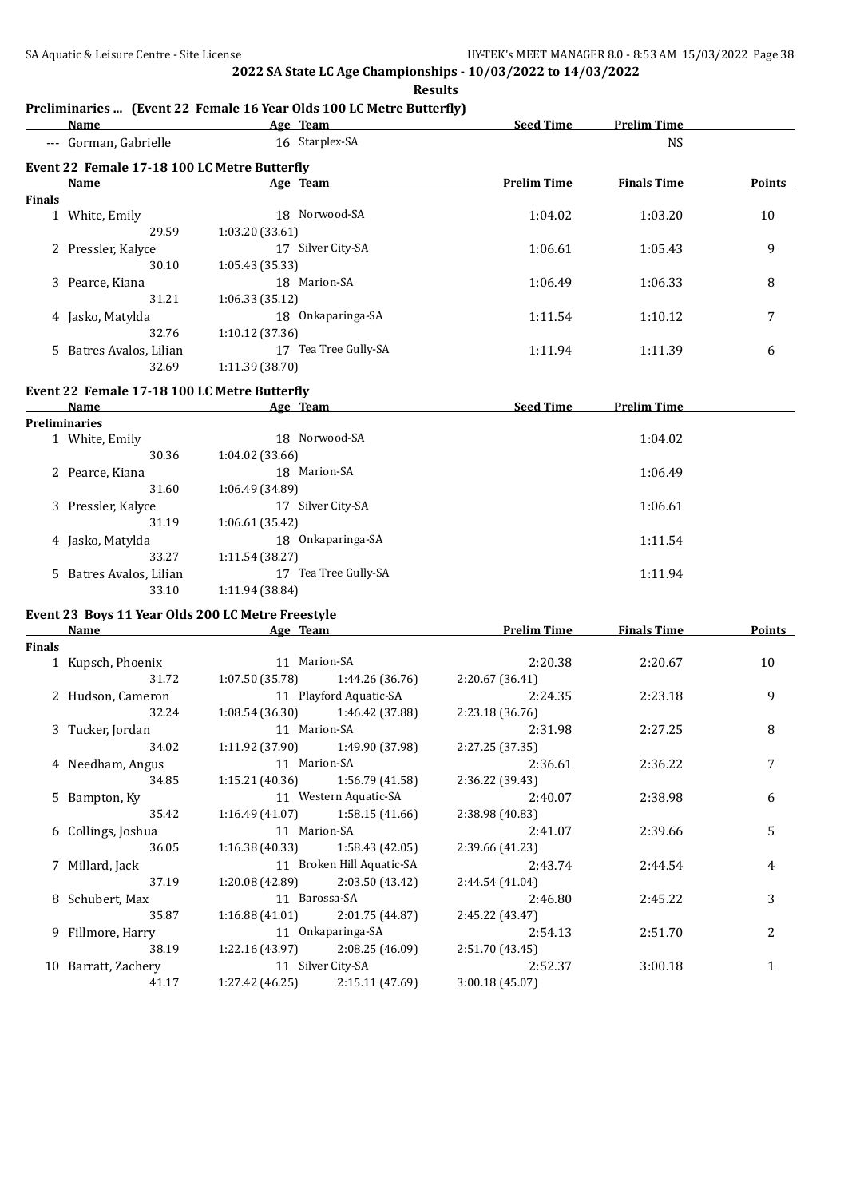**2022 SA State LC Age Championships - 10/03/2022 to 14/03/2022**

**Results**

### Preliminaries ... (Event 22 Female 16 Year Olds 100 LC Metre Butterfly)

| Name | Age | Team | Seed Time | Prelim Time |
|---|---|---|---|---|
| --- Gorman, Gabrielle | 16 | Starplex-SA | | NS |

### Event 22 Female 17-18 100 LC Metre Butterfly

| | Name | Age | Team | Prelim Time | Finals Time | Points |
|---|---|---|---|---|---|---|
| **Finals** | | | | | | |
| 1 | White, Emily | 18 | Norwood-SA | 1:04.02 | 1:03.20 | 10 |
| | 29.59 | 1:03.20 (33.61) | | | | |
| 2 | Pressler, Kalyce | 17 | Silver City-SA | 1:06.61 | 1:05.43 | 9 |
| | 30.10 | 1:05.43 (35.33) | | | | |
| 3 | Pearce, Kiana | 18 | Marion-SA | 1:06.49 | 1:06.33 | 8 |
| | 31.21 | 1:06.33 (35.12) | | | | |
| 4 | Jasko, Matylda | 18 | Onkaparinga-SA | 1:11.54 | 1:10.12 | 7 |
| | 32.76 | 1:10.12 (37.36) | | | | |
| 5 | Batres Avalos, Lilian | 17 | Tea Tree Gully-SA | 1:11.94 | 1:11.39 | 6 |
| | 32.69 | 1:11.39 (38.70) | | | | |

### Event 22 Female 17-18 100 LC Metre Butterfly

| | Name | Age | Team | Seed Time | Prelim Time |
|---|---|---|---|---|---|
| **Preliminaries** | | | | | |
| 1 | White, Emily | 18 | Norwood-SA | | 1:04.02 |
| | 30.36 | 1:04.02 (33.66) | | | |
| 2 | Pearce, Kiana | 18 | Marion-SA | | 1:06.49 |
| | 31.60 | 1:06.49 (34.89) | | | |
| 3 | Pressler, Kalyce | 17 | Silver City-SA | | 1:06.61 |
| | 31.19 | 1:06.61 (35.42) | | | |
| 4 | Jasko, Matylda | 18 | Onkaparinga-SA | | 1:11.54 |
| | 33.27 | 1:11.54 (38.27) | | | |
| 5 | Batres Avalos, Lilian | 17 | Tea Tree Gully-SA | | 1:11.94 |
| | 33.10 | 1:11.94 (38.84) | | | |

### Event 23 Boys 11 Year Olds 200 LC Metre Freestyle

| | Name | Age | Team | | Prelim Time | Finals Time | Points |
|---|---|---|---|---|---|---|---|
| **Finals** | | | | | | | |
| 1 | Kupsch, Phoenix | 11 | Marion-SA | | 2:20.38 | 2:20.67 | 10 |
| | 31.72 | 1:07.50 (35.78) | 1:44.26 (36.76) | | 2:20.67 (36.41) | | |
| 2 | Hudson, Cameron | 11 | Playford Aquatic-SA | | 2:24.35 | 2:23.18 | 9 |
| | 32.24 | 1:08.54 (36.30) | 1:46.42 (37.88) | | 2:23.18 (36.76) | | |
| 3 | Tucker, Jordan | 11 | Marion-SA | | 2:31.98 | 2:27.25 | 8 |
| | 34.02 | 1:11.92 (37.90) | 1:49.90 (37.98) | | 2:27.25 (37.35) | | |
| 4 | Needham, Angus | 11 | Marion-SA | | 2:36.61 | 2:36.22 | 7 |
| | 34.85 | 1:15.21 (40.36) | 1:56.79 (41.58) | | 2:36.22 (39.43) | | |
| 5 | Bampton, Ky | 11 | Western Aquatic-SA | | 2:40.07 | 2:38.98 | 6 |
| | 35.42 | 1:16.49 (41.07) | 1:58.15 (41.66) | | 2:38.98 (40.83) | | |
| 6 | Collings, Joshua | 11 | Marion-SA | | 2:41.07 | 2:39.66 | 5 |
| | 36.05 | 1:16.38 (40.33) | 1:58.43 (42.05) | | 2:39.66 (41.23) | | |
| 7 | Millard, Jack | 11 | Broken Hill Aquatic-SA | | 2:43.74 | 2:44.54 | 4 |
| | 37.19 | 1:20.08 (42.89) | 2:03.50 (43.42) | | 2:44.54 (41.04) | | |
| 8 | Schubert, Max | 11 | Barossa-SA | | 2:46.80 | 2:45.22 | 3 |
| | 35.87 | 1:16.88 (41.01) | 2:01.75 (44.87) | | 2:45.22 (43.47) | | |
| 9 | Fillmore, Harry | 11 | Onkaparinga-SA | | 2:54.13 | 2:51.70 | 2 |
| | 38.19 | 1:22.16 (43.97) | 2:08.25 (46.09) | | 2:51.70 (43.45) | | |
| 10 | Barratt, Zachery | 11 | Silver City-SA | | 2:52.37 | 3:00.18 | 1 |
| | 41.17 | 1:27.42 (46.25) | 2:15.11 (47.69) | | 3:00.18 (45.07) | | |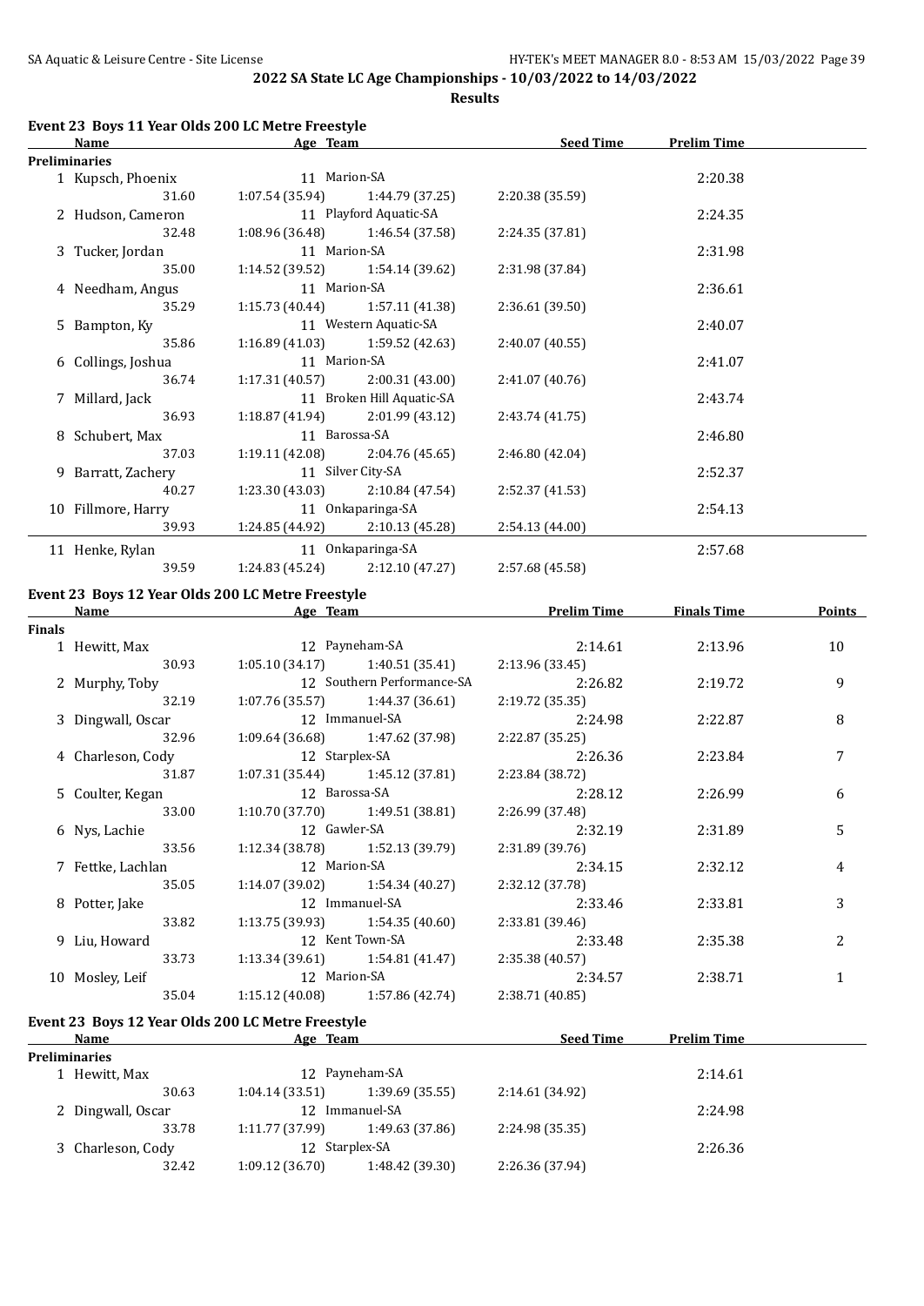## 2022 SA State LC Age Championships - 10/03/2022 to 14/03/2022

**Results**

### Event 23 Boys 11 Year Olds 200 LC Metre Freestyle

| Name | Age | Team | | Seed Time | Prelim Time |
|---|---|---|---|---|---|
| **Preliminaries** | | | | | |
| 1 Kupsch, Phoenix | 11 | Marion-SA | | | 2:20.38 |
| 31.60 | 1:07.54 (35.94) | 1:44.79 (37.25) | 2:20.38 (35.59) | | |
| 2 Hudson, Cameron | 11 | Playford Aquatic-SA | | | 2:24.35 |
| 32.48 | 1:08.96 (36.48) | 1:46.54 (37.58) | 2:24.35 (37.81) | | |
| 3 Tucker, Jordan | 11 | Marion-SA | | | 2:31.98 |
| 35.00 | 1:14.52 (39.52) | 1:54.14 (39.62) | 2:31.98 (37.84) | | |
| 4 Needham, Angus | 11 | Marion-SA | | | 2:36.61 |
| 35.29 | 1:15.73 (40.44) | 1:57.11 (41.38) | 2:36.61 (39.50) | | |
| 5 Bampton, Ky | 11 | Western Aquatic-SA | | | 2:40.07 |
| 35.86 | 1:16.89 (41.03) | 1:59.52 (42.63) | 2:40.07 (40.55) | | |
| 6 Collings, Joshua | 11 | Marion-SA | | | 2:41.07 |
| 36.74 | 1:17.31 (40.57) | 2:00.31 (43.00) | 2:41.07 (40.76) | | |
| 7 Millard, Jack | 11 | Broken Hill Aquatic-SA | | | 2:43.74 |
| 36.93 | 1:18.87 (41.94) | 2:01.99 (43.12) | 2:43.74 (41.75) | | |
| 8 Schubert, Max | 11 | Barossa-SA | | | 2:46.80 |
| 37.03 | 1:19.11 (42.08) | 2:04.76 (45.65) | 2:46.80 (42.04) | | |
| 9 Barratt, Zachery | 11 | Silver City-SA | | | 2:52.37 |
| 40.27 | 1:23.30 (43.03) | 2:10.84 (47.54) | 2:52.37 (41.53) | | |
| 10 Fillmore, Harry | 11 | Onkaparinga-SA | | | 2:54.13 |
| 39.93 | 1:24.85 (44.92) | 2:10.13 (45.28) | 2:54.13 (44.00) | | |
| 11 Henke, Rylan | 11 | Onkaparinga-SA | | | 2:57.68 |
| 39.59 | 1:24.83 (45.24) | 2:12.10 (47.27) | 2:57.68 (45.58) | | |

### Event 23 Boys 12 Year Olds 200 LC Metre Freestyle

| Name | Age | Team | | Prelim Time | Finals Time | Points |
|---|---|---|---|---|---|---|
| **Finals** | | | | | | |
| 1 Hewitt, Max | 12 | Payneham-SA | | 2:14.61 | 2:13.96 | 10 |
| 30.93 | 1:05.10 (34.17) | 1:40.51 (35.41) | 2:13.96 (33.45) | | | |
| 2 Murphy, Toby | 12 | Southern Performance-SA | | 2:26.82 | 2:19.72 | 9 |
| 32.19 | 1:07.76 (35.57) | 1:44.37 (36.61) | 2:19.72 (35.35) | | | |
| 3 Dingwall, Oscar | 12 | Immanuel-SA | | 2:24.98 | 2:22.87 | 8 |
| 32.96 | 1:09.64 (36.68) | 1:47.62 (37.98) | 2:22.87 (35.25) | | | |
| 4 Charleson, Cody | 12 | Starplex-SA | | 2:26.36 | 2:23.84 | 7 |
| 31.87 | 1:07.31 (35.44) | 1:45.12 (37.81) | 2:23.84 (38.72) | | | |
| 5 Coulter, Kegan | 12 | Barossa-SA | | 2:28.12 | 2:26.99 | 6 |
| 33.00 | 1:10.70 (37.70) | 1:49.51 (38.81) | 2:26.99 (37.48) | | | |
| 6 Nys, Lachie | 12 | Gawler-SA | | 2:32.19 | 2:31.89 | 5 |
| 33.56 | 1:12.34 (38.78) | 1:52.13 (39.79) | 2:31.89 (39.76) | | | |
| 7 Fettke, Lachlan | 12 | Marion-SA | | 2:34.15 | 2:32.12 | 4 |
| 35.05 | 1:14.07 (39.02) | 1:54.34 (40.27) | 2:32.12 (37.78) | | | |
| 8 Potter, Jake | 12 | Immanuel-SA | | 2:33.46 | 2:33.81 | 3 |
| 33.82 | 1:13.75 (39.93) | 1:54.35 (40.60) | 2:33.81 (39.46) | | | |
| 9 Liu, Howard | 12 | Kent Town-SA | | 2:33.48 | 2:35.38 | 2 |
| 33.73 | 1:13.34 (39.61) | 1:54.81 (41.47) | 2:35.38 (40.57) | | | |
| 10 Mosley, Leif | 12 | Marion-SA | | 2:34.57 | 2:38.71 | 1 |
| 35.04 | 1:15.12 (40.08) | 1:57.86 (42.74) | 2:38.71 (40.85) | | | |

### Event 23 Boys 12 Year Olds 200 LC Metre Freestyle

| Name | Age | Team | | Seed Time | Prelim Time |
|---|---|---|---|---|---|
| **Preliminaries** | | | | | |
| 1 Hewitt, Max | 12 | Payneham-SA | | | 2:14.61 |
| 30.63 | 1:04.14 (33.51) | 1:39.69 (35.55) | 2:14.61 (34.92) | | |
| 2 Dingwall, Oscar | 12 | Immanuel-SA | | | 2:24.98 |
| 33.78 | 1:11.77 (37.99) | 1:49.63 (37.86) | 2:24.98 (35.35) | | |
| 3 Charleson, Cody | 12 | Starplex-SA | | | 2:26.36 |
| 32.42 | 1:09.12 (36.70) | 1:48.42 (39.30) | 2:26.36 (37.94) | | |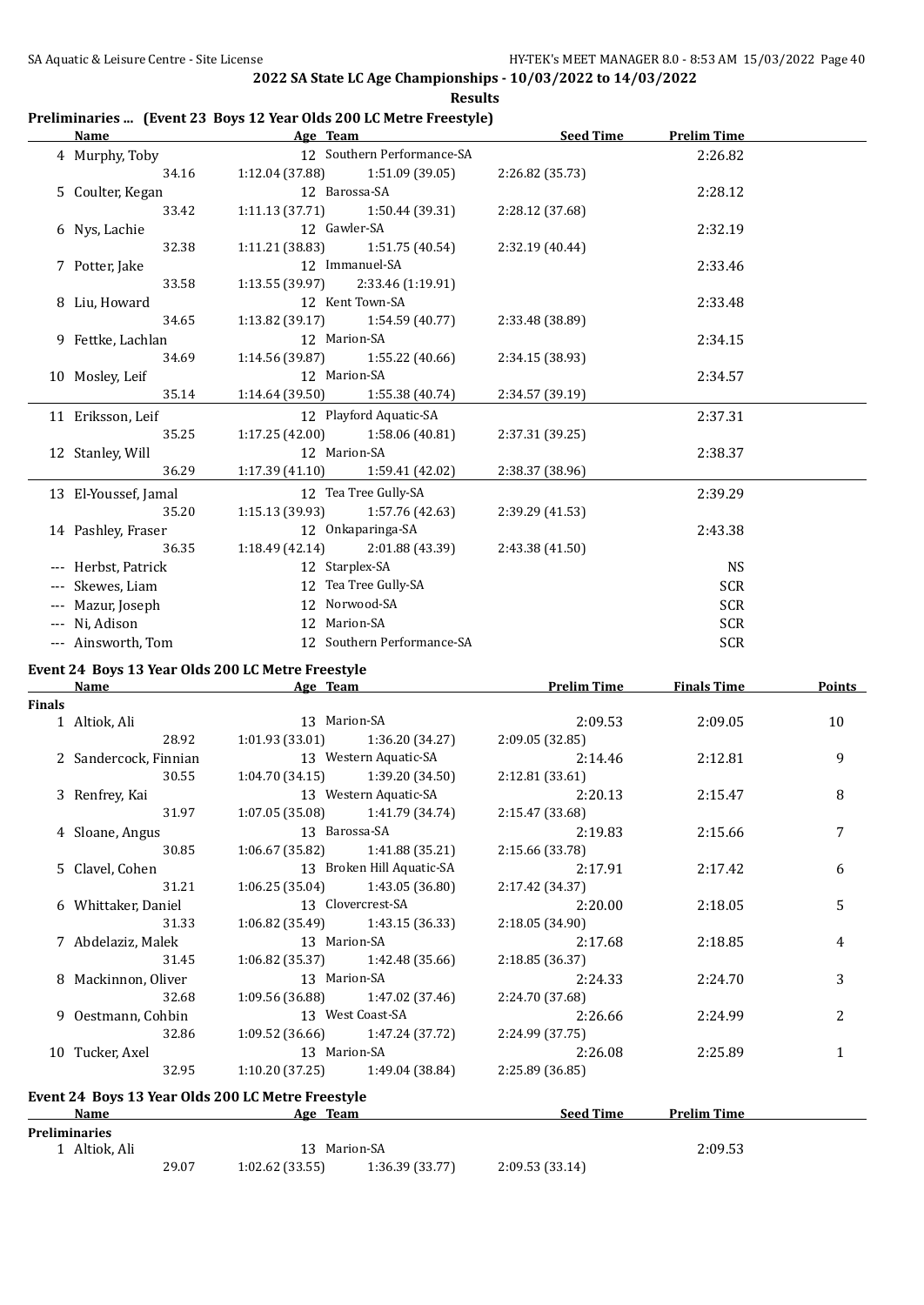## 2022 SA State LC Age Championships - 10/03/2022 to 14/03/2022

**Results**

### Preliminaries ... (Event 23 Boys 12 Year Olds 200 LC Metre Freestyle)

| | Name | Age | Team | Seed Time | Prelim Time |
|---|---|---|---|---|---|
| 4 | Murphy, Toby | 12 | Southern Performance-SA | | 2:26.82 |
| | 34.16 | 1:12.04 (37.88) | 1:51.09 (39.05) | 2:26.82 (35.73) | |
| 5 | Coulter, Kegan | 12 | Barossa-SA | | 2:28.12 |
| | 33.42 | 1:11.13 (37.71) | 1:50.44 (39.31) | 2:28.12 (37.68) | |
| 6 | Nys, Lachie | 12 | Gawler-SA | | 2:32.19 |
| | 32.38 | 1:11.21 (38.83) | 1:51.75 (40.54) | 2:32.19 (40.44) | |
| 7 | Potter, Jake | 12 | Immanuel-SA | | 2:33.46 |
| | 33.58 | 1:13.55 (39.97) | 2:33.46 (1:19.91) | | |
| 8 | Liu, Howard | 12 | Kent Town-SA | | 2:33.48 |
| | 34.65 | 1:13.82 (39.17) | 1:54.59 (40.77) | 2:33.48 (38.89) | |
| 9 | Fettke, Lachlan | 12 | Marion-SA | | 2:34.15 |
| | 34.69 | 1:14.56 (39.87) | 1:55.22 (40.66) | 2:34.15 (38.93) | |
| 10 | Mosley, Leif | 12 | Marion-SA | | 2:34.57 |
| | 35.14 | 1:14.64 (39.50) | 1:55.38 (40.74) | 2:34.57 (39.19) | |
| 11 | Eriksson, Leif | 12 | Playford Aquatic-SA | | 2:37.31 |
| | 35.25 | 1:17.25 (42.00) | 1:58.06 (40.81) | 2:37.31 (39.25) | |
| 12 | Stanley, Will | 12 | Marion-SA | | 2:38.37 |
| | 36.29 | 1:17.39 (41.10) | 1:59.41 (42.02) | 2:38.37 (38.96) | |
| 13 | El-Youssef, Jamal | 12 | Tea Tree Gully-SA | | 2:39.29 |
| | 35.20 | 1:15.13 (39.93) | 1:57.76 (42.63) | 2:39.29 (41.53) | |
| 14 | Pashley, Fraser | 12 | Onkaparinga-SA | | 2:43.38 |
| | 36.35 | 1:18.49 (42.14) | 2:01.88 (43.39) | 2:43.38 (41.50) | |
| --- | Herbst, Patrick | 12 | Starplex-SA | | NS |
| --- | Skewes, Liam | 12 | Tea Tree Gully-SA | | SCR |
| --- | Mazur, Joseph | 12 | Norwood-SA | | SCR |
| --- | Ni, Adison | 12 | Marion-SA | | SCR |
| --- | Ainsworth, Tom | 12 | Southern Performance-SA | | SCR |

### Event 24 Boys 13 Year Olds 200 LC Metre Freestyle

| | Name | Age | Team | Prelim Time | Finals Time | Points |
|---|---|---|---|---|---|---|
| **Finals** | | | | | | |
| 1 | Altiok, Ali | 13 | Marion-SA | 2:09.53 | 2:09.05 | 10 |
| | 28.92 | 1:01.93 (33.01) | 1:36.20 (34.27) | 2:09.05 (32.85) | | |
| 2 | Sandercock, Finnian | 13 | Western Aquatic-SA | 2:14.46 | 2:12.81 | 9 |
| | 30.55 | 1:04.70 (34.15) | 1:39.20 (34.50) | 2:12.81 (33.61) | | |
| 3 | Renfrey, Kai | 13 | Western Aquatic-SA | 2:20.13 | 2:15.47 | 8 |
| | 31.97 | 1:07.05 (35.08) | 1:41.79 (34.74) | 2:15.47 (33.68) | | |
| 4 | Sloane, Angus | 13 | Barossa-SA | 2:19.83 | 2:15.66 | 7 |
| | 30.85 | 1:06.67 (35.82) | 1:41.88 (35.21) | 2:15.66 (33.78) | | |
| 5 | Clavel, Cohen | 13 | Broken Hill Aquatic-SA | 2:17.91 | 2:17.42 | 6 |
| | 31.21 | 1:06.25 (35.04) | 1:43.05 (36.80) | 2:17.42 (34.37) | | |
| 6 | Whittaker, Daniel | 13 | Clovercrest-SA | 2:20.00 | 2:18.05 | 5 |
| | 31.33 | 1:06.82 (35.49) | 1:43.15 (36.33) | 2:18.05 (34.90) | | |
| 7 | Abdelaziz, Malek | 13 | Marion-SA | 2:17.68 | 2:18.85 | 4 |
| | 31.45 | 1:06.82 (35.37) | 1:42.48 (35.66) | 2:18.85 (36.37) | | |
| 8 | Mackinnon, Oliver | 13 | Marion-SA | 2:24.33 | 2:24.70 | 3 |
| | 32.68 | 1:09.56 (36.88) | 1:47.02 (37.46) | 2:24.70 (37.68) | | |
| 9 | Oestmann, Cohbin | 13 | West Coast-SA | 2:26.66 | 2:24.99 | 2 |
| | 32.86 | 1:09.52 (36.66) | 1:47.24 (37.72) | 2:24.99 (37.75) | | |
| 10 | Tucker, Axel | 13 | Marion-SA | 2:26.08 | 2:25.89 | 1 |
| | 32.95 | 1:10.20 (37.25) | 1:49.04 (38.84) | 2:25.89 (36.85) | | |

### Event 24 Boys 13 Year Olds 200 LC Metre Freestyle

| | Name | Age | Team | Seed Time | Prelim Time |
|---|---|---|---|---|---|
| **Preliminaries** | | | | | |
| 1 | Altiok, Ali | 13 | Marion-SA | | 2:09.53 |
| | 29.07 | 1:02.62 (33.55) | 1:36.39 (33.77) | 2:09.53 (33.14) | |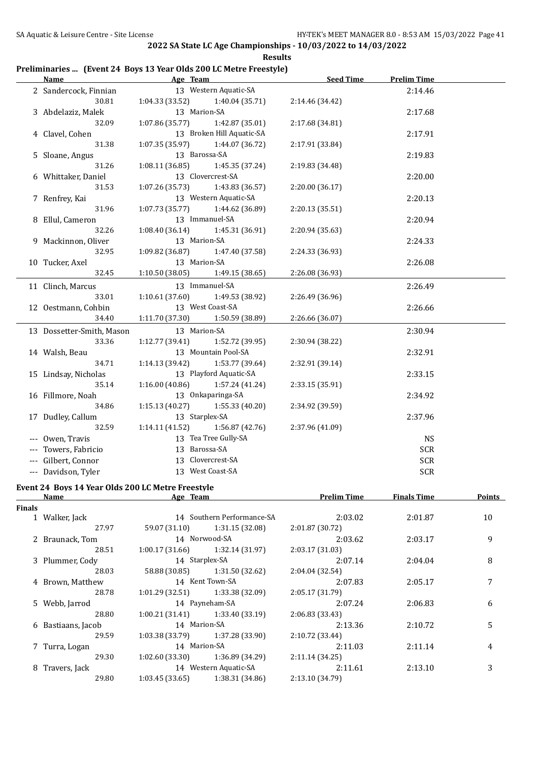## 2022 SA State LC Age Championships - 10/03/2022 to 14/03/2022

**Results**

### Preliminaries ... (Event 24 Boys 13 Year Olds 200 LC Metre Freestyle)

| Name | Age | Team | Seed Time | Prelim Time |
|---|---|---|---|---|
| 2 Sandercock, Finnian | 13 | Western Aquatic-SA | | 2:14.46 |
| 30.81 | 1:04.33 (33.52) | 1:40.04 (35.71) | 2:14.46 (34.42) | |
| 3 Abdelaziz, Malek | 13 | Marion-SA | | 2:17.68 |
| 32.09 | 1:07.86 (35.77) | 1:42.87 (35.01) | 2:17.68 (34.81) | |
| 4 Clavel, Cohen | 13 | Broken Hill Aquatic-SA | | 2:17.91 |
| 31.38 | 1:07.35 (35.97) | 1:44.07 (36.72) | 2:17.91 (33.84) | |
| 5 Sloane, Angus | 13 | Barossa-SA | | 2:19.83 |
| 31.26 | 1:08.11 (36.85) | 1:45.35 (37.24) | 2:19.83 (34.48) | |
| 6 Whittaker, Daniel | 13 | Clovercrest-SA | | 2:20.00 |
| 31.53 | 1:07.26 (35.73) | 1:43.83 (36.57) | 2:20.00 (36.17) | |
| 7 Renfrey, Kai | 13 | Western Aquatic-SA | | 2:20.13 |
| 31.96 | 1:07.73 (35.77) | 1:44.62 (36.89) | 2:20.13 (35.51) | |
| 8 Ellul, Cameron | 13 | Immanuel-SA | | 2:20.94 |
| 32.26 | 1:08.40 (36.14) | 1:45.31 (36.91) | 2:20.94 (35.63) | |
| 9 Mackinnon, Oliver | 13 | Marion-SA | | 2:24.33 |
| 32.95 | 1:09.82 (36.87) | 1:47.40 (37.58) | 2:24.33 (36.93) | |
| 10 Tucker, Axel | 13 | Marion-SA | | 2:26.08 |
| 32.45 | 1:10.50 (38.05) | 1:49.15 (38.65) | 2:26.08 (36.93) | |
| 11 Clinch, Marcus | 13 | Immanuel-SA | | 2:26.49 |
| 33.01 | 1:10.61 (37.60) | 1:49.53 (38.92) | 2:26.49 (36.96) | |
| 12 Oestmann, Cohbin | 13 | West Coast-SA | | 2:26.66 |
| 34.40 | 1:11.70 (37.30) | 1:50.59 (38.89) | 2:26.66 (36.07) | |
| 13 Dossetter-Smith, Mason | 13 | Marion-SA | | 2:30.94 |
| 33.36 | 1:12.77 (39.41) | 1:52.72 (39.95) | 2:30.94 (38.22) | |
| 14 Walsh, Beau | 13 | Mountain Pool-SA | | 2:32.91 |
| 34.71 | 1:14.13 (39.42) | 1:53.77 (39.64) | 2:32.91 (39.14) | |
| 15 Lindsay, Nicholas | 13 | Playford Aquatic-SA | | 2:33.15 |
| 35.14 | 1:16.00 (40.86) | 1:57.24 (41.24) | 2:33.15 (35.91) | |
| 16 Fillmore, Noah | 13 | Onkaparinga-SA | | 2:34.92 |
| 34.86 | 1:15.13 (40.27) | 1:55.33 (40.20) | 2:34.92 (39.59) | |
| 17 Dudley, Callum | 13 | Starplex-SA | | 2:37.96 |
| 32.59 | 1:14.11 (41.52) | 1:56.87 (42.76) | 2:37.96 (41.09) | |
| --- Owen, Travis | 13 | Tea Tree Gully-SA | | NS |
| --- Towers, Fabricio | 13 | Barossa-SA | | SCR |
| --- Gilbert, Connor | 13 | Clovercrest-SA | | SCR |
| --- Davidson, Tyler | 13 | West Coast-SA | | SCR |

### Event 24 Boys 14 Year Olds 200 LC Metre Freestyle

| Name | Age | Team | Prelim Time | Finals Time | Points |
|---|---|---|---|---|---|
| **Finals** | | | | | |
| 1 Walker, Jack | 14 | Southern Performance-SA | 2:03.02 | 2:01.87 | 10 |
| 27.97 | 59.07 (31.10) | 1:31.15 (32.08) | 2:01.87 (30.72) | | |
| 2 Braunack, Tom | 14 | Norwood-SA | 2:03.62 | 2:03.17 | 9 |
| 28.51 | 1:00.17 (31.66) | 1:32.14 (31.97) | 2:03.17 (31.03) | | |
| 3 Plummer, Cody | 14 | Starplex-SA | 2:07.14 | 2:04.04 | 8 |
| 28.03 | 58.88 (30.85) | 1:31.50 (32.62) | 2:04.04 (32.54) | | |
| 4 Brown, Matthew | 14 | Kent Town-SA | 2:07.83 | 2:05.17 | 7 |
| 28.78 | 1:01.29 (32.51) | 1:33.38 (32.09) | 2:05.17 (31.79) | | |
| 5 Webb, Jarrod | 14 | Payneham-SA | 2:07.24 | 2:06.83 | 6 |
| 28.80 | 1:00.21 (31.41) | 1:33.40 (33.19) | 2:06.83 (33.43) | | |
| 6 Bastiaans, Jacob | 14 | Marion-SA | 2:13.36 | 2:10.72 | 5 |
| 29.59 | 1:03.38 (33.79) | 1:37.28 (33.90) | 2:10.72 (33.44) | | |
| 7 Turra, Logan | 14 | Marion-SA | 2:11.03 | 2:11.14 | 4 |
| 29.30 | 1:02.60 (33.30) | 1:36.89 (34.29) | 2:11.14 (34.25) | | |
| 8 Travers, Jack | 14 | Western Aquatic-SA | 2:11.61 | 2:13.10 | 3 |
| 29.80 | 1:03.45 (33.65) | 1:38.31 (34.86) | 2:13.10 (34.79) | | |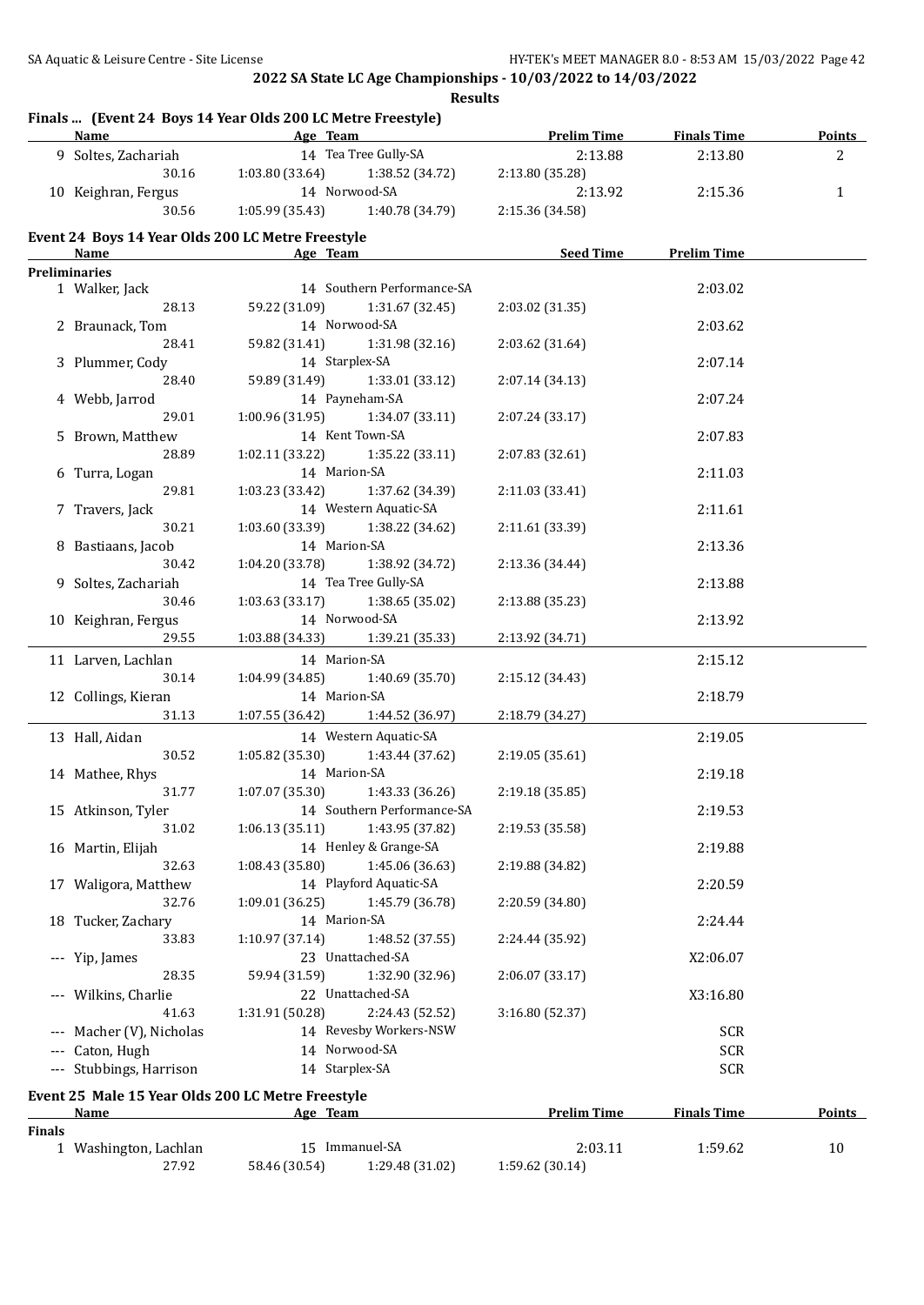## 2022 SA State LC Age Championships - 10/03/2022 to 14/03/2022

**Results**

### Finals ... (Event 24 Boys 14 Year Olds 200 LC Metre Freestyle)

| Name | Age | Team | Prelim Time | Finals Time | Points |
|---|---|---|---|---|---|
| 9 Soltes, Zachariah | 14 | Tea Tree Gully-SA | 2:13.88 | 2:13.80 | 2 |
| 30.16 | 1:03.80 (33.64) | 1:38.52 (34.72) | 2:13.80 (35.28) | | |
| 10 Keighran, Fergus | 14 | Norwood-SA | 2:13.92 | 2:15.36 | 1 |
| 30.56 | 1:05.99 (35.43) | 1:40.78 (34.79) | 2:15.36 (34.58) | | |

### Event 24 Boys 14 Year Olds 200 LC Metre Freestyle

| Name | Age | Team | Seed Time | Prelim Time |
|---|---|---|---|---|
| **Preliminaries** | | | | |
| 1 Walker, Jack | 14 | Southern Performance-SA | | 2:03.02 |
| 28.13 | 59.22 (31.09) | 1:31.67 (32.45) | 2:03.02 (31.35) | |
| 2 Braunack, Tom | 14 | Norwood-SA | | 2:03.62 |
| 28.41 | 59.82 (31.41) | 1:31.98 (32.16) | 2:03.62 (31.64) | |
| 3 Plummer, Cody | 14 | Starplex-SA | | 2:07.14 |
| 28.40 | 59.89 (31.49) | 1:33.01 (33.12) | 2:07.14 (34.13) | |
| 4 Webb, Jarrod | 14 | Payneham-SA | | 2:07.24 |
| 29.01 | 1:00.96 (31.95) | 1:34.07 (33.11) | 2:07.24 (33.17) | |
| 5 Brown, Matthew | 14 | Kent Town-SA | | 2:07.83 |
| 28.89 | 1:02.11 (33.22) | 1:35.22 (33.11) | 2:07.83 (32.61) | |
| 6 Turra, Logan | 14 | Marion-SA | | 2:11.03 |
| 29.81 | 1:03.23 (33.42) | 1:37.62 (34.39) | 2:11.03 (33.41) | |
| 7 Travers, Jack | 14 | Western Aquatic-SA | | 2:11.61 |
| 30.21 | 1:03.60 (33.39) | 1:38.22 (34.62) | 2:11.61 (33.39) | |
| 8 Bastiaans, Jacob | 14 | Marion-SA | | 2:13.36 |
| 30.42 | 1:04.20 (33.78) | 1:38.92 (34.72) | 2:13.36 (34.44) | |
| 9 Soltes, Zachariah | 14 | Tea Tree Gully-SA | | 2:13.88 |
| 30.46 | 1:03.63 (33.17) | 1:38.65 (35.02) | 2:13.88 (35.23) | |
| 10 Keighran, Fergus | 14 | Norwood-SA | | 2:13.92 |
| 29.55 | 1:03.88 (34.33) | 1:39.21 (35.33) | 2:13.92 (34.71) | |
| 11 Larven, Lachlan | 14 | Marion-SA | | 2:15.12 |
| 30.14 | 1:04.99 (34.85) | 1:40.69 (35.70) | 2:15.12 (34.43) | |
| 12 Collings, Kieran | 14 | Marion-SA | | 2:18.79 |
| 31.13 | 1:07.55 (36.42) | 1:44.52 (36.97) | 2:18.79 (34.27) | |
| 13 Hall, Aidan | 14 | Western Aquatic-SA | | 2:19.05 |
| 30.52 | 1:05.82 (35.30) | 1:43.44 (37.62) | 2:19.05 (35.61) | |
| 14 Mathee, Rhys | 14 | Marion-SA | | 2:19.18 |
| 31.77 | 1:07.07 (35.30) | 1:43.33 (36.26) | 2:19.18 (35.85) | |
| 15 Atkinson, Tyler | 14 | Southern Performance-SA | | 2:19.53 |
| 31.02 | 1:06.13 (35.11) | 1:43.95 (37.82) | 2:19.53 (35.58) | |
| 16 Martin, Elijah | 14 | Henley & Grange-SA | | 2:19.88 |
| 32.63 | 1:08.43 (35.80) | 1:45.06 (36.63) | 2:19.88 (34.82) | |
| 17 Waligora, Matthew | 14 | Playford Aquatic-SA | | 2:20.59 |
| 32.76 | 1:09.01 (36.25) | 1:45.79 (36.78) | 2:20.59 (34.80) | |
| 18 Tucker, Zachary | 14 | Marion-SA | | 2:24.44 |
| 33.83 | 1:10.97 (37.14) | 1:48.52 (37.55) | 2:24.44 (35.92) | |
| --- Yip, James | 23 | Unattached-SA | | X2:06.07 |
| 28.35 | 59.94 (31.59) | 1:32.90 (32.96) | 2:06.07 (33.17) | |
| --- Wilkins, Charlie | 22 | Unattached-SA | | X3:16.80 |
| 41.63 | 1:31.91 (50.28) | 2:24.43 (52.52) | 3:16.80 (52.37) | |
| --- Macher (V), Nicholas | 14 | Revesby Workers-NSW | | SCR |
| --- Caton, Hugh | 14 | Norwood-SA | | SCR |
| --- Stubbings, Harrison | 14 | Starplex-SA | | SCR |

### Event 25 Male 15 Year Olds 200 LC Metre Freestyle

| Name | Age | Team | Prelim Time | Finals Time | Points |
|---|---|---|---|---|---|
| **Finals** | | | | | |
| 1 Washington, Lachlan | 15 | Immanuel-SA | 2:03.11 | 1:59.62 | 10 |
| 27.92 | 58.46 (30.54) | 1:29.48 (31.02) | 1:59.62 (30.14) | | |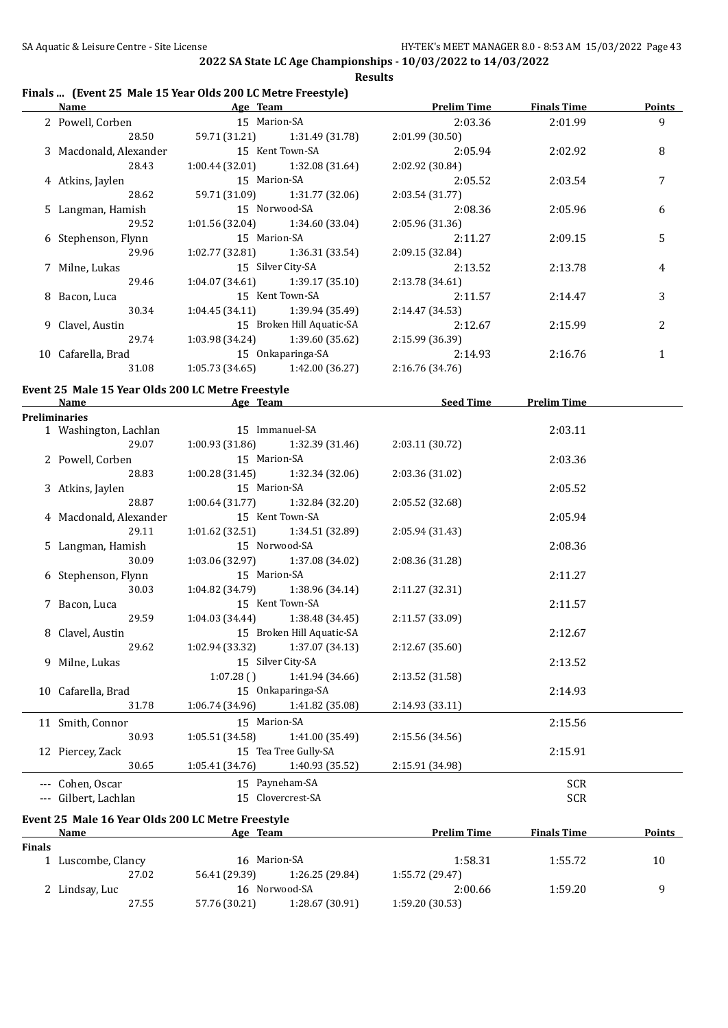**2022 SA State LC Age Championships - 10/03/2022 to 14/03/2022**

**Results**

### Finals ... (Event 25 Male 15 Year Olds 200 LC Metre Freestyle)

| | Name | Age | Team | Prelim Time | Finals Time | Points |
|---|---|---|---|---|---|---|
| 2 | Powell, Corben | 15 | Marion-SA | 2:03.36 | 2:01.99 | 9 |
| | 28.50 | 59.71 (31.21) | 1:31.49 (31.78) | 2:01.99 (30.50) | | |
| 3 | Macdonald, Alexander | 15 | Kent Town-SA | 2:05.94 | 2:02.92 | 8 |
| | 28.43 | 1:00.44 (32.01) | 1:32.08 (31.64) | 2:02.92 (30.84) | | |
| 4 | Atkins, Jaylen | 15 | Marion-SA | 2:05.52 | 2:03.54 | 7 |
| | 28.62 | 59.71 (31.09) | 1:31.77 (32.06) | 2:03.54 (31.77) | | |
| 5 | Langman, Hamish | 15 | Norwood-SA | 2:08.36 | 2:05.96 | 6 |
| | 29.52 | 1:01.56 (32.04) | 1:34.60 (33.04) | 2:05.96 (31.36) | | |
| 6 | Stephenson, Flynn | 15 | Marion-SA | 2:11.27 | 2:09.15 | 5 |
| | 29.96 | 1:02.77 (32.81) | 1:36.31 (33.54) | 2:09.15 (32.84) | | |
| 7 | Milne, Lukas | 15 | Silver City-SA | 2:13.52 | 2:13.78 | 4 |
| | 29.46 | 1:04.07 (34.61) | 1:39.17 (35.10) | 2:13.78 (34.61) | | |
| 8 | Bacon, Luca | 15 | Kent Town-SA | 2:11.57 | 2:14.47 | 3 |
| | 30.34 | 1:04.45 (34.11) | 1:39.94 (35.49) | 2:14.47 (34.53) | | |
| 9 | Clavel, Austin | 15 | Broken Hill Aquatic-SA | 2:12.67 | 2:15.99 | 2 |
| | 29.74 | 1:03.98 (34.24) | 1:39.60 (35.62) | 2:15.99 (36.39) | | |
| 10 | Cafarella, Brad | 15 | Onkaparinga-SA | 2:14.93 | 2:16.76 | 1 |
| | 31.08 | 1:05.73 (34.65) | 1:42.00 (36.27) | 2:16.76 (34.76) | | |

### Event 25 Male 15 Year Olds 200 LC Metre Freestyle

| | Name | Age | Team | Seed Time | Prelim Time |
|---|---|---|---|---|---|
| **Preliminaries** | | | | | |
| 1 | Washington, Lachlan | 15 | Immanuel-SA | | 2:03.11 |
| | 29.07 | 1:00.93 (31.86) | 1:32.39 (31.46) | 2:03.11 (30.72) | |
| 2 | Powell, Corben | 15 | Marion-SA | | 2:03.36 |
| | 28.83 | 1:00.28 (31.45) | 1:32.34 (32.06) | 2:03.36 (31.02) | |
| 3 | Atkins, Jaylen | 15 | Marion-SA | | 2:05.52 |
| | 28.87 | 1:00.64 (31.77) | 1:32.84 (32.20) | 2:05.52 (32.68) | |
| 4 | Macdonald, Alexander | 15 | Kent Town-SA | | 2:05.94 |
| | 29.11 | 1:01.62 (32.51) | 1:34.51 (32.89) | 2:05.94 (31.43) | |
| 5 | Langman, Hamish | 15 | Norwood-SA | | 2:08.36 |
| | 30.09 | 1:03.06 (32.97) | 1:37.08 (34.02) | 2:08.36 (31.28) | |
| 6 | Stephenson, Flynn | 15 | Marion-SA | | 2:11.27 |
| | 30.03 | 1:04.82 (34.79) | 1:38.96 (34.14) | 2:11.27 (32.31) | |
| 7 | Bacon, Luca | 15 | Kent Town-SA | | 2:11.57 |
| | 29.59 | 1:04.03 (34.44) | 1:38.48 (34.45) | 2:11.57 (33.09) | |
| 8 | Clavel, Austin | 15 | Broken Hill Aquatic-SA | | 2:12.67 |
| | 29.62 | 1:02.94 (33.32) | 1:37.07 (34.13) | 2:12.67 (35.60) | |
| 9 | Milne, Lukas | 15 | Silver City-SA | | 2:13.52 |
| | | 1:07.28 ( ) | 1:41.94 (34.66) | 2:13.52 (31.58) | |
| 10 | Cafarella, Brad | 15 | Onkaparinga-SA | | 2:14.93 |
| | 31.78 | 1:06.74 (34.96) | 1:41.82 (35.08) | 2:14.93 (33.11) | |
| 11 | Smith, Connor | 15 | Marion-SA | | 2:15.56 |
| | 30.93 | 1:05.51 (34.58) | 1:41.00 (35.49) | 2:15.56 (34.56) | |
| 12 | Piercey, Zack | 15 | Tea Tree Gully-SA | | 2:15.91 |
| | 30.65 | 1:05.41 (34.76) | 1:40.93 (35.52) | 2:15.91 (34.98) | |
| --- | Cohen, Oscar | 15 | Payneham-SA | | SCR |
| --- | Gilbert, Lachlan | 15 | Clovercrest-SA | | SCR |

### Event 25 Male 16 Year Olds 200 LC Metre Freestyle

| | Name | Age | Team | Prelim Time | Finals Time | Points |
|---|---|---|---|---|---|---|
| **Finals** | | | | | | |
| 1 | Luscombe, Clancy | 16 | Marion-SA | 1:58.31 | 1:55.72 | 10 |
| | 27.02 | 56.41 (29.39) | 1:26.25 (29.84) | 1:55.72 (29.47) | | |
| 2 | Lindsay, Luc | 16 | Norwood-SA | 2:00.66 | 1:59.20 | 9 |
| | 27.55 | 57.76 (30.21) | 1:28.67 (30.91) | 1:59.20 (30.53) | | |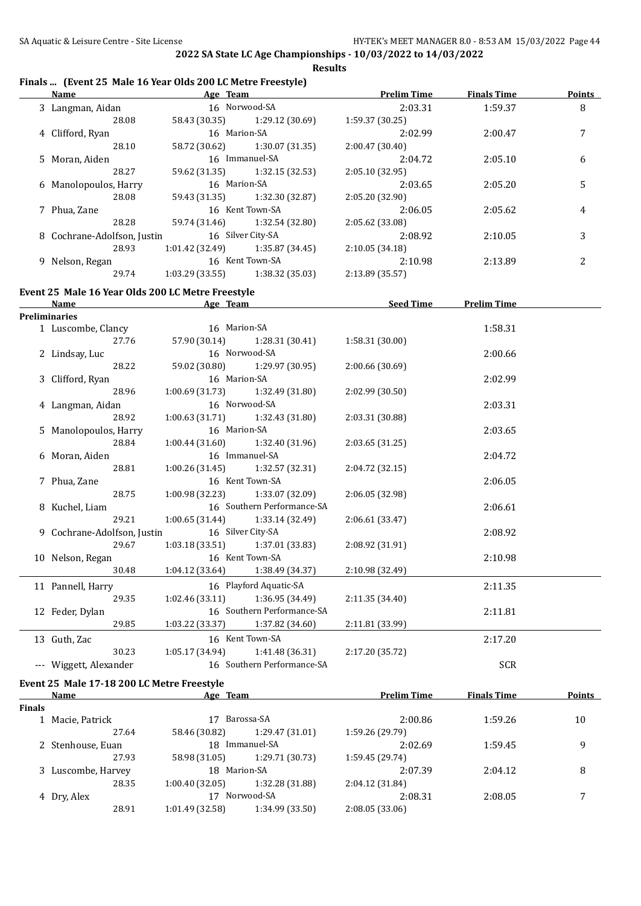## 2022 SA State LC Age Championships - 10/03/2022 to 14/03/2022

**Results**

### Finals ... (Event 25 Male 16 Year Olds 200 LC Metre Freestyle)

| | Name | Age | Team | Prelim Time | Finals Time | Points |
|---|---|---|---|---|---|---|
| 3 | Langman, Aidan | 16 | Norwood-SA | 2:03.31 | 1:59.37 | 8 |
| | 28.08 | 58.43 (30.35) | 1:29.12 (30.69) | 1:59.37 (30.25) | | |
| 4 | Clifford, Ryan | 16 | Marion-SA | 2:02.99 | 2:00.47 | 7 |
| | 28.10 | 58.72 (30.62) | 1:30.07 (31.35) | 2:00.47 (30.40) | | |
| 5 | Moran, Aiden | 16 | Immanuel-SA | 2:04.72 | 2:05.10 | 6 |
| | 28.27 | 59.62 (31.35) | 1:32.15 (32.53) | 2:05.10 (32.95) | | |
| 6 | Manolopoulos, Harry | 16 | Marion-SA | 2:03.65 | 2:05.20 | 5 |
| | 28.08 | 59.43 (31.35) | 1:32.30 (32.87) | 2:05.20 (32.90) | | |
| 7 | Phua, Zane | 16 | Kent Town-SA | 2:06.05 | 2:05.62 | 4 |
| | 28.28 | 59.74 (31.46) | 1:32.54 (32.80) | 2:05.62 (33.08) | | |
| 8 | Cochrane-Adolfson, Justin | 16 | Silver City-SA | 2:08.92 | 2:10.05 | 3 |
| | 28.93 | 1:01.42 (32.49) | 1:35.87 (34.45) | 2:10.05 (34.18) | | |
| 9 | Nelson, Regan | 16 | Kent Town-SA | 2:10.98 | 2:13.89 | 2 |
| | 29.74 | 1:03.29 (33.55) | 1:38.32 (35.03) | 2:13.89 (35.57) | | |

### Event 25 Male 16 Year Olds 200 LC Metre Freestyle

| | Name | Age | Team | Seed Time | Prelim Time |
|---|---|---|---|---|---|
| **Preliminaries** | | | | | |
| 1 | Luscombe, Clancy | 16 | Marion-SA | | 1:58.31 |
| | 27.76 | 57.90 (30.14) | 1:28.31 (30.41) | 1:58.31 (30.00) | |
| 2 | Lindsay, Luc | 16 | Norwood-SA | | 2:00.66 |
| | 28.22 | 59.02 (30.80) | 1:29.97 (30.95) | 2:00.66 (30.69) | |
| 3 | Clifford, Ryan | 16 | Marion-SA | | 2:02.99 |
| | 28.96 | 1:00.69 (31.73) | 1:32.49 (31.80) | 2:02.99 (30.50) | |
| 4 | Langman, Aidan | 16 | Norwood-SA | | 2:03.31 |
| | 28.92 | 1:00.63 (31.71) | 1:32.43 (31.80) | 2:03.31 (30.88) | |
| 5 | Manolopoulos, Harry | 16 | Marion-SA | | 2:03.65 |
| | 28.84 | 1:00.44 (31.60) | 1:32.40 (31.96) | 2:03.65 (31.25) | |
| 6 | Moran, Aiden | 16 | Immanuel-SA | | 2:04.72 |
| | 28.81 | 1:00.26 (31.45) | 1:32.57 (32.31) | 2:04.72 (32.15) | |
| 7 | Phua, Zane | 16 | Kent Town-SA | | 2:06.05 |
| | 28.75 | 1:00.98 (32.23) | 1:33.07 (32.09) | 2:06.05 (32.98) | |
| 8 | Kuchel, Liam | 16 | Southern Performance-SA | | 2:06.61 |
| | 29.21 | 1:00.65 (31.44) | 1:33.14 (32.49) | 2:06.61 (33.47) | |
| 9 | Cochrane-Adolfson, Justin | 16 | Silver City-SA | | 2:08.92 |
| | 29.67 | 1:03.18 (33.51) | 1:37.01 (33.83) | 2:08.92 (31.91) | |
| 10 | Nelson, Regan | 16 | Kent Town-SA | | 2:10.98 |
| | 30.48 | 1:04.12 (33.64) | 1:38.49 (34.37) | 2:10.98 (32.49) | |
| 11 | Pannell, Harry | 16 | Playford Aquatic-SA | | 2:11.35 |
| | 29.35 | 1:02.46 (33.11) | 1:36.95 (34.49) | 2:11.35 (34.40) | |
| 12 | Feder, Dylan | 16 | Southern Performance-SA | | 2:11.81 |
| | 29.85 | 1:03.22 (33.37) | 1:37.82 (34.60) | 2:11.81 (33.99) | |
| 13 | Guth, Zac | 16 | Kent Town-SA | | 2:17.20 |
| | 30.23 | 1:05.17 (34.94) | 1:41.48 (36.31) | 2:17.20 (35.72) | |
| --- | Wiggett, Alexander | 16 | Southern Performance-SA | | SCR |

### Event 25 Male 17-18 200 LC Metre Freestyle

| | Name | Age | Team | Prelim Time | Finals Time | Points |
|---|---|---|---|---|---|---|
| **Finals** | | | | | | |
| 1 | Macie, Patrick | 17 | Barossa-SA | 2:00.86 | 1:59.26 | 10 |
| | 27.64 | 58.46 (30.82) | 1:29.47 (31.01) | 1:59.26 (29.79) | | |
| 2 | Stenhouse, Euan | 18 | Immanuel-SA | 2:02.69 | 1:59.45 | 9 |
| | 27.93 | 58.98 (31.05) | 1:29.71 (30.73) | 1:59.45 (29.74) | | |
| 3 | Luscombe, Harvey | 18 | Marion-SA | 2:07.39 | 2:04.12 | 8 |
| | 28.35 | 1:00.40 (32.05) | 1:32.28 (31.88) | 2:04.12 (31.84) | | |
| 4 | Dry, Alex | 17 | Norwood-SA | 2:08.31 | 2:08.05 | 7 |
| | 28.91 | 1:01.49 (32.58) | 1:34.99 (33.50) | 2:08.05 (33.06) | | |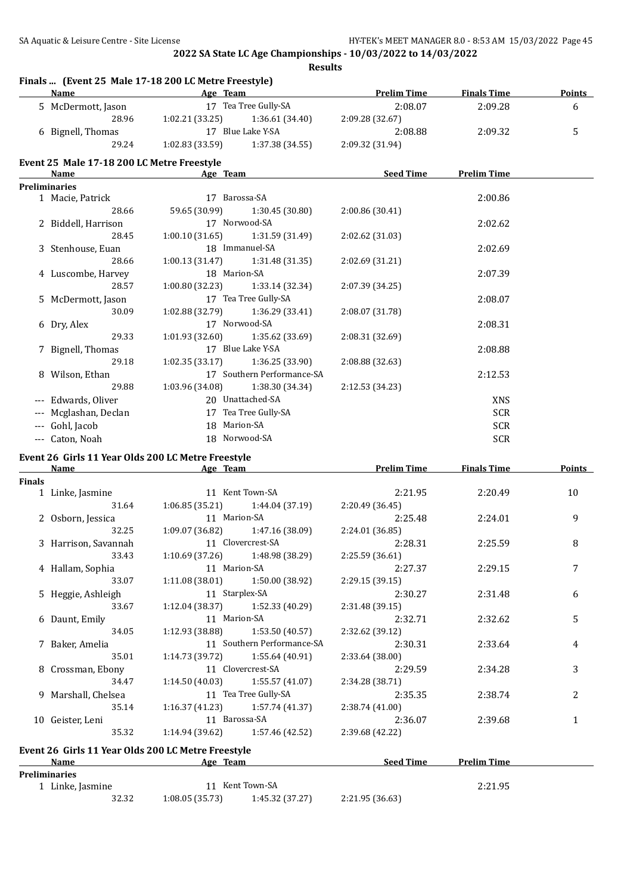## 2022 SA State LC Age Championships - 10/03/2022 to 14/03/2022

**Results**

### Finals ... (Event 25 Male 17-18 200 LC Metre Freestyle)

| | Name | Age | Team | Prelim Time | Finals Time | Points |
|---|---|---|---|---|---|---|
| 5 | McDermott, Jason | 17 | Tea Tree Gully-SA | 2:08.07 | 2:09.28 | 6 |
| | 28.96 | 1:02.21 (33.25) | 1:36.61 (34.40) | 2:09.28 (32.67) | | |
| 6 | Bignell, Thomas | 17 | Blue Lake Y-SA | 2:08.88 | 2:09.32 | 5 |
| | 29.24 | 1:02.83 (33.59) | 1:37.38 (34.55) | 2:09.32 (31.94) | | |

### Event 25 Male 17-18 200 LC Metre Freestyle

| | Name | Age | Team | Seed Time | Prelim Time |
|---|---|---|---|---|---|
| **Preliminaries** | | | | | |
| 1 | Macie, Patrick | 17 | Barossa-SA | | 2:00.86 |
| | 28.66 | 59.65 (30.99) | 1:30.45 (30.80) | 2:00.86 (30.41) | |
| 2 | Biddell, Harrison | 17 | Norwood-SA | | 2:02.62 |
| | 28.45 | 1:00.10 (31.65) | 1:31.59 (31.49) | 2:02.62 (31.03) | |
| 3 | Stenhouse, Euan | 18 | Immanuel-SA | | 2:02.69 |
| | 28.66 | 1:00.13 (31.47) | 1:31.48 (31.35) | 2:02.69 (31.21) | |
| 4 | Luscombe, Harvey | 18 | Marion-SA | | 2:07.39 |
| | 28.57 | 1:00.80 (32.23) | 1:33.14 (32.34) | 2:07.39 (34.25) | |
| 5 | McDermott, Jason | 17 | Tea Tree Gully-SA | | 2:08.07 |
| | 30.09 | 1:02.88 (32.79) | 1:36.29 (33.41) | 2:08.07 (31.78) | |
| 6 | Dry, Alex | 17 | Norwood-SA | | 2:08.31 |
| | 29.33 | 1:01.93 (32.60) | 1:35.62 (33.69) | 2:08.31 (32.69) | |
| 7 | Bignell, Thomas | 17 | Blue Lake Y-SA | | 2:08.88 |
| | 29.18 | 1:02.35 (33.17) | 1:36.25 (33.90) | 2:08.88 (32.63) | |
| 8 | Wilson, Ethan | 17 | Southern Performance-SA | | 2:12.53 |
| | 29.88 | 1:03.96 (34.08) | 1:38.30 (34.34) | 2:12.53 (34.23) | |
| --- | Edwards, Oliver | 20 | Unattached-SA | | XNS |
| --- | Mcglashan, Declan | 17 | Tea Tree Gully-SA | | SCR |
| --- | Gohl, Jacob | 18 | Marion-SA | | SCR |
| --- | Caton, Noah | 18 | Norwood-SA | | SCR |

### Event 26 Girls 11 Year Olds 200 LC Metre Freestyle

| | Name | Age | Team | Prelim Time | Finals Time | Points |
|---|---|---|---|---|---|---|
| **Finals** | | | | | | |
| 1 | Linke, Jasmine | 11 | Kent Town-SA | 2:21.95 | 2:20.49 | 10 |
| | 31.64 | 1:06.85 (35.21) | 1:44.04 (37.19) | 2:20.49 (36.45) | | |
| 2 | Osborn, Jessica | 11 | Marion-SA | 2:25.48 | 2:24.01 | 9 |
| | 32.25 | 1:09.07 (36.82) | 1:47.16 (38.09) | 2:24.01 (36.85) | | |
| 3 | Harrison, Savannah | 11 | Clovercrest-SA | 2:28.31 | 2:25.59 | 8 |
| | 33.43 | 1:10.69 (37.26) | 1:48.98 (38.29) | 2:25.59 (36.61) | | |
| 4 | Hallam, Sophia | 11 | Marion-SA | 2:27.37 | 2:29.15 | 7 |
| | 33.07 | 1:11.08 (38.01) | 1:50.00 (38.92) | 2:29.15 (39.15) | | |
| 5 | Heggie, Ashleigh | 11 | Starplex-SA | 2:30.27 | 2:31.48 | 6 |
| | 33.67 | 1:12.04 (38.37) | 1:52.33 (40.29) | 2:31.48 (39.15) | | |
| 6 | Daunt, Emily | 11 | Marion-SA | 2:32.71 | 2:32.62 | 5 |
| | 34.05 | 1:12.93 (38.88) | 1:53.50 (40.57) | 2:32.62 (39.12) | | |
| 7 | Baker, Amelia | 11 | Southern Performance-SA | 2:30.31 | 2:33.64 | 4 |
| | 35.01 | 1:14.73 (39.72) | 1:55.64 (40.91) | 2:33.64 (38.00) | | |
| 8 | Crossman, Ebony | 11 | Clovercrest-SA | 2:29.59 | 2:34.28 | 3 |
| | 34.47 | 1:14.50 (40.03) | 1:55.57 (41.07) | 2:34.28 (38.71) | | |
| 9 | Marshall, Chelsea | 11 | Tea Tree Gully-SA | 2:35.35 | 2:38.74 | 2 |
| | 35.14 | 1:16.37 (41.23) | 1:57.74 (41.37) | 2:38.74 (41.00) | | |
| 10 | Geister, Leni | 11 | Barossa-SA | 2:36.07 | 2:39.68 | 1 |
| | 35.32 | 1:14.94 (39.62) | 1:57.46 (42.52) | 2:39.68 (42.22) | | |

### Event 26 Girls 11 Year Olds 200 LC Metre Freestyle

| | Name | Age | Team | Seed Time | Prelim Time |
|---|---|---|---|---|---|
| **Preliminaries** | | | | | |
| 1 | Linke, Jasmine | 11 | Kent Town-SA | | 2:21.95 |
| | 32.32 | 1:08.05 (35.73) | 1:45.32 (37.27) | 2:21.95 (36.63) | |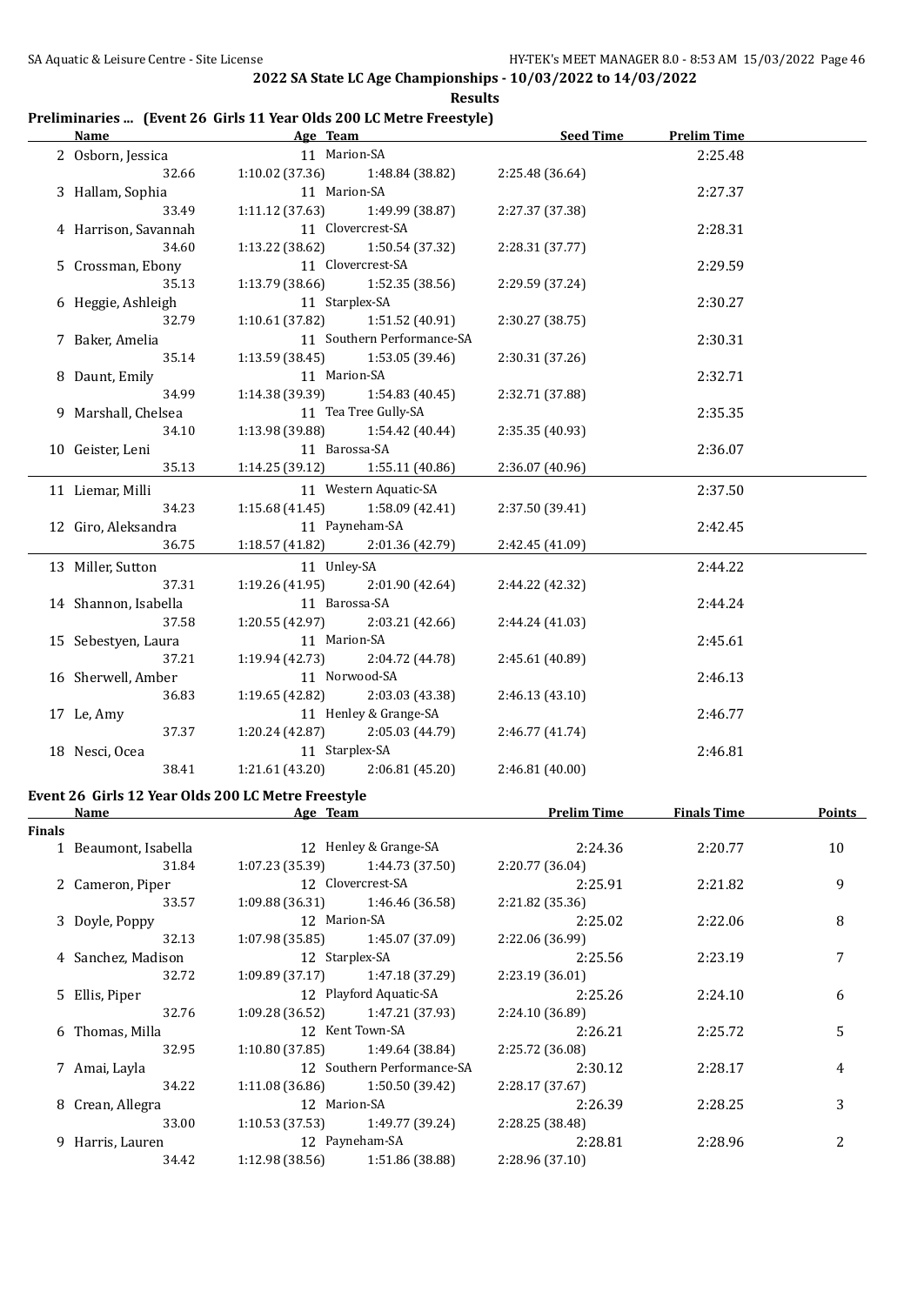**2022 SA State LC Age Championships - 10/03/2022 to 14/03/2022**

**Results**

### Preliminaries ... (Event 26 Girls 11 Year Olds 200 LC Metre Freestyle)

| | Name | Age | Team | | Seed Time | Prelim Time |
|---|---|---|---|---|---|---|
| 2 | Osborn, Jessica | 11 | Marion-SA | | | 2:25.48 |
| | 32.66 | 1:10.02 (37.36) | 1:48.84 (38.82) | 2:25.48 (36.64) | | |
| 3 | Hallam, Sophia | 11 | Marion-SA | | | 2:27.37 |
| | 33.49 | 1:11.12 (37.63) | 1:49.99 (38.87) | 2:27.37 (37.38) | | |
| 4 | Harrison, Savannah | 11 | Clovercrest-SA | | | 2:28.31 |
| | 34.60 | 1:13.22 (38.62) | 1:50.54 (37.32) | 2:28.31 (37.77) | | |
| 5 | Crossman, Ebony | 11 | Clovercrest-SA | | | 2:29.59 |
| | 35.13 | 1:13.79 (38.66) | 1:52.35 (38.56) | 2:29.59 (37.24) | | |
| 6 | Heggie, Ashleigh | 11 | Starplex-SA | | | 2:30.27 |
| | 32.79 | 1:10.61 (37.82) | 1:51.52 (40.91) | 2:30.27 (38.75) | | |
| 7 | Baker, Amelia | 11 | Southern Performance-SA | | | 2:30.31 |
| | 35.14 | 1:13.59 (38.45) | 1:53.05 (39.46) | 2:30.31 (37.26) | | |
| 8 | Daunt, Emily | 11 | Marion-SA | | | 2:32.71 |
| | 34.99 | 1:14.38 (39.39) | 1:54.83 (40.45) | 2:32.71 (37.88) | | |
| 9 | Marshall, Chelsea | 11 | Tea Tree Gully-SA | | | 2:35.35 |
| | 34.10 | 1:13.98 (39.88) | 1:54.42 (40.44) | 2:35.35 (40.93) | | |
| 10 | Geister, Leni | 11 | Barossa-SA | | | 2:36.07 |
| | 35.13 | 1:14.25 (39.12) | 1:55.11 (40.86) | 2:36.07 (40.96) | | |
| 11 | Liemar, Milli | 11 | Western Aquatic-SA | | | 2:37.50 |
| | 34.23 | 1:15.68 (41.45) | 1:58.09 (42.41) | 2:37.50 (39.41) | | |
| 12 | Giro, Aleksandra | 11 | Payneham-SA | | | 2:42.45 |
| | 36.75 | 1:18.57 (41.82) | 2:01.36 (42.79) | 2:42.45 (41.09) | | |
| 13 | Miller, Sutton | 11 | Unley-SA | | | 2:44.22 |
| | 37.31 | 1:19.26 (41.95) | 2:01.90 (42.64) | 2:44.22 (42.32) | | |
| 14 | Shannon, Isabella | 11 | Barossa-SA | | | 2:44.24 |
| | 37.58 | 1:20.55 (42.97) | 2:03.21 (42.66) | 2:44.24 (41.03) | | |
| 15 | Sebestyen, Laura | 11 | Marion-SA | | | 2:45.61 |
| | 37.21 | 1:19.94 (42.73) | 2:04.72 (44.78) | 2:45.61 (40.89) | | |
| 16 | Sherwell, Amber | 11 | Norwood-SA | | | 2:46.13 |
| | 36.83 | 1:19.65 (42.82) | 2:03.03 (43.38) | 2:46.13 (43.10) | | |
| 17 | Le, Amy | 11 | Henley & Grange-SA | | | 2:46.77 |
| | 37.37 | 1:20.24 (42.87) | 2:05.03 (44.79) | 2:46.77 (41.74) | | |
| 18 | Nesci, Ocea | 11 | Starplex-SA | | | 2:46.81 |
| | 38.41 | 1:21.61 (43.20) | 2:06.81 (45.20) | 2:46.81 (40.00) | | |

### Event 26 Girls 12 Year Olds 200 LC Metre Freestyle

**Finals**

| | Name | Age | Team | | Prelim Time | Finals Time | Points |
|---|---|---|---|---|---|---|---|
| 1 | Beaumont, Isabella | 12 | Henley & Grange-SA | | 2:24.36 | 2:20.77 | 10 |
| | 31.84 | 1:07.23 (35.39) | 1:44.73 (37.50) | 2:20.77 (36.04) | | | |
| 2 | Cameron, Piper | 12 | Clovercrest-SA | | 2:25.91 | 2:21.82 | 9 |
| | 33.57 | 1:09.88 (36.31) | 1:46.46 (36.58) | 2:21.82 (35.36) | | | |
| 3 | Doyle, Poppy | 12 | Marion-SA | | 2:25.02 | 2:22.06 | 8 |
| | 32.13 | 1:07.98 (35.85) | 1:45.07 (37.09) | 2:22.06 (36.99) | | | |
| 4 | Sanchez, Madison | 12 | Starplex-SA | | 2:25.56 | 2:23.19 | 7 |
| | 32.72 | 1:09.89 (37.17) | 1:47.18 (37.29) | 2:23.19 (36.01) | | | |
| 5 | Ellis, Piper | 12 | Playford Aquatic-SA | | 2:25.26 | 2:24.10 | 6 |
| | 32.76 | 1:09.28 (36.52) | 1:47.21 (37.93) | 2:24.10 (36.89) | | | |
| 6 | Thomas, Milla | 12 | Kent Town-SA | | 2:26.21 | 2:25.72 | 5 |
| | 32.95 | 1:10.80 (37.85) | 1:49.64 (38.84) | 2:25.72 (36.08) | | | |
| 7 | Amai, Layla | 12 | Southern Performance-SA | | 2:30.12 | 2:28.17 | 4 |
| | 34.22 | 1:11.08 (36.86) | 1:50.50 (39.42) | 2:28.17 (37.67) | | | |
| 8 | Crean, Allegra | 12 | Marion-SA | | 2:26.39 | 2:28.25 | 3 |
| | 33.00 | 1:10.53 (37.53) | 1:49.77 (39.24) | 2:28.25 (38.48) | | | |
| 9 | Harris, Lauren | 12 | Payneham-SA | | 2:28.81 | 2:28.96 | 2 |
| | 34.42 | 1:12.98 (38.56) | 1:51.86 (38.88) | 2:28.96 (37.10) | | | |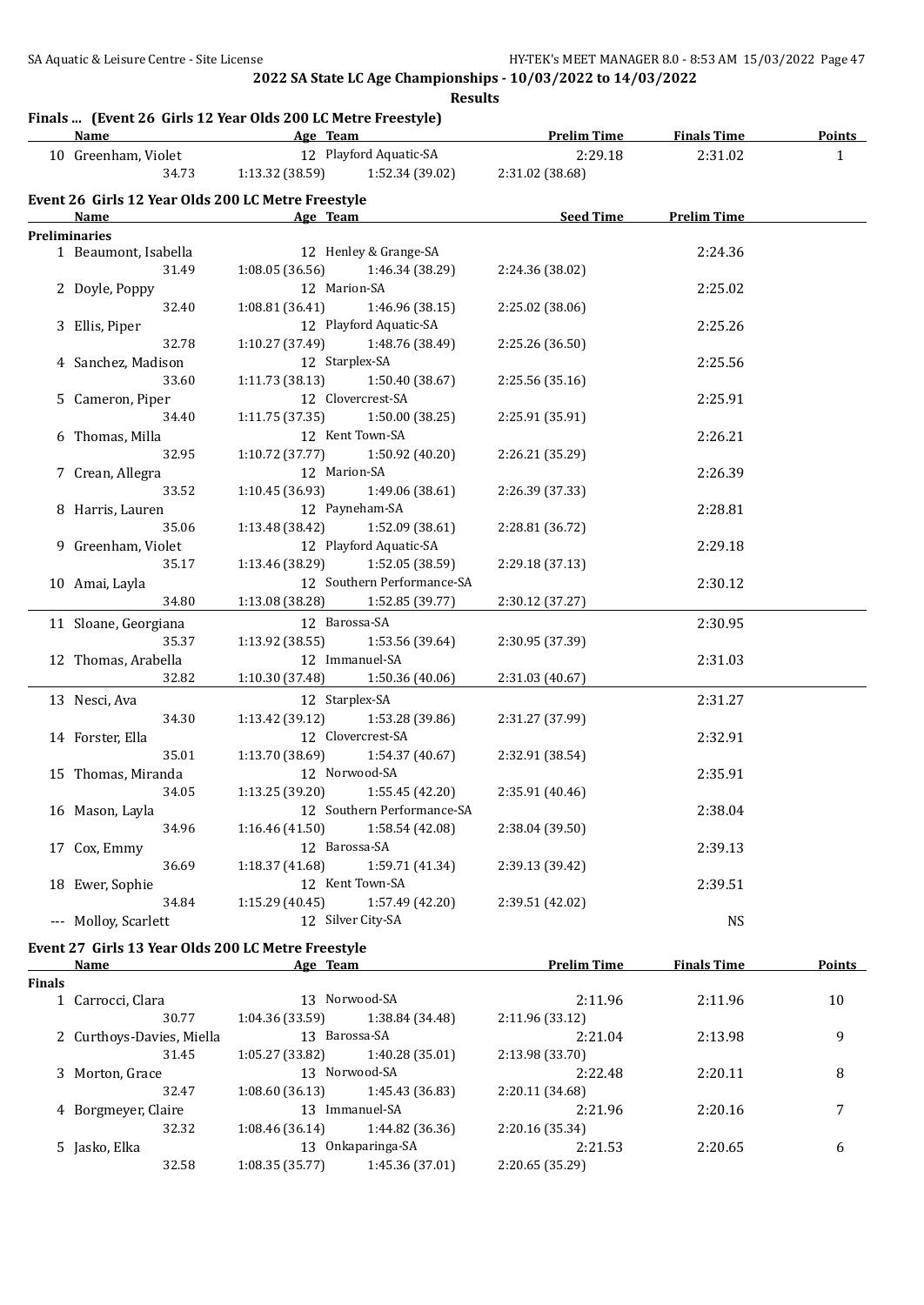## 2022 SA State LC Age Championships - 10/03/2022 to 14/03/2022

**Results**

### Finals ... (Event 26 Girls 12 Year Olds 200 LC Metre Freestyle)

| | Name | Age | Team | Prelim Time | Finals Time | Points |
|---|---|---|---|---|---|---|
| 10 | Greenham, Violet | 12 | Playford Aquatic-SA | 2:29.18 | 2:31.02 | 1 |
| | 34.73 | 1:13.32 (38.59) | 1:52.34 (39.02) | 2:31.02 (38.68) | | |

### Event 26 Girls 12 Year Olds 200 LC Metre Freestyle

| | Name | Age | Team | Seed Time | Prelim Time |
|---|---|---|---|---|---|
| **Preliminaries** | | | | | |
| 1 | Beaumont, Isabella | 12 | Henley & Grange-SA | | 2:24.36 |
| | 31.49 | 1:08.05 (36.56) | 1:46.34 (38.29) | 2:24.36 (38.02) | |
| 2 | Doyle, Poppy | 12 | Marion-SA | | 2:25.02 |
| | 32.40 | 1:08.81 (36.41) | 1:46.96 (38.15) | 2:25.02 (38.06) | |
| 3 | Ellis, Piper | 12 | Playford Aquatic-SA | | 2:25.26 |
| | 32.78 | 1:10.27 (37.49) | 1:48.76 (38.49) | 2:25.26 (36.50) | |
| 4 | Sanchez, Madison | 12 | Starplex-SA | | 2:25.56 |
| | 33.60 | 1:11.73 (38.13) | 1:50.40 (38.67) | 2:25.56 (35.16) | |
| 5 | Cameron, Piper | 12 | Clovercrest-SA | | 2:25.91 |
| | 34.40 | 1:11.75 (37.35) | 1:50.00 (38.25) | 2:25.91 (35.91) | |
| 6 | Thomas, Milla | 12 | Kent Town-SA | | 2:26.21 |
| | 32.95 | 1:10.72 (37.77) | 1:50.92 (40.20) | 2:26.21 (35.29) | |
| 7 | Crean, Allegra | 12 | Marion-SA | | 2:26.39 |
| | 33.52 | 1:10.45 (36.93) | 1:49.06 (38.61) | 2:26.39 (37.33) | |
| 8 | Harris, Lauren | 12 | Payneham-SA | | 2:28.81 |
| | 35.06 | 1:13.48 (38.42) | 1:52.09 (38.61) | 2:28.81 (36.72) | |
| 9 | Greenham, Violet | 12 | Playford Aquatic-SA | | 2:29.18 |
| | 35.17 | 1:13.46 (38.29) | 1:52.05 (38.59) | 2:29.18 (37.13) | |
| 10 | Amai, Layla | 12 | Southern Performance-SA | | 2:30.12 |
| | 34.80 | 1:13.08 (38.28) | 1:52.85 (39.77) | 2:30.12 (37.27) | |
| 11 | Sloane, Georgiana | 12 | Barossa-SA | | 2:30.95 |
| | 35.37 | 1:13.92 (38.55) | 1:53.56 (39.64) | 2:30.95 (37.39) | |
| 12 | Thomas, Arabella | 12 | Immanuel-SA | | 2:31.03 |
| | 32.82 | 1:10.30 (37.48) | 1:50.36 (40.06) | 2:31.03 (40.67) | |
| 13 | Nesci, Ava | 12 | Starplex-SA | | 2:31.27 |
| | 34.30 | 1:13.42 (39.12) | 1:53.28 (39.86) | 2:31.27 (37.99) | |
| 14 | Forster, Ella | 12 | Clovercrest-SA | | 2:32.91 |
| | 35.01 | 1:13.70 (38.69) | 1:54.37 (40.67) | 2:32.91 (38.54) | |
| 15 | Thomas, Miranda | 12 | Norwood-SA | | 2:35.91 |
| | 34.05 | 1:13.25 (39.20) | 1:55.45 (42.20) | 2:35.91 (40.46) | |
| 16 | Mason, Layla | 12 | Southern Performance-SA | | 2:38.04 |
| | 34.96 | 1:16.46 (41.50) | 1:58.54 (42.08) | 2:38.04 (39.50) | |
| 17 | Cox, Emmy | 12 | Barossa-SA | | 2:39.13 |
| | 36.69 | 1:18.37 (41.68) | 1:59.71 (41.34) | 2:39.13 (39.42) | |
| 18 | Ewer, Sophie | 12 | Kent Town-SA | | 2:39.51 |
| | 34.84 | 1:15.29 (40.45) | 1:57.49 (42.20) | 2:39.51 (42.02) | |
| --- | Molloy, Scarlett | 12 | Silver City-SA | | NS |

### Event 27 Girls 13 Year Olds 200 LC Metre Freestyle

| | Name | Age | Team | Prelim Time | Finals Time | Points |
|---|---|---|---|---|---|---|
| **Finals** | | | | | | |
| 1 | Carrocci, Clara | 13 | Norwood-SA | 2:11.96 | 2:11.96 | 10 |
| | 30.77 | 1:04.36 (33.59) | 1:38.84 (34.48) | 2:11.96 (33.12) | | |
| 2 | Curthoys-Davies, Miella | 13 | Barossa-SA | 2:21.04 | 2:13.98 | 9 |
| | 31.45 | 1:05.27 (33.82) | 1:40.28 (35.01) | 2:13.98 (33.70) | | |
| 3 | Morton, Grace | 13 | Norwood-SA | 2:22.48 | 2:20.11 | 8 |
| | 32.47 | 1:08.60 (36.13) | 1:45.43 (36.83) | 2:20.11 (34.68) | | |
| 4 | Borgmeyer, Claire | 13 | Immanuel-SA | 2:21.96 | 2:20.16 | 7 |
| | 32.32 | 1:08.46 (36.14) | 1:44.82 (36.36) | 2:20.16 (35.34) | | |
| 5 | Jasko, Elka | 13 | Onkaparinga-SA | 2:21.53 | 2:20.65 | 6 |
| | 32.58 | 1:08.35 (35.77) | 1:45.36 (37.01) | 2:20.65 (35.29) | | |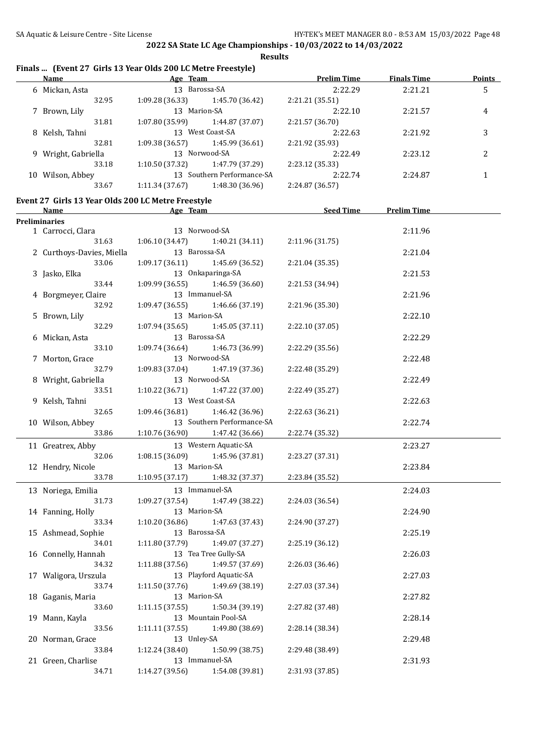## 2022 SA State LC Age Championships - 10/03/2022 to 14/03/2022

**Results**

### Finals ... (Event 27 Girls 13 Year Olds 200 LC Metre Freestyle)

| | Name | Age | Team | Prelim Time | Finals Time | Points |
|---|---|---|---|---|---|---|
| 6 | Mickan, Asta | 13 | Barossa-SA | 2:22.29 | 2:21.21 | 5 |
| | 32.95 | 1:09.28 (36.33) | 1:45.70 (36.42) | 2:21.21 (35.51) | | |
| 7 | Brown, Lily | 13 | Marion-SA | 2:22.10 | 2:21.57 | 4 |
| | 31.81 | 1:07.80 (35.99) | 1:44.87 (37.07) | 2:21.57 (36.70) | | |
| 8 | Kelsh, Tahni | 13 | West Coast-SA | 2:22.63 | 2:21.92 | 3 |
| | 32.81 | 1:09.38 (36.57) | 1:45.99 (36.61) | 2:21.92 (35.93) | | |
| 9 | Wright, Gabriella | 13 | Norwood-SA | 2:22.49 | 2:23.12 | 2 |
| | 33.18 | 1:10.50 (37.32) | 1:47.79 (37.29) | 2:23.12 (35.33) | | |
| 10 | Wilson, Abbey | 13 | Southern Performance-SA | 2:22.74 | 2:24.87 | 1 |
| | 33.67 | 1:11.34 (37.67) | 1:48.30 (36.96) | 2:24.87 (36.57) | | |

### Event 27 Girls 13 Year Olds 200 LC Metre Freestyle

**Preliminaries**

| | Name | Age | Team | Seed Time | Prelim Time |
|---|---|---|---|---|---|
| 1 | Carrocci, Clara | 13 | Norwood-SA | | 2:11.96 |
| | 31.63 | 1:06.10 (34.47) | 1:40.21 (34.11) | 2:11.96 (31.75) | |
| 2 | Curthoys-Davies, Miella | 13 | Barossa-SA | | 2:21.04 |
| | 33.06 | 1:09.17 (36.11) | 1:45.69 (36.52) | 2:21.04 (35.35) | |
| 3 | Jasko, Elka | 13 | Onkaparinga-SA | | 2:21.53 |
| | 33.44 | 1:09.99 (36.55) | 1:46.59 (36.60) | 2:21.53 (34.94) | |
| 4 | Borgmeyer, Claire | 13 | Immanuel-SA | | 2:21.96 |
| | 32.92 | 1:09.47 (36.55) | 1:46.66 (37.19) | 2:21.96 (35.30) | |
| 5 | Brown, Lily | 13 | Marion-SA | | 2:22.10 |
| | 32.29 | 1:07.94 (35.65) | 1:45.05 (37.11) | 2:22.10 (37.05) | |
| 6 | Mickan, Asta | 13 | Barossa-SA | | 2:22.29 |
| | 33.10 | 1:09.74 (36.64) | 1:46.73 (36.99) | 2:22.29 (35.56) | |
| 7 | Morton, Grace | 13 | Norwood-SA | | 2:22.48 |
| | 32.79 | 1:09.83 (37.04) | 1:47.19 (37.36) | 2:22.48 (35.29) | |
| 8 | Wright, Gabriella | 13 | Norwood-SA | | 2:22.49 |
| | 33.51 | 1:10.22 (36.71) | 1:47.22 (37.00) | 2:22.49 (35.27) | |
| 9 | Kelsh, Tahni | 13 | West Coast-SA | | 2:22.63 |
| | 32.65 | 1:09.46 (36.81) | 1:46.42 (36.96) | 2:22.63 (36.21) | |
| 10 | Wilson, Abbey | 13 | Southern Performance-SA | | 2:22.74 |
| | 33.86 | 1:10.76 (36.90) | 1:47.42 (36.66) | 2:22.74 (35.32) | |
| 11 | Greatrex, Abby | 13 | Western Aquatic-SA | | 2:23.27 |
| | 32.06 | 1:08.15 (36.09) | 1:45.96 (37.81) | 2:23.27 (37.31) | |
| 12 | Hendry, Nicole | 13 | Marion-SA | | 2:23.84 |
| | 33.78 | 1:10.95 (37.17) | 1:48.32 (37.37) | 2:23.84 (35.52) | |
| 13 | Noriega, Emilia | 13 | Immanuel-SA | | 2:24.03 |
| | 31.73 | 1:09.27 (37.54) | 1:47.49 (38.22) | 2:24.03 (36.54) | |
| 14 | Fanning, Holly | 13 | Marion-SA | | 2:24.90 |
| | 33.34 | 1:10.20 (36.86) | 1:47.63 (37.43) | 2:24.90 (37.27) | |
| 15 | Ashmead, Sophie | 13 | Barossa-SA | | 2:25.19 |
| | 34.01 | 1:11.80 (37.79) | 1:49.07 (37.27) | 2:25.19 (36.12) | |
| 16 | Connelly, Hannah | 13 | Tea Tree Gully-SA | | 2:26.03 |
| | 34.32 | 1:11.88 (37.56) | 1:49.57 (37.69) | 2:26.03 (36.46) | |
| 17 | Waligora, Urszula | 13 | Playford Aquatic-SA | | 2:27.03 |
| | 33.74 | 1:11.50 (37.76) | 1:49.69 (38.19) | 2:27.03 (37.34) | |
| 18 | Gaganis, Maria | 13 | Marion-SA | | 2:27.82 |
| | 33.60 | 1:11.15 (37.55) | 1:50.34 (39.19) | 2:27.82 (37.48) | |
| 19 | Mann, Kayla | 13 | Mountain Pool-SA | | 2:28.14 |
| | 33.56 | 1:11.11 (37.55) | 1:49.80 (38.69) | 2:28.14 (38.34) | |
| 20 | Norman, Grace | 13 | Unley-SA | | 2:29.48 |
| | 33.84 | 1:12.24 (38.40) | 1:50.99 (38.75) | 2:29.48 (38.49) | |
| 21 | Green, Charlise | 13 | Immanuel-SA | | 2:31.93 |
| | 34.71 | 1:14.27 (39.56) | 1:54.08 (39.81) | 2:31.93 (37.85) | |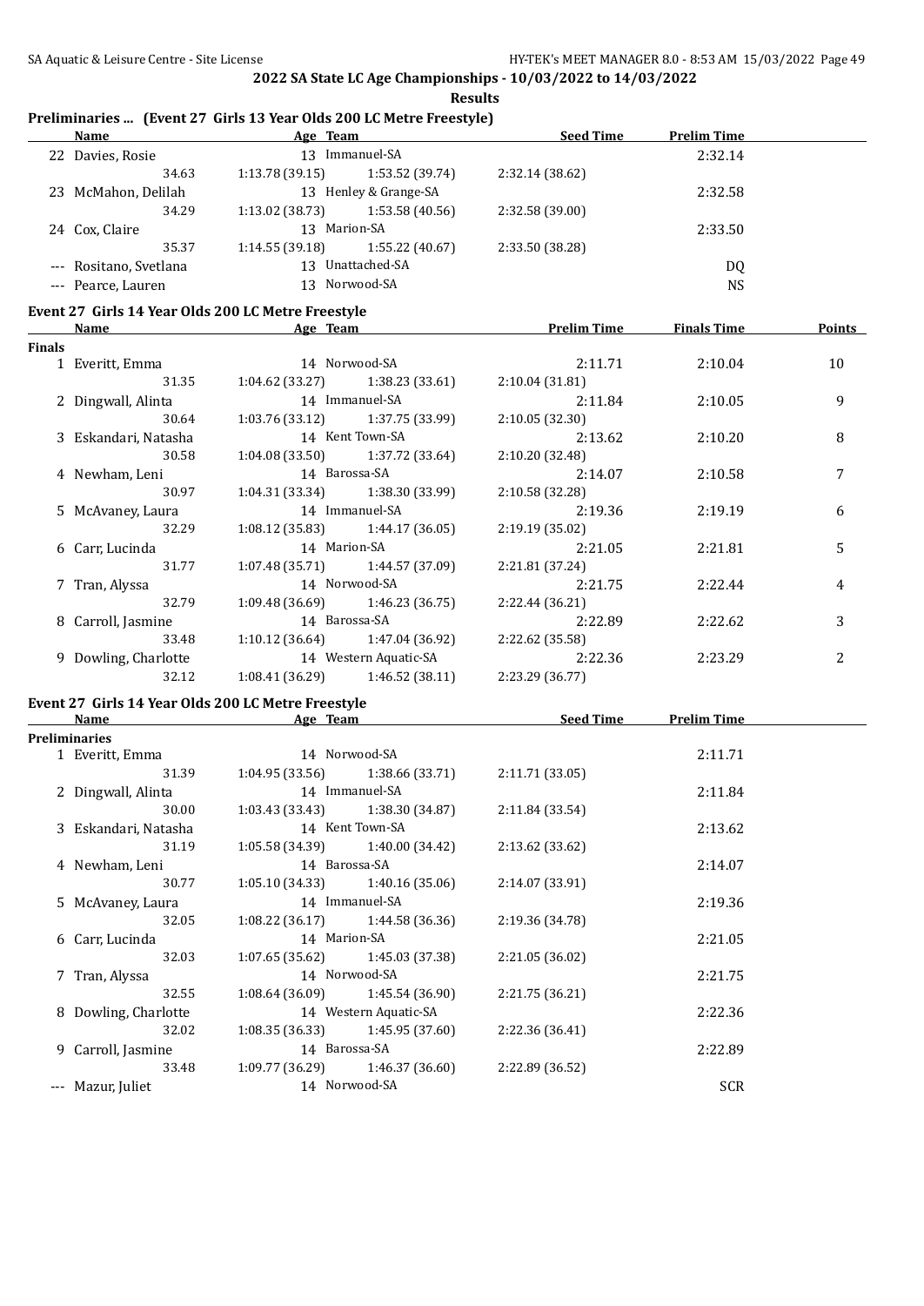## 2022 SA State LC Age Championships - 10/03/2022 to 14/03/2022

**Results**

### Preliminaries ... (Event 27 Girls 13 Year Olds 200 LC Metre Freestyle)

| | Name | Age | Team | | Seed Time | Prelim Time |
|---|---|---|---|---|---|---|
| 22 | Davies, Rosie | 13 | Immanuel-SA | | | 2:32.14 |
| | 34.63 | 1:13.78 (39.15) | 1:53.52 (39.74) | 2:32.14 (38.62) | | |
| 23 | McMahon, Delilah | 13 | Henley & Grange-SA | | | 2:32.58 |
| | 34.29 | 1:13.02 (38.73) | 1:53.58 (40.56) | 2:32.58 (39.00) | | |
| 24 | Cox, Claire | 13 | Marion-SA | | | 2:33.50 |
| | 35.37 | 1:14.55 (39.18) | 1:55.22 (40.67) | 2:33.50 (38.28) | | |
| --- | Rositano, Svetlana | 13 | Unattached-SA | | | DQ |
| --- | Pearce, Lauren | 13 | Norwood-SA | | | NS |

### Event 27 Girls 14 Year Olds 200 LC Metre Freestyle

| | Name | Age | Team | | Prelim Time | Finals Time | Points |
|---|---|---|---|---|---|---|---|
| **Finals** | | | | | | | |
| 1 | Everitt, Emma | 14 | Norwood-SA | | 2:11.71 | 2:10.04 | 10 |
| | 31.35 | 1:04.62 (33.27) | 1:38.23 (33.61) | 2:10.04 (31.81) | | | |
| 2 | Dingwall, Alinta | 14 | Immanuel-SA | | 2:11.84 | 2:10.05 | 9 |
| | 30.64 | 1:03.76 (33.12) | 1:37.75 (33.99) | 2:10.05 (32.30) | | | |
| 3 | Eskandari, Natasha | 14 | Kent Town-SA | | 2:13.62 | 2:10.20 | 8 |
| | 30.58 | 1:04.08 (33.50) | 1:37.72 (33.64) | 2:10.20 (32.48) | | | |
| 4 | Newham, Leni | 14 | Barossa-SA | | 2:14.07 | 2:10.58 | 7 |
| | 30.97 | 1:04.31 (33.34) | 1:38.30 (33.99) | 2:10.58 (32.28) | | | |
| 5 | McAvaney, Laura | 14 | Immanuel-SA | | 2:19.36 | 2:19.19 | 6 |
| | 32.29 | 1:08.12 (35.83) | 1:44.17 (36.05) | 2:19.19 (35.02) | | | |
| 6 | Carr, Lucinda | 14 | Marion-SA | | 2:21.05 | 2:21.81 | 5 |
| | 31.77 | 1:07.48 (35.71) | 1:44.57 (37.09) | 2:21.81 (37.24) | | | |
| 7 | Tran, Alyssa | 14 | Norwood-SA | | 2:21.75 | 2:22.44 | 4 |
| | 32.79 | 1:09.48 (36.69) | 1:46.23 (36.75) | 2:22.44 (36.21) | | | |
| 8 | Carroll, Jasmine | 14 | Barossa-SA | | 2:22.89 | 2:22.62 | 3 |
| | 33.48 | 1:10.12 (36.64) | 1:47.04 (36.92) | 2:22.62 (35.58) | | | |
| 9 | Dowling, Charlotte | 14 | Western Aquatic-SA | | 2:22.36 | 2:23.29 | 2 |
| | 32.12 | 1:08.41 (36.29) | 1:46.52 (38.11) | 2:23.29 (36.77) | | | |

### Event 27 Girls 14 Year Olds 200 LC Metre Freestyle

| | Name | Age | Team | | Seed Time | Prelim Time |
|---|---|---|---|---|---|---|
| **Preliminaries** | | | | | | |
| 1 | Everitt, Emma | 14 | Norwood-SA | | | 2:11.71 |
| | 31.39 | 1:04.95 (33.56) | 1:38.66 (33.71) | 2:11.71 (33.05) | | |
| 2 | Dingwall, Alinta | 14 | Immanuel-SA | | | 2:11.84 |
| | 30.00 | 1:03.43 (33.43) | 1:38.30 (34.87) | 2:11.84 (33.54) | | |
| 3 | Eskandari, Natasha | 14 | Kent Town-SA | | | 2:13.62 |
| | 31.19 | 1:05.58 (34.39) | 1:40.00 (34.42) | 2:13.62 (33.62) | | |
| 4 | Newham, Leni | 14 | Barossa-SA | | | 2:14.07 |
| | 30.77 | 1:05.10 (34.33) | 1:40.16 (35.06) | 2:14.07 (33.91) | | |
| 5 | McAvaney, Laura | 14 | Immanuel-SA | | | 2:19.36 |
| | 32.05 | 1:08.22 (36.17) | 1:44.58 (36.36) | 2:19.36 (34.78) | | |
| 6 | Carr, Lucinda | 14 | Marion-SA | | | 2:21.05 |
| | 32.03 | 1:07.65 (35.62) | 1:45.03 (37.38) | 2:21.05 (36.02) | | |
| 7 | Tran, Alyssa | 14 | Norwood-SA | | | 2:21.75 |
| | 32.55 | 1:08.64 (36.09) | 1:45.54 (36.90) | 2:21.75 (36.21) | | |
| 8 | Dowling, Charlotte | 14 | Western Aquatic-SA | | | 2:22.36 |
| | 32.02 | 1:08.35 (36.33) | 1:45.95 (37.60) | 2:22.36 (36.41) | | |
| 9 | Carroll, Jasmine | 14 | Barossa-SA | | | 2:22.89 |
| | 33.48 | 1:09.77 (36.29) | 1:46.37 (36.60) | 2:22.89 (36.52) | | |
| --- | Mazur, Juliet | 14 | Norwood-SA | | | SCR |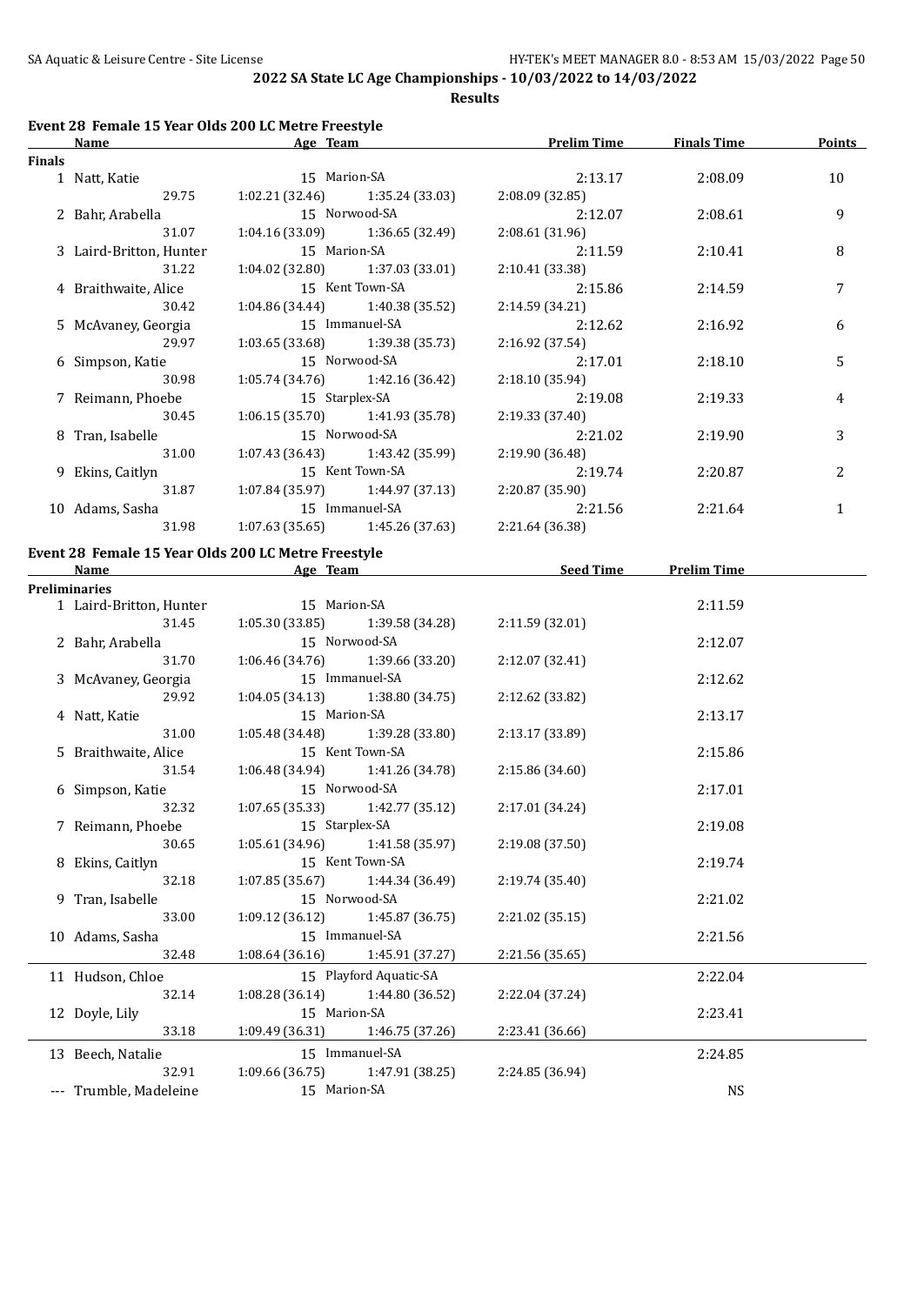# 2022 SA State LC Age Championships - 10/03/2022 to 14/03/2022

## Results

### Event 28 Female 15 Year Olds 200 LC Metre Freestyle

| | Name | Age | Team | Prelim Time | Finals Time | Points |
|---|---|---|---|---|---|---|
| **Finals** | | | | | | |
| 1 | Natt, Katie | 15 | Marion-SA | 2:13.17 | 2:08.09 | 10 |
| | 29.75 | 1:02.21 (32.46) | 1:35.24 (33.03) | 2:08.09 (32.85) | | |
| 2 | Bahr, Arabella | 15 | Norwood-SA | 2:12.07 | 2:08.61 | 9 |
| | 31.07 | 1:04.16 (33.09) | 1:36.65 (32.49) | 2:08.61 (31.96) | | |
| 3 | Laird-Britton, Hunter | 15 | Marion-SA | 2:11.59 | 2:10.41 | 8 |
| | 31.22 | 1:04.02 (32.80) | 1:37.03 (33.01) | 2:10.41 (33.38) | | |
| 4 | Braithwaite, Alice | 15 | Kent Town-SA | 2:15.86 | 2:14.59 | 7 |
| | 30.42 | 1:04.86 (34.44) | 1:40.38 (35.52) | 2:14.59 (34.21) | | |
| 5 | McAvaney, Georgia | 15 | Immanuel-SA | 2:12.62 | 2:16.92 | 6 |
| | 29.97 | 1:03.65 (33.68) | 1:39.38 (35.73) | 2:16.92 (37.54) | | |
| 6 | Simpson, Katie | 15 | Norwood-SA | 2:17.01 | 2:18.10 | 5 |
| | 30.98 | 1:05.74 (34.76) | 1:42.16 (36.42) | 2:18.10 (35.94) | | |
| 7 | Reimann, Phoebe | 15 | Starplex-SA | 2:19.08 | 2:19.33 | 4 |
| | 30.45 | 1:06.15 (35.70) | 1:41.93 (35.78) | 2:19.33 (37.40) | | |
| 8 | Tran, Isabelle | 15 | Norwood-SA | 2:21.02 | 2:19.90 | 3 |
| | 31.00 | 1:07.43 (36.43) | 1:43.42 (35.99) | 2:19.90 (36.48) | | |
| 9 | Ekins, Caitlyn | 15 | Kent Town-SA | 2:19.74 | 2:20.87 | 2 |
| | 31.87 | 1:07.84 (35.97) | 1:44.97 (37.13) | 2:20.87 (35.90) | | |
| 10 | Adams, Sasha | 15 | Immanuel-SA | 2:21.56 | 2:21.64 | 1 |
| | 31.98 | 1:07.63 (35.65) | 1:45.26 (37.63) | 2:21.64 (36.38) | | |

### Event 28 Female 15 Year Olds 200 LC Metre Freestyle

| | Name | Age | Team | Seed Time | Prelim Time |
|---|---|---|---|---|---|
| **Preliminaries** | | | | | |
| 1 | Laird-Britton, Hunter | 15 | Marion-SA | | 2:11.59 |
| | 31.45 | 1:05.30 (33.85) | 1:39.58 (34.28) | 2:11.59 (32.01) | |
| 2 | Bahr, Arabella | 15 | Norwood-SA | | 2:12.07 |
| | 31.70 | 1:06.46 (34.76) | 1:39.66 (33.20) | 2:12.07 (32.41) | |
| 3 | McAvaney, Georgia | 15 | Immanuel-SA | | 2:12.62 |
| | 29.92 | 1:04.05 (34.13) | 1:38.80 (34.75) | 2:12.62 (33.82) | |
| 4 | Natt, Katie | 15 | Marion-SA | | 2:13.17 |
| | 31.00 | 1:05.48 (34.48) | 1:39.28 (33.80) | 2:13.17 (33.89) | |
| 5 | Braithwaite, Alice | 15 | Kent Town-SA | | 2:15.86 |
| | 31.54 | 1:06.48 (34.94) | 1:41.26 (34.78) | 2:15.86 (34.60) | |
| 6 | Simpson, Katie | 15 | Norwood-SA | | 2:17.01 |
| | 32.32 | 1:07.65 (35.33) | 1:42.77 (35.12) | 2:17.01 (34.24) | |
| 7 | Reimann, Phoebe | 15 | Starplex-SA | | 2:19.08 |
| | 30.65 | 1:05.61 (34.96) | 1:41.58 (35.97) | 2:19.08 (37.50) | |
| 8 | Ekins, Caitlyn | 15 | Kent Town-SA | | 2:19.74 |
| | 32.18 | 1:07.85 (35.67) | 1:44.34 (36.49) | 2:19.74 (35.40) | |
| 9 | Tran, Isabelle | 15 | Norwood-SA | | 2:21.02 |
| | 33.00 | 1:09.12 (36.12) | 1:45.87 (36.75) | 2:21.02 (35.15) | |
| 10 | Adams, Sasha | 15 | Immanuel-SA | | 2:21.56 |
| | 32.48 | 1:08.64 (36.16) | 1:45.91 (37.27) | 2:21.56 (35.65) | |
| 11 | Hudson, Chloe | 15 | Playford Aquatic-SA | | 2:22.04 |
| | 32.14 | 1:08.28 (36.14) | 1:44.80 (36.52) | 2:22.04 (37.24) | |
| 12 | Doyle, Lily | 15 | Marion-SA | | 2:23.41 |
| | 33.18 | 1:09.49 (36.31) | 1:46.75 (37.26) | 2:23.41 (36.66) | |
| 13 | Beech, Natalie | 15 | Immanuel-SA | | 2:24.85 |
| | 32.91 | 1:09.66 (36.75) | 1:47.91 (38.25) | 2:24.85 (36.94) | |
| --- | Trumble, Madeleine | 15 | Marion-SA | | NS |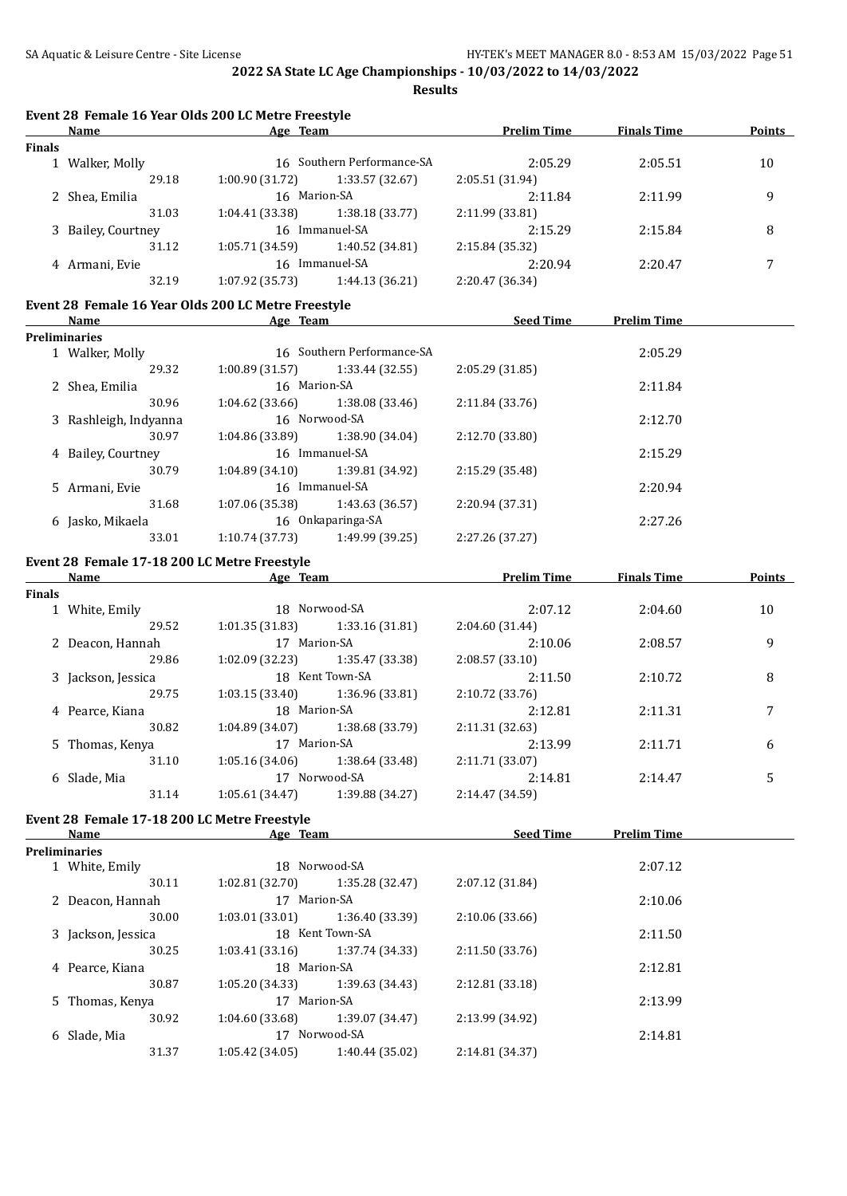**2022 SA State LC Age Championships - 10/03/2022 to 14/03/2022**

**Results**

### Event 28 Female 16 Year Olds 200 LC Metre Freestyle

| | Name | Age | Team | Prelim Time | Finals Time | Points |
|---|---|---|---|---|---|---|
| **Finals** | | | | | | |
| 1 | Walker, Molly | 16 | Southern Performance-SA | 2:05.29 | 2:05.51 | 10 |
| | 29.18 | 1:00.90 (31.72) | 1:33.57 (32.67) | 2:05.51 (31.94) | | |
| 2 | Shea, Emilia | 16 | Marion-SA | 2:11.84 | 2:11.99 | 9 |
| | 31.03 | 1:04.41 (33.38) | 1:38.18 (33.77) | 2:11.99 (33.81) | | |
| 3 | Bailey, Courtney | 16 | Immanuel-SA | 2:15.29 | 2:15.84 | 8 |
| | 31.12 | 1:05.71 (34.59) | 1:40.52 (34.81) | 2:15.84 (35.32) | | |
| 4 | Armani, Evie | 16 | Immanuel-SA | 2:20.94 | 2:20.47 | 7 |
| | 32.19 | 1:07.92 (35.73) | 1:44.13 (36.21) | 2:20.47 (36.34) | | |

### Event 28 Female 16 Year Olds 200 LC Metre Freestyle

| | Name | Age | Team | Seed Time | Prelim Time |
|---|---|---|---|---|---|
| **Preliminaries** | | | | | |
| 1 | Walker, Molly | 16 | Southern Performance-SA | | 2:05.29 |
| | 29.32 | 1:00.89 (31.57) | 1:33.44 (32.55) | 2:05.29 (31.85) | |
| 2 | Shea, Emilia | 16 | Marion-SA | | 2:11.84 |
| | 30.96 | 1:04.62 (33.66) | 1:38.08 (33.46) | 2:11.84 (33.76) | |
| 3 | Rashleigh, Indyanna | 16 | Norwood-SA | | 2:12.70 |
| | 30.97 | 1:04.86 (33.89) | 1:38.90 (34.04) | 2:12.70 (33.80) | |
| 4 | Bailey, Courtney | 16 | Immanuel-SA | | 2:15.29 |
| | 30.79 | 1:04.89 (34.10) | 1:39.81 (34.92) | 2:15.29 (35.48) | |
| 5 | Armani, Evie | 16 | Immanuel-SA | | 2:20.94 |
| | 31.68 | 1:07.06 (35.38) | 1:43.63 (36.57) | 2:20.94 (37.31) | |
| 6 | Jasko, Mikaela | 16 | Onkaparinga-SA | | 2:27.26 |
| | 33.01 | 1:10.74 (37.73) | 1:49.99 (39.25) | 2:27.26 (37.27) | |

### Event 28 Female 17-18 200 LC Metre Freestyle

| | Name | Age | Team | Prelim Time | Finals Time | Points |
|---|---|---|---|---|---|---|
| **Finals** | | | | | | |
| 1 | White, Emily | 18 | Norwood-SA | 2:07.12 | 2:04.60 | 10 |
| | 29.52 | 1:01.35 (31.83) | 1:33.16 (31.81) | 2:04.60 (31.44) | | |
| 2 | Deacon, Hannah | 17 | Marion-SA | 2:10.06 | 2:08.57 | 9 |
| | 29.86 | 1:02.09 (32.23) | 1:35.47 (33.38) | 2:08.57 (33.10) | | |
| 3 | Jackson, Jessica | 18 | Kent Town-SA | 2:11.50 | 2:10.72 | 8 |
| | 29.75 | 1:03.15 (33.40) | 1:36.96 (33.81) | 2:10.72 (33.76) | | |
| 4 | Pearce, Kiana | 18 | Marion-SA | 2:12.81 | 2:11.31 | 7 |
| | 30.82 | 1:04.89 (34.07) | 1:38.68 (33.79) | 2:11.31 (32.63) | | |
| 5 | Thomas, Kenya | 17 | Marion-SA | 2:13.99 | 2:11.71 | 6 |
| | 31.10 | 1:05.16 (34.06) | 1:38.64 (33.48) | 2:11.71 (33.07) | | |
| 6 | Slade, Mia | 17 | Norwood-SA | 2:14.81 | 2:14.47 | 5 |
| | 31.14 | 1:05.61 (34.47) | 1:39.88 (34.27) | 2:14.47 (34.59) | | |

### Event 28 Female 17-18 200 LC Metre Freestyle

| | Name | Age | Team | Seed Time | Prelim Time |
|---|---|---|---|---|---|
| **Preliminaries** | | | | | |
| 1 | White, Emily | 18 | Norwood-SA | | 2:07.12 |
| | 30.11 | 1:02.81 (32.70) | 1:35.28 (32.47) | 2:07.12 (31.84) | |
| 2 | Deacon, Hannah | 17 | Marion-SA | | 2:10.06 |
| | 30.00 | 1:03.01 (33.01) | 1:36.40 (33.39) | 2:10.06 (33.66) | |
| 3 | Jackson, Jessica | 18 | Kent Town-SA | | 2:11.50 |
| | 30.25 | 1:03.41 (33.16) | 1:37.74 (34.33) | 2:11.50 (33.76) | |
| 4 | Pearce, Kiana | 18 | Marion-SA | | 2:12.81 |
| | 30.87 | 1:05.20 (34.33) | 1:39.63 (34.43) | 2:12.81 (33.18) | |
| 5 | Thomas, Kenya | 17 | Marion-SA | | 2:13.99 |
| | 30.92 | 1:04.60 (33.68) | 1:39.07 (34.47) | 2:13.99 (34.92) | |
| 6 | Slade, Mia | 17 | Norwood-SA | | 2:14.81 |
| | 31.37 | 1:05.42 (34.05) | 1:40.44 (35.02) | 2:14.81 (34.37) | |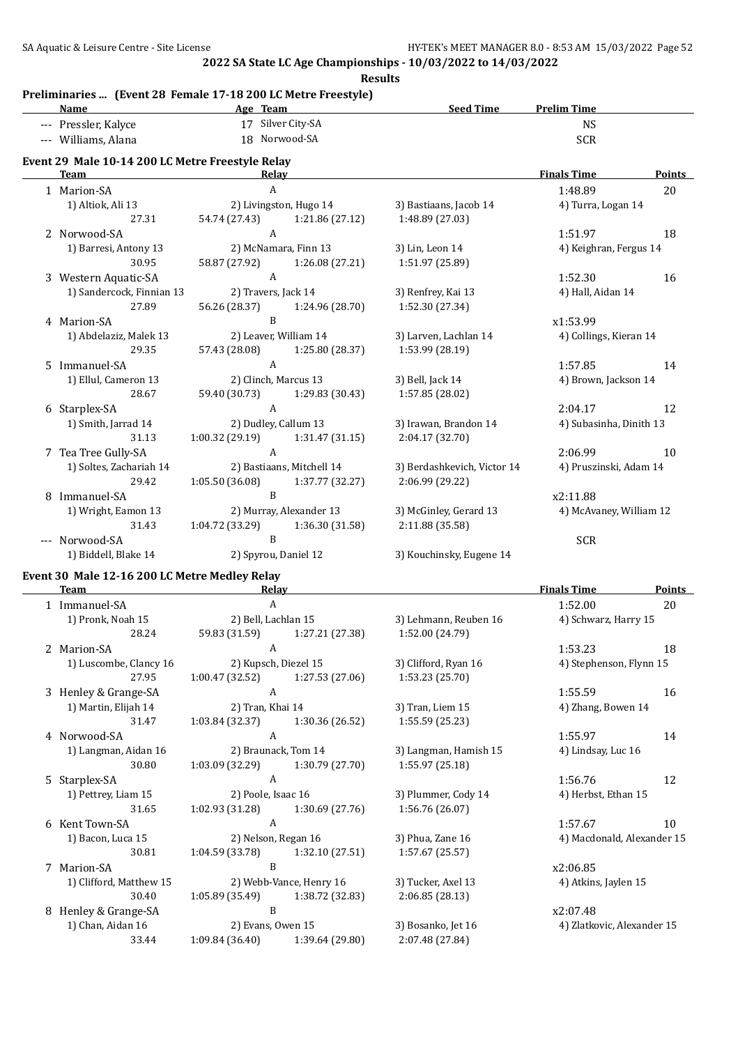**2022 SA State LC Age Championships - 10/03/2022 to 14/03/2022**

**Results**

### Preliminaries ... (Event 28 Female 17-18 200 LC Metre Freestyle)

| | Name | Age | Team | Seed Time | Prelim Time |
|---|---|---|---|---|---|
| --- | Pressler, Kalyce | 17 | Silver City-SA | | NS |
| --- | Williams, Alana | 18 | Norwood-SA | | SCR |

### Event 29 Male 10-14 200 LC Metre Freestyle Relay

| | Team | Relay | | | Finals Time | Points |
|---|---|---|---|---|---|---|
| 1 | Marion-SA | A | | | 1:48.89 | 20 |
| | 1) Altiok, Ali 13 | 2) Livingston, Hugo 14 | | 3) Bastiaans, Jacob 14 | 4) Turra, Logan 14 | |
| | 27.31 | 54.74 (27.43) | 1:21.86 (27.12) | 1:48.89 (27.03) | | |
| 2 | Norwood-SA | A | | | 1:51.97 | 18 |
| | 1) Barresi, Antony 13 | 2) McNamara, Finn 13 | | 3) Lin, Leon 14 | 4) Keighran, Fergus 14 | |
| | 30.95 | 58.87 (27.92) | 1:26.08 (27.21) | 1:51.97 (25.89) | | |
| 3 | Western Aquatic-SA | A | | | 1:52.30 | 16 |
| | 1) Sandercock, Finnian 13 | 2) Travers, Jack 14 | | 3) Renfrey, Kai 13 | 4) Hall, Aidan 14 | |
| | 27.89 | 56.26 (28.37) | 1:24.96 (28.70) | 1:52.30 (27.34) | | |
| 4 | Marion-SA | B | | | x1:53.99 | |
| | 1) Abdelaziz, Malek 13 | 2) Leaver, William 14 | | 3) Larven, Lachlan 14 | 4) Collings, Kieran 14 | |
| | 29.35 | 57.43 (28.08) | 1:25.80 (28.37) | 1:53.99 (28.19) | | |
| 5 | Immanuel-SA | A | | | 1:57.85 | 14 |
| | 1) Ellul, Cameron 13 | 2) Clinch, Marcus 13 | | 3) Bell, Jack 14 | 4) Brown, Jackson 14 | |
| | 28.67 | 59.40 (30.73) | 1:29.83 (30.43) | 1:57.85 (28.02) | | |
| 6 | Starplex-SA | A | | | 2:04.17 | 12 |
| | 1) Smith, Jarrad 14 | 2) Dudley, Callum 13 | | 3) Irawan, Brandon 14 | 4) Subasinha, Dinith 13 | |
| | 31.13 | 1:00.32 (29.19) | 1:31.47 (31.15) | 2:04.17 (32.70) | | |
| 7 | Tea Tree Gully-SA | A | | | 2:06.99 | 10 |
| | 1) Soltes, Zachariah 14 | 2) Bastiaans, Mitchell 14 | | 3) Berdashkevich, Victor 14 | 4) Pruszinski, Adam 14 | |
| | 29.42 | 1:05.50 (36.08) | 1:37.77 (32.27) | 2:06.99 (29.22) | | |
| 8 | Immanuel-SA | B | | | x2:11.88 | |
| | 1) Wright, Eamon 13 | 2) Murray, Alexander 13 | | 3) McGinley, Gerard 13 | 4) McAvaney, William 12 | |
| | 31.43 | 1:04.72 (33.29) | 1:36.30 (31.58) | 2:11.88 (35.58) | | |
| --- | Norwood-SA | B | | | SCR | |
| | 1) Biddell, Blake 14 | 2) Spyrou, Daniel 12 | | 3) Kouchinsky, Eugene 14 | | |

### Event 30 Male 12-16 200 LC Metre Medley Relay

| | Team | Relay | | | Finals Time | Points |
|---|---|---|---|---|---|---|
| 1 | Immanuel-SA | A | | | 1:52.00 | 20 |
| | 1) Pronk, Noah 15 | 2) Bell, Lachlan 15 | | 3) Lehmann, Reuben 16 | 4) Schwarz, Harry 15 | |
| | 28.24 | 59.83 (31.59) | 1:27.21 (27.38) | 1:52.00 (24.79) | | |
| 2 | Marion-SA | A | | | 1:53.23 | 18 |
| | 1) Luscombe, Clancy 16 | 2) Kupsch, Diezel 15 | | 3) Clifford, Ryan 16 | 4) Stephenson, Flynn 15 | |
| | 27.95 | 1:00.47 (32.52) | 1:27.53 (27.06) | 1:53.23 (25.70) | | |
| 3 | Henley & Grange-SA | A | | | 1:55.59 | 16 |
| | 1) Martin, Elijah 14 | 2) Tran, Khai 14 | | 3) Tran, Liem 15 | 4) Zhang, Bowen 14 | |
| | 31.47 | 1:03.84 (32.37) | 1:30.36 (26.52) | 1:55.59 (25.23) | | |
| 4 | Norwood-SA | A | | | 1:55.97 | 14 |
| | 1) Langman, Aidan 16 | 2) Braunack, Tom 14 | | 3) Langman, Hamish 15 | 4) Lindsay, Luc 16 | |
| | 30.80 | 1:03.09 (32.29) | 1:30.79 (27.70) | 1:55.97 (25.18) | | |
| 5 | Starplex-SA | A | | | 1:56.76 | 12 |
| | 1) Pettrey, Liam 15 | 2) Poole, Isaac 16 | | 3) Plummer, Cody 14 | 4) Herbst, Ethan 15 | |
| | 31.65 | 1:02.93 (31.28) | 1:30.69 (27.76) | 1:56.76 (26.07) | | |
| 6 | Kent Town-SA | A | | | 1:57.67 | 10 |
| | 1) Bacon, Luca 15 | 2) Nelson, Regan 16 | | 3) Phua, Zane 16 | 4) Macdonald, Alexander 15 | |
| | 30.81 | 1:04.59 (33.78) | 1:32.10 (27.51) | 1:57.67 (25.57) | | |
| 7 | Marion-SA | B | | | x2:06.85 | |
| | 1) Clifford, Matthew 15 | 2) Webb-Vance, Henry 16 | | 3) Tucker, Axel 13 | 4) Atkins, Jaylen 15 | |
| | 30.40 | 1:05.89 (35.49) | 1:38.72 (32.83) | 2:06.85 (28.13) | | |
| 8 | Henley & Grange-SA | B | | | x2:07.48 | |
| | 1) Chan, Aidan 16 | 2) Evans, Owen 15 | | 3) Bosanko, Jet 16 | 4) Zlatkovic, Alexander 15 | |
| | 33.44 | 1:09.84 (36.40) | 1:39.64 (29.80) | 2:07.48 (27.84) | | |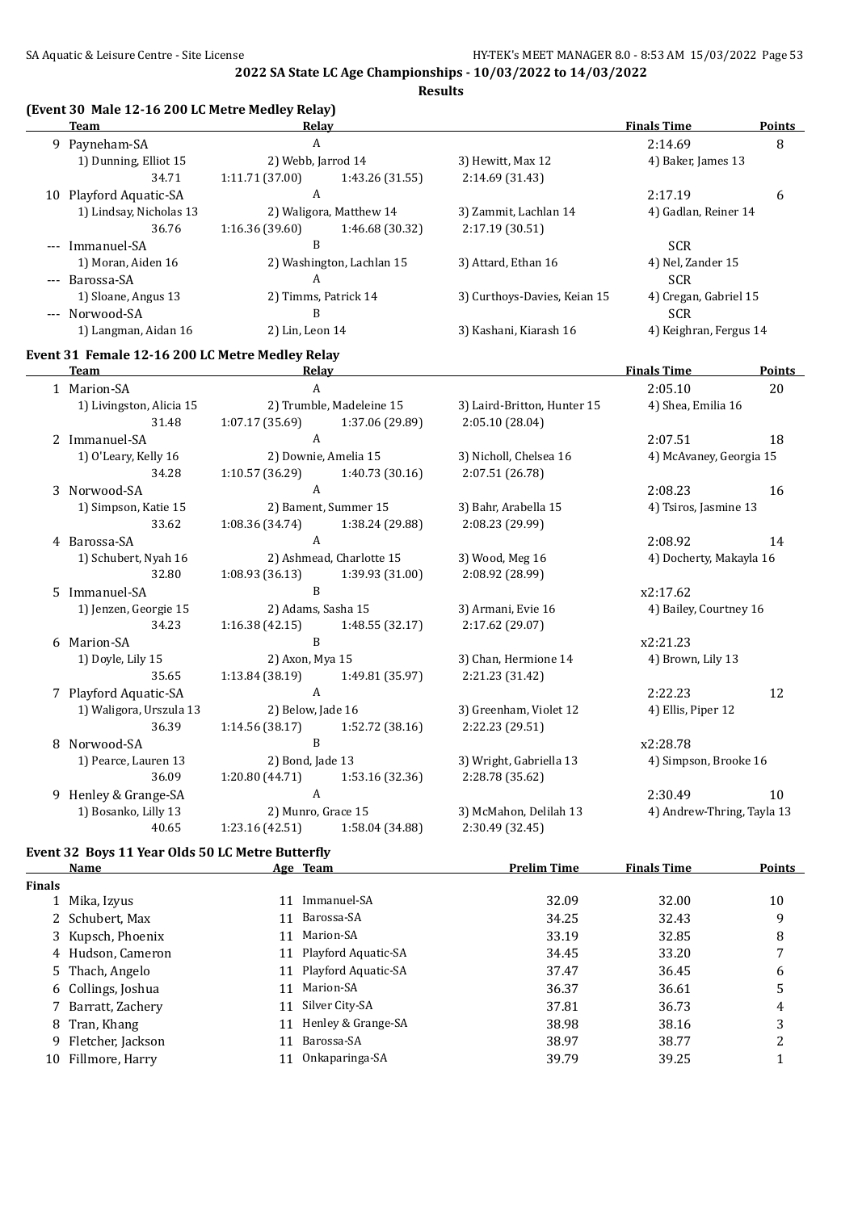**2022 SA State LC Age Championships - 10/03/2022 to 14/03/2022**

**Results**

### (Event 30 Male 12-16 200 LC Metre Medley Relay)

| | Team | Relay | | | Finals Time | Points |
|---|---|---|---|---|---|---|
| 9 | Payneham-SA | A | | | 2:14.69 | 8 |
| | 1) Dunning, Elliot 15 | 2) Webb, Jarrod 14 | | 3) Hewitt, Max 12 | 4) Baker, James 13 | |
| | 34.71 | 1:11.71 (37.00) | 1:43.26 (31.55) | 2:14.69 (31.43) | | |
| 10 | Playford Aquatic-SA | A | | | 2:17.19 | 6 |
| | 1) Lindsay, Nicholas 13 | 2) Waligora, Matthew 14 | | 3) Zammit, Lachlan 14 | 4) Gadlan, Reiner 14 | |
| | 36.76 | 1:16.36 (39.60) | 1:46.68 (30.32) | 2:17.19 (30.51) | | |
| --- | Immanuel-SA | B | | | SCR | |
| | 1) Moran, Aiden 16 | 2) Washington, Lachlan 15 | | 3) Attard, Ethan 16 | 4) Nel, Zander 15 | |
| --- | Barossa-SA | A | | | SCR | |
| | 1) Sloane, Angus 13 | 2) Timms, Patrick 14 | | 3) Curthoys-Davies, Keian 15 | 4) Cregan, Gabriel 15 | |
| --- | Norwood-SA | B | | | SCR | |
| | 1) Langman, Aidan 16 | 2) Lin, Leon 14 | | 3) Kashani, Kiarash 16 | 4) Keighran, Fergus 14 | |

### Event 31 Female 12-16 200 LC Metre Medley Relay

| | Team | Relay | | | Finals Time | Points |
|---|---|---|---|---|---|---|
| 1 | Marion-SA | A | | | 2:05.10 | 20 |
| | 1) Livingston, Alicia 15 | 2) Trumble, Madeleine 15 | | 3) Laird-Britton, Hunter 15 | 4) Shea, Emilia 16 | |
| | 31.48 | 1:07.17 (35.69) | 1:37.06 (29.89) | 2:05.10 (28.04) | | |
| 2 | Immanuel-SA | A | | | 2:07.51 | 18 |
| | 1) O'Leary, Kelly 16 | 2) Downie, Amelia 15 | | 3) Nicholl, Chelsea 16 | 4) McAvaney, Georgia 15 | |
| | 34.28 | 1:10.57 (36.29) | 1:40.73 (30.16) | 2:07.51 (26.78) | | |
| 3 | Norwood-SA | A | | | 2:08.23 | 16 |
| | 1) Simpson, Katie 15 | 2) Bament, Summer 15 | | 3) Bahr, Arabella 15 | 4) Tsiros, Jasmine 13 | |
| | 33.62 | 1:08.36 (34.74) | 1:38.24 (29.88) | 2:08.23 (29.99) | | |
| 4 | Barossa-SA | A | | | 2:08.92 | 14 |
| | 1) Schubert, Nyah 16 | 2) Ashmead, Charlotte 15 | | 3) Wood, Meg 16 | 4) Docherty, Makayla 16 | |
| | 32.80 | 1:08.93 (36.13) | 1:39.93 (31.00) | 2:08.92 (28.99) | | |
| 5 | Immanuel-SA | B | | | x2:17.62 | |
| | 1) Jenzen, Georgie 15 | 2) Adams, Sasha 15 | | 3) Armani, Evie 16 | 4) Bailey, Courtney 16 | |
| | 34.23 | 1:16.38 (42.15) | 1:48.55 (32.17) | 2:17.62 (29.07) | | |
| 6 | Marion-SA | B | | | x2:21.23 | |
| | 1) Doyle, Lily 15 | 2) Axon, Mya 15 | | 3) Chan, Hermione 14 | 4) Brown, Lily 13 | |
| | 35.65 | 1:13.84 (38.19) | 1:49.81 (35.97) | 2:21.23 (31.42) | | |
| 7 | Playford Aquatic-SA | A | | | 2:22.23 | 12 |
| | 1) Waligora, Urszula 13 | 2) Below, Jade 16 | | 3) Greenham, Violet 12 | 4) Ellis, Piper 12 | |
| | 36.39 | 1:14.56 (38.17) | 1:52.72 (38.16) | 2:22.23 (29.51) | | |
| 8 | Norwood-SA | B | | | x2:28.78 | |
| | 1) Pearce, Lauren 13 | 2) Bond, Jade 13 | | 3) Wright, Gabriella 13 | 4) Simpson, Brooke 16 | |
| | 36.09 | 1:20.80 (44.71) | 1:53.16 (32.36) | 2:28.78 (35.62) | | |
| 9 | Henley & Grange-SA | A | | | 2:30.49 | 10 |
| | 1) Bosanko, Lilly 13 | 2) Munro, Grace 15 | | 3) McMahon, Delilah 13 | 4) Andrew-Thring, Tayla 13 | |
| | 40.65 | 1:23.16 (42.51) | 1:58.04 (34.88) | 2:30.49 (32.45) | | |

### Event 32 Boys 11 Year Olds 50 LC Metre Butterfly

| | Name | Age | Team | Prelim Time | Finals Time | Points |
|---|---|---|---|---|---|---|
| **Finals** | | | | | | |
| 1 | Mika, Izyus | 11 | Immanuel-SA | 32.09 | 32.00 | 10 |
| 2 | Schubert, Max | 11 | Barossa-SA | 34.25 | 32.43 | 9 |
| 3 | Kupsch, Phoenix | 11 | Marion-SA | 33.19 | 32.85 | 8 |
| 4 | Hudson, Cameron | 11 | Playford Aquatic-SA | 34.45 | 33.20 | 7 |
| 5 | Thach, Angelo | 11 | Playford Aquatic-SA | 37.47 | 36.45 | 6 |
| 6 | Collings, Joshua | 11 | Marion-SA | 36.37 | 36.61 | 5 |
| 7 | Barratt, Zachery | 11 | Silver City-SA | 37.81 | 36.73 | 4 |
| 8 | Tran, Khang | 11 | Henley & Grange-SA | 38.98 | 38.16 | 3 |
| 9 | Fletcher, Jackson | 11 | Barossa-SA | 38.97 | 38.77 | 2 |
| 10 | Fillmore, Harry | 11 | Onkaparinga-SA | 39.79 | 39.25 | 1 |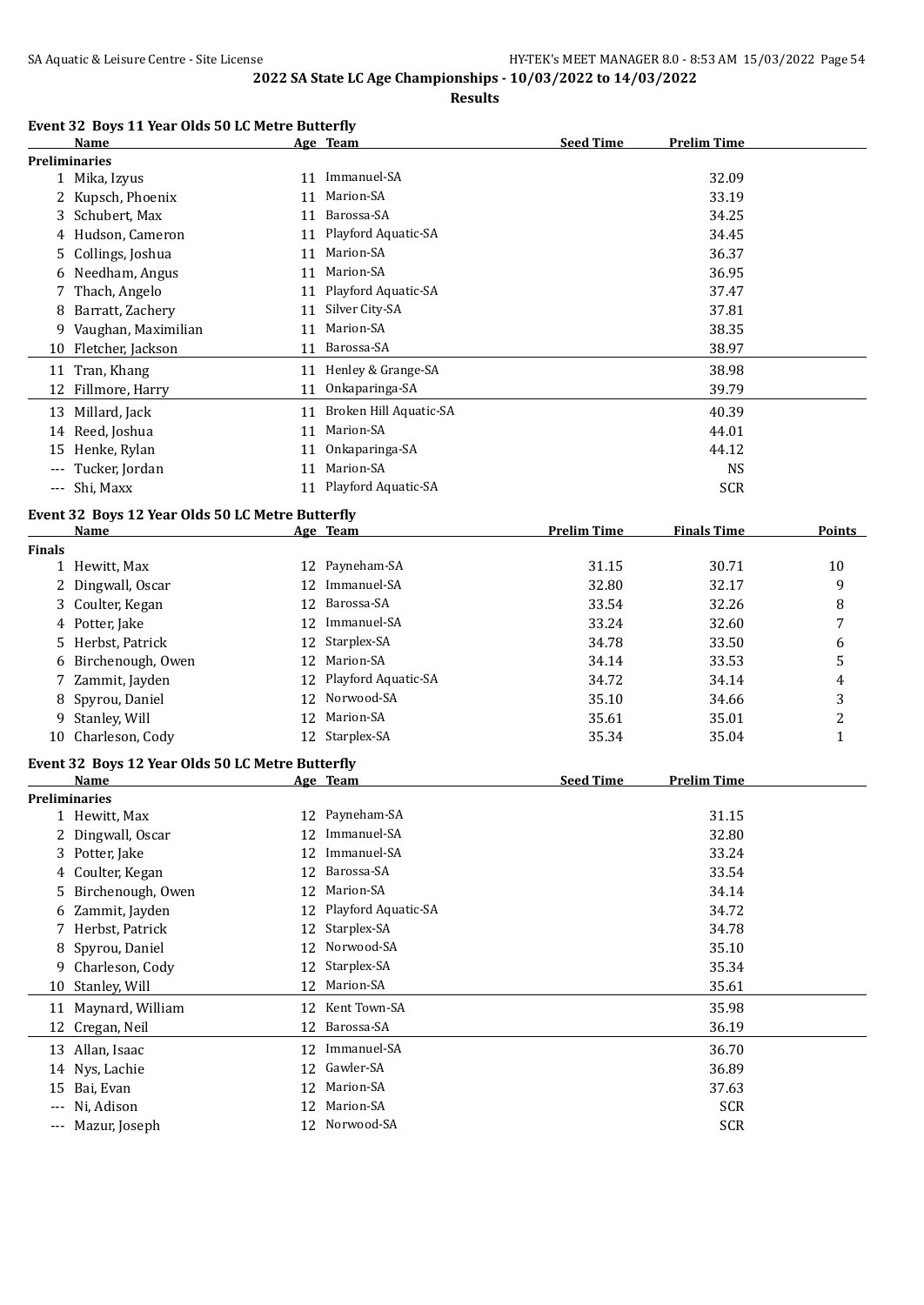2022 SA State LC Age Championships - 10/03/2022 to 14/03/2022

**Results**

### Event 32 Boys 11 Year Olds 50 LC Metre Butterfly

| | Name | Age | Team | Seed Time | Prelim Time |
|---|---|---|---|---|---|
| **Preliminaries** | | | | | |
| 1 | Mika, Izyus | 11 | Immanuel-SA | | 32.09 |
| 2 | Kupsch, Phoenix | 11 | Marion-SA | | 33.19 |
| 3 | Schubert, Max | 11 | Barossa-SA | | 34.25 |
| 4 | Hudson, Cameron | 11 | Playford Aquatic-SA | | 34.45 |
| 5 | Collings, Joshua | 11 | Marion-SA | | 36.37 |
| 6 | Needham, Angus | 11 | Marion-SA | | 36.95 |
| 7 | Thach, Angelo | 11 | Playford Aquatic-SA | | 37.47 |
| 8 | Barratt, Zachery | 11 | Silver City-SA | | 37.81 |
| 9 | Vaughan, Maximilian | 11 | Marion-SA | | 38.35 |
| 10 | Fletcher, Jackson | 11 | Barossa-SA | | 38.97 |
| 11 | Tran, Khang | 11 | Henley & Grange-SA | | 38.98 |
| 12 | Fillmore, Harry | 11 | Onkaparinga-SA | | 39.79 |
| 13 | Millard, Jack | 11 | Broken Hill Aquatic-SA | | 40.39 |
| 14 | Reed, Joshua | 11 | Marion-SA | | 44.01 |
| 15 | Henke, Rylan | 11 | Onkaparinga-SA | | 44.12 |
| --- | Tucker, Jordan | 11 | Marion-SA | | NS |
| --- | Shi, Maxx | 11 | Playford Aquatic-SA | | SCR |

### Event 32 Boys 12 Year Olds 50 LC Metre Butterfly

| | Name | Age | Team | Prelim Time | Finals Time | Points |
|---|---|---|---|---|---|---|
| **Finals** | | | | | | |
| 1 | Hewitt, Max | 12 | Payneham-SA | 31.15 | 30.71 | 10 |
| 2 | Dingwall, Oscar | 12 | Immanuel-SA | 32.80 | 32.17 | 9 |
| 3 | Coulter, Kegan | 12 | Barossa-SA | 33.54 | 32.26 | 8 |
| 4 | Potter, Jake | 12 | Immanuel-SA | 33.24 | 32.60 | 7 |
| 5 | Herbst, Patrick | 12 | Starplex-SA | 34.78 | 33.50 | 6 |
| 6 | Birchenough, Owen | 12 | Marion-SA | 34.14 | 33.53 | 5 |
| 7 | Zammit, Jayden | 12 | Playford Aquatic-SA | 34.72 | 34.14 | 4 |
| 8 | Spyrou, Daniel | 12 | Norwood-SA | 35.10 | 34.66 | 3 |
| 9 | Stanley, Will | 12 | Marion-SA | 35.61 | 35.01 | 2 |
| 10 | Charleson, Cody | 12 | Starplex-SA | 35.34 | 35.04 | 1 |

### Event 32 Boys 12 Year Olds 50 LC Metre Butterfly

| | Name | Age | Team | Seed Time | Prelim Time |
|---|---|---|---|---|---|
| **Preliminaries** | | | | | |
| 1 | Hewitt, Max | 12 | Payneham-SA | | 31.15 |
| 2 | Dingwall, Oscar | 12 | Immanuel-SA | | 32.80 |
| 3 | Potter, Jake | 12 | Immanuel-SA | | 33.24 |
| 4 | Coulter, Kegan | 12 | Barossa-SA | | 33.54 |
| 5 | Birchenough, Owen | 12 | Marion-SA | | 34.14 |
| 6 | Zammit, Jayden | 12 | Playford Aquatic-SA | | 34.72 |
| 7 | Herbst, Patrick | 12 | Starplex-SA | | 34.78 |
| 8 | Spyrou, Daniel | 12 | Norwood-SA | | 35.10 |
| 9 | Charleson, Cody | 12 | Starplex-SA | | 35.34 |
| 10 | Stanley, Will | 12 | Marion-SA | | 35.61 |
| 11 | Maynard, William | 12 | Kent Town-SA | | 35.98 |
| 12 | Cregan, Neil | 12 | Barossa-SA | | 36.19 |
| 13 | Allan, Isaac | 12 | Immanuel-SA | | 36.70 |
| 14 | Nys, Lachie | 12 | Gawler-SA | | 36.89 |
| 15 | Bai, Evan | 12 | Marion-SA | | 37.63 |
| --- | Ni, Adison | 12 | Marion-SA | | SCR |
| --- | Mazur, Joseph | 12 | Norwood-SA | | SCR |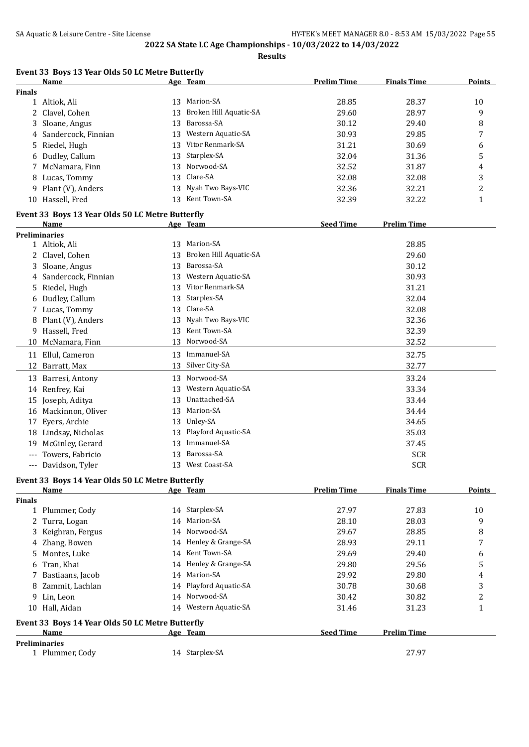2022 SA State LC Age Championships - 10/03/2022 to 14/03/2022

**Results**

### Event 33 Boys 13 Year Olds 50 LC Metre Butterfly

| | Name | Age | Team | Prelim Time | Finals Time | Points |
|---|---|---|---|---|---|---|
| **Finals** | | | | | | |
| 1 | Altiok, Ali | 13 | Marion-SA | 28.85 | 28.37 | 10 |
| 2 | Clavel, Cohen | 13 | Broken Hill Aquatic-SA | 29.60 | 28.97 | 9 |
| 3 | Sloane, Angus | 13 | Barossa-SA | 30.12 | 29.40 | 8 |
| 4 | Sandercock, Finnian | 13 | Western Aquatic-SA | 30.93 | 29.85 | 7 |
| 5 | Riedel, Hugh | 13 | Vitor Renmark-SA | 31.21 | 30.69 | 6 |
| 6 | Dudley, Callum | 13 | Starplex-SA | 32.04 | 31.36 | 5 |
| 7 | McNamara, Finn | 13 | Norwood-SA | 32.52 | 31.87 | 4 |
| 8 | Lucas, Tommy | 13 | Clare-SA | 32.08 | 32.08 | 3 |
| 9 | Plant (V), Anders | 13 | Nyah Two Bays-VIC | 32.36 | 32.21 | 2 |
| 10 | Hassell, Fred | 13 | Kent Town-SA | 32.39 | 32.22 | 1 |

### Event 33 Boys 13 Year Olds 50 LC Metre Butterfly

| | Name | Age | Team | Seed Time | Prelim Time |
|---|---|---|---|---|---|
| **Preliminaries** | | | | | |
| 1 | Altiok, Ali | 13 | Marion-SA | | 28.85 |
| 2 | Clavel, Cohen | 13 | Broken Hill Aquatic-SA | | 29.60 |
| 3 | Sloane, Angus | 13 | Barossa-SA | | 30.12 |
| 4 | Sandercock, Finnian | 13 | Western Aquatic-SA | | 30.93 |
| 5 | Riedel, Hugh | 13 | Vitor Renmark-SA | | 31.21 |
| 6 | Dudley, Callum | 13 | Starplex-SA | | 32.04 |
| 7 | Lucas, Tommy | 13 | Clare-SA | | 32.08 |
| 8 | Plant (V), Anders | 13 | Nyah Two Bays-VIC | | 32.36 |
| 9 | Hassell, Fred | 13 | Kent Town-SA | | 32.39 |
| 10 | McNamara, Finn | 13 | Norwood-SA | | 32.52 |
| 11 | Ellul, Cameron | 13 | Immanuel-SA | | 32.75 |
| 12 | Barratt, Max | 13 | Silver City-SA | | 32.77 |
| 13 | Barresi, Antony | 13 | Norwood-SA | | 33.24 |
| 14 | Renfrey, Kai | 13 | Western Aquatic-SA | | 33.34 |
| 15 | Joseph, Aditya | 13 | Unattached-SA | | 33.44 |
| 16 | Mackinnon, Oliver | 13 | Marion-SA | | 34.44 |
| 17 | Eyers, Archie | 13 | Unley-SA | | 34.65 |
| 18 | Lindsay, Nicholas | 13 | Playford Aquatic-SA | | 35.03 |
| 19 | McGinley, Gerard | 13 | Immanuel-SA | | 37.45 |
| --- | Towers, Fabricio | 13 | Barossa-SA | | SCR |
| --- | Davidson, Tyler | 13 | West Coast-SA | | SCR |

### Event 33 Boys 14 Year Olds 50 LC Metre Butterfly

| | Name | Age | Team | Prelim Time | Finals Time | Points |
|---|---|---|---|---|---|---|
| **Finals** | | | | | | |
| 1 | Plummer, Cody | 14 | Starplex-SA | 27.97 | 27.83 | 10 |
| 2 | Turra, Logan | 14 | Marion-SA | 28.10 | 28.03 | 9 |
| 3 | Keighran, Fergus | 14 | Norwood-SA | 29.67 | 28.85 | 8 |
| 4 | Zhang, Bowen | 14 | Henley & Grange-SA | 28.93 | 29.11 | 7 |
| 5 | Montes, Luke | 14 | Kent Town-SA | 29.69 | 29.40 | 6 |
| 6 | Tran, Khai | 14 | Henley & Grange-SA | 29.80 | 29.56 | 5 |
| 7 | Bastiaans, Jacob | 14 | Marion-SA | 29.92 | 29.80 | 4 |
| 8 | Zammit, Lachlan | 14 | Playford Aquatic-SA | 30.78 | 30.68 | 3 |
| 9 | Lin, Leon | 14 | Norwood-SA | 30.42 | 30.82 | 2 |
| 10 | Hall, Aidan | 14 | Western Aquatic-SA | 31.46 | 31.23 | 1 |

### Event 33 Boys 14 Year Olds 50 LC Metre Butterfly

| | Name | Age | Team | Seed Time | Prelim Time |
|---|---|---|---|---|---|
| **Preliminaries** | | | | | |
| 1 | Plummer, Cody | 14 | Starplex-SA | | 27.97 |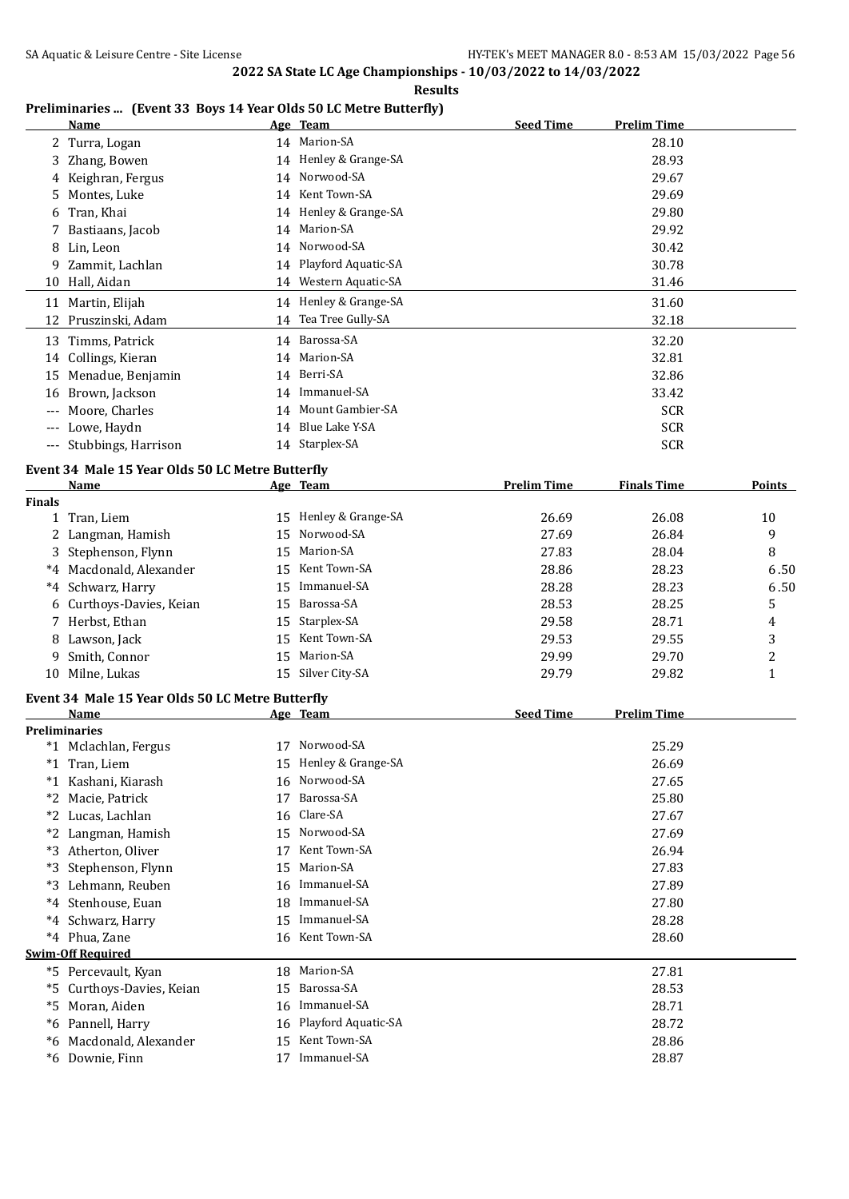## 2022 SA State LC Age Championships - 10/03/2022 to 14/03/2022

**Results**

### Preliminaries ... (Event 33 Boys 14 Year Olds 50 LC Metre Butterfly)

| | Name | Age | Team | Seed Time | Prelim Time |
|---|---|---|---|---|---|
| 2 | Turra, Logan | 14 | Marion-SA | | 28.10 |
| 3 | Zhang, Bowen | 14 | Henley & Grange-SA | | 28.93 |
| 4 | Keighran, Fergus | 14 | Norwood-SA | | 29.67 |
| 5 | Montes, Luke | 14 | Kent Town-SA | | 29.69 |
| 6 | Tran, Khai | 14 | Henley & Grange-SA | | 29.80 |
| 7 | Bastiaans, Jacob | 14 | Marion-SA | | 29.92 |
| 8 | Lin, Leon | 14 | Norwood-SA | | 30.42 |
| 9 | Zammit, Lachlan | 14 | Playford Aquatic-SA | | 30.78 |
| 10 | Hall, Aidan | 14 | Western Aquatic-SA | | 31.46 |
| 11 | Martin, Elijah | 14 | Henley & Grange-SA | | 31.60 |
| 12 | Pruszinski, Adam | 14 | Tea Tree Gully-SA | | 32.18 |
| 13 | Timms, Patrick | 14 | Barossa-SA | | 32.20 |
| 14 | Collings, Kieran | 14 | Marion-SA | | 32.81 |
| 15 | Menadue, Benjamin | 14 | Berri-SA | | 32.86 |
| 16 | Brown, Jackson | 14 | Immanuel-SA | | 33.42 |
| --- | Moore, Charles | 14 | Mount Gambier-SA | | SCR |
| --- | Lowe, Haydn | 14 | Blue Lake Y-SA | | SCR |
| --- | Stubbings, Harrison | 14 | Starplex-SA | | SCR |

### Event 34 Male 15 Year Olds 50 LC Metre Butterfly

| | Name | Age | Team | Prelim Time | Finals Time | Points |
|---|---|---|---|---|---|---|
| **Finals** | | | | | | |
| 1 | Tran, Liem | 15 | Henley & Grange-SA | 26.69 | 26.08 | 10 |
| 2 | Langman, Hamish | 15 | Norwood-SA | 27.69 | 26.84 | 9 |
| 3 | Stephenson, Flynn | 15 | Marion-SA | 27.83 | 28.04 | 8 |
| *4 | Macdonald, Alexander | 15 | Kent Town-SA | 28.86 | 28.23 | 6.50 |
| *4 | Schwarz, Harry | 15 | Immanuel-SA | 28.28 | 28.23 | 6.50 |
| 6 | Curthoys-Davies, Keian | 15 | Barossa-SA | 28.53 | 28.25 | 5 |
| 7 | Herbst, Ethan | 15 | Starplex-SA | 29.58 | 28.71 | 4 |
| 8 | Lawson, Jack | 15 | Kent Town-SA | 29.53 | 29.55 | 3 |
| 9 | Smith, Connor | 15 | Marion-SA | 29.99 | 29.70 | 2 |
| 10 | Milne, Lukas | 15 | Silver City-SA | 29.79 | 29.82 | 1 |

### Event 34 Male 15 Year Olds 50 LC Metre Butterfly

| | Name | Age | Team | Seed Time | Prelim Time |
|---|---|---|---|---|---|
| **Preliminaries** | | | | | |
| *1 | Mclachlan, Fergus | 17 | Norwood-SA | | 25.29 |
| *1 | Tran, Liem | 15 | Henley & Grange-SA | | 26.69 |
| *1 | Kashani, Kiarash | 16 | Norwood-SA | | 27.65 |
| *2 | Macie, Patrick | 17 | Barossa-SA | | 25.80 |
| *2 | Lucas, Lachlan | 16 | Clare-SA | | 27.67 |
| *2 | Langman, Hamish | 15 | Norwood-SA | | 27.69 |
| *3 | Atherton, Oliver | 17 | Kent Town-SA | | 26.94 |
| *3 | Stephenson, Flynn | 15 | Marion-SA | | 27.83 |
| *3 | Lehmann, Reuben | 16 | Immanuel-SA | | 27.89 |
| *4 | Stenhouse, Euan | 18 | Immanuel-SA | | 27.80 |
| *4 | Schwarz, Harry | 15 | Immanuel-SA | | 28.28 |
| *4 | Phua, Zane | 16 | Kent Town-SA | | 28.60 |
| **Swim-Off Required** | | | | | |
| *5 | Percevault, Kyan | 18 | Marion-SA | | 27.81 |
| *5 | Curthoys-Davies, Keian | 15 | Barossa-SA | | 28.53 |
| *5 | Moran, Aiden | 16 | Immanuel-SA | | 28.71 |
| *6 | Pannell, Harry | 16 | Playford Aquatic-SA | | 28.72 |
| *6 | Macdonald, Alexander | 15 | Kent Town-SA | | 28.86 |
| *6 | Downie, Finn | 17 | Immanuel-SA | | 28.87 |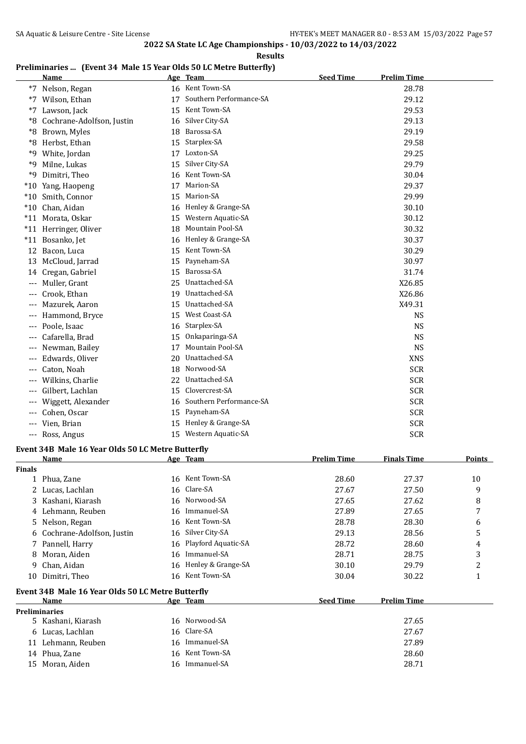## 2022 SA State LC Age Championships - 10/03/2022 to 14/03/2022

**Results**

### Preliminaries ... (Event 34 Male 15 Year Olds 50 LC Metre Butterfly)

| | Name | Age | Team | Seed Time | Prelim Time |
|---|---|---|---|---|---|
| *7 | Nelson, Regan | 16 | Kent Town-SA | | 28.78 |
| *7 | Wilson, Ethan | 17 | Southern Performance-SA | | 29.12 |
| *7 | Lawson, Jack | 15 | Kent Town-SA | | 29.53 |
| *8 | Cochrane-Adolfson, Justin | 16 | Silver City-SA | | 29.13 |
| *8 | Brown, Myles | 18 | Barossa-SA | | 29.19 |
| *8 | Herbst, Ethan | 15 | Starplex-SA | | 29.58 |
| *9 | White, Jordan | 17 | Loxton-SA | | 29.25 |
| *9 | Milne, Lukas | 15 | Silver City-SA | | 29.79 |
| *9 | Dimitri, Theo | 16 | Kent Town-SA | | 30.04 |
| *10 | Yang, Haopeng | 17 | Marion-SA | | 29.37 |
| *10 | Smith, Connor | 15 | Marion-SA | | 29.99 |
| *10 | Chan, Aidan | 16 | Henley & Grange-SA | | 30.10 |
| *11 | Morata, Oskar | 15 | Western Aquatic-SA | | 30.12 |
| *11 | Herringer, Oliver | 18 | Mountain Pool-SA | | 30.32 |
| *11 | Bosanko, Jet | 16 | Henley & Grange-SA | | 30.37 |
| 12 | Bacon, Luca | 15 | Kent Town-SA | | 30.29 |
| 13 | McCloud, Jarrad | 15 | Payneham-SA | | 30.97 |
| 14 | Cregan, Gabriel | 15 | Barossa-SA | | 31.74 |
| --- | Muller, Grant | 25 | Unattached-SA | | X26.85 |
| --- | Crook, Ethan | 19 | Unattached-SA | | X26.86 |
| --- | Mazurek, Aaron | 15 | Unattached-SA | | X49.31 |
| --- | Hammond, Bryce | 15 | West Coast-SA | | NS |
| --- | Poole, Isaac | 16 | Starplex-SA | | NS |
| --- | Cafarella, Brad | 15 | Onkaparinga-SA | | NS |
| --- | Newman, Bailey | 17 | Mountain Pool-SA | | NS |
| --- | Edwards, Oliver | 20 | Unattached-SA | | XNS |
| --- | Caton, Noah | 18 | Norwood-SA | | SCR |
| --- | Wilkins, Charlie | 22 | Unattached-SA | | SCR |
| --- | Gilbert, Lachlan | 15 | Clovercrest-SA | | SCR |
| --- | Wiggett, Alexander | 16 | Southern Performance-SA | | SCR |
| --- | Cohen, Oscar | 15 | Payneham-SA | | SCR |
| --- | Vien, Brian | 15 | Henley & Grange-SA | | SCR |
| --- | Ross, Angus | 15 | Western Aquatic-SA | | SCR |

### Event 34B Male 16 Year Olds 50 LC Metre Butterfly

| | Name | Age | Team | Prelim Time | Finals Time | Points |
|---|---|---|---|---|---|---|
| **Finals** | | | | | | |
| 1 | Phua, Zane | 16 | Kent Town-SA | 28.60 | 27.37 | 10 |
| 2 | Lucas, Lachlan | 16 | Clare-SA | 27.67 | 27.50 | 9 |
| 3 | Kashani, Kiarash | 16 | Norwood-SA | 27.65 | 27.62 | 8 |
| 4 | Lehmann, Reuben | 16 | Immanuel-SA | 27.89 | 27.65 | 7 |
| 5 | Nelson, Regan | 16 | Kent Town-SA | 28.78 | 28.30 | 6 |
| 6 | Cochrane-Adolfson, Justin | 16 | Silver City-SA | 29.13 | 28.56 | 5 |
| 7 | Pannell, Harry | 16 | Playford Aquatic-SA | 28.72 | 28.60 | 4 |
| 8 | Moran, Aiden | 16 | Immanuel-SA | 28.71 | 28.75 | 3 |
| 9 | Chan, Aidan | 16 | Henley & Grange-SA | 30.10 | 29.79 | 2 |
| 10 | Dimitri, Theo | 16 | Kent Town-SA | 30.04 | 30.22 | 1 |

### Event 34B Male 16 Year Olds 50 LC Metre Butterfly

| | Name | Age | Team | Seed Time | Prelim Time |
|---|---|---|---|---|---|
| **Preliminaries** | | | | | |
| 5 | Kashani, Kiarash | 16 | Norwood-SA | | 27.65 |
| 6 | Lucas, Lachlan | 16 | Clare-SA | | 27.67 |
| 11 | Lehmann, Reuben | 16 | Immanuel-SA | | 27.89 |
| 14 | Phua, Zane | 16 | Kent Town-SA | | 28.60 |
| 15 | Moran, Aiden | 16 | Immanuel-SA | | 28.71 |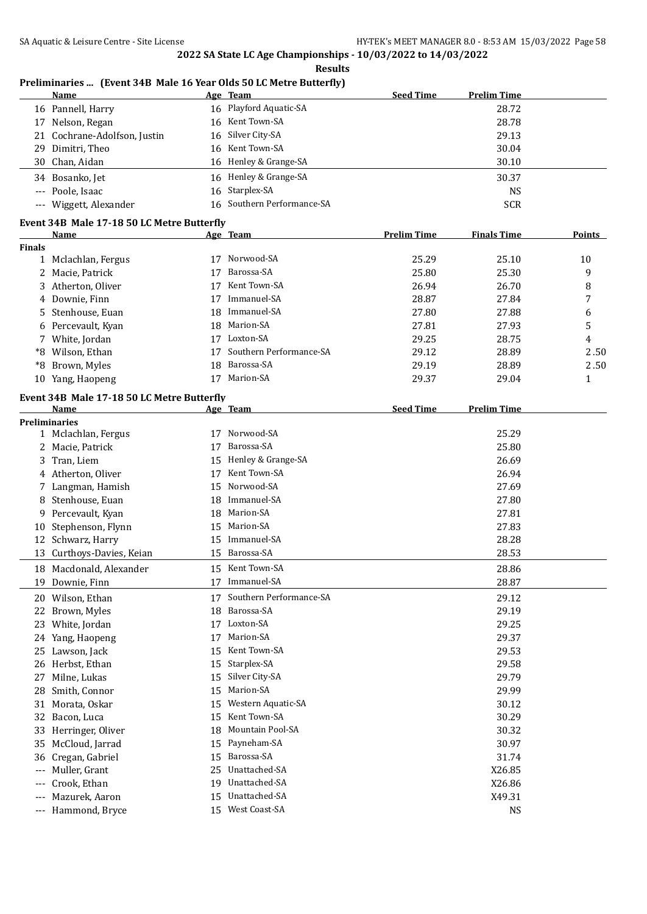2022 SA State LC Age Championships - 10/03/2022 to 14/03/2022

**Results**

## Preliminaries ... (Event 34B Male 16 Year Olds 50 LC Metre Butterfly)

| | Name | Age | Team | Seed Time | Prelim Time |
|---|---|---|---|---|---|
| 16 | Pannell, Harry | 16 | Playford Aquatic-SA | | 28.72 |
| 17 | Nelson, Regan | 16 | Kent Town-SA | | 28.78 |
| 21 | Cochrane-Adolfson, Justin | 16 | Silver City-SA | | 29.13 |
| 29 | Dimitri, Theo | 16 | Kent Town-SA | | 30.04 |
| 30 | Chan, Aidan | 16 | Henley & Grange-SA | | 30.10 |
| 34 | Bosanko, Jet | 16 | Henley & Grange-SA | | 30.37 |
| --- | Poole, Isaac | 16 | Starplex-SA | | NS |
| --- | Wiggett, Alexander | 16 | Southern Performance-SA | | SCR |

## Event 34B Male 17-18 50 LC Metre Butterfly

| | Name | Age | Team | Prelim Time | Finals Time | Points |
|---|---|---|---|---|---|---|
| **Finals** | | | | | | |
| 1 | Mclachlan, Fergus | 17 | Norwood-SA | 25.29 | 25.10 | 10 |
| 2 | Macie, Patrick | 17 | Barossa-SA | 25.80 | 25.30 | 9 |
| 3 | Atherton, Oliver | 17 | Kent Town-SA | 26.94 | 26.70 | 8 |
| 4 | Downie, Finn | 17 | Immanuel-SA | 28.87 | 27.84 | 7 |
| 5 | Stenhouse, Euan | 18 | Immanuel-SA | 27.80 | 27.88 | 6 |
| 6 | Percevault, Kyan | 18 | Marion-SA | 27.81 | 27.93 | 5 |
| 7 | White, Jordan | 17 | Loxton-SA | 29.25 | 28.75 | 4 |
| *8 | Wilson, Ethan | 17 | Southern Performance-SA | 29.12 | 28.89 | 2.50 |
| *8 | Brown, Myles | 18 | Barossa-SA | 29.19 | 28.89 | 2.50 |
| 10 | Yang, Haopeng | 17 | Marion-SA | 29.37 | 29.04 | 1 |

## Event 34B Male 17-18 50 LC Metre Butterfly

| | Name | Age | Team | Seed Time | Prelim Time |
|---|---|---|---|---|---|
| **Preliminaries** | | | | | |
| 1 | Mclachlan, Fergus | 17 | Norwood-SA | | 25.29 |
| 2 | Macie, Patrick | 17 | Barossa-SA | | 25.80 |
| 3 | Tran, Liem | 15 | Henley & Grange-SA | | 26.69 |
| 4 | Atherton, Oliver | 17 | Kent Town-SA | | 26.94 |
| 7 | Langman, Hamish | 15 | Norwood-SA | | 27.69 |
| 8 | Stenhouse, Euan | 18 | Immanuel-SA | | 27.80 |
| 9 | Percevault, Kyan | 18 | Marion-SA | | 27.81 |
| 10 | Stephenson, Flynn | 15 | Marion-SA | | 27.83 |
| 12 | Schwarz, Harry | 15 | Immanuel-SA | | 28.28 |
| 13 | Curthoys-Davies, Keian | 15 | Barossa-SA | | 28.53 |
| 18 | Macdonald, Alexander | 15 | Kent Town-SA | | 28.86 |
| 19 | Downie, Finn | 17 | Immanuel-SA | | 28.87 |
| 20 | Wilson, Ethan | 17 | Southern Performance-SA | | 29.12 |
| 22 | Brown, Myles | 18 | Barossa-SA | | 29.19 |
| 23 | White, Jordan | 17 | Loxton-SA | | 29.25 |
| 24 | Yang, Haopeng | 17 | Marion-SA | | 29.37 |
| 25 | Lawson, Jack | 15 | Kent Town-SA | | 29.53 |
| 26 | Herbst, Ethan | 15 | Starplex-SA | | 29.58 |
| 27 | Milne, Lukas | 15 | Silver City-SA | | 29.79 |
| 28 | Smith, Connor | 15 | Marion-SA | | 29.99 |
| 31 | Morata, Oskar | 15 | Western Aquatic-SA | | 30.12 |
| 32 | Bacon, Luca | 15 | Kent Town-SA | | 30.29 |
| 33 | Herringer, Oliver | 18 | Mountain Pool-SA | | 30.32 |
| 35 | McCloud, Jarrad | 15 | Payneham-SA | | 30.97 |
| 36 | Cregan, Gabriel | 15 | Barossa-SA | | 31.74 |
| --- | Muller, Grant | 25 | Unattached-SA | | X26.85 |
| --- | Crook, Ethan | 19 | Unattached-SA | | X26.86 |
| --- | Mazurek, Aaron | 15 | Unattached-SA | | X49.31 |
| --- | Hammond, Bryce | 15 | West Coast-SA | | NS |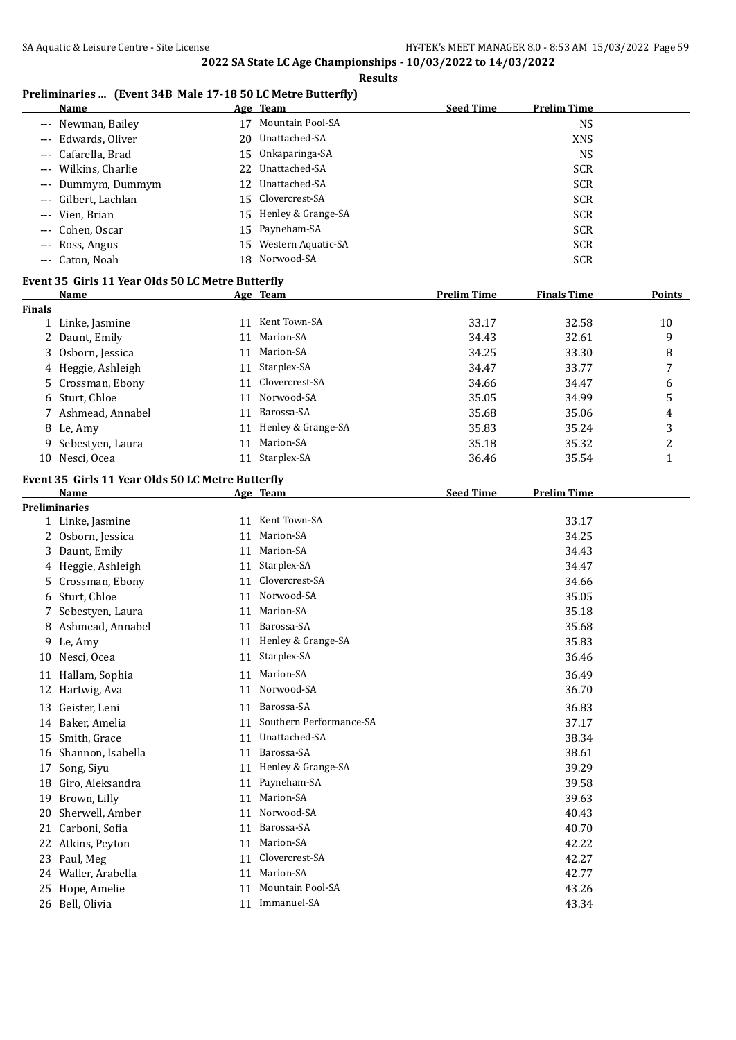## 2022 SA State LC Age Championships - 10/03/2022 to 14/03/2022

**Results**

### Preliminaries ... (Event 34B Male 17-18 50 LC Metre Butterfly)

| | Name | Age | Team | Seed Time | Prelim Time |
|---|---|---|---|---|---|
| --- | Newman, Bailey | 17 | Mountain Pool-SA | | NS |
| --- | Edwards, Oliver | 20 | Unattached-SA | | XNS |
| --- | Cafarella, Brad | 15 | Onkaparinga-SA | | NS |
| --- | Wilkins, Charlie | 22 | Unattached-SA | | SCR |
| --- | Dummym, Dummym | 12 | Unattached-SA | | SCR |
| --- | Gilbert, Lachlan | 15 | Clovercrest-SA | | SCR |
| --- | Vien, Brian | 15 | Henley & Grange-SA | | SCR |
| --- | Cohen, Oscar | 15 | Payneham-SA | | SCR |
| --- | Ross, Angus | 15 | Western Aquatic-SA | | SCR |
| --- | Caton, Noah | 18 | Norwood-SA | | SCR |

### Event 35 Girls 11 Year Olds 50 LC Metre Butterfly

| | Name | Age | Team | Prelim Time | Finals Time | Points |
|---|---|---|---|---|---|---|
| **Finals** | | | | | | |
| 1 | Linke, Jasmine | 11 | Kent Town-SA | 33.17 | 32.58 | 10 |
| 2 | Daunt, Emily | 11 | Marion-SA | 34.43 | 32.61 | 9 |
| 3 | Osborn, Jessica | 11 | Marion-SA | 34.25 | 33.30 | 8 |
| 4 | Heggie, Ashleigh | 11 | Starplex-SA | 34.47 | 33.77 | 7 |
| 5 | Crossman, Ebony | 11 | Clovercrest-SA | 34.66 | 34.47 | 6 |
| 6 | Sturt, Chloe | 11 | Norwood-SA | 35.05 | 34.99 | 5 |
| 7 | Ashmead, Annabel | 11 | Barossa-SA | 35.68 | 35.06 | 4 |
| 8 | Le, Amy | 11 | Henley & Grange-SA | 35.83 | 35.24 | 3 |
| 9 | Sebestyen, Laura | 11 | Marion-SA | 35.18 | 35.32 | 2 |
| 10 | Nesci, Ocea | 11 | Starplex-SA | 36.46 | 35.54 | 1 |

### Event 35 Girls 11 Year Olds 50 LC Metre Butterfly

| | Name | Age | Team | Seed Time | Prelim Time |
|---|---|---|---|---|---|
| **Preliminaries** | | | | | |
| 1 | Linke, Jasmine | 11 | Kent Town-SA | | 33.17 |
| 2 | Osborn, Jessica | 11 | Marion-SA | | 34.25 |
| 3 | Daunt, Emily | 11 | Marion-SA | | 34.43 |
| 4 | Heggie, Ashleigh | 11 | Starplex-SA | | 34.47 |
| 5 | Crossman, Ebony | 11 | Clovercrest-SA | | 34.66 |
| 6 | Sturt, Chloe | 11 | Norwood-SA | | 35.05 |
| 7 | Sebestyen, Laura | 11 | Marion-SA | | 35.18 |
| 8 | Ashmead, Annabel | 11 | Barossa-SA | | 35.68 |
| 9 | Le, Amy | 11 | Henley & Grange-SA | | 35.83 |
| 10 | Nesci, Ocea | 11 | Starplex-SA | | 36.46 |
| 11 | Hallam, Sophia | 11 | Marion-SA | | 36.49 |
| 12 | Hartwig, Ava | 11 | Norwood-SA | | 36.70 |
| 13 | Geister, Leni | 11 | Barossa-SA | | 36.83 |
| 14 | Baker, Amelia | 11 | Southern Performance-SA | | 37.17 |
| 15 | Smith, Grace | 11 | Unattached-SA | | 38.34 |
| 16 | Shannon, Isabella | 11 | Barossa-SA | | 38.61 |
| 17 | Song, Siyu | 11 | Henley & Grange-SA | | 39.29 |
| 18 | Giro, Aleksandra | 11 | Payneham-SA | | 39.58 |
| 19 | Brown, Lilly | 11 | Marion-SA | | 39.63 |
| 20 | Sherwell, Amber | 11 | Norwood-SA | | 40.43 |
| 21 | Carboni, Sofia | 11 | Barossa-SA | | 40.70 |
| 22 | Atkins, Peyton | 11 | Marion-SA | | 42.22 |
| 23 | Paul, Meg | 11 | Clovercrest-SA | | 42.27 |
| 24 | Waller, Arabella | 11 | Marion-SA | | 42.77 |
| 25 | Hope, Amelie | 11 | Mountain Pool-SA | | 43.26 |
| 26 | Bell, Olivia | 11 | Immanuel-SA | | 43.34 |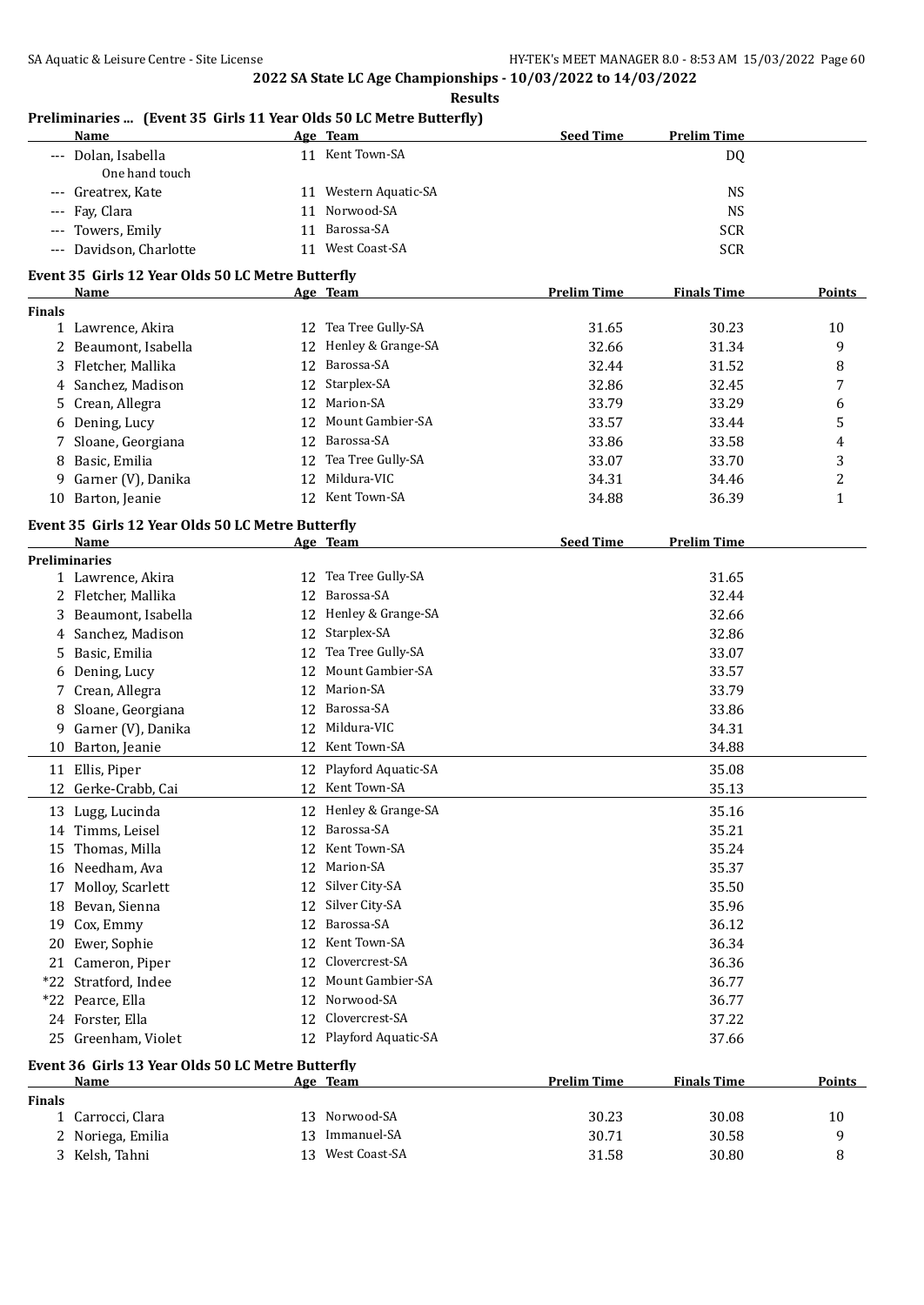## 2022 SA State LC Age Championships - 10/03/2022 to 14/03/2022

**Results**

### Preliminaries ... (Event 35 Girls 11 Year Olds 50 LC Metre Butterfly)

| | Name | Age | Team | Seed Time | Prelim Time |
|---|---|---|---|---|---|
| --- | Dolan, Isabella | 11 | Kent Town-SA | | DQ |
| | One hand touch | | | | |
| --- | Greatrex, Kate | 11 | Western Aquatic-SA | | NS |
| --- | Fay, Clara | 11 | Norwood-SA | | NS |
| --- | Towers, Emily | 11 | Barossa-SA | | SCR |
| --- | Davidson, Charlotte | 11 | West Coast-SA | | SCR |

### Event 35 Girls 12 Year Olds 50 LC Metre Butterfly

| | Name | Age | Team | Prelim Time | Finals Time | Points |
|---|---|---|---|---|---|---|
| **Finals** | | | | | | |
| 1 | Lawrence, Akira | 12 | Tea Tree Gully-SA | 31.65 | 30.23 | 10 |
| 2 | Beaumont, Isabella | 12 | Henley & Grange-SA | 32.66 | 31.34 | 9 |
| 3 | Fletcher, Mallika | 12 | Barossa-SA | 32.44 | 31.52 | 8 |
| 4 | Sanchez, Madison | 12 | Starplex-SA | 32.86 | 32.45 | 7 |
| 5 | Crean, Allegra | 12 | Marion-SA | 33.79 | 33.29 | 6 |
| 6 | Dening, Lucy | 12 | Mount Gambier-SA | 33.57 | 33.44 | 5 |
| 7 | Sloane, Georgiana | 12 | Barossa-SA | 33.86 | 33.58 | 4 |
| 8 | Basic, Emilia | 12 | Tea Tree Gully-SA | 33.07 | 33.70 | 3 |
| 9 | Garner (V), Danika | 12 | Mildura-VIC | 34.31 | 34.46 | 2 |
| 10 | Barton, Jeanie | 12 | Kent Town-SA | 34.88 | 36.39 | 1 |

### Event 35 Girls 12 Year Olds 50 LC Metre Butterfly

| | Name | Age | Team | Seed Time | Prelim Time |
|---|---|---|---|---|---|
| **Preliminaries** | | | | | |
| 1 | Lawrence, Akira | 12 | Tea Tree Gully-SA | | 31.65 |
| 2 | Fletcher, Mallika | 12 | Barossa-SA | | 32.44 |
| 3 | Beaumont, Isabella | 12 | Henley & Grange-SA | | 32.66 |
| 4 | Sanchez, Madison | 12 | Starplex-SA | | 32.86 |
| 5 | Basic, Emilia | 12 | Tea Tree Gully-SA | | 33.07 |
| 6 | Dening, Lucy | 12 | Mount Gambier-SA | | 33.57 |
| 7 | Crean, Allegra | 12 | Marion-SA | | 33.79 |
| 8 | Sloane, Georgiana | 12 | Barossa-SA | | 33.86 |
| 9 | Garner (V), Danika | 12 | Mildura-VIC | | 34.31 |
| 10 | Barton, Jeanie | 12 | Kent Town-SA | | 34.88 |
| 11 | Ellis, Piper | 12 | Playford Aquatic-SA | | 35.08 |
| 12 | Gerke-Crabb, Cai | 12 | Kent Town-SA | | 35.13 |
| 13 | Lugg, Lucinda | 12 | Henley & Grange-SA | | 35.16 |
| 14 | Timms, Leisel | 12 | Barossa-SA | | 35.21 |
| 15 | Thomas, Milla | 12 | Kent Town-SA | | 35.24 |
| 16 | Needham, Ava | 12 | Marion-SA | | 35.37 |
| 17 | Molloy, Scarlett | 12 | Silver City-SA | | 35.50 |
| 18 | Bevan, Sienna | 12 | Silver City-SA | | 35.96 |
| 19 | Cox, Emmy | 12 | Barossa-SA | | 36.12 |
| 20 | Ewer, Sophie | 12 | Kent Town-SA | | 36.34 |
| 21 | Cameron, Piper | 12 | Clovercrest-SA | | 36.36 |
| *22 | Stratford, Indee | 12 | Mount Gambier-SA | | 36.77 |
| *22 | Pearce, Ella | 12 | Norwood-SA | | 36.77 |
| 24 | Forster, Ella | 12 | Clovercrest-SA | | 37.22 |
| 25 | Greenham, Violet | 12 | Playford Aquatic-SA | | 37.66 |

### Event 36 Girls 13 Year Olds 50 LC Metre Butterfly

| | Name | Age | Team | Prelim Time | Finals Time | Points |
|---|---|---|---|---|---|---|
| **Finals** | | | | | | |
| 1 | Carrocci, Clara | 13 | Norwood-SA | 30.23 | 30.08 | 10 |
| 2 | Noriega, Emilia | 13 | Immanuel-SA | 30.71 | 30.58 | 9 |
| 3 | Kelsh, Tahni | 13 | West Coast-SA | 31.58 | 30.80 | 8 |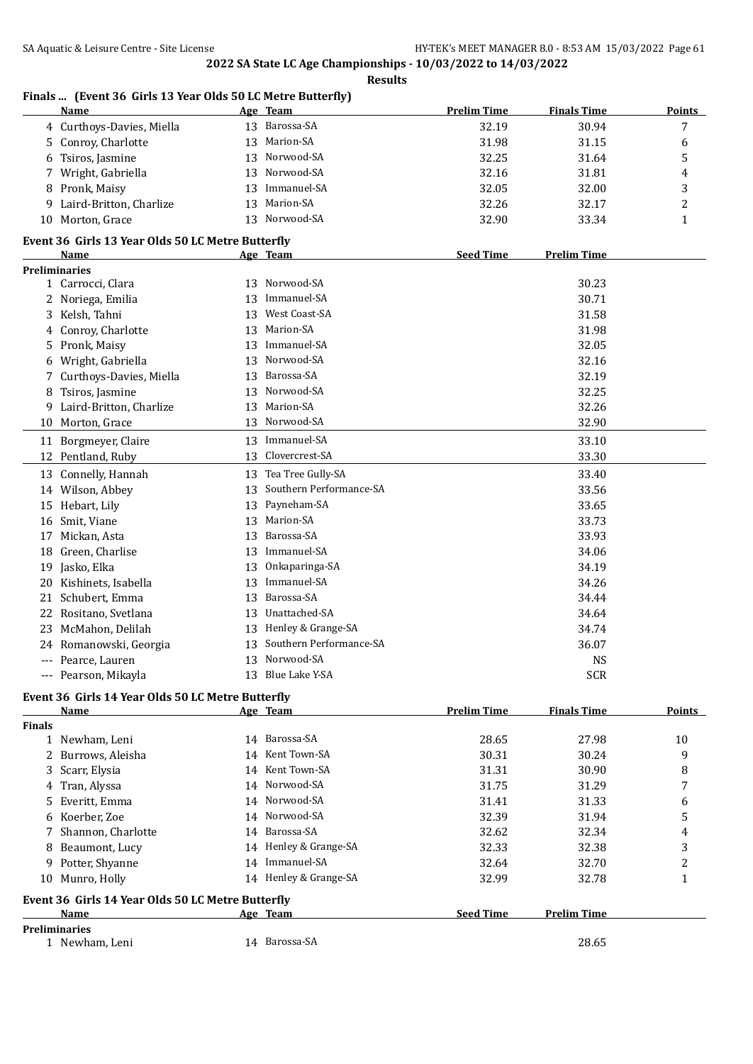**2022 SA State LC Age Championships - 10/03/2022 to 14/03/2022**

**Results**

### Finals ... (Event 36 Girls 13 Year Olds 50 LC Metre Butterfly)

| | Name | Age | Team | Prelim Time | Finals Time | Points |
|---|---|---|---|---|---|---|
| 4 | Curthoys-Davies, Miella | 13 | Barossa-SA | 32.19 | 30.94 | 7 |
| 5 | Conroy, Charlotte | 13 | Marion-SA | 31.98 | 31.15 | 6 |
| 6 | Tsiros, Jasmine | 13 | Norwood-SA | 32.25 | 31.64 | 5 |
| 7 | Wright, Gabriella | 13 | Norwood-SA | 32.16 | 31.81 | 4 |
| 8 | Pronk, Maisy | 13 | Immanuel-SA | 32.05 | 32.00 | 3 |
| 9 | Laird-Britton, Charlize | 13 | Marion-SA | 32.26 | 32.17 | 2 |
| 10 | Morton, Grace | 13 | Norwood-SA | 32.90 | 33.34 | 1 |

### Event 36 Girls 13 Year Olds 50 LC Metre Butterfly

| | Name | Age | Team | Seed Time | Prelim Time |
|---|---|---|---|---|---|
| **Preliminaries** | | | | | |
| 1 | Carrocci, Clara | 13 | Norwood-SA | | 30.23 |
| 2 | Noriega, Emilia | 13 | Immanuel-SA | | 30.71 |
| 3 | Kelsh, Tahni | 13 | West Coast-SA | | 31.58 |
| 4 | Conroy, Charlotte | 13 | Marion-SA | | 31.98 |
| 5 | Pronk, Maisy | 13 | Immanuel-SA | | 32.05 |
| 6 | Wright, Gabriella | 13 | Norwood-SA | | 32.16 |
| 7 | Curthoys-Davies, Miella | 13 | Barossa-SA | | 32.19 |
| 8 | Tsiros, Jasmine | 13 | Norwood-SA | | 32.25 |
| 9 | Laird-Britton, Charlize | 13 | Marion-SA | | 32.26 |
| 10 | Morton, Grace | 13 | Norwood-SA | | 32.90 |
| 11 | Borgmeyer, Claire | 13 | Immanuel-SA | | 33.10 |
| 12 | Pentland, Ruby | 13 | Clovercrest-SA | | 33.30 |
| 13 | Connelly, Hannah | 13 | Tea Tree Gully-SA | | 33.40 |
| 14 | Wilson, Abbey | 13 | Southern Performance-SA | | 33.56 |
| 15 | Hebart, Lily | 13 | Payneham-SA | | 33.65 |
| 16 | Smit, Viane | 13 | Marion-SA | | 33.73 |
| 17 | Mickan, Asta | 13 | Barossa-SA | | 33.93 |
| 18 | Green, Charlise | 13 | Immanuel-SA | | 34.06 |
| 19 | Jasko, Elka | 13 | Onkaparinga-SA | | 34.19 |
| 20 | Kishinets, Isabella | 13 | Immanuel-SA | | 34.26 |
| 21 | Schubert, Emma | 13 | Barossa-SA | | 34.44 |
| 22 | Rositano, Svetlana | 13 | Unattached-SA | | 34.64 |
| 23 | McMahon, Delilah | 13 | Henley & Grange-SA | | 34.74 |
| 24 | Romanowski, Georgia | 13 | Southern Performance-SA | | 36.07 |
| --- | Pearce, Lauren | 13 | Norwood-SA | | NS |
| --- | Pearson, Mikayla | 13 | Blue Lake Y-SA | | SCR |

### Event 36 Girls 14 Year Olds 50 LC Metre Butterfly

| | Name | Age | Team | Prelim Time | Finals Time | Points |
|---|---|---|---|---|---|---|
| **Finals** | | | | | | |
| 1 | Newham, Leni | 14 | Barossa-SA | 28.65 | 27.98 | 10 |
| 2 | Burrows, Aleisha | 14 | Kent Town-SA | 30.31 | 30.24 | 9 |
| 3 | Scarr, Elysia | 14 | Kent Town-SA | 31.31 | 30.90 | 8 |
| 4 | Tran, Alyssa | 14 | Norwood-SA | 31.75 | 31.29 | 7 |
| 5 | Everitt, Emma | 14 | Norwood-SA | 31.41 | 31.33 | 6 |
| 6 | Koerber, Zoe | 14 | Norwood-SA | 32.39 | 31.94 | 5 |
| 7 | Shannon, Charlotte | 14 | Barossa-SA | 32.62 | 32.34 | 4 |
| 8 | Beaumont, Lucy | 14 | Henley & Grange-SA | 32.33 | 32.38 | 3 |
| 9 | Potter, Shyanne | 14 | Immanuel-SA | 32.64 | 32.70 | 2 |
| 10 | Munro, Holly | 14 | Henley & Grange-SA | 32.99 | 32.78 | 1 |

### Event 36 Girls 14 Year Olds 50 LC Metre Butterfly

| | Name | Age | Team | Seed Time | Prelim Time |
|---|---|---|---|---|---|
| **Preliminaries** | | | | | |
| 1 | Newham, Leni | 14 | Barossa-SA | | 28.65 |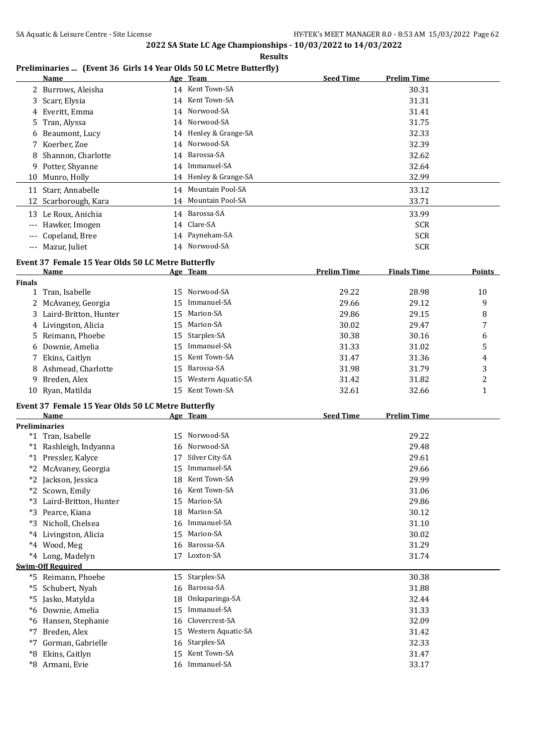## 2022 SA State LC Age Championships - 10/03/2022 to 14/03/2022

**Results**

### Preliminaries ... (Event 36 Girls 14 Year Olds 50 LC Metre Butterfly)

| | Name | Age | Team | Seed Time | Prelim Time |
|---|---|---|---|---|---|
| 2 | Burrows, Aleisha | 14 | Kent Town-SA | | 30.31 |
| 3 | Scarr, Elysia | 14 | Kent Town-SA | | 31.31 |
| 4 | Everitt, Emma | 14 | Norwood-SA | | 31.41 |
| 5 | Tran, Alyssa | 14 | Norwood-SA | | 31.75 |
| 6 | Beaumont, Lucy | 14 | Henley & Grange-SA | | 32.33 |
| 7 | Koerber, Zoe | 14 | Norwood-SA | | 32.39 |
| 8 | Shannon, Charlotte | 14 | Barossa-SA | | 32.62 |
| 9 | Potter, Shyanne | 14 | Immanuel-SA | | 32.64 |
| 10 | Munro, Holly | 14 | Henley & Grange-SA | | 32.99 |
| 11 | Starr, Annabelle | 14 | Mountain Pool-SA | | 33.12 |
| 12 | Scarborough, Kara | 14 | Mountain Pool-SA | | 33.71 |
| 13 | Le Roux, Anichia | 14 | Barossa-SA | | 33.99 |
| --- | Hawker, Imogen | 14 | Clare-SA | | SCR |
| --- | Copeland, Bree | 14 | Payneham-SA | | SCR |
| --- | Mazur, Juliet | 14 | Norwood-SA | | SCR |

### Event 37 Female 15 Year Olds 50 LC Metre Butterfly

| | Name | Age | Team | Prelim Time | Finals Time | Points |
|---|---|---|---|---|---|---|
| **Finals** | | | | | | |
| 1 | Tran, Isabelle | 15 | Norwood-SA | 29.22 | 28.98 | 10 |
| 2 | McAvaney, Georgia | 15 | Immanuel-SA | 29.66 | 29.12 | 9 |
| 3 | Laird-Britton, Hunter | 15 | Marion-SA | 29.86 | 29.15 | 8 |
| 4 | Livingston, Alicia | 15 | Marion-SA | 30.02 | 29.47 | 7 |
| 5 | Reimann, Phoebe | 15 | Starplex-SA | 30.38 | 30.16 | 6 |
| 6 | Downie, Amelia | 15 | Immanuel-SA | 31.33 | 31.02 | 5 |
| 7 | Ekins, Caitlyn | 15 | Kent Town-SA | 31.47 | 31.36 | 4 |
| 8 | Ashmead, Charlotte | 15 | Barossa-SA | 31.98 | 31.79 | 3 |
| 9 | Breden, Alex | 15 | Western Aquatic-SA | 31.42 | 31.82 | 2 |
| 10 | Ryan, Matilda | 15 | Kent Town-SA | 32.61 | 32.66 | 1 |

### Event 37 Female 15 Year Olds 50 LC Metre Butterfly

| | Name | Age | Team | Seed Time | Prelim Time |
|---|---|---|---|---|---|
| **Preliminaries** | | | | | |
| *1 | Tran, Isabelle | 15 | Norwood-SA | | 29.22 |
| *1 | Rashleigh, Indyanna | 16 | Norwood-SA | | 29.48 |
| *1 | Pressler, Kalyce | 17 | Silver City-SA | | 29.61 |
| *2 | McAvaney, Georgia | 15 | Immanuel-SA | | 29.66 |
| *2 | Jackson, Jessica | 18 | Kent Town-SA | | 29.99 |
| *2 | Scown, Emily | 16 | Kent Town-SA | | 31.06 |
| *3 | Laird-Britton, Hunter | 15 | Marion-SA | | 29.86 |
| *3 | Pearce, Kiana | 18 | Marion-SA | | 30.12 |
| *3 | Nicholl, Chelsea | 16 | Immanuel-SA | | 31.10 |
| *4 | Livingston, Alicia | 15 | Marion-SA | | 30.02 |
| *4 | Wood, Meg | 16 | Barossa-SA | | 31.29 |
| *4 | Long, Madelyn | 17 | Loxton-SA | | 31.74 |
| **Swim-Off Required** | | | | | |
| *5 | Reimann, Phoebe | 15 | Starplex-SA | | 30.38 |
| *5 | Schubert, Nyah | 16 | Barossa-SA | | 31.88 |
| *5 | Jasko, Matylda | 18 | Onkaparinga-SA | | 32.44 |
| *6 | Downie, Amelia | 15 | Immanuel-SA | | 31.33 |
| *6 | Hansen, Stephanie | 16 | Clovercrest-SA | | 32.09 |
| *7 | Breden, Alex | 15 | Western Aquatic-SA | | 31.42 |
| *7 | Gorman, Gabrielle | 16 | Starplex-SA | | 32.33 |
| *8 | Ekins, Caitlyn | 15 | Kent Town-SA | | 31.47 |
| *8 | Armani, Evie | 16 | Immanuel-SA | | 33.17 |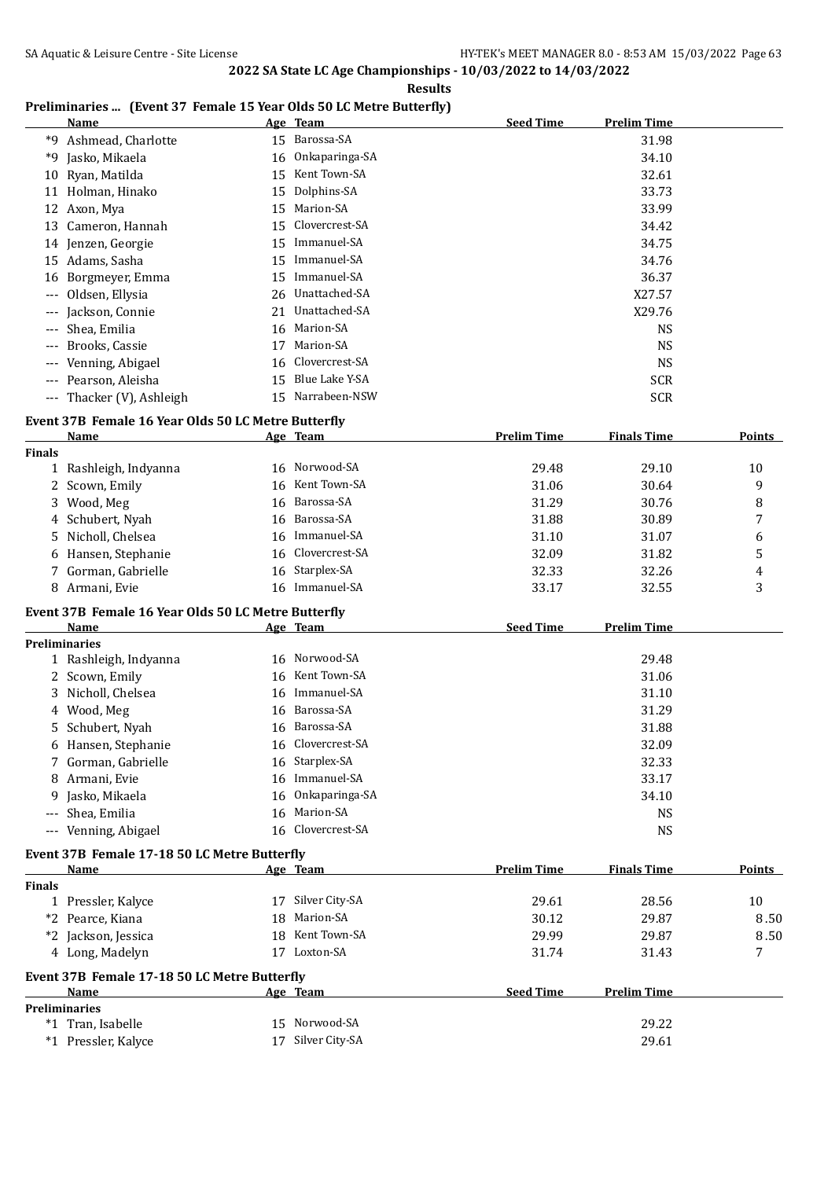**2022 SA State LC Age Championships - 10/03/2022 to 14/03/2022**

**Results**

**Preliminaries ... (Event 37 Female 15 Year Olds 50 LC Metre Butterfly)**

| | Name | Age | Team | Seed Time | Prelim Time |
|---|---|---|---|---|---|
| *9 | Ashmead, Charlotte | 15 | Barossa-SA | | 31.98 |
| *9 | Jasko, Mikaela | 16 | Onkaparinga-SA | | 34.10 |
| 10 | Ryan, Matilda | 15 | Kent Town-SA | | 32.61 |
| 11 | Holman, Hinako | 15 | Dolphins-SA | | 33.73 |
| 12 | Axon, Mya | 15 | Marion-SA | | 33.99 |
| 13 | Cameron, Hannah | 15 | Clovercrest-SA | | 34.42 |
| 14 | Jenzen, Georgie | 15 | Immanuel-SA | | 34.75 |
| 15 | Adams, Sasha | 15 | Immanuel-SA | | 34.76 |
| 16 | Borgmeyer, Emma | 15 | Immanuel-SA | | 36.37 |
| --- | Oldsen, Ellysia | 26 | Unattached-SA | | X27.57 |
| --- | Jackson, Connie | 21 | Unattached-SA | | X29.76 |
| --- | Shea, Emilia | 16 | Marion-SA | | NS |
| --- | Brooks, Cassie | 17 | Marion-SA | | NS |
| --- | Venning, Abigael | 16 | Clovercrest-SA | | NS |
| --- | Pearson, Aleisha | 15 | Blue Lake Y-SA | | SCR |
| --- | Thacker (V), Ashleigh | 15 | Narrabeen-NSW | | SCR |

**Event 37B Female 16 Year Olds 50 LC Metre Butterfly**

| | Name | Age | Team | Prelim Time | Finals Time | Points |
|---|---|---|---|---|---|---|
| **Finals** | | | | | | |
| 1 | Rashleigh, Indyanna | 16 | Norwood-SA | 29.48 | 29.10 | 10 |
| 2 | Scown, Emily | 16 | Kent Town-SA | 31.06 | 30.64 | 9 |
| 3 | Wood, Meg | 16 | Barossa-SA | 31.29 | 30.76 | 8 |
| 4 | Schubert, Nyah | 16 | Barossa-SA | 31.88 | 30.89 | 7 |
| 5 | Nicholl, Chelsea | 16 | Immanuel-SA | 31.10 | 31.07 | 6 |
| 6 | Hansen, Stephanie | 16 | Clovercrest-SA | 32.09 | 31.82 | 5 |
| 7 | Gorman, Gabrielle | 16 | Starplex-SA | 32.33 | 32.26 | 4 |
| 8 | Armani, Evie | 16 | Immanuel-SA | 33.17 | 32.55 | 3 |

**Event 37B Female 16 Year Olds 50 LC Metre Butterfly**

| | Name | Age | Team | Seed Time | Prelim Time |
|---|---|---|---|---|---|
| **Preliminaries** | | | | | |
| 1 | Rashleigh, Indyanna | 16 | Norwood-SA | | 29.48 |
| 2 | Scown, Emily | 16 | Kent Town-SA | | 31.06 |
| 3 | Nicholl, Chelsea | 16 | Immanuel-SA | | 31.10 |
| 4 | Wood, Meg | 16 | Barossa-SA | | 31.29 |
| 5 | Schubert, Nyah | 16 | Barossa-SA | | 31.88 |
| 6 | Hansen, Stephanie | 16 | Clovercrest-SA | | 32.09 |
| 7 | Gorman, Gabrielle | 16 | Starplex-SA | | 32.33 |
| 8 | Armani, Evie | 16 | Immanuel-SA | | 33.17 |
| 9 | Jasko, Mikaela | 16 | Onkaparinga-SA | | 34.10 |
| --- | Shea, Emilia | 16 | Marion-SA | | NS |
| --- | Venning, Abigael | 16 | Clovercrest-SA | | NS |

**Event 37B Female 17-18 50 LC Metre Butterfly**

| | Name | Age | Team | Prelim Time | Finals Time | Points |
|---|---|---|---|---|---|---|
| **Finals** | | | | | | |
| 1 | Pressler, Kalyce | 17 | Silver City-SA | 29.61 | 28.56 | 10 |
| *2 | Pearce, Kiana | 18 | Marion-SA | 30.12 | 29.87 | 8.50 |
| *2 | Jackson, Jessica | 18 | Kent Town-SA | 29.99 | 29.87 | 8.50 |
| 4 | Long, Madelyn | 17 | Loxton-SA | 31.74 | 31.43 | 7 |

**Event 37B Female 17-18 50 LC Metre Butterfly**

| | Name | Age | Team | Seed Time | Prelim Time |
|---|---|---|---|---|---|
| **Preliminaries** | | | | | |
| *1 | Tran, Isabelle | 15 | Norwood-SA | | 29.22 |
| *1 | Pressler, Kalyce | 17 | Silver City-SA | | 29.61 |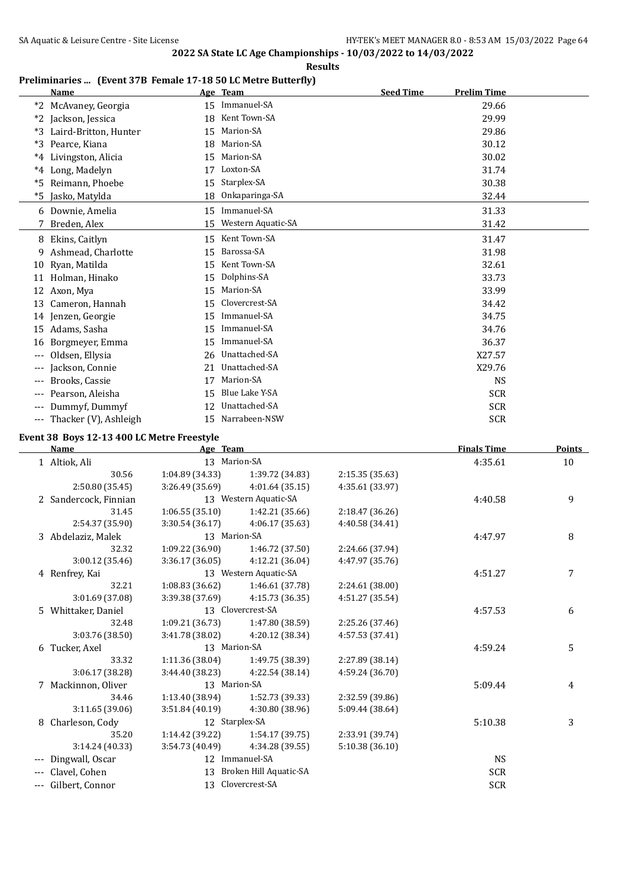## 2022 SA State LC Age Championships - 10/03/2022 to 14/03/2022

### Results

### Preliminaries ... (Event 37B Female 17-18 50 LC Metre Butterfly)

| | Name | Age | Team | Seed Time | Prelim Time |
|---|---|---|---|---|---|
| *2 | McAvaney, Georgia | 15 | Immanuel-SA | | 29.66 |
| *2 | Jackson, Jessica | 18 | Kent Town-SA | | 29.99 |
| *3 | Laird-Britton, Hunter | 15 | Marion-SA | | 29.86 |
| *3 | Pearce, Kiana | 18 | Marion-SA | | 30.12 |
| *4 | Livingston, Alicia | 15 | Marion-SA | | 30.02 |
| *4 | Long, Madelyn | 17 | Loxton-SA | | 31.74 |
| *5 | Reimann, Phoebe | 15 | Starplex-SA | | 30.38 |
| *5 | Jasko, Matylda | 18 | Onkaparinga-SA | | 32.44 |
| 6 | Downie, Amelia | 15 | Immanuel-SA | | 31.33 |
| 7 | Breden, Alex | 15 | Western Aquatic-SA | | 31.42 |
| 8 | Ekins, Caitlyn | 15 | Kent Town-SA | | 31.47 |
| 9 | Ashmead, Charlotte | 15 | Barossa-SA | | 31.98 |
| 10 | Ryan, Matilda | 15 | Kent Town-SA | | 32.61 |
| 11 | Holman, Hinako | 15 | Dolphins-SA | | 33.73 |
| 12 | Axon, Mya | 15 | Marion-SA | | 33.99 |
| 13 | Cameron, Hannah | 15 | Clovercrest-SA | | 34.42 |
| 14 | Jenzen, Georgie | 15 | Immanuel-SA | | 34.75 |
| 15 | Adams, Sasha | 15 | Immanuel-SA | | 34.76 |
| 16 | Borgmeyer, Emma | 15 | Immanuel-SA | | 36.37 |
| --- | Oldsen, Ellysia | 26 | Unattached-SA | | X27.57 |
| --- | Jackson, Connie | 21 | Unattached-SA | | X29.76 |
| --- | Brooks, Cassie | 17 | Marion-SA | | NS |
| --- | Pearson, Aleisha | 15 | Blue Lake Y-SA | | SCR |
| --- | Dummyf, Dummyf | 12 | Unattached-SA | | SCR |
| --- | Thacker (V), Ashleigh | 15 | Narrabeen-NSW | | SCR |

### Event 38 Boys 12-13 400 LC Metre Freestyle

| | Name | Age | Team | | Finals Time | Points |
|---|---|---|---|---|---|---|
| 1 | Altiok, Ali | 13 | Marion-SA | | 4:35.61 | 10 |
| | 30.56 | 1:04.89 (34.33) | 1:39.72 (34.83) | 2:15.35 (35.63) | | |
| | 2:50.80 (35.45) | 3:26.49 (35.69) | 4:01.64 (35.15) | 4:35.61 (33.97) | | |
| 2 | Sandercock, Finnian | 13 | Western Aquatic-SA | | 4:40.58 | 9 |
| | 31.45 | 1:06.55 (35.10) | 1:42.21 (35.66) | 2:18.47 (36.26) | | |
| | 2:54.37 (35.90) | 3:30.54 (36.17) | 4:06.17 (35.63) | 4:40.58 (34.41) | | |
| 3 | Abdelaziz, Malek | 13 | Marion-SA | | 4:47.97 | 8 |
| | 32.32 | 1:09.22 (36.90) | 1:46.72 (37.50) | 2:24.66 (37.94) | | |
| | 3:00.12 (35.46) | 3:36.17 (36.05) | 4:12.21 (36.04) | 4:47.97 (35.76) | | |
| 4 | Renfrey, Kai | 13 | Western Aquatic-SA | | 4:51.27 | 7 |
| | 32.21 | 1:08.83 (36.62) | 1:46.61 (37.78) | 2:24.61 (38.00) | | |
| | 3:01.69 (37.08) | 3:39.38 (37.69) | 4:15.73 (36.35) | 4:51.27 (35.54) | | |
| 5 | Whittaker, Daniel | 13 | Clovercrest-SA | | 4:57.53 | 6 |
| | 32.48 | 1:09.21 (36.73) | 1:47.80 (38.59) | 2:25.26 (37.46) | | |
| | 3:03.76 (38.50) | 3:41.78 (38.02) | 4:20.12 (38.34) | 4:57.53 (37.41) | | |
| 6 | Tucker, Axel | 13 | Marion-SA | | 4:59.24 | 5 |
| | 33.32 | 1:11.36 (38.04) | 1:49.75 (38.39) | 2:27.89 (38.14) | | |
| | 3:06.17 (38.28) | 3:44.40 (38.23) | 4:22.54 (38.14) | 4:59.24 (36.70) | | |
| 7 | Mackinnon, Oliver | 13 | Marion-SA | | 5:09.44 | 4 |
| | 34.46 | 1:13.40 (38.94) | 1:52.73 (39.33) | 2:32.59 (39.86) | | |
| | 3:11.65 (39.06) | 3:51.84 (40.19) | 4:30.80 (38.96) | 5:09.44 (38.64) | | |
| 8 | Charleson, Cody | 12 | Starplex-SA | | 5:10.38 | 3 |
| | 35.20 | 1:14.42 (39.22) | 1:54.17 (39.75) | 2:33.91 (39.74) | | |
| | 3:14.24 (40.33) | 3:54.73 (40.49) | 4:34.28 (39.55) | 5:10.38 (36.10) | | |
| --- | Dingwall, Oscar | 12 | Immanuel-SA | | NS | |
| --- | Clavel, Cohen | 13 | Broken Hill Aquatic-SA | | SCR | |
| --- | Gilbert, Connor | 13 | Clovercrest-SA | | SCR | |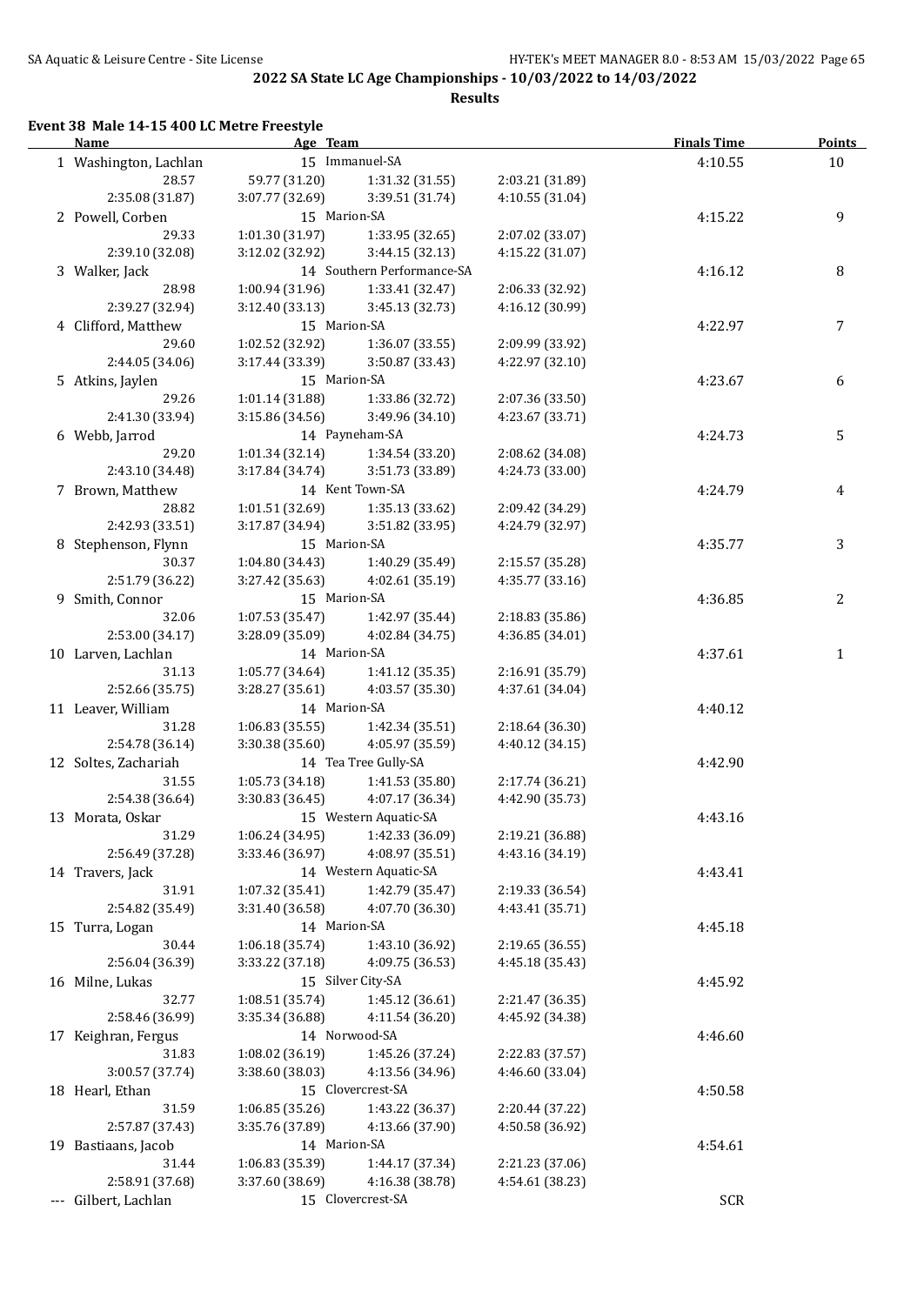# 2022 SA State LC Age Championships - 10/03/2022 to 14/03/2022

**Results**

## Event 38 Male 14-15 400 LC Metre Freestyle

| Name | Age | Team | | | Finals Time | Points |
|---|---|---|---|---|---|---|
| 1 Washington, Lachlan | 15 | Immanuel-SA | | | 4:10.55 | 10 |
| 28.57 | 59.77 (31.20) | 1:31.32 (31.55) | 2:03.21 (31.89) | | | |
| 2:35.08 (31.87) | 3:07.77 (32.69) | 3:39.51 (31.74) | 4:10.55 (31.04) | | | |
| 2 Powell, Corben | 15 | Marion-SA | | | 4:15.22 | 9 |
| 29.33 | 1:01.30 (31.97) | 1:33.95 (32.65) | 2:07.02 (33.07) | | | |
| 2:39.10 (32.08) | 3:12.02 (32.92) | 3:44.15 (32.13) | 4:15.22 (31.07) | | | |
| 3 Walker, Jack | 14 | Southern Performance-SA | | | 4:16.12 | 8 |
| 28.98 | 1:00.94 (31.96) | 1:33.41 (32.47) | 2:06.33 (32.92) | | | |
| 2:39.27 (32.94) | 3:12.40 (33.13) | 3:45.13 (32.73) | 4:16.12 (30.99) | | | |
| 4 Clifford, Matthew | 15 | Marion-SA | | | 4:22.97 | 7 |
| 29.60 | 1:02.52 (32.92) | 1:36.07 (33.55) | 2:09.99 (33.92) | | | |
| 2:44.05 (34.06) | 3:17.44 (33.39) | 3:50.87 (33.43) | 4:22.97 (32.10) | | | |
| 5 Atkins, Jaylen | 15 | Marion-SA | | | 4:23.67 | 6 |
| 29.26 | 1:01.14 (31.88) | 1:33.86 (32.72) | 2:07.36 (33.50) | | | |
| 2:41.30 (33.94) | 3:15.86 (34.56) | 3:49.96 (34.10) | 4:23.67 (33.71) | | | |
| 6 Webb, Jarrod | 14 | Payneham-SA | | | 4:24.73 | 5 |
| 29.20 | 1:01.34 (32.14) | 1:34.54 (33.20) | 2:08.62 (34.08) | | | |
| 2:43.10 (34.48) | 3:17.84 (34.74) | 3:51.73 (33.89) | 4:24.73 (33.00) | | | |
| 7 Brown, Matthew | 14 | Kent Town-SA | | | 4:24.79 | 4 |
| 28.82 | 1:01.51 (32.69) | 1:35.13 (33.62) | 2:09.42 (34.29) | | | |
| 2:42.93 (33.51) | 3:17.87 (34.94) | 3:51.82 (33.95) | 4:24.79 (32.97) | | | |
| 8 Stephenson, Flynn | 15 | Marion-SA | | | 4:35.77 | 3 |
| 30.37 | 1:04.80 (34.43) | 1:40.29 (35.49) | 2:15.57 (35.28) | | | |
| 2:51.79 (36.22) | 3:27.42 (35.63) | 4:02.61 (35.19) | 4:35.77 (33.16) | | | |
| 9 Smith, Connor | 15 | Marion-SA | | | 4:36.85 | 2 |
| 32.06 | 1:07.53 (35.47) | 1:42.97 (35.44) | 2:18.83 (35.86) | | | |
| 2:53.00 (34.17) | 3:28.09 (35.09) | 4:02.84 (34.75) | 4:36.85 (34.01) | | | |
| 10 Larven, Lachlan | 14 | Marion-SA | | | 4:37.61 | 1 |
| 31.13 | 1:05.77 (34.64) | 1:41.12 (35.35) | 2:16.91 (35.79) | | | |
| 2:52.66 (35.75) | 3:28.27 (35.61) | 4:03.57 (35.30) | 4:37.61 (34.04) | | | |
| 11 Leaver, William | 14 | Marion-SA | | | 4:40.12 | |
| 31.28 | 1:06.83 (35.55) | 1:42.34 (35.51) | 2:18.64 (36.30) | | | |
| 2:54.78 (36.14) | 3:30.38 (35.60) | 4:05.97 (35.59) | 4:40.12 (34.15) | | | |
| 12 Soltes, Zachariah | 14 | Tea Tree Gully-SA | | | 4:42.90 | |
| 31.55 | 1:05.73 (34.18) | 1:41.53 (35.80) | 2:17.74 (36.21) | | | |
| 2:54.38 (36.64) | 3:30.83 (36.45) | 4:07.17 (36.34) | 4:42.90 (35.73) | | | |
| 13 Morata, Oskar | 15 | Western Aquatic-SA | | | 4:43.16 | |
| 31.29 | 1:06.24 (34.95) | 1:42.33 (36.09) | 2:19.21 (36.88) | | | |
| 2:56.49 (37.28) | 3:33.46 (36.97) | 4:08.97 (35.51) | 4:43.16 (34.19) | | | |
| 14 Travers, Jack | 14 | Western Aquatic-SA | | | 4:43.41 | |
| 31.91 | 1:07.32 (35.41) | 1:42.79 (35.47) | 2:19.33 (36.54) | | | |
| 2:54.82 (35.49) | 3:31.40 (36.58) | 4:07.70 (36.30) | 4:43.41 (35.71) | | | |
| 15 Turra, Logan | 14 | Marion-SA | | | 4:45.18 | |
| 30.44 | 1:06.18 (35.74) | 1:43.10 (36.92) | 2:19.65 (36.55) | | | |
| 2:56.04 (36.39) | 3:33.22 (37.18) | 4:09.75 (36.53) | 4:45.18 (35.43) | | | |
| 16 Milne, Lukas | 15 | Silver City-SA | | | 4:45.92 | |
| 32.77 | 1:08.51 (35.74) | 1:45.12 (36.61) | 2:21.47 (36.35) | | | |
| 2:58.46 (36.99) | 3:35.34 (36.88) | 4:11.54 (36.20) | 4:45.92 (34.38) | | | |
| 17 Keighran, Fergus | 14 | Norwood-SA | | | 4:46.60 | |
| 31.83 | 1:08.02 (36.19) | 1:45.26 (37.24) | 2:22.83 (37.57) | | | |
| 3:00.57 (37.74) | 3:38.60 (38.03) | 4:13.56 (34.96) | 4:46.60 (33.04) | | | |
| 18 Hearl, Ethan | 15 | Clovercrest-SA | | | 4:50.58 | |
| 31.59 | 1:06.85 (35.26) | 1:43.22 (36.37) | 2:20.44 (37.22) | | | |
| 2:57.87 (37.43) | 3:35.76 (37.89) | 4:13.66 (37.90) | 4:50.58 (36.92) | | | |
| 19 Bastiaans, Jacob | 14 | Marion-SA | | | 4:54.61 | |
| 31.44 | 1:06.83 (35.39) | 1:44.17 (37.34) | 2:21.23 (37.06) | | | |
| 2:58.91 (37.68) | 3:37.60 (38.69) | 4:16.38 (38.78) | 4:54.61 (38.23) | | | |
| --- Gilbert, Lachlan | 15 | Clovercrest-SA | | | SCR | |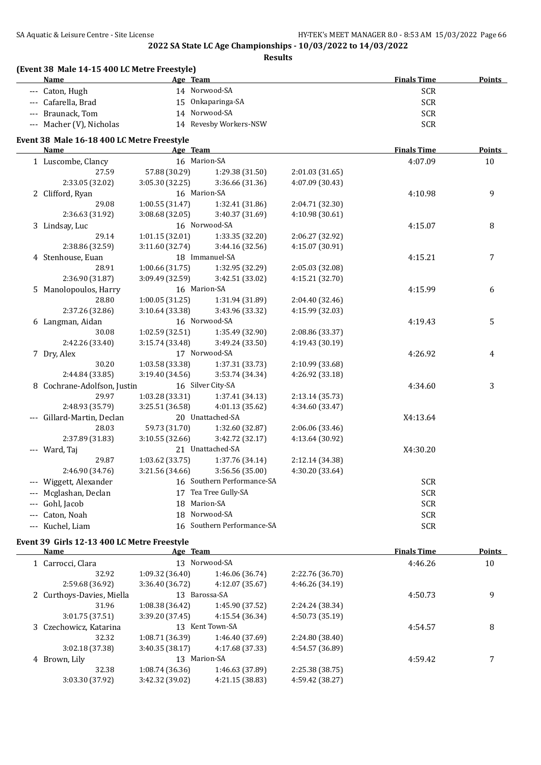**2022 SA State LC Age Championships - 10/03/2022 to 14/03/2022**

**Results**

### (Event 38 Male 14-15 400 LC Metre Freestyle)

| Name | Age | Team | Finals Time | Points |
|---|---|---|---|---|
| --- Caton, Hugh | 14 | Norwood-SA | SCR | |
| --- Cafarella, Brad | 15 | Onkaparinga-SA | SCR | |
| --- Braunack, Tom | 14 | Norwood-SA | SCR | |
| --- Macher (V), Nicholas | 14 | Revesby Workers-NSW | SCR | |

### Event 38 Male 16-18 400 LC Metre Freestyle

| Name | Age | Team | | Finals Time | Points |
|---|---|---|---|---|---|
| 1 Luscombe, Clancy | 16 | Marion-SA | | 4:07.09 | 10 |
| 27.59 | 57.88 (30.29) | 1:29.38 (31.50) | 2:01.03 (31.65) | | |
| 2:33.05 (32.02) | 3:05.30 (32.25) | 3:36.66 (31.36) | 4:07.09 (30.43) | | |
| 2 Clifford, Ryan | 16 | Marion-SA | | 4:10.98 | 9 |
| 29.08 | 1:00.55 (31.47) | 1:32.41 (31.86) | 2:04.71 (32.30) | | |
| 2:36.63 (31.92) | 3:08.68 (32.05) | 3:40.37 (31.69) | 4:10.98 (30.61) | | |
| 3 Lindsay, Luc | 16 | Norwood-SA | | 4:15.07 | 8 |
| 29.14 | 1:01.15 (32.01) | 1:33.35 (32.20) | 2:06.27 (32.92) | | |
| 2:38.86 (32.59) | 3:11.60 (32.74) | 3:44.16 (32.56) | 4:15.07 (30.91) | | |
| 4 Stenhouse, Euan | 18 | Immanuel-SA | | 4:15.21 | 7 |
| 28.91 | 1:00.66 (31.75) | 1:32.95 (32.29) | 2:05.03 (32.08) | | |
| 2:36.90 (31.87) | 3:09.49 (32.59) | 3:42.51 (33.02) | 4:15.21 (32.70) | | |
| 5 Manolopoulos, Harry | 16 | Marion-SA | | 4:15.99 | 6 |
| 28.80 | 1:00.05 (31.25) | 1:31.94 (31.89) | 2:04.40 (32.46) | | |
| 2:37.26 (32.86) | 3:10.64 (33.38) | 3:43.96 (33.32) | 4:15.99 (32.03) | | |
| 6 Langman, Aidan | 16 | Norwood-SA | | 4:19.43 | 5 |
| 30.08 | 1:02.59 (32.51) | 1:35.49 (32.90) | 2:08.86 (33.37) | | |
| 2:42.26 (33.40) | 3:15.74 (33.48) | 3:49.24 (33.50) | 4:19.43 (30.19) | | |
| 7 Dry, Alex | 17 | Norwood-SA | | 4:26.92 | 4 |
| 30.20 | 1:03.58 (33.38) | 1:37.31 (33.73) | 2:10.99 (33.68) | | |
| 2:44.84 (33.85) | 3:19.40 (34.56) | 3:53.74 (34.34) | 4:26.92 (33.18) | | |
| 8 Cochrane-Adolfson, Justin | 16 | Silver City-SA | | 4:34.60 | 3 |
| 29.97 | 1:03.28 (33.31) | 1:37.41 (34.13) | 2:13.14 (35.73) | | |
| 2:48.93 (35.79) | 3:25.51 (36.58) | 4:01.13 (35.62) | 4:34.60 (33.47) | | |
| --- Gillard-Martin, Declan | 20 | Unattached-SA | | X4:13.64 | |
| 28.03 | 59.73 (31.70) | 1:32.60 (32.87) | 2:06.06 (33.46) | | |
| 2:37.89 (31.83) | 3:10.55 (32.66) | 3:42.72 (32.17) | 4:13.64 (30.92) | | |
| --- Ward, Taj | 21 | Unattached-SA | | X4:30.20 | |
| 29.87 | 1:03.62 (33.75) | 1:37.76 (34.14) | 2:12.14 (34.38) | | |
| 2:46.90 (34.76) | 3:21.56 (34.66) | 3:56.56 (35.00) | 4:30.20 (33.64) | | |
| --- Wiggett, Alexander | 16 | Southern Performance-SA | | SCR | |
| --- Mcglashan, Declan | 17 | Tea Tree Gully-SA | | SCR | |
| --- Gohl, Jacob | 18 | Marion-SA | | SCR | |
| --- Caton, Noah | 18 | Norwood-SA | | SCR | |
| --- Kuchel, Liam | 16 | Southern Performance-SA | | SCR | |

### Event 39 Girls 12-13 400 LC Metre Freestyle

| Name | Age | Team | | Finals Time | Points |
|---|---|---|---|---|---|
| 1 Carrocci, Clara | 13 | Norwood-SA | | 4:46.26 | 10 |
| 32.92 | 1:09.32 (36.40) | 1:46.06 (36.74) | 2:22.76 (36.70) | | |
| 2:59.68 (36.92) | 3:36.40 (36.72) | 4:12.07 (35.67) | 4:46.26 (34.19) | | |
| 2 Curthoys-Davies, Miella | 13 | Barossa-SA | | 4:50.73 | 9 |
| 31.96 | 1:08.38 (36.42) | 1:45.90 (37.52) | 2:24.24 (38.34) | | |
| 3:01.75 (37.51) | 3:39.20 (37.45) | 4:15.54 (36.34) | 4:50.73 (35.19) | | |
| 3 Czechowicz, Katarina | 13 | Kent Town-SA | | 4:54.57 | 8 |
| 32.32 | 1:08.71 (36.39) | 1:46.40 (37.69) | 2:24.80 (38.40) | | |
| 3:02.18 (37.38) | 3:40.35 (38.17) | 4:17.68 (37.33) | 4:54.57 (36.89) | | |
| 4 Brown, Lily | 13 | Marion-SA | | 4:59.42 | 7 |
| 32.38 | 1:08.74 (36.36) | 1:46.63 (37.89) | 2:25.38 (38.75) | | |
| 3:03.30 (37.92) | 3:42.32 (39.02) | 4:21.15 (38.83) | 4:59.42 (38.27) | | |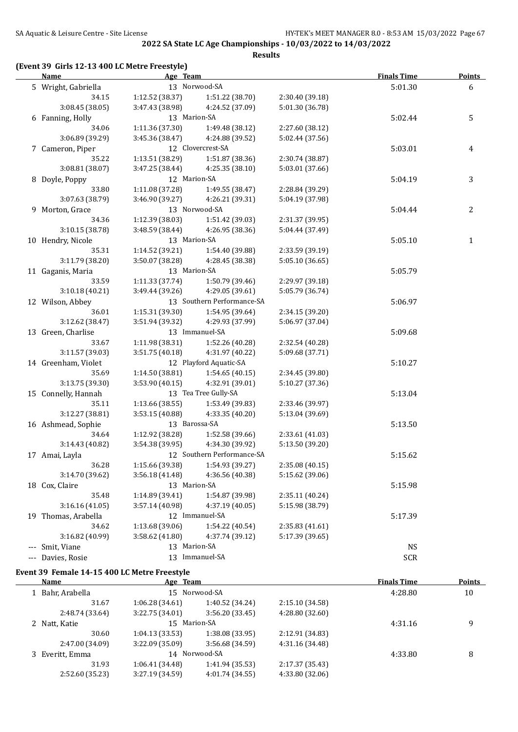## 2022 SA State LC Age Championships - 10/03/2022 to 14/03/2022

### Results

#### (Event 39 Girls 12-13 400 LC Metre Freestyle)

| | Name | Age | Team | | Finals Time | Points |
|---|---|---|---|---|---|---|
| 5 | Wright, Gabriella | 13 | Norwood-SA | | 5:01.30 | 6 |
| | 34.15 | 1:12.52 (38.37) | 1:51.22 (38.70) | 2:30.40 (39.18) | | |
| | 3:08.45 (38.05) | 3:47.43 (38.98) | 4:24.52 (37.09) | 5:01.30 (36.78) | | |
| 6 | Fanning, Holly | 13 | Marion-SA | | 5:02.44 | 5 |
| | 34.06 | 1:11.36 (37.30) | 1:49.48 (38.12) | 2:27.60 (38.12) | | |
| | 3:06.89 (39.29) | 3:45.36 (38.47) | 4:24.88 (39.52) | 5:02.44 (37.56) | | |
| 7 | Cameron, Piper | 12 | Clovercrest-SA | | 5:03.01 | 4 |
| | 35.22 | 1:13.51 (38.29) | 1:51.87 (38.36) | 2:30.74 (38.87) | | |
| | 3:08.81 (38.07) | 3:47.25 (38.44) | 4:25.35 (38.10) | 5:03.01 (37.66) | | |
| 8 | Doyle, Poppy | 12 | Marion-SA | | 5:04.19 | 3 |
| | 33.80 | 1:11.08 (37.28) | 1:49.55 (38.47) | 2:28.84 (39.29) | | |
| | 3:07.63 (38.79) | 3:46.90 (39.27) | 4:26.21 (39.31) | 5:04.19 (37.98) | | |
| 9 | Morton, Grace | 13 | Norwood-SA | | 5:04.44 | 2 |
| | 34.36 | 1:12.39 (38.03) | 1:51.42 (39.03) | 2:31.37 (39.95) | | |
| | 3:10.15 (38.78) | 3:48.59 (38.44) | 4:26.95 (38.36) | 5:04.44 (37.49) | | |
| 10 | Hendry, Nicole | 13 | Marion-SA | | 5:05.10 | 1 |
| | 35.31 | 1:14.52 (39.21) | 1:54.40 (39.88) | 2:33.59 (39.19) | | |
| | 3:11.79 (38.20) | 3:50.07 (38.28) | 4:28.45 (38.38) | 5:05.10 (36.65) | | |
| 11 | Gaganis, Maria | 13 | Marion-SA | | 5:05.79 | |
| | 33.59 | 1:11.33 (37.74) | 1:50.79 (39.46) | 2:29.97 (39.18) | | |
| | 3:10.18 (40.21) | 3:49.44 (39.26) | 4:29.05 (39.61) | 5:05.79 (36.74) | | |
| 12 | Wilson, Abbey | 13 | Southern Performance-SA | | 5:06.97 | |
| | 36.01 | 1:15.31 (39.30) | 1:54.95 (39.64) | 2:34.15 (39.20) | | |
| | 3:12.62 (38.47) | 3:51.94 (39.32) | 4:29.93 (37.99) | 5:06.97 (37.04) | | |
| 13 | Green, Charlise | 13 | Immanuel-SA | | 5:09.68 | |
| | 33.67 | 1:11.98 (38.31) | 1:52.26 (40.28) | 2:32.54 (40.28) | | |
| | 3:11.57 (39.03) | 3:51.75 (40.18) | 4:31.97 (40.22) | 5:09.68 (37.71) | | |
| 14 | Greenham, Violet | 12 | Playford Aquatic-SA | | 5:10.27 | |
| | 35.69 | 1:14.50 (38.81) | 1:54.65 (40.15) | 2:34.45 (39.80) | | |
| | 3:13.75 (39.30) | 3:53.90 (40.15) | 4:32.91 (39.01) | 5:10.27 (37.36) | | |
| 15 | Connelly, Hannah | 13 | Tea Tree Gully-SA | | 5:13.04 | |
| | 35.11 | 1:13.66 (38.55) | 1:53.49 (39.83) | 2:33.46 (39.97) | | |
| | 3:12.27 (38.81) | 3:53.15 (40.88) | 4:33.35 (40.20) | 5:13.04 (39.69) | | |
| 16 | Ashmead, Sophie | 13 | Barossa-SA | | 5:13.50 | |
| | 34.64 | 1:12.92 (38.28) | 1:52.58 (39.66) | 2:33.61 (41.03) | | |
| | 3:14.43 (40.82) | 3:54.38 (39.95) | 4:34.30 (39.92) | 5:13.50 (39.20) | | |
| 17 | Amai, Layla | 12 | Southern Performance-SA | | 5:15.62 | |
| | 36.28 | 1:15.66 (39.38) | 1:54.93 (39.27) | 2:35.08 (40.15) | | |
| | 3:14.70 (39.62) | 3:56.18 (41.48) | 4:36.56 (40.38) | 5:15.62 (39.06) | | |
| 18 | Cox, Claire | 13 | Marion-SA | | 5:15.98 | |
| | 35.48 | 1:14.89 (39.41) | 1:54.87 (39.98) | 2:35.11 (40.24) | | |
| | 3:16.16 (41.05) | 3:57.14 (40.98) | 4:37.19 (40.05) | 5:15.98 (38.79) | | |
| 19 | Thomas, Arabella | 12 | Immanuel-SA | | 5:17.39 | |
| | 34.62 | 1:13.68 (39.06) | 1:54.22 (40.54) | 2:35.83 (41.61) | | |
| | 3:16.82 (40.99) | 3:58.62 (41.80) | 4:37.74 (39.12) | 5:17.39 (39.65) | | |
| --- | Smit, Viane | 13 | Marion-SA | | NS | |
| --- | Davies, Rosie | 13 | Immanuel-SA | | SCR | |

#### Event 39 Female 14-15 400 LC Metre Freestyle

| | Name | Age | Team | | Finals Time | Points |
|---|---|---|---|---|---|---|
| 1 | Bahr, Arabella | 15 | Norwood-SA | | 4:28.80 | 10 |
| | 31.67 | 1:06.28 (34.61) | 1:40.52 (34.24) | 2:15.10 (34.58) | | |
| | 2:48.74 (33.64) | 3:22.75 (34.01) | 3:56.20 (33.45) | 4:28.80 (32.60) | | |
| 2 | Natt, Katie | 15 | Marion-SA | | 4:31.16 | 9 |
| | 30.60 | 1:04.13 (33.53) | 1:38.08 (33.95) | 2:12.91 (34.83) | | |
| | 2:47.00 (34.09) | 3:22.09 (35.09) | 3:56.68 (34.59) | 4:31.16 (34.48) | | |
| 3 | Everitt, Emma | 14 | Norwood-SA | | 4:33.80 | 8 |
| | 31.93 | 1:06.41 (34.48) | 1:41.94 (35.53) | 2:17.37 (35.43) | | |
| | 2:52.60 (35.23) | 3:27.19 (34.59) | 4:01.74 (34.55) | 4:33.80 (32.06) | | |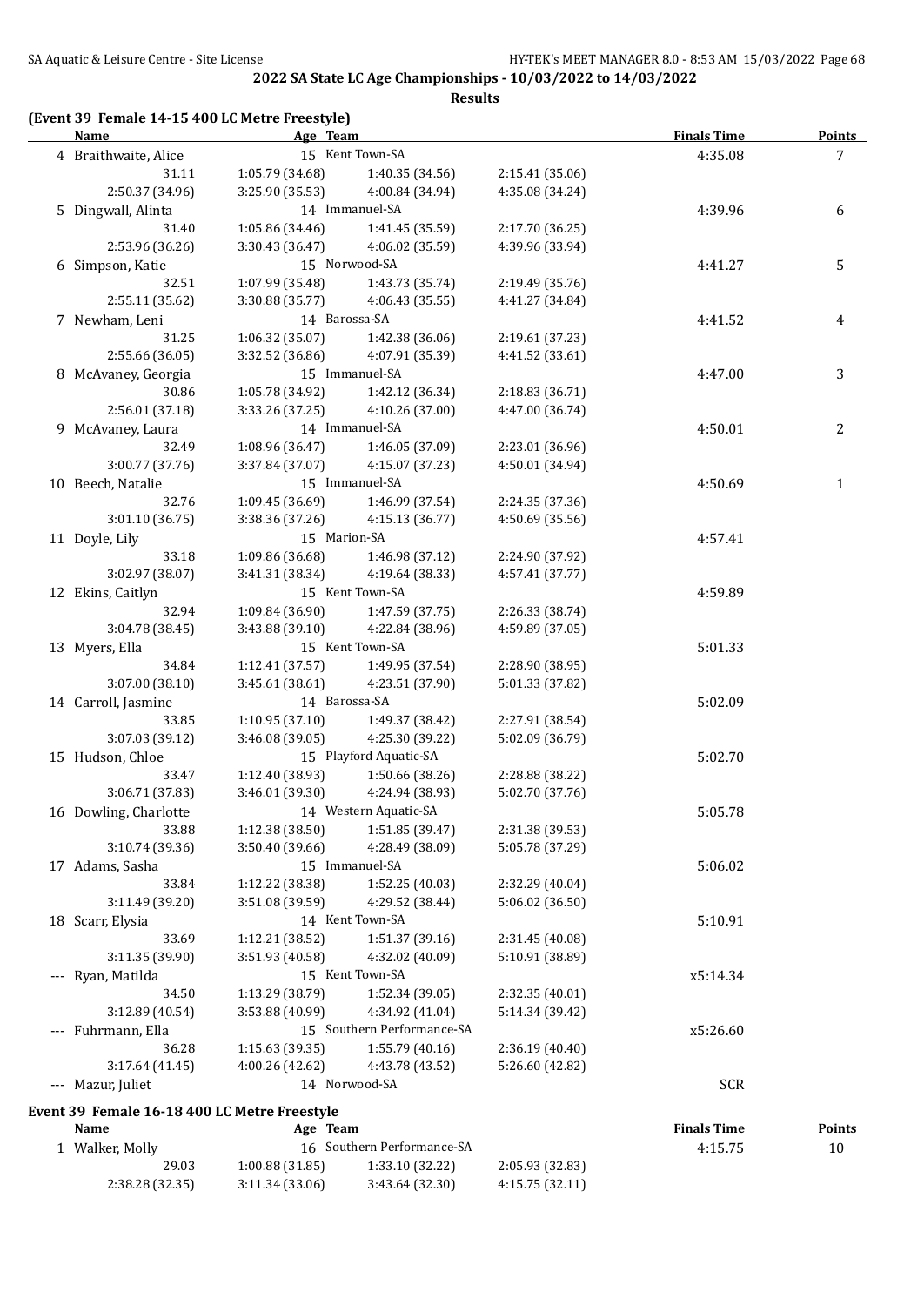## 2022 SA State LC Age Championships - 10/03/2022 to 14/03/2022

**Results**

### (Event 39 Female 14-15 400 LC Metre Freestyle)

| Name | Age | Team | | Finals Time | Points |
|---|---|---|---|---|---|
| 4 Braithwaite, Alice | 15 | Kent Town-SA | | 4:35.08 | 7 |
| 31.11 | 1:05.79 (34.68) | 1:40.35 (34.56) | 2:15.41 (35.06) | | |
| 2:50.37 (34.96) | 3:25.90 (35.53) | 4:00.84 (34.94) | 4:35.08 (34.24) | | |
| 5 Dingwall, Alinta | 14 | Immanuel-SA | | 4:39.96 | 6 |
| 31.40 | 1:05.86 (34.46) | 1:41.45 (35.59) | 2:17.70 (36.25) | | |
| 2:53.96 (36.26) | 3:30.43 (36.47) | 4:06.02 (35.59) | 4:39.96 (33.94) | | |
| 6 Simpson, Katie | 15 | Norwood-SA | | 4:41.27 | 5 |
| 32.51 | 1:07.99 (35.48) | 1:43.73 (35.74) | 2:19.49 (35.76) | | |
| 2:55.11 (35.62) | 3:30.88 (35.77) | 4:06.43 (35.55) | 4:41.27 (34.84) | | |
| 7 Newham, Leni | 14 | Barossa-SA | | 4:41.52 | 4 |
| 31.25 | 1:06.32 (35.07) | 1:42.38 (36.06) | 2:19.61 (37.23) | | |
| 2:55.66 (36.05) | 3:32.52 (36.86) | 4:07.91 (35.39) | 4:41.52 (33.61) | | |
| 8 McAvaney, Georgia | 15 | Immanuel-SA | | 4:47.00 | 3 |
| 30.86 | 1:05.78 (34.92) | 1:42.12 (36.34) | 2:18.83 (36.71) | | |
| 2:56.01 (37.18) | 3:33.26 (37.25) | 4:10.26 (37.00) | 4:47.00 (36.74) | | |
| 9 McAvaney, Laura | 14 | Immanuel-SA | | 4:50.01 | 2 |
| 32.49 | 1:08.96 (36.47) | 1:46.05 (37.09) | 2:23.01 (36.96) | | |
| 3:00.77 (37.76) | 3:37.84 (37.07) | 4:15.07 (37.23) | 4:50.01 (34.94) | | |
| 10 Beech, Natalie | 15 | Immanuel-SA | | 4:50.69 | 1 |
| 32.76 | 1:09.45 (36.69) | 1:46.99 (37.54) | 2:24.35 (37.36) | | |
| 3:01.10 (36.75) | 3:38.36 (37.26) | 4:15.13 (36.77) | 4:50.69 (35.56) | | |
| 11 Doyle, Lily | 15 | Marion-SA | | 4:57.41 | |
| 33.18 | 1:09.86 (36.68) | 1:46.98 (37.12) | 2:24.90 (37.92) | | |
| 3:02.97 (38.07) | 3:41.31 (38.34) | 4:19.64 (38.33) | 4:57.41 (37.77) | | |
| 12 Ekins, Caitlyn | 15 | Kent Town-SA | | 4:59.89 | |
| 32.94 | 1:09.84 (36.90) | 1:47.59 (37.75) | 2:26.33 (38.74) | | |
| 3:04.78 (38.45) | 3:43.88 (39.10) | 4:22.84 (38.96) | 4:59.89 (37.05) | | |
| 13 Myers, Ella | 15 | Kent Town-SA | | 5:01.33 | |
| 34.84 | 1:12.41 (37.57) | 1:49.95 (37.54) | 2:28.90 (38.95) | | |
| 3:07.00 (38.10) | 3:45.61 (38.61) | 4:23.51 (37.90) | 5:01.33 (37.82) | | |
| 14 Carroll, Jasmine | 14 | Barossa-SA | | 5:02.09 | |
| 33.85 | 1:10.95 (37.10) | 1:49.37 (38.42) | 2:27.91 (38.54) | | |
| 3:07.03 (39.12) | 3:46.08 (39.05) | 4:25.30 (39.22) | 5:02.09 (36.79) | | |
| 15 Hudson, Chloe | 15 | Playford Aquatic-SA | | 5:02.70 | |
| 33.47 | 1:12.40 (38.93) | 1:50.66 (38.26) | 2:28.88 (38.22) | | |
| 3:06.71 (37.83) | 3:46.01 (39.30) | 4:24.94 (38.93) | 5:02.70 (37.76) | | |
| 16 Dowling, Charlotte | 14 | Western Aquatic-SA | | 5:05.78 | |
| 33.88 | 1:12.38 (38.50) | 1:51.85 (39.47) | 2:31.38 (39.53) | | |
| 3:10.74 (39.36) | 3:50.40 (39.66) | 4:28.49 (38.09) | 5:05.78 (37.29) | | |
| 17 Adams, Sasha | 15 | Immanuel-SA | | 5:06.02 | |
| 33.84 | 1:12.22 (38.38) | 1:52.25 (40.03) | 2:32.29 (40.04) | | |
| 3:11.49 (39.20) | 3:51.08 (39.59) | 4:29.52 (38.44) | 5:06.02 (36.50) | | |
| 18 Scarr, Elysia | 14 | Kent Town-SA | | 5:10.91 | |
| 33.69 | 1:12.21 (38.52) | 1:51.37 (39.16) | 2:31.45 (40.08) | | |
| 3:11.35 (39.90) | 3:51.93 (40.58) | 4:32.02 (40.09) | 5:10.91 (38.89) | | |
| --- Ryan, Matilda | 15 | Kent Town-SA | | x5:14.34 | |
| 34.50 | 1:13.29 (38.79) | 1:52.34 (39.05) | 2:32.35 (40.01) | | |
| 3:12.89 (40.54) | 3:53.88 (40.99) | 4:34.92 (41.04) | 5:14.34 (39.42) | | |
| --- Fuhrmann, Ella | 15 | Southern Performance-SA | | x5:26.60 | |
| 36.28 | 1:15.63 (39.35) | 1:55.79 (40.16) | 2:36.19 (40.40) | | |
| 3:17.64 (41.45) | 4:00.26 (42.62) | 4:43.78 (43.52) | 5:26.60 (42.82) | | |
| --- Mazur, Juliet | 14 | Norwood-SA | | SCR | |

### Event 39 Female 16-18 400 LC Metre Freestyle

| Name | Age | Team | | Finals Time | Points |
|---|---|---|---|---|---|
| 1 Walker, Molly | 16 | Southern Performance-SA | | 4:15.75 | 10 |
| 29.03 | 1:00.88 (31.85) | 1:33.10 (32.22) | 2:05.93 (32.83) | | |
| 2:38.28 (32.35) | 3:11.34 (33.06) | 3:43.64 (32.30) | 4:15.75 (32.11) | | |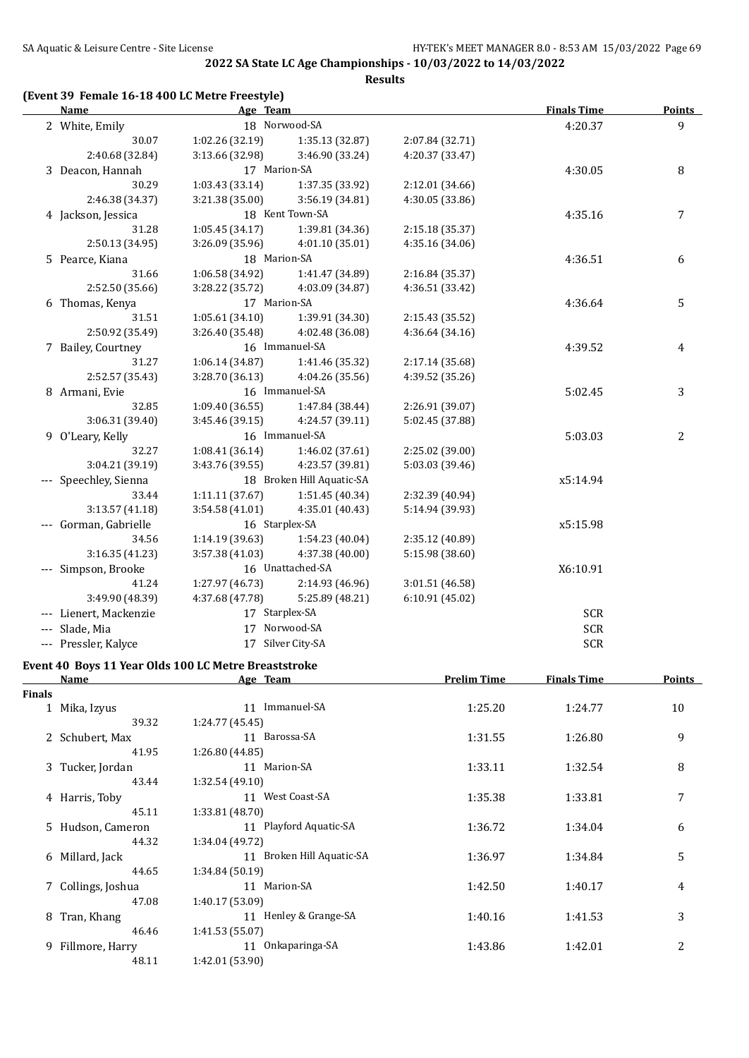## 2022 SA State LC Age Championships - 10/03/2022 to 14/03/2022

**Results**

### (Event 39 Female 16-18 400 LC Metre Freestyle)

| Name | Age | Team | | Finals Time | Points |
|---|---|---|---|---|---|
| 2 White, Emily | 18 | Norwood-SA | | 4:20.37 | 9 |
| 30.07 | 1:02.26 (32.19) | 1:35.13 (32.87) | 2:07.84 (32.71) | | |
| 2:40.68 (32.84) | 3:13.66 (32.98) | 3:46.90 (33.24) | 4:20.37 (33.47) | | |
| 3 Deacon, Hannah | 17 | Marion-SA | | 4:30.05 | 8 |
| 30.29 | 1:03.43 (33.14) | 1:37.35 (33.92) | 2:12.01 (34.66) | | |
| 2:46.38 (34.37) | 3:21.38 (35.00) | 3:56.19 (34.81) | 4:30.05 (33.86) | | |
| 4 Jackson, Jessica | 18 | Kent Town-SA | | 4:35.16 | 7 |
| 31.28 | 1:05.45 (34.17) | 1:39.81 (34.36) | 2:15.18 (35.37) | | |
| 2:50.13 (34.95) | 3:26.09 (35.96) | 4:01.10 (35.01) | 4:35.16 (34.06) | | |
| 5 Pearce, Kiana | 18 | Marion-SA | | 4:36.51 | 6 |
| 31.66 | 1:06.58 (34.92) | 1:41.47 (34.89) | 2:16.84 (35.37) | | |
| 2:52.50 (35.66) | 3:28.22 (35.72) | 4:03.09 (34.87) | 4:36.51 (33.42) | | |
| 6 Thomas, Kenya | 17 | Marion-SA | | 4:36.64 | 5 |
| 31.51 | 1:05.61 (34.10) | 1:39.91 (34.30) | 2:15.43 (35.52) | | |
| 2:50.92 (35.49) | 3:26.40 (35.48) | 4:02.48 (36.08) | 4:36.64 (34.16) | | |
| 7 Bailey, Courtney | 16 | Immanuel-SA | | 4:39.52 | 4 |
| 31.27 | 1:06.14 (34.87) | 1:41.46 (35.32) | 2:17.14 (35.68) | | |
| 2:52.57 (35.43) | 3:28.70 (36.13) | 4:04.26 (35.56) | 4:39.52 (35.26) | | |
| 8 Armani, Evie | 16 | Immanuel-SA | | 5:02.45 | 3 |
| 32.85 | 1:09.40 (36.55) | 1:47.84 (38.44) | 2:26.91 (39.07) | | |
| 3:06.31 (39.40) | 3:45.46 (39.15) | 4:24.57 (39.11) | 5:02.45 (37.88) | | |
| 9 O'Leary, Kelly | 16 | Immanuel-SA | | 5:03.03 | 2 |
| 32.27 | 1:08.41 (36.14) | 1:46.02 (37.61) | 2:25.02 (39.00) | | |
| 3:04.21 (39.19) | 3:43.76 (39.55) | 4:23.57 (39.81) | 5:03.03 (39.46) | | |
| --- Speechley, Sienna | 18 | Broken Hill Aquatic-SA | | x5:14.94 | |
| 33.44 | 1:11.11 (37.67) | 1:51.45 (40.34) | 2:32.39 (40.94) | | |
| 3:13.57 (41.18) | 3:54.58 (41.01) | 4:35.01 (40.43) | 5:14.94 (39.93) | | |
| --- Gorman, Gabrielle | 16 | Starplex-SA | | x5:15.98 | |
| 34.56 | 1:14.19 (39.63) | 1:54.23 (40.04) | 2:35.12 (40.89) | | |
| 3:16.35 (41.23) | 3:57.38 (41.03) | 4:37.38 (40.00) | 5:15.98 (38.60) | | |
| --- Simpson, Brooke | 16 | Unattached-SA | | X6:10.91 | |
| 41.24 | 1:27.97 (46.73) | 2:14.93 (46.96) | 3:01.51 (46.58) | | |
| 3:49.90 (48.39) | 4:37.68 (47.78) | 5:25.89 (48.21) | 6:10.91 (45.02) | | |
| --- Lienert, Mackenzie | 17 | Starplex-SA | | SCR | |
| --- Slade, Mia | 17 | Norwood-SA | | SCR | |
| --- Pressler, Kalyce | 17 | Silver City-SA | | SCR | |

### Event 40 Boys 11 Year Olds 100 LC Metre Breaststroke

| Name | Age | Team | Prelim Time | Finals Time | Points |
|---|---|---|---|---|---|
| **Finals** | | | | | |
| 1 Mika, Izyus | 11 | Immanuel-SA | 1:25.20 | 1:24.77 | 10 |
| 39.32 | 1:24.77 (45.45) | | | | |
| 2 Schubert, Max | 11 | Barossa-SA | 1:31.55 | 1:26.80 | 9 |
| 41.95 | 1:26.80 (44.85) | | | | |
| 3 Tucker, Jordan | 11 | Marion-SA | 1:33.11 | 1:32.54 | 8 |
| 43.44 | 1:32.54 (49.10) | | | | |
| 4 Harris, Toby | 11 | West Coast-SA | 1:35.38 | 1:33.81 | 7 |
| 45.11 | 1:33.81 (48.70) | | | | |
| 5 Hudson, Cameron | 11 | Playford Aquatic-SA | 1:36.72 | 1:34.04 | 6 |
| 44.32 | 1:34.04 (49.72) | | | | |
| 6 Millard, Jack | 11 | Broken Hill Aquatic-SA | 1:36.97 | 1:34.84 | 5 |
| 44.65 | 1:34.84 (50.19) | | | | |
| 7 Collings, Joshua | 11 | Marion-SA | 1:42.50 | 1:40.17 | 4 |
| 47.08 | 1:40.17 (53.09) | | | | |
| 8 Tran, Khang | 11 | Henley & Grange-SA | 1:40.16 | 1:41.53 | 3 |
| 46.46 | 1:41.53 (55.07) | | | | |
| 9 Fillmore, Harry | 11 | Onkaparinga-SA | 1:43.86 | 1:42.01 | 2 |
| 48.11 | 1:42.01 (53.90) | | | | |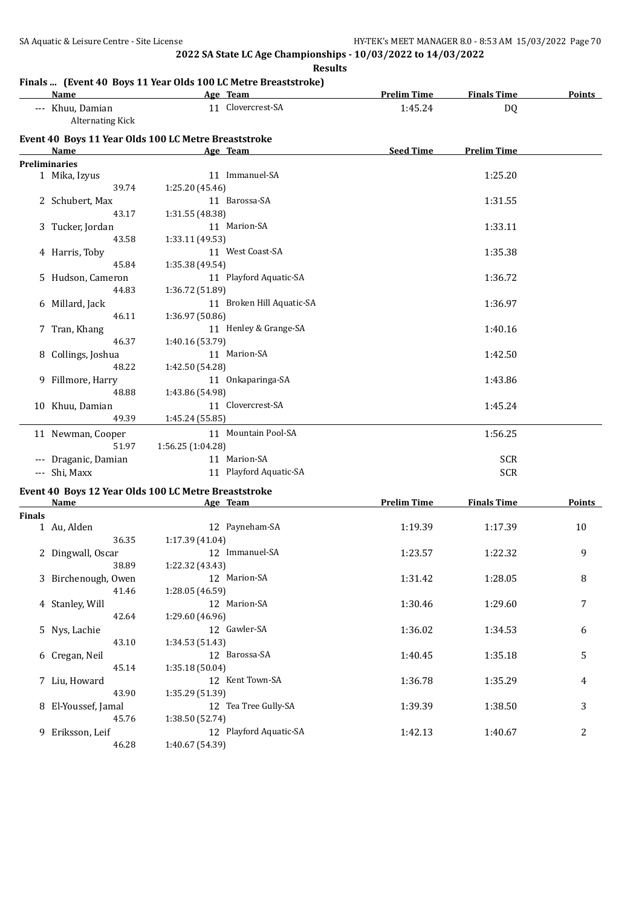**2022 SA State LC Age Championships - 10/03/2022 to 14/03/2022**

**Results**

### Finals ... (Event 40 Boys 11 Year Olds 100 LC Metre Breaststroke)

| | Name | Age | Team | Prelim Time | Finals Time | Points |
|---|---|---|---|---|---|---|
| --- | Khuu, Damian | 11 | Clovercrest-SA | 1:45.24 | DQ | |
| | Alternating Kick | | | | | |

### Event 40 Boys 11 Year Olds 100 LC Metre Breaststroke

| | Name | Age | Team | Seed Time | Prelim Time |
|---|---|---|---|---|---|
| **Preliminaries** | | | | | |
| 1 | Mika, Izyus | 11 | Immanuel-SA | | 1:25.20 |
| | 39.74 | 1:25.20 (45.46) | | | |
| 2 | Schubert, Max | 11 | Barossa-SA | | 1:31.55 |
| | 43.17 | 1:31.55 (48.38) | | | |
| 3 | Tucker, Jordan | 11 | Marion-SA | | 1:33.11 |
| | 43.58 | 1:33.11 (49.53) | | | |
| 4 | Harris, Toby | 11 | West Coast-SA | | 1:35.38 |
| | 45.84 | 1:35.38 (49.54) | | | |
| 5 | Hudson, Cameron | 11 | Playford Aquatic-SA | | 1:36.72 |
| | 44.83 | 1:36.72 (51.89) | | | |
| 6 | Millard, Jack | 11 | Broken Hill Aquatic-SA | | 1:36.97 |
| | 46.11 | 1:36.97 (50.86) | | | |
| 7 | Tran, Khang | 11 | Henley & Grange-SA | | 1:40.16 |
| | 46.37 | 1:40.16 (53.79) | | | |
| 8 | Collings, Joshua | 11 | Marion-SA | | 1:42.50 |
| | 48.22 | 1:42.50 (54.28) | | | |
| 9 | Fillmore, Harry | 11 | Onkaparinga-SA | | 1:43.86 |
| | 48.88 | 1:43.86 (54.98) | | | |
| 10 | Khuu, Damian | 11 | Clovercrest-SA | | 1:45.24 |
| | 49.39 | 1:45.24 (55.85) | | | |
| 11 | Newman, Cooper | 11 | Mountain Pool-SA | | 1:56.25 |
| | 51.97 | 1:56.25 (1:04.28) | | | |
| --- | Draganic, Damian | 11 | Marion-SA | | SCR |
| --- | Shi, Maxx | 11 | Playford Aquatic-SA | | SCR |

### Event 40 Boys 12 Year Olds 100 LC Metre Breaststroke

| | Name | Age | Team | Prelim Time | Finals Time | Points |
|---|---|---|---|---|---|---|
| **Finals** | | | | | | |
| 1 | Au, Alden | 12 | Payneham-SA | 1:19.39 | 1:17.39 | 10 |
| | 36.35 | 1:17.39 (41.04) | | | | |
| 2 | Dingwall, Oscar | 12 | Immanuel-SA | 1:23.57 | 1:22.32 | 9 |
| | 38.89 | 1:22.32 (43.43) | | | | |
| 3 | Birchenough, Owen | 12 | Marion-SA | 1:31.42 | 1:28.05 | 8 |
| | 41.46 | 1:28.05 (46.59) | | | | |
| 4 | Stanley, Will | 12 | Marion-SA | 1:30.46 | 1:29.60 | 7 |
| | 42.64 | 1:29.60 (46.96) | | | | |
| 5 | Nys, Lachie | 12 | Gawler-SA | 1:36.02 | 1:34.53 | 6 |
| | 43.10 | 1:34.53 (51.43) | | | | |
| 6 | Cregan, Neil | 12 | Barossa-SA | 1:40.45 | 1:35.18 | 5 |
| | 45.14 | 1:35.18 (50.04) | | | | |
| 7 | Liu, Howard | 12 | Kent Town-SA | 1:36.78 | 1:35.29 | 4 |
| | 43.90 | 1:35.29 (51.39) | | | | |
| 8 | El-Youssef, Jamal | 12 | Tea Tree Gully-SA | 1:39.39 | 1:38.50 | 3 |
| | 45.76 | 1:38.50 (52.74) | | | | |
| 9 | Eriksson, Leif | 12 | Playford Aquatic-SA | 1:42.13 | 1:40.67 | 2 |
| | 46.28 | 1:40.67 (54.39) | | | | |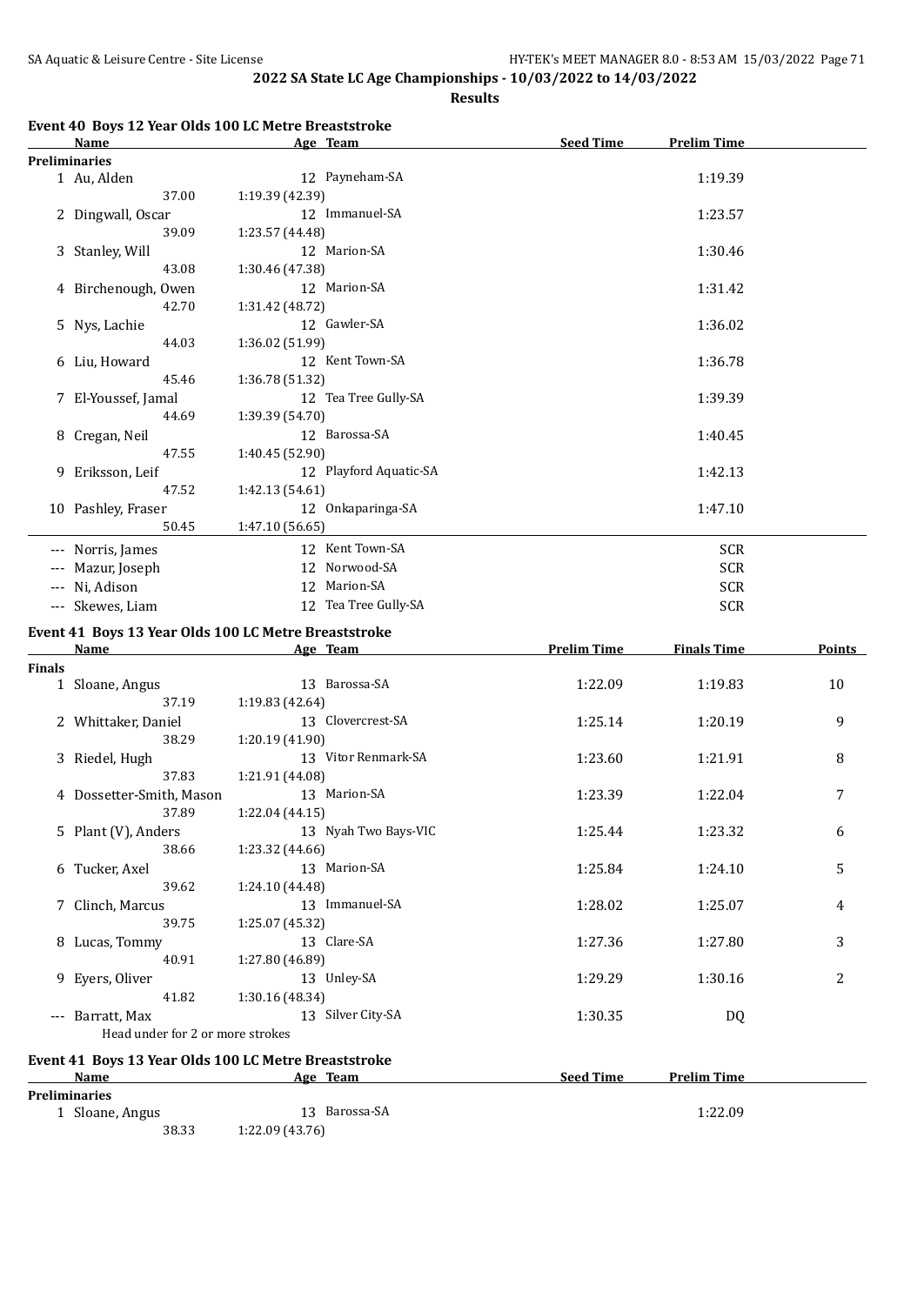2022 SA State LC Age Championships - 10/03/2022 to 14/03/2022

**Results**

## Event 40 Boys 12 Year Olds 100 LC Metre Breaststroke

| | Name | Age | Team | Seed Time | Prelim Time |
|---|---|---|---|---|---|
| **Preliminaries** | | | | | |
| 1 | Au, Alden | 12 | Payneham-SA | | 1:19.39 |
| | 37.00 | 1:19.39 (42.39) | | | |
| 2 | Dingwall, Oscar | 12 | Immanuel-SA | | 1:23.57 |
| | 39.09 | 1:23.57 (44.48) | | | |
| 3 | Stanley, Will | 12 | Marion-SA | | 1:30.46 |
| | 43.08 | 1:30.46 (47.38) | | | |
| 4 | Birchenough, Owen | 12 | Marion-SA | | 1:31.42 |
| | 42.70 | 1:31.42 (48.72) | | | |
| 5 | Nys, Lachie | 12 | Gawler-SA | | 1:36.02 |
| | 44.03 | 1:36.02 (51.99) | | | |
| 6 | Liu, Howard | 12 | Kent Town-SA | | 1:36.78 |
| | 45.46 | 1:36.78 (51.32) | | | |
| 7 | El-Youssef, Jamal | 12 | Tea Tree Gully-SA | | 1:39.39 |
| | 44.69 | 1:39.39 (54.70) | | | |
| 8 | Cregan, Neil | 12 | Barossa-SA | | 1:40.45 |
| | 47.55 | 1:40.45 (52.90) | | | |
| 9 | Eriksson, Leif | 12 | Playford Aquatic-SA | | 1:42.13 |
| | 47.52 | 1:42.13 (54.61) | | | |
| 10 | Pashley, Fraser | 12 | Onkaparinga-SA | | 1:47.10 |
| | 50.45 | 1:47.10 (56.65) | | | |
| --- | Norris, James | 12 | Kent Town-SA | | SCR |
| --- | Mazur, Joseph | 12 | Norwood-SA | | SCR |
| --- | Ni, Adison | 12 | Marion-SA | | SCR |
| --- | Skewes, Liam | 12 | Tea Tree Gully-SA | | SCR |

## Event 41 Boys 13 Year Olds 100 LC Metre Breaststroke

| | Name | Age | Team | Prelim Time | Finals Time | Points |
|---|---|---|---|---|---|---|
| **Finals** | | | | | | |
| 1 | Sloane, Angus | 13 | Barossa-SA | 1:22.09 | 1:19.83 | 10 |
| | 37.19 | 1:19.83 (42.64) | | | | |
| 2 | Whittaker, Daniel | 13 | Clovercrest-SA | 1:25.14 | 1:20.19 | 9 |
| | 38.29 | 1:20.19 (41.90) | | | | |
| 3 | Riedel, Hugh | 13 | Vitor Renmark-SA | 1:23.60 | 1:21.91 | 8 |
| | 37.83 | 1:21.91 (44.08) | | | | |
| 4 | Dossetter-Smith, Mason | 13 | Marion-SA | 1:23.39 | 1:22.04 | 7 |
| | 37.89 | 1:22.04 (44.15) | | | | |
| 5 | Plant (V), Anders | 13 | Nyah Two Bays-VIC | 1:25.44 | 1:23.32 | 6 |
| | 38.66 | 1:23.32 (44.66) | | | | |
| 6 | Tucker, Axel | 13 | Marion-SA | 1:25.84 | 1:24.10 | 5 |
| | 39.62 | 1:24.10 (44.48) | | | | |
| 7 | Clinch, Marcus | 13 | Immanuel-SA | 1:28.02 | 1:25.07 | 4 |
| | 39.75 | 1:25.07 (45.32) | | | | |
| 8 | Lucas, Tommy | 13 | Clare-SA | 1:27.36 | 1:27.80 | 3 |
| | 40.91 | 1:27.80 (46.89) | | | | |
| 9 | Eyers, Oliver | 13 | Unley-SA | 1:29.29 | 1:30.16 | 2 |
| | 41.82 | 1:30.16 (48.34) | | | | |
| --- | Barratt, Max | 13 | Silver City-SA | 1:30.35 | DQ | |
| | Head under for 2 or more strokes | | | | | |

## Event 41 Boys 13 Year Olds 100 LC Metre Breaststroke

| | Name | Age | Team | Seed Time | Prelim Time |
|---|---|---|---|---|---|
| **Preliminaries** | | | | | |
| 1 | Sloane, Angus | 13 | Barossa-SA | | 1:22.09 |
| | 38.33 | 1:22.09 (43.76) | | | |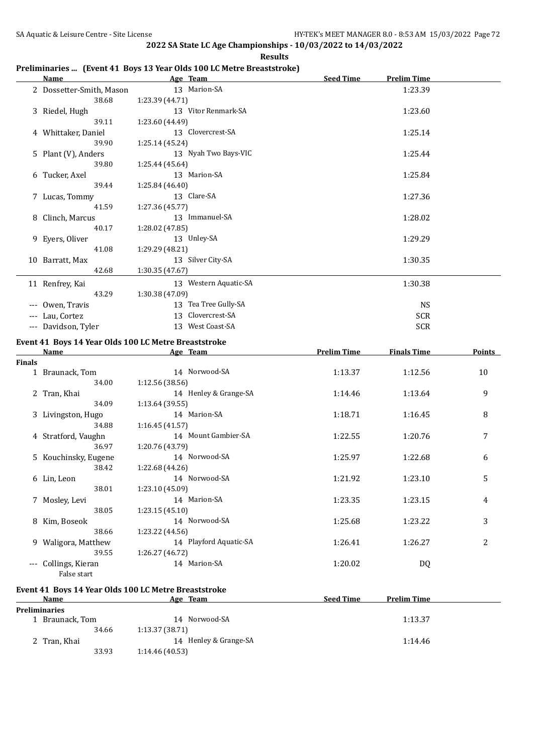**2022 SA State LC Age Championships - 10/03/2022 to 14/03/2022**

**Results**

### Preliminaries ... (Event 41 Boys 13 Year Olds 100 LC Metre Breaststroke)

| | Name | Age | Team | Seed Time | Prelim Time |
|---|---|---|---|---|---|
| 2 | Dossetter-Smith, Mason | 13 | Marion-SA | | 1:23.39 |
| | 38.68 | 1:23.39 (44.71) | | | |
| 3 | Riedel, Hugh | 13 | Vitor Renmark-SA | | 1:23.60 |
| | 39.11 | 1:23.60 (44.49) | | | |
| 4 | Whittaker, Daniel | 13 | Clovercrest-SA | | 1:25.14 |
| | 39.90 | 1:25.14 (45.24) | | | |
| 5 | Plant (V), Anders | 13 | Nyah Two Bays-VIC | | 1:25.44 |
| | 39.80 | 1:25.44 (45.64) | | | |
| 6 | Tucker, Axel | 13 | Marion-SA | | 1:25.84 |
| | 39.44 | 1:25.84 (46.40) | | | |
| 7 | Lucas, Tommy | 13 | Clare-SA | | 1:27.36 |
| | 41.59 | 1:27.36 (45.77) | | | |
| 8 | Clinch, Marcus | 13 | Immanuel-SA | | 1:28.02 |
| | 40.17 | 1:28.02 (47.85) | | | |
| 9 | Eyers, Oliver | 13 | Unley-SA | | 1:29.29 |
| | 41.08 | 1:29.29 (48.21) | | | |
| 10 | Barratt, Max | 13 | Silver City-SA | | 1:30.35 |
| | 42.68 | 1:30.35 (47.67) | | | |
| 11 | Renfrey, Kai | 13 | Western Aquatic-SA | | 1:30.38 |
| | 43.29 | 1:30.38 (47.09) | | | |
| --- | Owen, Travis | 13 | Tea Tree Gully-SA | | NS |
| --- | Lau, Cortez | 13 | Clovercrest-SA | | SCR |
| --- | Davidson, Tyler | 13 | West Coast-SA | | SCR |

### Event 41 Boys 14 Year Olds 100 LC Metre Breaststroke

| | Name | Age | Team | Prelim Time | Finals Time | Points |
|---|---|---|---|---|---|---|
| **Finals** | | | | | | |
| 1 | Braunack, Tom | 14 | Norwood-SA | 1:13.37 | 1:12.56 | 10 |
| | 34.00 | 1:12.56 (38.56) | | | | |
| 2 | Tran, Khai | 14 | Henley & Grange-SA | 1:14.46 | 1:13.64 | 9 |
| | 34.09 | 1:13.64 (39.55) | | | | |
| 3 | Livingston, Hugo | 14 | Marion-SA | 1:18.71 | 1:16.45 | 8 |
| | 34.88 | 1:16.45 (41.57) | | | | |
| 4 | Stratford, Vaughn | 14 | Mount Gambier-SA | 1:22.55 | 1:20.76 | 7 |
| | 36.97 | 1:20.76 (43.79) | | | | |
| 5 | Kouchinsky, Eugene | 14 | Norwood-SA | 1:25.97 | 1:22.68 | 6 |
| | 38.42 | 1:22.68 (44.26) | | | | |
| 6 | Lin, Leon | 14 | Norwood-SA | 1:21.92 | 1:23.10 | 5 |
| | 38.01 | 1:23.10 (45.09) | | | | |
| 7 | Mosley, Levi | 14 | Marion-SA | 1:23.35 | 1:23.15 | 4 |
| | 38.05 | 1:23.15 (45.10) | | | | |
| 8 | Kim, Boseok | 14 | Norwood-SA | 1:25.68 | 1:23.22 | 3 |
| | 38.66 | 1:23.22 (44.56) | | | | |
| 9 | Waligora, Matthew | 14 | Playford Aquatic-SA | 1:26.41 | 1:26.27 | 2 |
| | 39.55 | 1:26.27 (46.72) | | | | |
| --- | Collings, Kieran | 14 | Marion-SA | 1:20.02 | DQ | |
| | False start | | | | | |

### Event 41 Boys 14 Year Olds 100 LC Metre Breaststroke

| | Name | Age | Team | Seed Time | Prelim Time |
|---|---|---|---|---|---|
| **Preliminaries** | | | | | |
| 1 | Braunack, Tom | 14 | Norwood-SA | | 1:13.37 |
| | 34.66 | 1:13.37 (38.71) | | | |
| 2 | Tran, Khai | 14 | Henley & Grange-SA | | 1:14.46 |
| | 33.93 | 1:14.46 (40.53) | | | |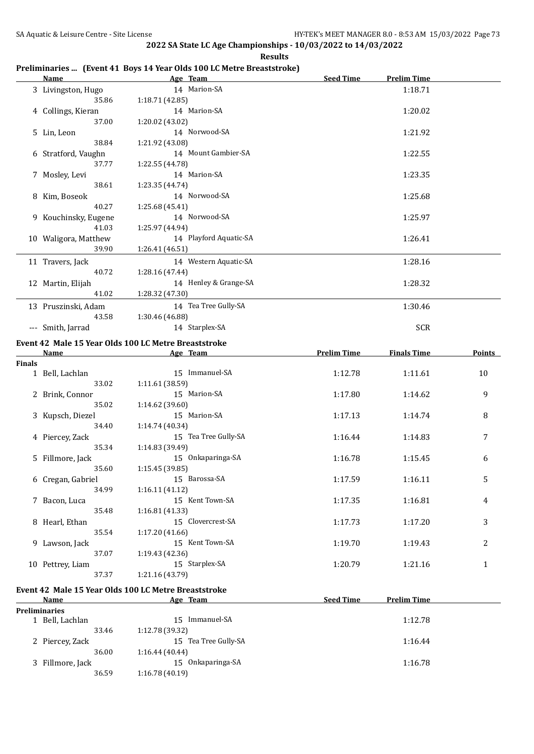## 2022 SA State LC Age Championships - 10/03/2022 to 14/03/2022

**Results**

### Preliminaries ... (Event 41 Boys 14 Year Olds 100 LC Metre Breaststroke)

| | Name | Age | Team | Seed Time | Prelim Time |
|---|---|---|---|---|---|
| 3 | Livingston, Hugo | 14 | Marion-SA | | 1:18.71 |
| | 35.86 | 1:18.71 (42.85) | | | |
| 4 | Collings, Kieran | 14 | Marion-SA | | 1:20.02 |
| | 37.00 | 1:20.02 (43.02) | | | |
| 5 | Lin, Leon | 14 | Norwood-SA | | 1:21.92 |
| | 38.84 | 1:21.92 (43.08) | | | |
| 6 | Stratford, Vaughn | 14 | Mount Gambier-SA | | 1:22.55 |
| | 37.77 | 1:22.55 (44.78) | | | |
| 7 | Mosley, Levi | 14 | Marion-SA | | 1:23.35 |
| | 38.61 | 1:23.35 (44.74) | | | |
| 8 | Kim, Boseok | 14 | Norwood-SA | | 1:25.68 |
| | 40.27 | 1:25.68 (45.41) | | | |
| 9 | Kouchinsky, Eugene | 14 | Norwood-SA | | 1:25.97 |
| | 41.03 | 1:25.97 (44.94) | | | |
| 10 | Waligora, Matthew | 14 | Playford Aquatic-SA | | 1:26.41 |
| | 39.90 | 1:26.41 (46.51) | | | |
| 11 | Travers, Jack | 14 | Western Aquatic-SA | | 1:28.16 |
| | 40.72 | 1:28.16 (47.44) | | | |
| 12 | Martin, Elijah | 14 | Henley & Grange-SA | | 1:28.32 |
| | 41.02 | 1:28.32 (47.30) | | | |
| 13 | Pruszinski, Adam | 14 | Tea Tree Gully-SA | | 1:30.46 |
| | 43.58 | 1:30.46 (46.88) | | | |
| --- | Smith, Jarrad | 14 | Starplex-SA | | SCR |

### Event 42 Male 15 Year Olds 100 LC Metre Breaststroke

**Finals**

| | Name | Age | Team | Prelim Time | Finals Time | Points |
|---|---|---|---|---|---|---|
| 1 | Bell, Lachlan | 15 | Immanuel-SA | 1:12.78 | 1:11.61 | 10 |
| | 33.02 | 1:11.61 (38.59) | | | | |
| 2 | Brink, Connor | 15 | Marion-SA | 1:17.80 | 1:14.62 | 9 |
| | 35.02 | 1:14.62 (39.60) | | | | |
| 3 | Kupsch, Diezel | 15 | Marion-SA | 1:17.13 | 1:14.74 | 8 |
| | 34.40 | 1:14.74 (40.34) | | | | |
| 4 | Piercey, Zack | 15 | Tea Tree Gully-SA | 1:16.44 | 1:14.83 | 7 |
| | 35.34 | 1:14.83 (39.49) | | | | |
| 5 | Fillmore, Jack | 15 | Onkaparinga-SA | 1:16.78 | 1:15.45 | 6 |
| | 35.60 | 1:15.45 (39.85) | | | | |
| 6 | Cregan, Gabriel | 15 | Barossa-SA | 1:17.59 | 1:16.11 | 5 |
| | 34.99 | 1:16.11 (41.12) | | | | |
| 7 | Bacon, Luca | 15 | Kent Town-SA | 1:17.35 | 1:16.81 | 4 |
| | 35.48 | 1:16.81 (41.33) | | | | |
| 8 | Hearl, Ethan | 15 | Clovercrest-SA | 1:17.73 | 1:17.20 | 3 |
| | 35.54 | 1:17.20 (41.66) | | | | |
| 9 | Lawson, Jack | 15 | Kent Town-SA | 1:19.70 | 1:19.43 | 2 |
| | 37.07 | 1:19.43 (42.36) | | | | |
| 10 | Pettrey, Liam | 15 | Starplex-SA | 1:20.79 | 1:21.16 | 1 |
| | 37.37 | 1:21.16 (43.79) | | | | |

### Event 42 Male 15 Year Olds 100 LC Metre Breaststroke

**Preliminaries**

| | Name | Age | Team | Seed Time | Prelim Time |
|---|---|---|---|---|---|
| 1 | Bell, Lachlan | 15 | Immanuel-SA | | 1:12.78 |
| | 33.46 | 1:12.78 (39.32) | | | |
| 2 | Piercey, Zack | 15 | Tea Tree Gully-SA | | 1:16.44 |
| | 36.00 | 1:16.44 (40.44) | | | |
| 3 | Fillmore, Jack | 15 | Onkaparinga-SA | | 1:16.78 |
| | 36.59 | 1:16.78 (40.19) | | | |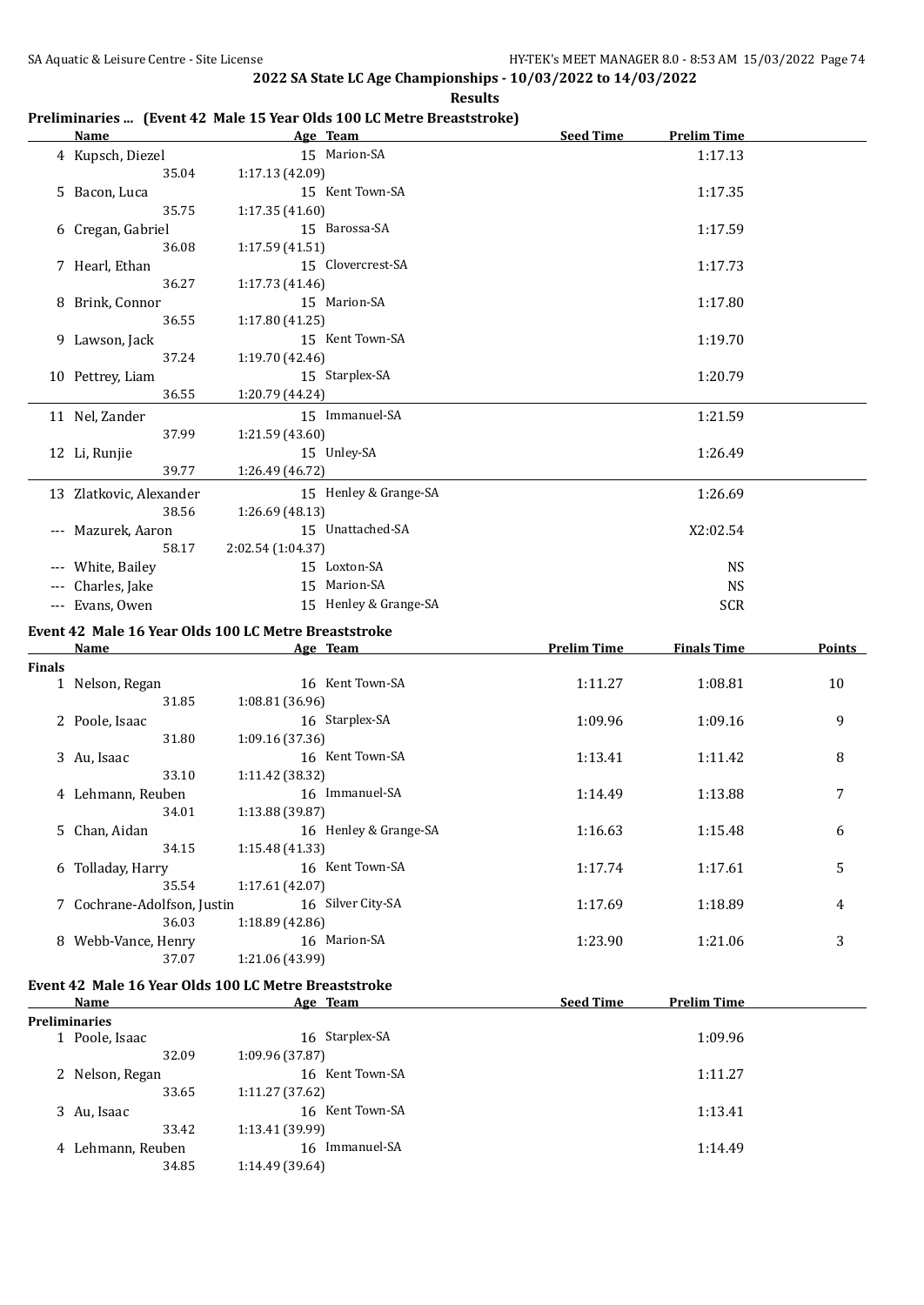## 2022 SA State LC Age Championships - 10/03/2022 to 14/03/2022

**Results**

### Preliminaries ... (Event 42 Male 15 Year Olds 100 LC Metre Breaststroke)

| | Name | Age | Team | Seed Time | Prelim Time |
|---|---|---|---|---|---|
| 4 | Kupsch, Diezel | 15 | Marion-SA | | 1:17.13 |
| | 35.04 | 1:17.13 (42.09) | | | |
| 5 | Bacon, Luca | 15 | Kent Town-SA | | 1:17.35 |
| | 35.75 | 1:17.35 (41.60) | | | |
| 6 | Cregan, Gabriel | 15 | Barossa-SA | | 1:17.59 |
| | 36.08 | 1:17.59 (41.51) | | | |
| 7 | Hearl, Ethan | 15 | Clovercrest-SA | | 1:17.73 |
| | 36.27 | 1:17.73 (41.46) | | | |
| 8 | Brink, Connor | 15 | Marion-SA | | 1:17.80 |
| | 36.55 | 1:17.80 (41.25) | | | |
| 9 | Lawson, Jack | 15 | Kent Town-SA | | 1:19.70 |
| | 37.24 | 1:19.70 (42.46) | | | |
| 10 | Pettrey, Liam | 15 | Starplex-SA | | 1:20.79 |
| | 36.55 | 1:20.79 (44.24) | | | |
| 11 | Nel, Zander | 15 | Immanuel-SA | | 1:21.59 |
| | 37.99 | 1:21.59 (43.60) | | | |
| 12 | Li, Runjie | 15 | Unley-SA | | 1:26.49 |
| | 39.77 | 1:26.49 (46.72) | | | |
| 13 | Zlatkovic, Alexander | 15 | Henley & Grange-SA | | 1:26.69 |
| | 38.56 | 1:26.69 (48.13) | | | |
| --- | Mazurek, Aaron | 15 | Unattached-SA | | X2:02.54 |
| | 58.17 | 2:02.54 (1:04.37) | | | |
| --- | White, Bailey | 15 | Loxton-SA | | NS |
| --- | Charles, Jake | 15 | Marion-SA | | NS |
| --- | Evans, Owen | 15 | Henley & Grange-SA | | SCR |

### Event 42 Male 16 Year Olds 100 LC Metre Breaststroke

| | Name | Age | Team | Prelim Time | Finals Time | Points |
|---|---|---|---|---|---|---|
| **Finals** | | | | | | |
| 1 | Nelson, Regan | 16 | Kent Town-SA | 1:11.27 | 1:08.81 | 10 |
| | 31.85 | 1:08.81 (36.96) | | | | |
| 2 | Poole, Isaac | 16 | Starplex-SA | 1:09.96 | 1:09.16 | 9 |
| | 31.80 | 1:09.16 (37.36) | | | | |
| 3 | Au, Isaac | 16 | Kent Town-SA | 1:13.41 | 1:11.42 | 8 |
| | 33.10 | 1:11.42 (38.32) | | | | |
| 4 | Lehmann, Reuben | 16 | Immanuel-SA | 1:14.49 | 1:13.88 | 7 |
| | 34.01 | 1:13.88 (39.87) | | | | |
| 5 | Chan, Aidan | 16 | Henley & Grange-SA | 1:16.63 | 1:15.48 | 6 |
| | 34.15 | 1:15.48 (41.33) | | | | |
| 6 | Tolladay, Harry | 16 | Kent Town-SA | 1:17.74 | 1:17.61 | 5 |
| | 35.54 | 1:17.61 (42.07) | | | | |
| 7 | Cochrane-Adolfson, Justin | 16 | Silver City-SA | 1:17.69 | 1:18.89 | 4 |
| | 36.03 | 1:18.89 (42.86) | | | | |
| 8 | Webb-Vance, Henry | 16 | Marion-SA | 1:23.90 | 1:21.06 | 3 |
| | 37.07 | 1:21.06 (43.99) | | | | |

### Event 42 Male 16 Year Olds 100 LC Metre Breaststroke

| | Name | Age | Team | Seed Time | Prelim Time |
|---|---|---|---|---|---|
| **Preliminaries** | | | | | |
| 1 | Poole, Isaac | 16 | Starplex-SA | | 1:09.96 |
| | 32.09 | 1:09.96 (37.87) | | | |
| 2 | Nelson, Regan | 16 | Kent Town-SA | | 1:11.27 |
| | 33.65 | 1:11.27 (37.62) | | | |
| 3 | Au, Isaac | 16 | Kent Town-SA | | 1:13.41 |
| | 33.42 | 1:13.41 (39.99) | | | |
| 4 | Lehmann, Reuben | 16 | Immanuel-SA | | 1:14.49 |
| | 34.85 | 1:14.49 (39.64) | | | |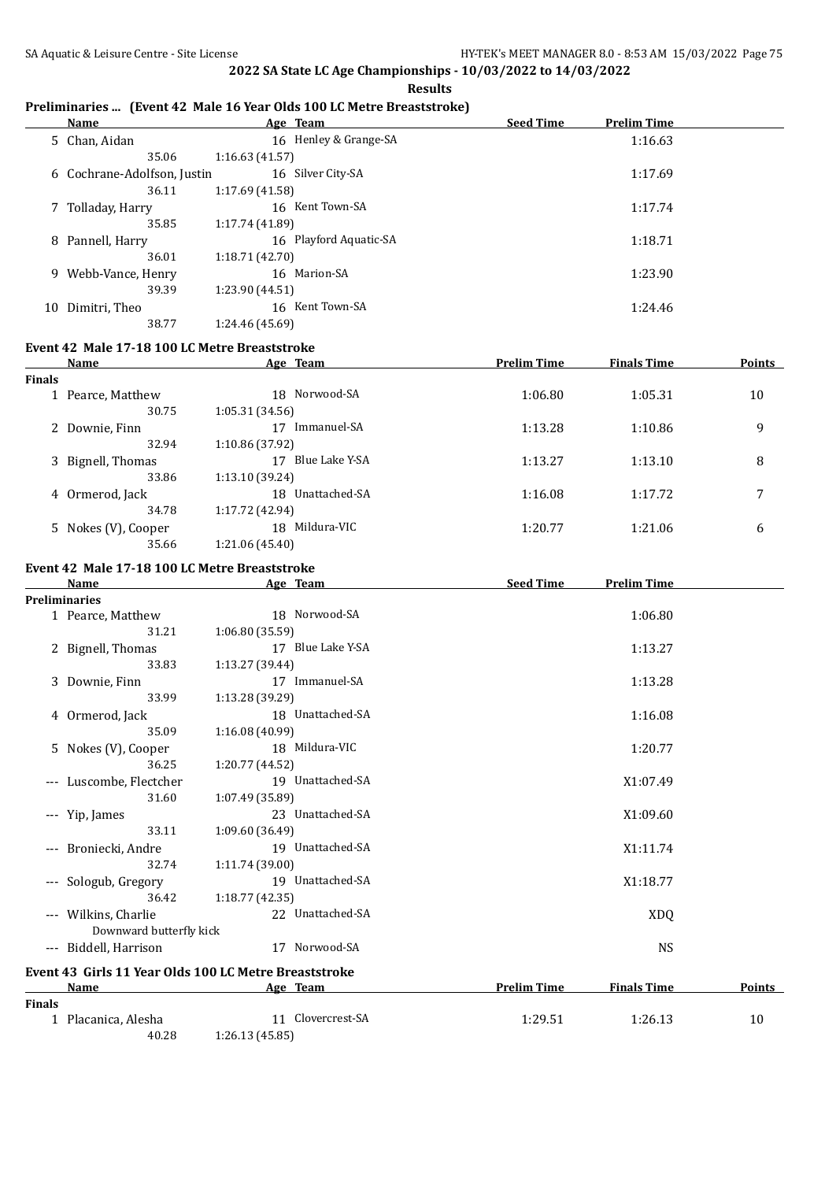## 2022 SA State LC Age Championships - 10/03/2022 to 14/03/2022

### Results

### Preliminaries ... (Event 42 Male 16 Year Olds 100 LC Metre Breaststroke)

| | Name | Age | Team | Seed Time | Prelim Time |
|---|---|---|---|---|---|
| 5 | Chan, Aidan | 16 | Henley & Grange-SA | | 1:16.63 |
| | 35.06 | 1:16.63 (41.57) | | | |
| 6 | Cochrane-Adolfson, Justin | 16 | Silver City-SA | | 1:17.69 |
| | 36.11 | 1:17.69 (41.58) | | | |
| 7 | Tolladay, Harry | 16 | Kent Town-SA | | 1:17.74 |
| | 35.85 | 1:17.74 (41.89) | | | |
| 8 | Pannell, Harry | 16 | Playford Aquatic-SA | | 1:18.71 |
| | 36.01 | 1:18.71 (42.70) | | | |
| 9 | Webb-Vance, Henry | 16 | Marion-SA | | 1:23.90 |
| | 39.39 | 1:23.90 (44.51) | | | |
| 10 | Dimitri, Theo | 16 | Kent Town-SA | | 1:24.46 |
| | 38.77 | 1:24.46 (45.69) | | | |

### Event 42 Male 17-18 100 LC Metre Breaststroke

| | Name | Age | Team | Prelim Time | Finals Time | Points |
|---|---|---|---|---|---|---|
| **Finals** | | | | | | |
| 1 | Pearce, Matthew | 18 | Norwood-SA | 1:06.80 | 1:05.31 | 10 |
| | 30.75 | 1:05.31 (34.56) | | | | |
| 2 | Downie, Finn | 17 | Immanuel-SA | 1:13.28 | 1:10.86 | 9 |
| | 32.94 | 1:10.86 (37.92) | | | | |
| 3 | Bignell, Thomas | 17 | Blue Lake Y-SA | 1:13.27 | 1:13.10 | 8 |
| | 33.86 | 1:13.10 (39.24) | | | | |
| 4 | Ormerod, Jack | 18 | Unattached-SA | 1:16.08 | 1:17.72 | 7 |
| | 34.78 | 1:17.72 (42.94) | | | | |
| 5 | Nokes (V), Cooper | 18 | Mildura-VIC | 1:20.77 | 1:21.06 | 6 |
| | 35.66 | 1:21.06 (45.40) | | | | |

### Event 42 Male 17-18 100 LC Metre Breaststroke

| | Name | Age | Team | Seed Time | Prelim Time |
|---|---|---|---|---|---|
| **Preliminaries** | | | | | |
| 1 | Pearce, Matthew | 18 | Norwood-SA | | 1:06.80 |
| | 31.21 | 1:06.80 (35.59) | | | |
| 2 | Bignell, Thomas | 17 | Blue Lake Y-SA | | 1:13.27 |
| | 33.83 | 1:13.27 (39.44) | | | |
| 3 | Downie, Finn | 17 | Immanuel-SA | | 1:13.28 |
| | 33.99 | 1:13.28 (39.29) | | | |
| 4 | Ormerod, Jack | 18 | Unattached-SA | | 1:16.08 |
| | 35.09 | 1:16.08 (40.99) | | | |
| 5 | Nokes (V), Cooper | 18 | Mildura-VIC | | 1:20.77 |
| | 36.25 | 1:20.77 (44.52) | | | |
| --- | Luscombe, Flectcher | 19 | Unattached-SA | | X1:07.49 |
| | 31.60 | 1:07.49 (35.89) | | | |
| --- | Yip, James | 23 | Unattached-SA | | X1:09.60 |
| | 33.11 | 1:09.60 (36.49) | | | |
| --- | Broniecki, Andre | 19 | Unattached-SA | | X1:11.74 |
| | 32.74 | 1:11.74 (39.00) | | | |
| --- | Sologub, Gregory | 19 | Unattached-SA | | X1:18.77 |
| | 36.42 | 1:18.77 (42.35) | | | |
| --- | Wilkins, Charlie | 22 | Unattached-SA | | XDQ |
| | Downward butterfly kick | | | | |
| --- | Biddell, Harrison | 17 | Norwood-SA | | NS |

### Event 43 Girls 11 Year Olds 100 LC Metre Breaststroke

| | Name | Age | Team | Prelim Time | Finals Time | Points |
|---|---|---|---|---|---|---|
| **Finals** | | | | | | |
| 1 | Placanica, Alesha | 11 | Clovercrest-SA | 1:29.51 | 1:26.13 | 10 |
| | 40.28 | 1:26.13 (45.85) | | | | |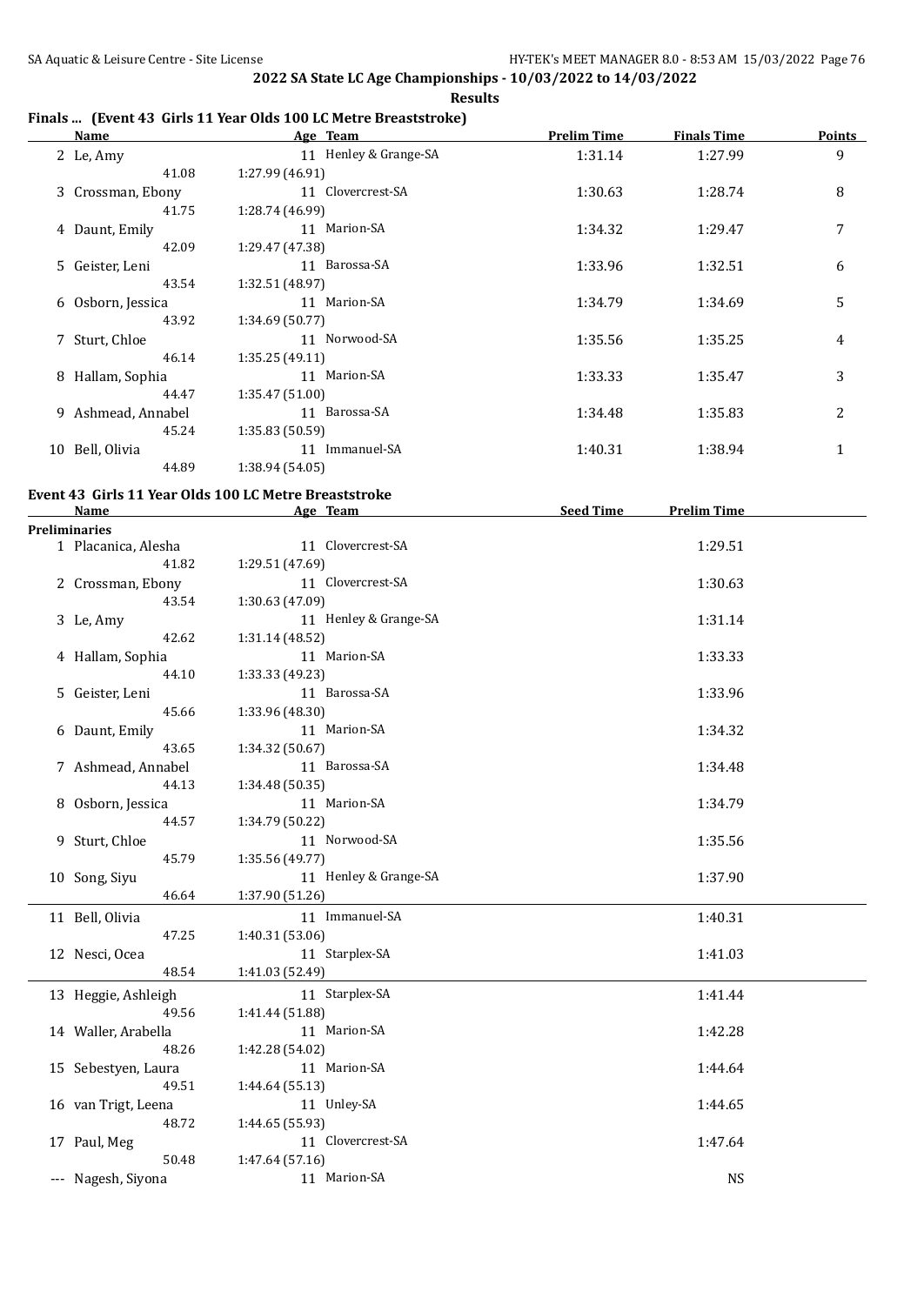## 2022 SA State LC Age Championships - 10/03/2022 to 14/03/2022

**Results**

### Finals ... (Event 43 Girls 11 Year Olds 100 LC Metre Breaststroke)

| Name | Age | Team | Prelim Time | Finals Time | Points |
|---|---|---|---|---|---|
| 2 Le, Amy | 11 | Henley & Grange-SA | 1:31.14 | 1:27.99 | 9 |
| 41.08 | 1:27.99 (46.91) | | | | |
| 3 Crossman, Ebony | 11 | Clovercrest-SA | 1:30.63 | 1:28.74 | 8 |
| 41.75 | 1:28.74 (46.99) | | | | |
| 4 Daunt, Emily | 11 | Marion-SA | 1:34.32 | 1:29.47 | 7 |
| 42.09 | 1:29.47 (47.38) | | | | |
| 5 Geister, Leni | 11 | Barossa-SA | 1:33.96 | 1:32.51 | 6 |
| 43.54 | 1:32.51 (48.97) | | | | |
| 6 Osborn, Jessica | 11 | Marion-SA | 1:34.79 | 1:34.69 | 5 |
| 43.92 | 1:34.69 (50.77) | | | | |
| 7 Sturt, Chloe | 11 | Norwood-SA | 1:35.56 | 1:35.25 | 4 |
| 46.14 | 1:35.25 (49.11) | | | | |
| 8 Hallam, Sophia | 11 | Marion-SA | 1:33.33 | 1:35.47 | 3 |
| 44.47 | 1:35.47 (51.00) | | | | |
| 9 Ashmead, Annabel | 11 | Barossa-SA | 1:34.48 | 1:35.83 | 2 |
| 45.24 | 1:35.83 (50.59) | | | | |
| 10 Bell, Olivia | 11 | Immanuel-SA | 1:40.31 | 1:38.94 | 1 |
| 44.89 | 1:38.94 (54.05) | | | | |

### Event 43 Girls 11 Year Olds 100 LC Metre Breaststroke

| Name | Age | Team | Seed Time | Prelim Time |
|---|---|---|---|---|
| **Preliminaries** | | | | |
| 1 Placanica, Alesha | 11 | Clovercrest-SA | | 1:29.51 |
| 41.82 | 1:29.51 (47.69) | | | |
| 2 Crossman, Ebony | 11 | Clovercrest-SA | | 1:30.63 |
| 43.54 | 1:30.63 (47.09) | | | |
| 3 Le, Amy | 11 | Henley & Grange-SA | | 1:31.14 |
| 42.62 | 1:31.14 (48.52) | | | |
| 4 Hallam, Sophia | 11 | Marion-SA | | 1:33.33 |
| 44.10 | 1:33.33 (49.23) | | | |
| 5 Geister, Leni | 11 | Barossa-SA | | 1:33.96 |
| 45.66 | 1:33.96 (48.30) | | | |
| 6 Daunt, Emily | 11 | Marion-SA | | 1:34.32 |
| 43.65 | 1:34.32 (50.67) | | | |
| 7 Ashmead, Annabel | 11 | Barossa-SA | | 1:34.48 |
| 44.13 | 1:34.48 (50.35) | | | |
| 8 Osborn, Jessica | 11 | Marion-SA | | 1:34.79 |
| 44.57 | 1:34.79 (50.22) | | | |
| 9 Sturt, Chloe | 11 | Norwood-SA | | 1:35.56 |
| 45.79 | 1:35.56 (49.77) | | | |
| 10 Song, Siyu | 11 | Henley & Grange-SA | | 1:37.90 |
| 46.64 | 1:37.90 (51.26) | | | |
| 11 Bell, Olivia | 11 | Immanuel-SA | | 1:40.31 |
| 47.25 | 1:40.31 (53.06) | | | |
| 12 Nesci, Ocea | 11 | Starplex-SA | | 1:41.03 |
| 48.54 | 1:41.03 (52.49) | | | |
| 13 Heggie, Ashleigh | 11 | Starplex-SA | | 1:41.44 |
| 49.56 | 1:41.44 (51.88) | | | |
| 14 Waller, Arabella | 11 | Marion-SA | | 1:42.28 |
| 48.26 | 1:42.28 (54.02) | | | |
| 15 Sebestyen, Laura | 11 | Marion-SA | | 1:44.64 |
| 49.51 | 1:44.64 (55.13) | | | |
| 16 van Trigt, Leena | 11 | Unley-SA | | 1:44.65 |
| 48.72 | 1:44.65 (55.93) | | | |
| 17 Paul, Meg | 11 | Clovercrest-SA | | 1:47.64 |
| 50.48 | 1:47.64 (57.16) | | | |
| --- Nagesh, Siyona | 11 | Marion-SA | | NS |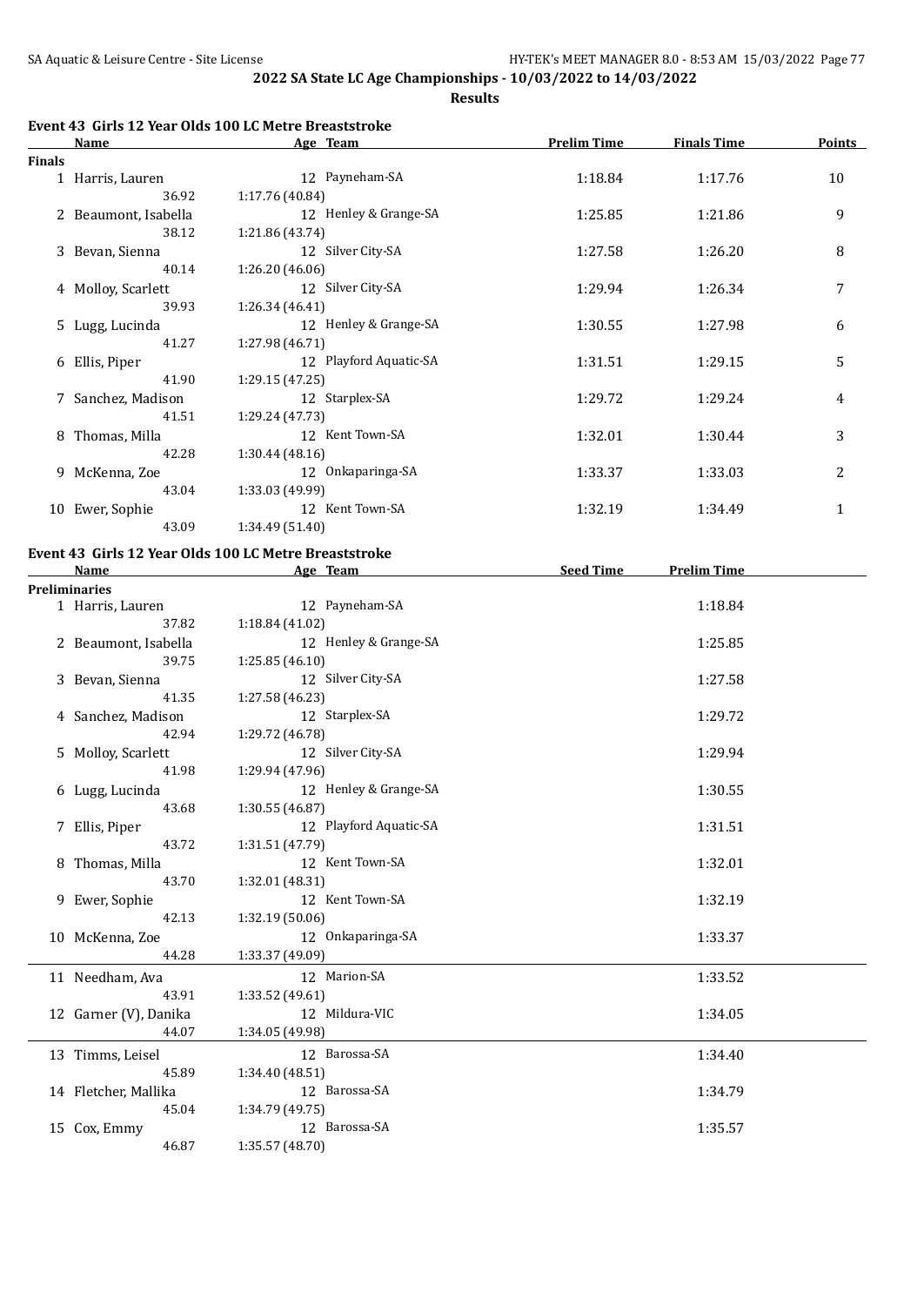## 2022 SA State LC Age Championships - 10/03/2022 to 14/03/2022

**Results**

### Event 43 Girls 12 Year Olds 100 LC Metre Breaststroke

| | Name | Age | Team | Prelim Time | Finals Time | Points |
|---|---|---|---|---|---|---|
| **Finals** | | | | | | |
| 1 | Harris, Lauren | 12 | Payneham-SA | 1:18.84 | 1:17.76 | 10 |
| | 36.92 | 1:17.76 (40.84) | | | | |
| 2 | Beaumont, Isabella | 12 | Henley & Grange-SA | 1:25.85 | 1:21.86 | 9 |
| | 38.12 | 1:21.86 (43.74) | | | | |
| 3 | Bevan, Sienna | 12 | Silver City-SA | 1:27.58 | 1:26.20 | 8 |
| | 40.14 | 1:26.20 (46.06) | | | | |
| 4 | Molloy, Scarlett | 12 | Silver City-SA | 1:29.94 | 1:26.34 | 7 |
| | 39.93 | 1:26.34 (46.41) | | | | |
| 5 | Lugg, Lucinda | 12 | Henley & Grange-SA | 1:30.55 | 1:27.98 | 6 |
| | 41.27 | 1:27.98 (46.71) | | | | |
| 6 | Ellis, Piper | 12 | Playford Aquatic-SA | 1:31.51 | 1:29.15 | 5 |
| | 41.90 | 1:29.15 (47.25) | | | | |
| 7 | Sanchez, Madison | 12 | Starplex-SA | 1:29.72 | 1:29.24 | 4 |
| | 41.51 | 1:29.24 (47.73) | | | | |
| 8 | Thomas, Milla | 12 | Kent Town-SA | 1:32.01 | 1:30.44 | 3 |
| | 42.28 | 1:30.44 (48.16) | | | | |
| 9 | McKenna, Zoe | 12 | Onkaparinga-SA | 1:33.37 | 1:33.03 | 2 |
| | 43.04 | 1:33.03 (49.99) | | | | |
| 10 | Ewer, Sophie | 12 | Kent Town-SA | 1:32.19 | 1:34.49 | 1 |
| | 43.09 | 1:34.49 (51.40) | | | | |

### Event 43 Girls 12 Year Olds 100 LC Metre Breaststroke

| | Name | Age | Team | Seed Time | Prelim Time |
|---|---|---|---|---|---|
| **Preliminaries** | | | | | |
| 1 | Harris, Lauren | 12 | Payneham-SA | | 1:18.84 |
| | 37.82 | 1:18.84 (41.02) | | | |
| 2 | Beaumont, Isabella | 12 | Henley & Grange-SA | | 1:25.85 |
| | 39.75 | 1:25.85 (46.10) | | | |
| 3 | Bevan, Sienna | 12 | Silver City-SA | | 1:27.58 |
| | 41.35 | 1:27.58 (46.23) | | | |
| 4 | Sanchez, Madison | 12 | Starplex-SA | | 1:29.72 |
| | 42.94 | 1:29.72 (46.78) | | | |
| 5 | Molloy, Scarlett | 12 | Silver City-SA | | 1:29.94 |
| | 41.98 | 1:29.94 (47.96) | | | |
| 6 | Lugg, Lucinda | 12 | Henley & Grange-SA | | 1:30.55 |
| | 43.68 | 1:30.55 (46.87) | | | |
| 7 | Ellis, Piper | 12 | Playford Aquatic-SA | | 1:31.51 |
| | 43.72 | 1:31.51 (47.79) | | | |
| 8 | Thomas, Milla | 12 | Kent Town-SA | | 1:32.01 |
| | 43.70 | 1:32.01 (48.31) | | | |
| 9 | Ewer, Sophie | 12 | Kent Town-SA | | 1:32.19 |
| | 42.13 | 1:32.19 (50.06) | | | |
| 10 | McKenna, Zoe | 12 | Onkaparinga-SA | | 1:33.37 |
| | 44.28 | 1:33.37 (49.09) | | | |
| 11 | Needham, Ava | 12 | Marion-SA | | 1:33.52 |
| | 43.91 | 1:33.52 (49.61) | | | |
| 12 | Garner (V), Danika | 12 | Mildura-VIC | | 1:34.05 |
| | 44.07 | 1:34.05 (49.98) | | | |
| 13 | Timms, Leisel | 12 | Barossa-SA | | 1:34.40 |
| | 45.89 | 1:34.40 (48.51) | | | |
| 14 | Fletcher, Mallika | 12 | Barossa-SA | | 1:34.79 |
| | 45.04 | 1:34.79 (49.75) | | | |
| 15 | Cox, Emmy | 12 | Barossa-SA | | 1:35.57 |
| | 46.87 | 1:35.57 (48.70) | | | |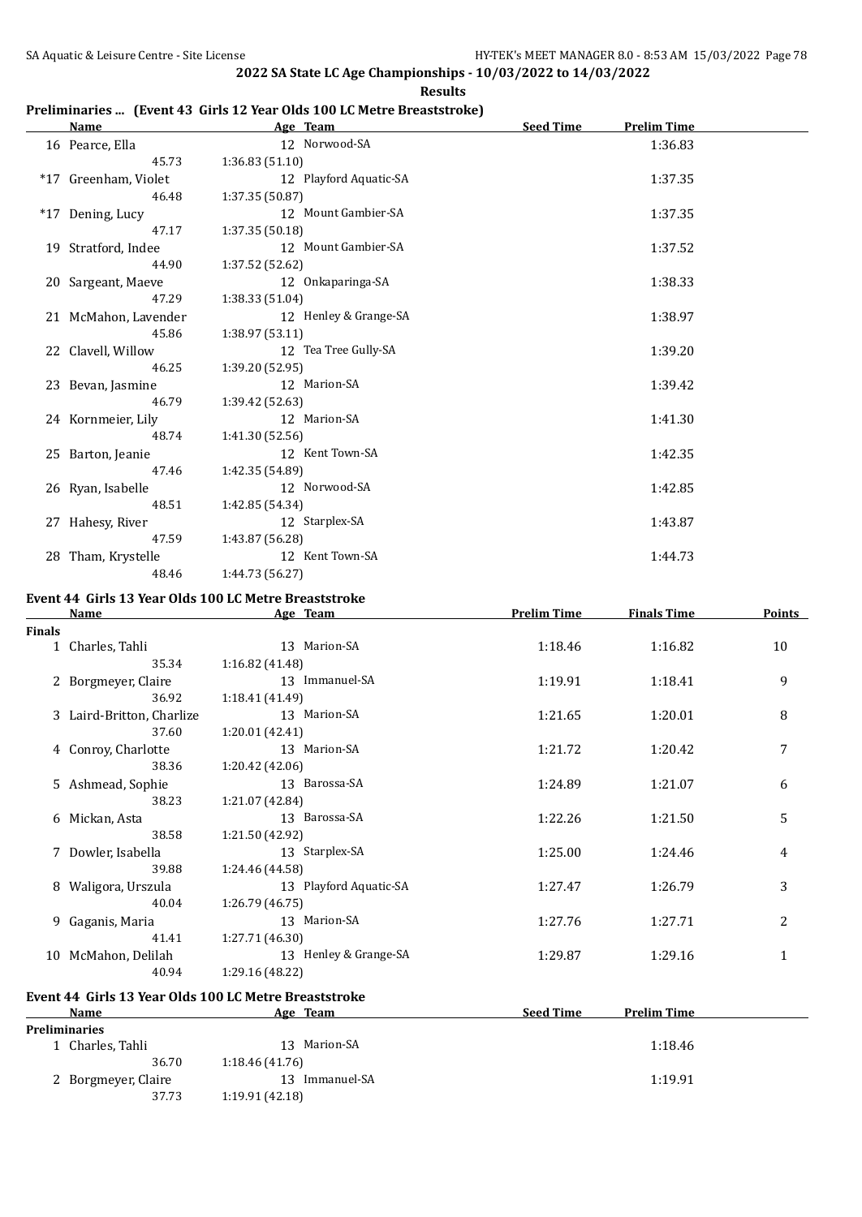## 2022 SA State LC Age Championships - 10/03/2022 to 14/03/2022

**Results**

### Preliminaries ... (Event 43 Girls 12 Year Olds 100 LC Metre Breaststroke)

| | Name | Age | Team | Seed Time | Prelim Time |
|---|---|---|---|---|---|
| 16 | Pearce, Ella | 12 | Norwood-SA | | 1:36.83 |
| | 45.73 | 1:36.83 (51.10) | | | |
| *17 | Greenham, Violet | 12 | Playford Aquatic-SA | | 1:37.35 |
| | 46.48 | 1:37.35 (50.87) | | | |
| *17 | Dening, Lucy | 12 | Mount Gambier-SA | | 1:37.35 |
| | 47.17 | 1:37.35 (50.18) | | | |
| 19 | Stratford, Indee | 12 | Mount Gambier-SA | | 1:37.52 |
| | 44.90 | 1:37.52 (52.62) | | | |
| 20 | Sargeant, Maeve | 12 | Onkaparinga-SA | | 1:38.33 |
| | 47.29 | 1:38.33 (51.04) | | | |
| 21 | McMahon, Lavender | 12 | Henley & Grange-SA | | 1:38.97 |
| | 45.86 | 1:38.97 (53.11) | | | |
| 22 | Clavell, Willow | 12 | Tea Tree Gully-SA | | 1:39.20 |
| | 46.25 | 1:39.20 (52.95) | | | |
| 23 | Bevan, Jasmine | 12 | Marion-SA | | 1:39.42 |
| | 46.79 | 1:39.42 (52.63) | | | |
| 24 | Kornmeier, Lily | 12 | Marion-SA | | 1:41.30 |
| | 48.74 | 1:41.30 (52.56) | | | |
| 25 | Barton, Jeanie | 12 | Kent Town-SA | | 1:42.35 |
| | 47.46 | 1:42.35 (54.89) | | | |
| 26 | Ryan, Isabelle | 12 | Norwood-SA | | 1:42.85 |
| | 48.51 | 1:42.85 (54.34) | | | |
| 27 | Hahesy, River | 12 | Starplex-SA | | 1:43.87 |
| | 47.59 | 1:43.87 (56.28) | | | |
| 28 | Tham, Krystelle | 12 | Kent Town-SA | | 1:44.73 |
| | 48.46 | 1:44.73 (56.27) | | | |

### Event 44 Girls 13 Year Olds 100 LC Metre Breaststroke

| | Name | Age | Team | Prelim Time | Finals Time | Points |
|---|---|---|---|---|---|---|
| **Finals** | | | | | | |
| 1 | Charles, Tahli | 13 | Marion-SA | 1:18.46 | 1:16.82 | 10 |
| | 35.34 | 1:16.82 (41.48) | | | | |
| 2 | Borgmeyer, Claire | 13 | Immanuel-SA | 1:19.91 | 1:18.41 | 9 |
| | 36.92 | 1:18.41 (41.49) | | | | |
| 3 | Laird-Britton, Charlize | 13 | Marion-SA | 1:21.65 | 1:20.01 | 8 |
| | 37.60 | 1:20.01 (42.41) | | | | |
| 4 | Conroy, Charlotte | 13 | Marion-SA | 1:21.72 | 1:20.42 | 7 |
| | 38.36 | 1:20.42 (42.06) | | | | |
| 5 | Ashmead, Sophie | 13 | Barossa-SA | 1:24.89 | 1:21.07 | 6 |
| | 38.23 | 1:21.07 (42.84) | | | | |
| 6 | Mickan, Asta | 13 | Barossa-SA | 1:22.26 | 1:21.50 | 5 |
| | 38.58 | 1:21.50 (42.92) | | | | |
| 7 | Dowler, Isabella | 13 | Starplex-SA | 1:25.00 | 1:24.46 | 4 |
| | 39.88 | 1:24.46 (44.58) | | | | |
| 8 | Waligora, Urszula | 13 | Playford Aquatic-SA | 1:27.47 | 1:26.79 | 3 |
| | 40.04 | 1:26.79 (46.75) | | | | |
| 9 | Gaganis, Maria | 13 | Marion-SA | 1:27.76 | 1:27.71 | 2 |
| | 41.41 | 1:27.71 (46.30) | | | | |
| 10 | McMahon, Delilah | 13 | Henley & Grange-SA | 1:29.87 | 1:29.16 | 1 |
| | 40.94 | 1:29.16 (48.22) | | | | |

### Event 44 Girls 13 Year Olds 100 LC Metre Breaststroke

| | Name | Age | Team | Seed Time | Prelim Time |
|---|---|---|---|---|---|
| **Preliminaries** | | | | | |
| 1 | Charles, Tahli | 13 | Marion-SA | | 1:18.46 |
| | 36.70 | 1:18.46 (41.76) | | | |
| 2 | Borgmeyer, Claire | 13 | Immanuel-SA | | 1:19.91 |
| | 37.73 | 1:19.91 (42.18) | | | |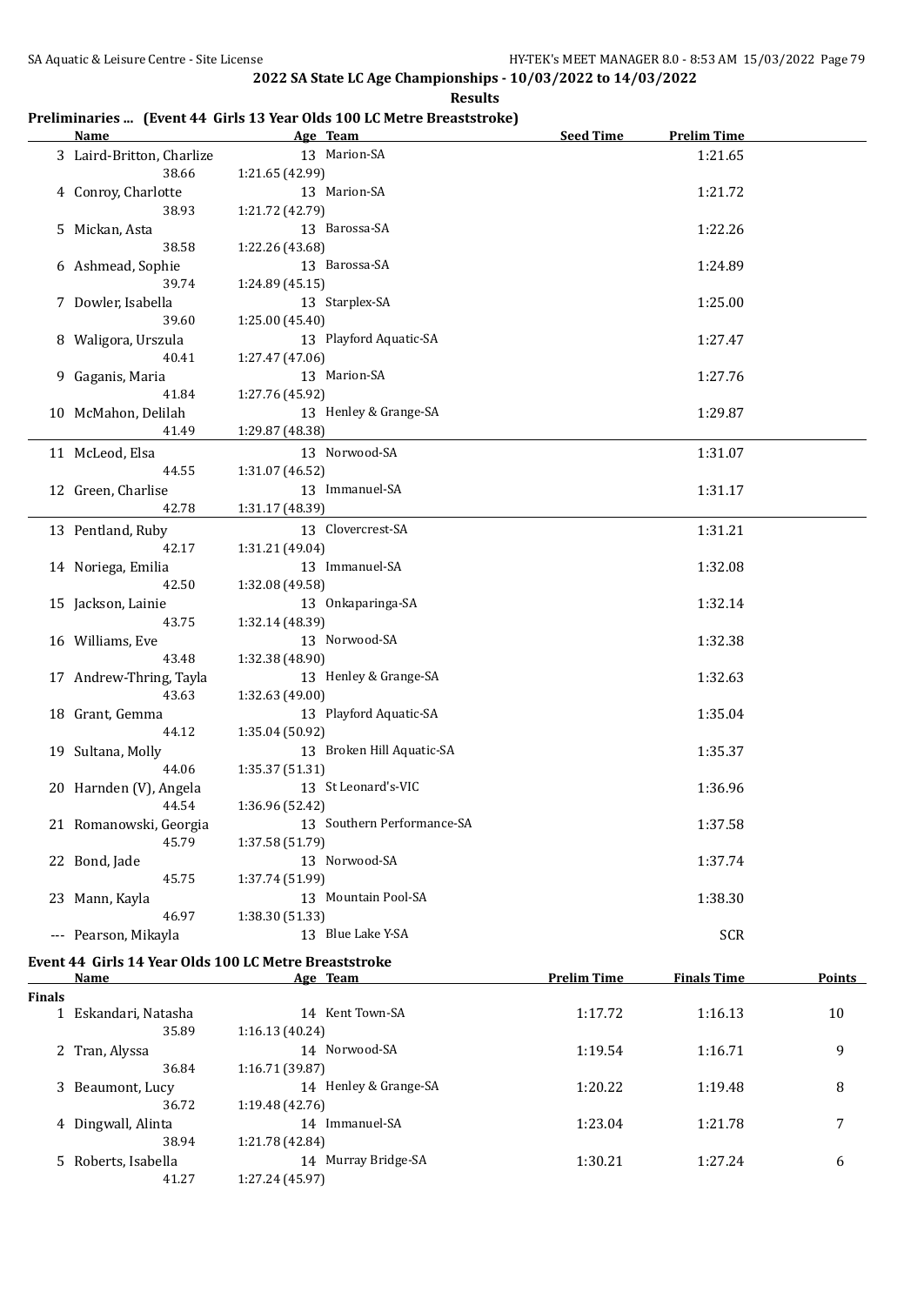## 2022 SA State LC Age Championships - 10/03/2022 to 14/03/2022

### Results

### Preliminaries ... (Event 44 Girls 13 Year Olds 100 LC Metre Breaststroke)

| Name | Age | Team | Seed Time | Prelim Time |
|---|---|---|---|---|
| 3 Laird-Britton, Charlize | 13 | Marion-SA | | 1:21.65 |
| 38.66 | 1:21.65 (42.99) | | | |
| 4 Conroy, Charlotte | 13 | Marion-SA | | 1:21.72 |
| 38.93 | 1:21.72 (42.79) | | | |
| 5 Mickan, Asta | 13 | Barossa-SA | | 1:22.26 |
| 38.58 | 1:22.26 (43.68) | | | |
| 6 Ashmead, Sophie | 13 | Barossa-SA | | 1:24.89 |
| 39.74 | 1:24.89 (45.15) | | | |
| 7 Dowler, Isabella | 13 | Starplex-SA | | 1:25.00 |
| 39.60 | 1:25.00 (45.40) | | | |
| 8 Waligora, Urszula | 13 | Playford Aquatic-SA | | 1:27.47 |
| 40.41 | 1:27.47 (47.06) | | | |
| 9 Gaganis, Maria | 13 | Marion-SA | | 1:27.76 |
| 41.84 | 1:27.76 (45.92) | | | |
| 10 McMahon, Delilah | 13 | Henley & Grange-SA | | 1:29.87 |
| 41.49 | 1:29.87 (48.38) | | | |
| 11 McLeod, Elsa | 13 | Norwood-SA | | 1:31.07 |
| 44.55 | 1:31.07 (46.52) | | | |
| 12 Green, Charlise | 13 | Immanuel-SA | | 1:31.17 |
| 42.78 | 1:31.17 (48.39) | | | |
| 13 Pentland, Ruby | 13 | Clovercrest-SA | | 1:31.21 |
| 42.17 | 1:31.21 (49.04) | | | |
| 14 Noriega, Emilia | 13 | Immanuel-SA | | 1:32.08 |
| 42.50 | 1:32.08 (49.58) | | | |
| 15 Jackson, Lainie | 13 | Onkaparinga-SA | | 1:32.14 |
| 43.75 | 1:32.14 (48.39) | | | |
| 16 Williams, Eve | 13 | Norwood-SA | | 1:32.38 |
| 43.48 | 1:32.38 (48.90) | | | |
| 17 Andrew-Thring, Tayla | 13 | Henley & Grange-SA | | 1:32.63 |
| 43.63 | 1:32.63 (49.00) | | | |
| 18 Grant, Gemma | 13 | Playford Aquatic-SA | | 1:35.04 |
| 44.12 | 1:35.04 (50.92) | | | |
| 19 Sultana, Molly | 13 | Broken Hill Aquatic-SA | | 1:35.37 |
| 44.06 | 1:35.37 (51.31) | | | |
| 20 Harnden (V), Angela | 13 | St Leonard's-VIC | | 1:36.96 |
| 44.54 | 1:36.96 (52.42) | | | |
| 21 Romanowski, Georgia | 13 | Southern Performance-SA | | 1:37.58 |
| 45.79 | 1:37.58 (51.79) | | | |
| 22 Bond, Jade | 13 | Norwood-SA | | 1:37.74 |
| 45.75 | 1:37.74 (51.99) | | | |
| 23 Mann, Kayla | 13 | Mountain Pool-SA | | 1:38.30 |
| 46.97 | 1:38.30 (51.33) | | | |
| --- Pearson, Mikayla | 13 | Blue Lake Y-SA | | SCR |

### Event 44 Girls 14 Year Olds 100 LC Metre Breaststroke

| Name | Age | Team | Prelim Time | Finals Time | Points |
|---|---|---|---|---|---|
| **Finals** | | | | | |
| 1 Eskandari, Natasha | 14 | Kent Town-SA | 1:17.72 | 1:16.13 | 10 |
| 35.89 | 1:16.13 (40.24) | | | | |
| 2 Tran, Alyssa | 14 | Norwood-SA | 1:19.54 | 1:16.71 | 9 |
| 36.84 | 1:16.71 (39.87) | | | | |
| 3 Beaumont, Lucy | 14 | Henley & Grange-SA | 1:20.22 | 1:19.48 | 8 |
| 36.72 | 1:19.48 (42.76) | | | | |
| 4 Dingwall, Alinta | 14 | Immanuel-SA | 1:23.04 | 1:21.78 | 7 |
| 38.94 | 1:21.78 (42.84) | | | | |
| 5 Roberts, Isabella | 14 | Murray Bridge-SA | 1:30.21 | 1:27.24 | 6 |
| 41.27 | 1:27.24 (45.97) | | | | |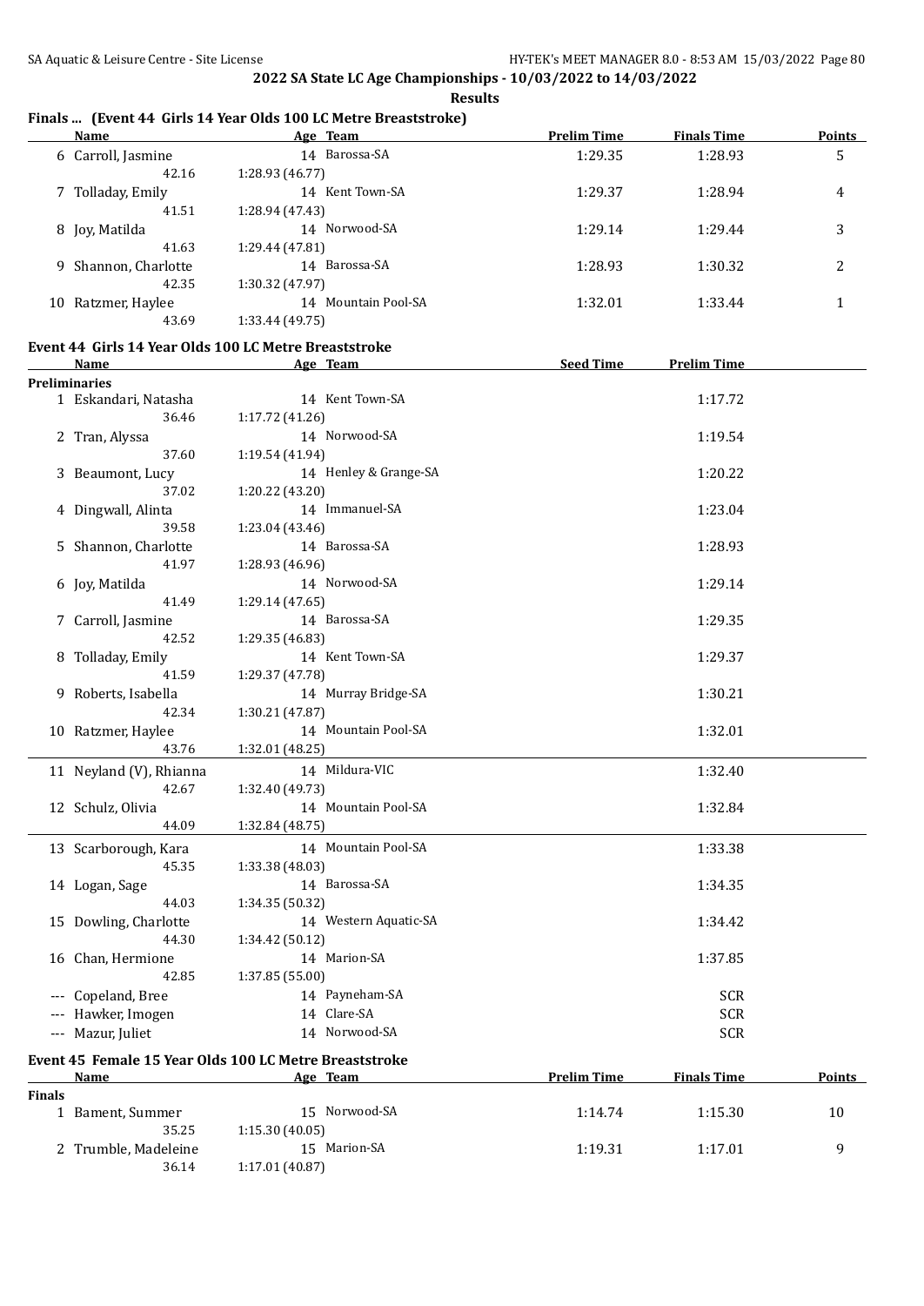## 2022 SA State LC Age Championships - 10/03/2022 to 14/03/2022

**Results**

### Finals ... (Event 44 Girls 14 Year Olds 100 LC Metre Breaststroke)

| | Name | Age | Team | Prelim Time | Finals Time | Points |
|---|---|---|---|---|---|---|
| 6 | Carroll, Jasmine | 14 | Barossa-SA | 1:29.35 | 1:28.93 | 5 |
| | 42.16 | 1:28.93 (46.77) | | | | |
| 7 | Tolladay, Emily | 14 | Kent Town-SA | 1:29.37 | 1:28.94 | 4 |
| | 41.51 | 1:28.94 (47.43) | | | | |
| 8 | Joy, Matilda | 14 | Norwood-SA | 1:29.14 | 1:29.44 | 3 |
| | 41.63 | 1:29.44 (47.81) | | | | |
| 9 | Shannon, Charlotte | 14 | Barossa-SA | 1:28.93 | 1:30.32 | 2 |
| | 42.35 | 1:30.32 (47.97) | | | | |
| 10 | Ratzmer, Haylee | 14 | Mountain Pool-SA | 1:32.01 | 1:33.44 | 1 |
| | 43.69 | 1:33.44 (49.75) | | | | |

### Event 44 Girls 14 Year Olds 100 LC Metre Breaststroke

| | Name | Age | Team | Seed Time | Prelim Time |
|---|---|---|---|---|---|
| **Preliminaries** | | | | | |
| 1 | Eskandari, Natasha | 14 | Kent Town-SA | | 1:17.72 |
| | 36.46 | 1:17.72 (41.26) | | | |
| 2 | Tran, Alyssa | 14 | Norwood-SA | | 1:19.54 |
| | 37.60 | 1:19.54 (41.94) | | | |
| 3 | Beaumont, Lucy | 14 | Henley & Grange-SA | | 1:20.22 |
| | 37.02 | 1:20.22 (43.20) | | | |
| 4 | Dingwall, Alinta | 14 | Immanuel-SA | | 1:23.04 |
| | 39.58 | 1:23.04 (43.46) | | | |
| 5 | Shannon, Charlotte | 14 | Barossa-SA | | 1:28.93 |
| | 41.97 | 1:28.93 (46.96) | | | |
| 6 | Joy, Matilda | 14 | Norwood-SA | | 1:29.14 |
| | 41.49 | 1:29.14 (47.65) | | | |
| 7 | Carroll, Jasmine | 14 | Barossa-SA | | 1:29.35 |
| | 42.52 | 1:29.35 (46.83) | | | |
| 8 | Tolladay, Emily | 14 | Kent Town-SA | | 1:29.37 |
| | 41.59 | 1:29.37 (47.78) | | | |
| 9 | Roberts, Isabella | 14 | Murray Bridge-SA | | 1:30.21 |
| | 42.34 | 1:30.21 (47.87) | | | |
| 10 | Ratzmer, Haylee | 14 | Mountain Pool-SA | | 1:32.01 |
| | 43.76 | 1:32.01 (48.25) | | | |
| 11 | Neyland (V), Rhianna | 14 | Mildura-VIC | | 1:32.40 |
| | 42.67 | 1:32.40 (49.73) | | | |
| 12 | Schulz, Olivia | 14 | Mountain Pool-SA | | 1:32.84 |
| | 44.09 | 1:32.84 (48.75) | | | |
| 13 | Scarborough, Kara | 14 | Mountain Pool-SA | | 1:33.38 |
| | 45.35 | 1:33.38 (48.03) | | | |
| 14 | Logan, Sage | 14 | Barossa-SA | | 1:34.35 |
| | 44.03 | 1:34.35 (50.32) | | | |
| 15 | Dowling, Charlotte | 14 | Western Aquatic-SA | | 1:34.42 |
| | 44.30 | 1:34.42 (50.12) | | | |
| 16 | Chan, Hermione | 14 | Marion-SA | | 1:37.85 |
| | 42.85 | 1:37.85 (55.00) | | | |
| --- | Copeland, Bree | 14 | Payneham-SA | | SCR |
| --- | Hawker, Imogen | 14 | Clare-SA | | SCR |
| --- | Mazur, Juliet | 14 | Norwood-SA | | SCR |

### Event 45 Female 15 Year Olds 100 LC Metre Breaststroke

| | Name | Age | Team | Prelim Time | Finals Time | Points |
|---|---|---|---|---|---|---|
| **Finals** | | | | | | |
| 1 | Bament, Summer | 15 | Norwood-SA | 1:14.74 | 1:15.30 | 10 |
| | 35.25 | 1:15.30 (40.05) | | | | |
| 2 | Trumble, Madeleine | 15 | Marion-SA | 1:19.31 | 1:17.01 | 9 |
| | 36.14 | 1:17.01 (40.87) | | | | |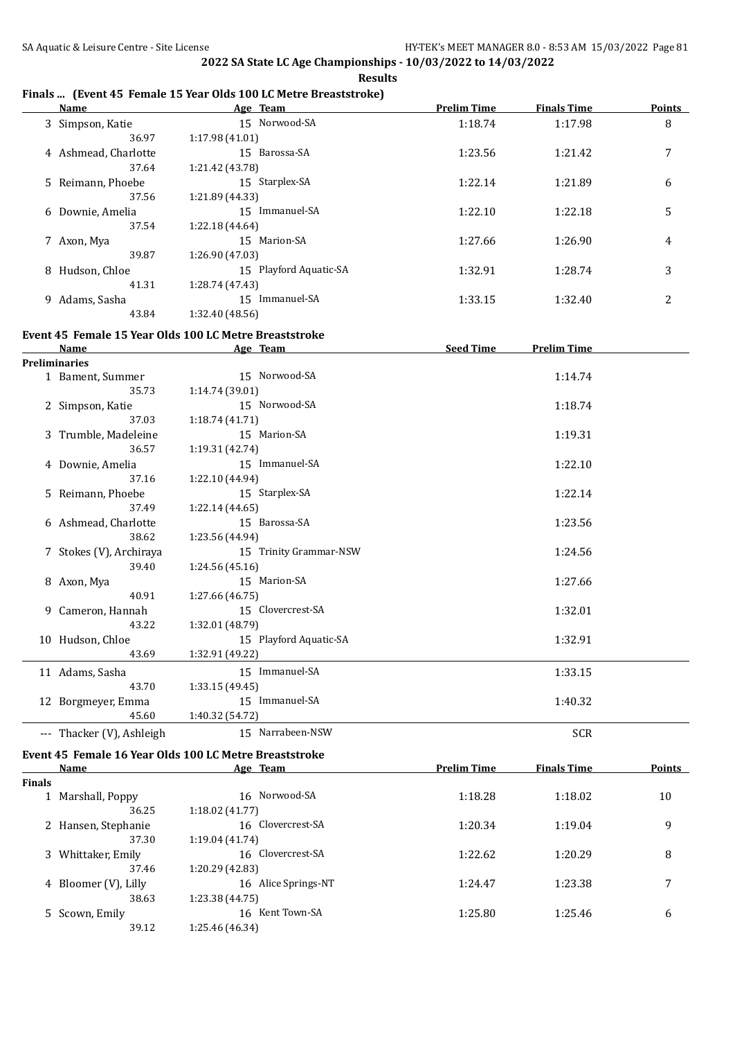**2022 SA State LC Age Championships - 10/03/2022 to 14/03/2022**

**Results**

### Finals ... (Event 45 Female 15 Year Olds 100 LC Metre Breaststroke)

| | Name | Age | Team | Prelim Time | Finals Time | Points |
|---|---|---|---|---|---|---|
| 3 | Simpson, Katie | 15 | Norwood-SA | 1:18.74 | 1:17.98 | 8 |
| | 36.97 | 1:17.98 (41.01) | | | | |
| 4 | Ashmead, Charlotte | 15 | Barossa-SA | 1:23.56 | 1:21.42 | 7 |
| | 37.64 | 1:21.42 (43.78) | | | | |
| 5 | Reimann, Phoebe | 15 | Starplex-SA | 1:22.14 | 1:21.89 | 6 |
| | 37.56 | 1:21.89 (44.33) | | | | |
| 6 | Downie, Amelia | 15 | Immanuel-SA | 1:22.10 | 1:22.18 | 5 |
| | 37.54 | 1:22.18 (44.64) | | | | |
| 7 | Axon, Mya | 15 | Marion-SA | 1:27.66 | 1:26.90 | 4 |
| | 39.87 | 1:26.90 (47.03) | | | | |
| 8 | Hudson, Chloe | 15 | Playford Aquatic-SA | 1:32.91 | 1:28.74 | 3 |
| | 41.31 | 1:28.74 (47.43) | | | | |
| 9 | Adams, Sasha | 15 | Immanuel-SA | 1:33.15 | 1:32.40 | 2 |
| | 43.84 | 1:32.40 (48.56) | | | | |

### Event 45 Female 15 Year Olds 100 LC Metre Breaststroke

| | Name | Age | Team | Seed Time | Prelim Time |
|---|---|---|---|---|---|
| **Preliminaries** | | | | | |
| 1 | Bament, Summer | 15 | Norwood-SA | | 1:14.74 |
| | 35.73 | 1:14.74 (39.01) | | | |
| 2 | Simpson, Katie | 15 | Norwood-SA | | 1:18.74 |
| | 37.03 | 1:18.74 (41.71) | | | |
| 3 | Trumble, Madeleine | 15 | Marion-SA | | 1:19.31 |
| | 36.57 | 1:19.31 (42.74) | | | |
| 4 | Downie, Amelia | 15 | Immanuel-SA | | 1:22.10 |
| | 37.16 | 1:22.10 (44.94) | | | |
| 5 | Reimann, Phoebe | 15 | Starplex-SA | | 1:22.14 |
| | 37.49 | 1:22.14 (44.65) | | | |
| 6 | Ashmead, Charlotte | 15 | Barossa-SA | | 1:23.56 |
| | 38.62 | 1:23.56 (44.94) | | | |
| 7 | Stokes (V), Archiraya | 15 | Trinity Grammar-NSW | | 1:24.56 |
| | 39.40 | 1:24.56 (45.16) | | | |
| 8 | Axon, Mya | 15 | Marion-SA | | 1:27.66 |
| | 40.91 | 1:27.66 (46.75) | | | |
| 9 | Cameron, Hannah | 15 | Clovercrest-SA | | 1:32.01 |
| | 43.22 | 1:32.01 (48.79) | | | |
| 10 | Hudson, Chloe | 15 | Playford Aquatic-SA | | 1:32.91 |
| | 43.69 | 1:32.91 (49.22) | | | |
| 11 | Adams, Sasha | 15 | Immanuel-SA | | 1:33.15 |
| | 43.70 | 1:33.15 (49.45) | | | |
| 12 | Borgmeyer, Emma | 15 | Immanuel-SA | | 1:40.32 |
| | 45.60 | 1:40.32 (54.72) | | | |
| --- | Thacker (V), Ashleigh | 15 | Narrabeen-NSW | | SCR |

### Event 45 Female 16 Year Olds 100 LC Metre Breaststroke

| | Name | Age | Team | Prelim Time | Finals Time | Points |
|---|---|---|---|---|---|---|
| **Finals** | | | | | | |
| 1 | Marshall, Poppy | 16 | Norwood-SA | 1:18.28 | 1:18.02 | 10 |
| | 36.25 | 1:18.02 (41.77) | | | | |
| 2 | Hansen, Stephanie | 16 | Clovercrest-SA | 1:20.34 | 1:19.04 | 9 |
| | 37.30 | 1:19.04 (41.74) | | | | |
| 3 | Whittaker, Emily | 16 | Clovercrest-SA | 1:22.62 | 1:20.29 | 8 |
| | 37.46 | 1:20.29 (42.83) | | | | |
| 4 | Bloomer (V), Lilly | 16 | Alice Springs-NT | 1:24.47 | 1:23.38 | 7 |
| | 38.63 | 1:23.38 (44.75) | | | | |
| 5 | Scown, Emily | 16 | Kent Town-SA | 1:25.80 | 1:25.46 | 6 |
| | 39.12 | 1:25.46 (46.34) | | | | |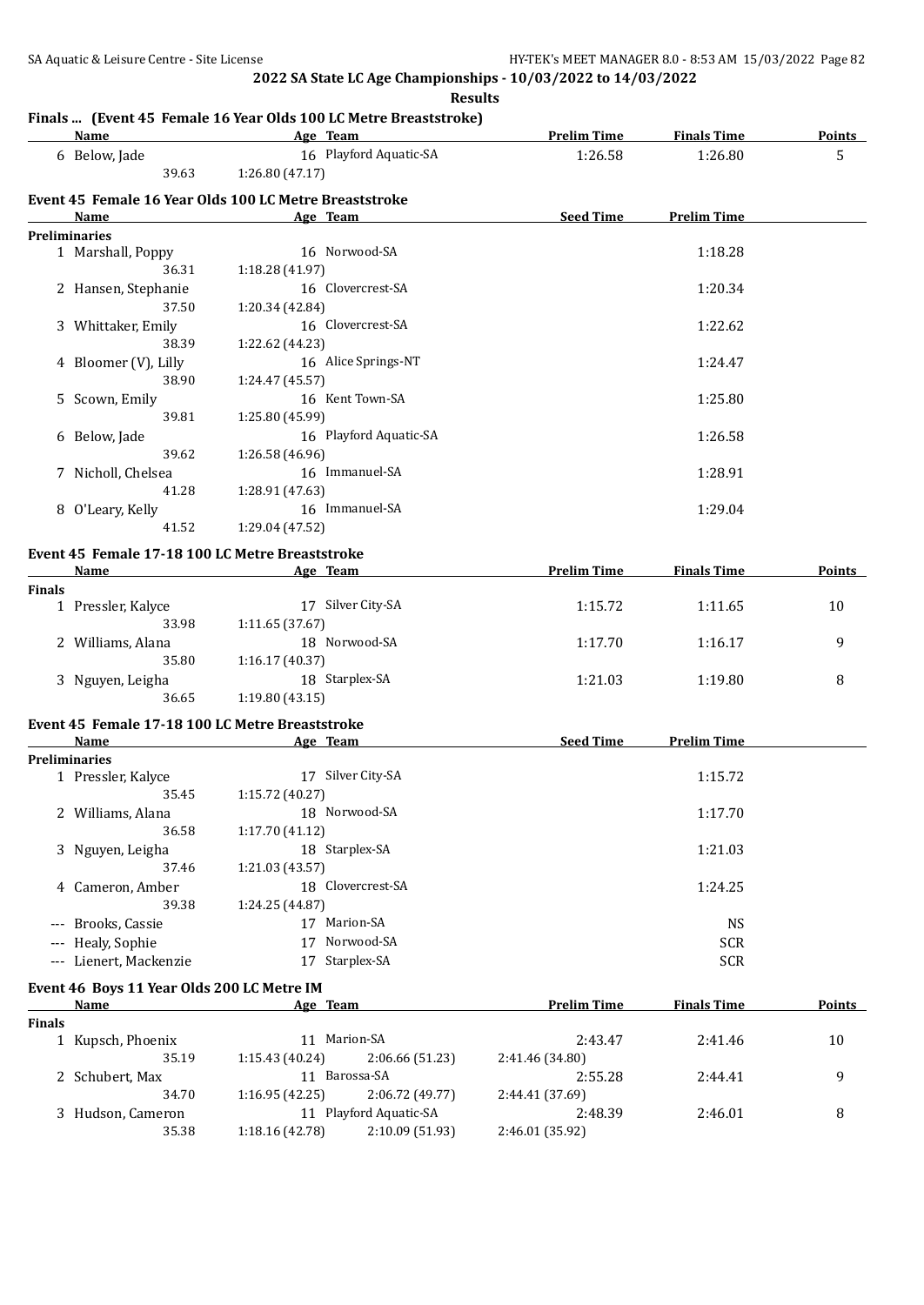2022 SA State LC Age Championships - 10/03/2022 to 14/03/2022

**Results**

### Finals ... (Event 45 Female 16 Year Olds 100 LC Metre Breaststroke)

| Name | Age | Team | Prelim Time | Finals Time | Points |
|---|---|---|---|---|---|
| 6 Below, Jade | 16 | Playford Aquatic-SA | 1:26.58 | 1:26.80 | 5 |
| 39.63 | 1:26.80 (47.17) | | | | |

### Event 45 Female 16 Year Olds 100 LC Metre Breaststroke

| Name | Age | Team | Seed Time | Prelim Time |
|---|---|---|---|---|
| **Preliminaries** | | | | |
| 1 Marshall, Poppy | 16 | Norwood-SA | | 1:18.28 |
| 36.31 | 1:18.28 (41.97) | | | |
| 2 Hansen, Stephanie | 16 | Clovercrest-SA | | 1:20.34 |
| 37.50 | 1:20.34 (42.84) | | | |
| 3 Whittaker, Emily | 16 | Clovercrest-SA | | 1:22.62 |
| 38.39 | 1:22.62 (44.23) | | | |
| 4 Bloomer (V), Lilly | 16 | Alice Springs-NT | | 1:24.47 |
| 38.90 | 1:24.47 (45.57) | | | |
| 5 Scown, Emily | 16 | Kent Town-SA | | 1:25.80 |
| 39.81 | 1:25.80 (45.99) | | | |
| 6 Below, Jade | 16 | Playford Aquatic-SA | | 1:26.58 |
| 39.62 | 1:26.58 (46.96) | | | |
| 7 Nicholl, Chelsea | 16 | Immanuel-SA | | 1:28.91 |
| 41.28 | 1:28.91 (47.63) | | | |
| 8 O'Leary, Kelly | 16 | Immanuel-SA | | 1:29.04 |
| 41.52 | 1:29.04 (47.52) | | | |

### Event 45 Female 17-18 100 LC Metre Breaststroke

| Name | Age | Team | Prelim Time | Finals Time | Points |
|---|---|---|---|---|---|
| **Finals** | | | | | |
| 1 Pressler, Kalyce | 17 | Silver City-SA | 1:15.72 | 1:11.65 | 10 |
| 33.98 | 1:11.65 (37.67) | | | | |
| 2 Williams, Alana | 18 | Norwood-SA | 1:17.70 | 1:16.17 | 9 |
| 35.80 | 1:16.17 (40.37) | | | | |
| 3 Nguyen, Leigha | 18 | Starplex-SA | 1:21.03 | 1:19.80 | 8 |
| 36.65 | 1:19.80 (43.15) | | | | |

### Event 45 Female 17-18 100 LC Metre Breaststroke

| Name | Age | Team | Seed Time | Prelim Time |
|---|---|---|---|---|
| **Preliminaries** | | | | |
| 1 Pressler, Kalyce | 17 | Silver City-SA | | 1:15.72 |
| 35.45 | 1:15.72 (40.27) | | | |
| 2 Williams, Alana | 18 | Norwood-SA | | 1:17.70 |
| 36.58 | 1:17.70 (41.12) | | | |
| 3 Nguyen, Leigha | 18 | Starplex-SA | | 1:21.03 |
| 37.46 | 1:21.03 (43.57) | | | |
| 4 Cameron, Amber | 18 | Clovercrest-SA | | 1:24.25 |
| 39.38 | 1:24.25 (44.87) | | | |
| --- Brooks, Cassie | 17 | Marion-SA | | NS |
| --- Healy, Sophie | 17 | Norwood-SA | | SCR |
| --- Lienert, Mackenzie | 17 | Starplex-SA | | SCR |

### Event 46 Boys 11 Year Olds 200 LC Metre IM

| Name | Age | Team | | Prelim Time | Finals Time | Points |
|---|---|---|---|---|---|---|
| **Finals** | | | | | | |
| 1 Kupsch, Phoenix | 11 | Marion-SA | | 2:43.47 | 2:41.46 | 10 |
| 35.19 | 1:15.43 (40.24) | 2:06.66 (51.23) | | 2:41.46 (34.80) | | |
| 2 Schubert, Max | 11 | Barossa-SA | | 2:55.28 | 2:44.41 | 9 |
| 34.70 | 1:16.95 (42.25) | 2:06.72 (49.77) | | 2:44.41 (37.69) | | |
| 3 Hudson, Cameron | 11 | Playford Aquatic-SA | | 2:48.39 | 2:46.01 | 8 |
| 35.38 | 1:18.16 (42.78) | 2:10.09 (51.93) | | 2:46.01 (35.92) | | |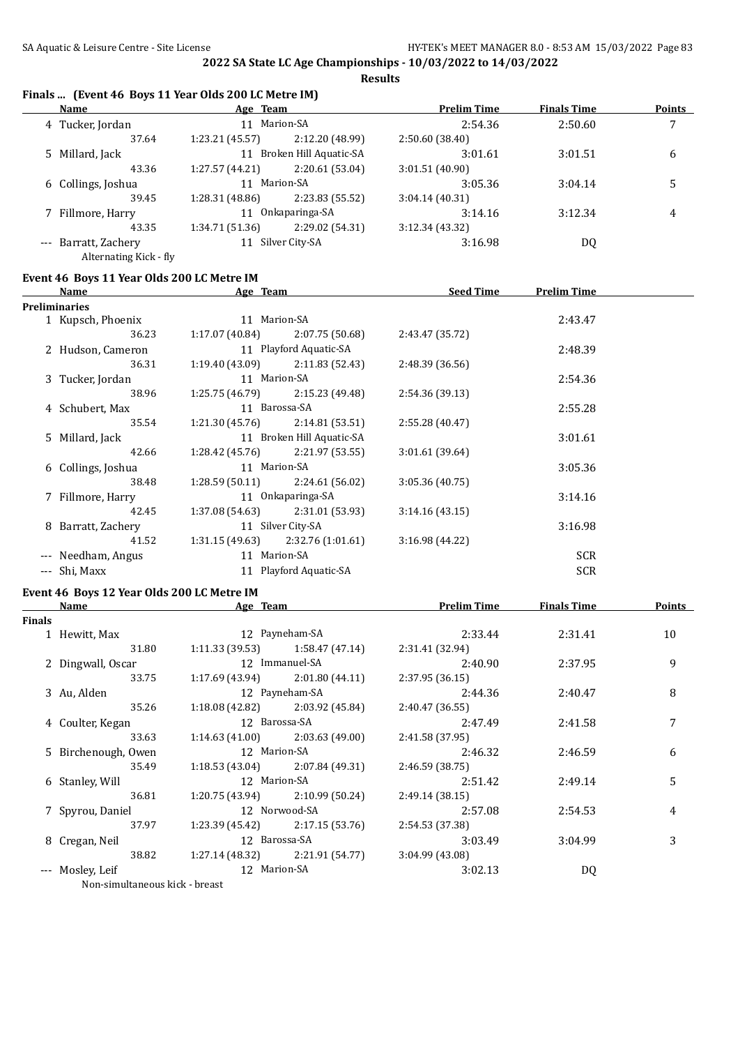## 2022 SA State LC Age Championships - 10/03/2022 to 14/03/2022

**Results**

### Finals ... (Event 46 Boys 11 Year Olds 200 LC Metre IM)

| | Name | Age | Team | Prelim Time | Finals Time | Points |
|---|---|---|---|---|---|---|
| 4 | Tucker, Jordan | 11 | Marion-SA | 2:54.36 | 2:50.60 | 7 |
| | 37.64 | 1:23.21 (45.57) | 2:12.20 (48.99) | 2:50.60 (38.40) | | |
| 5 | Millard, Jack | 11 | Broken Hill Aquatic-SA | 3:01.61 | 3:01.51 | 6 |
| | 43.36 | 1:27.57 (44.21) | 2:20.61 (53.04) | 3:01.51 (40.90) | | |
| 6 | Collings, Joshua | 11 | Marion-SA | 3:05.36 | 3:04.14 | 5 |
| | 39.45 | 1:28.31 (48.86) | 2:23.83 (55.52) | 3:04.14 (40.31) | | |
| 7 | Fillmore, Harry | 11 | Onkaparinga-SA | 3:14.16 | 3:12.34 | 4 |
| | 43.35 | 1:34.71 (51.36) | 2:29.02 (54.31) | 3:12.34 (43.32) | | |
| --- | Barratt, Zachery | 11 | Silver City-SA | 3:16.98 | DQ | |
| | Alternating Kick - fly | | | | | |

### Event 46 Boys 11 Year Olds 200 LC Metre IM

| | Name | Age | Team | Seed Time | Prelim Time |
|---|---|---|---|---|---|
| **Preliminaries** | | | | | |
| 1 | Kupsch, Phoenix | 11 | Marion-SA | | 2:43.47 |
| | 36.23 | 1:17.07 (40.84) | 2:07.75 (50.68) | 2:43.47 (35.72) | |
| 2 | Hudson, Cameron | 11 | Playford Aquatic-SA | | 2:48.39 |
| | 36.31 | 1:19.40 (43.09) | 2:11.83 (52.43) | 2:48.39 (36.56) | |
| 3 | Tucker, Jordan | 11 | Marion-SA | | 2:54.36 |
| | 38.96 | 1:25.75 (46.79) | 2:15.23 (49.48) | 2:54.36 (39.13) | |
| 4 | Schubert, Max | 11 | Barossa-SA | | 2:55.28 |
| | 35.54 | 1:21.30 (45.76) | 2:14.81 (53.51) | 2:55.28 (40.47) | |
| 5 | Millard, Jack | 11 | Broken Hill Aquatic-SA | | 3:01.61 |
| | 42.66 | 1:28.42 (45.76) | 2:21.97 (53.55) | 3:01.61 (39.64) | |
| 6 | Collings, Joshua | 11 | Marion-SA | | 3:05.36 |
| | 38.48 | 1:28.59 (50.11) | 2:24.61 (56.02) | 3:05.36 (40.75) | |
| 7 | Fillmore, Harry | 11 | Onkaparinga-SA | | 3:14.16 |
| | 42.45 | 1:37.08 (54.63) | 2:31.01 (53.93) | 3:14.16 (43.15) | |
| 8 | Barratt, Zachery | 11 | Silver City-SA | | 3:16.98 |
| | 41.52 | 1:31.15 (49.63) | 2:32.76 (1:01.61) | 3:16.98 (44.22) | |
| --- | Needham, Angus | 11 | Marion-SA | | SCR |
| --- | Shi, Maxx | 11 | Playford Aquatic-SA | | SCR |

### Event 46 Boys 12 Year Olds 200 LC Metre IM

| | Name | Age | Team | Prelim Time | Finals Time | Points |
|---|---|---|---|---|---|---|
| **Finals** | | | | | | |
| 1 | Hewitt, Max | 12 | Payneham-SA | 2:33.44 | 2:31.41 | 10 |
| | 31.80 | 1:11.33 (39.53) | 1:58.47 (47.14) | 2:31.41 (32.94) | | |
| 2 | Dingwall, Oscar | 12 | Immanuel-SA | 2:40.90 | 2:37.95 | 9 |
| | 33.75 | 1:17.69 (43.94) | 2:01.80 (44.11) | 2:37.95 (36.15) | | |
| 3 | Au, Alden | 12 | Payneham-SA | 2:44.36 | 2:40.47 | 8 |
| | 35.26 | 1:18.08 (42.82) | 2:03.92 (45.84) | 2:40.47 (36.55) | | |
| 4 | Coulter, Kegan | 12 | Barossa-SA | 2:47.49 | 2:41.58 | 7 |
| | 33.63 | 1:14.63 (41.00) | 2:03.63 (49.00) | 2:41.58 (37.95) | | |
| 5 | Birchenough, Owen | 12 | Marion-SA | 2:46.32 | 2:46.59 | 6 |
| | 35.49 | 1:18.53 (43.04) | 2:07.84 (49.31) | 2:46.59 (38.75) | | |
| 6 | Stanley, Will | 12 | Marion-SA | 2:51.42 | 2:49.14 | 5 |
| | 36.81 | 1:20.75 (43.94) | 2:10.99 (50.24) | 2:49.14 (38.15) | | |
| 7 | Spyrou, Daniel | 12 | Norwood-SA | 2:57.08 | 2:54.53 | 4 |
| | 37.97 | 1:23.39 (45.42) | 2:17.15 (53.76) | 2:54.53 (37.38) | | |
| 8 | Cregan, Neil | 12 | Barossa-SA | 3:03.49 | 3:04.99 | 3 |
| | 38.82 | 1:27.14 (48.32) | 2:21.91 (54.77) | 3:04.99 (43.08) | | |
| --- | Mosley, Leif | 12 | Marion-SA | 3:02.13 | DQ | |
| | Non-simultaneous kick - breast | | | | | |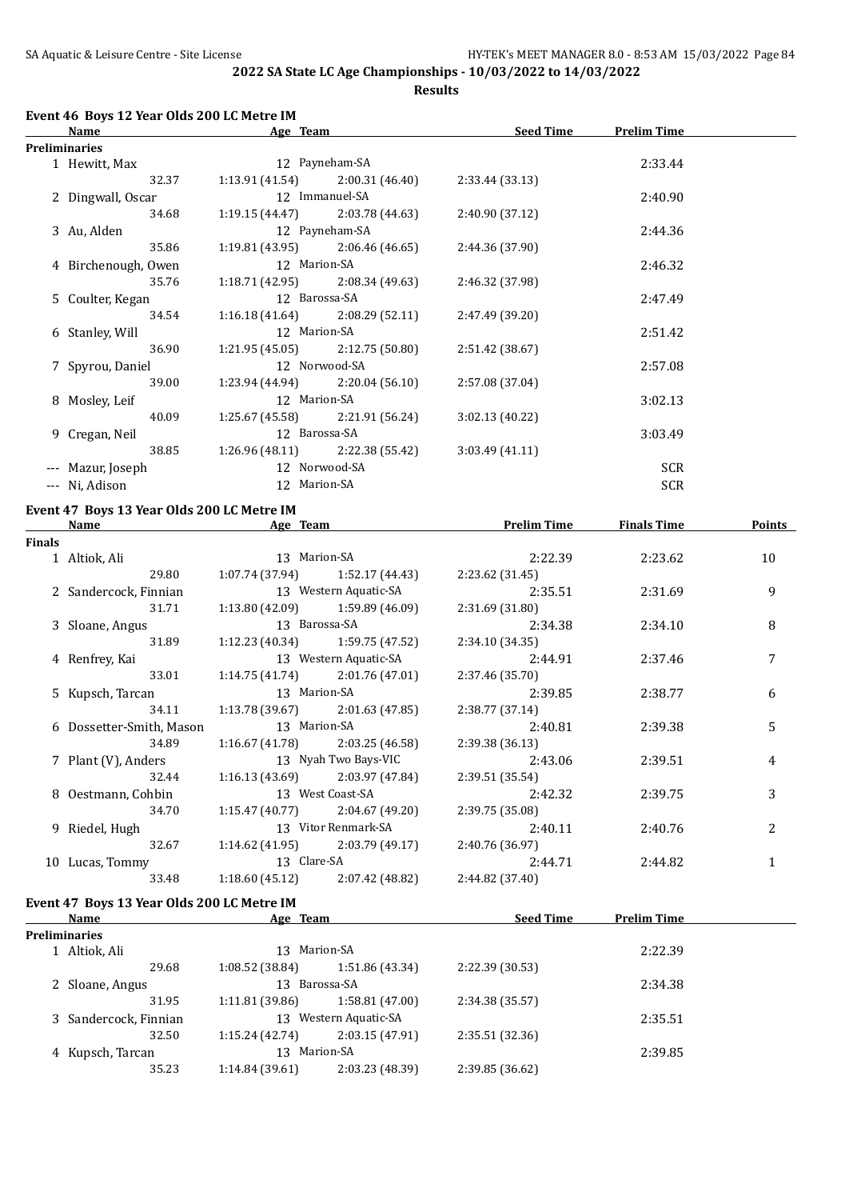## 2022 SA State LC Age Championships - 10/03/2022 to 14/03/2022

**Results**

### Event 46 Boys 12 Year Olds 200 LC Metre IM

| Name | Age | Team | Seed Time | Prelim Time |
|---|---|---|---|---|
| **Preliminaries** | | | | |
| 1 Hewitt, Max | 12 | Payneham-SA | | 2:33.44 |
| 32.37 | 1:13.91 (41.54) | 2:00.31 (46.40) | 2:33.44 (33.13) | |
| 2 Dingwall, Oscar | 12 | Immanuel-SA | | 2:40.90 |
| 34.68 | 1:19.15 (44.47) | 2:03.78 (44.63) | 2:40.90 (37.12) | |
| 3 Au, Alden | 12 | Payneham-SA | | 2:44.36 |
| 35.86 | 1:19.81 (43.95) | 2:06.46 (46.65) | 2:44.36 (37.90) | |
| 4 Birchenough, Owen | 12 | Marion-SA | | 2:46.32 |
| 35.76 | 1:18.71 (42.95) | 2:08.34 (49.63) | 2:46.32 (37.98) | |
| 5 Coulter, Kegan | 12 | Barossa-SA | | 2:47.49 |
| 34.54 | 1:16.18 (41.64) | 2:08.29 (52.11) | 2:47.49 (39.20) | |
| 6 Stanley, Will | 12 | Marion-SA | | 2:51.42 |
| 36.90 | 1:21.95 (45.05) | 2:12.75 (50.80) | 2:51.42 (38.67) | |
| 7 Spyrou, Daniel | 12 | Norwood-SA | | 2:57.08 |
| 39.00 | 1:23.94 (44.94) | 2:20.04 (56.10) | 2:57.08 (37.04) | |
| 8 Mosley, Leif | 12 | Marion-SA | | 3:02.13 |
| 40.09 | 1:25.67 (45.58) | 2:21.91 (56.24) | 3:02.13 (40.22) | |
| 9 Cregan, Neil | 12 | Barossa-SA | | 3:03.49 |
| 38.85 | 1:26.96 (48.11) | 2:22.38 (55.42) | 3:03.49 (41.11) | |
| --- Mazur, Joseph | 12 | Norwood-SA | | SCR |
| --- Ni, Adison | 12 | Marion-SA | | SCR |

### Event 47 Boys 13 Year Olds 200 LC Metre IM

| Name | Age | Team | Prelim Time | Finals Time | Points |
|---|---|---|---|---|---|
| **Finals** | | | | | |
| 1 Altiok, Ali | 13 | Marion-SA | 2:22.39 | 2:23.62 | 10 |
| 29.80 | 1:07.74 (37.94) | 1:52.17 (44.43) | 2:23.62 (31.45) | | |
| 2 Sandercock, Finnian | 13 | Western Aquatic-SA | 2:35.51 | 2:31.69 | 9 |
| 31.71 | 1:13.80 (42.09) | 1:59.89 (46.09) | 2:31.69 (31.80) | | |
| 3 Sloane, Angus | 13 | Barossa-SA | 2:34.38 | 2:34.10 | 8 |
| 31.89 | 1:12.23 (40.34) | 1:59.75 (47.52) | 2:34.10 (34.35) | | |
| 4 Renfrey, Kai | 13 | Western Aquatic-SA | 2:44.91 | 2:37.46 | 7 |
| 33.01 | 1:14.75 (41.74) | 2:01.76 (47.01) | 2:37.46 (35.70) | | |
| 5 Kupsch, Tarcan | 13 | Marion-SA | 2:39.85 | 2:38.77 | 6 |
| 34.11 | 1:13.78 (39.67) | 2:01.63 (47.85) | 2:38.77 (37.14) | | |
| 6 Dossetter-Smith, Mason | 13 | Marion-SA | 2:40.81 | 2:39.38 | 5 |
| 34.89 | 1:16.67 (41.78) | 2:03.25 (46.58) | 2:39.38 (36.13) | | |
| 7 Plant (V), Anders | 13 | Nyah Two Bays-VIC | 2:43.06 | 2:39.51 | 4 |
| 32.44 | 1:16.13 (43.69) | 2:03.97 (47.84) | 2:39.51 (35.54) | | |
| 8 Oestmann, Cohbin | 13 | West Coast-SA | 2:42.32 | 2:39.75 | 3 |
| 34.70 | 1:15.47 (40.77) | 2:04.67 (49.20) | 2:39.75 (35.08) | | |
| 9 Riedel, Hugh | 13 | Vitor Renmark-SA | 2:40.11 | 2:40.76 | 2 |
| 32.67 | 1:14.62 (41.95) | 2:03.79 (49.17) | 2:40.76 (36.97) | | |
| 10 Lucas, Tommy | 13 | Clare-SA | 2:44.71 | 2:44.82 | 1 |
| 33.48 | 1:18.60 (45.12) | 2:07.42 (48.82) | 2:44.82 (37.40) | | |

### Event 47 Boys 13 Year Olds 200 LC Metre IM

| Name | Age | Team | Seed Time | Prelim Time |
|---|---|---|---|---|
| **Preliminaries** | | | | |
| 1 Altiok, Ali | 13 | Marion-SA | | 2:22.39 |
| 29.68 | 1:08.52 (38.84) | 1:51.86 (43.34) | 2:22.39 (30.53) | |
| 2 Sloane, Angus | 13 | Barossa-SA | | 2:34.38 |
| 31.95 | 1:11.81 (39.86) | 1:58.81 (47.00) | 2:34.38 (35.57) | |
| 3 Sandercock, Finnian | 13 | Western Aquatic-SA | | 2:35.51 |
| 32.50 | 1:15.24 (42.74) | 2:03.15 (47.91) | 2:35.51 (32.36) | |
| 4 Kupsch, Tarcan | 13 | Marion-SA | | 2:39.85 |
| 35.23 | 1:14.84 (39.61) | 2:03.23 (48.39) | 2:39.85 (36.62) | |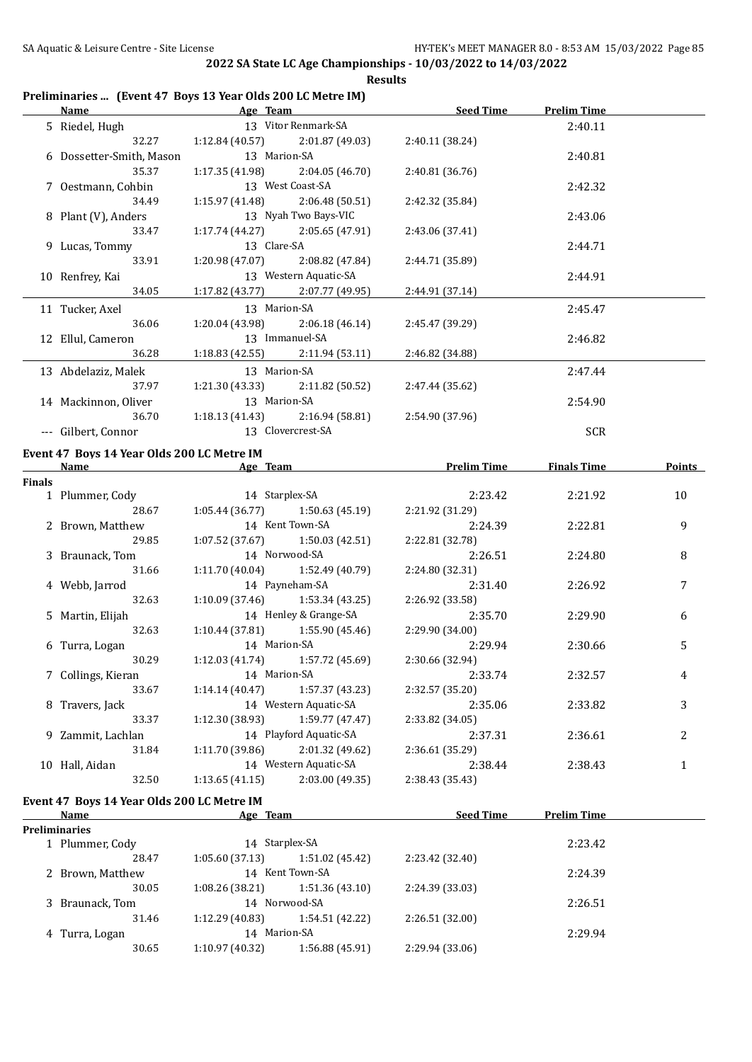2022 SA State LC Age Championships - 10/03/2022 to 14/03/2022

**Results**

## Preliminaries ... (Event 47 Boys 13 Year Olds 200 LC Metre IM)

| Name | Age | Team | | Seed Time | Prelim Time |
|---|---|---|---|---|---|
| 5 Riedel, Hugh | 13 | Vitor Renmark-SA | | | 2:40.11 |
| 32.27 | 1:12.84 (40.57) | 2:01.87 (49.03) | 2:40.11 (38.24) | | |
| 6 Dossetter-Smith, Mason | 13 | Marion-SA | | | 2:40.81 |
| 35.37 | 1:17.35 (41.98) | 2:04.05 (46.70) | 2:40.81 (36.76) | | |
| 7 Oestmann, Cohbin | 13 | West Coast-SA | | | 2:42.32 |
| 34.49 | 1:15.97 (41.48) | 2:06.48 (50.51) | 2:42.32 (35.84) | | |
| 8 Plant (V), Anders | 13 | Nyah Two Bays-VIC | | | 2:43.06 |
| 33.47 | 1:17.74 (44.27) | 2:05.65 (47.91) | 2:43.06 (37.41) | | |
| 9 Lucas, Tommy | 13 | Clare-SA | | | 2:44.71 |
| 33.91 | 1:20.98 (47.07) | 2:08.82 (47.84) | 2:44.71 (35.89) | | |
| 10 Renfrey, Kai | 13 | Western Aquatic-SA | | | 2:44.91 |
| 34.05 | 1:17.82 (43.77) | 2:07.77 (49.95) | 2:44.91 (37.14) | | |
| 11 Tucker, Axel | 13 | Marion-SA | | | 2:45.47 |
| 36.06 | 1:20.04 (43.98) | 2:06.18 (46.14) | 2:45.47 (39.29) | | |
| 12 Ellul, Cameron | 13 | Immanuel-SA | | | 2:46.82 |
| 36.28 | 1:18.83 (42.55) | 2:11.94 (53.11) | 2:46.82 (34.88) | | |
| 13 Abdelaziz, Malek | 13 | Marion-SA | | | 2:47.44 |
| 37.97 | 1:21.30 (43.33) | 2:11.82 (50.52) | 2:47.44 (35.62) | | |
| 14 Mackinnon, Oliver | 13 | Marion-SA | | | 2:54.90 |
| 36.70 | 1:18.13 (41.43) | 2:16.94 (58.81) | 2:54.90 (37.96) | | |
| --- Gilbert, Connor | 13 | Clovercrest-SA | | | SCR |

## Event 47 Boys 14 Year Olds 200 LC Metre IM

**Finals**

| Name | Age | Team | | Prelim Time | Finals Time | Points |
|---|---|---|---|---|---|---|
| 1 Plummer, Cody | 14 | Starplex-SA | | 2:23.42 | 2:21.92 | 10 |
| 28.67 | 1:05.44 (36.77) | 1:50.63 (45.19) | 2:21.92 (31.29) | | | |
| 2 Brown, Matthew | 14 | Kent Town-SA | | 2:24.39 | 2:22.81 | 9 |
| 29.85 | 1:07.52 (37.67) | 1:50.03 (42.51) | 2:22.81 (32.78) | | | |
| 3 Braunack, Tom | 14 | Norwood-SA | | 2:26.51 | 2:24.80 | 8 |
| 31.66 | 1:11.70 (40.04) | 1:52.49 (40.79) | 2:24.80 (32.31) | | | |
| 4 Webb, Jarrod | 14 | Payneham-SA | | 2:31.40 | 2:26.92 | 7 |
| 32.63 | 1:10.09 (37.46) | 1:53.34 (43.25) | 2:26.92 (33.58) | | | |
| 5 Martin, Elijah | 14 | Henley & Grange-SA | | 2:35.70 | 2:29.90 | 6 |
| 32.63 | 1:10.44 (37.81) | 1:55.90 (45.46) | 2:29.90 (34.00) | | | |
| 6 Turra, Logan | 14 | Marion-SA | | 2:29.94 | 2:30.66 | 5 |
| 30.29 | 1:12.03 (41.74) | 1:57.72 (45.69) | 2:30.66 (32.94) | | | |
| 7 Collings, Kieran | 14 | Marion-SA | | 2:33.74 | 2:32.57 | 4 |
| 33.67 | 1:14.14 (40.47) | 1:57.37 (43.23) | 2:32.57 (35.20) | | | |
| 8 Travers, Jack | 14 | Western Aquatic-SA | | 2:35.06 | 2:33.82 | 3 |
| 33.37 | 1:12.30 (38.93) | 1:59.77 (47.47) | 2:33.82 (34.05) | | | |
| 9 Zammit, Lachlan | 14 | Playford Aquatic-SA | | 2:37.31 | 2:36.61 | 2 |
| 31.84 | 1:11.70 (39.86) | 2:01.32 (49.62) | 2:36.61 (35.29) | | | |
| 10 Hall, Aidan | 14 | Western Aquatic-SA | | 2:38.44 | 2:38.43 | 1 |
| 32.50 | 1:13.65 (41.15) | 2:03.00 (49.35) | 2:38.43 (35.43) | | | |

## Event 47 Boys 14 Year Olds 200 LC Metre IM

**Preliminaries**

| Name | Age | Team | | Seed Time | Prelim Time |
|---|---|---|---|---|---|
| 1 Plummer, Cody | 14 | Starplex-SA | | | 2:23.42 |
| 28.47 | 1:05.60 (37.13) | 1:51.02 (45.42) | 2:23.42 (32.40) | | |
| 2 Brown, Matthew | 14 | Kent Town-SA | | | 2:24.39 |
| 30.05 | 1:08.26 (38.21) | 1:51.36 (43.10) | 2:24.39 (33.03) | | |
| 3 Braunack, Tom | 14 | Norwood-SA | | | 2:26.51 |
| 31.46 | 1:12.29 (40.83) | 1:54.51 (42.22) | 2:26.51 (32.00) | | |
| 4 Turra, Logan | 14 | Marion-SA | | | 2:29.94 |
| 30.65 | 1:10.97 (40.32) | 1:56.88 (45.91) | 2:29.94 (33.06) | | |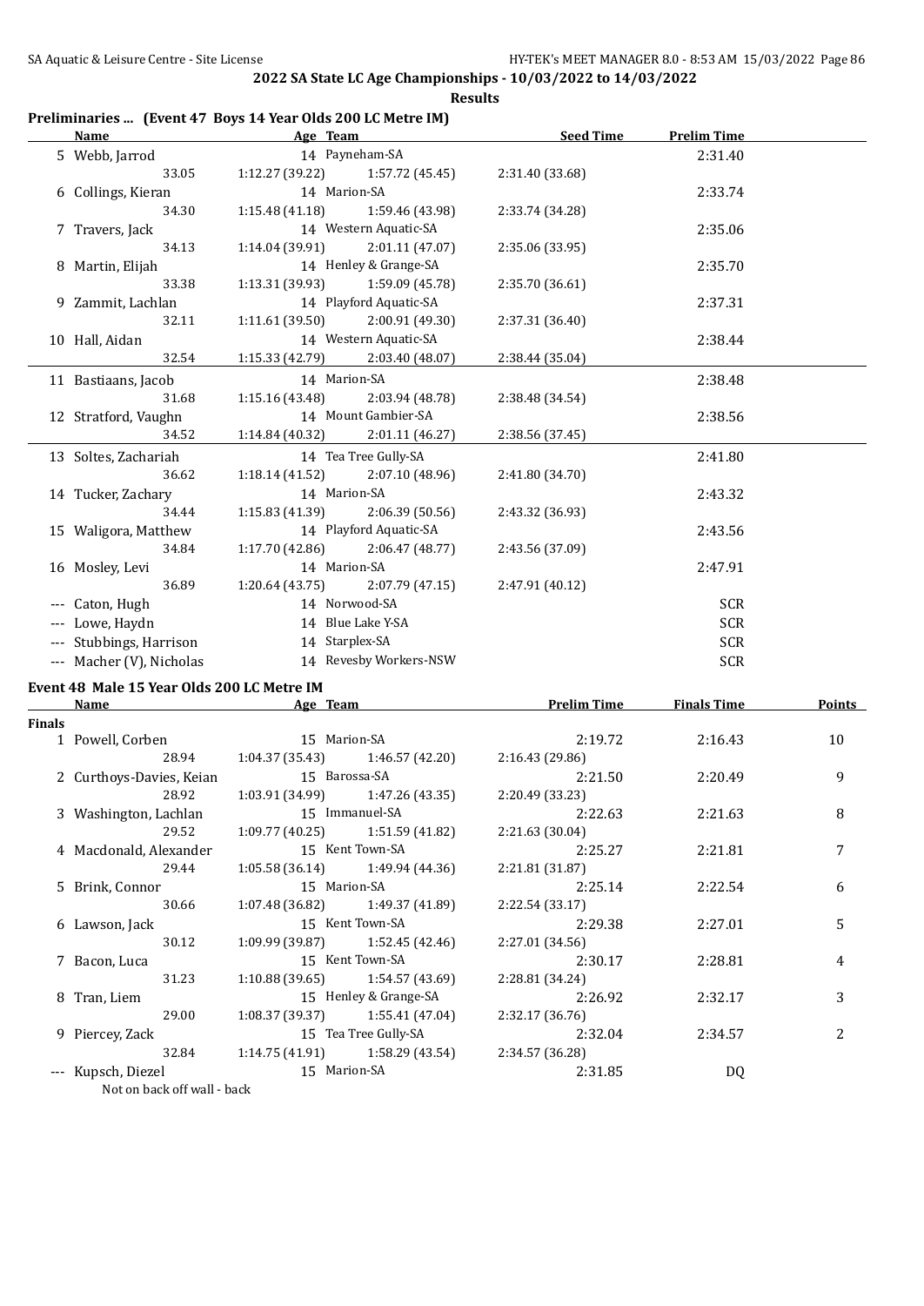## 2022 SA State LC Age Championships - 10/03/2022 to 14/03/2022

### Results

### Preliminaries ... (Event 47 Boys 14 Year Olds 200 LC Metre IM)

| Name | Age | Team | Seed Time | Prelim Time |
|---|---|---|---|---|
| 5 Webb, Jarrod | 14 | Payneham-SA | | 2:31.40 |
| 33.05 &nbsp; 1:12.27 (39.22) &nbsp; 1:57.72 (45.45) &nbsp; 2:31.40 (33.68) | | | | |
| 6 Collings, Kieran | 14 | Marion-SA | | 2:33.74 |
| 34.30 &nbsp; 1:15.48 (41.18) &nbsp; 1:59.46 (43.98) &nbsp; 2:33.74 (34.28) | | | | |
| 7 Travers, Jack | 14 | Western Aquatic-SA | | 2:35.06 |
| 34.13 &nbsp; 1:14.04 (39.91) &nbsp; 2:01.11 (47.07) &nbsp; 2:35.06 (33.95) | | | | |
| 8 Martin, Elijah | 14 | Henley & Grange-SA | | 2:35.70 |
| 33.38 &nbsp; 1:13.31 (39.93) &nbsp; 1:59.09 (45.78) &nbsp; 2:35.70 (36.61) | | | | |
| 9 Zammit, Lachlan | 14 | Playford Aquatic-SA | | 2:37.31 |
| 32.11 &nbsp; 1:11.61 (39.50) &nbsp; 2:00.91 (49.30) &nbsp; 2:37.31 (36.40) | | | | |
| 10 Hall, Aidan | 14 | Western Aquatic-SA | | 2:38.44 |
| 32.54 &nbsp; 1:15.33 (42.79) &nbsp; 2:03.40 (48.07) &nbsp; 2:38.44 (35.04) | | | | |
| 11 Bastiaans, Jacob | 14 | Marion-SA | | 2:38.48 |
| 31.68 &nbsp; 1:15.16 (43.48) &nbsp; 2:03.94 (48.78) &nbsp; 2:38.48 (34.54) | | | | |
| 12 Stratford, Vaughn | 14 | Mount Gambier-SA | | 2:38.56 |
| 34.52 &nbsp; 1:14.84 (40.32) &nbsp; 2:01.11 (46.27) &nbsp; 2:38.56 (37.45) | | | | |
| 13 Soltes, Zachariah | 14 | Tea Tree Gully-SA | | 2:41.80 |
| 36.62 &nbsp; 1:18.14 (41.52) &nbsp; 2:07.10 (48.96) &nbsp; 2:41.80 (34.70) | | | | |
| 14 Tucker, Zachary | 14 | Marion-SA | | 2:43.32 |
| 34.44 &nbsp; 1:15.83 (41.39) &nbsp; 2:06.39 (50.56) &nbsp; 2:43.32 (36.93) | | | | |
| 15 Waligora, Matthew | 14 | Playford Aquatic-SA | | 2:43.56 |
| 34.84 &nbsp; 1:17.70 (42.86) &nbsp; 2:06.47 (48.77) &nbsp; 2:43.56 (37.09) | | | | |
| 16 Mosley, Levi | 14 | Marion-SA | | 2:47.91 |
| 36.89 &nbsp; 1:20.64 (43.75) &nbsp; 2:07.79 (47.15) &nbsp; 2:47.91 (40.12) | | | | |
| --- Caton, Hugh | 14 | Norwood-SA | | SCR |
| --- Lowe, Haydn | 14 | Blue Lake Y-SA | | SCR |
| --- Stubbings, Harrison | 14 | Starplex-SA | | SCR |
| --- Macher (V), Nicholas | 14 | Revesby Workers-NSW | | SCR |

### Event 48 Male 15 Year Olds 200 LC Metre IM

| Name | Age | Team | Prelim Time | Finals Time | Points |
|---|---|---|---|---|---|
| **Finals** | | | | | |
| 1 Powell, Corben | 15 | Marion-SA | 2:19.72 | 2:16.43 | 10 |
| 28.94 &nbsp; 1:04.37 (35.43) &nbsp; 1:46.57 (42.20) &nbsp; 2:16.43 (29.86) | | | | | |
| 2 Curthoys-Davies, Keian | 15 | Barossa-SA | 2:21.50 | 2:20.49 | 9 |
| 28.92 &nbsp; 1:03.91 (34.99) &nbsp; 1:47.26 (43.35) &nbsp; 2:20.49 (33.23) | | | | | |
| 3 Washington, Lachlan | 15 | Immanuel-SA | 2:22.63 | 2:21.63 | 8 |
| 29.52 &nbsp; 1:09.77 (40.25) &nbsp; 1:51.59 (41.82) &nbsp; 2:21.63 (30.04) | | | | | |
| 4 Macdonald, Alexander | 15 | Kent Town-SA | 2:25.27 | 2:21.81 | 7 |
| 29.44 &nbsp; 1:05.58 (36.14) &nbsp; 1:49.94 (44.36) &nbsp; 2:21.81 (31.87) | | | | | |
| 5 Brink, Connor | 15 | Marion-SA | 2:25.14 | 2:22.54 | 6 |
| 30.66 &nbsp; 1:07.48 (36.82) &nbsp; 1:49.37 (41.89) &nbsp; 2:22.54 (33.17) | | | | | |
| 6 Lawson, Jack | 15 | Kent Town-SA | 2:29.38 | 2:27.01 | 5 |
| 30.12 &nbsp; 1:09.99 (39.87) &nbsp; 1:52.45 (42.46) &nbsp; 2:27.01 (34.56) | | | | | |
| 7 Bacon, Luca | 15 | Kent Town-SA | 2:30.17 | 2:28.81 | 4 |
| 31.23 &nbsp; 1:10.88 (39.65) &nbsp; 1:54.57 (43.69) &nbsp; 2:28.81 (34.24) | | | | | |
| 8 Tran, Liem | 15 | Henley & Grange-SA | 2:26.92 | 2:32.17 | 3 |
| 29.00 &nbsp; 1:08.37 (39.37) &nbsp; 1:55.41 (47.04) &nbsp; 2:32.17 (36.76) | | | | | |
| 9 Piercey, Zack | 15 | Tea Tree Gully-SA | 2:32.04 | 2:34.57 | 2 |
| 32.84 &nbsp; 1:14.75 (41.91) &nbsp; 1:58.29 (43.54) &nbsp; 2:34.57 (36.28) | | | | | |
| --- Kupsch, Diezel | 15 | Marion-SA | 2:31.85 | DQ | |
| Not on back off wall - back | | | | | |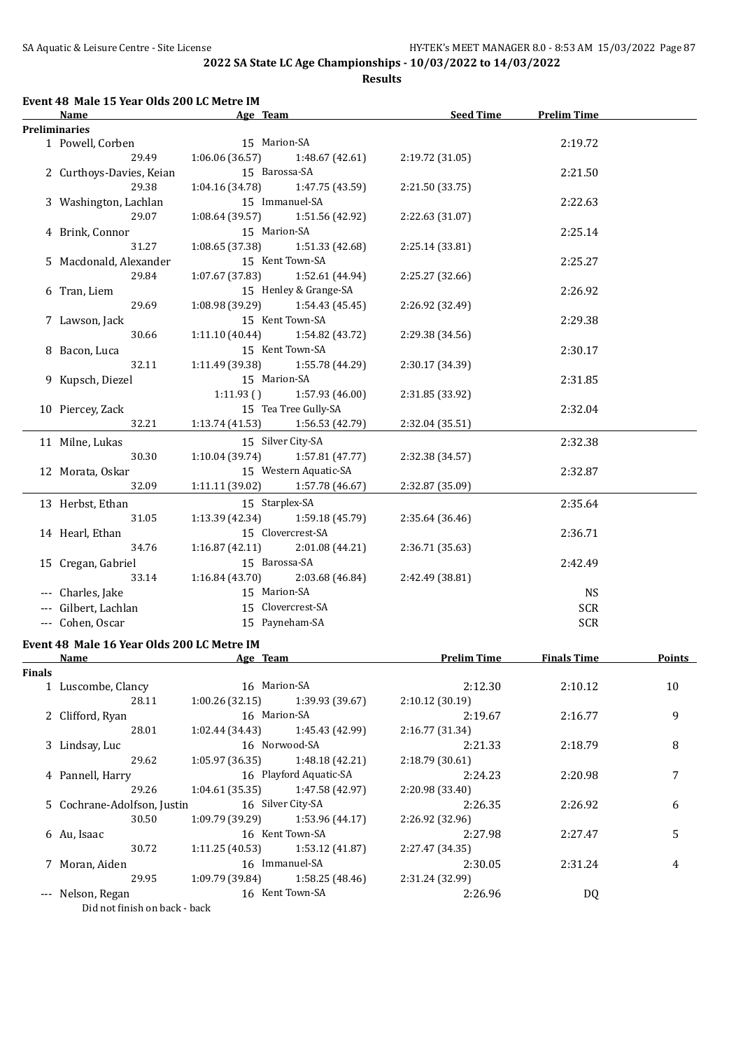## 2022 SA State LC Age Championships - 10/03/2022 to 14/03/2022

### Results

#### Event 48 Male 15 Year Olds 200 LC Metre IM

| | Name | Age | Team | | Seed Time | Prelim Time |
|---|---|---|---|---|---|---|
| **Preliminaries** | | | | | | |
| 1 | Powell, Corben | 15 | Marion-SA | | | 2:19.72 |
| | 29.49 | 1:06.06 (36.57) | 1:48.67 (42.61) | 2:19.72 (31.05) | | |
| 2 | Curthoys-Davies, Keian | 15 | Barossa-SA | | | 2:21.50 |
| | 29.38 | 1:04.16 (34.78) | 1:47.75 (43.59) | 2:21.50 (33.75) | | |
| 3 | Washington, Lachlan | 15 | Immanuel-SA | | | 2:22.63 |
| | 29.07 | 1:08.64 (39.57) | 1:51.56 (42.92) | 2:22.63 (31.07) | | |
| 4 | Brink, Connor | 15 | Marion-SA | | | 2:25.14 |
| | 31.27 | 1:08.65 (37.38) | 1:51.33 (42.68) | 2:25.14 (33.81) | | |
| 5 | Macdonald, Alexander | 15 | Kent Town-SA | | | 2:25.27 |
| | 29.84 | 1:07.67 (37.83) | 1:52.61 (44.94) | 2:25.27 (32.66) | | |
| 6 | Tran, Liem | 15 | Henley & Grange-SA | | | 2:26.92 |
| | 29.69 | 1:08.98 (39.29) | 1:54.43 (45.45) | 2:26.92 (32.49) | | |
| 7 | Lawson, Jack | 15 | Kent Town-SA | | | 2:29.38 |
| | 30.66 | 1:11.10 (40.44) | 1:54.82 (43.72) | 2:29.38 (34.56) | | |
| 8 | Bacon, Luca | 15 | Kent Town-SA | | | 2:30.17 |
| | 32.11 | 1:11.49 (39.38) | 1:55.78 (44.29) | 2:30.17 (34.39) | | |
| 9 | Kupsch, Diezel | 15 | Marion-SA | | | 2:31.85 |
| | | 1:11.93 () | 1:57.93 (46.00) | 2:31.85 (33.92) | | |
| 10 | Piercey, Zack | 15 | Tea Tree Gully-SA | | | 2:32.04 |
| | 32.21 | 1:13.74 (41.53) | 1:56.53 (42.79) | 2:32.04 (35.51) | | |
| 11 | Milne, Lukas | 15 | Silver City-SA | | | 2:32.38 |
| | 30.30 | 1:10.04 (39.74) | 1:57.81 (47.77) | 2:32.38 (34.57) | | |
| 12 | Morata, Oskar | 15 | Western Aquatic-SA | | | 2:32.87 |
| | 32.09 | 1:11.11 (39.02) | 1:57.78 (46.67) | 2:32.87 (35.09) | | |
| 13 | Herbst, Ethan | 15 | Starplex-SA | | | 2:35.64 |
| | 31.05 | 1:13.39 (42.34) | 1:59.18 (45.79) | 2:35.64 (36.46) | | |
| 14 | Hearl, Ethan | 15 | Clovercrest-SA | | | 2:36.71 |
| | 34.76 | 1:16.87 (42.11) | 2:01.08 (44.21) | 2:36.71 (35.63) | | |
| 15 | Cregan, Gabriel | 15 | Barossa-SA | | | 2:42.49 |
| | 33.14 | 1:16.84 (43.70) | 2:03.68 (46.84) | 2:42.49 (38.81) | | |
| --- | Charles, Jake | 15 | Marion-SA | | | NS |
| --- | Gilbert, Lachlan | 15 | Clovercrest-SA | | | SCR |
| --- | Cohen, Oscar | 15 | Payneham-SA | | | SCR |

#### Event 48 Male 16 Year Olds 200 LC Metre IM

| | Name | Age | Team | | Prelim Time | Finals Time | Points |
|---|---|---|---|---|---|---|---|
| **Finals** | | | | | | | |
| 1 | Luscombe, Clancy | 16 | Marion-SA | | 2:12.30 | 2:10.12 | 10 |
| | 28.11 | 1:00.26 (32.15) | 1:39.93 (39.67) | 2:10.12 (30.19) | | | |
| 2 | Clifford, Ryan | 16 | Marion-SA | | 2:19.67 | 2:16.77 | 9 |
| | 28.01 | 1:02.44 (34.43) | 1:45.43 (42.99) | 2:16.77 (31.34) | | | |
| 3 | Lindsay, Luc | 16 | Norwood-SA | | 2:21.33 | 2:18.79 | 8 |
| | 29.62 | 1:05.97 (36.35) | 1:48.18 (42.21) | 2:18.79 (30.61) | | | |
| 4 | Pannell, Harry | 16 | Playford Aquatic-SA | | 2:24.23 | 2:20.98 | 7 |
| | 29.26 | 1:04.61 (35.35) | 1:47.58 (42.97) | 2:20.98 (33.40) | | | |
| 5 | Cochrane-Adolfson, Justin | 16 | Silver City-SA | | 2:26.35 | 2:26.92 | 6 |
| | 30.50 | 1:09.79 (39.29) | 1:53.96 (44.17) | 2:26.92 (32.96) | | | |
| 6 | Au, Isaac | 16 | Kent Town-SA | | 2:27.98 | 2:27.47 | 5 |
| | 30.72 | 1:11.25 (40.53) | 1:53.12 (41.87) | 2:27.47 (34.35) | | | |
| 7 | Moran, Aiden | 16 | Immanuel-SA | | 2:30.05 | 2:31.24 | 4 |
| | 29.95 | 1:09.79 (39.84) | 1:58.25 (48.46) | 2:31.24 (32.99) | | | |
| --- | Nelson, Regan | 16 | Kent Town-SA | | 2:26.96 | DQ | |
| | Did not finish on back - back | | | | | | |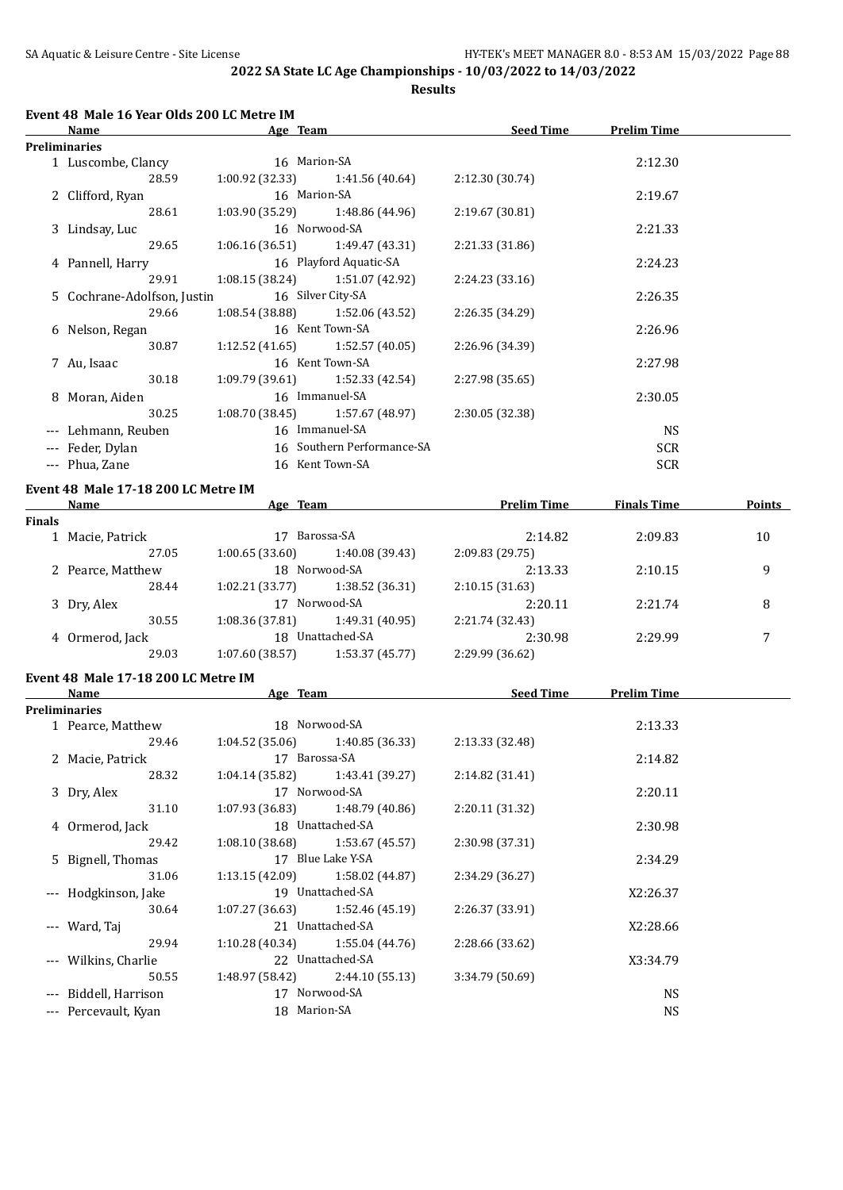## 2022 SA State LC Age Championships - 10/03/2022 to 14/03/2022

### Results

#### Event 48 Male 16 Year Olds 200 LC Metre IM

| Name | Age | Team | Seed Time | Prelim Time |
|---|---|---|---|---|
| **Preliminaries** | | | | |
| 1 Luscombe, Clancy | 16 | Marion-SA | | 2:12.30 |
| 28.59 | 1:00.92 (32.33) | 1:41.56 (40.64) | 2:12.30 (30.74) | |
| 2 Clifford, Ryan | 16 | Marion-SA | | 2:19.67 |
| 28.61 | 1:03.90 (35.29) | 1:48.86 (44.96) | 2:19.67 (30.81) | |
| 3 Lindsay, Luc | 16 | Norwood-SA | | 2:21.33 |
| 29.65 | 1:06.16 (36.51) | 1:49.47 (43.31) | 2:21.33 (31.86) | |
| 4 Pannell, Harry | 16 | Playford Aquatic-SA | | 2:24.23 |
| 29.91 | 1:08.15 (38.24) | 1:51.07 (42.92) | 2:24.23 (33.16) | |
| 5 Cochrane-Adolfson, Justin | 16 | Silver City-SA | | 2:26.35 |
| 29.66 | 1:08.54 (38.88) | 1:52.06 (43.52) | 2:26.35 (34.29) | |
| 6 Nelson, Regan | 16 | Kent Town-SA | | 2:26.96 |
| 30.87 | 1:12.52 (41.65) | 1:52.57 (40.05) | 2:26.96 (34.39) | |
| 7 Au, Isaac | 16 | Kent Town-SA | | 2:27.98 |
| 30.18 | 1:09.79 (39.61) | 1:52.33 (42.54) | 2:27.98 (35.65) | |
| 8 Moran, Aiden | 16 | Immanuel-SA | | 2:30.05 |
| 30.25 | 1:08.70 (38.45) | 1:57.67 (48.97) | 2:30.05 (32.38) | |
| --- Lehmann, Reuben | 16 | Immanuel-SA | | NS |
| --- Feder, Dylan | 16 | Southern Performance-SA | | SCR |
| --- Phua, Zane | 16 | Kent Town-SA | | SCR |

#### Event 48 Male 17-18 200 LC Metre IM

| Name | Age | Team | Prelim Time | Finals Time | Points |
|---|---|---|---|---|---|
| **Finals** | | | | | |
| 1 Macie, Patrick | 17 | Barossa-SA | 2:14.82 | 2:09.83 | 10 |
| 27.05 | 1:00.65 (33.60) | 1:40.08 (39.43) | 2:09.83 (29.75) | | |
| 2 Pearce, Matthew | 18 | Norwood-SA | 2:13.33 | 2:10.15 | 9 |
| 28.44 | 1:02.21 (33.77) | 1:38.52 (36.31) | 2:10.15 (31.63) | | |
| 3 Dry, Alex | 17 | Norwood-SA | 2:20.11 | 2:21.74 | 8 |
| 30.55 | 1:08.36 (37.81) | 1:49.31 (40.95) | 2:21.74 (32.43) | | |
| 4 Ormerod, Jack | 18 | Unattached-SA | 2:30.98 | 2:29.99 | 7 |
| 29.03 | 1:07.60 (38.57) | 1:53.37 (45.77) | 2:29.99 (36.62) | | |

#### Event 48 Male 17-18 200 LC Metre IM

| Name | Age | Team | Seed Time | Prelim Time |
|---|---|---|---|---|
| **Preliminaries** | | | | |
| 1 Pearce, Matthew | 18 | Norwood-SA | | 2:13.33 |
| 29.46 | 1:04.52 (35.06) | 1:40.85 (36.33) | 2:13.33 (32.48) | |
| 2 Macie, Patrick | 17 | Barossa-SA | | 2:14.82 |
| 28.32 | 1:04.14 (35.82) | 1:43.41 (39.27) | 2:14.82 (31.41) | |
| 3 Dry, Alex | 17 | Norwood-SA | | 2:20.11 |
| 31.10 | 1:07.93 (36.83) | 1:48.79 (40.86) | 2:20.11 (31.32) | |
| 4 Ormerod, Jack | 18 | Unattached-SA | | 2:30.98 |
| 29.42 | 1:08.10 (38.68) | 1:53.67 (45.57) | 2:30.98 (37.31) | |
| 5 Bignell, Thomas | 17 | Blue Lake Y-SA | | 2:34.29 |
| 31.06 | 1:13.15 (42.09) | 1:58.02 (44.87) | 2:34.29 (36.27) | |
| --- Hodgkinson, Jake | 19 | Unattached-SA | | X2:26.37 |
| 30.64 | 1:07.27 (36.63) | 1:52.46 (45.19) | 2:26.37 (33.91) | |
| --- Ward, Taj | 21 | Unattached-SA | | X2:28.66 |
| 29.94 | 1:10.28 (40.34) | 1:55.04 (44.76) | 2:28.66 (33.62) | |
| --- Wilkins, Charlie | 22 | Unattached-SA | | X3:34.79 |
| 50.55 | 1:48.97 (58.42) | 2:44.10 (55.13) | 3:34.79 (50.69) | |
| --- Biddell, Harrison | 17 | Norwood-SA | | NS |
| --- Percevault, Kyan | 18 | Marion-SA | | NS |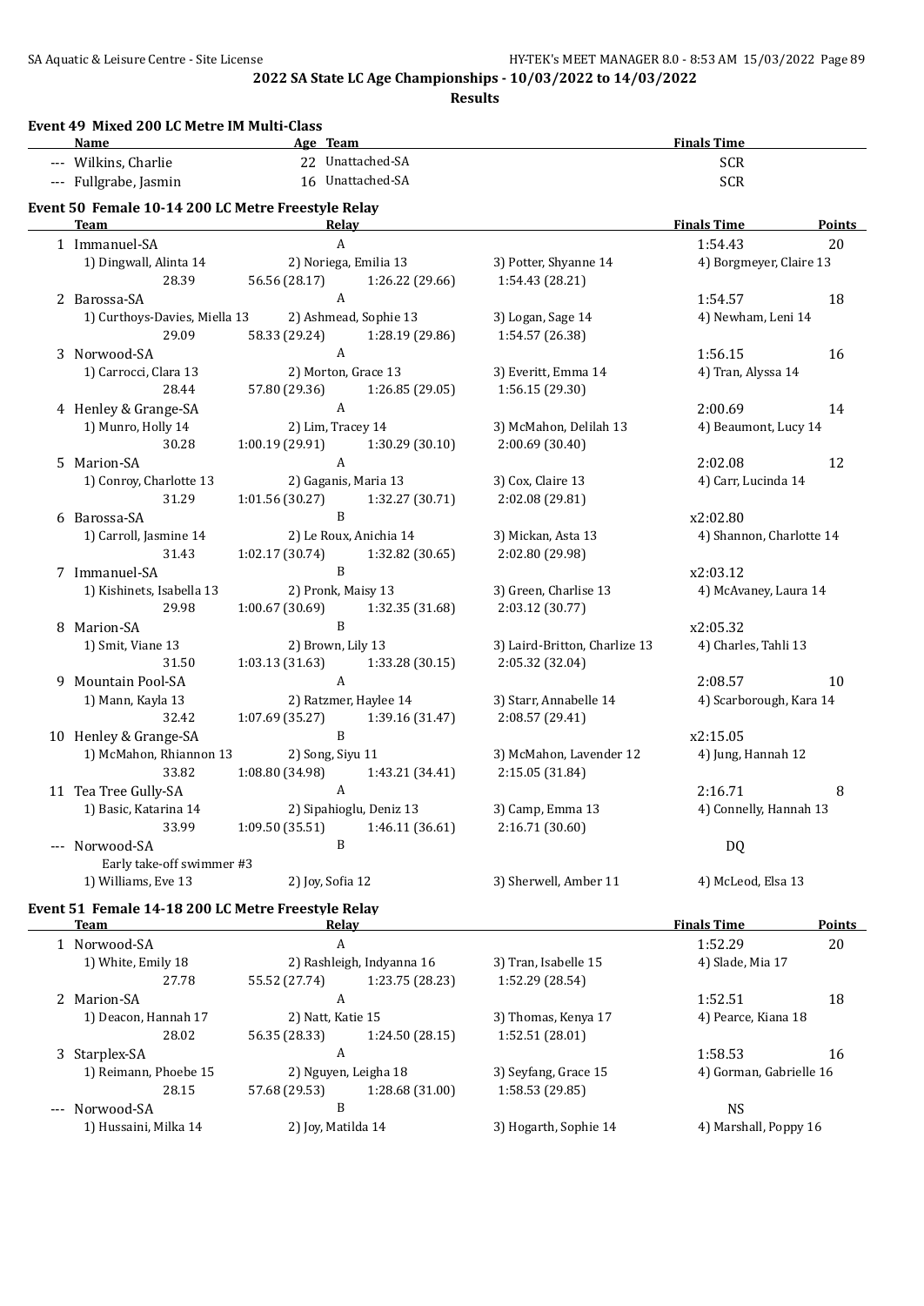## 2022 SA State LC Age Championships - 10/03/2022 to 14/03/2022

**Results**

### Event 49 Mixed 200 LC Metre IM Multi-Class

| Name | Age | Team | Finals Time |
|---|---|---|---|
| --- Wilkins, Charlie | 22 | Unattached-SA | SCR |
| --- Fullgrabe, Jasmin | 16 | Unattached-SA | SCR |

### Event 50 Female 10-14 200 LC Metre Freestyle Relay

| Team | Relay | | | Finals Time | Points |
|---|---|---|---|---|---|
| 1 Immanuel-SA | A | | | 1:54.43 | 20 |
| 1) Dingwall, Alinta 14 | 2) Noriega, Emilia 13 | 3) Potter, Shyanne 14 | 4) Borgmeyer, Claire 13 | | |
| 28.39 | 56.56 (28.17) | 1:26.22 (29.66) | 1:54.43 (28.21) | | |
| 2 Barossa-SA | A | | | 1:54.57 | 18 |
| 1) Curthoys-Davies, Miella 13 | 2) Ashmead, Sophie 13 | 3) Logan, Sage 14 | 4) Newham, Leni 14 | | |
| 29.09 | 58.33 (29.24) | 1:28.19 (29.86) | 1:54.57 (26.38) | | |
| 3 Norwood-SA | A | | | 1:56.15 | 16 |
| 1) Carrocci, Clara 13 | 2) Morton, Grace 13 | 3) Everitt, Emma 14 | 4) Tran, Alyssa 14 | | |
| 28.44 | 57.80 (29.36) | 1:26.85 (29.05) | 1:56.15 (29.30) | | |
| 4 Henley & Grange-SA | A | | | 2:00.69 | 14 |
| 1) Munro, Holly 14 | 2) Lim, Tracey 14 | 3) McMahon, Delilah 13 | 4) Beaumont, Lucy 14 | | |
| 30.28 | 1:00.19 (29.91) | 1:30.29 (30.10) | 2:00.69 (30.40) | | |
| 5 Marion-SA | A | | | 2:02.08 | 12 |
| 1) Conroy, Charlotte 13 | 2) Gaganis, Maria 13 | 3) Cox, Claire 13 | 4) Carr, Lucinda 14 | | |
| 31.29 | 1:01.56 (30.27) | 1:32.27 (30.71) | 2:02.08 (29.81) | | |
| 6 Barossa-SA | B | | | x2:02.80 | |
| 1) Carroll, Jasmine 14 | 2) Le Roux, Anichia 14 | 3) Mickan, Asta 13 | 4) Shannon, Charlotte 14 | | |
| 31.43 | 1:02.17 (30.74) | 1:32.82 (30.65) | 2:02.80 (29.98) | | |
| 7 Immanuel-SA | B | | | x2:03.12 | |
| 1) Kishinets, Isabella 13 | 2) Pronk, Maisy 13 | 3) Green, Charlise 13 | 4) McAvaney, Laura 14 | | |
| 29.98 | 1:00.67 (30.69) | 1:32.35 (31.68) | 2:03.12 (30.77) | | |
| 8 Marion-SA | B | | | x2:05.32 | |
| 1) Smit, Viane 13 | 2) Brown, Lily 13 | 3) Laird-Britton, Charlize 13 | 4) Charles, Tahli 13 | | |
| 31.50 | 1:03.13 (31.63) | 1:33.28 (30.15) | 2:05.32 (32.04) | | |
| 9 Mountain Pool-SA | A | | | 2:08.57 | 10 |
| 1) Mann, Kayla 13 | 2) Ratzmer, Haylee 14 | 3) Starr, Annabelle 14 | 4) Scarborough, Kara 14 | | |
| 32.42 | 1:07.69 (35.27) | 1:39.16 (31.47) | 2:08.57 (29.41) | | |
| 10 Henley & Grange-SA | B | | | x2:15.05 | |
| 1) McMahon, Rhiannon 13 | 2) Song, Siyu 11 | 3) McMahon, Lavender 12 | 4) Jung, Hannah 12 | | |
| 33.82 | 1:08.80 (34.98) | 1:43.21 (34.41) | 2:15.05 (31.84) | | |
| 11 Tea Tree Gully-SA | A | | | 2:16.71 | 8 |
| 1) Basic, Katarina 14 | 2) Sipahioglu, Deniz 13 | 3) Camp, Emma 13 | 4) Connelly, Hannah 13 | | |
| 33.99 | 1:09.50 (35.51) | 1:46.11 (36.61) | 2:16.71 (30.60) | | |
| --- Norwood-SA | B | | | DQ | |
| Early take-off swimmer #3 | | | | | |
| 1) Williams, Eve 13 | 2) Joy, Sofia 12 | 3) Sherwell, Amber 11 | 4) McLeod, Elsa 13 | | |

### Event 51 Female 14-18 200 LC Metre Freestyle Relay

| Team | Relay | | | Finals Time | Points |
|---|---|---|---|---|---|
| 1 Norwood-SA | A | | | 1:52.29 | 20 |
| 1) White, Emily 18 | 2) Rashleigh, Indyanna 16 | 3) Tran, Isabelle 15 | 4) Slade, Mia 17 | | |
| 27.78 | 55.52 (27.74) | 1:23.75 (28.23) | 1:52.29 (28.54) | | |
| 2 Marion-SA | A | | | 1:52.51 | 18 |
| 1) Deacon, Hannah 17 | 2) Natt, Katie 15 | 3) Thomas, Kenya 17 | 4) Pearce, Kiana 18 | | |
| 28.02 | 56.35 (28.33) | 1:24.50 (28.15) | 1:52.51 (28.01) | | |
| 3 Starplex-SA | A | | | 1:58.53 | 16 |
| 1) Reimann, Phoebe 15 | 2) Nguyen, Leigha 18 | 3) Seyfang, Grace 15 | 4) Gorman, Gabrielle 16 | | |
| 28.15 | 57.68 (29.53) | 1:28.68 (31.00) | 1:58.53 (29.85) | | |
| --- Norwood-SA | B | | | NS | |
| 1) Hussaini, Milka 14 | 2) Joy, Matilda 14 | 3) Hogarth, Sophie 14 | 4) Marshall, Poppy 16 | | |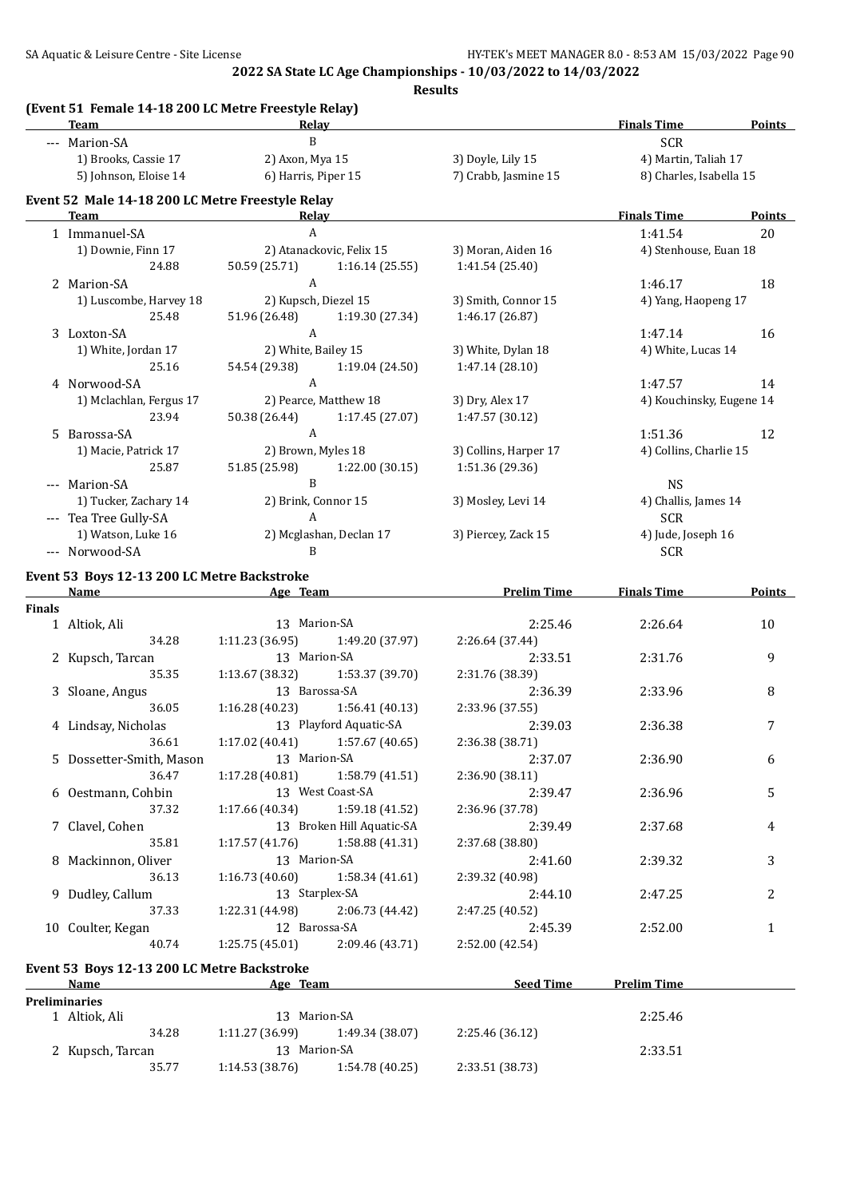## 2022 SA State LC Age Championships - 10/03/2022 to 14/03/2022

**Results**

### (Event 51 Female 14-18 200 LC Metre Freestyle Relay)

| Team | Relay | | | Finals Time | Points |
|---|---|---|---|---|---|
| --- Marion-SA | B | | | SCR | |
| 1) Brooks, Cassie 17 | 2) Axon, Mya 15 | 3) Doyle, Lily 15 | 4) Martin, Taliah 17 | | |
| 5) Johnson, Eloise 14 | 6) Harris, Piper 15 | 7) Crabb, Jasmine 15 | 8) Charles, Isabella 15 | | |

### Event 52 Male 14-18 200 LC Metre Freestyle Relay

| Team | Relay | | | Finals Time | Points |
|---|---|---|---|---|---|
| 1 Immanuel-SA | A | | | 1:41.54 | 20 |
| 1) Downie, Finn 17 | 2) Atanackovic, Felix 15 | 3) Moran, Aiden 16 | 4) Stenhouse, Euan 18 | | |
| 24.88 | 50.59 (25.71) | 1:16.14 (25.55) | 1:41.54 (25.40) | | |
| 2 Marion-SA | A | | | 1:46.17 | 18 |
| 1) Luscombe, Harvey 18 | 2) Kupsch, Diezel 15 | 3) Smith, Connor 15 | 4) Yang, Haopeng 17 | | |
| 25.48 | 51.96 (26.48) | 1:19.30 (27.34) | 1:46.17 (26.87) | | |
| 3 Loxton-SA | A | | | 1:47.14 | 16 |
| 1) White, Jordan 17 | 2) White, Bailey 15 | 3) White, Dylan 18 | 4) White, Lucas 14 | | |
| 25.16 | 54.54 (29.38) | 1:19.04 (24.50) | 1:47.14 (28.10) | | |
| 4 Norwood-SA | A | | | 1:47.57 | 14 |
| 1) Mclachlan, Fergus 17 | 2) Pearce, Matthew 18 | 3) Dry, Alex 17 | 4) Kouchinsky, Eugene 14 | | |
| 23.94 | 50.38 (26.44) | 1:17.45 (27.07) | 1:47.57 (30.12) | | |
| 5 Barossa-SA | A | | | 1:51.36 | 12 |
| 1) Macie, Patrick 17 | 2) Brown, Myles 18 | 3) Collins, Harper 17 | 4) Collins, Charlie 15 | | |
| 25.87 | 51.85 (25.98) | 1:22.00 (30.15) | 1:51.36 (29.36) | | |
| --- Marion-SA | B | | | NS | |
| 1) Tucker, Zachary 14 | 2) Brink, Connor 15 | 3) Mosley, Levi 14 | 4) Challis, James 14 | | |
| --- Tea Tree Gully-SA | A | | | SCR | |
| 1) Watson, Luke 16 | 2) Mcglashan, Declan 17 | 3) Piercey, Zack 15 | 4) Jude, Joseph 16 | | |
| --- Norwood-SA | B | | | SCR | |

### Event 53 Boys 12-13 200 LC Metre Backstroke

| Name | Age Team | | Prelim Time | Finals Time | Points |
|---|---|---|---|---|---|
| **Finals** | | | | | |
| 1 Altiok, Ali | 13 Marion-SA | | 2:25.46 | 2:26.64 | 10 |
| 34.28 | 1:11.23 (36.95) | 1:49.20 (37.97) | 2:26.64 (37.44) | | |
| 2 Kupsch, Tarcan | 13 Marion-SA | | 2:33.51 | 2:31.76 | 9 |
| 35.35 | 1:13.67 (38.32) | 1:53.37 (39.70) | 2:31.76 (38.39) | | |
| 3 Sloane, Angus | 13 Barossa-SA | | 2:36.39 | 2:33.96 | 8 |
| 36.05 | 1:16.28 (40.23) | 1:56.41 (40.13) | 2:33.96 (37.55) | | |
| 4 Lindsay, Nicholas | 13 Playford Aquatic-SA | | 2:39.03 | 2:36.38 | 7 |
| 36.61 | 1:17.02 (40.41) | 1:57.67 (40.65) | 2:36.38 (38.71) | | |
| 5 Dossetter-Smith, Mason | 13 Marion-SA | | 2:37.07 | 2:36.90 | 6 |
| 36.47 | 1:17.28 (40.81) | 1:58.79 (41.51) | 2:36.90 (38.11) | | |
| 6 Oestmann, Cohbin | 13 West Coast-SA | | 2:39.47 | 2:36.96 | 5 |
| 37.32 | 1:17.66 (40.34) | 1:59.18 (41.52) | 2:36.96 (37.78) | | |
| 7 Clavel, Cohen | 13 Broken Hill Aquatic-SA | | 2:39.49 | 2:37.68 | 4 |
| 35.81 | 1:17.57 (41.76) | 1:58.88 (41.31) | 2:37.68 (38.80) | | |
| 8 Mackinnon, Oliver | 13 Marion-SA | | 2:41.60 | 2:39.32 | 3 |
| 36.13 | 1:16.73 (40.60) | 1:58.34 (41.61) | 2:39.32 (40.98) | | |
| 9 Dudley, Callum | 13 Starplex-SA | | 2:44.10 | 2:47.25 | 2 |
| 37.33 | 1:22.31 (44.98) | 2:06.73 (44.42) | 2:47.25 (40.52) | | |
| 10 Coulter, Kegan | 12 Barossa-SA | | 2:45.39 | 2:52.00 | 1 |
| 40.74 | 1:25.75 (45.01) | 2:09.46 (43.71) | 2:52.00 (42.54) | | |

### Event 53 Boys 12-13 200 LC Metre Backstroke

| Name | Age Team | | Seed Time | Prelim Time |
|---|---|---|---|---|
| **Preliminaries** | | | | |
| 1 Altiok, Ali | 13 Marion-SA | | | 2:25.46 |
| 34.28 | 1:11.27 (36.99) | 1:49.34 (38.07) | 2:25.46 (36.12) | |
| 2 Kupsch, Tarcan | 13 Marion-SA | | | 2:33.51 |
| 35.77 | 1:14.53 (38.76) | 1:54.78 (40.25) | 2:33.51 (38.73) | |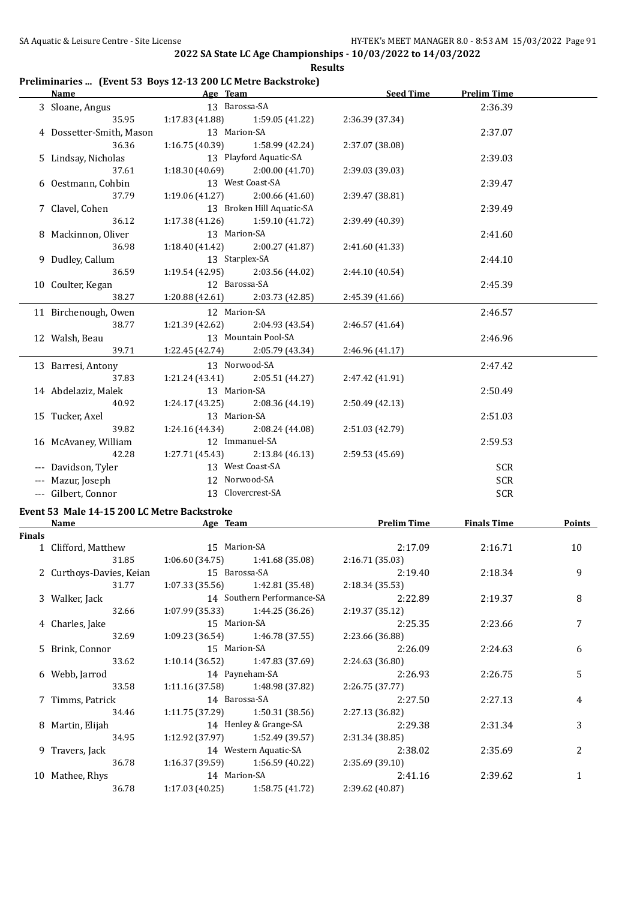## 2022 SA State LC Age Championships - 10/03/2022 to 14/03/2022

### Results

#### Preliminaries ... (Event 53 Boys 12-13 200 LC Metre Backstroke)

| | Name | Age | Team | | Seed Time | Prelim Time |
|---|---|---|---|---|---|---|
| 3 | Sloane, Angus | 13 | Barossa-SA | | | 2:36.39 |
| | 35.95 | 1:17.83 (41.88) | 1:59.05 (41.22) | 2:36.39 (37.34) | | |
| 4 | Dossetter-Smith, Mason | 13 | Marion-SA | | | 2:37.07 |
| | 36.36 | 1:16.75 (40.39) | 1:58.99 (42.24) | 2:37.07 (38.08) | | |
| 5 | Lindsay, Nicholas | 13 | Playford Aquatic-SA | | | 2:39.03 |
| | 37.61 | 1:18.30 (40.69) | 2:00.00 (41.70) | 2:39.03 (39.03) | | |
| 6 | Oestmann, Cohbin | 13 | West Coast-SA | | | 2:39.47 |
| | 37.79 | 1:19.06 (41.27) | 2:00.66 (41.60) | 2:39.47 (38.81) | | |
| 7 | Clavel, Cohen | 13 | Broken Hill Aquatic-SA | | | 2:39.49 |
| | 36.12 | 1:17.38 (41.26) | 1:59.10 (41.72) | 2:39.49 (40.39) | | |
| 8 | Mackinnon, Oliver | 13 | Marion-SA | | | 2:41.60 |
| | 36.98 | 1:18.40 (41.42) | 2:00.27 (41.87) | 2:41.60 (41.33) | | |
| 9 | Dudley, Callum | 13 | Starplex-SA | | | 2:44.10 |
| | 36.59 | 1:19.54 (42.95) | 2:03.56 (44.02) | 2:44.10 (40.54) | | |
| 10 | Coulter, Kegan | 12 | Barossa-SA | | | 2:45.39 |
| | 38.27 | 1:20.88 (42.61) | 2:03.73 (42.85) | 2:45.39 (41.66) | | |
| 11 | Birchenough, Owen | 12 | Marion-SA | | | 2:46.57 |
| | 38.77 | 1:21.39 (42.62) | 2:04.93 (43.54) | 2:46.57 (41.64) | | |
| 12 | Walsh, Beau | 13 | Mountain Pool-SA | | | 2:46.96 |
| | 39.71 | 1:22.45 (42.74) | 2:05.79 (43.34) | 2:46.96 (41.17) | | |
| 13 | Barresi, Antony | 13 | Norwood-SA | | | 2:47.42 |
| | 37.83 | 1:21.24 (43.41) | 2:05.51 (44.27) | 2:47.42 (41.91) | | |
| 14 | Abdelaziz, Malek | 13 | Marion-SA | | | 2:50.49 |
| | 40.92 | 1:24.17 (43.25) | 2:08.36 (44.19) | 2:50.49 (42.13) | | |
| 15 | Tucker, Axel | 13 | Marion-SA | | | 2:51.03 |
| | 39.82 | 1:24.16 (44.34) | 2:08.24 (44.08) | 2:51.03 (42.79) | | |
| 16 | McAvaney, William | 12 | Immanuel-SA | | | 2:59.53 |
| | 42.28 | 1:27.71 (45.43) | 2:13.84 (46.13) | 2:59.53 (45.69) | | |
| --- | Davidson, Tyler | 13 | West Coast-SA | | | SCR |
| --- | Mazur, Joseph | 12 | Norwood-SA | | | SCR |
| --- | Gilbert, Connor | 13 | Clovercrest-SA | | | SCR |

#### Event 53 Male 14-15 200 LC Metre Backstroke

**Finals**

| | Name | Age | Team | | Prelim Time | Finals Time | Points |
|---|---|---|---|---|---|---|---|
| 1 | Clifford, Matthew | 15 | Marion-SA | | 2:17.09 | 2:16.71 | 10 |
| | 31.85 | 1:06.60 (34.75) | 1:41.68 (35.08) | 2:16.71 (35.03) | | | |
| 2 | Curthoys-Davies, Keian | 15 | Barossa-SA | | 2:19.40 | 2:18.34 | 9 |
| | 31.77 | 1:07.33 (35.56) | 1:42.81 (35.48) | 2:18.34 (35.53) | | | |
| 3 | Walker, Jack | 14 | Southern Performance-SA | | 2:22.89 | 2:19.37 | 8 |
| | 32.66 | 1:07.99 (35.33) | 1:44.25 (36.26) | 2:19.37 (35.12) | | | |
| 4 | Charles, Jake | 15 | Marion-SA | | 2:25.35 | 2:23.66 | 7 |
| | 32.69 | 1:09.23 (36.54) | 1:46.78 (37.55) | 2:23.66 (36.88) | | | |
| 5 | Brink, Connor | 15 | Marion-SA | | 2:26.09 | 2:24.63 | 6 |
| | 33.62 | 1:10.14 (36.52) | 1:47.83 (37.69) | 2:24.63 (36.80) | | | |
| 6 | Webb, Jarrod | 14 | Payneham-SA | | 2:26.93 | 2:26.75 | 5 |
| | 33.58 | 1:11.16 (37.58) | 1:48.98 (37.82) | 2:26.75 (37.77) | | | |
| 7 | Timms, Patrick | 14 | Barossa-SA | | 2:27.50 | 2:27.13 | 4 |
| | 34.46 | 1:11.75 (37.29) | 1:50.31 (38.56) | 2:27.13 (36.82) | | | |
| 8 | Martin, Elijah | 14 | Henley & Grange-SA | | 2:29.38 | 2:31.34 | 3 |
| | 34.95 | 1:12.92 (37.97) | 1:52.49 (39.57) | 2:31.34 (38.85) | | | |
| 9 | Travers, Jack | 14 | Western Aquatic-SA | | 2:38.02 | 2:35.69 | 2 |
| | 36.78 | 1:16.37 (39.59) | 1:56.59 (40.22) | 2:35.69 (39.10) | | | |
| 10 | Mathee, Rhys | 14 | Marion-SA | | 2:41.16 | 2:39.62 | 1 |
| | 36.78 | 1:17.03 (40.25) | 1:58.75 (41.72) | 2:39.62 (40.87) | | | |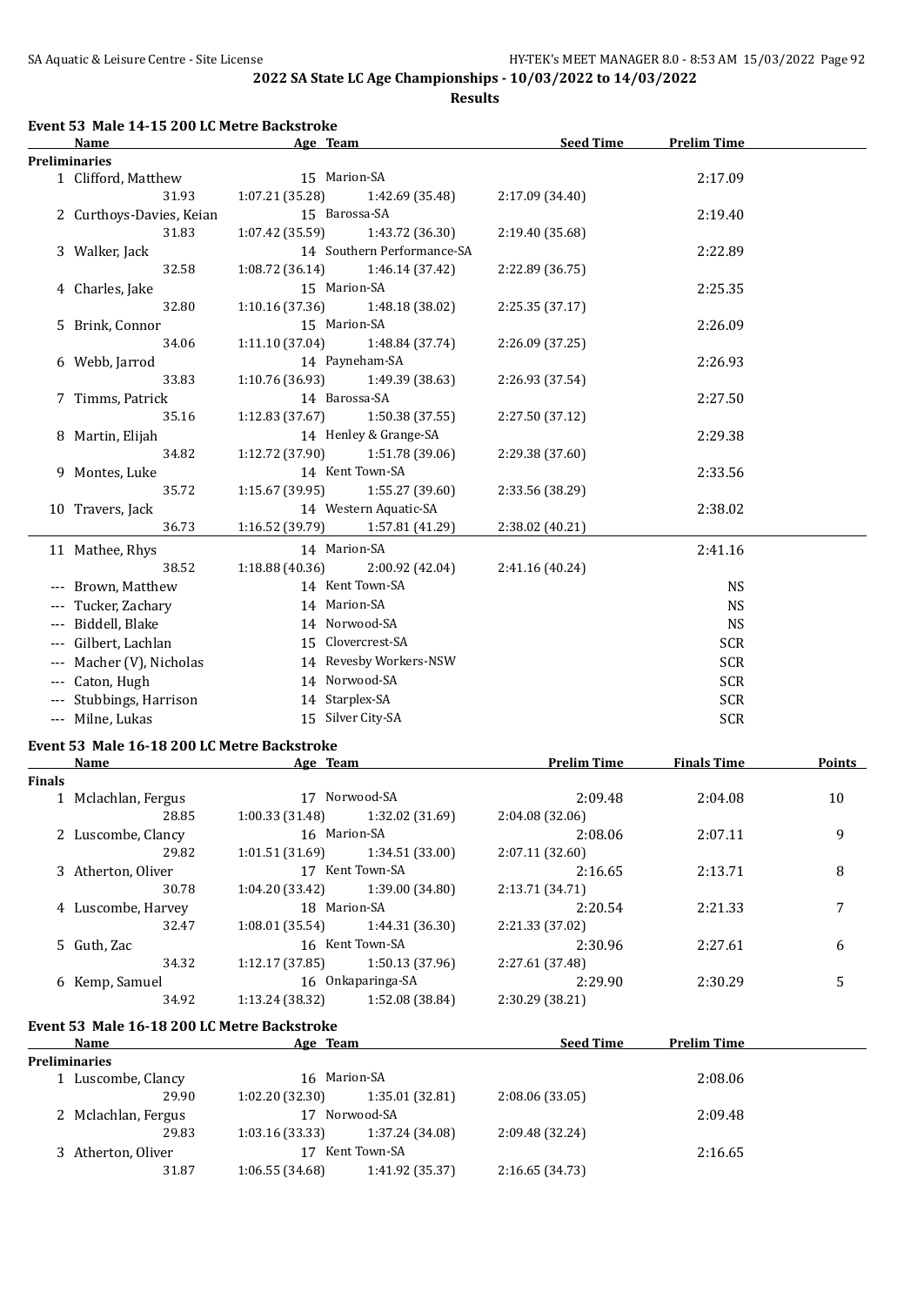## 2022 SA State LC Age Championships - 10/03/2022 to 14/03/2022

**Results**

### Event 53 Male 14-15 200 LC Metre Backstroke

| Name | Age | Team | Seed Time | Prelim Time |
|---|---|---|---|---|
| **Preliminaries** | | | | |
| 1 Clifford, Matthew | 15 | Marion-SA | | 2:17.09 |
| 31.93 | 1:07.21 (35.28) | 1:42.69 (35.48) | 2:17.09 (34.40) | |
| 2 Curthoys-Davies, Keian | 15 | Barossa-SA | | 2:19.40 |
| 31.83 | 1:07.42 (35.59) | 1:43.72 (36.30) | 2:19.40 (35.68) | |
| 3 Walker, Jack | 14 | Southern Performance-SA | | 2:22.89 |
| 32.58 | 1:08.72 (36.14) | 1:46.14 (37.42) | 2:22.89 (36.75) | |
| 4 Charles, Jake | 15 | Marion-SA | | 2:25.35 |
| 32.80 | 1:10.16 (37.36) | 1:48.18 (38.02) | 2:25.35 (37.17) | |
| 5 Brink, Connor | 15 | Marion-SA | | 2:26.09 |
| 34.06 | 1:11.10 (37.04) | 1:48.84 (37.74) | 2:26.09 (37.25) | |
| 6 Webb, Jarrod | 14 | Payneham-SA | | 2:26.93 |
| 33.83 | 1:10.76 (36.93) | 1:49.39 (38.63) | 2:26.93 (37.54) | |
| 7 Timms, Patrick | 14 | Barossa-SA | | 2:27.50 |
| 35.16 | 1:12.83 (37.67) | 1:50.38 (37.55) | 2:27.50 (37.12) | |
| 8 Martin, Elijah | 14 | Henley & Grange-SA | | 2:29.38 |
| 34.82 | 1:12.72 (37.90) | 1:51.78 (39.06) | 2:29.38 (37.60) | |
| 9 Montes, Luke | 14 | Kent Town-SA | | 2:33.56 |
| 35.72 | 1:15.67 (39.95) | 1:55.27 (39.60) | 2:33.56 (38.29) | |
| 10 Travers, Jack | 14 | Western Aquatic-SA | | 2:38.02 |
| 36.73 | 1:16.52 (39.79) | 1:57.81 (41.29) | 2:38.02 (40.21) | |
| 11 Mathee, Rhys | 14 | Marion-SA | | 2:41.16 |
| 38.52 | 1:18.88 (40.36) | 2:00.92 (42.04) | 2:41.16 (40.24) | |
| --- Brown, Matthew | 14 | Kent Town-SA | | NS |
| --- Tucker, Zachary | 14 | Marion-SA | | NS |
| --- Biddell, Blake | 14 | Norwood-SA | | NS |
| --- Gilbert, Lachlan | 15 | Clovercrest-SA | | SCR |
| --- Macher (V), Nicholas | 14 | Revesby Workers-NSW | | SCR |
| --- Caton, Hugh | 14 | Norwood-SA | | SCR |
| --- Stubbings, Harrison | 14 | Starplex-SA | | SCR |
| --- Milne, Lukas | 15 | Silver City-SA | | SCR |

### Event 53 Male 16-18 200 LC Metre Backstroke

| Name | Age | Team | Prelim Time | Finals Time | Points |
|---|---|---|---|---|---|
| **Finals** | | | | | |
| 1 Mclachlan, Fergus | 17 | Norwood-SA | 2:09.48 | 2:04.08 | 10 |
| 28.85 | 1:00.33 (31.48) | 1:32.02 (31.69) | 2:04.08 (32.06) | | |
| 2 Luscombe, Clancy | 16 | Marion-SA | 2:08.06 | 2:07.11 | 9 |
| 29.82 | 1:01.51 (31.69) | 1:34.51 (33.00) | 2:07.11 (32.60) | | |
| 3 Atherton, Oliver | 17 | Kent Town-SA | 2:16.65 | 2:13.71 | 8 |
| 30.78 | 1:04.20 (33.42) | 1:39.00 (34.80) | 2:13.71 (34.71) | | |
| 4 Luscombe, Harvey | 18 | Marion-SA | 2:20.54 | 2:21.33 | 7 |
| 32.47 | 1:08.01 (35.54) | 1:44.31 (36.30) | 2:21.33 (37.02) | | |
| 5 Guth, Zac | 16 | Kent Town-SA | 2:30.96 | 2:27.61 | 6 |
| 34.32 | 1:12.17 (37.85) | 1:50.13 (37.96) | 2:27.61 (37.48) | | |
| 6 Kemp, Samuel | 16 | Onkaparinga-SA | 2:29.90 | 2:30.29 | 5 |
| 34.92 | 1:13.24 (38.32) | 1:52.08 (38.84) | 2:30.29 (38.21) | | |

### Event 53 Male 16-18 200 LC Metre Backstroke

| Name | Age | Team | Seed Time | Prelim Time |
|---|---|---|---|---|
| **Preliminaries** | | | | |
| 1 Luscombe, Clancy | 16 | Marion-SA | | 2:08.06 |
| 29.90 | 1:02.20 (32.30) | 1:35.01 (32.81) | 2:08.06 (33.05) | |
| 2 Mclachlan, Fergus | 17 | Norwood-SA | | 2:09.48 |
| 29.83 | 1:03.16 (33.33) | 1:37.24 (34.08) | 2:09.48 (32.24) | |
| 3 Atherton, Oliver | 17 | Kent Town-SA | | 2:16.65 |
| 31.87 | 1:06.55 (34.68) | 1:41.92 (35.37) | 2:16.65 (34.73) | |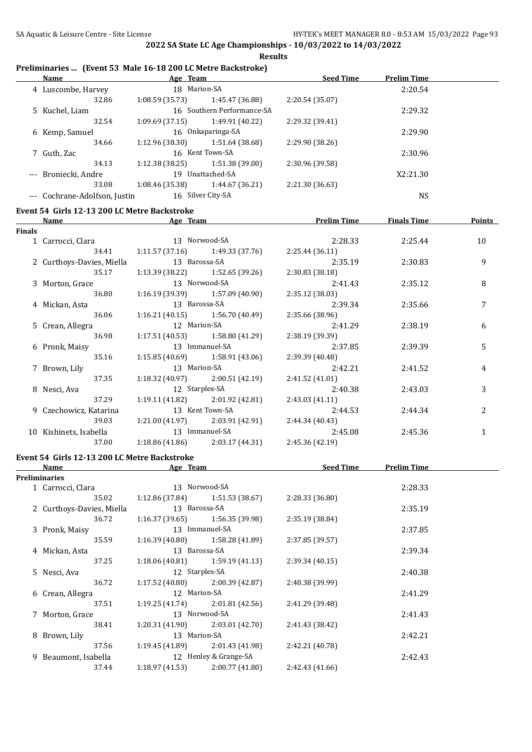**2022 SA State LC Age Championships - 10/03/2022 to 14/03/2022**

**Results**

### Preliminaries ... (Event 53 Male 16-18 200 LC Metre Backstroke)

| | Name | Age | Team | | Seed Time | Prelim Time |
|---|---|---|---|---|---|---|
| 4 | Luscombe, Harvey | 18 | Marion-SA | | | 2:20.54 |
| | 32.86 | 1:08.59 (35.73) | 1:45.47 (36.88) | 2:20.54 (35.07) | | |
| 5 | Kuchel, Liam | 16 | Southern Performance-SA | | | 2:29.32 |
| | 32.54 | 1:09.69 (37.15) | 1:49.91 (40.22) | 2:29.32 (39.41) | | |
| 6 | Kemp, Samuel | 16 | Onkaparinga-SA | | | 2:29.90 |
| | 34.66 | 1:12.96 (38.30) | 1:51.64 (38.68) | 2:29.90 (38.26) | | |
| 7 | Guth, Zac | 16 | Kent Town-SA | | | 2:30.96 |
| | 34.13 | 1:12.38 (38.25) | 1:51.38 (39.00) | 2:30.96 (39.58) | | |
| --- | Broniecki, Andre | 19 | Unattached-SA | | | X2:21.30 |
| | 33.08 | 1:08.46 (35.38) | 1:44.67 (36.21) | 2:21.30 (36.63) | | |
| --- | Cochrane-Adolfson, Justin | 16 | Silver City-SA | | | NS |

### Event 54 Girls 12-13 200 LC Metre Backstroke

| | Name | Age | Team | | Prelim Time | Finals Time | Points |
|---|---|---|---|---|---|---|---|
| **Finals** | | | | | | | |
| 1 | Carrocci, Clara | 13 | Norwood-SA | | 2:28.33 | 2:25.44 | 10 |
| | 34.41 | 1:11.57 (37.16) | 1:49.33 (37.76) | 2:25.44 (36.11) | | | |
| 2 | Curthoys-Davies, Miella | 13 | Barossa-SA | | 2:35.19 | 2:30.83 | 9 |
| | 35.17 | 1:13.39 (38.22) | 1:52.65 (39.26) | 2:30.83 (38.18) | | | |
| 3 | Morton, Grace | 13 | Norwood-SA | | 2:41.43 | 2:35.12 | 8 |
| | 36.80 | 1:16.19 (39.39) | 1:57.09 (40.90) | 2:35.12 (38.03) | | | |
| 4 | Mickan, Asta | 13 | Barossa-SA | | 2:39.34 | 2:35.66 | 7 |
| | 36.06 | 1:16.21 (40.15) | 1:56.70 (40.49) | 2:35.66 (38.96) | | | |
| 5 | Crean, Allegra | 12 | Marion-SA | | 2:41.29 | 2:38.19 | 6 |
| | 36.98 | 1:17.51 (40.53) | 1:58.80 (41.29) | 2:38.19 (39.39) | | | |
| 6 | Pronk, Maisy | 13 | Immanuel-SA | | 2:37.85 | 2:39.39 | 5 |
| | 35.16 | 1:15.85 (40.69) | 1:58.91 (43.06) | 2:39.39 (40.48) | | | |
| 7 | Brown, Lily | 13 | Marion-SA | | 2:42.21 | 2:41.52 | 4 |
| | 37.35 | 1:18.32 (40.97) | 2:00.51 (42.19) | 2:41.52 (41.01) | | | |
| 8 | Nesci, Ava | 12 | Starplex-SA | | 2:40.38 | 2:43.03 | 3 |
| | 37.29 | 1:19.11 (41.82) | 2:01.92 (42.81) | 2:43.03 (41.11) | | | |
| 9 | Czechowicz, Katarina | 13 | Kent Town-SA | | 2:44.53 | 2:44.34 | 2 |
| | 39.03 | 1:21.00 (41.97) | 2:03.91 (42.91) | 2:44.34 (40.43) | | | |
| 10 | Kishinets, Isabella | 13 | Immanuel-SA | | 2:45.08 | 2:45.36 | 1 |
| | 37.00 | 1:18.86 (41.86) | 2:03.17 (44.31) | 2:45.36 (42.19) | | | |

### Event 54 Girls 12-13 200 LC Metre Backstroke

| | Name | Age | Team | | Seed Time | Prelim Time |
|---|---|---|---|---|---|---|
| **Preliminaries** | | | | | | |
| 1 | Carrocci, Clara | 13 | Norwood-SA | | | 2:28.33 |
| | 35.02 | 1:12.86 (37.84) | 1:51.53 (38.67) | 2:28.33 (36.80) | | |
| 2 | Curthoys-Davies, Miella | 13 | Barossa-SA | | | 2:35.19 |
| | 36.72 | 1:16.37 (39.65) | 1:56.35 (39.98) | 2:35.19 (38.84) | | |
| 3 | Pronk, Maisy | 13 | Immanuel-SA | | | 2:37.85 |
| | 35.59 | 1:16.39 (40.80) | 1:58.28 (41.89) | 2:37.85 (39.57) | | |
| 4 | Mickan, Asta | 13 | Barossa-SA | | | 2:39.34 |
| | 37.25 | 1:18.06 (40.81) | 1:59.19 (41.13) | 2:39.34 (40.15) | | |
| 5 | Nesci, Ava | 12 | Starplex-SA | | | 2:40.38 |
| | 36.72 | 1:17.52 (40.80) | 2:00.39 (42.87) | 2:40.38 (39.99) | | |
| 6 | Crean, Allegra | 12 | Marion-SA | | | 2:41.29 |
| | 37.51 | 1:19.25 (41.74) | 2:01.81 (42.56) | 2:41.29 (39.48) | | |
| 7 | Morton, Grace | 13 | Norwood-SA | | | 2:41.43 |
| | 38.41 | 1:20.31 (41.90) | 2:03.01 (42.70) | 2:41.43 (38.42) | | |
| 8 | Brown, Lily | 13 | Marion-SA | | | 2:42.21 |
| | 37.56 | 1:19.45 (41.89) | 2:01.43 (41.98) | 2:42.21 (40.78) | | |
| 9 | Beaumont, Isabella | 12 | Henley & Grange-SA | | | 2:42.43 |
| | 37.44 | 1:18.97 (41.53) | 2:00.77 (41.80) | 2:42.43 (41.66) | | |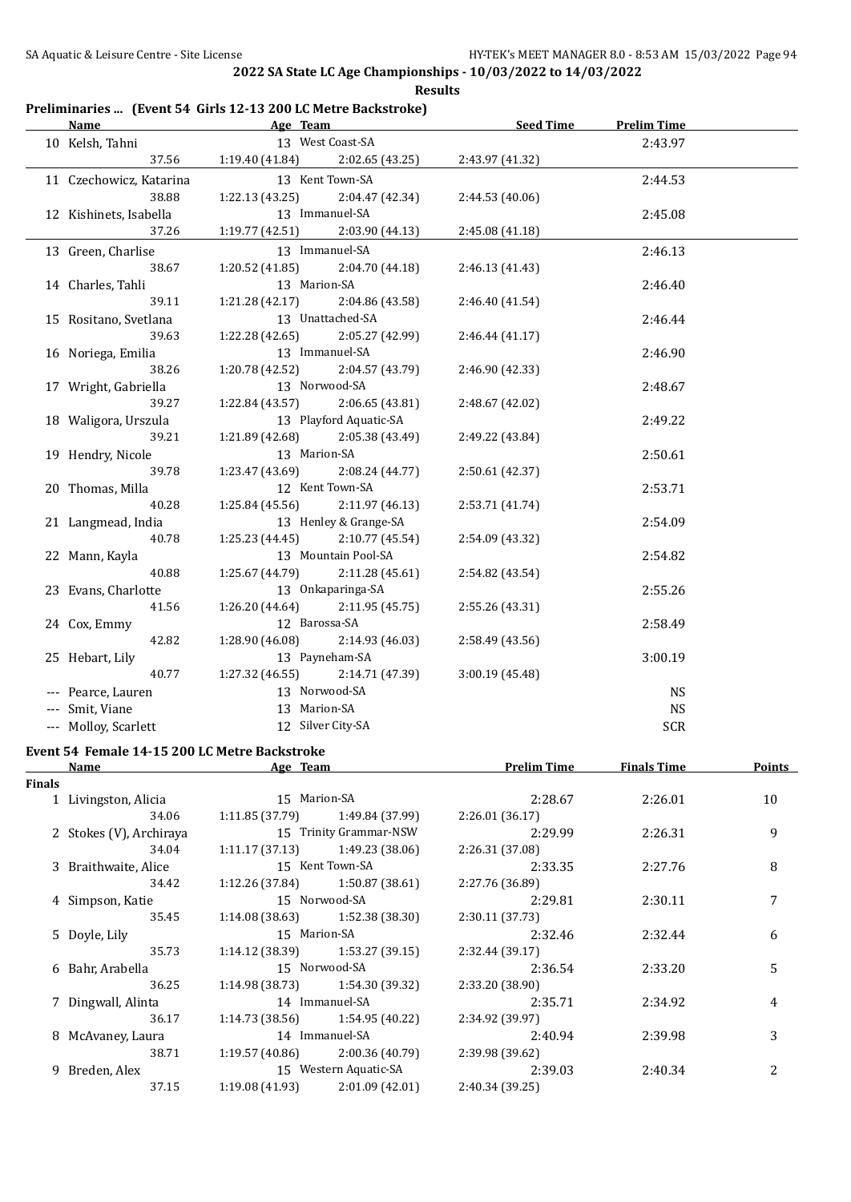## 2022 SA State LC Age Championships - 10/03/2022 to 14/03/2022

### Results

### Preliminaries ... (Event 54 Girls 12-13 200 LC Metre Backstroke)

| | Name | Age | Team | | Seed Time | Prelim Time |
|---|---|---|---|---|---|---|
| 10 | Kelsh, Tahni | 13 | West Coast-SA | | | 2:43.97 |
| | 37.56 | 1:19.40 (41.84) | 2:02.65 (43.25) | 2:43.97 (41.32) | | |
| 11 | Czechowicz, Katarina | 13 | Kent Town-SA | | | 2:44.53 |
| | 38.88 | 1:22.13 (43.25) | 2:04.47 (42.34) | 2:44.53 (40.06) | | |
| 12 | Kishinets, Isabella | 13 | Immanuel-SA | | | 2:45.08 |
| | 37.26 | 1:19.77 (42.51) | 2:03.90 (44.13) | 2:45.08 (41.18) | | |
| 13 | Green, Charlise | 13 | Immanuel-SA | | | 2:46.13 |
| | 38.67 | 1:20.52 (41.85) | 2:04.70 (44.18) | 2:46.13 (41.43) | | |
| 14 | Charles, Tahli | 13 | Marion-SA | | | 2:46.40 |
| | 39.11 | 1:21.28 (42.17) | 2:04.86 (43.58) | 2:46.40 (41.54) | | |
| 15 | Rositano, Svetlana | 13 | Unattached-SA | | | 2:46.44 |
| | 39.63 | 1:22.28 (42.65) | 2:05.27 (42.99) | 2:46.44 (41.17) | | |
| 16 | Noriega, Emilia | 13 | Immanuel-SA | | | 2:46.90 |
| | 38.26 | 1:20.78 (42.52) | 2:04.57 (43.79) | 2:46.90 (42.33) | | |
| 17 | Wright, Gabriella | 13 | Norwood-SA | | | 2:48.67 |
| | 39.27 | 1:22.84 (43.57) | 2:06.65 (43.81) | 2:48.67 (42.02) | | |
| 18 | Waligora, Urszula | 13 | Playford Aquatic-SA | | | 2:49.22 |
| | 39.21 | 1:21.89 (42.68) | 2:05.38 (43.49) | 2:49.22 (43.84) | | |
| 19 | Hendry, Nicole | 13 | Marion-SA | | | 2:50.61 |
| | 39.78 | 1:23.47 (43.69) | 2:08.24 (44.77) | 2:50.61 (42.37) | | |
| 20 | Thomas, Milla | 12 | Kent Town-SA | | | 2:53.71 |
| | 40.28 | 1:25.84 (45.56) | 2:11.97 (46.13) | 2:53.71 (41.74) | | |
| 21 | Langmead, India | 13 | Henley & Grange-SA | | | 2:54.09 |
| | 40.78 | 1:25.23 (44.45) | 2:10.77 (45.54) | 2:54.09 (43.32) | | |
| 22 | Mann, Kayla | 13 | Mountain Pool-SA | | | 2:54.82 |
| | 40.88 | 1:25.67 (44.79) | 2:11.28 (45.61) | 2:54.82 (43.54) | | |
| 23 | Evans, Charlotte | 13 | Onkaparinga-SA | | | 2:55.26 |
| | 41.56 | 1:26.20 (44.64) | 2:11.95 (45.75) | 2:55.26 (43.31) | | |
| 24 | Cox, Emmy | 12 | Barossa-SA | | | 2:58.49 |
| | 42.82 | 1:28.90 (46.08) | 2:14.93 (46.03) | 2:58.49 (43.56) | | |
| 25 | Hebart, Lily | 13 | Payneham-SA | | | 3:00.19 |
| | 40.77 | 1:27.32 (46.55) | 2:14.71 (47.39) | 3:00.19 (45.48) | | |
| --- | Pearce, Lauren | 13 | Norwood-SA | | | NS |
| --- | Smit, Viane | 13 | Marion-SA | | | NS |
| --- | Molloy, Scarlett | 12 | Silver City-SA | | | SCR |

### Event 54 Female 14-15 200 LC Metre Backstroke

| | Name | Age | Team | | Prelim Time | Finals Time | Points |
|---|---|---|---|---|---|---|---|
| **Finals** | | | | | | | |
| 1 | Livingston, Alicia | 15 | Marion-SA | | 2:28.67 | 2:26.01 | 10 |
| | 34.06 | 1:11.85 (37.79) | 1:49.84 (37.99) | 2:26.01 (36.17) | | | |
| 2 | Stokes (V), Archiraya | 15 | Trinity Grammar-NSW | | 2:29.99 | 2:26.31 | 9 |
| | 34.04 | 1:11.17 (37.13) | 1:49.23 (38.06) | 2:26.31 (37.08) | | | |
| 3 | Braithwaite, Alice | 15 | Kent Town-SA | | 2:33.35 | 2:27.76 | 8 |
| | 34.42 | 1:12.26 (37.84) | 1:50.87 (38.61) | 2:27.76 (36.89) | | | |
| 4 | Simpson, Katie | 15 | Norwood-SA | | 2:29.81 | 2:30.11 | 7 |
| | 35.45 | 1:14.08 (38.63) | 1:52.38 (38.30) | 2:30.11 (37.73) | | | |
| 5 | Doyle, Lily | 15 | Marion-SA | | 2:32.46 | 2:32.44 | 6 |
| | 35.73 | 1:14.12 (38.39) | 1:53.27 (39.15) | 2:32.44 (39.17) | | | |
| 6 | Bahr, Arabella | 15 | Norwood-SA | | 2:36.54 | 2:33.20 | 5 |
| | 36.25 | 1:14.98 (38.73) | 1:54.30 (39.32) | 2:33.20 (38.90) | | | |
| 7 | Dingwall, Alinta | 14 | Immanuel-SA | | 2:35.71 | 2:34.92 | 4 |
| | 36.17 | 1:14.73 (38.56) | 1:54.95 (40.22) | 2:34.92 (39.97) | | | |
| 8 | McAvaney, Laura | 14 | Immanuel-SA | | 2:40.94 | 2:39.98 | 3 |
| | 38.71 | 1:19.57 (40.86) | 2:00.36 (40.79) | 2:39.98 (39.62) | | | |
| 9 | Breden, Alex | 15 | Western Aquatic-SA | | 2:39.03 | 2:40.34 | 2 |
| | 37.15 | 1:19.08 (41.93) | 2:01.09 (42.01) | 2:40.34 (39.25) | | | |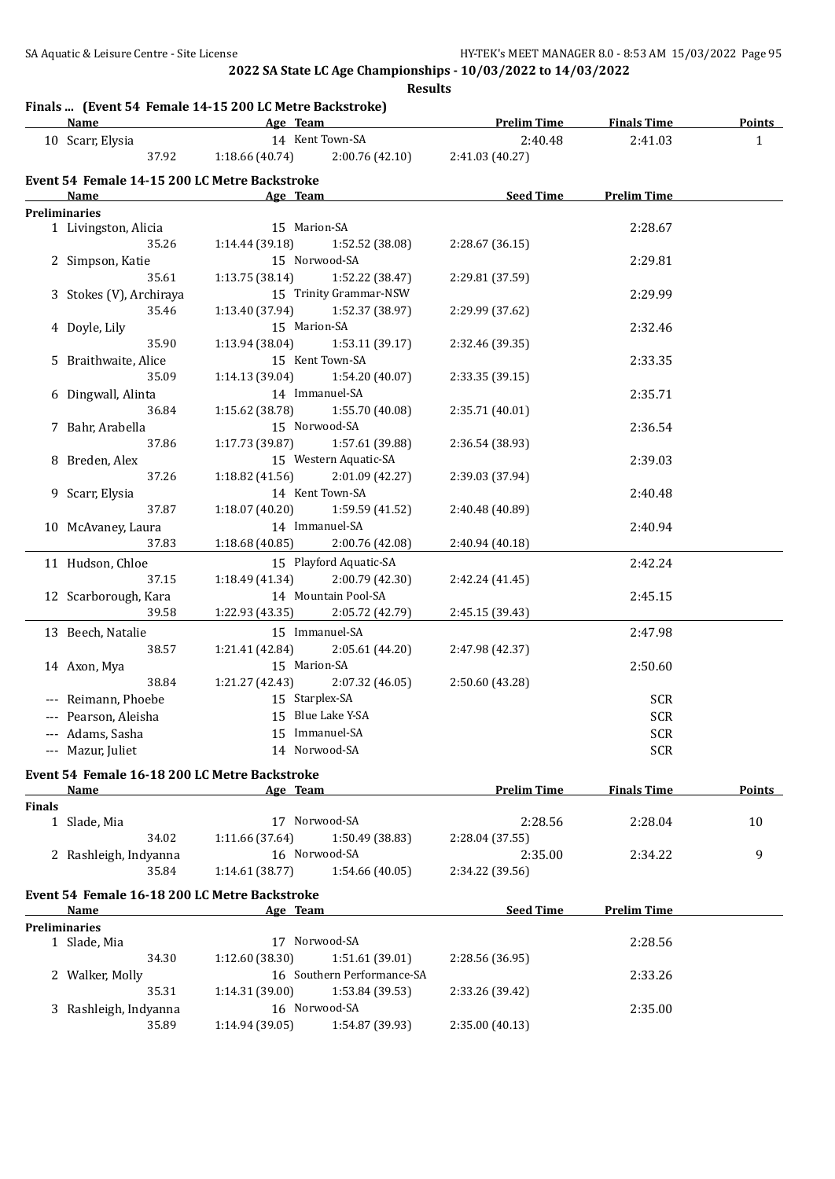2022 SA State LC Age Championships - 10/03/2022 to 14/03/2022

**Results**

### Finals ... (Event 54 Female 14-15 200 LC Metre Backstroke)

| | Name | Age | Team | Prelim Time | Finals Time | Points |
|---|---|---|---|---|---|---|
| 10 | Scarr, Elysia | 14 | Kent Town-SA | 2:40.48 | 2:41.03 | 1 |
| | 37.92 | 1:18.66 (40.74) | 2:00.76 (42.10) | 2:41.03 (40.27) | | |

### Event 54 Female 14-15 200 LC Metre Backstroke

| | Name | Age | Team | Seed Time | Prelim Time |
|---|---|---|---|---|---|
| **Preliminaries** | | | | | |
| 1 | Livingston, Alicia | 15 | Marion-SA | | 2:28.67 |
| | 35.26 | 1:14.44 (39.18) | 1:52.52 (38.08) | 2:28.67 (36.15) | |
| 2 | Simpson, Katie | 15 | Norwood-SA | | 2:29.81 |
| | 35.61 | 1:13.75 (38.14) | 1:52.22 (38.47) | 2:29.81 (37.59) | |
| 3 | Stokes (V), Archiraya | 15 | Trinity Grammar-NSW | | 2:29.99 |
| | 35.46 | 1:13.40 (37.94) | 1:52.37 (38.97) | 2:29.99 (37.62) | |
| 4 | Doyle, Lily | 15 | Marion-SA | | 2:32.46 |
| | 35.90 | 1:13.94 (38.04) | 1:53.11 (39.17) | 2:32.46 (39.35) | |
| 5 | Braithwaite, Alice | 15 | Kent Town-SA | | 2:33.35 |
| | 35.09 | 1:14.13 (39.04) | 1:54.20 (40.07) | 2:33.35 (39.15) | |
| 6 | Dingwall, Alinta | 14 | Immanuel-SA | | 2:35.71 |
| | 36.84 | 1:15.62 (38.78) | 1:55.70 (40.08) | 2:35.71 (40.01) | |
| 7 | Bahr, Arabella | 15 | Norwood-SA | | 2:36.54 |
| | 37.86 | 1:17.73 (39.87) | 1:57.61 (39.88) | 2:36.54 (38.93) | |
| 8 | Breden, Alex | 15 | Western Aquatic-SA | | 2:39.03 |
| | 37.26 | 1:18.82 (41.56) | 2:01.09 (42.27) | 2:39.03 (37.94) | |
| 9 | Scarr, Elysia | 14 | Kent Town-SA | | 2:40.48 |
| | 37.87 | 1:18.07 (40.20) | 1:59.59 (41.52) | 2:40.48 (40.89) | |
| 10 | McAvaney, Laura | 14 | Immanuel-SA | | 2:40.94 |
| | 37.83 | 1:18.68 (40.85) | 2:00.76 (42.08) | 2:40.94 (40.18) | |
| 11 | Hudson, Chloe | 15 | Playford Aquatic-SA | | 2:42.24 |
| | 37.15 | 1:18.49 (41.34) | 2:00.79 (42.30) | 2:42.24 (41.45) | |
| 12 | Scarborough, Kara | 14 | Mountain Pool-SA | | 2:45.15 |
| | 39.58 | 1:22.93 (43.35) | 2:05.72 (42.79) | 2:45.15 (39.43) | |
| 13 | Beech, Natalie | 15 | Immanuel-SA | | 2:47.98 |
| | 38.57 | 1:21.41 (42.84) | 2:05.61 (44.20) | 2:47.98 (42.37) | |
| 14 | Axon, Mya | 15 | Marion-SA | | 2:50.60 |
| | 38.84 | 1:21.27 (42.43) | 2:07.32 (46.05) | 2:50.60 (43.28) | |
| --- | Reimann, Phoebe | 15 | Starplex-SA | | SCR |
| --- | Pearson, Aleisha | 15 | Blue Lake Y-SA | | SCR |
| --- | Adams, Sasha | 15 | Immanuel-SA | | SCR |
| --- | Mazur, Juliet | 14 | Norwood-SA | | SCR |

### Event 54 Female 16-18 200 LC Metre Backstroke

| | Name | Age | Team | Prelim Time | Finals Time | Points |
|---|---|---|---|---|---|---|
| **Finals** | | | | | | |
| 1 | Slade, Mia | 17 | Norwood-SA | 2:28.56 | 2:28.04 | 10 |
| | 34.02 | 1:11.66 (37.64) | 1:50.49 (38.83) | 2:28.04 (37.55) | | |
| 2 | Rashleigh, Indyanna | 16 | Norwood-SA | 2:35.00 | 2:34.22 | 9 |
| | 35.84 | 1:14.61 (38.77) | 1:54.66 (40.05) | 2:34.22 (39.56) | | |

### Event 54 Female 16-18 200 LC Metre Backstroke

| | Name | Age | Team | Seed Time | Prelim Time |
|---|---|---|---|---|---|
| **Preliminaries** | | | | | |
| 1 | Slade, Mia | 17 | Norwood-SA | | 2:28.56 |
| | 34.30 | 1:12.60 (38.30) | 1:51.61 (39.01) | 2:28.56 (36.95) | |
| 2 | Walker, Molly | 16 | Southern Performance-SA | | 2:33.26 |
| | 35.31 | 1:14.31 (39.00) | 1:53.84 (39.53) | 2:33.26 (39.42) | |
| 3 | Rashleigh, Indyanna | 16 | Norwood-SA | | 2:35.00 |
| | 35.89 | 1:14.94 (39.05) | 1:54.87 (39.93) | 2:35.00 (40.13) | |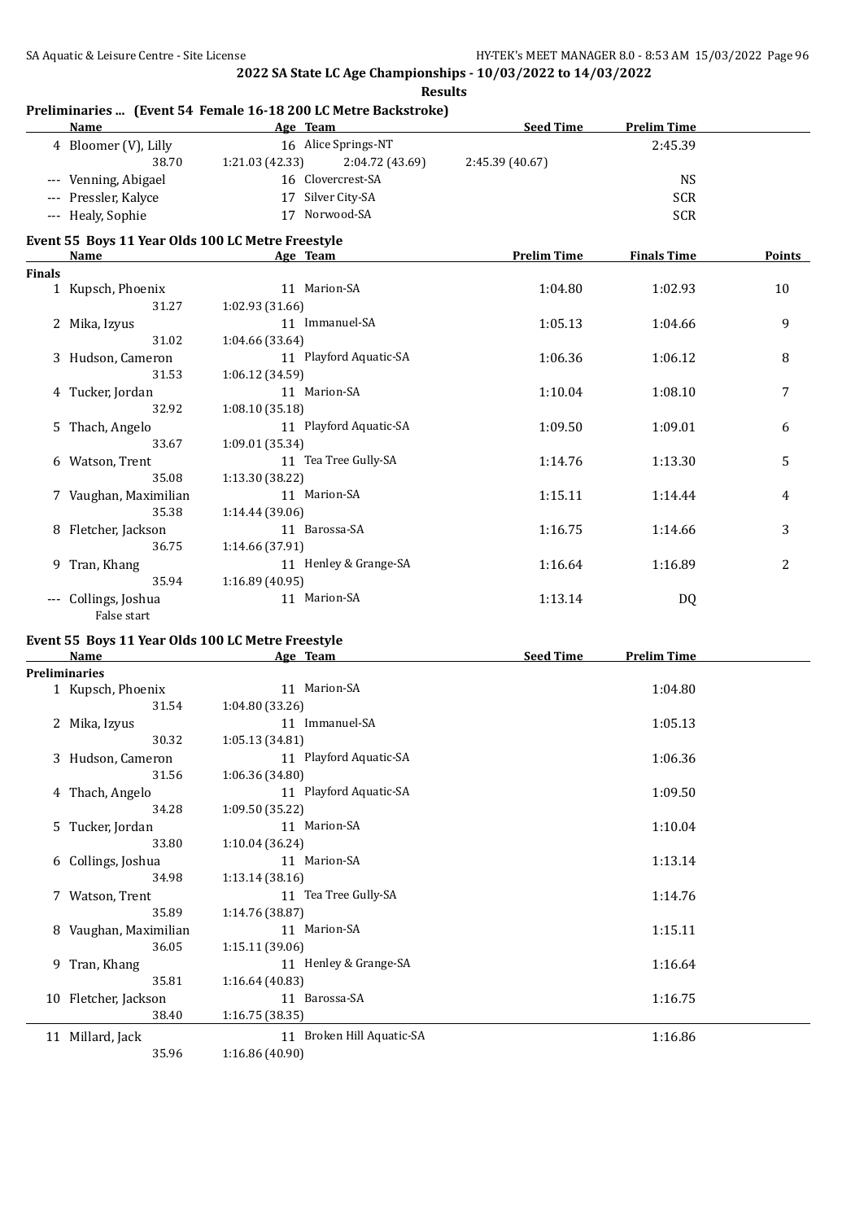## 2022 SA State LC Age Championships - 10/03/2022 to 14/03/2022

**Results**

### Preliminaries ... (Event 54 Female 16-18 200 LC Metre Backstroke)

| Name | Age | Team | Seed Time | Prelim Time |
|---|---|---|---|---|
| 4 Bloomer (V), Lilly | 16 | Alice Springs-NT | | 2:45.39 |
| 38.70 &nbsp; 1:21.03 (42.33) &nbsp; 2:04.72 (43.69) &nbsp; 2:45.39 (40.67) | | | | |
| --- Venning, Abigael | 16 | Clovercrest-SA | | NS |
| --- Pressler, Kalyce | 17 | Silver City-SA | | SCR |
| --- Healy, Sophie | 17 | Norwood-SA | | SCR |

### Event 55 Boys 11 Year Olds 100 LC Metre Freestyle

| Name | Age | Team | Prelim Time | Finals Time | Points |
|---|---|---|---|---|---|
| **Finals** | | | | | |
| 1 Kupsch, Phoenix | 11 | Marion-SA | 1:04.80 | 1:02.93 | 10 |
| 31.27 &nbsp; 1:02.93 (31.66) | | | | | |
| 2 Mika, Izyus | 11 | Immanuel-SA | 1:05.13 | 1:04.66 | 9 |
| 31.02 &nbsp; 1:04.66 (33.64) | | | | | |
| 3 Hudson, Cameron | 11 | Playford Aquatic-SA | 1:06.36 | 1:06.12 | 8 |
| 31.53 &nbsp; 1:06.12 (34.59) | | | | | |
| 4 Tucker, Jordan | 11 | Marion-SA | 1:10.04 | 1:08.10 | 7 |
| 32.92 &nbsp; 1:08.10 (35.18) | | | | | |
| 5 Thach, Angelo | 11 | Playford Aquatic-SA | 1:09.50 | 1:09.01 | 6 |
| 33.67 &nbsp; 1:09.01 (35.34) | | | | | |
| 6 Watson, Trent | 11 | Tea Tree Gully-SA | 1:14.76 | 1:13.30 | 5 |
| 35.08 &nbsp; 1:13.30 (38.22) | | | | | |
| 7 Vaughan, Maximilian | 11 | Marion-SA | 1:15.11 | 1:14.44 | 4 |
| 35.38 &nbsp; 1:14.44 (39.06) | | | | | |
| 8 Fletcher, Jackson | 11 | Barossa-SA | 1:16.75 | 1:14.66 | 3 |
| 36.75 &nbsp; 1:14.66 (37.91) | | | | | |
| 9 Tran, Khang | 11 | Henley & Grange-SA | 1:16.64 | 1:16.89 | 2 |
| 35.94 &nbsp; 1:16.89 (40.95) | | | | | |
| --- Collings, Joshua | 11 | Marion-SA | 1:13.14 | DQ | |
| False start | | | | | |

### Event 55 Boys 11 Year Olds 100 LC Metre Freestyle

| Name | Age | Team | Seed Time | Prelim Time |
|---|---|---|---|---|
| **Preliminaries** | | | | |
| 1 Kupsch, Phoenix | 11 | Marion-SA | | 1:04.80 |
| 31.54 &nbsp; 1:04.80 (33.26) | | | | |
| 2 Mika, Izyus | 11 | Immanuel-SA | | 1:05.13 |
| 30.32 &nbsp; 1:05.13 (34.81) | | | | |
| 3 Hudson, Cameron | 11 | Playford Aquatic-SA | | 1:06.36 |
| 31.56 &nbsp; 1:06.36 (34.80) | | | | |
| 4 Thach, Angelo | 11 | Playford Aquatic-SA | | 1:09.50 |
| 34.28 &nbsp; 1:09.50 (35.22) | | | | |
| 5 Tucker, Jordan | 11 | Marion-SA | | 1:10.04 |
| 33.80 &nbsp; 1:10.04 (36.24) | | | | |
| 6 Collings, Joshua | 11 | Marion-SA | | 1:13.14 |
| 34.98 &nbsp; 1:13.14 (38.16) | | | | |
| 7 Watson, Trent | 11 | Tea Tree Gully-SA | | 1:14.76 |
| 35.89 &nbsp; 1:14.76 (38.87) | | | | |
| 8 Vaughan, Maximilian | 11 | Marion-SA | | 1:15.11 |
| 36.05 &nbsp; 1:15.11 (39.06) | | | | |
| 9 Tran, Khang | 11 | Henley & Grange-SA | | 1:16.64 |
| 35.81 &nbsp; 1:16.64 (40.83) | | | | |
| 10 Fletcher, Jackson | 11 | Barossa-SA | | 1:16.75 |
| 38.40 &nbsp; 1:16.75 (38.35) | | | | |
| 11 Millard, Jack | 11 | Broken Hill Aquatic-SA | | 1:16.86 |
| 35.96 &nbsp; 1:16.86 (40.90) | | | | |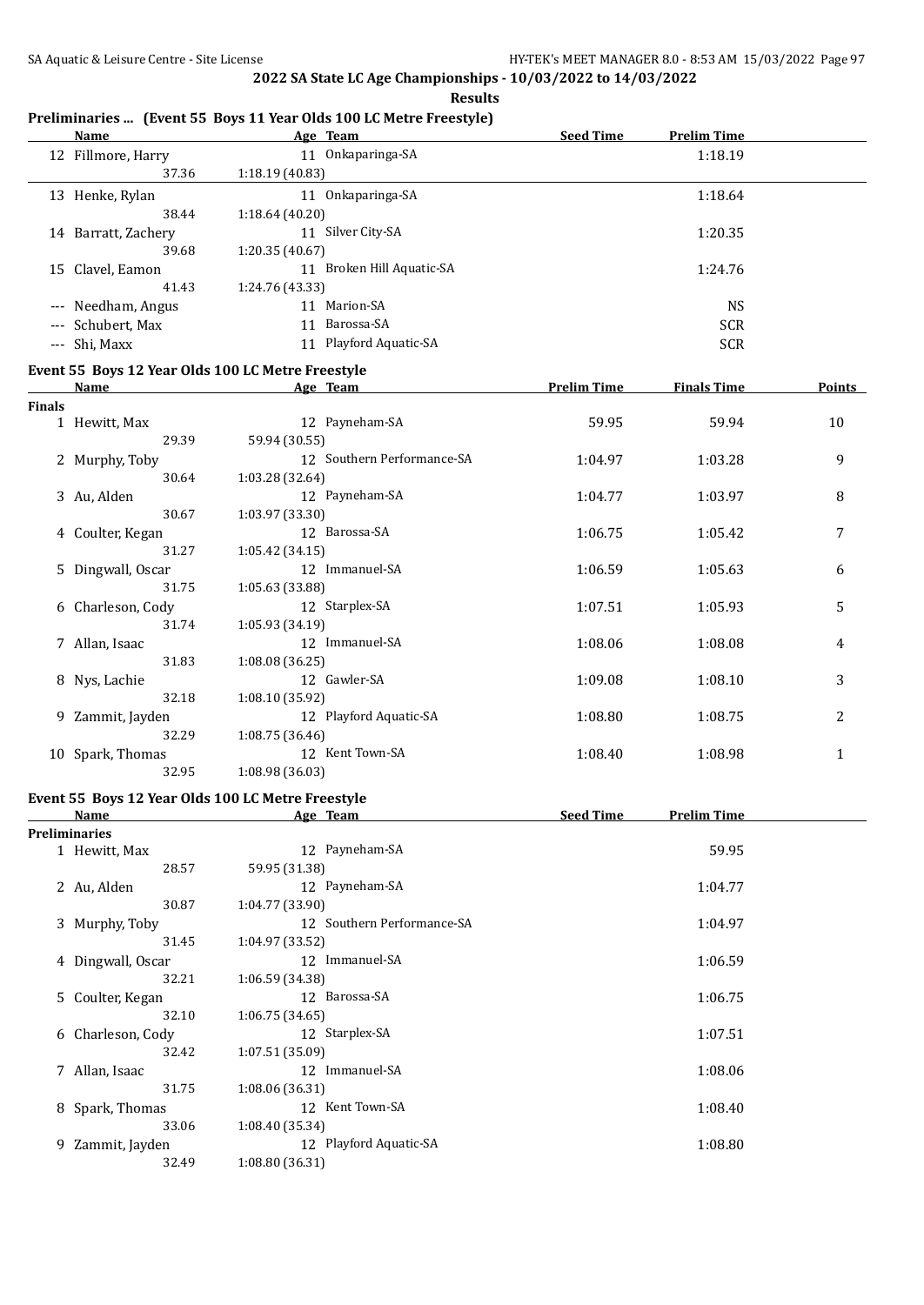## 2022 SA State LC Age Championships - 10/03/2022 to 14/03/2022

### Results

### Preliminaries ... (Event 55 Boys 11 Year Olds 100 LC Metre Freestyle)

| | Name | Age | Team | Seed Time | Prelim Time |
|---|---|---|---|---|---|
| 12 | Fillmore, Harry | 11 | Onkaparinga-SA | | 1:18.19 |
| | 37.36 | 1:18.19 (40.83) | | | |
| 13 | Henke, Rylan | 11 | Onkaparinga-SA | | 1:18.64 |
| | 38.44 | 1:18.64 (40.20) | | | |
| 14 | Barratt, Zachery | 11 | Silver City-SA | | 1:20.35 |
| | 39.68 | 1:20.35 (40.67) | | | |
| 15 | Clavel, Eamon | 11 | Broken Hill Aquatic-SA | | 1:24.76 |
| | 41.43 | 1:24.76 (43.33) | | | |
| --- | Needham, Angus | 11 | Marion-SA | | NS |
| --- | Schubert, Max | 11 | Barossa-SA | | SCR |
| --- | Shi, Maxx | 11 | Playford Aquatic-SA | | SCR |

### Event 55 Boys 12 Year Olds 100 LC Metre Freestyle

| | Name | Age | Team | Prelim Time | Finals Time | Points |
|---|---|---|---|---|---|---|
| **Finals** | | | | | | |
| 1 | Hewitt, Max | 12 | Payneham-SA | 59.95 | 59.94 | 10 |
| | 29.39 | 59.94 (30.55) | | | | |
| 2 | Murphy, Toby | 12 | Southern Performance-SA | 1:04.97 | 1:03.28 | 9 |
| | 30.64 | 1:03.28 (32.64) | | | | |
| 3 | Au, Alden | 12 | Payneham-SA | 1:04.77 | 1:03.97 | 8 |
| | 30.67 | 1:03.97 (33.30) | | | | |
| 4 | Coulter, Kegan | 12 | Barossa-SA | 1:06.75 | 1:05.42 | 7 |
| | 31.27 | 1:05.42 (34.15) | | | | |
| 5 | Dingwall, Oscar | 12 | Immanuel-SA | 1:06.59 | 1:05.63 | 6 |
| | 31.75 | 1:05.63 (33.88) | | | | |
| 6 | Charleson, Cody | 12 | Starplex-SA | 1:07.51 | 1:05.93 | 5 |
| | 31.74 | 1:05.93 (34.19) | | | | |
| 7 | Allan, Isaac | 12 | Immanuel-SA | 1:08.06 | 1:08.08 | 4 |
| | 31.83 | 1:08.08 (36.25) | | | | |
| 8 | Nys, Lachie | 12 | Gawler-SA | 1:09.08 | 1:08.10 | 3 |
| | 32.18 | 1:08.10 (35.92) | | | | |
| 9 | Zammit, Jayden | 12 | Playford Aquatic-SA | 1:08.80 | 1:08.75 | 2 |
| | 32.29 | 1:08.75 (36.46) | | | | |
| 10 | Spark, Thomas | 12 | Kent Town-SA | 1:08.40 | 1:08.98 | 1 |
| | 32.95 | 1:08.98 (36.03) | | | | |

### Event 55 Boys 12 Year Olds 100 LC Metre Freestyle

| | Name | Age | Team | Seed Time | Prelim Time |
|---|---|---|---|---|---|
| **Preliminaries** | | | | | |
| 1 | Hewitt, Max | 12 | Payneham-SA | | 59.95 |
| | 28.57 | 59.95 (31.38) | | | |
| 2 | Au, Alden | 12 | Payneham-SA | | 1:04.77 |
| | 30.87 | 1:04.77 (33.90) | | | |
| 3 | Murphy, Toby | 12 | Southern Performance-SA | | 1:04.97 |
| | 31.45 | 1:04.97 (33.52) | | | |
| 4 | Dingwall, Oscar | 12 | Immanuel-SA | | 1:06.59 |
| | 32.21 | 1:06.59 (34.38) | | | |
| 5 | Coulter, Kegan | 12 | Barossa-SA | | 1:06.75 |
| | 32.10 | 1:06.75 (34.65) | | | |
| 6 | Charleson, Cody | 12 | Starplex-SA | | 1:07.51 |
| | 32.42 | 1:07.51 (35.09) | | | |
| 7 | Allan, Isaac | 12 | Immanuel-SA | | 1:08.06 |
| | 31.75 | 1:08.06 (36.31) | | | |
| 8 | Spark, Thomas | 12 | Kent Town-SA | | 1:08.40 |
| | 33.06 | 1:08.40 (35.34) | | | |
| 9 | Zammit, Jayden | 12 | Playford Aquatic-SA | | 1:08.80 |
| | 32.49 | 1:08.80 (36.31) | | | |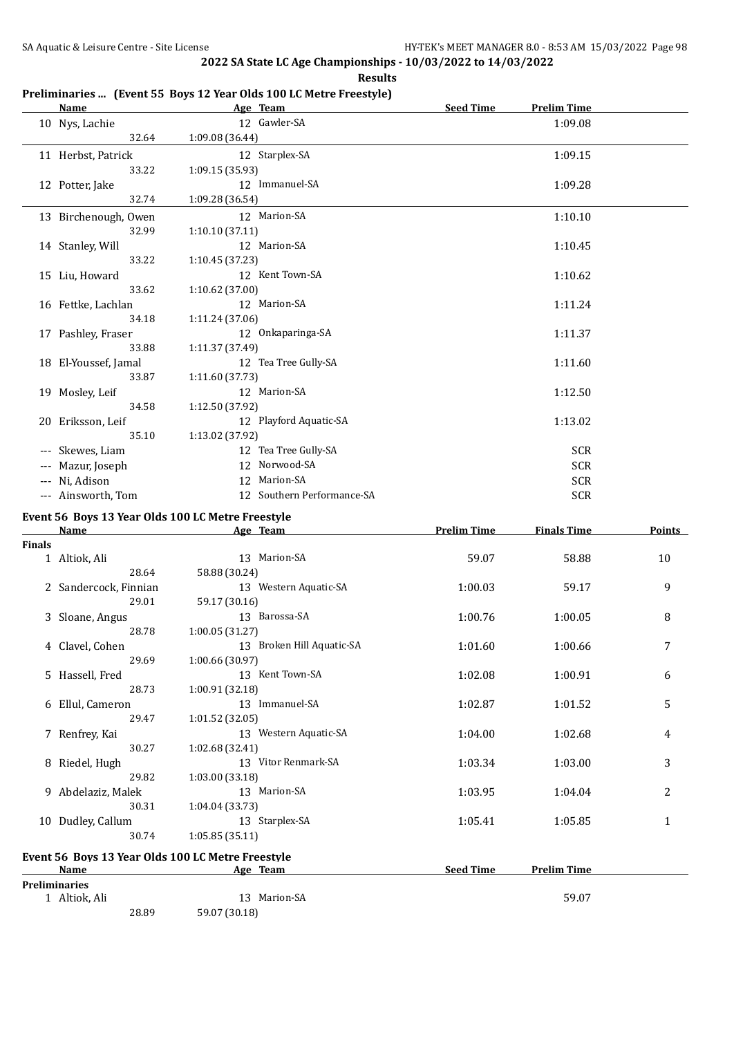## 2022 SA State LC Age Championships - 10/03/2022 to 14/03/2022

**Results**

### Preliminaries ... (Event 55 Boys 12 Year Olds 100 LC Metre Freestyle)

| | Name | Age | Team | Seed Time | Prelim Time |
|---|---|---|---|---|---|
| 10 | Nys, Lachie | 12 | Gawler-SA | | 1:09.08 |
| | 32.64 | 1:09.08 (36.44) | | | |
| 11 | Herbst, Patrick | 12 | Starplex-SA | | 1:09.15 |
| | 33.22 | 1:09.15 (35.93) | | | |
| 12 | Potter, Jake | 12 | Immanuel-SA | | 1:09.28 |
| | 32.74 | 1:09.28 (36.54) | | | |
| 13 | Birchenough, Owen | 12 | Marion-SA | | 1:10.10 |
| | 32.99 | 1:10.10 (37.11) | | | |
| 14 | Stanley, Will | 12 | Marion-SA | | 1:10.45 |
| | 33.22 | 1:10.45 (37.23) | | | |
| 15 | Liu, Howard | 12 | Kent Town-SA | | 1:10.62 |
| | 33.62 | 1:10.62 (37.00) | | | |
| 16 | Fettke, Lachlan | 12 | Marion-SA | | 1:11.24 |
| | 34.18 | 1:11.24 (37.06) | | | |
| 17 | Pashley, Fraser | 12 | Onkaparinga-SA | | 1:11.37 |
| | 33.88 | 1:11.37 (37.49) | | | |
| 18 | El-Youssef, Jamal | 12 | Tea Tree Gully-SA | | 1:11.60 |
| | 33.87 | 1:11.60 (37.73) | | | |
| 19 | Mosley, Leif | 12 | Marion-SA | | 1:12.50 |
| | 34.58 | 1:12.50 (37.92) | | | |
| 20 | Eriksson, Leif | 12 | Playford Aquatic-SA | | 1:13.02 |
| | 35.10 | 1:13.02 (37.92) | | | |
| --- | Skewes, Liam | 12 | Tea Tree Gully-SA | | SCR |
| --- | Mazur, Joseph | 12 | Norwood-SA | | SCR |
| --- | Ni, Adison | 12 | Marion-SA | | SCR |
| --- | Ainsworth, Tom | 12 | Southern Performance-SA | | SCR |

### Event 56 Boys 13 Year Olds 100 LC Metre Freestyle

| | Name | Age | Team | Prelim Time | Finals Time | Points |
|---|---|---|---|---|---|---|
| **Finals** | | | | | | |
| 1 | Altiok, Ali | 13 | Marion-SA | 59.07 | 58.88 | 10 |
| | 28.64 | 58.88 (30.24) | | | | |
| 2 | Sandercock, Finnian | 13 | Western Aquatic-SA | 1:00.03 | 59.17 | 9 |
| | 29.01 | 59.17 (30.16) | | | | |
| 3 | Sloane, Angus | 13 | Barossa-SA | 1:00.76 | 1:00.05 | 8 |
| | 28.78 | 1:00.05 (31.27) | | | | |
| 4 | Clavel, Cohen | 13 | Broken Hill Aquatic-SA | 1:01.60 | 1:00.66 | 7 |
| | 29.69 | 1:00.66 (30.97) | | | | |
| 5 | Hassell, Fred | 13 | Kent Town-SA | 1:02.08 | 1:00.91 | 6 |
| | 28.73 | 1:00.91 (32.18) | | | | |
| 6 | Ellul, Cameron | 13 | Immanuel-SA | 1:02.87 | 1:01.52 | 5 |
| | 29.47 | 1:01.52 (32.05) | | | | |
| 7 | Renfrey, Kai | 13 | Western Aquatic-SA | 1:04.00 | 1:02.68 | 4 |
| | 30.27 | 1:02.68 (32.41) | | | | |
| 8 | Riedel, Hugh | 13 | Vitor Renmark-SA | 1:03.34 | 1:03.00 | 3 |
| | 29.82 | 1:03.00 (33.18) | | | | |
| 9 | Abdelaziz, Malek | 13 | Marion-SA | 1:03.95 | 1:04.04 | 2 |
| | 30.31 | 1:04.04 (33.73) | | | | |
| 10 | Dudley, Callum | 13 | Starplex-SA | 1:05.41 | 1:05.85 | 1 |
| | 30.74 | 1:05.85 (35.11) | | | | |

### Event 56 Boys 13 Year Olds 100 LC Metre Freestyle

| | Name | Age | Team | Seed Time | Prelim Time |
|---|---|---|---|---|---|
| **Preliminaries** | | | | | |
| 1 | Altiok, Ali | 13 | Marion-SA | | 59.07 |
| | 28.89 | 59.07 (30.18) | | | |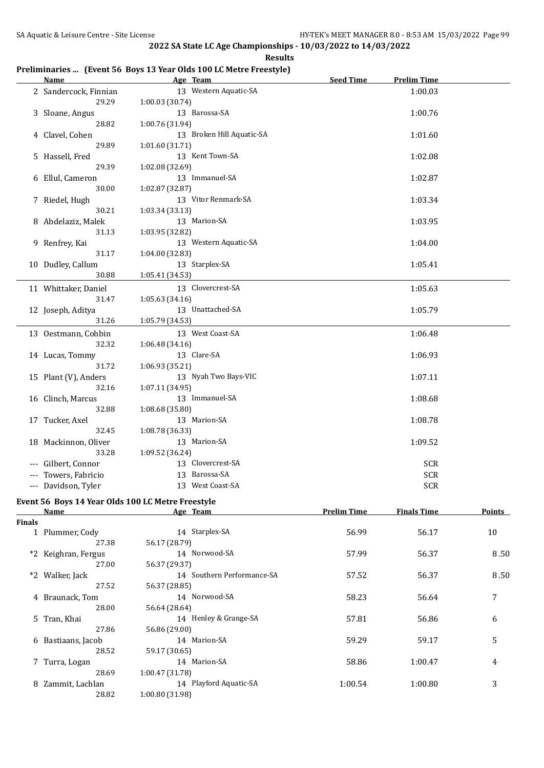## 2022 SA State LC Age Championships - 10/03/2022 to 14/03/2022

### Results

### Preliminaries ... (Event 56 Boys 13 Year Olds 100 LC Metre Freestyle)

| | Name | Age | Team | Seed Time | Prelim Time |
|---|---|---|---|---|---|
| 2 | Sandercock, Finnian | 13 | Western Aquatic-SA | | 1:00.03 |
| | 29.29 | 1:00.03 (30.74) | | | |
| 3 | Sloane, Angus | 13 | Barossa-SA | | 1:00.76 |
| | 28.82 | 1:00.76 (31.94) | | | |
| 4 | Clavel, Cohen | 13 | Broken Hill Aquatic-SA | | 1:01.60 |
| | 29.89 | 1:01.60 (31.71) | | | |
| 5 | Hassell, Fred | 13 | Kent Town-SA | | 1:02.08 |
| | 29.39 | 1:02.08 (32.69) | | | |
| 6 | Ellul, Cameron | 13 | Immanuel-SA | | 1:02.87 |
| | 30.00 | 1:02.87 (32.87) | | | |
| 7 | Riedel, Hugh | 13 | Vitor Renmark-SA | | 1:03.34 |
| | 30.21 | 1:03.34 (33.13) | | | |
| 8 | Abdelaziz, Malek | 13 | Marion-SA | | 1:03.95 |
| | 31.13 | 1:03.95 (32.82) | | | |
| 9 | Renfrey, Kai | 13 | Western Aquatic-SA | | 1:04.00 |
| | 31.17 | 1:04.00 (32.83) | | | |
| 10 | Dudley, Callum | 13 | Starplex-SA | | 1:05.41 |
| | 30.88 | 1:05.41 (34.53) | | | |
| 11 | Whittaker, Daniel | 13 | Clovercrest-SA | | 1:05.63 |
| | 31.47 | 1:05.63 (34.16) | | | |
| 12 | Joseph, Aditya | 13 | Unattached-SA | | 1:05.79 |
| | 31.26 | 1:05.79 (34.53) | | | |
| 13 | Oestmann, Cohbin | 13 | West Coast-SA | | 1:06.48 |
| | 32.32 | 1:06.48 (34.16) | | | |
| 14 | Lucas, Tommy | 13 | Clare-SA | | 1:06.93 |
| | 31.72 | 1:06.93 (35.21) | | | |
| 15 | Plant (V), Anders | 13 | Nyah Two Bays-VIC | | 1:07.11 |
| | 32.16 | 1:07.11 (34.95) | | | |
| 16 | Clinch, Marcus | 13 | Immanuel-SA | | 1:08.68 |
| | 32.88 | 1:08.68 (35.80) | | | |
| 17 | Tucker, Axel | 13 | Marion-SA | | 1:08.78 |
| | 32.45 | 1:08.78 (36.33) | | | |
| 18 | Mackinnon, Oliver | 13 | Marion-SA | | 1:09.52 |
| | 33.28 | 1:09.52 (36.24) | | | |
| --- | Gilbert, Connor | 13 | Clovercrest-SA | | SCR |
| --- | Towers, Fabricio | 13 | Barossa-SA | | SCR |
| --- | Davidson, Tyler | 13 | West Coast-SA | | SCR |

### Event 56 Boys 14 Year Olds 100 LC Metre Freestyle

**Finals**

| | Name | Age | Team | Prelim Time | Finals Time | Points |
|---|---|---|---|---|---|---|
| 1 | Plummer, Cody | 14 | Starplex-SA | 56.99 | 56.17 | 10 |
| | 27.38 | 56.17 (28.79) | | | | |
| *2 | Keighran, Fergus | 14 | Norwood-SA | 57.99 | 56.37 | 8.50 |
| | 27.00 | 56.37 (29.37) | | | | |
| *2 | Walker, Jack | 14 | Southern Performance-SA | 57.52 | 56.37 | 8.50 |
| | 27.52 | 56.37 (28.85) | | | | |
| 4 | Braunack, Tom | 14 | Norwood-SA | 58.23 | 56.64 | 7 |
| | 28.00 | 56.64 (28.64) | | | | |
| 5 | Tran, Khai | 14 | Henley & Grange-SA | 57.81 | 56.86 | 6 |
| | 27.86 | 56.86 (29.00) | | | | |
| 6 | Bastiaans, Jacob | 14 | Marion-SA | 59.29 | 59.17 | 5 |
| | 28.52 | 59.17 (30.65) | | | | |
| 7 | Turra, Logan | 14 | Marion-SA | 58.86 | 1:00.47 | 4 |
| | 28.69 | 1:00.47 (31.78) | | | | |
| 8 | Zammit, Lachlan | 14 | Playford Aquatic-SA | 1:00.54 | 1:00.80 | 3 |
| | 28.82 | 1:00.80 (31.98) | | | | |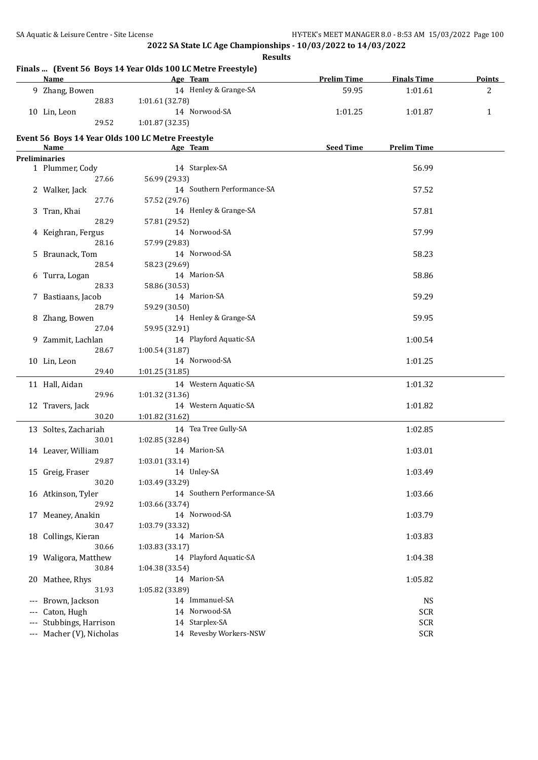**2022 SA State LC Age Championships - 10/03/2022 to 14/03/2022**

**Results**

### Finals ... (Event 56 Boys 14 Year Olds 100 LC Metre Freestyle)

| Name | Age | Team | Prelim Time | Finals Time | Points |
|---|---|---|---|---|---|
| 9 Zhang, Bowen | 14 | Henley & Grange-SA | 59.95 | 1:01.61 | 2 |
| 28.83 | 1:01.61 (32.78) | | | | |
| 10 Lin, Leon | 14 | Norwood-SA | 1:01.25 | 1:01.87 | 1 |
| 29.52 | 1:01.87 (32.35) | | | | |

### Event 56 Boys 14 Year Olds 100 LC Metre Freestyle

| Name | Age | Team | Seed Time | Prelim Time |
|---|---|---|---|---|
| **Preliminaries** | | | | |
| 1 Plummer, Cody | 14 | Starplex-SA | | 56.99 |
| 27.66 | 56.99 (29.33) | | | |
| 2 Walker, Jack | 14 | Southern Performance-SA | | 57.52 |
| 27.76 | 57.52 (29.76) | | | |
| 3 Tran, Khai | 14 | Henley & Grange-SA | | 57.81 |
| 28.29 | 57.81 (29.52) | | | |
| 4 Keighran, Fergus | 14 | Norwood-SA | | 57.99 |
| 28.16 | 57.99 (29.83) | | | |
| 5 Braunack, Tom | 14 | Norwood-SA | | 58.23 |
| 28.54 | 58.23 (29.69) | | | |
| 6 Turra, Logan | 14 | Marion-SA | | 58.86 |
| 28.33 | 58.86 (30.53) | | | |
| 7 Bastiaans, Jacob | 14 | Marion-SA | | 59.29 |
| 28.79 | 59.29 (30.50) | | | |
| 8 Zhang, Bowen | 14 | Henley & Grange-SA | | 59.95 |
| 27.04 | 59.95 (32.91) | | | |
| 9 Zammit, Lachlan | 14 | Playford Aquatic-SA | | 1:00.54 |
| 28.67 | 1:00.54 (31.87) | | | |
| 10 Lin, Leon | 14 | Norwood-SA | | 1:01.25 |
| 29.40 | 1:01.25 (31.85) | | | |
| 11 Hall, Aidan | 14 | Western Aquatic-SA | | 1:01.32 |
| 29.96 | 1:01.32 (31.36) | | | |
| 12 Travers, Jack | 14 | Western Aquatic-SA | | 1:01.82 |
| 30.20 | 1:01.82 (31.62) | | | |
| 13 Soltes, Zachariah | 14 | Tea Tree Gully-SA | | 1:02.85 |
| 30.01 | 1:02.85 (32.84) | | | |
| 14 Leaver, William | 14 | Marion-SA | | 1:03.01 |
| 29.87 | 1:03.01 (33.14) | | | |
| 15 Greig, Fraser | 14 | Unley-SA | | 1:03.49 |
| 30.20 | 1:03.49 (33.29) | | | |
| 16 Atkinson, Tyler | 14 | Southern Performance-SA | | 1:03.66 |
| 29.92 | 1:03.66 (33.74) | | | |
| 17 Meaney, Anakin | 14 | Norwood-SA | | 1:03.79 |
| 30.47 | 1:03.79 (33.32) | | | |
| 18 Collings, Kieran | 14 | Marion-SA | | 1:03.83 |
| 30.66 | 1:03.83 (33.17) | | | |
| 19 Waligora, Matthew | 14 | Playford Aquatic-SA | | 1:04.38 |
| 30.84 | 1:04.38 (33.54) | | | |
| 20 Mathee, Rhys | 14 | Marion-SA | | 1:05.82 |
| 31.93 | 1:05.82 (33.89) | | | |
| --- Brown, Jackson | 14 | Immanuel-SA | | NS |
| --- Caton, Hugh | 14 | Norwood-SA | | SCR |
| --- Stubbings, Harrison | 14 | Starplex-SA | | SCR |
| --- Macher (V), Nicholas | 14 | Revesby Workers-NSW | | SCR |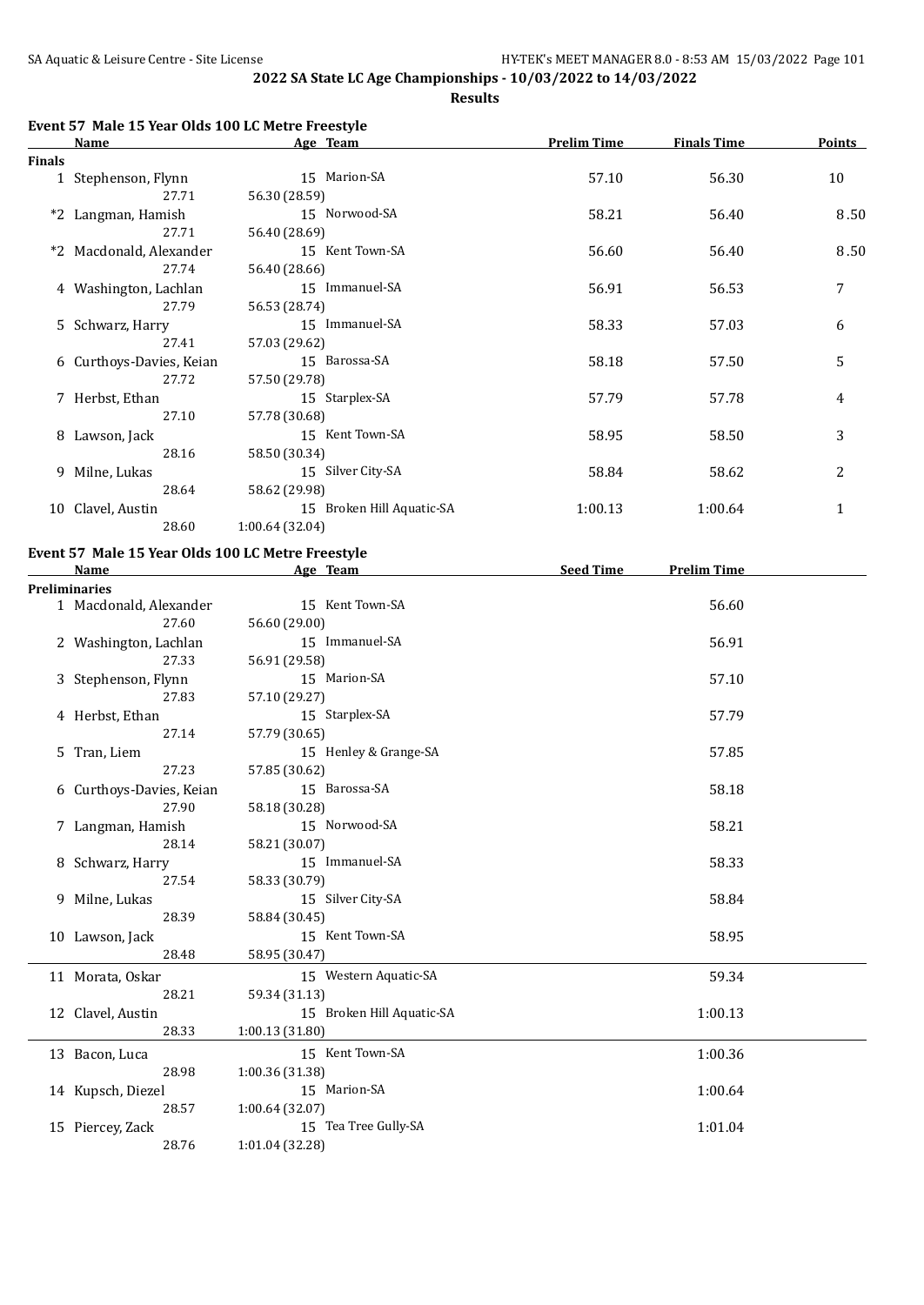# 2022 SA State LC Age Championships - 10/03/2022 to 14/03/2022

## Results

### Event 57 Male 15 Year Olds 100 LC Metre Freestyle

| | Name | Age | Team | Prelim Time | Finals Time | Points |
|---|---|---|---|---|---|---|
| **Finals** | | | | | | |
| 1 | Stephenson, Flynn | 15 | Marion-SA | 57.10 | 56.30 | 10 |
| | 27.71 | 56.30 (28.59) | | | | |
| *2 | Langman, Hamish | 15 | Norwood-SA | 58.21 | 56.40 | 8.50 |
| | 27.71 | 56.40 (28.69) | | | | |
| *2 | Macdonald, Alexander | 15 | Kent Town-SA | 56.60 | 56.40 | 8.50 |
| | 27.74 | 56.40 (28.66) | | | | |
| 4 | Washington, Lachlan | 15 | Immanuel-SA | 56.91 | 56.53 | 7 |
| | 27.79 | 56.53 (28.74) | | | | |
| 5 | Schwarz, Harry | 15 | Immanuel-SA | 58.33 | 57.03 | 6 |
| | 27.41 | 57.03 (29.62) | | | | |
| 6 | Curthoys-Davies, Keian | 15 | Barossa-SA | 58.18 | 57.50 | 5 |
| | 27.72 | 57.50 (29.78) | | | | |
| 7 | Herbst, Ethan | 15 | Starplex-SA | 57.79 | 57.78 | 4 |
| | 27.10 | 57.78 (30.68) | | | | |
| 8 | Lawson, Jack | 15 | Kent Town-SA | 58.95 | 58.50 | 3 |
| | 28.16 | 58.50 (30.34) | | | | |
| 9 | Milne, Lukas | 15 | Silver City-SA | 58.84 | 58.62 | 2 |
| | 28.64 | 58.62 (29.98) | | | | |
| 10 | Clavel, Austin | 15 | Broken Hill Aquatic-SA | 1:00.13 | 1:00.64 | 1 |
| | 28.60 | 1:00.64 (32.04) | | | | |

### Event 57 Male 15 Year Olds 100 LC Metre Freestyle

| | Name | Age | Team | Seed Time | Prelim Time |
|---|---|---|---|---|---|
| **Preliminaries** | | | | | |
| 1 | Macdonald, Alexander | 15 | Kent Town-SA | | 56.60 |
| | 27.60 | 56.60 (29.00) | | | |
| 2 | Washington, Lachlan | 15 | Immanuel-SA | | 56.91 |
| | 27.33 | 56.91 (29.58) | | | |
| 3 | Stephenson, Flynn | 15 | Marion-SA | | 57.10 |
| | 27.83 | 57.10 (29.27) | | | |
| 4 | Herbst, Ethan | 15 | Starplex-SA | | 57.79 |
| | 27.14 | 57.79 (30.65) | | | |
| 5 | Tran, Liem | 15 | Henley & Grange-SA | | 57.85 |
| | 27.23 | 57.85 (30.62) | | | |
| 6 | Curthoys-Davies, Keian | 15 | Barossa-SA | | 58.18 |
| | 27.90 | 58.18 (30.28) | | | |
| 7 | Langman, Hamish | 15 | Norwood-SA | | 58.21 |
| | 28.14 | 58.21 (30.07) | | | |
| 8 | Schwarz, Harry | 15 | Immanuel-SA | | 58.33 |
| | 27.54 | 58.33 (30.79) | | | |
| 9 | Milne, Lukas | 15 | Silver City-SA | | 58.84 |
| | 28.39 | 58.84 (30.45) | | | |
| 10 | Lawson, Jack | 15 | Kent Town-SA | | 58.95 |
| | 28.48 | 58.95 (30.47) | | | |
| 11 | Morata, Oskar | 15 | Western Aquatic-SA | | 59.34 |
| | 28.21 | 59.34 (31.13) | | | |
| 12 | Clavel, Austin | 15 | Broken Hill Aquatic-SA | | 1:00.13 |
| | 28.33 | 1:00.13 (31.80) | | | |
| 13 | Bacon, Luca | 15 | Kent Town-SA | | 1:00.36 |
| | 28.98 | 1:00.36 (31.38) | | | |
| 14 | Kupsch, Diezel | 15 | Marion-SA | | 1:00.64 |
| | 28.57 | 1:00.64 (32.07) | | | |
| 15 | Piercey, Zack | 15 | Tea Tree Gully-SA | | 1:01.04 |
| | 28.76 | 1:01.04 (32.28) | | | |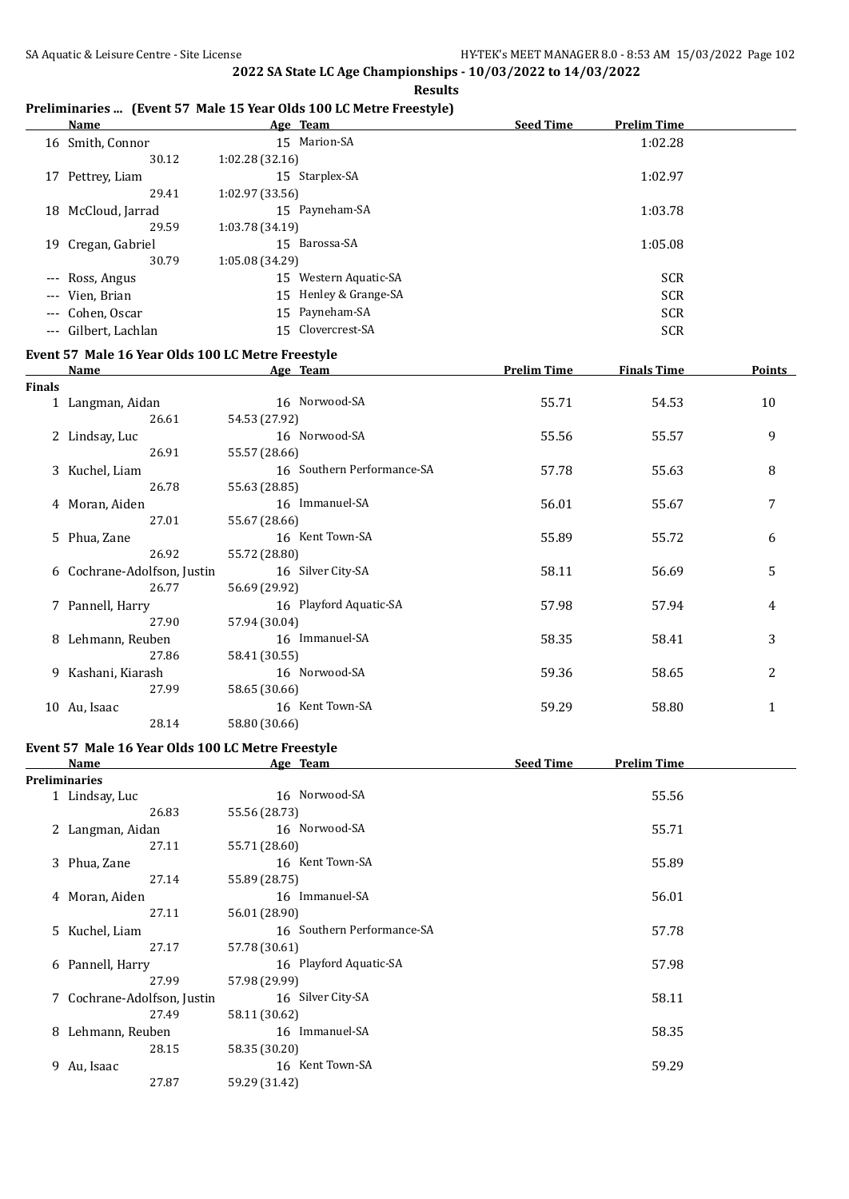## 2022 SA State LC Age Championships - 10/03/2022 to 14/03/2022

**Results**

### Preliminaries ... (Event 57 Male 15 Year Olds 100 LC Metre Freestyle)

| | Name | Age | Team | Seed Time | Prelim Time |
|---|---|---|---|---|---|
| 16 | Smith, Connor | 15 | Marion-SA | | 1:02.28 |
| | 30.12 | 1:02.28 (32.16) | | | |
| 17 | Pettrey, Liam | 15 | Starplex-SA | | 1:02.97 |
| | 29.41 | 1:02.97 (33.56) | | | |
| 18 | McCloud, Jarrad | 15 | Payneham-SA | | 1:03.78 |
| | 29.59 | 1:03.78 (34.19) | | | |
| 19 | Cregan, Gabriel | 15 | Barossa-SA | | 1:05.08 |
| | 30.79 | 1:05.08 (34.29) | | | |
| --- | Ross, Angus | 15 | Western Aquatic-SA | | SCR |
| --- | Vien, Brian | 15 | Henley & Grange-SA | | SCR |
| --- | Cohen, Oscar | 15 | Payneham-SA | | SCR |
| --- | Gilbert, Lachlan | 15 | Clovercrest-SA | | SCR |

### Event 57 Male 16 Year Olds 100 LC Metre Freestyle

| | Name | Age | Team | Prelim Time | Finals Time | Points |
|---|---|---|---|---|---|---|
| **Finals** | | | | | | |
| 1 | Langman, Aidan | 16 | Norwood-SA | 55.71 | 54.53 | 10 |
| | 26.61 | 54.53 (27.92) | | | | |
| 2 | Lindsay, Luc | 16 | Norwood-SA | 55.56 | 55.57 | 9 |
| | 26.91 | 55.57 (28.66) | | | | |
| 3 | Kuchel, Liam | 16 | Southern Performance-SA | 57.78 | 55.63 | 8 |
| | 26.78 | 55.63 (28.85) | | | | |
| 4 | Moran, Aiden | 16 | Immanuel-SA | 56.01 | 55.67 | 7 |
| | 27.01 | 55.67 (28.66) | | | | |
| 5 | Phua, Zane | 16 | Kent Town-SA | 55.89 | 55.72 | 6 |
| | 26.92 | 55.72 (28.80) | | | | |
| 6 | Cochrane-Adolfson, Justin | 16 | Silver City-SA | 58.11 | 56.69 | 5 |
| | 26.77 | 56.69 (29.92) | | | | |
| 7 | Pannell, Harry | 16 | Playford Aquatic-SA | 57.98 | 57.94 | 4 |
| | 27.90 | 57.94 (30.04) | | | | |
| 8 | Lehmann, Reuben | 16 | Immanuel-SA | 58.35 | 58.41 | 3 |
| | 27.86 | 58.41 (30.55) | | | | |
| 9 | Kashani, Kiarash | 16 | Norwood-SA | 59.36 | 58.65 | 2 |
| | 27.99 | 58.65 (30.66) | | | | |
| 10 | Au, Isaac | 16 | Kent Town-SA | 59.29 | 58.80 | 1 |
| | 28.14 | 58.80 (30.66) | | | | |

### Event 57 Male 16 Year Olds 100 LC Metre Freestyle

| | Name | Age | Team | Seed Time | Prelim Time |
|---|---|---|---|---|---|
| **Preliminaries** | | | | | |
| 1 | Lindsay, Luc | 16 | Norwood-SA | | 55.56 |
| | 26.83 | 55.56 (28.73) | | | |
| 2 | Langman, Aidan | 16 | Norwood-SA | | 55.71 |
| | 27.11 | 55.71 (28.60) | | | |
| 3 | Phua, Zane | 16 | Kent Town-SA | | 55.89 |
| | 27.14 | 55.89 (28.75) | | | |
| 4 | Moran, Aiden | 16 | Immanuel-SA | | 56.01 |
| | 27.11 | 56.01 (28.90) | | | |
| 5 | Kuchel, Liam | 16 | Southern Performance-SA | | 57.78 |
| | 27.17 | 57.78 (30.61) | | | |
| 6 | Pannell, Harry | 16 | Playford Aquatic-SA | | 57.98 |
| | 27.99 | 57.98 (29.99) | | | |
| 7 | Cochrane-Adolfson, Justin | 16 | Silver City-SA | | 58.11 |
| | 27.49 | 58.11 (30.62) | | | |
| 8 | Lehmann, Reuben | 16 | Immanuel-SA | | 58.35 |
| | 28.15 | 58.35 (30.20) | | | |
| 9 | Au, Isaac | 16 | Kent Town-SA | | 59.29 |
| | 27.87 | 59.29 (31.42) | | | |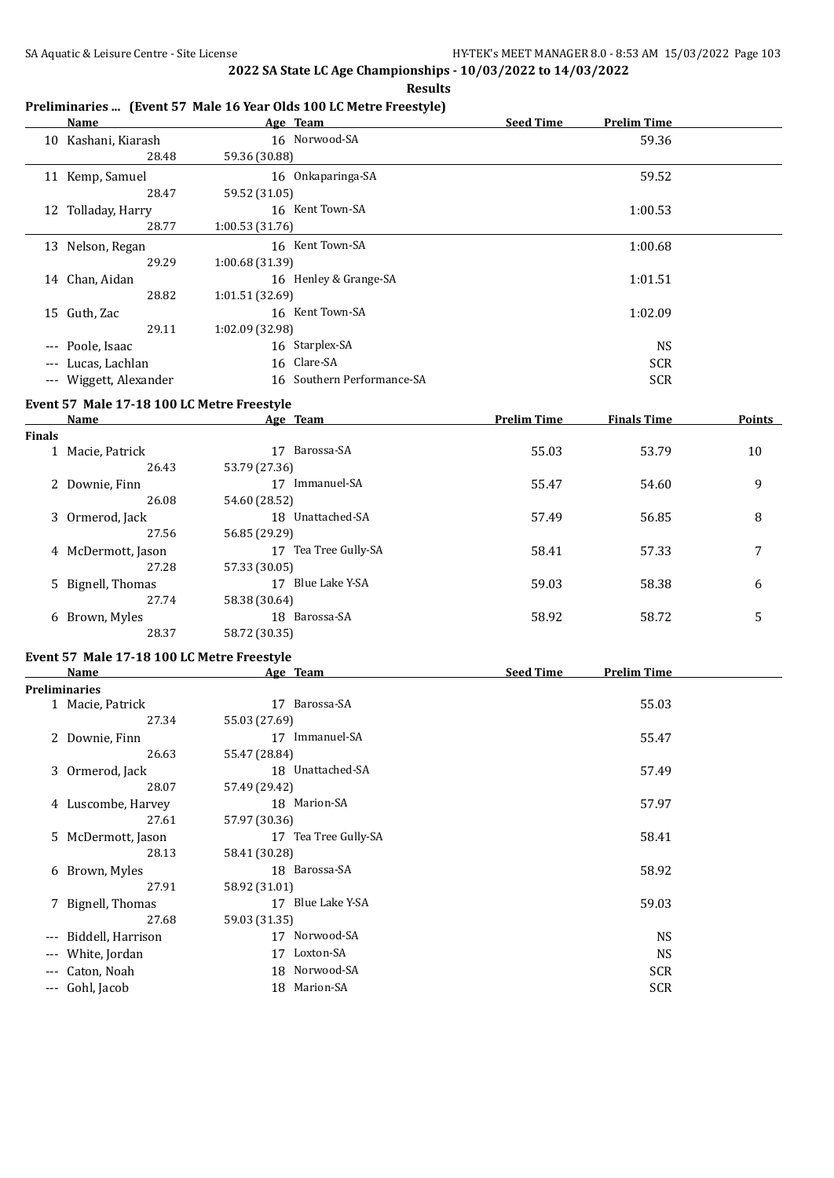## 2022 SA State LC Age Championships - 10/03/2022 to 14/03/2022

**Results**

### Preliminaries ... (Event 57 Male 16 Year Olds 100 LC Metre Freestyle)

| | Name | Age | Team | Seed Time | Prelim Time |
|---|---|---|---|---|---|
| 10 | Kashani, Kiarash | 16 | Norwood-SA | | 59.36 |
| | 28.48 | 59.36 (30.88) | | | |
| 11 | Kemp, Samuel | 16 | Onkaparinga-SA | | 59.52 |
| | 28.47 | 59.52 (31.05) | | | |
| 12 | Tolladay, Harry | 16 | Kent Town-SA | | 1:00.53 |
| | 28.77 | 1:00.53 (31.76) | | | |
| 13 | Nelson, Regan | 16 | Kent Town-SA | | 1:00.68 |
| | 29.29 | 1:00.68 (31.39) | | | |
| 14 | Chan, Aidan | 16 | Henley & Grange-SA | | 1:01.51 |
| | 28.82 | 1:01.51 (32.69) | | | |
| 15 | Guth, Zac | 16 | Kent Town-SA | | 1:02.09 |
| | 29.11 | 1:02.09 (32.98) | | | |
| --- | Poole, Isaac | 16 | Starplex-SA | | NS |
| --- | Lucas, Lachlan | 16 | Clare-SA | | SCR |
| --- | Wiggett, Alexander | 16 | Southern Performance-SA | | SCR |

### Event 57 Male 17-18 100 LC Metre Freestyle

| | Name | Age | Team | Prelim Time | Finals Time | Points |
|---|---|---|---|---|---|---|
| **Finals** | | | | | | |
| 1 | Macie, Patrick | 17 | Barossa-SA | 55.03 | 53.79 | 10 |
| | 26.43 | 53.79 (27.36) | | | | |
| 2 | Downie, Finn | 17 | Immanuel-SA | 55.47 | 54.60 | 9 |
| | 26.08 | 54.60 (28.52) | | | | |
| 3 | Ormerod, Jack | 18 | Unattached-SA | 57.49 | 56.85 | 8 |
| | 27.56 | 56.85 (29.29) | | | | |
| 4 | McDermott, Jason | 17 | Tea Tree Gully-SA | 58.41 | 57.33 | 7 |
| | 27.28 | 57.33 (30.05) | | | | |
| 5 | Bignell, Thomas | 17 | Blue Lake Y-SA | 59.03 | 58.38 | 6 |
| | 27.74 | 58.38 (30.64) | | | | |
| 6 | Brown, Myles | 18 | Barossa-SA | 58.92 | 58.72 | 5 |
| | 28.37 | 58.72 (30.35) | | | | |

### Event 57 Male 17-18 100 LC Metre Freestyle

| | Name | Age | Team | Seed Time | Prelim Time |
|---|---|---|---|---|---|
| **Preliminaries** | | | | | |
| 1 | Macie, Patrick | 17 | Barossa-SA | | 55.03 |
| | 27.34 | 55.03 (27.69) | | | |
| 2 | Downie, Finn | 17 | Immanuel-SA | | 55.47 |
| | 26.63 | 55.47 (28.84) | | | |
| 3 | Ormerod, Jack | 18 | Unattached-SA | | 57.49 |
| | 28.07 | 57.49 (29.42) | | | |
| 4 | Luscombe, Harvey | 18 | Marion-SA | | 57.97 |
| | 27.61 | 57.97 (30.36) | | | |
| 5 | McDermott, Jason | 17 | Tea Tree Gully-SA | | 58.41 |
| | 28.13 | 58.41 (30.28) | | | |
| 6 | Brown, Myles | 18 | Barossa-SA | | 58.92 |
| | 27.91 | 58.92 (31.01) | | | |
| 7 | Bignell, Thomas | 17 | Blue Lake Y-SA | | 59.03 |
| | 27.68 | 59.03 (31.35) | | | |
| --- | Biddell, Harrison | 17 | Norwood-SA | | NS |
| --- | White, Jordan | 17 | Loxton-SA | | NS |
| --- | Caton, Noah | 18 | Norwood-SA | | SCR |
| --- | Gohl, Jacob | 18 | Marion-SA | | SCR |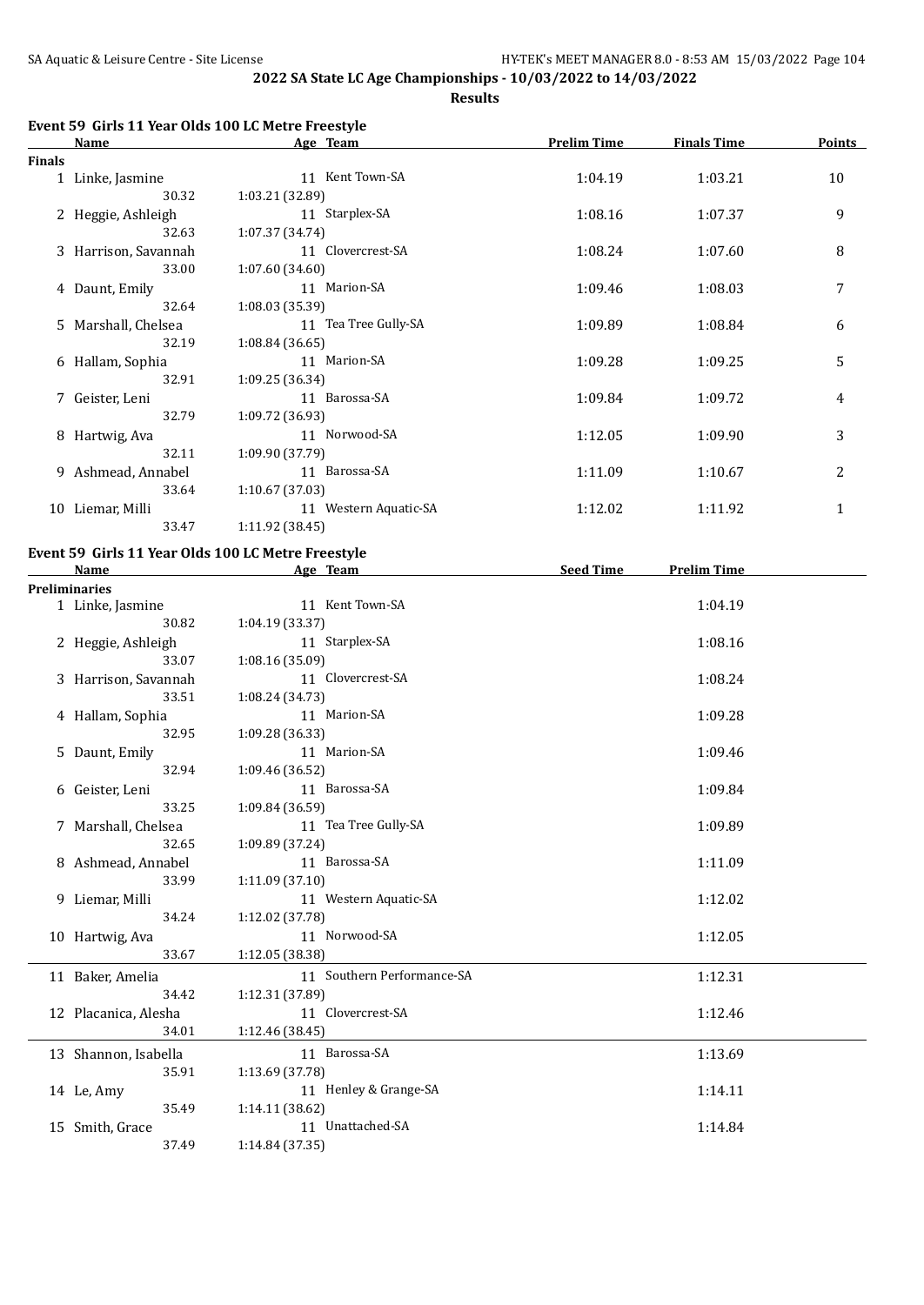## 2022 SA State LC Age Championships - 10/03/2022 to 14/03/2022

**Results**

### Event 59 Girls 11 Year Olds 100 LC Metre Freestyle

| | Name | Age | Team | Prelim Time | Finals Time | Points |
|---|---|---|---|---|---|---|
| **Finals** | | | | | | |
| 1 | Linke, Jasmine | 11 | Kent Town-SA | 1:04.19 | 1:03.21 | 10 |
| | 30.32 | 1:03.21 (32.89) | | | | |
| 2 | Heggie, Ashleigh | 11 | Starplex-SA | 1:08.16 | 1:07.37 | 9 |
| | 32.63 | 1:07.37 (34.74) | | | | |
| 3 | Harrison, Savannah | 11 | Clovercrest-SA | 1:08.24 | 1:07.60 | 8 |
| | 33.00 | 1:07.60 (34.60) | | | | |
| 4 | Daunt, Emily | 11 | Marion-SA | 1:09.46 | 1:08.03 | 7 |
| | 32.64 | 1:08.03 (35.39) | | | | |
| 5 | Marshall, Chelsea | 11 | Tea Tree Gully-SA | 1:09.89 | 1:08.84 | 6 |
| | 32.19 | 1:08.84 (36.65) | | | | |
| 6 | Hallam, Sophia | 11 | Marion-SA | 1:09.28 | 1:09.25 | 5 |
| | 32.91 | 1:09.25 (36.34) | | | | |
| 7 | Geister, Leni | 11 | Barossa-SA | 1:09.84 | 1:09.72 | 4 |
| | 32.79 | 1:09.72 (36.93) | | | | |
| 8 | Hartwig, Ava | 11 | Norwood-SA | 1:12.05 | 1:09.90 | 3 |
| | 32.11 | 1:09.90 (37.79) | | | | |
| 9 | Ashmead, Annabel | 11 | Barossa-SA | 1:11.09 | 1:10.67 | 2 |
| | 33.64 | 1:10.67 (37.03) | | | | |
| 10 | Liemar, Milli | 11 | Western Aquatic-SA | 1:12.02 | 1:11.92 | 1 |
| | 33.47 | 1:11.92 (38.45) | | | | |

### Event 59 Girls 11 Year Olds 100 LC Metre Freestyle

| | Name | Age | Team | Seed Time | Prelim Time |
|---|---|---|---|---|---|
| **Preliminaries** | | | | | |
| 1 | Linke, Jasmine | 11 | Kent Town-SA | | 1:04.19 |
| | 30.82 | 1:04.19 (33.37) | | | |
| 2 | Heggie, Ashleigh | 11 | Starplex-SA | | 1:08.16 |
| | 33.07 | 1:08.16 (35.09) | | | |
| 3 | Harrison, Savannah | 11 | Clovercrest-SA | | 1:08.24 |
| | 33.51 | 1:08.24 (34.73) | | | |
| 4 | Hallam, Sophia | 11 | Marion-SA | | 1:09.28 |
| | 32.95 | 1:09.28 (36.33) | | | |
| 5 | Daunt, Emily | 11 | Marion-SA | | 1:09.46 |
| | 32.94 | 1:09.46 (36.52) | | | |
| 6 | Geister, Leni | 11 | Barossa-SA | | 1:09.84 |
| | 33.25 | 1:09.84 (36.59) | | | |
| 7 | Marshall, Chelsea | 11 | Tea Tree Gully-SA | | 1:09.89 |
| | 32.65 | 1:09.89 (37.24) | | | |
| 8 | Ashmead, Annabel | 11 | Barossa-SA | | 1:11.09 |
| | 33.99 | 1:11.09 (37.10) | | | |
| 9 | Liemar, Milli | 11 | Western Aquatic-SA | | 1:12.02 |
| | 34.24 | 1:12.02 (37.78) | | | |
| 10 | Hartwig, Ava | 11 | Norwood-SA | | 1:12.05 |
| | 33.67 | 1:12.05 (38.38) | | | |
| 11 | Baker, Amelia | 11 | Southern Performance-SA | | 1:12.31 |
| | 34.42 | 1:12.31 (37.89) | | | |
| 12 | Placanica, Alesha | 11 | Clovercrest-SA | | 1:12.46 |
| | 34.01 | 1:12.46 (38.45) | | | |
| 13 | Shannon, Isabella | 11 | Barossa-SA | | 1:13.69 |
| | 35.91 | 1:13.69 (37.78) | | | |
| 14 | Le, Amy | 11 | Henley & Grange-SA | | 1:14.11 |
| | 35.49 | 1:14.11 (38.62) | | | |
| 15 | Smith, Grace | 11 | Unattached-SA | | 1:14.84 |
| | 37.49 | 1:14.84 (37.35) | | | |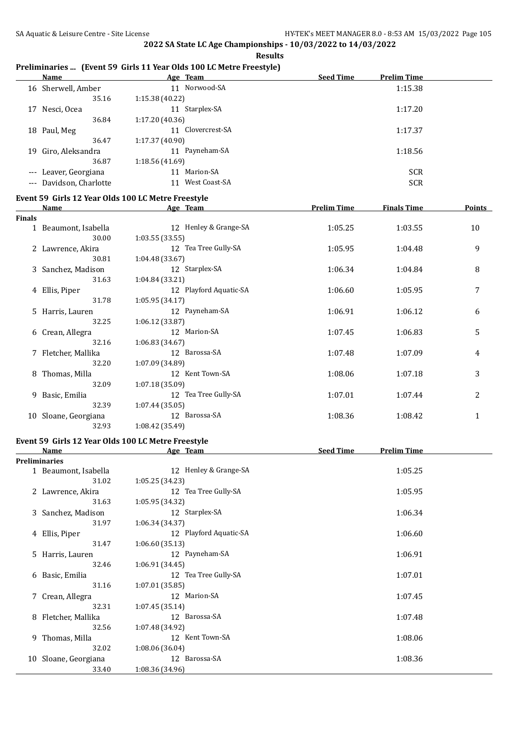## 2022 SA State LC Age Championships - 10/03/2022 to 14/03/2022

**Results**

### Preliminaries ... (Event 59 Girls 11 Year Olds 100 LC Metre Freestyle)

| | Name | Age | Team | Seed Time | Prelim Time |
|---|---|---|---|---|---|
| 16 | Sherwell, Amber | 11 | Norwood-SA | | 1:15.38 |
| | 35.16 | 1:15.38 (40.22) | | | |
| 17 | Nesci, Ocea | 11 | Starplex-SA | | 1:17.20 |
| | 36.84 | 1:17.20 (40.36) | | | |
| 18 | Paul, Meg | 11 | Clovercrest-SA | | 1:17.37 |
| | 36.47 | 1:17.37 (40.90) | | | |
| 19 | Giro, Aleksandra | 11 | Payneham-SA | | 1:18.56 |
| | 36.87 | 1:18.56 (41.69) | | | |
| --- | Leaver, Georgiana | 11 | Marion-SA | | SCR |
| --- | Davidson, Charlotte | 11 | West Coast-SA | | SCR |

### Event 59 Girls 12 Year Olds 100 LC Metre Freestyle

| | Name | Age | Team | Prelim Time | Finals Time | Points |
|---|---|---|---|---|---|---|
| **Finals** | | | | | | |
| 1 | Beaumont, Isabella | 12 | Henley & Grange-SA | 1:05.25 | 1:03.55 | 10 |
| | 30.00 | 1:03.55 (33.55) | | | | |
| 2 | Lawrence, Akira | 12 | Tea Tree Gully-SA | 1:05.95 | 1:04.48 | 9 |
| | 30.81 | 1:04.48 (33.67) | | | | |
| 3 | Sanchez, Madison | 12 | Starplex-SA | 1:06.34 | 1:04.84 | 8 |
| | 31.63 | 1:04.84 (33.21) | | | | |
| 4 | Ellis, Piper | 12 | Playford Aquatic-SA | 1:06.60 | 1:05.95 | 7 |
| | 31.78 | 1:05.95 (34.17) | | | | |
| 5 | Harris, Lauren | 12 | Payneham-SA | 1:06.91 | 1:06.12 | 6 |
| | 32.25 | 1:06.12 (33.87) | | | | |
| 6 | Crean, Allegra | 12 | Marion-SA | 1:07.45 | 1:06.83 | 5 |
| | 32.16 | 1:06.83 (34.67) | | | | |
| 7 | Fletcher, Mallika | 12 | Barossa-SA | 1:07.48 | 1:07.09 | 4 |
| | 32.20 | 1:07.09 (34.89) | | | | |
| 8 | Thomas, Milla | 12 | Kent Town-SA | 1:08.06 | 1:07.18 | 3 |
| | 32.09 | 1:07.18 (35.09) | | | | |
| 9 | Basic, Emilia | 12 | Tea Tree Gully-SA | 1:07.01 | 1:07.44 | 2 |
| | 32.39 | 1:07.44 (35.05) | | | | |
| 10 | Sloane, Georgiana | 12 | Barossa-SA | 1:08.36 | 1:08.42 | 1 |
| | 32.93 | 1:08.42 (35.49) | | | | |

### Event 59 Girls 12 Year Olds 100 LC Metre Freestyle

| | Name | Age | Team | Seed Time | Prelim Time |
|---|---|---|---|---|---|
| **Preliminaries** | | | | | |
| 1 | Beaumont, Isabella | 12 | Henley & Grange-SA | | 1:05.25 |
| | 31.02 | 1:05.25 (34.23) | | | |
| 2 | Lawrence, Akira | 12 | Tea Tree Gully-SA | | 1:05.95 |
| | 31.63 | 1:05.95 (34.32) | | | |
| 3 | Sanchez, Madison | 12 | Starplex-SA | | 1:06.34 |
| | 31.97 | 1:06.34 (34.37) | | | |
| 4 | Ellis, Piper | 12 | Playford Aquatic-SA | | 1:06.60 |
| | 31.47 | 1:06.60 (35.13) | | | |
| 5 | Harris, Lauren | 12 | Payneham-SA | | 1:06.91 |
| | 32.46 | 1:06.91 (34.45) | | | |
| 6 | Basic, Emilia | 12 | Tea Tree Gully-SA | | 1:07.01 |
| | 31.16 | 1:07.01 (35.85) | | | |
| 7 | Crean, Allegra | 12 | Marion-SA | | 1:07.45 |
| | 32.31 | 1:07.45 (35.14) | | | |
| 8 | Fletcher, Mallika | 12 | Barossa-SA | | 1:07.48 |
| | 32.56 | 1:07.48 (34.92) | | | |
| 9 | Thomas, Milla | 12 | Kent Town-SA | | 1:08.06 |
| | 32.02 | 1:08.06 (36.04) | | | |
| 10 | Sloane, Georgiana | 12 | Barossa-SA | | 1:08.36 |
| | 33.40 | 1:08.36 (34.96) | | | |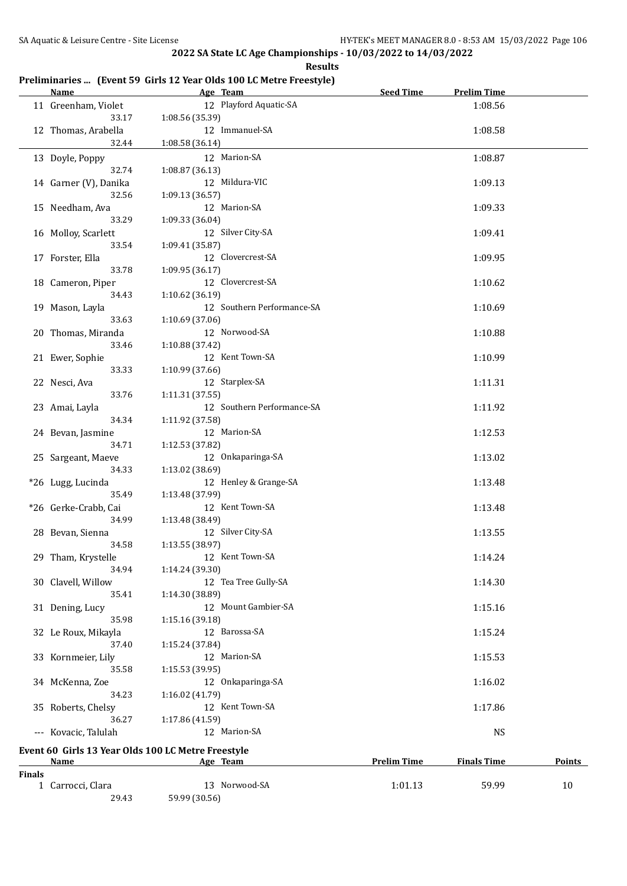## 2022 SA State LC Age Championships - 10/03/2022 to 14/03/2022

**Results**

### Preliminaries ... (Event 59 Girls 12 Year Olds 100 LC Metre Freestyle)

| | Name | Age | Team | Seed Time | Prelim Time |
|---|---|---|---|---|---|
| 11 | Greenham, Violet | 12 | Playford Aquatic-SA | | 1:08.56 |
| | 33.17 | 1:08.56 (35.39) | | | |
| 12 | Thomas, Arabella | 12 | Immanuel-SA | | 1:08.58 |
| | 32.44 | 1:08.58 (36.14) | | | |
| 13 | Doyle, Poppy | 12 | Marion-SA | | 1:08.87 |
| | 32.74 | 1:08.87 (36.13) | | | |
| 14 | Garner (V), Danika | 12 | Mildura-VIC | | 1:09.13 |
| | 32.56 | 1:09.13 (36.57) | | | |
| 15 | Needham, Ava | 12 | Marion-SA | | 1:09.33 |
| | 33.29 | 1:09.33 (36.04) | | | |
| 16 | Molloy, Scarlett | 12 | Silver City-SA | | 1:09.41 |
| | 33.54 | 1:09.41 (35.87) | | | |
| 17 | Forster, Ella | 12 | Clovercrest-SA | | 1:09.95 |
| | 33.78 | 1:09.95 (36.17) | | | |
| 18 | Cameron, Piper | 12 | Clovercrest-SA | | 1:10.62 |
| | 34.43 | 1:10.62 (36.19) | | | |
| 19 | Mason, Layla | 12 | Southern Performance-SA | | 1:10.69 |
| | 33.63 | 1:10.69 (37.06) | | | |
| 20 | Thomas, Miranda | 12 | Norwood-SA | | 1:10.88 |
| | 33.46 | 1:10.88 (37.42) | | | |
| 21 | Ewer, Sophie | 12 | Kent Town-SA | | 1:10.99 |
| | 33.33 | 1:10.99 (37.66) | | | |
| 22 | Nesci, Ava | 12 | Starplex-SA | | 1:11.31 |
| | 33.76 | 1:11.31 (37.55) | | | |
| 23 | Amai, Layla | 12 | Southern Performance-SA | | 1:11.92 |
| | 34.34 | 1:11.92 (37.58) | | | |
| 24 | Bevan, Jasmine | 12 | Marion-SA | | 1:12.53 |
| | 34.71 | 1:12.53 (37.82) | | | |
| 25 | Sargeant, Maeve | 12 | Onkaparinga-SA | | 1:13.02 |
| | 34.33 | 1:13.02 (38.69) | | | |
| *26 | Lugg, Lucinda | 12 | Henley & Grange-SA | | 1:13.48 |
| | 35.49 | 1:13.48 (37.99) | | | |
| *26 | Gerke-Crabb, Cai | 12 | Kent Town-SA | | 1:13.48 |
| | 34.99 | 1:13.48 (38.49) | | | |
| 28 | Bevan, Sienna | 12 | Silver City-SA | | 1:13.55 |
| | 34.58 | 1:13.55 (38.97) | | | |
| 29 | Tham, Krystelle | 12 | Kent Town-SA | | 1:14.24 |
| | 34.94 | 1:14.24 (39.30) | | | |
| 30 | Clavell, Willow | 12 | Tea Tree Gully-SA | | 1:14.30 |
| | 35.41 | 1:14.30 (38.89) | | | |
| 31 | Dening, Lucy | 12 | Mount Gambier-SA | | 1:15.16 |
| | 35.98 | 1:15.16 (39.18) | | | |
| 32 | Le Roux, Mikayla | 12 | Barossa-SA | | 1:15.24 |
| | 37.40 | 1:15.24 (37.84) | | | |
| 33 | Kornmeier, Lily | 12 | Marion-SA | | 1:15.53 |
| | 35.58 | 1:15.53 (39.95) | | | |
| 34 | McKenna, Zoe | 12 | Onkaparinga-SA | | 1:16.02 |
| | 34.23 | 1:16.02 (41.79) | | | |
| 35 | Roberts, Chelsy | 12 | Kent Town-SA | | 1:17.86 |
| | 36.27 | 1:17.86 (41.59) | | | |
| --- | Kovacic, Talulah | 12 | Marion-SA | | NS |

### Event 60 Girls 13 Year Olds 100 LC Metre Freestyle

| | Name | Age | Team | Prelim Time | Finals Time | Points |
|---|---|---|---|---|---|---|
| **Finals** | | | | | | |
| 1 | Carrocci, Clara | 13 | Norwood-SA | 1:01.13 | 59.99 | 10 |
| | 29.43 | 59.99 (30.56) | | | | |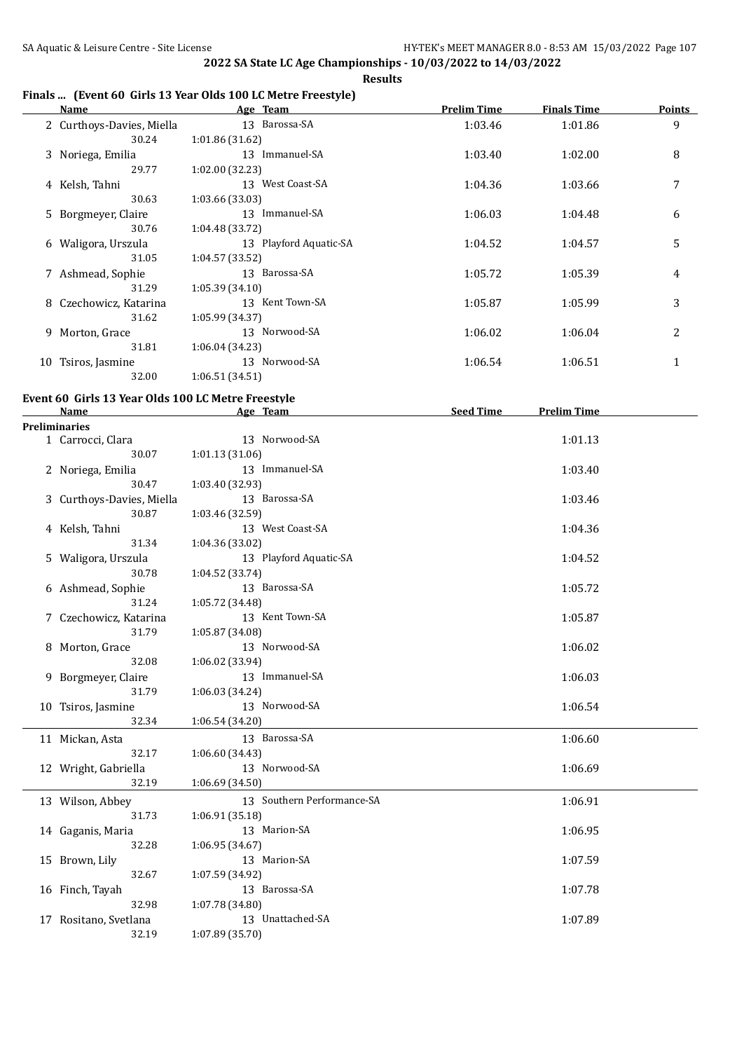## 2022 SA State LC Age Championships - 10/03/2022 to 14/03/2022

### Results

#### Finals ... (Event 60 Girls 13 Year Olds 100 LC Metre Freestyle)

| | Name | Age | Team | Prelim Time | Finals Time | Points |
|---|---|---|---|---|---|---|
| 2 | Curthoys-Davies, Miella | 13 | Barossa-SA | 1:03.46 | 1:01.86 | 9 |
| | 30.24 | 1:01.86 (31.62) | | | | |
| 3 | Noriega, Emilia | 13 | Immanuel-SA | 1:03.40 | 1:02.00 | 8 |
| | 29.77 | 1:02.00 (32.23) | | | | |
| 4 | Kelsh, Tahni | 13 | West Coast-SA | 1:04.36 | 1:03.66 | 7 |
| | 30.63 | 1:03.66 (33.03) | | | | |
| 5 | Borgmeyer, Claire | 13 | Immanuel-SA | 1:06.03 | 1:04.48 | 6 |
| | 30.76 | 1:04.48 (33.72) | | | | |
| 6 | Waligora, Urszula | 13 | Playford Aquatic-SA | 1:04.52 | 1:04.57 | 5 |
| | 31.05 | 1:04.57 (33.52) | | | | |
| 7 | Ashmead, Sophie | 13 | Barossa-SA | 1:05.72 | 1:05.39 | 4 |
| | 31.29 | 1:05.39 (34.10) | | | | |
| 8 | Czechowicz, Katarina | 13 | Kent Town-SA | 1:05.87 | 1:05.99 | 3 |
| | 31.62 | 1:05.99 (34.37) | | | | |
| 9 | Morton, Grace | 13 | Norwood-SA | 1:06.02 | 1:06.04 | 2 |
| | 31.81 | 1:06.04 (34.23) | | | | |
| 10 | Tsiros, Jasmine | 13 | Norwood-SA | 1:06.54 | 1:06.51 | 1 |
| | 32.00 | 1:06.51 (34.51) | | | | |

#### Event 60 Girls 13 Year Olds 100 LC Metre Freestyle

| | Name | Age | Team | Seed Time | Prelim Time |
|---|---|---|---|---|---|
| **Preliminaries** | | | | | |
| 1 | Carrocci, Clara | 13 | Norwood-SA | | 1:01.13 |
| | 30.07 | 1:01.13 (31.06) | | | |
| 2 | Noriega, Emilia | 13 | Immanuel-SA | | 1:03.40 |
| | 30.47 | 1:03.40 (32.93) | | | |
| 3 | Curthoys-Davies, Miella | 13 | Barossa-SA | | 1:03.46 |
| | 30.87 | 1:03.46 (32.59) | | | |
| 4 | Kelsh, Tahni | 13 | West Coast-SA | | 1:04.36 |
| | 31.34 | 1:04.36 (33.02) | | | |
| 5 | Waligora, Urszula | 13 | Playford Aquatic-SA | | 1:04.52 |
| | 30.78 | 1:04.52 (33.74) | | | |
| 6 | Ashmead, Sophie | 13 | Barossa-SA | | 1:05.72 |
| | 31.24 | 1:05.72 (34.48) | | | |
| 7 | Czechowicz, Katarina | 13 | Kent Town-SA | | 1:05.87 |
| | 31.79 | 1:05.87 (34.08) | | | |
| 8 | Morton, Grace | 13 | Norwood-SA | | 1:06.02 |
| | 32.08 | 1:06.02 (33.94) | | | |
| 9 | Borgmeyer, Claire | 13 | Immanuel-SA | | 1:06.03 |
| | 31.79 | 1:06.03 (34.24) | | | |
| 10 | Tsiros, Jasmine | 13 | Norwood-SA | | 1:06.54 |
| | 32.34 | 1:06.54 (34.20) | | | |
| 11 | Mickan, Asta | 13 | Barossa-SA | | 1:06.60 |
| | 32.17 | 1:06.60 (34.43) | | | |
| 12 | Wright, Gabriella | 13 | Norwood-SA | | 1:06.69 |
| | 32.19 | 1:06.69 (34.50) | | | |
| 13 | Wilson, Abbey | 13 | Southern Performance-SA | | 1:06.91 |
| | 31.73 | 1:06.91 (35.18) | | | |
| 14 | Gaganis, Maria | 13 | Marion-SA | | 1:06.95 |
| | 32.28 | 1:06.95 (34.67) | | | |
| 15 | Brown, Lily | 13 | Marion-SA | | 1:07.59 |
| | 32.67 | 1:07.59 (34.92) | | | |
| 16 | Finch, Tayah | 13 | Barossa-SA | | 1:07.78 |
| | 32.98 | 1:07.78 (34.80) | | | |
| 17 | Rositano, Svetlana | 13 | Unattached-SA | | 1:07.89 |
| | 32.19 | 1:07.89 (35.70) | | | |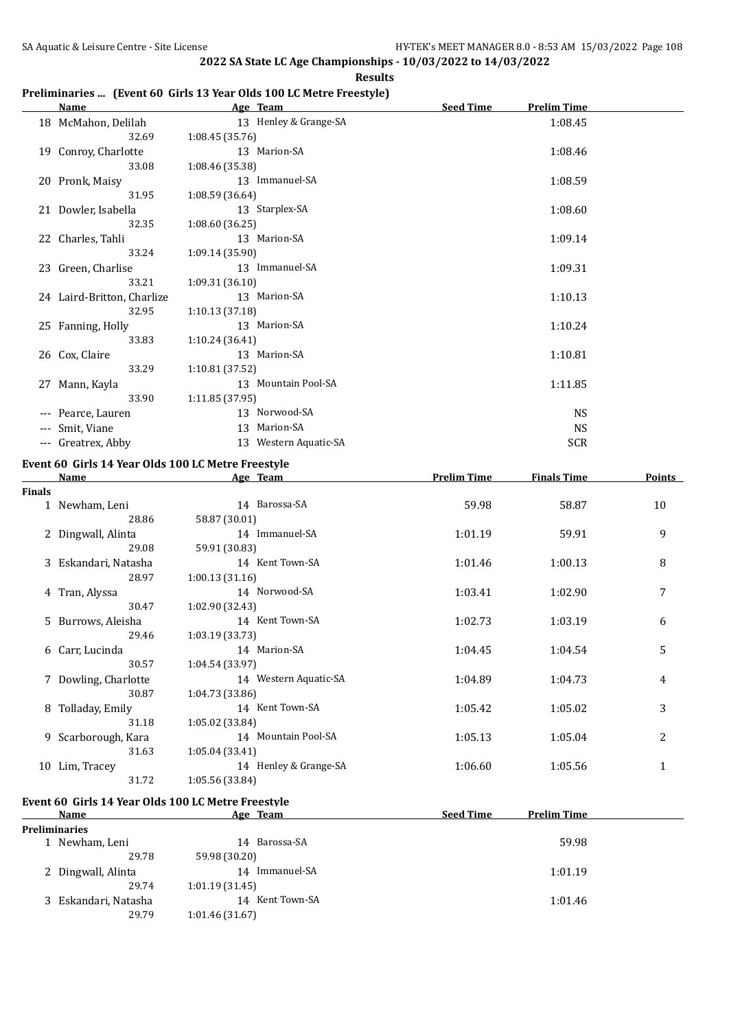## 2022 SA State LC Age Championships - 10/03/2022 to 14/03/2022

**Results**

### Preliminaries ... (Event 60 Girls 13 Year Olds 100 LC Metre Freestyle)

| | Name | Age | Team | Seed Time | Prelim Time |
|---|---|---|---|---|---|
| 18 | McMahon, Delilah | 13 | Henley & Grange-SA | | 1:08.45 |
| | 32.69 | 1:08.45 (35.76) | | | |
| 19 | Conroy, Charlotte | 13 | Marion-SA | | 1:08.46 |
| | 33.08 | 1:08.46 (35.38) | | | |
| 20 | Pronk, Maisy | 13 | Immanuel-SA | | 1:08.59 |
| | 31.95 | 1:08.59 (36.64) | | | |
| 21 | Dowler, Isabella | 13 | Starplex-SA | | 1:08.60 |
| | 32.35 | 1:08.60 (36.25) | | | |
| 22 | Charles, Tahli | 13 | Marion-SA | | 1:09.14 |
| | 33.24 | 1:09.14 (35.90) | | | |
| 23 | Green, Charlise | 13 | Immanuel-SA | | 1:09.31 |
| | 33.21 | 1:09.31 (36.10) | | | |
| 24 | Laird-Britton, Charlize | 13 | Marion-SA | | 1:10.13 |
| | 32.95 | 1:10.13 (37.18) | | | |
| 25 | Fanning, Holly | 13 | Marion-SA | | 1:10.24 |
| | 33.83 | 1:10.24 (36.41) | | | |
| 26 | Cox, Claire | 13 | Marion-SA | | 1:10.81 |
| | 33.29 | 1:10.81 (37.52) | | | |
| 27 | Mann, Kayla | 13 | Mountain Pool-SA | | 1:11.85 |
| | 33.90 | 1:11.85 (37.95) | | | |
| --- | Pearce, Lauren | 13 | Norwood-SA | | NS |
| --- | Smit, Viane | 13 | Marion-SA | | NS |
| --- | Greatrex, Abby | 13 | Western Aquatic-SA | | SCR |

### Event 60 Girls 14 Year Olds 100 LC Metre Freestyle

| | Name | Age | Team | Prelim Time | Finals Time | Points |
|---|---|---|---|---|---|---|
| **Finals** | | | | | | |
| 1 | Newham, Leni | 14 | Barossa-SA | 59.98 | 58.87 | 10 |
| | 28.86 | 58.87 (30.01) | | | | |
| 2 | Dingwall, Alinta | 14 | Immanuel-SA | 1:01.19 | 59.91 | 9 |
| | 29.08 | 59.91 (30.83) | | | | |
| 3 | Eskandari, Natasha | 14 | Kent Town-SA | 1:01.46 | 1:00.13 | 8 |
| | 28.97 | 1:00.13 (31.16) | | | | |
| 4 | Tran, Alyssa | 14 | Norwood-SA | 1:03.41 | 1:02.90 | 7 |
| | 30.47 | 1:02.90 (32.43) | | | | |
| 5 | Burrows, Aleisha | 14 | Kent Town-SA | 1:02.73 | 1:03.19 | 6 |
| | 29.46 | 1:03.19 (33.73) | | | | |
| 6 | Carr, Lucinda | 14 | Marion-SA | 1:04.45 | 1:04.54 | 5 |
| | 30.57 | 1:04.54 (33.97) | | | | |
| 7 | Dowling, Charlotte | 14 | Western Aquatic-SA | 1:04.89 | 1:04.73 | 4 |
| | 30.87 | 1:04.73 (33.86) | | | | |
| 8 | Tolladay, Emily | 14 | Kent Town-SA | 1:05.42 | 1:05.02 | 3 |
| | 31.18 | 1:05.02 (33.84) | | | | |
| 9 | Scarborough, Kara | 14 | Mountain Pool-SA | 1:05.13 | 1:05.04 | 2 |
| | 31.63 | 1:05.04 (33.41) | | | | |
| 10 | Lim, Tracey | 14 | Henley & Grange-SA | 1:06.60 | 1:05.56 | 1 |
| | 31.72 | 1:05.56 (33.84) | | | | |

### Event 60 Girls 14 Year Olds 100 LC Metre Freestyle

| | Name | Age | Team | Seed Time | Prelim Time |
|---|---|---|---|---|---|
| **Preliminaries** | | | | | |
| 1 | Newham, Leni | 14 | Barossa-SA | | 59.98 |
| | 29.78 | 59.98 (30.20) | | | |
| 2 | Dingwall, Alinta | 14 | Immanuel-SA | | 1:01.19 |
| | 29.74 | 1:01.19 (31.45) | | | |
| 3 | Eskandari, Natasha | 14 | Kent Town-SA | | 1:01.46 |
| | 29.79 | 1:01.46 (31.67) | | | |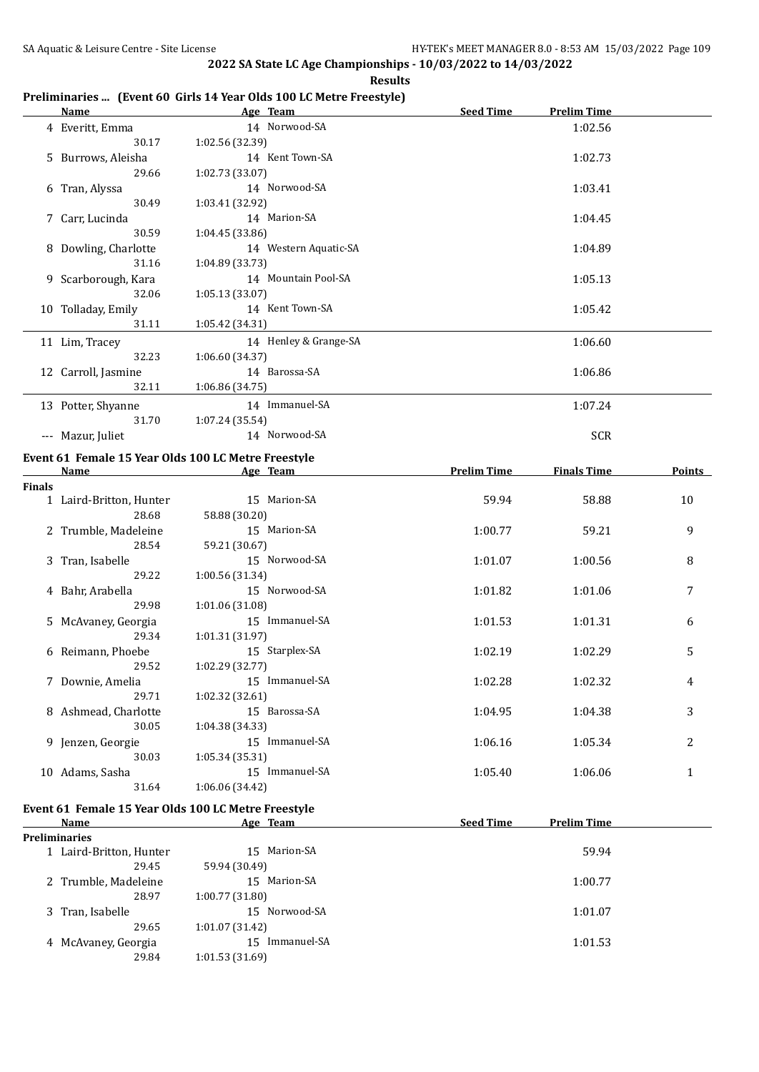2022 SA State LC Age Championships - 10/03/2022 to 14/03/2022

**Results**

## Preliminaries ... (Event 60 Girls 14 Year Olds 100 LC Metre Freestyle)

| | Name | Age | Team | Seed Time | Prelim Time |
|---|---|---|---|---|---|
| 4 | Everitt, Emma | 14 | Norwood-SA | | 1:02.56 |
| | 30.17 | 1:02.56 (32.39) | | | |
| 5 | Burrows, Aleisha | 14 | Kent Town-SA | | 1:02.73 |
| | 29.66 | 1:02.73 (33.07) | | | |
| 6 | Tran, Alyssa | 14 | Norwood-SA | | 1:03.41 |
| | 30.49 | 1:03.41 (32.92) | | | |
| 7 | Carr, Lucinda | 14 | Marion-SA | | 1:04.45 |
| | 30.59 | 1:04.45 (33.86) | | | |
| 8 | Dowling, Charlotte | 14 | Western Aquatic-SA | | 1:04.89 |
| | 31.16 | 1:04.89 (33.73) | | | |
| 9 | Scarborough, Kara | 14 | Mountain Pool-SA | | 1:05.13 |
| | 32.06 | 1:05.13 (33.07) | | | |
| 10 | Tolladay, Emily | 14 | Kent Town-SA | | 1:05.42 |
| | 31.11 | 1:05.42 (34.31) | | | |
| 11 | Lim, Tracey | 14 | Henley & Grange-SA | | 1:06.60 |
| | 32.23 | 1:06.60 (34.37) | | | |
| 12 | Carroll, Jasmine | 14 | Barossa-SA | | 1:06.86 |
| | 32.11 | 1:06.86 (34.75) | | | |
| 13 | Potter, Shyanne | 14 | Immanuel-SA | | 1:07.24 |
| | 31.70 | 1:07.24 (35.54) | | | |
| --- | Mazur, Juliet | 14 | Norwood-SA | | SCR |

## Event 61 Female 15 Year Olds 100 LC Metre Freestyle

**Finals**

| | Name | Age | Team | Prelim Time | Finals Time | Points |
|---|---|---|---|---|---|---|
| 1 | Laird-Britton, Hunter | 15 | Marion-SA | 59.94 | 58.88 | 10 |
| | 28.68 | 58.88 (30.20) | | | | |
| 2 | Trumble, Madeleine | 15 | Marion-SA | 1:00.77 | 59.21 | 9 |
| | 28.54 | 59.21 (30.67) | | | | |
| 3 | Tran, Isabelle | 15 | Norwood-SA | 1:01.07 | 1:00.56 | 8 |
| | 29.22 | 1:00.56 (31.34) | | | | |
| 4 | Bahr, Arabella | 15 | Norwood-SA | 1:01.82 | 1:01.06 | 7 |
| | 29.98 | 1:01.06 (31.08) | | | | |
| 5 | McAvaney, Georgia | 15 | Immanuel-SA | 1:01.53 | 1:01.31 | 6 |
| | 29.34 | 1:01.31 (31.97) | | | | |
| 6 | Reimann, Phoebe | 15 | Starplex-SA | 1:02.19 | 1:02.29 | 5 |
| | 29.52 | 1:02.29 (32.77) | | | | |
| 7 | Downie, Amelia | 15 | Immanuel-SA | 1:02.28 | 1:02.32 | 4 |
| | 29.71 | 1:02.32 (32.61) | | | | |
| 8 | Ashmead, Charlotte | 15 | Barossa-SA | 1:04.95 | 1:04.38 | 3 |
| | 30.05 | 1:04.38 (34.33) | | | | |
| 9 | Jenzen, Georgie | 15 | Immanuel-SA | 1:06.16 | 1:05.34 | 2 |
| | 30.03 | 1:05.34 (35.31) | | | | |
| 10 | Adams, Sasha | 15 | Immanuel-SA | 1:05.40 | 1:06.06 | 1 |
| | 31.64 | 1:06.06 (34.42) | | | | |

## Event 61 Female 15 Year Olds 100 LC Metre Freestyle

**Preliminaries**

| | Name | Age | Team | Seed Time | Prelim Time |
|---|---|---|---|---|---|
| 1 | Laird-Britton, Hunter | 15 | Marion-SA | | 59.94 |
| | 29.45 | 59.94 (30.49) | | | |
| 2 | Trumble, Madeleine | 15 | Marion-SA | | 1:00.77 |
| | 28.97 | 1:00.77 (31.80) | | | |
| 3 | Tran, Isabelle | 15 | Norwood-SA | | 1:01.07 |
| | 29.65 | 1:01.07 (31.42) | | | |
| 4 | McAvaney, Georgia | 15 | Immanuel-SA | | 1:01.53 |
| | 29.84 | 1:01.53 (31.69) | | | |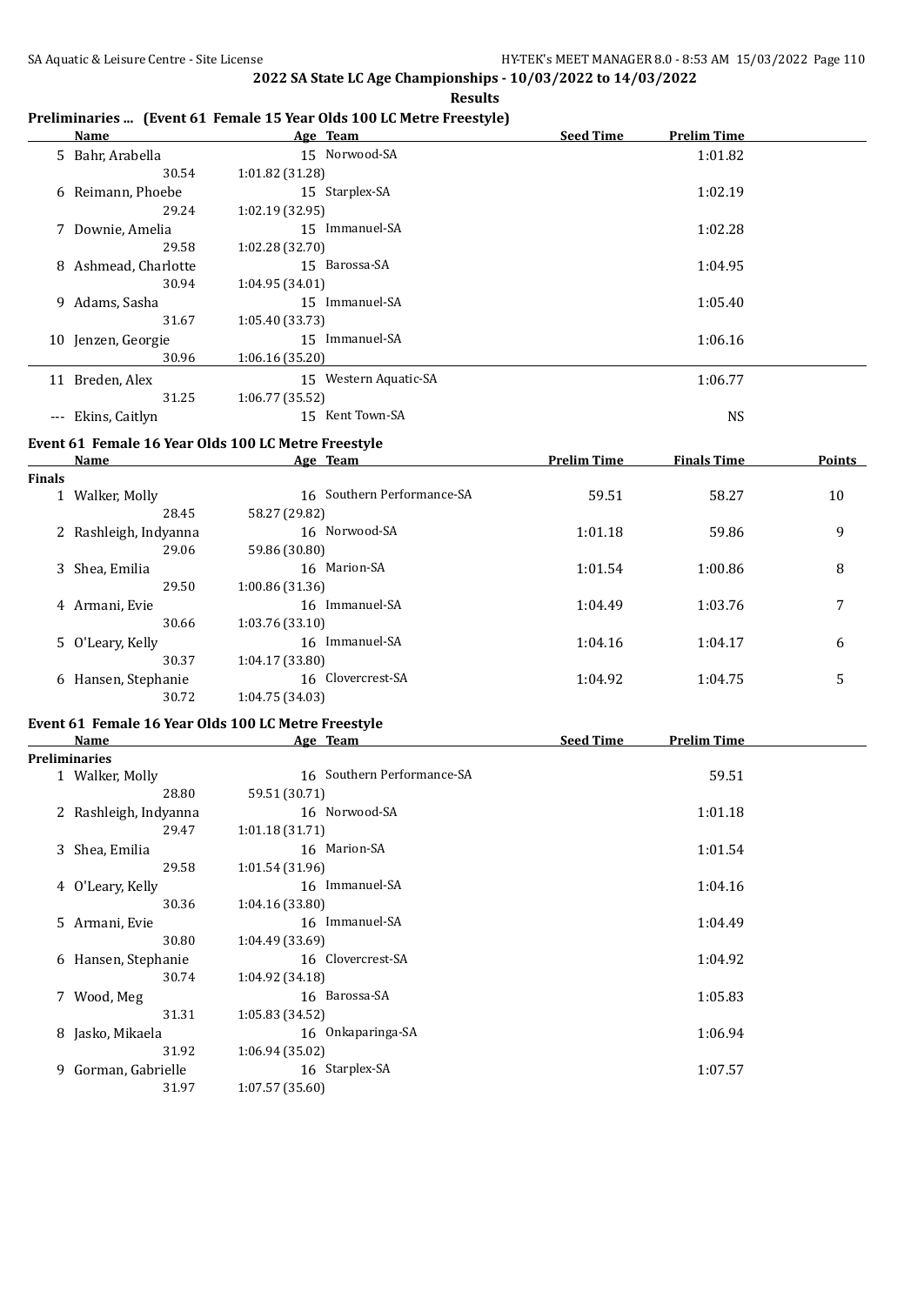**2022 SA State LC Age Championships - 10/03/2022 to 14/03/2022**

**Results**

### Preliminaries ... (Event 61 Female 15 Year Olds 100 LC Metre Freestyle)

| | Name | Age | Team | Seed Time | Prelim Time |
|---|---|---|---|---|---|
| 5 | Bahr, Arabella | 15 | Norwood-SA | | 1:01.82 |
| | 30.54 | 1:01.82 (31.28) | | | |
| 6 | Reimann, Phoebe | 15 | Starplex-SA | | 1:02.19 |
| | 29.24 | 1:02.19 (32.95) | | | |
| 7 | Downie, Amelia | 15 | Immanuel-SA | | 1:02.28 |
| | 29.58 | 1:02.28 (32.70) | | | |
| 8 | Ashmead, Charlotte | 15 | Barossa-SA | | 1:04.95 |
| | 30.94 | 1:04.95 (34.01) | | | |
| 9 | Adams, Sasha | 15 | Immanuel-SA | | 1:05.40 |
| | 31.67 | 1:05.40 (33.73) | | | |
| 10 | Jenzen, Georgie | 15 | Immanuel-SA | | 1:06.16 |
| | 30.96 | 1:06.16 (35.20) | | | |
| 11 | Breden, Alex | 15 | Western Aquatic-SA | | 1:06.77 |
| | 31.25 | 1:06.77 (35.52) | | | |
| --- | Ekins, Caitlyn | 15 | Kent Town-SA | | NS |

### Event 61 Female 16 Year Olds 100 LC Metre Freestyle

| | Name | Age | Team | Prelim Time | Finals Time | Points |
|---|---|---|---|---|---|---|
| **Finals** | | | | | | |
| 1 | Walker, Molly | 16 | Southern Performance-SA | 59.51 | 58.27 | 10 |
| | 28.45 | 58.27 (29.82) | | | | |
| 2 | Rashleigh, Indyanna | 16 | Norwood-SA | 1:01.18 | 59.86 | 9 |
| | 29.06 | 59.86 (30.80) | | | | |
| 3 | Shea, Emilia | 16 | Marion-SA | 1:01.54 | 1:00.86 | 8 |
| | 29.50 | 1:00.86 (31.36) | | | | |
| 4 | Armani, Evie | 16 | Immanuel-SA | 1:04.49 | 1:03.76 | 7 |
| | 30.66 | 1:03.76 (33.10) | | | | |
| 5 | O'Leary, Kelly | 16 | Immanuel-SA | 1:04.16 | 1:04.17 | 6 |
| | 30.37 | 1:04.17 (33.80) | | | | |
| 6 | Hansen, Stephanie | 16 | Clovercrest-SA | 1:04.92 | 1:04.75 | 5 |
| | 30.72 | 1:04.75 (34.03) | | | | |

### Event 61 Female 16 Year Olds 100 LC Metre Freestyle

| | Name | Age | Team | Seed Time | Prelim Time |
|---|---|---|---|---|---|
| **Preliminaries** | | | | | |
| 1 | Walker, Molly | 16 | Southern Performance-SA | | 59.51 |
| | 28.80 | 59.51 (30.71) | | | |
| 2 | Rashleigh, Indyanna | 16 | Norwood-SA | | 1:01.18 |
| | 29.47 | 1:01.18 (31.71) | | | |
| 3 | Shea, Emilia | 16 | Marion-SA | | 1:01.54 |
| | 29.58 | 1:01.54 (31.96) | | | |
| 4 | O'Leary, Kelly | 16 | Immanuel-SA | | 1:04.16 |
| | 30.36 | 1:04.16 (33.80) | | | |
| 5 | Armani, Evie | 16 | Immanuel-SA | | 1:04.49 |
| | 30.80 | 1:04.49 (33.69) | | | |
| 6 | Hansen, Stephanie | 16 | Clovercrest-SA | | 1:04.92 |
| | 30.74 | 1:04.92 (34.18) | | | |
| 7 | Wood, Meg | 16 | Barossa-SA | | 1:05.83 |
| | 31.31 | 1:05.83 (34.52) | | | |
| 8 | Jasko, Mikaela | 16 | Onkaparinga-SA | | 1:06.94 |
| | 31.92 | 1:06.94 (35.02) | | | |
| 9 | Gorman, Gabrielle | 16 | Starplex-SA | | 1:07.57 |
| | 31.97 | 1:07.57 (35.60) | | | |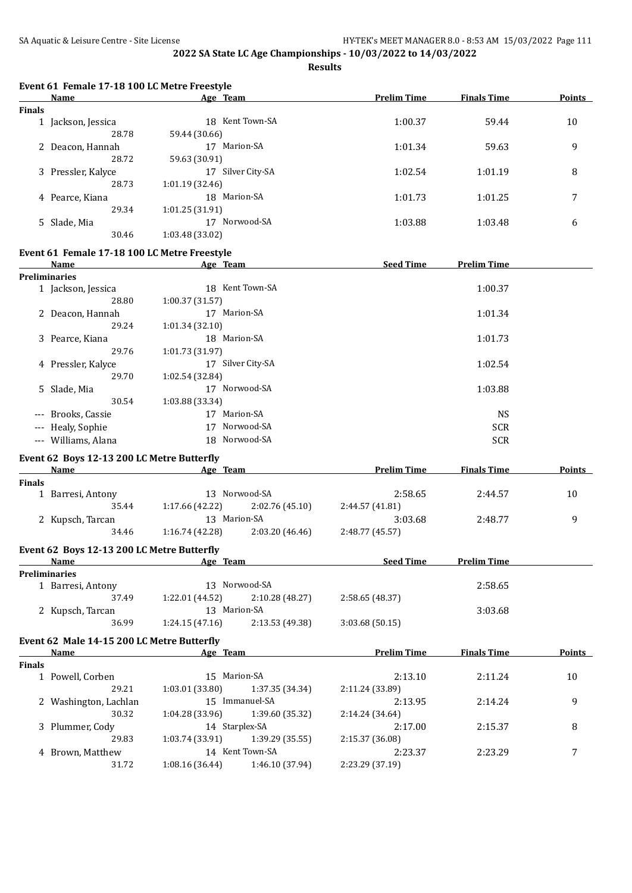## 2022 SA State LC Age Championships - 10/03/2022 to 14/03/2022

**Results**

### Event 61 Female 17-18 100 LC Metre Freestyle

| | Name | Age | Team | | Prelim Time | Finals Time | Points |
|---|---|---|---|---|---|---|---|
| **Finals** | | | | | | | |
| 1 | Jackson, Jessica | 18 | Kent Town-SA | | 1:00.37 | 59.44 | 10 |
| | 28.78 | 59.44 (30.66) | | | | | |
| 2 | Deacon, Hannah | 17 | Marion-SA | | 1:01.34 | 59.63 | 9 |
| | 28.72 | 59.63 (30.91) | | | | | |
| 3 | Pressler, Kalyce | 17 | Silver City-SA | | 1:02.54 | 1:01.19 | 8 |
| | 28.73 | 1:01.19 (32.46) | | | | | |
| 4 | Pearce, Kiana | 18 | Marion-SA | | 1:01.73 | 1:01.25 | 7 |
| | 29.34 | 1:01.25 (31.91) | | | | | |
| 5 | Slade, Mia | 17 | Norwood-SA | | 1:03.88 | 1:03.48 | 6 |
| | 30.46 | 1:03.48 (33.02) | | | | | |

### Event 61 Female 17-18 100 LC Metre Freestyle

| | Name | Age | Team | Seed Time | Prelim Time |
|---|---|---|---|---|---|
| **Preliminaries** | | | | | |
| 1 | Jackson, Jessica | 18 | Kent Town-SA | | 1:00.37 |
| | 28.80 | 1:00.37 (31.57) | | | |
| 2 | Deacon, Hannah | 17 | Marion-SA | | 1:01.34 |
| | 29.24 | 1:01.34 (32.10) | | | |
| 3 | Pearce, Kiana | 18 | Marion-SA | | 1:01.73 |
| | 29.76 | 1:01.73 (31.97) | | | |
| 4 | Pressler, Kalyce | 17 | Silver City-SA | | 1:02.54 |
| | 29.70 | 1:02.54 (32.84) | | | |
| 5 | Slade, Mia | 17 | Norwood-SA | | 1:03.88 |
| | 30.54 | 1:03.88 (33.34) | | | |
| --- | Brooks, Cassie | 17 | Marion-SA | | NS |
| --- | Healy, Sophie | 17 | Norwood-SA | | SCR |
| --- | Williams, Alana | 18 | Norwood-SA | | SCR |

### Event 62 Boys 12-13 200 LC Metre Butterfly

| | Name | Age | Team | | Prelim Time | Finals Time | Points |
|---|---|---|---|---|---|---|---|
| **Finals** | | | | | | | |
| 1 | Barresi, Antony | 13 | Norwood-SA | | 2:58.65 | 2:44.57 | 10 |
| | 35.44 | 1:17.66 (42.22) | 2:02.76 (45.10) | 2:44.57 (41.81) | | | |
| 2 | Kupsch, Tarcan | 13 | Marion-SA | | 3:03.68 | 2:48.77 | 9 |
| | 34.46 | 1:16.74 (42.28) | 2:03.20 (46.46) | 2:48.77 (45.57) | | | |

### Event 62 Boys 12-13 200 LC Metre Butterfly

| | Name | Age | Team | | Seed Time | Prelim Time |
|---|---|---|---|---|---|---|
| **Preliminaries** | | | | | | |
| 1 | Barresi, Antony | 13 | Norwood-SA | | | 2:58.65 |
| | 37.49 | 1:22.01 (44.52) | 2:10.28 (48.27) | 2:58.65 (48.37) | | |
| 2 | Kupsch, Tarcan | 13 | Marion-SA | | | 3:03.68 |
| | 36.99 | 1:24.15 (47.16) | 2:13.53 (49.38) | 3:03.68 (50.15) | | |

### Event 62 Male 14-15 200 LC Metre Butterfly

| | Name | Age | Team | | Prelim Time | Finals Time | Points |
|---|---|---|---|---|---|---|---|
| **Finals** | | | | | | | |
| 1 | Powell, Corben | 15 | Marion-SA | | 2:13.10 | 2:11.24 | 10 |
| | 29.21 | 1:03.01 (33.80) | 1:37.35 (34.34) | 2:11.24 (33.89) | | | |
| 2 | Washington, Lachlan | 15 | Immanuel-SA | | 2:13.95 | 2:14.24 | 9 |
| | 30.32 | 1:04.28 (33.96) | 1:39.60 (35.32) | 2:14.24 (34.64) | | | |
| 3 | Plummer, Cody | 14 | Starplex-SA | | 2:17.00 | 2:15.37 | 8 |
| | 29.83 | 1:03.74 (33.91) | 1:39.29 (35.55) | 2:15.37 (36.08) | | | |
| 4 | Brown, Matthew | 14 | Kent Town-SA | | 2:23.37 | 2:23.29 | 7 |
| | 31.72 | 1:08.16 (36.44) | 1:46.10 (37.94) | 2:23.29 (37.19) | | | |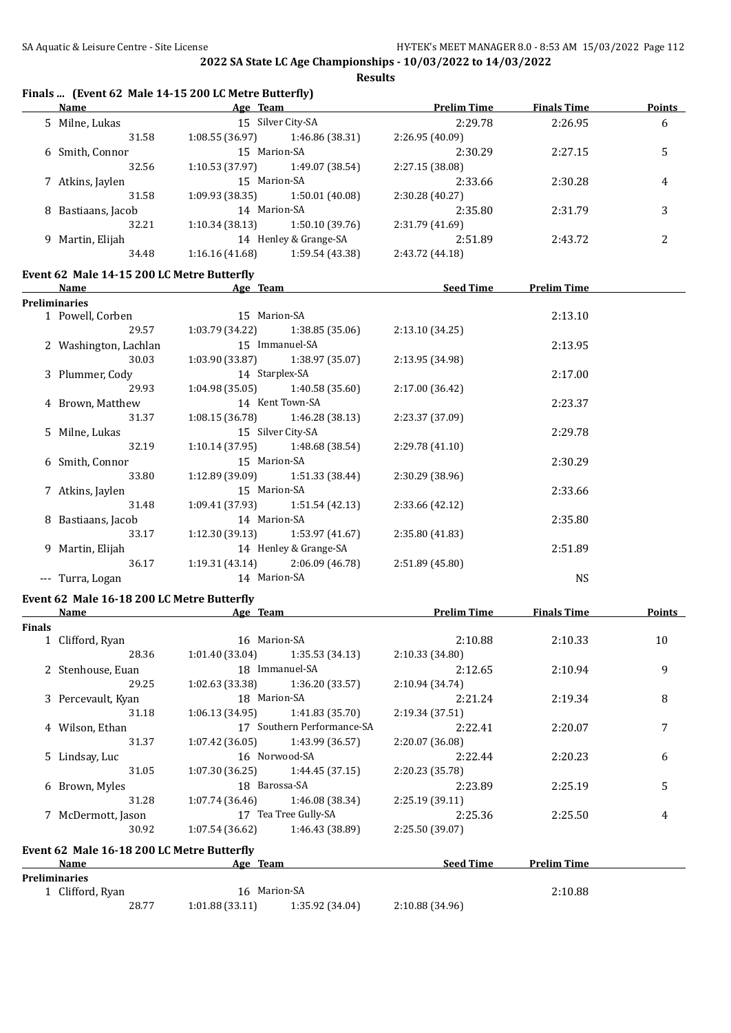## 2022 SA State LC Age Championships - 10/03/2022 to 14/03/2022

**Results**

### Finals ... (Event 62 Male 14-15 200 LC Metre Butterfly)

| | Name | Age | Team | | Prelim Time | Finals Time | Points |
|---|---|---|---|---|---|---|---|
| 5 | Milne, Lukas | 15 | Silver City-SA | | 2:29.78 | 2:26.95 | 6 |
| | 31.58 | 1:08.55 (36.97) | 1:46.86 (38.31) | 2:26.95 (40.09) | | | |
| 6 | Smith, Connor | 15 | Marion-SA | | 2:30.29 | 2:27.15 | 5 |
| | 32.56 | 1:10.53 (37.97) | 1:49.07 (38.54) | 2:27.15 (38.08) | | | |
| 7 | Atkins, Jaylen | 15 | Marion-SA | | 2:33.66 | 2:30.28 | 4 |
| | 31.58 | 1:09.93 (38.35) | 1:50.01 (40.08) | 2:30.28 (40.27) | | | |
| 8 | Bastiaans, Jacob | 14 | Marion-SA | | 2:35.80 | 2:31.79 | 3 |
| | 32.21 | 1:10.34 (38.13) | 1:50.10 (39.76) | 2:31.79 (41.69) | | | |
| 9 | Martin, Elijah | 14 | Henley & Grange-SA | | 2:51.89 | 2:43.72 | 2 |
| | 34.48 | 1:16.16 (41.68) | 1:59.54 (43.38) | 2:43.72 (44.18) | | | |

### Event 62 Male 14-15 200 LC Metre Butterfly

| | Name | Age | Team | | Seed Time | Prelim Time |
|---|---|---|---|---|---|---|
| **Preliminaries** | | | | | | |
| 1 | Powell, Corben | 15 | Marion-SA | | | 2:13.10 |
| | 29.57 | 1:03.79 (34.22) | 1:38.85 (35.06) | 2:13.10 (34.25) | | |
| 2 | Washington, Lachlan | 15 | Immanuel-SA | | | 2:13.95 |
| | 30.03 | 1:03.90 (33.87) | 1:38.97 (35.07) | 2:13.95 (34.98) | | |
| 3 | Plummer, Cody | 14 | Starplex-SA | | | 2:17.00 |
| | 29.93 | 1:04.98 (35.05) | 1:40.58 (35.60) | 2:17.00 (36.42) | | |
| 4 | Brown, Matthew | 14 | Kent Town-SA | | | 2:23.37 |
| | 31.37 | 1:08.15 (36.78) | 1:46.28 (38.13) | 2:23.37 (37.09) | | |
| 5 | Milne, Lukas | 15 | Silver City-SA | | | 2:29.78 |
| | 32.19 | 1:10.14 (37.95) | 1:48.68 (38.54) | 2:29.78 (41.10) | | |
| 6 | Smith, Connor | 15 | Marion-SA | | | 2:30.29 |
| | 33.80 | 1:12.89 (39.09) | 1:51.33 (38.44) | 2:30.29 (38.96) | | |
| 7 | Atkins, Jaylen | 15 | Marion-SA | | | 2:33.66 |
| | 31.48 | 1:09.41 (37.93) | 1:51.54 (42.13) | 2:33.66 (42.12) | | |
| 8 | Bastiaans, Jacob | 14 | Marion-SA | | | 2:35.80 |
| | 33.17 | 1:12.30 (39.13) | 1:53.97 (41.67) | 2:35.80 (41.83) | | |
| 9 | Martin, Elijah | 14 | Henley & Grange-SA | | | 2:51.89 |
| | 36.17 | 1:19.31 (43.14) | 2:06.09 (46.78) | 2:51.89 (45.80) | | |
| --- | Turra, Logan | 14 | Marion-SA | | | NS |

### Event 62 Male 16-18 200 LC Metre Butterfly

| | Name | Age | Team | | Prelim Time | Finals Time | Points |
|---|---|---|---|---|---|---|---|
| **Finals** | | | | | | | |
| 1 | Clifford, Ryan | 16 | Marion-SA | | 2:10.88 | 2:10.33 | 10 |
| | 28.36 | 1:01.40 (33.04) | 1:35.53 (34.13) | 2:10.33 (34.80) | | | |
| 2 | Stenhouse, Euan | 18 | Immanuel-SA | | 2:12.65 | 2:10.94 | 9 |
| | 29.25 | 1:02.63 (33.38) | 1:36.20 (33.57) | 2:10.94 (34.74) | | | |
| 3 | Percevault, Kyan | 18 | Marion-SA | | 2:21.24 | 2:19.34 | 8 |
| | 31.18 | 1:06.13 (34.95) | 1:41.83 (35.70) | 2:19.34 (37.51) | | | |
| 4 | Wilson, Ethan | 17 | Southern Performance-SA | | 2:22.41 | 2:20.07 | 7 |
| | 31.37 | 1:07.42 (36.05) | 1:43.99 (36.57) | 2:20.07 (36.08) | | | |
| 5 | Lindsay, Luc | 16 | Norwood-SA | | 2:22.44 | 2:20.23 | 6 |
| | 31.05 | 1:07.30 (36.25) | 1:44.45 (37.15) | 2:20.23 (35.78) | | | |
| 6 | Brown, Myles | 18 | Barossa-SA | | 2:23.89 | 2:25.19 | 5 |
| | 31.28 | 1:07.74 (36.46) | 1:46.08 (38.34) | 2:25.19 (39.11) | | | |
| 7 | McDermott, Jason | 17 | Tea Tree Gully-SA | | 2:25.36 | 2:25.50 | 4 |
| | 30.92 | 1:07.54 (36.62) | 1:46.43 (38.89) | 2:25.50 (39.07) | | | |

### Event 62 Male 16-18 200 LC Metre Butterfly

| | Name | Age | Team | | Seed Time | Prelim Time |
|---|---|---|---|---|---|---|
| **Preliminaries** | | | | | | |
| 1 | Clifford, Ryan | 16 | Marion-SA | | | 2:10.88 |
| | 28.77 | 1:01.88 (33.11) | 1:35.92 (34.04) | 2:10.88 (34.96) | | |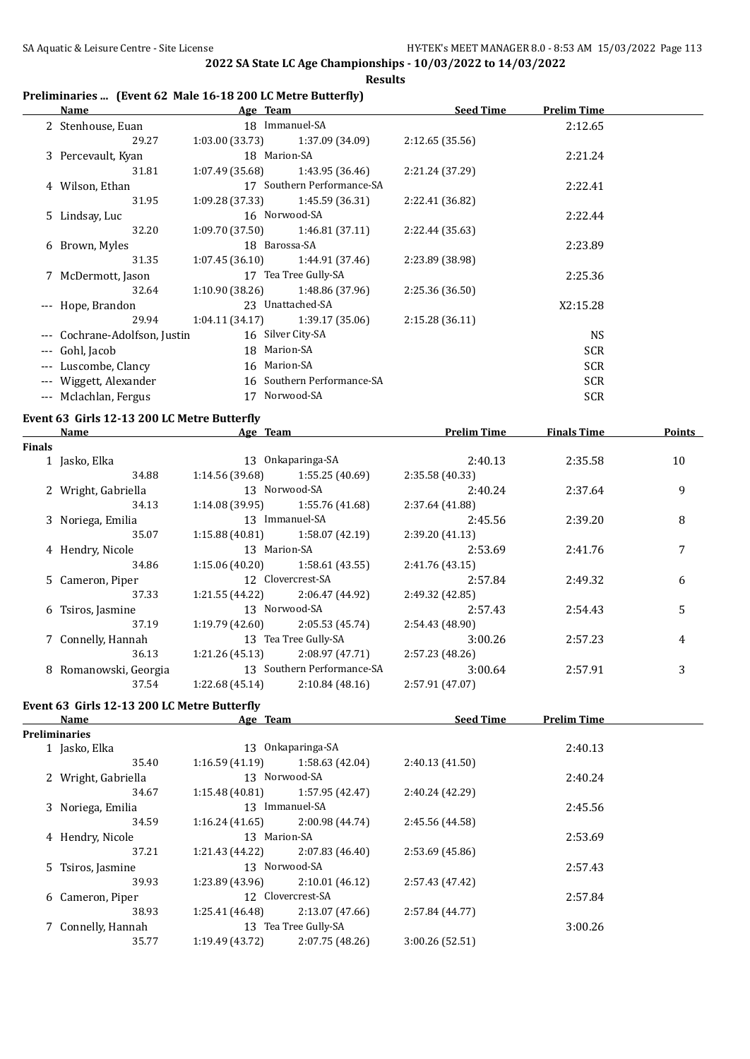**2022 SA State LC Age Championships - 10/03/2022 to 14/03/2022**

**Results**

### Preliminaries ... (Event 62 Male 16-18 200 LC Metre Butterfly)

| Name | Age | Team | | Seed Time | Prelim Time |
|---|---|---|---|---|---|
| 2 Stenhouse, Euan | 18 | Immanuel-SA | | | 2:12.65 |
| 29.27 | 1:03.00 (33.73) | 1:37.09 (34.09) | 2:12.65 (35.56) | | |
| 3 Percevault, Kyan | 18 | Marion-SA | | | 2:21.24 |
| 31.81 | 1:07.49 (35.68) | 1:43.95 (36.46) | 2:21.24 (37.29) | | |
| 4 Wilson, Ethan | 17 | Southern Performance-SA | | | 2:22.41 |
| 31.95 | 1:09.28 (37.33) | 1:45.59 (36.31) | 2:22.41 (36.82) | | |
| 5 Lindsay, Luc | 16 | Norwood-SA | | | 2:22.44 |
| 32.20 | 1:09.70 (37.50) | 1:46.81 (37.11) | 2:22.44 (35.63) | | |
| 6 Brown, Myles | 18 | Barossa-SA | | | 2:23.89 |
| 31.35 | 1:07.45 (36.10) | 1:44.91 (37.46) | 2:23.89 (38.98) | | |
| 7 McDermott, Jason | 17 | Tea Tree Gully-SA | | | 2:25.36 |
| 32.64 | 1:10.90 (38.26) | 1:48.86 (37.96) | 2:25.36 (36.50) | | |
| --- Hope, Brandon | 23 | Unattached-SA | | | X2:15.28 |
| 29.94 | 1:04.11 (34.17) | 1:39.17 (35.06) | 2:15.28 (36.11) | | |
| --- Cochrane-Adolfson, Justin | 16 | Silver City-SA | | | NS |
| --- Gohl, Jacob | 18 | Marion-SA | | | SCR |
| --- Luscombe, Clancy | 16 | Marion-SA | | | SCR |
| --- Wiggett, Alexander | 16 | Southern Performance-SA | | | SCR |
| --- Mclachlan, Fergus | 17 | Norwood-SA | | | SCR |

### Event 63 Girls 12-13 200 LC Metre Butterfly

| Name | Age | Team | | Prelim Time | Finals Time | Points |
|---|---|---|---|---|---|---|
| **Finals** | | | | | | |
| 1 Jasko, Elka | 13 | Onkaparinga-SA | | 2:40.13 | 2:35.58 | 10 |
| 34.88 | 1:14.56 (39.68) | 1:55.25 (40.69) | 2:35.58 (40.33) | | | |
| 2 Wright, Gabriella | 13 | Norwood-SA | | 2:40.24 | 2:37.64 | 9 |
| 34.13 | 1:14.08 (39.95) | 1:55.76 (41.68) | 2:37.64 (41.88) | | | |
| 3 Noriega, Emilia | 13 | Immanuel-SA | | 2:45.56 | 2:39.20 | 8 |
| 35.07 | 1:15.88 (40.81) | 1:58.07 (42.19) | 2:39.20 (41.13) | | | |
| 4 Hendry, Nicole | 13 | Marion-SA | | 2:53.69 | 2:41.76 | 7 |
| 34.86 | 1:15.06 (40.20) | 1:58.61 (43.55) | 2:41.76 (43.15) | | | |
| 5 Cameron, Piper | 12 | Clovercrest-SA | | 2:57.84 | 2:49.32 | 6 |
| 37.33 | 1:21.55 (44.22) | 2:06.47 (44.92) | 2:49.32 (42.85) | | | |
| 6 Tsiros, Jasmine | 13 | Norwood-SA | | 2:57.43 | 2:54.43 | 5 |
| 37.19 | 1:19.79 (42.60) | 2:05.53 (45.74) | 2:54.43 (48.90) | | | |
| 7 Connelly, Hannah | 13 | Tea Tree Gully-SA | | 3:00.26 | 2:57.23 | 4 |
| 36.13 | 1:21.26 (45.13) | 2:08.97 (47.71) | 2:57.23 (48.26) | | | |
| 8 Romanowski, Georgia | 13 | Southern Performance-SA | | 3:00.64 | 2:57.91 | 3 |
| 37.54 | 1:22.68 (45.14) | 2:10.84 (48.16) | 2:57.91 (47.07) | | | |

### Event 63 Girls 12-13 200 LC Metre Butterfly

| Name | Age | Team | | Seed Time | Prelim Time |
|---|---|---|---|---|---|
| **Preliminaries** | | | | | |
| 1 Jasko, Elka | 13 | Onkaparinga-SA | | | 2:40.13 |
| 35.40 | 1:16.59 (41.19) | 1:58.63 (42.04) | 2:40.13 (41.50) | | |
| 2 Wright, Gabriella | 13 | Norwood-SA | | | 2:40.24 |
| 34.67 | 1:15.48 (40.81) | 1:57.95 (42.47) | 2:40.24 (42.29) | | |
| 3 Noriega, Emilia | 13 | Immanuel-SA | | | 2:45.56 |
| 34.59 | 1:16.24 (41.65) | 2:00.98 (44.74) | 2:45.56 (44.58) | | |
| 4 Hendry, Nicole | 13 | Marion-SA | | | 2:53.69 |
| 37.21 | 1:21.43 (44.22) | 2:07.83 (46.40) | 2:53.69 (45.86) | | |
| 5 Tsiros, Jasmine | 13 | Norwood-SA | | | 2:57.43 |
| 39.93 | 1:23.89 (43.96) | 2:10.01 (46.12) | 2:57.43 (47.42) | | |
| 6 Cameron, Piper | 12 | Clovercrest-SA | | | 2:57.84 |
| 38.93 | 1:25.41 (46.48) | 2:13.07 (47.66) | 2:57.84 (44.77) | | |
| 7 Connelly, Hannah | 13 | Tea Tree Gully-SA | | | 3:00.26 |
| 35.77 | 1:19.49 (43.72) | 2:07.75 (48.26) | 3:00.26 (52.51) | | |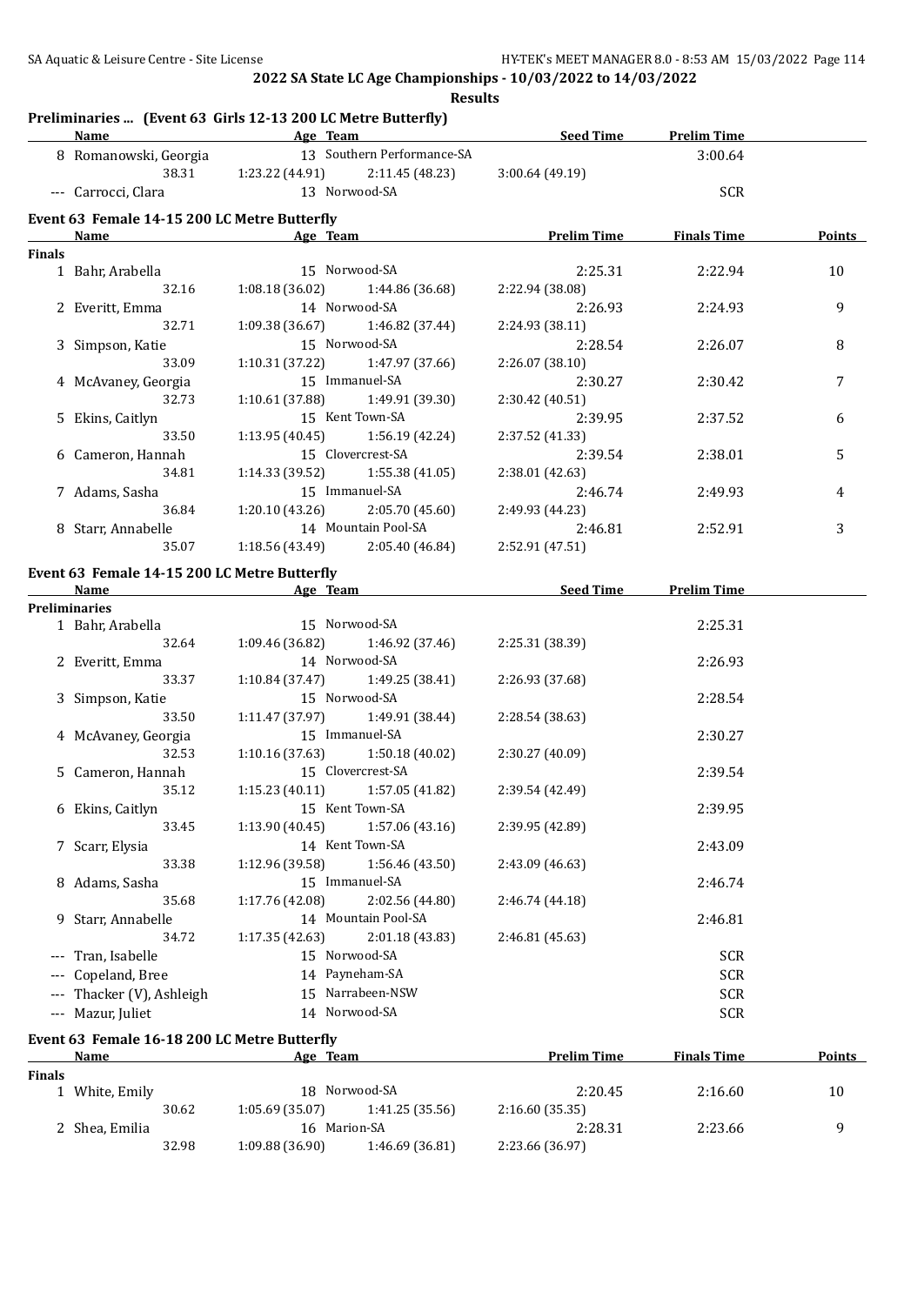**2022 SA State LC Age Championships - 10/03/2022 to 14/03/2022**

**Results**

### Preliminaries ... (Event 63 Girls 12-13 200 LC Metre Butterfly)

| | Name | Age | Team | Seed Time | Prelim Time |
|---|---|---|---|---|---|
| 8 | Romanowski, Georgia | 13 | Southern Performance-SA | | 3:00.64 |
| | 38.31 | 1:23.22 (44.91) | 2:11.45 (48.23) | 3:00.64 (49.19) | |
| --- | Carrocci, Clara | 13 | Norwood-SA | | SCR |

### Event 63 Female 14-15 200 LC Metre Butterfly

| | Name | Age | Team | Prelim Time | Finals Time | Points |
|---|---|---|---|---|---|---|
| **Finals** | | | | | | |
| 1 | Bahr, Arabella | 15 | Norwood-SA | 2:25.31 | 2:22.94 | 10 |
| | 32.16 | 1:08.18 (36.02) | 1:44.86 (36.68) | 2:22.94 (38.08) | | |
| 2 | Everitt, Emma | 14 | Norwood-SA | 2:26.93 | 2:24.93 | 9 |
| | 32.71 | 1:09.38 (36.67) | 1:46.82 (37.44) | 2:24.93 (38.11) | | |
| 3 | Simpson, Katie | 15 | Norwood-SA | 2:28.54 | 2:26.07 | 8 |
| | 33.09 | 1:10.31 (37.22) | 1:47.97 (37.66) | 2:26.07 (38.10) | | |
| 4 | McAvaney, Georgia | 15 | Immanuel-SA | 2:30.27 | 2:30.42 | 7 |
| | 32.73 | 1:10.61 (37.88) | 1:49.91 (39.30) | 2:30.42 (40.51) | | |
| 5 | Ekins, Caitlyn | 15 | Kent Town-SA | 2:39.95 | 2:37.52 | 6 |
| | 33.50 | 1:13.95 (40.45) | 1:56.19 (42.24) | 2:37.52 (41.33) | | |
| 6 | Cameron, Hannah | 15 | Clovercrest-SA | 2:39.54 | 2:38.01 | 5 |
| | 34.81 | 1:14.33 (39.52) | 1:55.38 (41.05) | 2:38.01 (42.63) | | |
| 7 | Adams, Sasha | 15 | Immanuel-SA | 2:46.74 | 2:49.93 | 4 |
| | 36.84 | 1:20.10 (43.26) | 2:05.70 (45.60) | 2:49.93 (44.23) | | |
| 8 | Starr, Annabelle | 14 | Mountain Pool-SA | 2:46.81 | 2:52.91 | 3 |
| | 35.07 | 1:18.56 (43.49) | 2:05.40 (46.84) | 2:52.91 (47.51) | | |

### Event 63 Female 14-15 200 LC Metre Butterfly

| | Name | Age | Team | Seed Time | Prelim Time |
|---|---|---|---|---|---|
| **Preliminaries** | | | | | |
| 1 | Bahr, Arabella | 15 | Norwood-SA | | 2:25.31 |
| | 32.64 | 1:09.46 (36.82) | 1:46.92 (37.46) | 2:25.31 (38.39) | |
| 2 | Everitt, Emma | 14 | Norwood-SA | | 2:26.93 |
| | 33.37 | 1:10.84 (37.47) | 1:49.25 (38.41) | 2:26.93 (37.68) | |
| 3 | Simpson, Katie | 15 | Norwood-SA | | 2:28.54 |
| | 33.50 | 1:11.47 (37.97) | 1:49.91 (38.44) | 2:28.54 (38.63) | |
| 4 | McAvaney, Georgia | 15 | Immanuel-SA | | 2:30.27 |
| | 32.53 | 1:10.16 (37.63) | 1:50.18 (40.02) | 2:30.27 (40.09) | |
| 5 | Cameron, Hannah | 15 | Clovercrest-SA | | 2:39.54 |
| | 35.12 | 1:15.23 (40.11) | 1:57.05 (41.82) | 2:39.54 (42.49) | |
| 6 | Ekins, Caitlyn | 15 | Kent Town-SA | | 2:39.95 |
| | 33.45 | 1:13.90 (40.45) | 1:57.06 (43.16) | 2:39.95 (42.89) | |
| 7 | Scarr, Elysia | 14 | Kent Town-SA | | 2:43.09 |
| | 33.38 | 1:12.96 (39.58) | 1:56.46 (43.50) | 2:43.09 (46.63) | |
| 8 | Adams, Sasha | 15 | Immanuel-SA | | 2:46.74 |
| | 35.68 | 1:17.76 (42.08) | 2:02.56 (44.80) | 2:46.74 (44.18) | |
| 9 | Starr, Annabelle | 14 | Mountain Pool-SA | | 2:46.81 |
| | 34.72 | 1:17.35 (42.63) | 2:01.18 (43.83) | 2:46.81 (45.63) | |
| --- | Tran, Isabelle | 15 | Norwood-SA | | SCR |
| --- | Copeland, Bree | 14 | Payneham-SA | | SCR |
| --- | Thacker (V), Ashleigh | 15 | Narrabeen-NSW | | SCR |
| --- | Mazur, Juliet | 14 | Norwood-SA | | SCR |

### Event 63 Female 16-18 200 LC Metre Butterfly

| | Name | Age | Team | Prelim Time | Finals Time | Points |
|---|---|---|---|---|---|---|
| **Finals** | | | | | | |
| 1 | White, Emily | 18 | Norwood-SA | 2:20.45 | 2:16.60 | 10 |
| | 30.62 | 1:05.69 (35.07) | 1:41.25 (35.56) | 2:16.60 (35.35) | | |
| 2 | Shea, Emilia | 16 | Marion-SA | 2:28.31 | 2:23.66 | 9 |
| | 32.98 | 1:09.88 (36.90) | 1:46.69 (36.81) | 2:23.66 (36.97) | | |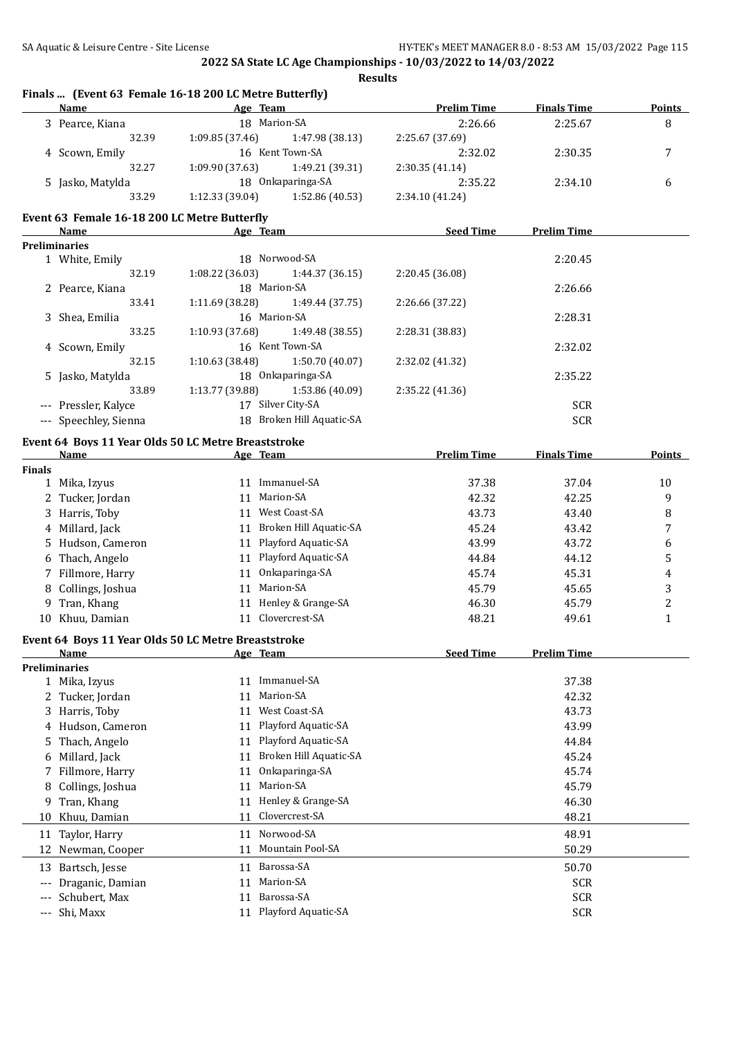## 2022 SA State LC Age Championships - 10/03/2022 to 14/03/2022

**Results**

### Finals ... (Event 63 Female 16-18 200 LC Metre Butterfly)

| | Name | Age | Team | Prelim Time | Finals Time | Points |
|---|---|---|---|---|---|---|
| 3 | Pearce, Kiana | 18 | Marion-SA | 2:26.66 | 2:25.67 | 8 |
| | 32.39 | 1:09.85 (37.46) | 1:47.98 (38.13) | 2:25.67 (37.69) | | |
| 4 | Scown, Emily | 16 | Kent Town-SA | 2:32.02 | 2:30.35 | 7 |
| | 32.27 | 1:09.90 (37.63) | 1:49.21 (39.31) | 2:30.35 (41.14) | | |
| 5 | Jasko, Matylda | 18 | Onkaparinga-SA | 2:35.22 | 2:34.10 | 6 |
| | 33.29 | 1:12.33 (39.04) | 1:52.86 (40.53) | 2:34.10 (41.24) | | |

### Event 63 Female 16-18 200 LC Metre Butterfly

| | Name | Age | Team | Seed Time | Prelim Time |
|---|---|---|---|---|---|
| **Preliminaries** | | | | | |
| 1 | White, Emily | 18 | Norwood-SA | | 2:20.45 |
| | 32.19 | 1:08.22 (36.03) | 1:44.37 (36.15) | 2:20.45 (36.08) | |
| 2 | Pearce, Kiana | 18 | Marion-SA | | 2:26.66 |
| | 33.41 | 1:11.69 (38.28) | 1:49.44 (37.75) | 2:26.66 (37.22) | |
| 3 | Shea, Emilia | 16 | Marion-SA | | 2:28.31 |
| | 33.25 | 1:10.93 (37.68) | 1:49.48 (38.55) | 2:28.31 (38.83) | |
| 4 | Scown, Emily | 16 | Kent Town-SA | | 2:32.02 |
| | 32.15 | 1:10.63 (38.48) | 1:50.70 (40.07) | 2:32.02 (41.32) | |
| 5 | Jasko, Matylda | 18 | Onkaparinga-SA | | 2:35.22 |
| | 33.89 | 1:13.77 (39.88) | 1:53.86 (40.09) | 2:35.22 (41.36) | |
| --- | Pressler, Kalyce | 17 | Silver City-SA | | SCR |
| --- | Speechley, Sienna | 18 | Broken Hill Aquatic-SA | | SCR |

### Event 64 Boys 11 Year Olds 50 LC Metre Breaststroke

| | Name | Age | Team | Prelim Time | Finals Time | Points |
|---|---|---|---|---|---|---|
| **Finals** | | | | | | |
| 1 | Mika, Izyus | 11 | Immanuel-SA | 37.38 | 37.04 | 10 |
| 2 | Tucker, Jordan | 11 | Marion-SA | 42.32 | 42.25 | 9 |
| 3 | Harris, Toby | 11 | West Coast-SA | 43.73 | 43.40 | 8 |
| 4 | Millard, Jack | 11 | Broken Hill Aquatic-SA | 45.24 | 43.42 | 7 |
| 5 | Hudson, Cameron | 11 | Playford Aquatic-SA | 43.99 | 43.72 | 6 |
| 6 | Thach, Angelo | 11 | Playford Aquatic-SA | 44.84 | 44.12 | 5 |
| 7 | Fillmore, Harry | 11 | Onkaparinga-SA | 45.74 | 45.31 | 4 |
| 8 | Collings, Joshua | 11 | Marion-SA | 45.79 | 45.65 | 3 |
| 9 | Tran, Khang | 11 | Henley & Grange-SA | 46.30 | 45.79 | 2 |
| 10 | Khuu, Damian | 11 | Clovercrest-SA | 48.21 | 49.61 | 1 |

### Event 64 Boys 11 Year Olds 50 LC Metre Breaststroke

| | Name | Age | Team | Seed Time | Prelim Time |
|---|---|---|---|---|---|
| **Preliminaries** | | | | | |
| 1 | Mika, Izyus | 11 | Immanuel-SA | | 37.38 |
| 2 | Tucker, Jordan | 11 | Marion-SA | | 42.32 |
| 3 | Harris, Toby | 11 | West Coast-SA | | 43.73 |
| 4 | Hudson, Cameron | 11 | Playford Aquatic-SA | | 43.99 |
| 5 | Thach, Angelo | 11 | Playford Aquatic-SA | | 44.84 |
| 6 | Millard, Jack | 11 | Broken Hill Aquatic-SA | | 45.24 |
| 7 | Fillmore, Harry | 11 | Onkaparinga-SA | | 45.74 |
| 8 | Collings, Joshua | 11 | Marion-SA | | 45.79 |
| 9 | Tran, Khang | 11 | Henley & Grange-SA | | 46.30 |
| 10 | Khuu, Damian | 11 | Clovercrest-SA | | 48.21 |
| 11 | Taylor, Harry | 11 | Norwood-SA | | 48.91 |
| 12 | Newman, Cooper | 11 | Mountain Pool-SA | | 50.29 |
| 13 | Bartsch, Jesse | 11 | Barossa-SA | | 50.70 |
| --- | Draganic, Damian | 11 | Marion-SA | | SCR |
| --- | Schubert, Max | 11 | Barossa-SA | | SCR |
| --- | Shi, Maxx | 11 | Playford Aquatic-SA | | SCR |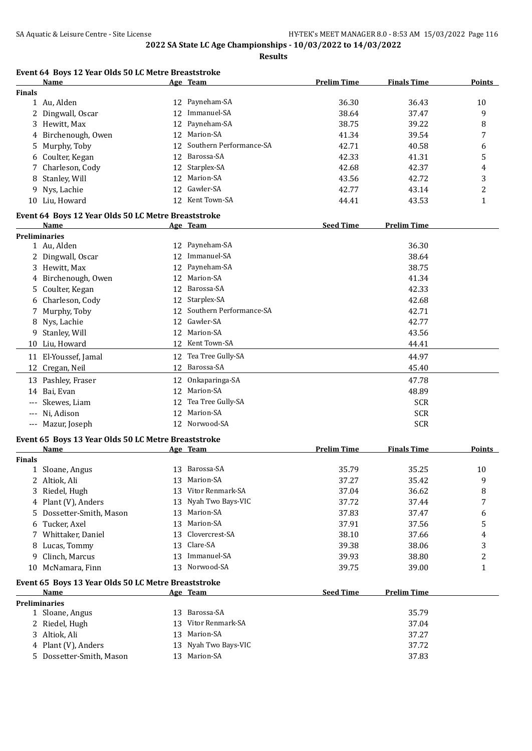## 2022 SA State LC Age Championships - 10/03/2022 to 14/03/2022

**Results**

### Event 64 Boys 12 Year Olds 50 LC Metre Breaststroke

| | Name | Age | Team | Prelim Time | Finals Time | Points |
|---|---|---|---|---|---|---|
| **Finals** | | | | | | |
| 1 | Au, Alden | 12 | Payneham-SA | 36.30 | 36.43 | 10 |
| 2 | Dingwall, Oscar | 12 | Immanuel-SA | 38.64 | 37.47 | 9 |
| 3 | Hewitt, Max | 12 | Payneham-SA | 38.75 | 39.22 | 8 |
| 4 | Birchenough, Owen | 12 | Marion-SA | 41.34 | 39.54 | 7 |
| 5 | Murphy, Toby | 12 | Southern Performance-SA | 42.71 | 40.58 | 6 |
| 6 | Coulter, Kegan | 12 | Barossa-SA | 42.33 | 41.31 | 5 |
| 7 | Charleson, Cody | 12 | Starplex-SA | 42.68 | 42.37 | 4 |
| 8 | Stanley, Will | 12 | Marion-SA | 43.56 | 42.72 | 3 |
| 9 | Nys, Lachie | 12 | Gawler-SA | 42.77 | 43.14 | 2 |
| 10 | Liu, Howard | 12 | Kent Town-SA | 44.41 | 43.53 | 1 |

### Event 64 Boys 12 Year Olds 50 LC Metre Breaststroke

| | Name | Age | Team | Seed Time | Prelim Time |
|---|---|---|---|---|---|
| **Preliminaries** | | | | | |
| 1 | Au, Alden | 12 | Payneham-SA | | 36.30 |
| 2 | Dingwall, Oscar | 12 | Immanuel-SA | | 38.64 |
| 3 | Hewitt, Max | 12 | Payneham-SA | | 38.75 |
| 4 | Birchenough, Owen | 12 | Marion-SA | | 41.34 |
| 5 | Coulter, Kegan | 12 | Barossa-SA | | 42.33 |
| 6 | Charleson, Cody | 12 | Starplex-SA | | 42.68 |
| 7 | Murphy, Toby | 12 | Southern Performance-SA | | 42.71 |
| 8 | Nys, Lachie | 12 | Gawler-SA | | 42.77 |
| 9 | Stanley, Will | 12 | Marion-SA | | 43.56 |
| 10 | Liu, Howard | 12 | Kent Town-SA | | 44.41 |
| 11 | El-Youssef, Jamal | 12 | Tea Tree Gully-SA | | 44.97 |
| 12 | Cregan, Neil | 12 | Barossa-SA | | 45.40 |
| 13 | Pashley, Fraser | 12 | Onkaparinga-SA | | 47.78 |
| 14 | Bai, Evan | 12 | Marion-SA | | 48.89 |
| --- | Skewes, Liam | 12 | Tea Tree Gully-SA | | SCR |
| --- | Ni, Adison | 12 | Marion-SA | | SCR |
| --- | Mazur, Joseph | 12 | Norwood-SA | | SCR |

### Event 65 Boys 13 Year Olds 50 LC Metre Breaststroke

| | Name | Age | Team | Prelim Time | Finals Time | Points |
|---|---|---|---|---|---|---|
| **Finals** | | | | | | |
| 1 | Sloane, Angus | 13 | Barossa-SA | 35.79 | 35.25 | 10 |
| 2 | Altiok, Ali | 13 | Marion-SA | 37.27 | 35.42 | 9 |
| 3 | Riedel, Hugh | 13 | Vitor Renmark-SA | 37.04 | 36.62 | 8 |
| 4 | Plant (V), Anders | 13 | Nyah Two Bays-VIC | 37.72 | 37.44 | 7 |
| 5 | Dossetter-Smith, Mason | 13 | Marion-SA | 37.83 | 37.47 | 6 |
| 6 | Tucker, Axel | 13 | Marion-SA | 37.91 | 37.56 | 5 |
| 7 | Whittaker, Daniel | 13 | Clovercrest-SA | 38.10 | 37.66 | 4 |
| 8 | Lucas, Tommy | 13 | Clare-SA | 39.38 | 38.06 | 3 |
| 9 | Clinch, Marcus | 13 | Immanuel-SA | 39.93 | 38.80 | 2 |
| 10 | McNamara, Finn | 13 | Norwood-SA | 39.75 | 39.00 | 1 |

### Event 65 Boys 13 Year Olds 50 LC Metre Breaststroke

| | Name | Age | Team | Seed Time | Prelim Time |
|---|---|---|---|---|---|
| **Preliminaries** | | | | | |
| 1 | Sloane, Angus | 13 | Barossa-SA | | 35.79 |
| 2 | Riedel, Hugh | 13 | Vitor Renmark-SA | | 37.04 |
| 3 | Altiok, Ali | 13 | Marion-SA | | 37.27 |
| 4 | Plant (V), Anders | 13 | Nyah Two Bays-VIC | | 37.72 |
| 5 | Dossetter-Smith, Mason | 13 | Marion-SA | | 37.83 |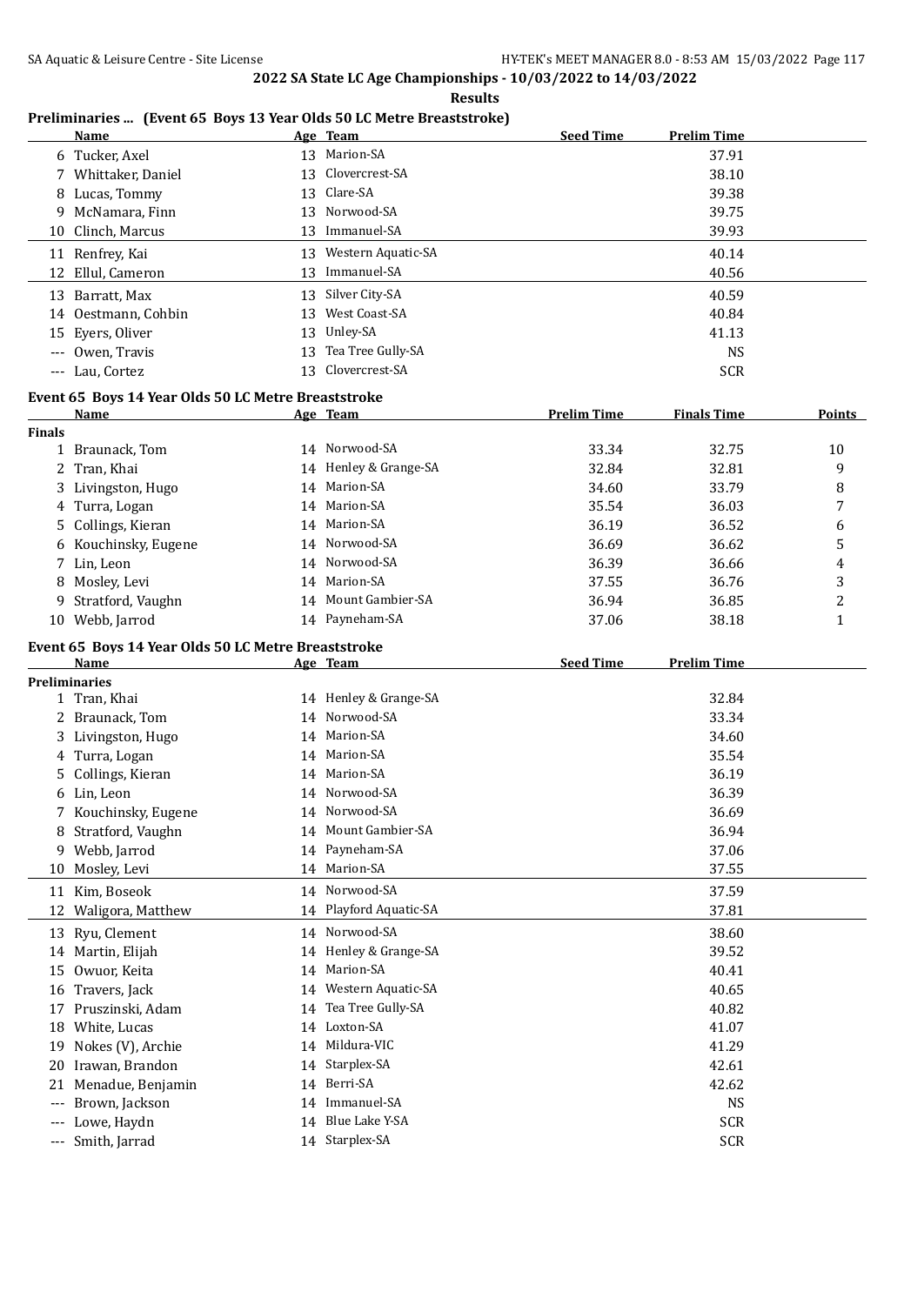## 2022 SA State LC Age Championships - 10/03/2022 to 14/03/2022

**Results**

### Preliminaries ... (Event 65 Boys 13 Year Olds 50 LC Metre Breaststroke)

| | Name | Age | Team | Seed Time | Prelim Time |
|---|---|---|---|---|---|
| 6 | Tucker, Axel | 13 | Marion-SA | | 37.91 |
| 7 | Whittaker, Daniel | 13 | Clovercrest-SA | | 38.10 |
| 8 | Lucas, Tommy | 13 | Clare-SA | | 39.38 |
| 9 | McNamara, Finn | 13 | Norwood-SA | | 39.75 |
| 10 | Clinch, Marcus | 13 | Immanuel-SA | | 39.93 |
| 11 | Renfrey, Kai | 13 | Western Aquatic-SA | | 40.14 |
| 12 | Ellul, Cameron | 13 | Immanuel-SA | | 40.56 |
| 13 | Barratt, Max | 13 | Silver City-SA | | 40.59 |
| 14 | Oestmann, Cohbin | 13 | West Coast-SA | | 40.84 |
| 15 | Eyers, Oliver | 13 | Unley-SA | | 41.13 |
| --- | Owen, Travis | 13 | Tea Tree Gully-SA | | NS |
| --- | Lau, Cortez | 13 | Clovercrest-SA | | SCR |

### Event 65 Boys 14 Year Olds 50 LC Metre Breaststroke

| | Name | Age | Team | Prelim Time | Finals Time | Points |
|---|---|---|---|---|---|---|
| **Finals** | | | | | | |
| 1 | Braunack, Tom | 14 | Norwood-SA | 33.34 | 32.75 | 10 |
| 2 | Tran, Khai | 14 | Henley & Grange-SA | 32.84 | 32.81 | 9 |
| 3 | Livingston, Hugo | 14 | Marion-SA | 34.60 | 33.79 | 8 |
| 4 | Turra, Logan | 14 | Marion-SA | 35.54 | 36.03 | 7 |
| 5 | Collings, Kieran | 14 | Marion-SA | 36.19 | 36.52 | 6 |
| 6 | Kouchinsky, Eugene | 14 | Norwood-SA | 36.69 | 36.62 | 5 |
| 7 | Lin, Leon | 14 | Norwood-SA | 36.39 | 36.66 | 4 |
| 8 | Mosley, Levi | 14 | Marion-SA | 37.55 | 36.76 | 3 |
| 9 | Stratford, Vaughn | 14 | Mount Gambier-SA | 36.94 | 36.85 | 2 |
| 10 | Webb, Jarrod | 14 | Payneham-SA | 37.06 | 38.18 | 1 |

### Event 65 Boys 14 Year Olds 50 LC Metre Breaststroke

| | Name | Age | Team | Seed Time | Prelim Time |
|---|---|---|---|---|---|
| **Preliminaries** | | | | | |
| 1 | Tran, Khai | 14 | Henley & Grange-SA | | 32.84 |
| 2 | Braunack, Tom | 14 | Norwood-SA | | 33.34 |
| 3 | Livingston, Hugo | 14 | Marion-SA | | 34.60 |
| 4 | Turra, Logan | 14 | Marion-SA | | 35.54 |
| 5 | Collings, Kieran | 14 | Marion-SA | | 36.19 |
| 6 | Lin, Leon | 14 | Norwood-SA | | 36.39 |
| 7 | Kouchinsky, Eugene | 14 | Norwood-SA | | 36.69 |
| 8 | Stratford, Vaughn | 14 | Mount Gambier-SA | | 36.94 |
| 9 | Webb, Jarrod | 14 | Payneham-SA | | 37.06 |
| 10 | Mosley, Levi | 14 | Marion-SA | | 37.55 |
| 11 | Kim, Boseok | 14 | Norwood-SA | | 37.59 |
| 12 | Waligora, Matthew | 14 | Playford Aquatic-SA | | 37.81 |
| 13 | Ryu, Clement | 14 | Norwood-SA | | 38.60 |
| 14 | Martin, Elijah | 14 | Henley & Grange-SA | | 39.52 |
| 15 | Owuor, Keita | 14 | Marion-SA | | 40.41 |
| 16 | Travers, Jack | 14 | Western Aquatic-SA | | 40.65 |
| 17 | Pruszinski, Adam | 14 | Tea Tree Gully-SA | | 40.82 |
| 18 | White, Lucas | 14 | Loxton-SA | | 41.07 |
| 19 | Nokes (V), Archie | 14 | Mildura-VIC | | 41.29 |
| 20 | Irawan, Brandon | 14 | Starplex-SA | | 42.61 |
| 21 | Menadue, Benjamin | 14 | Berri-SA | | 42.62 |
| --- | Brown, Jackson | 14 | Immanuel-SA | | NS |
| --- | Lowe, Haydn | 14 | Blue Lake Y-SA | | SCR |
| --- | Smith, Jarrad | 14 | Starplex-SA | | SCR |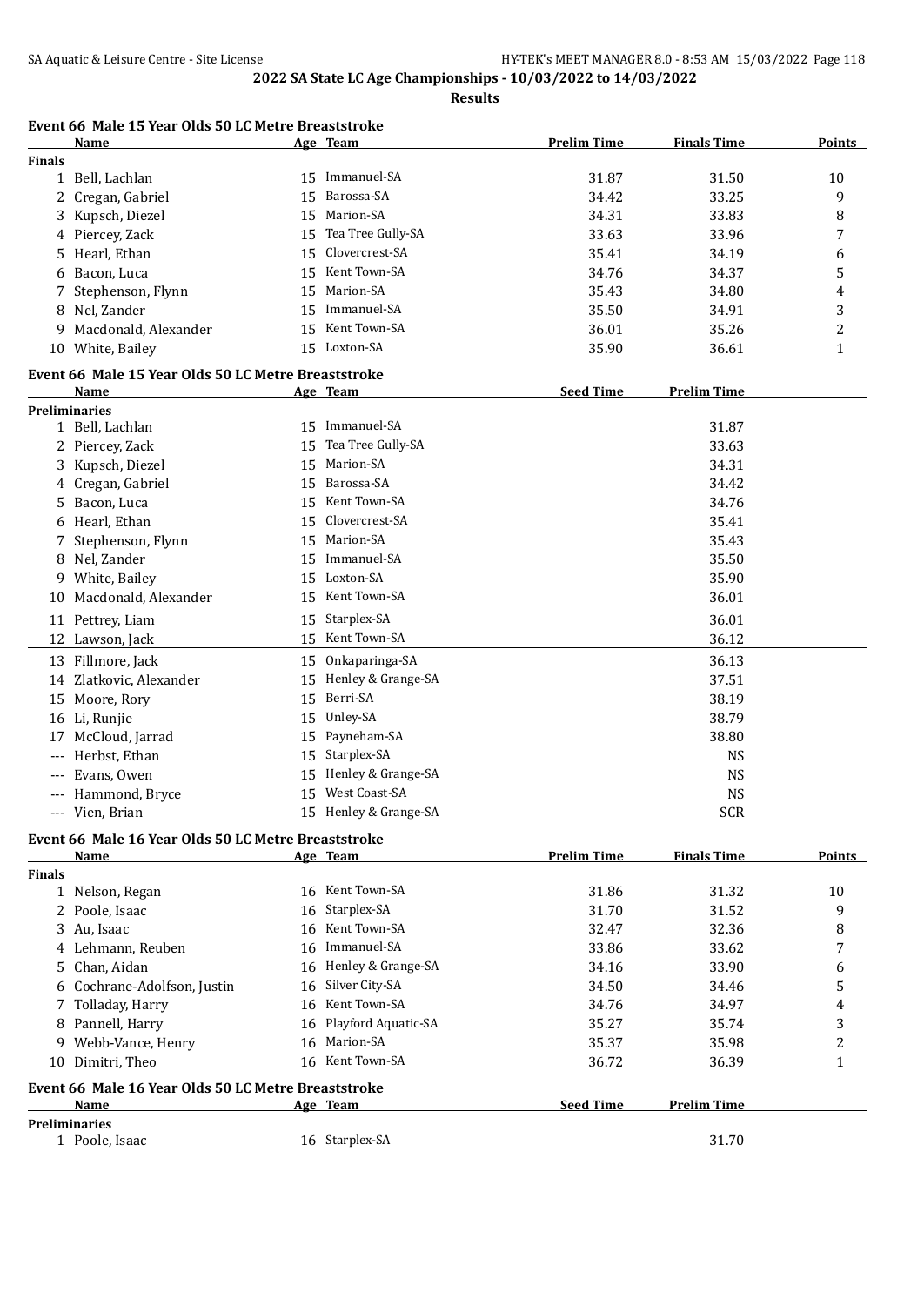## 2022 SA State LC Age Championships - 10/03/2022 to 14/03/2022

**Results**

### Event 66 Male 15 Year Olds 50 LC Metre Breaststroke

| | Name | Age | Team | Prelim Time | Finals Time | Points |
|---|---|---|---|---|---|---|
| **Finals** | | | | | | |
| 1 | Bell, Lachlan | 15 | Immanuel-SA | 31.87 | 31.50 | 10 |
| 2 | Cregan, Gabriel | 15 | Barossa-SA | 34.42 | 33.25 | 9 |
| 3 | Kupsch, Diezel | 15 | Marion-SA | 34.31 | 33.83 | 8 |
| 4 | Piercey, Zack | 15 | Tea Tree Gully-SA | 33.63 | 33.96 | 7 |
| 5 | Hearl, Ethan | 15 | Clovercrest-SA | 35.41 | 34.19 | 6 |
| 6 | Bacon, Luca | 15 | Kent Town-SA | 34.76 | 34.37 | 5 |
| 7 | Stephenson, Flynn | 15 | Marion-SA | 35.43 | 34.80 | 4 |
| 8 | Nel, Zander | 15 | Immanuel-SA | 35.50 | 34.91 | 3 |
| 9 | Macdonald, Alexander | 15 | Kent Town-SA | 36.01 | 35.26 | 2 |
| 10 | White, Bailey | 15 | Loxton-SA | 35.90 | 36.61 | 1 |

### Event 66 Male 15 Year Olds 50 LC Metre Breaststroke

| | Name | Age | Team | Seed Time | Prelim Time |
|---|---|---|---|---|---|
| **Preliminaries** | | | | | |
| 1 | Bell, Lachlan | 15 | Immanuel-SA | | 31.87 |
| 2 | Piercey, Zack | 15 | Tea Tree Gully-SA | | 33.63 |
| 3 | Kupsch, Diezel | 15 | Marion-SA | | 34.31 |
| 4 | Cregan, Gabriel | 15 | Barossa-SA | | 34.42 |
| 5 | Bacon, Luca | 15 | Kent Town-SA | | 34.76 |
| 6 | Hearl, Ethan | 15 | Clovercrest-SA | | 35.41 |
| 7 | Stephenson, Flynn | 15 | Marion-SA | | 35.43 |
| 8 | Nel, Zander | 15 | Immanuel-SA | | 35.50 |
| 9 | White, Bailey | 15 | Loxton-SA | | 35.90 |
| 10 | Macdonald, Alexander | 15 | Kent Town-SA | | 36.01 |
| 11 | Pettrey, Liam | 15 | Starplex-SA | | 36.01 |
| 12 | Lawson, Jack | 15 | Kent Town-SA | | 36.12 |
| 13 | Fillmore, Jack | 15 | Onkaparinga-SA | | 36.13 |
| 14 | Zlatkovic, Alexander | 15 | Henley & Grange-SA | | 37.51 |
| 15 | Moore, Rory | 15 | Berri-SA | | 38.19 |
| 16 | Li, Runjie | 15 | Unley-SA | | 38.79 |
| 17 | McCloud, Jarrad | 15 | Payneham-SA | | 38.80 |
| --- | Herbst, Ethan | 15 | Starplex-SA | | NS |
| --- | Evans, Owen | 15 | Henley & Grange-SA | | NS |
| --- | Hammond, Bryce | 15 | West Coast-SA | | NS |
| --- | Vien, Brian | 15 | Henley & Grange-SA | | SCR |

### Event 66 Male 16 Year Olds 50 LC Metre Breaststroke

| | Name | Age | Team | Prelim Time | Finals Time | Points |
|---|---|---|---|---|---|---|
| **Finals** | | | | | | |
| 1 | Nelson, Regan | 16 | Kent Town-SA | 31.86 | 31.32 | 10 |
| 2 | Poole, Isaac | 16 | Starplex-SA | 31.70 | 31.52 | 9 |
| 3 | Au, Isaac | 16 | Kent Town-SA | 32.47 | 32.36 | 8 |
| 4 | Lehmann, Reuben | 16 | Immanuel-SA | 33.86 | 33.62 | 7 |
| 5 | Chan, Aidan | 16 | Henley & Grange-SA | 34.16 | 33.90 | 6 |
| 6 | Cochrane-Adolfson, Justin | 16 | Silver City-SA | 34.50 | 34.46 | 5 |
| 7 | Tolladay, Harry | 16 | Kent Town-SA | 34.76 | 34.97 | 4 |
| 8 | Pannell, Harry | 16 | Playford Aquatic-SA | 35.27 | 35.74 | 3 |
| 9 | Webb-Vance, Henry | 16 | Marion-SA | 35.37 | 35.98 | 2 |
| 10 | Dimitri, Theo | 16 | Kent Town-SA | 36.72 | 36.39 | 1 |

### Event 66 Male 16 Year Olds 50 LC Metre Breaststroke

| | Name | Age | Team | Seed Time | Prelim Time |
|---|---|---|---|---|---|
| **Preliminaries** | | | | | |
| 1 | Poole, Isaac | 16 | Starplex-SA | | 31.70 |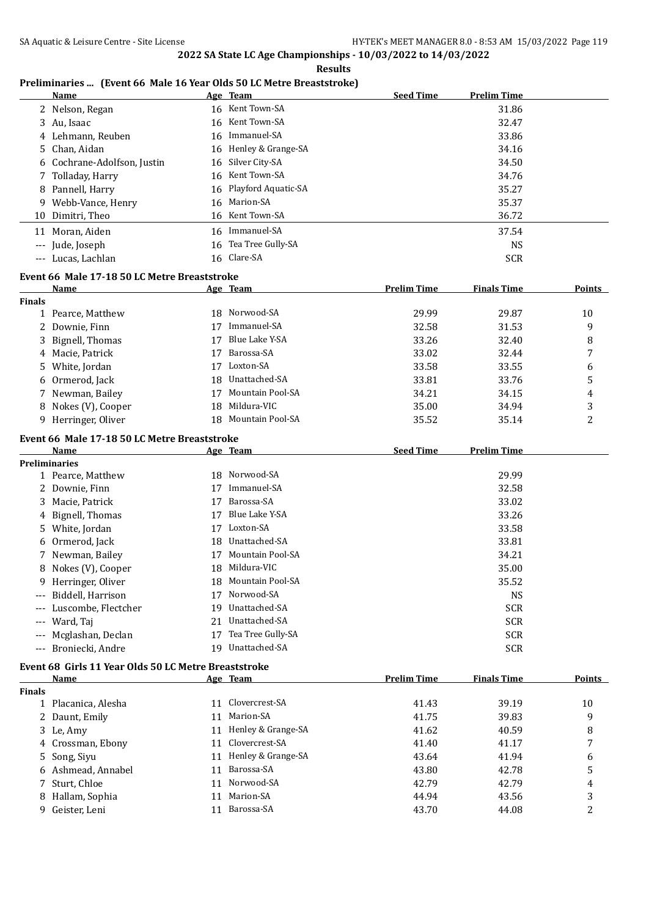## 2022 SA State LC Age Championships - 10/03/2022 to 14/03/2022

**Results**

### Preliminaries ... (Event 66 Male 16 Year Olds 50 LC Metre Breaststroke)

| | Name | Age | Team | Seed Time | Prelim Time |
|---|---|---|---|---|---|
| 2 | Nelson, Regan | 16 | Kent Town-SA | | 31.86 |
| 3 | Au, Isaac | 16 | Kent Town-SA | | 32.47 |
| 4 | Lehmann, Reuben | 16 | Immanuel-SA | | 33.86 |
| 5 | Chan, Aidan | 16 | Henley & Grange-SA | | 34.16 |
| 6 | Cochrane-Adolfson, Justin | 16 | Silver City-SA | | 34.50 |
| 7 | Tolladay, Harry | 16 | Kent Town-SA | | 34.76 |
| 8 | Pannell, Harry | 16 | Playford Aquatic-SA | | 35.27 |
| 9 | Webb-Vance, Henry | 16 | Marion-SA | | 35.37 |
| 10 | Dimitri, Theo | 16 | Kent Town-SA | | 36.72 |
| 11 | Moran, Aiden | 16 | Immanuel-SA | | 37.54 |
| --- | Jude, Joseph | 16 | Tea Tree Gully-SA | | NS |
| --- | Lucas, Lachlan | 16 | Clare-SA | | SCR |

### Event 66 Male 17-18 50 LC Metre Breaststroke

| | Name | Age | Team | Prelim Time | Finals Time | Points |
|---|---|---|---|---|---|---|
| **Finals** | | | | | | |
| 1 | Pearce, Matthew | 18 | Norwood-SA | 29.99 | 29.87 | 10 |
| 2 | Downie, Finn | 17 | Immanuel-SA | 32.58 | 31.53 | 9 |
| 3 | Bignell, Thomas | 17 | Blue Lake Y-SA | 33.26 | 32.40 | 8 |
| 4 | Macie, Patrick | 17 | Barossa-SA | 33.02 | 32.44 | 7 |
| 5 | White, Jordan | 17 | Loxton-SA | 33.58 | 33.55 | 6 |
| 6 | Ormerod, Jack | 18 | Unattached-SA | 33.81 | 33.76 | 5 |
| 7 | Newman, Bailey | 17 | Mountain Pool-SA | 34.21 | 34.15 | 4 |
| 8 | Nokes (V), Cooper | 18 | Mildura-VIC | 35.00 | 34.94 | 3 |
| 9 | Herringer, Oliver | 18 | Mountain Pool-SA | 35.52 | 35.14 | 2 |

### Event 66 Male 17-18 50 LC Metre Breaststroke

| | Name | Age | Team | Seed Time | Prelim Time |
|---|---|---|---|---|---|
| **Preliminaries** | | | | | |
| 1 | Pearce, Matthew | 18 | Norwood-SA | | 29.99 |
| 2 | Downie, Finn | 17 | Immanuel-SA | | 32.58 |
| 3 | Macie, Patrick | 17 | Barossa-SA | | 33.02 |
| 4 | Bignell, Thomas | 17 | Blue Lake Y-SA | | 33.26 |
| 5 | White, Jordan | 17 | Loxton-SA | | 33.58 |
| 6 | Ormerod, Jack | 18 | Unattached-SA | | 33.81 |
| 7 | Newman, Bailey | 17 | Mountain Pool-SA | | 34.21 |
| 8 | Nokes (V), Cooper | 18 | Mildura-VIC | | 35.00 |
| 9 | Herringer, Oliver | 18 | Mountain Pool-SA | | 35.52 |
| --- | Biddell, Harrison | 17 | Norwood-SA | | NS |
| --- | Luscombe, Flectcher | 19 | Unattached-SA | | SCR |
| --- | Ward, Taj | 21 | Unattached-SA | | SCR |
| --- | Mcglashan, Declan | 17 | Tea Tree Gully-SA | | SCR |
| --- | Broniecki, Andre | 19 | Unattached-SA | | SCR |

### Event 68 Girls 11 Year Olds 50 LC Metre Breaststroke

| | Name | Age | Team | Prelim Time | Finals Time | Points |
|---|---|---|---|---|---|---|
| **Finals** | | | | | | |
| 1 | Placanica, Alesha | 11 | Clovercrest-SA | 41.43 | 39.19 | 10 |
| 2 | Daunt, Emily | 11 | Marion-SA | 41.75 | 39.83 | 9 |
| 3 | Le, Amy | 11 | Henley & Grange-SA | 41.62 | 40.59 | 8 |
| 4 | Crossman, Ebony | 11 | Clovercrest-SA | 41.40 | 41.17 | 7 |
| 5 | Song, Siyu | 11 | Henley & Grange-SA | 43.64 | 41.94 | 6 |
| 6 | Ashmead, Annabel | 11 | Barossa-SA | 43.80 | 42.78 | 5 |
| 7 | Sturt, Chloe | 11 | Norwood-SA | 42.79 | 42.79 | 4 |
| 8 | Hallam, Sophia | 11 | Marion-SA | 44.94 | 43.56 | 3 |
| 9 | Geister, Leni | 11 | Barossa-SA | 43.70 | 44.08 | 2 |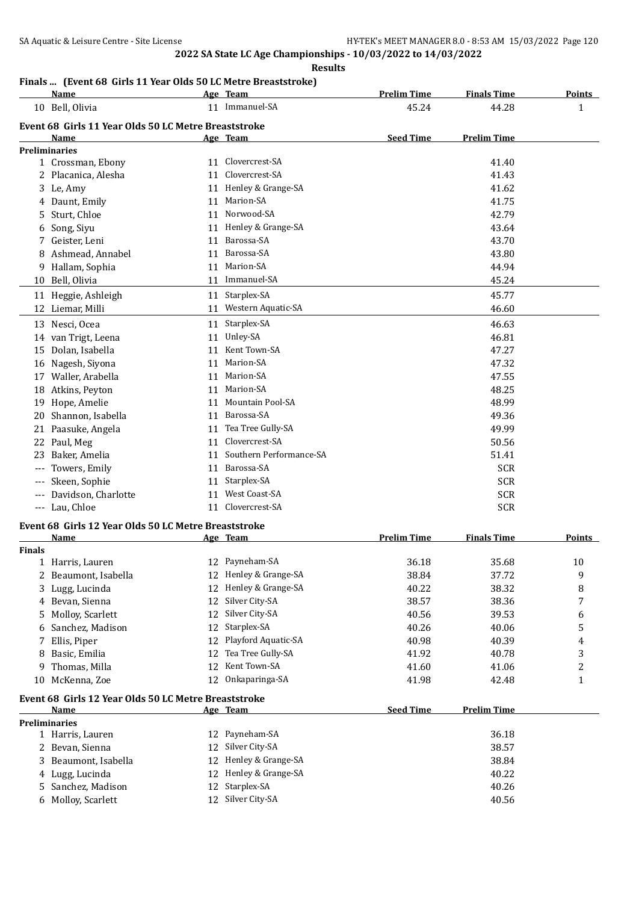2022 SA State LC Age Championships - 10/03/2022 to 14/03/2022

Results

## Finals ... (Event 68 Girls 11 Year Olds 50 LC Metre Breaststroke)

| | Name | Age | Team | Prelim Time | Finals Time | Points |
|---|---|---|---|---|---|---|
| 10 | Bell, Olivia | 11 | Immanuel-SA | 45.24 | 44.28 | 1 |

## Event 68 Girls 11 Year Olds 50 LC Metre Breaststroke

| | Name | Age | Team | Seed Time | Prelim Time |
|---|---|---|---|---|---|
| **Preliminaries** | | | | | |
| 1 | Crossman, Ebony | 11 | Clovercrest-SA | | 41.40 |
| 2 | Placanica, Alesha | 11 | Clovercrest-SA | | 41.43 |
| 3 | Le, Amy | 11 | Henley & Grange-SA | | 41.62 |
| 4 | Daunt, Emily | 11 | Marion-SA | | 41.75 |
| 5 | Sturt, Chloe | 11 | Norwood-SA | | 42.79 |
| 6 | Song, Siyu | 11 | Henley & Grange-SA | | 43.64 |
| 7 | Geister, Leni | 11 | Barossa-SA | | 43.70 |
| 8 | Ashmead, Annabel | 11 | Barossa-SA | | 43.80 |
| 9 | Hallam, Sophia | 11 | Marion-SA | | 44.94 |
| 10 | Bell, Olivia | 11 | Immanuel-SA | | 45.24 |
| 11 | Heggie, Ashleigh | 11 | Starplex-SA | | 45.77 |
| 12 | Liemar, Milli | 11 | Western Aquatic-SA | | 46.60 |
| 13 | Nesci, Ocea | 11 | Starplex-SA | | 46.63 |
| 14 | van Trigt, Leena | 11 | Unley-SA | | 46.81 |
| 15 | Dolan, Isabella | 11 | Kent Town-SA | | 47.27 |
| 16 | Nagesh, Siyona | 11 | Marion-SA | | 47.32 |
| 17 | Waller, Arabella | 11 | Marion-SA | | 47.55 |
| 18 | Atkins, Peyton | 11 | Marion-SA | | 48.25 |
| 19 | Hope, Amelie | 11 | Mountain Pool-SA | | 48.99 |
| 20 | Shannon, Isabella | 11 | Barossa-SA | | 49.36 |
| 21 | Paasuke, Angela | 11 | Tea Tree Gully-SA | | 49.99 |
| 22 | Paul, Meg | 11 | Clovercrest-SA | | 50.56 |
| 23 | Baker, Amelia | 11 | Southern Performance-SA | | 51.41 |
| --- | Towers, Emily | 11 | Barossa-SA | | SCR |
| --- | Skeen, Sophie | 11 | Starplex-SA | | SCR |
| --- | Davidson, Charlotte | 11 | West Coast-SA | | SCR |
| --- | Lau, Chloe | 11 | Clovercrest-SA | | SCR |

## Event 68 Girls 12 Year Olds 50 LC Metre Breaststroke

| | Name | Age | Team | Prelim Time | Finals Time | Points |
|---|---|---|---|---|---|---|
| **Finals** | | | | | | |
| 1 | Harris, Lauren | 12 | Payneham-SA | 36.18 | 35.68 | 10 |
| 2 | Beaumont, Isabella | 12 | Henley & Grange-SA | 38.84 | 37.72 | 9 |
| 3 | Lugg, Lucinda | 12 | Henley & Grange-SA | 40.22 | 38.32 | 8 |
| 4 | Bevan, Sienna | 12 | Silver City-SA | 38.57 | 38.36 | 7 |
| 5 | Molloy, Scarlett | 12 | Silver City-SA | 40.56 | 39.53 | 6 |
| 6 | Sanchez, Madison | 12 | Starplex-SA | 40.26 | 40.06 | 5 |
| 7 | Ellis, Piper | 12 | Playford Aquatic-SA | 40.98 | 40.39 | 4 |
| 8 | Basic, Emilia | 12 | Tea Tree Gully-SA | 41.92 | 40.78 | 3 |
| 9 | Thomas, Milla | 12 | Kent Town-SA | 41.60 | 41.06 | 2 |
| 10 | McKenna, Zoe | 12 | Onkaparinga-SA | 41.98 | 42.48 | 1 |

## Event 68 Girls 12 Year Olds 50 LC Metre Breaststroke

| | Name | Age | Team | Seed Time | Prelim Time |
|---|---|---|---|---|---|
| **Preliminaries** | | | | | |
| 1 | Harris, Lauren | 12 | Payneham-SA | | 36.18 |
| 2 | Bevan, Sienna | 12 | Silver City-SA | | 38.57 |
| 3 | Beaumont, Isabella | 12 | Henley & Grange-SA | | 38.84 |
| 4 | Lugg, Lucinda | 12 | Henley & Grange-SA | | 40.22 |
| 5 | Sanchez, Madison | 12 | Starplex-SA | | 40.26 |
| 6 | Molloy, Scarlett | 12 | Silver City-SA | | 40.56 |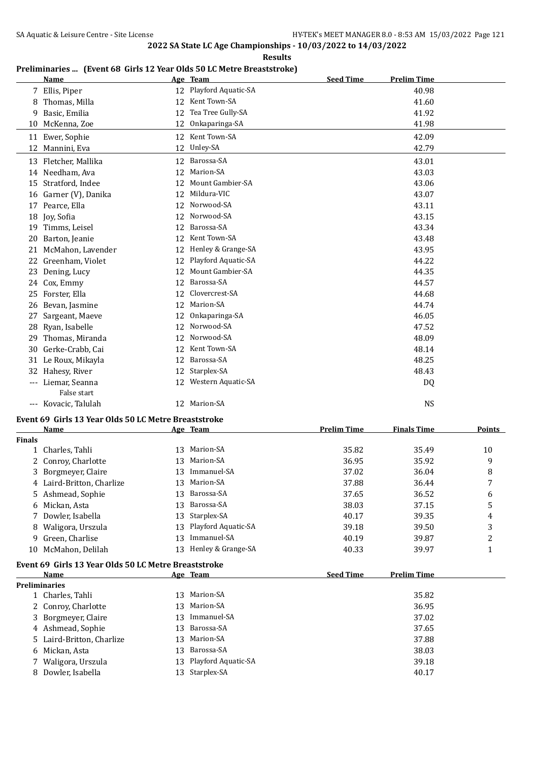## 2022 SA State LC Age Championships - 10/03/2022 to 14/03/2022

**Results**

### Preliminaries ... (Event 68 Girls 12 Year Olds 50 LC Metre Breaststroke)

| | Name | Age | Team | Seed Time | Prelim Time |
|---|---|---|---|---|---|
| 7 | Ellis, Piper | 12 | Playford Aquatic-SA | | 40.98 |
| 8 | Thomas, Milla | 12 | Kent Town-SA | | 41.60 |
| 9 | Basic, Emilia | 12 | Tea Tree Gully-SA | | 41.92 |
| 10 | McKenna, Zoe | 12 | Onkaparinga-SA | | 41.98 |
| 11 | Ewer, Sophie | 12 | Kent Town-SA | | 42.09 |
| 12 | Mannini, Eva | 12 | Unley-SA | | 42.79 |
| 13 | Fletcher, Mallika | 12 | Barossa-SA | | 43.01 |
| 14 | Needham, Ava | 12 | Marion-SA | | 43.03 |
| 15 | Stratford, Indee | 12 | Mount Gambier-SA | | 43.06 |
| 16 | Garner (V), Danika | 12 | Mildura-VIC | | 43.07 |
| 17 | Pearce, Ella | 12 | Norwood-SA | | 43.11 |
| 18 | Joy, Sofia | 12 | Norwood-SA | | 43.15 |
| 19 | Timms, Leisel | 12 | Barossa-SA | | 43.34 |
| 20 | Barton, Jeanie | 12 | Kent Town-SA | | 43.48 |
| 21 | McMahon, Lavender | 12 | Henley & Grange-SA | | 43.95 |
| 22 | Greenham, Violet | 12 | Playford Aquatic-SA | | 44.22 |
| 23 | Dening, Lucy | 12 | Mount Gambier-SA | | 44.35 |
| 24 | Cox, Emmy | 12 | Barossa-SA | | 44.57 |
| 25 | Forster, Ella | 12 | Clovercrest-SA | | 44.68 |
| 26 | Bevan, Jasmine | 12 | Marion-SA | | 44.74 |
| 27 | Sargeant, Maeve | 12 | Onkaparinga-SA | | 46.05 |
| 28 | Ryan, Isabelle | 12 | Norwood-SA | | 47.52 |
| 29 | Thomas, Miranda | 12 | Norwood-SA | | 48.09 |
| 30 | Gerke-Crabb, Cai | 12 | Kent Town-SA | | 48.14 |
| 31 | Le Roux, Mikayla | 12 | Barossa-SA | | 48.25 |
| 32 | Hahesy, River | 12 | Starplex-SA | | 48.43 |
| --- | Liemar, Seanna | 12 | Western Aquatic-SA | | DQ |
| | False start | | | | |
| --- | Kovacic, Talulah | 12 | Marion-SA | | NS |

### Event 69 Girls 13 Year Olds 50 LC Metre Breaststroke

| | Name | Age | Team | Prelim Time | Finals Time | Points |
|---|---|---|---|---|---|---|
| **Finals** | | | | | | |
| 1 | Charles, Tahli | 13 | Marion-SA | 35.82 | 35.49 | 10 |
| 2 | Conroy, Charlotte | 13 | Marion-SA | 36.95 | 35.92 | 9 |
| 3 | Borgmeyer, Claire | 13 | Immanuel-SA | 37.02 | 36.04 | 8 |
| 4 | Laird-Britton, Charlize | 13 | Marion-SA | 37.88 | 36.44 | 7 |
| 5 | Ashmead, Sophie | 13 | Barossa-SA | 37.65 | 36.52 | 6 |
| 6 | Mickan, Asta | 13 | Barossa-SA | 38.03 | 37.15 | 5 |
| 7 | Dowler, Isabella | 13 | Starplex-SA | 40.17 | 39.35 | 4 |
| 8 | Waligora, Urszula | 13 | Playford Aquatic-SA | 39.18 | 39.50 | 3 |
| 9 | Green, Charlise | 13 | Immanuel-SA | 40.19 | 39.87 | 2 |
| 10 | McMahon, Delilah | 13 | Henley & Grange-SA | 40.33 | 39.97 | 1 |

### Event 69 Girls 13 Year Olds 50 LC Metre Breaststroke

| | Name | Age | Team | Seed Time | Prelim Time |
|---|---|---|---|---|---|
| **Preliminaries** | | | | | |
| 1 | Charles, Tahli | 13 | Marion-SA | | 35.82 |
| 2 | Conroy, Charlotte | 13 | Marion-SA | | 36.95 |
| 3 | Borgmeyer, Claire | 13 | Immanuel-SA | | 37.02 |
| 4 | Ashmead, Sophie | 13 | Barossa-SA | | 37.65 |
| 5 | Laird-Britton, Charlize | 13 | Marion-SA | | 37.88 |
| 6 | Mickan, Asta | 13 | Barossa-SA | | 38.03 |
| 7 | Waligora, Urszula | 13 | Playford Aquatic-SA | | 39.18 |
| 8 | Dowler, Isabella | 13 | Starplex-SA | | 40.17 |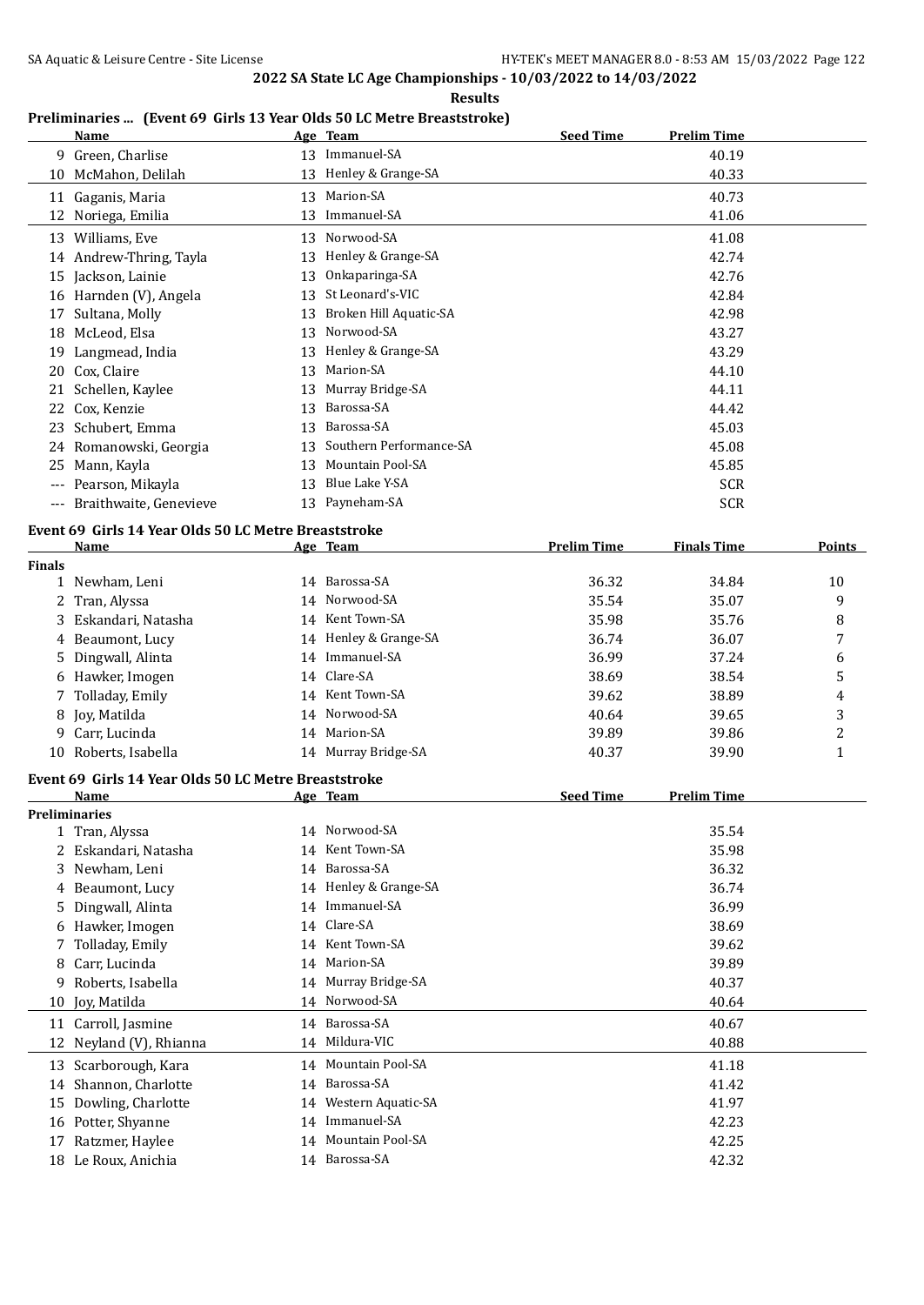# 2022 SA State LC Age Championships - 10/03/2022 to 14/03/2022

**Results**

## Preliminaries ... (Event 69 Girls 13 Year Olds 50 LC Metre Breaststroke)

| | Name | Age | Team | Seed Time | Prelim Time |
|---|---|---|---|---|---|
| 9 | Green, Charlise | 13 | Immanuel-SA | | 40.19 |
| 10 | McMahon, Delilah | 13 | Henley & Grange-SA | | 40.33 |
| 11 | Gaganis, Maria | 13 | Marion-SA | | 40.73 |
| 12 | Noriega, Emilia | 13 | Immanuel-SA | | 41.06 |
| 13 | Williams, Eve | 13 | Norwood-SA | | 41.08 |
| 14 | Andrew-Thring, Tayla | 13 | Henley & Grange-SA | | 42.74 |
| 15 | Jackson, Lainie | 13 | Onkaparinga-SA | | 42.76 |
| 16 | Harnden (V), Angela | 13 | St Leonard's-VIC | | 42.84 |
| 17 | Sultana, Molly | 13 | Broken Hill Aquatic-SA | | 42.98 |
| 18 | McLeod, Elsa | 13 | Norwood-SA | | 43.27 |
| 19 | Langmead, India | 13 | Henley & Grange-SA | | 43.29 |
| 20 | Cox, Claire | 13 | Marion-SA | | 44.10 |
| 21 | Schellen, Kaylee | 13 | Murray Bridge-SA | | 44.11 |
| 22 | Cox, Kenzie | 13 | Barossa-SA | | 44.42 |
| 23 | Schubert, Emma | 13 | Barossa-SA | | 45.03 |
| 24 | Romanowski, Georgia | 13 | Southern Performance-SA | | 45.08 |
| 25 | Mann, Kayla | 13 | Mountain Pool-SA | | 45.85 |
| --- | Pearson, Mikayla | 13 | Blue Lake Y-SA | | SCR |
| --- | Braithwaite, Genevieve | 13 | Payneham-SA | | SCR |

## Event 69 Girls 14 Year Olds 50 LC Metre Breastroke

| | Name | Age | Team | Prelim Time | Finals Time | Points |
|---|---|---|---|---|---|---|
| **Finals** | | | | | | |
| 1 | Newham, Leni | 14 | Barossa-SA | 36.32 | 34.84 | 10 |
| 2 | Tran, Alyssa | 14 | Norwood-SA | 35.54 | 35.07 | 9 |
| 3 | Eskandari, Natasha | 14 | Kent Town-SA | 35.98 | 35.76 | 8 |
| 4 | Beaumont, Lucy | 14 | Henley & Grange-SA | 36.74 | 36.07 | 7 |
| 5 | Dingwall, Alinta | 14 | Immanuel-SA | 36.99 | 37.24 | 6 |
| 6 | Hawker, Imogen | 14 | Clare-SA | 38.69 | 38.54 | 5 |
| 7 | Tolladay, Emily | 14 | Kent Town-SA | 39.62 | 38.89 | 4 |
| 8 | Joy, Matilda | 14 | Norwood-SA | 40.64 | 39.65 | 3 |
| 9 | Carr, Lucinda | 14 | Marion-SA | 39.89 | 39.86 | 2 |
| 10 | Roberts, Isabella | 14 | Murray Bridge-SA | 40.37 | 39.90 | 1 |

## Event 69 Girls 14 Year Olds 50 LC Metre Breastroke

| | Name | Age | Team | Seed Time | Prelim Time |
|---|---|---|---|---|---|
| **Preliminaries** | | | | | |
| 1 | Tran, Alyssa | 14 | Norwood-SA | | 35.54 |
| 2 | Eskandari, Natasha | 14 | Kent Town-SA | | 35.98 |
| 3 | Newham, Leni | 14 | Barossa-SA | | 36.32 |
| 4 | Beaumont, Lucy | 14 | Henley & Grange-SA | | 36.74 |
| 5 | Dingwall, Alinta | 14 | Immanuel-SA | | 36.99 |
| 6 | Hawker, Imogen | 14 | Clare-SA | | 38.69 |
| 7 | Tolladay, Emily | 14 | Kent Town-SA | | 39.62 |
| 8 | Carr, Lucinda | 14 | Marion-SA | | 39.89 |
| 9 | Roberts, Isabella | 14 | Murray Bridge-SA | | 40.37 |
| 10 | Joy, Matilda | 14 | Norwood-SA | | 40.64 |
| 11 | Carroll, Jasmine | 14 | Barossa-SA | | 40.67 |
| 12 | Neyland (V), Rhianna | 14 | Mildura-VIC | | 40.88 |
| 13 | Scarborough, Kara | 14 | Mountain Pool-SA | | 41.18 |
| 14 | Shannon, Charlotte | 14 | Barossa-SA | | 41.42 |
| 15 | Dowling, Charlotte | 14 | Western Aquatic-SA | | 41.97 |
| 16 | Potter, Shyanne | 14 | Immanuel-SA | | 42.23 |
| 17 | Ratzmer, Haylee | 14 | Mountain Pool-SA | | 42.25 |
| 18 | Le Roux, Anichia | 14 | Barossa-SA | | 42.32 |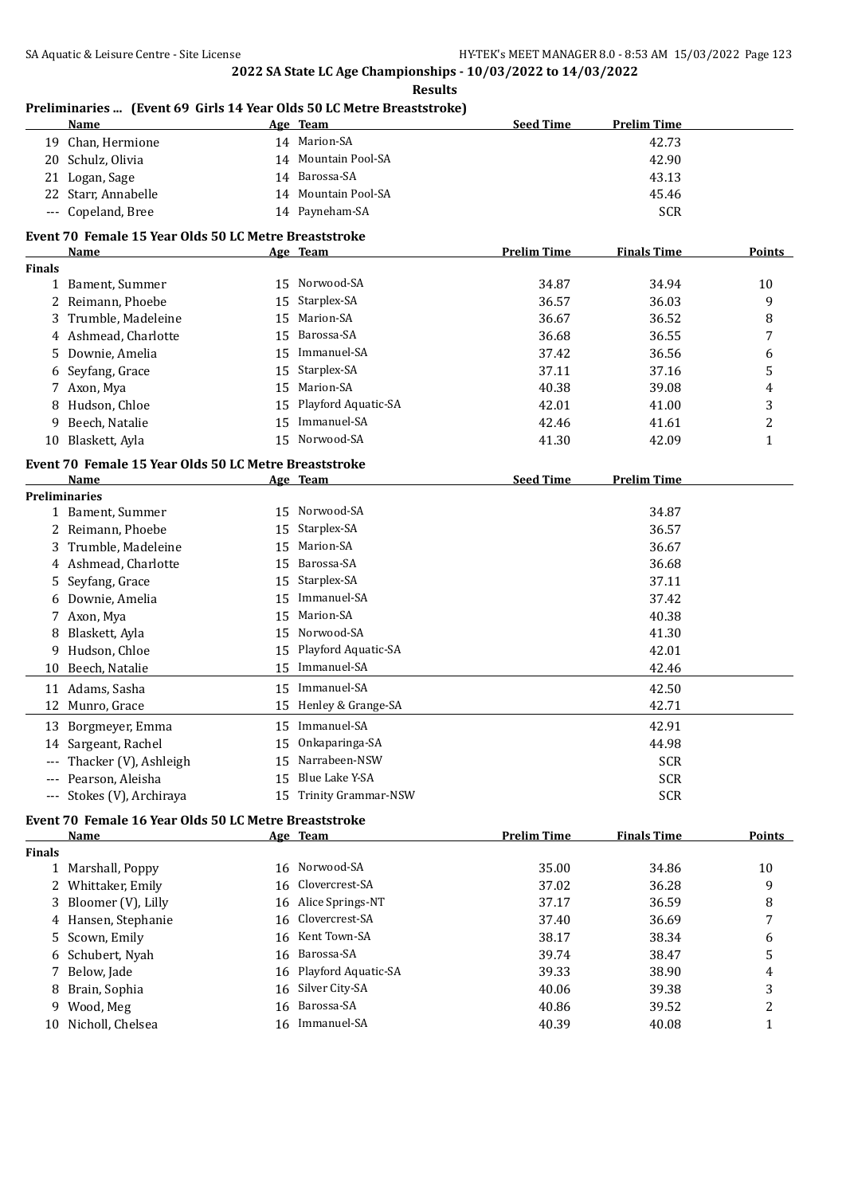## 2022 SA State LC Age Championships - 10/03/2022 to 14/03/2022

**Results**

### Preliminaries ... (Event 69 Girls 14 Year Olds 50 LC Metre Breaststroke)

| | Name | Age | Team | Seed Time | Prelim Time |
|---|---|---|---|---|---|
| 19 | Chan, Hermione | 14 | Marion-SA | | 42.73 |
| 20 | Schulz, Olivia | 14 | Mountain Pool-SA | | 42.90 |
| 21 | Logan, Sage | 14 | Barossa-SA | | 43.13 |
| 22 | Starr, Annabelle | 14 | Mountain Pool-SA | | 45.46 |
| --- | Copeland, Bree | 14 | Payneham-SA | | SCR |

### Event 70 Female 15 Year Olds 50 LC Metre Breaststroke

| | Name | Age | Team | Prelim Time | Finals Time | Points |
|---|---|---|---|---|---|---|
| **Finals** | | | | | | |
| 1 | Bament, Summer | 15 | Norwood-SA | 34.87 | 34.94 | 10 |
| 2 | Reimann, Phoebe | 15 | Starplex-SA | 36.57 | 36.03 | 9 |
| 3 | Trumble, Madeleine | 15 | Marion-SA | 36.67 | 36.52 | 8 |
| 4 | Ashmead, Charlotte | 15 | Barossa-SA | 36.68 | 36.55 | 7 |
| 5 | Downie, Amelia | 15 | Immanuel-SA | 37.42 | 36.56 | 6 |
| 6 | Seyfang, Grace | 15 | Starplex-SA | 37.11 | 37.16 | 5 |
| 7 | Axon, Mya | 15 | Marion-SA | 40.38 | 39.08 | 4 |
| 8 | Hudson, Chloe | 15 | Playford Aquatic-SA | 42.01 | 41.00 | 3 |
| 9 | Beech, Natalie | 15 | Immanuel-SA | 42.46 | 41.61 | 2 |
| 10 | Blaskett, Ayla | 15 | Norwood-SA | 41.30 | 42.09 | 1 |

### Event 70 Female 15 Year Olds 50 LC Metre Breaststroke

| | Name | Age | Team | Seed Time | Prelim Time |
|---|---|---|---|---|---|
| **Preliminaries** | | | | | |
| 1 | Bament, Summer | 15 | Norwood-SA | | 34.87 |
| 2 | Reimann, Phoebe | 15 | Starplex-SA | | 36.57 |
| 3 | Trumble, Madeleine | 15 | Marion-SA | | 36.67 |
| 4 | Ashmead, Charlotte | 15 | Barossa-SA | | 36.68 |
| 5 | Seyfang, Grace | 15 | Starplex-SA | | 37.11 |
| 6 | Downie, Amelia | 15 | Immanuel-SA | | 37.42 |
| 7 | Axon, Mya | 15 | Marion-SA | | 40.38 |
| 8 | Blaskett, Ayla | 15 | Norwood-SA | | 41.30 |
| 9 | Hudson, Chloe | 15 | Playford Aquatic-SA | | 42.01 |
| 10 | Beech, Natalie | 15 | Immanuel-SA | | 42.46 |
| 11 | Adams, Sasha | 15 | Immanuel-SA | | 42.50 |
| 12 | Munro, Grace | 15 | Henley & Grange-SA | | 42.71 |
| 13 | Borgmeyer, Emma | 15 | Immanuel-SA | | 42.91 |
| 14 | Sargeant, Rachel | 15 | Onkaparinga-SA | | 44.98 |
| --- | Thacker (V), Ashleigh | 15 | Narrabeen-NSW | | SCR |
| --- | Pearson, Aleisha | 15 | Blue Lake Y-SA | | SCR |
| --- | Stokes (V), Archiraya | 15 | Trinity Grammar-NSW | | SCR |

### Event 70 Female 16 Year Olds 50 LC Metre Breaststroke

| | Name | Age | Team | Prelim Time | Finals Time | Points |
|---|---|---|---|---|---|---|
| **Finals** | | | | | | |
| 1 | Marshall, Poppy | 16 | Norwood-SA | 35.00 | 34.86 | 10 |
| 2 | Whittaker, Emily | 16 | Clovercrest-SA | 37.02 | 36.28 | 9 |
| 3 | Bloomer (V), Lilly | 16 | Alice Springs-NT | 37.17 | 36.59 | 8 |
| 4 | Hansen, Stephanie | 16 | Clovercrest-SA | 37.40 | 36.69 | 7 |
| 5 | Scown, Emily | 16 | Kent Town-SA | 38.17 | 38.34 | 6 |
| 6 | Schubert, Nyah | 16 | Barossa-SA | 39.74 | 38.47 | 5 |
| 7 | Below, Jade | 16 | Playford Aquatic-SA | 39.33 | 38.90 | 4 |
| 8 | Brain, Sophia | 16 | Silver City-SA | 40.06 | 39.38 | 3 |
| 9 | Wood, Meg | 16 | Barossa-SA | 40.86 | 39.52 | 2 |
| 10 | Nicholl, Chelsea | 16 | Immanuel-SA | 40.39 | 40.08 | 1 |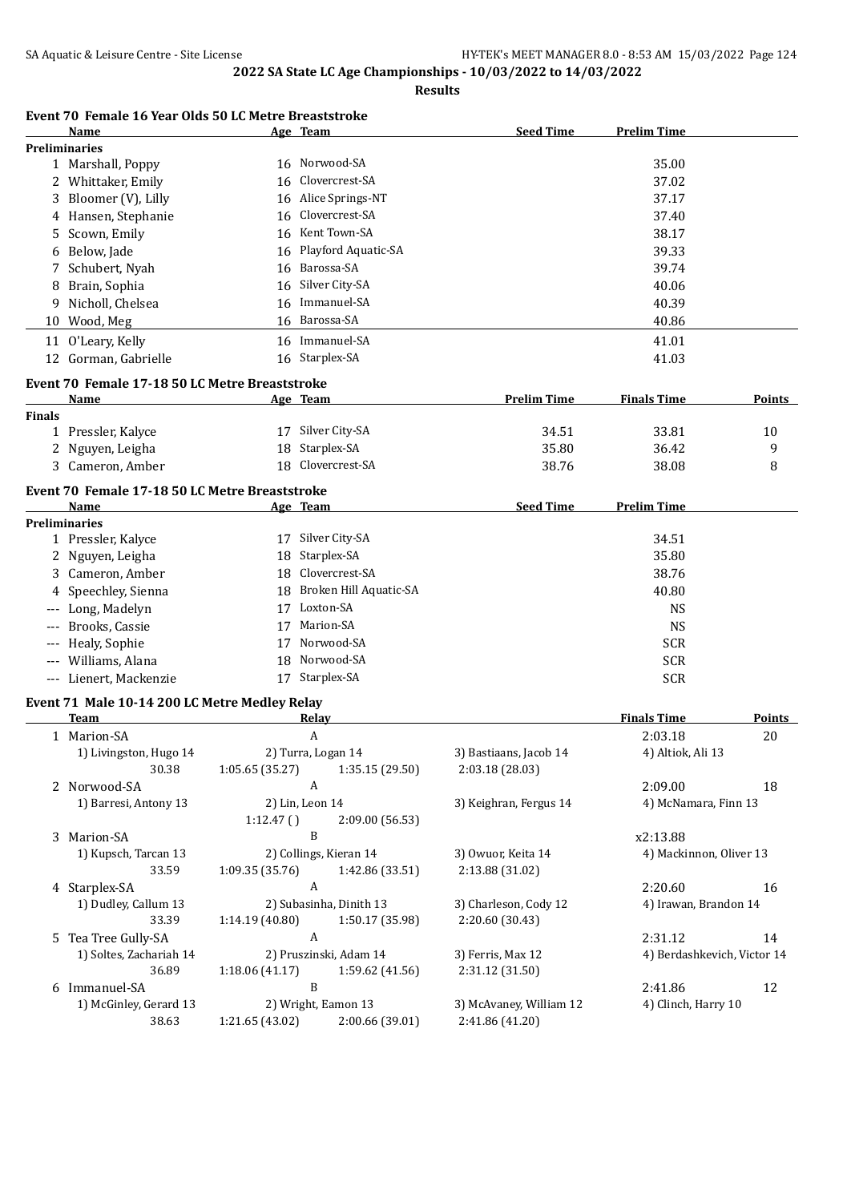## 2022 SA State LC Age Championships - 10/03/2022 to 14/03/2022

**Results**

### Event 70 Female 16 Year Olds 50 LC Metre Breaststroke

| | Name | Age | Team | Seed Time | Prelim Time |
|---|---|---|---|---|---|
| **Preliminaries** | | | | | |
| 1 | Marshall, Poppy | 16 | Norwood-SA | | 35.00 |
| 2 | Whittaker, Emily | 16 | Clovercrest-SA | | 37.02 |
| 3 | Bloomer (V), Lilly | 16 | Alice Springs-NT | | 37.17 |
| 4 | Hansen, Stephanie | 16 | Clovercrest-SA | | 37.40 |
| 5 | Scown, Emily | 16 | Kent Town-SA | | 38.17 |
| 6 | Below, Jade | 16 | Playford Aquatic-SA | | 39.33 |
| 7 | Schubert, Nyah | 16 | Barossa-SA | | 39.74 |
| 8 | Brain, Sophia | 16 | Silver City-SA | | 40.06 |
| 9 | Nicholl, Chelsea | 16 | Immanuel-SA | | 40.39 |
| 10 | Wood, Meg | 16 | Barossa-SA | | 40.86 |
| 11 | O'Leary, Kelly | 16 | Immanuel-SA | | 41.01 |
| 12 | Gorman, Gabrielle | 16 | Starplex-SA | | 41.03 |

### Event 70 Female 17-18 50 LC Metre Breaststroke

| | Name | Age | Team | Prelim Time | Finals Time | Points |
|---|---|---|---|---|---|---|
| **Finals** | | | | | | |
| 1 | Pressler, Kalyce | 17 | Silver City-SA | 34.51 | 33.81 | 10 |
| 2 | Nguyen, Leigha | 18 | Starplex-SA | 35.80 | 36.42 | 9 |
| 3 | Cameron, Amber | 18 | Clovercrest-SA | 38.76 | 38.08 | 8 |

### Event 70 Female 17-18 50 LC Metre Breaststroke

| | Name | Age | Team | Seed Time | Prelim Time |
|---|---|---|---|---|---|
| **Preliminaries** | | | | | |
| 1 | Pressler, Kalyce | 17 | Silver City-SA | | 34.51 |
| 2 | Nguyen, Leigha | 18 | Starplex-SA | | 35.80 |
| 3 | Cameron, Amber | 18 | Clovercrest-SA | | 38.76 |
| 4 | Speechley, Sienna | 18 | Broken Hill Aquatic-SA | | 40.80 |
| --- | Long, Madelyn | 17 | Loxton-SA | | NS |
| --- | Brooks, Cassie | 17 | Marion-SA | | NS |
| --- | Healy, Sophie | 17 | Norwood-SA | | SCR |
| --- | Williams, Alana | 18 | Norwood-SA | | SCR |
| --- | Lienert, Mackenzie | 17 | Starplex-SA | | SCR |

### Event 71 Male 10-14 200 LC Metre Medley Relay

| | Team | Relay | | | Finals Time | Points |
|---|---|---|---|---|---|---|
| 1 | Marion-SA | A | | | 2:03.18 | 20 |
| | 1) Livingston, Hugo 14 | 2) Turra, Logan 14 | | 3) Bastiaans, Jacob 14 | 4) Altiok, Ali 13 | |
| | 30.38 | 1:05.65 (35.27) | 1:35.15 (29.50) | 2:03.18 (28.03) | | |
| 2 | Norwood-SA | A | | | 2:09.00 | 18 |
| | 1) Barresi, Antony 13 | 2) Lin, Leon 14 | | 3) Keighran, Fergus 14 | 4) McNamara, Finn 13 | |
| | | 1:12.47 ( ) | 2:09.00 (56.53) | | | |
| 3 | Marion-SA | B | | | x2:13.88 | |
| | 1) Kupsch, Tarcan 13 | 2) Collings, Kieran 14 | | 3) Owuor, Keita 14 | 4) Mackinnon, Oliver 13 | |
| | 33.59 | 1:09.35 (35.76) | 1:42.86 (33.51) | 2:13.88 (31.02) | | |
| 4 | Starplex-SA | A | | | 2:20.60 | 16 |
| | 1) Dudley, Callum 13 | 2) Subasinha, Dinith 13 | | 3) Charleson, Cody 12 | 4) Irawan, Brandon 14 | |
| | 33.39 | 1:14.19 (40.80) | 1:50.17 (35.98) | 2:20.60 (30.43) | | |
| 5 | Tea Tree Gully-SA | A | | | 2:31.12 | 14 |
| | 1) Soltes, Zachariah 14 | 2) Pruszinski, Adam 14 | | 3) Ferris, Max 12 | 4) Berdashkevich, Victor 14 | |
| | 36.89 | 1:18.06 (41.17) | 1:59.62 (41.56) | 2:31.12 (31.50) | | |
| 6 | Immanuel-SA | B | | | 2:41.86 | 12 |
| | 1) McGinley, Gerard 13 | 2) Wright, Eamon 13 | | 3) McAvaney, William 12 | 4) Clinch, Harry 10 | |
| | 38.63 | 1:21.65 (43.02) | 2:00.66 (39.01) | 2:41.86 (41.20) | | |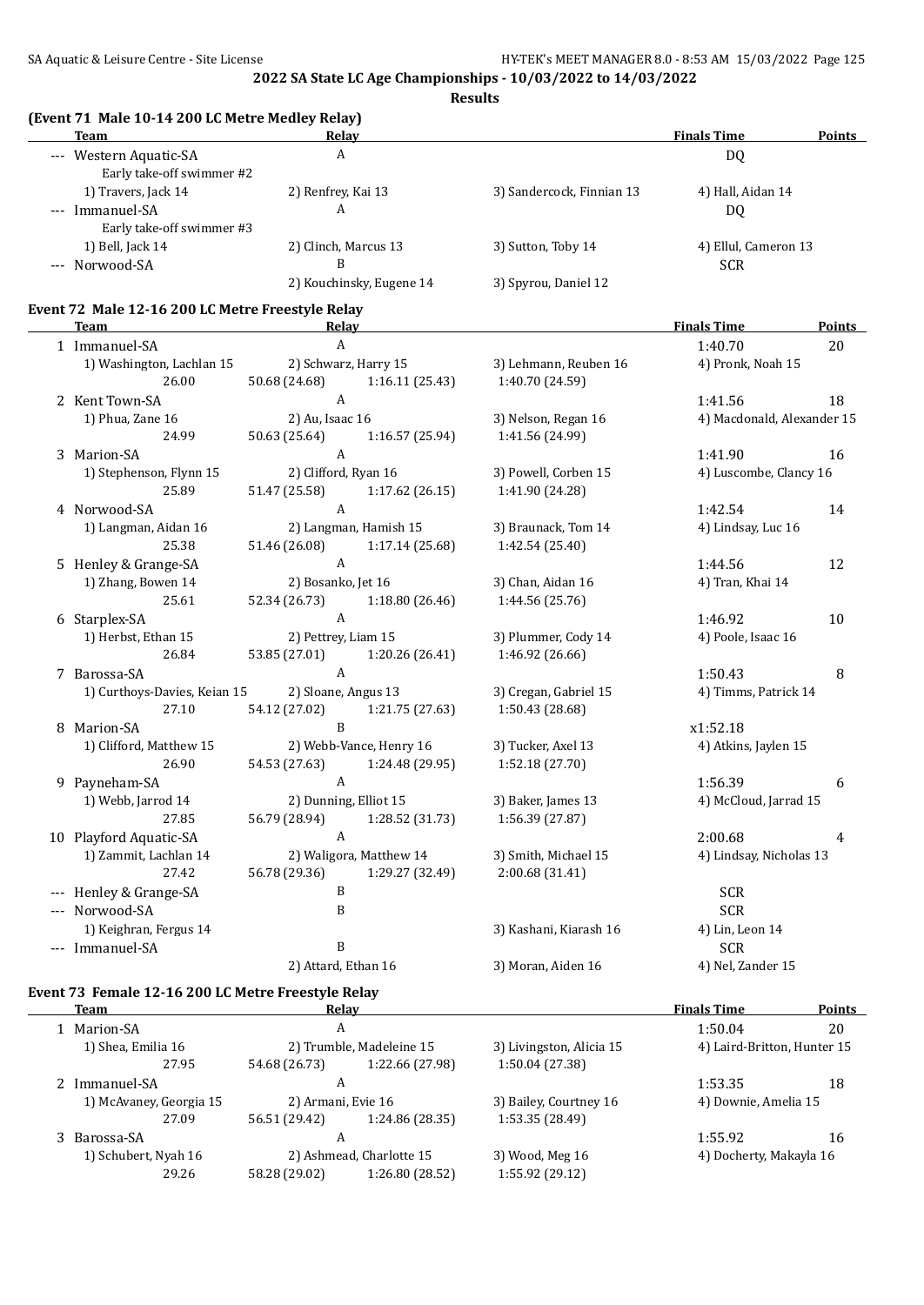**2022 SA State LC Age Championships - 10/03/2022 to 14/03/2022**

**Results**

## (Event 71 Male 10-14 200 LC Metre Medley Relay)

| Team | Relay | | | Finals Time | Points |
|---|---|---|---|---|---|
| --- Western Aquatic-SA | A | | | DQ | |
| Early take-off swimmer #2 | | | | | |
| 1) Travers, Jack 14 | 2) Renfrey, Kai 13 | 3) Sandercock, Finnian 13 | 4) Hall, Aidan 14 | | |
| --- Immanuel-SA | A | | | DQ | |
| Early take-off swimmer #3 | | | | | |
| 1) Bell, Jack 14 | 2) Clinch, Marcus 13 | 3) Sutton, Toby 14 | 4) Ellul, Cameron 13 | | |
| --- Norwood-SA | B | | | SCR | |
| | 2) Kouchinsky, Eugene 14 | 3) Spyrou, Daniel 12 | | | |

## Event 72 Male 12-16 200 LC Metre Freestyle Relay

| Team | Relay | | | Finals Time | Points |
|---|---|---|---|---|---|
| 1 Immanuel-SA | A | | | 1:40.70 | 20 |
| 1) Washington, Lachlan 15 | 2) Schwarz, Harry 15 | 3) Lehmann, Reuben 16 | 4) Pronk, Noah 15 | | |
| 26.00 | 50.68 (24.68) | 1:16.11 (25.43) | 1:40.70 (24.59) | | |
| 2 Kent Town-SA | A | | | 1:41.56 | 18 |
| 1) Phua, Zane 16 | 2) Au, Isaac 16 | 3) Nelson, Regan 16 | 4) Macdonald, Alexander 15 | | |
| 24.99 | 50.63 (25.64) | 1:16.57 (25.94) | 1:41.56 (24.99) | | |
| 3 Marion-SA | A | | | 1:41.90 | 16 |
| 1) Stephenson, Flynn 15 | 2) Clifford, Ryan 16 | 3) Powell, Corben 15 | 4) Luscombe, Clancy 16 | | |
| 25.89 | 51.47 (25.58) | 1:17.62 (26.15) | 1:41.90 (24.28) | | |
| 4 Norwood-SA | A | | | 1:42.54 | 14 |
| 1) Langman, Aidan 16 | 2) Langman, Hamish 15 | 3) Braunack, Tom 14 | 4) Lindsay, Luc 16 | | |
| 25.38 | 51.46 (26.08) | 1:17.14 (25.68) | 1:42.54 (25.40) | | |
| 5 Henley & Grange-SA | A | | | 1:44.56 | 12 |
| 1) Zhang, Bowen 14 | 2) Bosanko, Jet 16 | 3) Chan, Aidan 16 | 4) Tran, Khai 14 | | |
| 25.61 | 52.34 (26.73) | 1:18.80 (26.46) | 1:44.56 (25.76) | | |
| 6 Starplex-SA | A | | | 1:46.92 | 10 |
| 1) Herbst, Ethan 15 | 2) Pettrey, Liam 15 | 3) Plummer, Cody 14 | 4) Poole, Isaac 16 | | |
| 26.84 | 53.85 (27.01) | 1:20.26 (26.41) | 1:46.92 (26.66) | | |
| 7 Barossa-SA | A | | | 1:50.43 | 8 |
| 1) Curthoys-Davies, Keian 15 | 2) Sloane, Angus 13 | 3) Cregan, Gabriel 15 | 4) Timms, Patrick 14 | | |
| 27.10 | 54.12 (27.02) | 1:21.75 (27.63) | 1:50.43 (28.68) | | |
| 8 Marion-SA | B | | | x1:52.18 | |
| 1) Clifford, Matthew 15 | 2) Webb-Vance, Henry 16 | 3) Tucker, Axel 13 | 4) Atkins, Jaylen 15 | | |
| 26.90 | 54.53 (27.63) | 1:24.48 (29.95) | 1:52.18 (27.70) | | |
| 9 Payneham-SA | A | | | 1:56.39 | 6 |
| 1) Webb, Jarrod 14 | 2) Dunning, Elliot 15 | 3) Baker, James 13 | 4) McCloud, Jarrad 15 | | |
| 27.85 | 56.79 (28.94) | 1:28.52 (31.73) | 1:56.39 (27.87) | | |
| 10 Playford Aquatic-SA | A | | | 2:00.68 | 4 |
| 1) Zammit, Lachlan 14 | 2) Waligora, Matthew 14 | 3) Smith, Michael 15 | 4) Lindsay, Nicholas 13 | | |
| 27.42 | 56.78 (29.36) | 1:29.27 (32.49) | 2:00.68 (31.41) | | |
| --- Henley & Grange-SA | B | | | SCR | |
| --- Norwood-SA | B | | | SCR | |
| 1) Keighran, Fergus 14 | | 3) Kashani, Kiarash 16 | 4) Lin, Leon 14 | | |
| --- Immanuel-SA | B | | | SCR | |
| | 2) Attard, Ethan 16 | 3) Moran, Aiden 16 | 4) Nel, Zander 15 | | |

## Event 73 Female 12-16 200 LC Metre Freestyle Relay

| Team | Relay | | | Finals Time | Points |
|---|---|---|---|---|---|
| 1 Marion-SA | A | | | 1:50.04 | 20 |
| 1) Shea, Emilia 16 | 2) Trumble, Madeleine 15 | 3) Livingston, Alicia 15 | 4) Laird-Britton, Hunter 15 | | |
| 27.95 | 54.68 (26.73) | 1:22.66 (27.98) | 1:50.04 (27.38) | | |
| 2 Immanuel-SA | A | | | 1:53.35 | 18 |
| 1) McAvaney, Georgia 15 | 2) Armani, Evie 16 | 3) Bailey, Courtney 16 | 4) Downie, Amelia 15 | | |
| 27.09 | 56.51 (29.42) | 1:24.86 (28.35) | 1:53.35 (28.49) | | |
| 3 Barossa-SA | A | | | 1:55.92 | 16 |
| 1) Schubert, Nyah 16 | 2) Ashmead, Charlotte 15 | 3) Wood, Meg 16 | 4) Docherty, Makayla 16 | | |
| 29.26 | 58.28 (29.02) | 1:26.80 (28.52) | 1:55.92 (29.12) | | |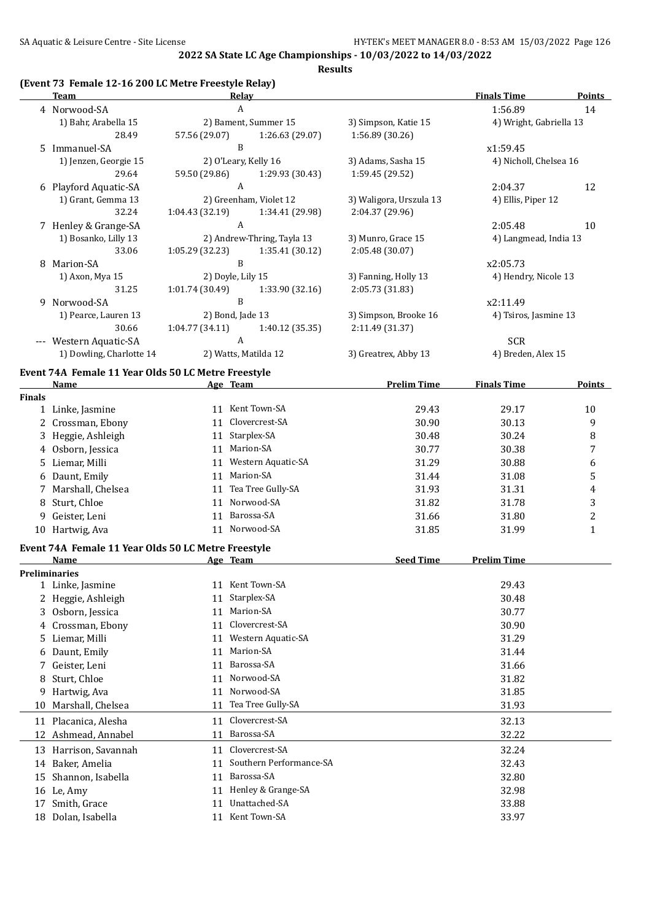## 2022 SA State LC Age Championships - 10/03/2022 to 14/03/2022

**Results**

### (Event 73 Female 12-16 200 LC Metre Freestyle Relay)

| | Team | Relay | | | Finals Time | Points |
|---|---|---|---|---|---|---|
| 4 | Norwood-SA | A | | | 1:56.89 | 14 |
| | 1) Bahr, Arabella 15 | 2) Bament, Summer 15 | 3) Simpson, Katie 15 | 4) Wright, Gabriella 13 | | |
| | 28.49 | 57.56 (29.07) | 1:26.63 (29.07) | 1:56.89 (30.26) | | |
| 5 | Immanuel-SA | B | | | x1:59.45 | |
| | 1) Jenzen, Georgie 15 | 2) O'Leary, Kelly 16 | 3) Adams, Sasha 15 | 4) Nicholl, Chelsea 16 | | |
| | 29.64 | 59.50 (29.86) | 1:29.93 (30.43) | 1:59.45 (29.52) | | |
| 6 | Playford Aquatic-SA | A | | | 2:04.37 | 12 |
| | 1) Grant, Gemma 13 | 2) Greenham, Violet 12 | 3) Waligora, Urszula 13 | 4) Ellis, Piper 12 | | |
| | 32.24 | 1:04.43 (32.19) | 1:34.41 (29.98) | 2:04.37 (29.96) | | |
| 7 | Henley & Grange-SA | A | | | 2:05.48 | 10 |
| | 1) Bosanko, Lilly 13 | 2) Andrew-Thring, Tayla 13 | 3) Munro, Grace 15 | 4) Langmead, India 13 | | |
| | 33.06 | 1:05.29 (32.23) | 1:35.41 (30.12) | 2:05.48 (30.07) | | |
| 8 | Marion-SA | B | | | x2:05.73 | |
| | 1) Axon, Mya 15 | 2) Doyle, Lily 15 | 3) Fanning, Holly 13 | 4) Hendry, Nicole 13 | | |
| | 31.25 | 1:01.74 (30.49) | 1:33.90 (32.16) | 2:05.73 (31.83) | | |
| 9 | Norwood-SA | B | | | x2:11.49 | |
| | 1) Pearce, Lauren 13 | 2) Bond, Jade 13 | 3) Simpson, Brooke 16 | 4) Tsiros, Jasmine 13 | | |
| | 30.66 | 1:04.77 (34.11) | 1:40.12 (35.35) | 2:11.49 (31.37) | | |
| --- | Western Aquatic-SA | A | | | SCR | |
| | 1) Dowling, Charlotte 14 | 2) Watts, Matilda 12 | 3) Greatrex, Abby 13 | 4) Breden, Alex 15 | | |

### Event 74A Female 11 Year Olds 50 LC Metre Freestyle

| | Name | Age | Team | Prelim Time | Finals Time | Points |
|---|---|---|---|---|---|---|
| **Finals** | | | | | | |
| 1 | Linke, Jasmine | 11 | Kent Town-SA | 29.43 | 29.17 | 10 |
| 2 | Crossman, Ebony | 11 | Clovercrest-SA | 30.90 | 30.13 | 9 |
| 3 | Heggie, Ashleigh | 11 | Starplex-SA | 30.48 | 30.24 | 8 |
| 4 | Osborn, Jessica | 11 | Marion-SA | 30.77 | 30.38 | 7 |
| 5 | Liemar, Milli | 11 | Western Aquatic-SA | 31.29 | 30.88 | 6 |
| 6 | Daunt, Emily | 11 | Marion-SA | 31.44 | 31.08 | 5 |
| 7 | Marshall, Chelsea | 11 | Tea Tree Gully-SA | 31.93 | 31.31 | 4 |
| 8 | Sturt, Chloe | 11 | Norwood-SA | 31.82 | 31.78 | 3 |
| 9 | Geister, Leni | 11 | Barossa-SA | 31.66 | 31.80 | 2 |
| 10 | Hartwig, Ava | 11 | Norwood-SA | 31.85 | 31.99 | 1 |

### Event 74A Female 11 Year Olds 50 LC Metre Freestyle

| | Name | Age | Team | Seed Time | Prelim Time |
|---|---|---|---|---|---|
| **Preliminaries** | | | | | |
| 1 | Linke, Jasmine | 11 | Kent Town-SA | | 29.43 |
| 2 | Heggie, Ashleigh | 11 | Starplex-SA | | 30.48 |
| 3 | Osborn, Jessica | 11 | Marion-SA | | 30.77 |
| 4 | Crossman, Ebony | 11 | Clovercrest-SA | | 30.90 |
| 5 | Liemar, Milli | 11 | Western Aquatic-SA | | 31.29 |
| 6 | Daunt, Emily | 11 | Marion-SA | | 31.44 |
| 7 | Geister, Leni | 11 | Barossa-SA | | 31.66 |
| 8 | Sturt, Chloe | 11 | Norwood-SA | | 31.82 |
| 9 | Hartwig, Ava | 11 | Norwood-SA | | 31.85 |
| 10 | Marshall, Chelsea | 11 | Tea Tree Gully-SA | | 31.93 |
| 11 | Placanica, Alesha | 11 | Clovercrest-SA | | 32.13 |
| 12 | Ashmead, Annabel | 11 | Barossa-SA | | 32.22 |
| 13 | Harrison, Savannah | 11 | Clovercrest-SA | | 32.24 |
| 14 | Baker, Amelia | 11 | Southern Performance-SA | | 32.43 |
| 15 | Shannon, Isabella | 11 | Barossa-SA | | 32.80 |
| 16 | Le, Amy | 11 | Henley & Grange-SA | | 32.98 |
| 17 | Smith, Grace | 11 | Unattached-SA | | 33.88 |
| 18 | Dolan, Isabella | 11 | Kent Town-SA | | 33.97 |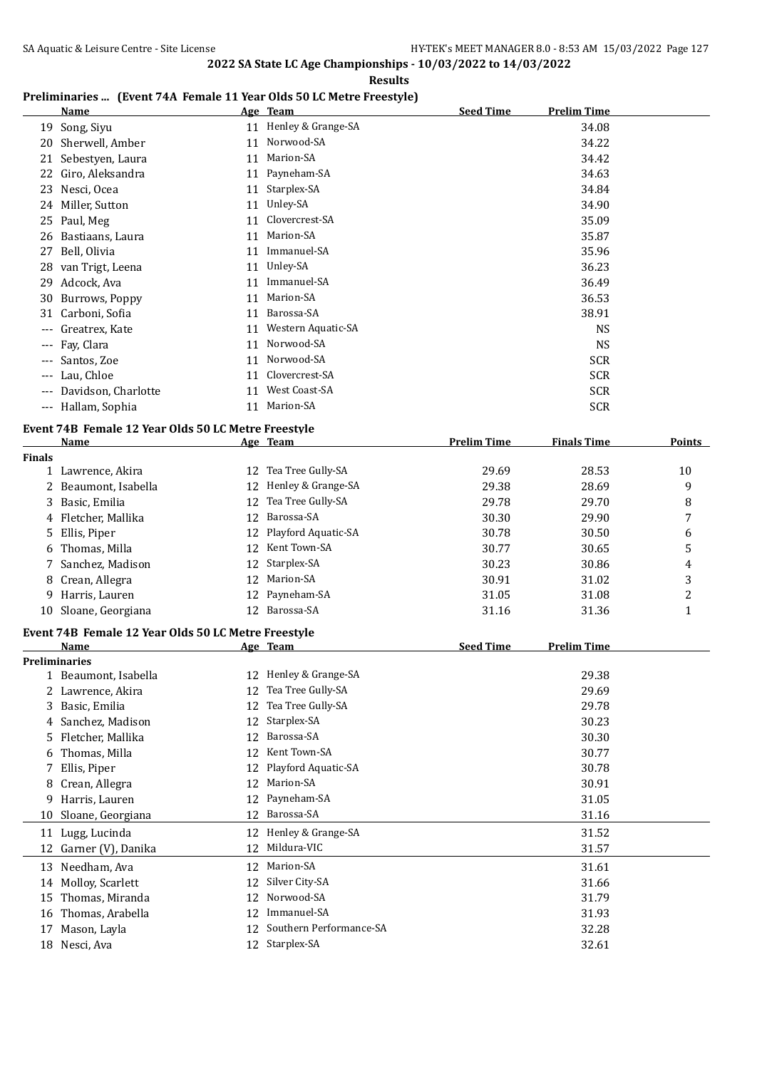2022 SA State LC Age Championships - 10/03/2022 to 14/03/2022

**Results**

## Preliminaries ... (Event 74A Female 11 Year Olds 50 LC Metre Freestyle)

| | Name | Age | Team | Seed Time | Prelim Time |
|---|---|---|---|---|---|
| 19 | Song, Siyu | 11 | Henley & Grange-SA | | 34.08 |
| 20 | Sherwell, Amber | 11 | Norwood-SA | | 34.22 |
| 21 | Sebestyen, Laura | 11 | Marion-SA | | 34.42 |
| 22 | Giro, Aleksandra | 11 | Payneham-SA | | 34.63 |
| 23 | Nesci, Ocea | 11 | Starplex-SA | | 34.84 |
| 24 | Miller, Sutton | 11 | Unley-SA | | 34.90 |
| 25 | Paul, Meg | 11 | Clovercrest-SA | | 35.09 |
| 26 | Bastiaans, Laura | 11 | Marion-SA | | 35.87 |
| 27 | Bell, Olivia | 11 | Immanuel-SA | | 35.96 |
| 28 | van Trigt, Leena | 11 | Unley-SA | | 36.23 |
| 29 | Adcock, Ava | 11 | Immanuel-SA | | 36.49 |
| 30 | Burrows, Poppy | 11 | Marion-SA | | 36.53 |
| 31 | Carboni, Sofia | 11 | Barossa-SA | | 38.91 |
| --- | Greatrex, Kate | 11 | Western Aquatic-SA | | NS |
| --- | Fay, Clara | 11 | Norwood-SA | | NS |
| --- | Santos, Zoe | 11 | Norwood-SA | | SCR |
| --- | Lau, Chloe | 11 | Clovercrest-SA | | SCR |
| --- | Davidson, Charlotte | 11 | West Coast-SA | | SCR |
| --- | Hallam, Sophia | 11 | Marion-SA | | SCR |

## Event 74B Female 12 Year Olds 50 LC Metre Freestyle

| | Name | Age | Team | Prelim Time | Finals Time | Points |
|---|---|---|---|---|---|---|
| **Finals** | | | | | | |
| 1 | Lawrence, Akira | 12 | Tea Tree Gully-SA | 29.69 | 28.53 | 10 |
| 2 | Beaumont, Isabella | 12 | Henley & Grange-SA | 29.38 | 28.69 | 9 |
| 3 | Basic, Emilia | 12 | Tea Tree Gully-SA | 29.78 | 29.70 | 8 |
| 4 | Fletcher, Mallika | 12 | Barossa-SA | 30.30 | 29.90 | 7 |
| 5 | Ellis, Piper | 12 | Playford Aquatic-SA | 30.78 | 30.50 | 6 |
| 6 | Thomas, Milla | 12 | Kent Town-SA | 30.77 | 30.65 | 5 |
| 7 | Sanchez, Madison | 12 | Starplex-SA | 30.23 | 30.86 | 4 |
| 8 | Crean, Allegra | 12 | Marion-SA | 30.91 | 31.02 | 3 |
| 9 | Harris, Lauren | 12 | Payneham-SA | 31.05 | 31.08 | 2 |
| 10 | Sloane, Georgiana | 12 | Barossa-SA | 31.16 | 31.36 | 1 |

## Event 74B Female 12 Year Olds 50 LC Metre Freestyle

| | Name | Age | Team | Seed Time | Prelim Time |
|---|---|---|---|---|---|
| **Preliminaries** | | | | | |
| 1 | Beaumont, Isabella | 12 | Henley & Grange-SA | | 29.38 |
| 2 | Lawrence, Akira | 12 | Tea Tree Gully-SA | | 29.69 |
| 3 | Basic, Emilia | 12 | Tea Tree Gully-SA | | 29.78 |
| 4 | Sanchez, Madison | 12 | Starplex-SA | | 30.23 |
| 5 | Fletcher, Mallika | 12 | Barossa-SA | | 30.30 |
| 6 | Thomas, Milla | 12 | Kent Town-SA | | 30.77 |
| 7 | Ellis, Piper | 12 | Playford Aquatic-SA | | 30.78 |
| 8 | Crean, Allegra | 12 | Marion-SA | | 30.91 |
| 9 | Harris, Lauren | 12 | Payneham-SA | | 31.05 |
| 10 | Sloane, Georgiana | 12 | Barossa-SA | | 31.16 |
| 11 | Lugg, Lucinda | 12 | Henley & Grange-SA | | 31.52 |
| 12 | Garner (V), Danika | 12 | Mildura-VIC | | 31.57 |
| 13 | Needham, Ava | 12 | Marion-SA | | 31.61 |
| 14 | Molloy, Scarlett | 12 | Silver City-SA | | 31.66 |
| 15 | Thomas, Miranda | 12 | Norwood-SA | | 31.79 |
| 16 | Thomas, Arabella | 12 | Immanuel-SA | | 31.93 |
| 17 | Mason, Layla | 12 | Southern Performance-SA | | 32.28 |
| 18 | Nesci, Ava | 12 | Starplex-SA | | 32.61 |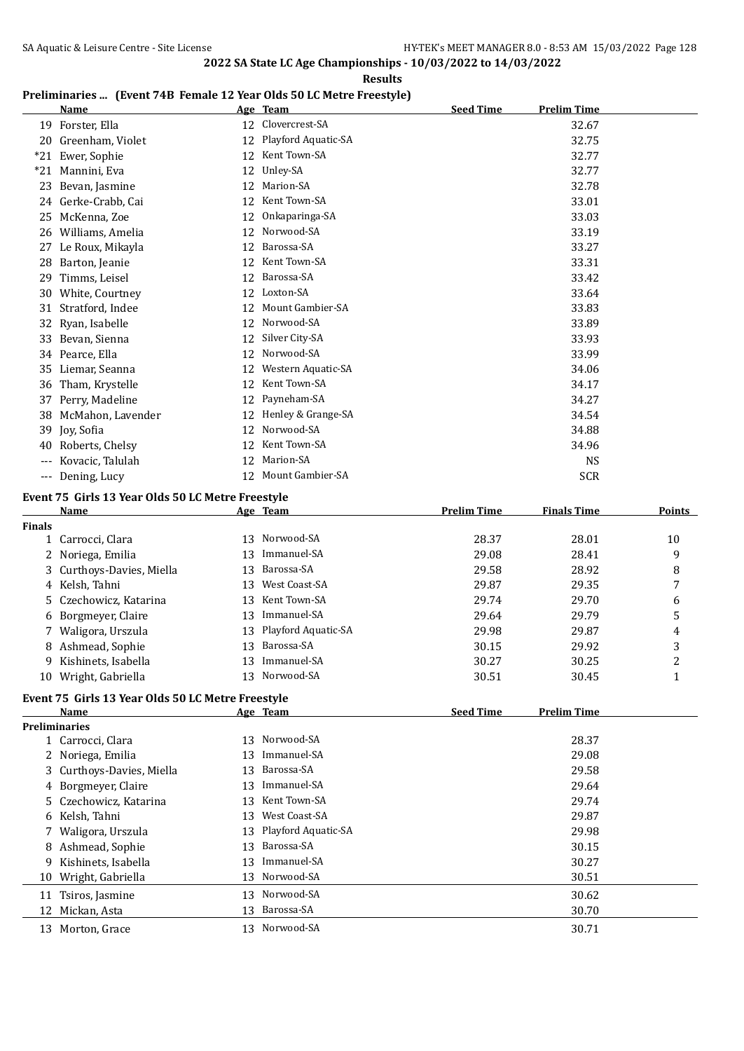## 2022 SA State LC Age Championships - 10/03/2022 to 14/03/2022

**Results**

### Preliminaries ... (Event 74B Female 12 Year Olds 50 LC Metre Freestyle)

| | Name | Age | Team | Seed Time | Prelim Time |
|---|---|---|---|---|---|
| 19 | Forster, Ella | 12 | Clovercrest-SA | | 32.67 |
| 20 | Greenham, Violet | 12 | Playford Aquatic-SA | | 32.75 |
| *21 | Ewer, Sophie | 12 | Kent Town-SA | | 32.77 |
| *21 | Mannini, Eva | 12 | Unley-SA | | 32.77 |
| 23 | Bevan, Jasmine | 12 | Marion-SA | | 32.78 |
| 24 | Gerke-Crabb, Cai | 12 | Kent Town-SA | | 33.01 |
| 25 | McKenna, Zoe | 12 | Onkaparinga-SA | | 33.03 |
| 26 | Williams, Amelia | 12 | Norwood-SA | | 33.19 |
| 27 | Le Roux, Mikayla | 12 | Barossa-SA | | 33.27 |
| 28 | Barton, Jeanie | 12 | Kent Town-SA | | 33.31 |
| 29 | Timms, Leisel | 12 | Barossa-SA | | 33.42 |
| 30 | White, Courtney | 12 | Loxton-SA | | 33.64 |
| 31 | Stratford, Indee | 12 | Mount Gambier-SA | | 33.83 |
| 32 | Ryan, Isabelle | 12 | Norwood-SA | | 33.89 |
| 33 | Bevan, Sienna | 12 | Silver City-SA | | 33.93 |
| 34 | Pearce, Ella | 12 | Norwood-SA | | 33.99 |
| 35 | Liemar, Seanna | 12 | Western Aquatic-SA | | 34.06 |
| 36 | Tham, Krystelle | 12 | Kent Town-SA | | 34.17 |
| 37 | Perry, Madeline | 12 | Payneham-SA | | 34.27 |
| 38 | McMahon, Lavender | 12 | Henley & Grange-SA | | 34.54 |
| 39 | Joy, Sofia | 12 | Norwood-SA | | 34.88 |
| 40 | Roberts, Chelsy | 12 | Kent Town-SA | | 34.96 |
| --- | Kovacic, Talulah | 12 | Marion-SA | | NS |
| --- | Dening, Lucy | 12 | Mount Gambier-SA | | SCR |

### Event 75 Girls 13 Year Olds 50 LC Metre Freestyle

| | Name | Age | Team | Prelim Time | Finals Time | Points |
|---|---|---|---|---|---|---|
| **Finals** | | | | | | |
| 1 | Carrocci, Clara | 13 | Norwood-SA | 28.37 | 28.01 | 10 |
| 2 | Noriega, Emilia | 13 | Immanuel-SA | 29.08 | 28.41 | 9 |
| 3 | Curthoys-Davies, Miella | 13 | Barossa-SA | 29.58 | 28.92 | 8 |
| 4 | Kelsh, Tahni | 13 | West Coast-SA | 29.87 | 29.35 | 7 |
| 5 | Czechowicz, Katarina | 13 | Kent Town-SA | 29.74 | 29.70 | 6 |
| 6 | Borgmeyer, Claire | 13 | Immanuel-SA | 29.64 | 29.79 | 5 |
| 7 | Waligora, Urszula | 13 | Playford Aquatic-SA | 29.98 | 29.87 | 4 |
| 8 | Ashmead, Sophie | 13 | Barossa-SA | 30.15 | 29.92 | 3 |
| 9 | Kishinets, Isabella | 13 | Immanuel-SA | 30.27 | 30.25 | 2 |
| 10 | Wright, Gabriella | 13 | Norwood-SA | 30.51 | 30.45 | 1 |

### Event 75 Girls 13 Year Olds 50 LC Metre Freestyle

| | Name | Age | Team | Seed Time | Prelim Time |
|---|---|---|---|---|---|
| **Preliminaries** | | | | | |
| 1 | Carrocci, Clara | 13 | Norwood-SA | | 28.37 |
| 2 | Noriega, Emilia | 13 | Immanuel-SA | | 29.08 |
| 3 | Curthoys-Davies, Miella | 13 | Barossa-SA | | 29.58 |
| 4 | Borgmeyer, Claire | 13 | Immanuel-SA | | 29.64 |
| 5 | Czechowicz, Katarina | 13 | Kent Town-SA | | 29.74 |
| 6 | Kelsh, Tahni | 13 | West Coast-SA | | 29.87 |
| 7 | Waligora, Urszula | 13 | Playford Aquatic-SA | | 29.98 |
| 8 | Ashmead, Sophie | 13 | Barossa-SA | | 30.15 |
| 9 | Kishinets, Isabella | 13 | Immanuel-SA | | 30.27 |
| 10 | Wright, Gabriella | 13 | Norwood-SA | | 30.51 |
| 11 | Tsiros, Jasmine | 13 | Norwood-SA | | 30.62 |
| 12 | Mickan, Asta | 13 | Barossa-SA | | 30.70 |
| 13 | Morton, Grace | 13 | Norwood-SA | | 30.71 |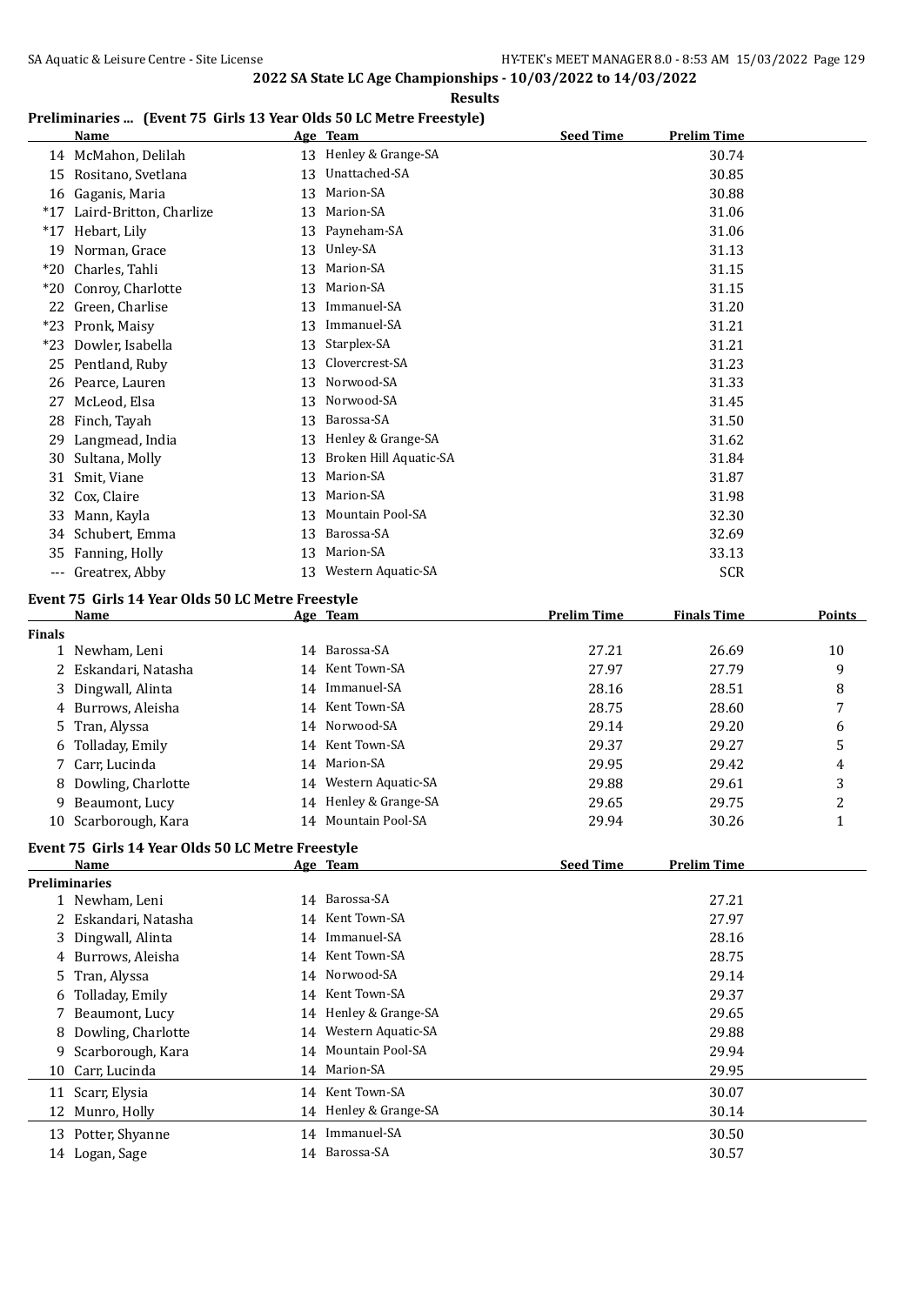**2022 SA State LC Age Championships - 10/03/2022 to 14/03/2022**

**Results**

## Preliminaries ... (Event 75 Girls 13 Year Olds 50 LC Metre Freestyle)

| | Name | Age | Team | Seed Time | Prelim Time |
|---|---|---|---|---|---|
| 14 | McMahon, Delilah | 13 | Henley & Grange-SA | | 30.74 |
| 15 | Rositano, Svetlana | 13 | Unattached-SA | | 30.85 |
| 16 | Gaganis, Maria | 13 | Marion-SA | | 30.88 |
| *17 | Laird-Britton, Charlize | 13 | Marion-SA | | 31.06 |
| *17 | Hebart, Lily | 13 | Payneham-SA | | 31.06 |
| 19 | Norman, Grace | 13 | Unley-SA | | 31.13 |
| *20 | Charles, Tahli | 13 | Marion-SA | | 31.15 |
| *20 | Conroy, Charlotte | 13 | Marion-SA | | 31.15 |
| 22 | Green, Charlise | 13 | Immanuel-SA | | 31.20 |
| *23 | Pronk, Maisy | 13 | Immanuel-SA | | 31.21 |
| *23 | Dowler, Isabella | 13 | Starplex-SA | | 31.21 |
| 25 | Pentland, Ruby | 13 | Clovercrest-SA | | 31.23 |
| 26 | Pearce, Lauren | 13 | Norwood-SA | | 31.33 |
| 27 | McLeod, Elsa | 13 | Norwood-SA | | 31.45 |
| 28 | Finch, Tayah | 13 | Barossa-SA | | 31.50 |
| 29 | Langmead, India | 13 | Henley & Grange-SA | | 31.62 |
| 30 | Sultana, Molly | 13 | Broken Hill Aquatic-SA | | 31.84 |
| 31 | Smit, Viane | 13 | Marion-SA | | 31.87 |
| 32 | Cox, Claire | 13 | Marion-SA | | 31.98 |
| 33 | Mann, Kayla | 13 | Mountain Pool-SA | | 32.30 |
| 34 | Schubert, Emma | 13 | Barossa-SA | | 32.69 |
| 35 | Fanning, Holly | 13 | Marion-SA | | 33.13 |
| --- | Greatrex, Abby | 13 | Western Aquatic-SA | | SCR |

## Event 75 Girls 14 Year Olds 50 LC Metre Freestyle

| | Name | Age | Team | Prelim Time | Finals Time | Points |
|---|---|---|---|---|---|---|
| **Finals** | | | | | | |
| 1 | Newham, Leni | 14 | Barossa-SA | 27.21 | 26.69 | 10 |
| 2 | Eskandari, Natasha | 14 | Kent Town-SA | 27.97 | 27.79 | 9 |
| 3 | Dingwall, Alinta | 14 | Immanuel-SA | 28.16 | 28.51 | 8 |
| 4 | Burrows, Aleisha | 14 | Kent Town-SA | 28.75 | 28.60 | 7 |
| 5 | Tran, Alyssa | 14 | Norwood-SA | 29.14 | 29.20 | 6 |
| 6 | Tolladay, Emily | 14 | Kent Town-SA | 29.37 | 29.27 | 5 |
| 7 | Carr, Lucinda | 14 | Marion-SA | 29.95 | 29.42 | 4 |
| 8 | Dowling, Charlotte | 14 | Western Aquatic-SA | 29.88 | 29.61 | 3 |
| 9 | Beaumont, Lucy | 14 | Henley & Grange-SA | 29.65 | 29.75 | 2 |
| 10 | Scarborough, Kara | 14 | Mountain Pool-SA | 29.94 | 30.26 | 1 |

## Event 75 Girls 14 Year Olds 50 LC Metre Freestyle

| | Name | Age | Team | Seed Time | Prelim Time |
|---|---|---|---|---|---|
| **Preliminaries** | | | | | |
| 1 | Newham, Leni | 14 | Barossa-SA | | 27.21 |
| 2 | Eskandari, Natasha | 14 | Kent Town-SA | | 27.97 |
| 3 | Dingwall, Alinta | 14 | Immanuel-SA | | 28.16 |
| 4 | Burrows, Aleisha | 14 | Kent Town-SA | | 28.75 |
| 5 | Tran, Alyssa | 14 | Norwood-SA | | 29.14 |
| 6 | Tolladay, Emily | 14 | Kent Town-SA | | 29.37 |
| 7 | Beaumont, Lucy | 14 | Henley & Grange-SA | | 29.65 |
| 8 | Dowling, Charlotte | 14 | Western Aquatic-SA | | 29.88 |
| 9 | Scarborough, Kara | 14 | Mountain Pool-SA | | 29.94 |
| 10 | Carr, Lucinda | 14 | Marion-SA | | 29.95 |
| 11 | Scarr, Elysia | 14 | Kent Town-SA | | 30.07 |
| 12 | Munro, Holly | 14 | Henley & Grange-SA | | 30.14 |
| 13 | Potter, Shyanne | 14 | Immanuel-SA | | 30.50 |
| 14 | Logan, Sage | 14 | Barossa-SA | | 30.57 |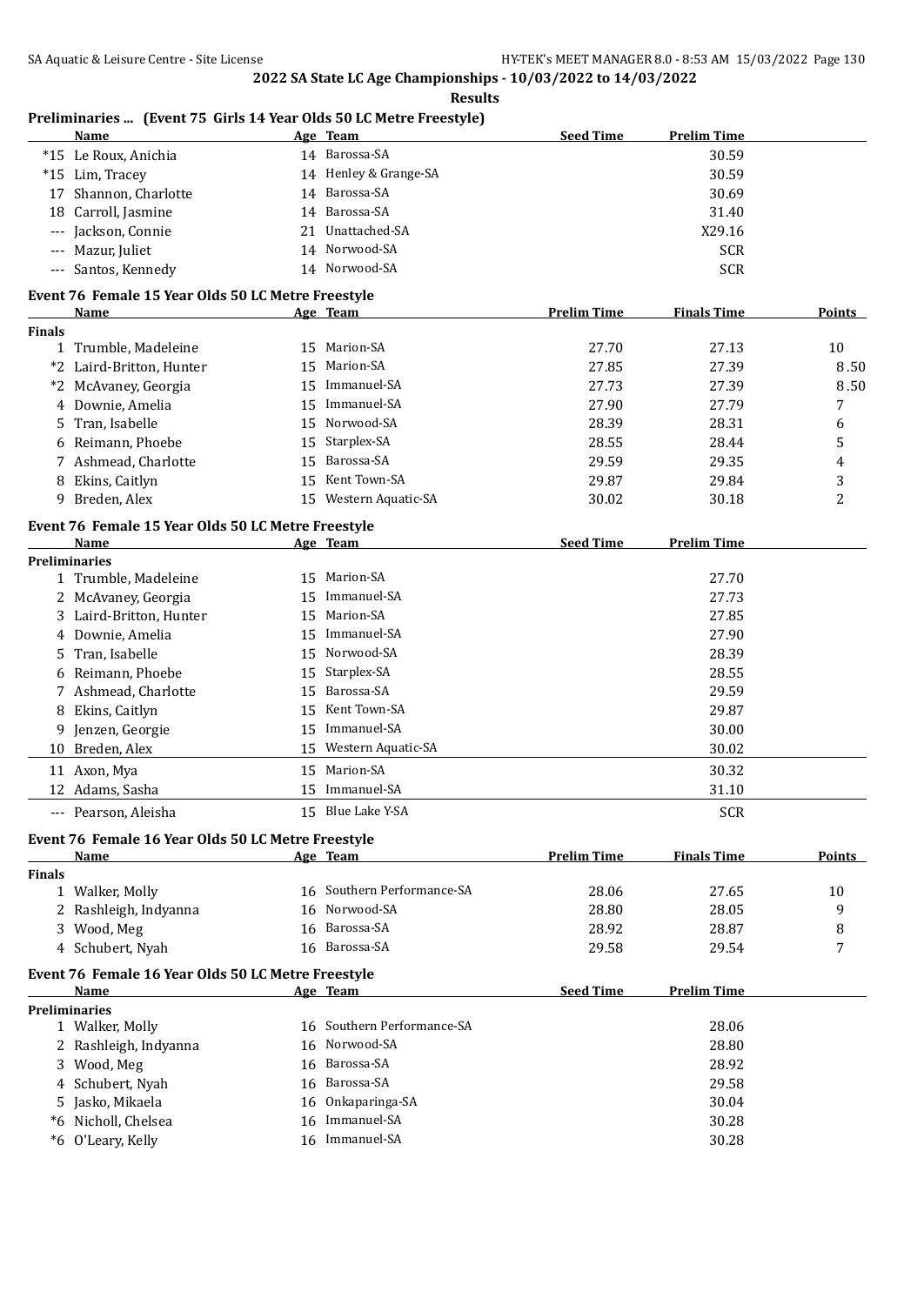## 2022 SA State LC Age Championships - 10/03/2022 to 14/03/2022

**Results**

### Preliminaries ... (Event 75 Girls 14 Year Olds 50 LC Metre Freestyle)

| | Name | Age | Team | Seed Time | Prelim Time |
|---|---|---|---|---|---|
| *15 | Le Roux, Anichia | 14 | Barossa-SA | | 30.59 |
| *15 | Lim, Tracey | 14 | Henley & Grange-SA | | 30.59 |
| 17 | Shannon, Charlotte | 14 | Barossa-SA | | 30.69 |
| 18 | Carroll, Jasmine | 14 | Barossa-SA | | 31.40 |
| --- | Jackson, Connie | 21 | Unattached-SA | | X29.16 |
| --- | Mazur, Juliet | 14 | Norwood-SA | | SCR |
| --- | Santos, Kennedy | 14 | Norwood-SA | | SCR |

### Event 76 Female 15 Year Olds 50 LC Metre Freestyle

| | Name | Age | Team | Prelim Time | Finals Time | Points |
|---|---|---|---|---|---|---|
| **Finals** | | | | | | |
| 1 | Trumble, Madeleine | 15 | Marion-SA | 27.70 | 27.13 | 10 |
| *2 | Laird-Britton, Hunter | 15 | Marion-SA | 27.85 | 27.39 | 8.50 |
| *2 | McAvaney, Georgia | 15 | Immanuel-SA | 27.73 | 27.39 | 8.50 |
| 4 | Downie, Amelia | 15 | Immanuel-SA | 27.90 | 27.79 | 7 |
| 5 | Tran, Isabelle | 15 | Norwood-SA | 28.39 | 28.31 | 6 |
| 6 | Reimann, Phoebe | 15 | Starplex-SA | 28.55 | 28.44 | 5 |
| 7 | Ashmead, Charlotte | 15 | Barossa-SA | 29.59 | 29.35 | 4 |
| 8 | Ekins, Caitlyn | 15 | Kent Town-SA | 29.87 | 29.84 | 3 |
| 9 | Breden, Alex | 15 | Western Aquatic-SA | 30.02 | 30.18 | 2 |

### Event 76 Female 15 Year Olds 50 LC Metre Freestyle

| | Name | Age | Team | Seed Time | Prelim Time |
|---|---|---|---|---|---|
| **Preliminaries** | | | | | |
| 1 | Trumble, Madeleine | 15 | Marion-SA | | 27.70 |
| 2 | McAvaney, Georgia | 15 | Immanuel-SA | | 27.73 |
| 3 | Laird-Britton, Hunter | 15 | Marion-SA | | 27.85 |
| 4 | Downie, Amelia | 15 | Immanuel-SA | | 27.90 |
| 5 | Tran, Isabelle | 15 | Norwood-SA | | 28.39 |
| 6 | Reimann, Phoebe | 15 | Starplex-SA | | 28.55 |
| 7 | Ashmead, Charlotte | 15 | Barossa-SA | | 29.59 |
| 8 | Ekins, Caitlyn | 15 | Kent Town-SA | | 29.87 |
| 9 | Jenzen, Georgie | 15 | Immanuel-SA | | 30.00 |
| 10 | Breden, Alex | 15 | Western Aquatic-SA | | 30.02 |
| 11 | Axon, Mya | 15 | Marion-SA | | 30.32 |
| 12 | Adams, Sasha | 15 | Immanuel-SA | | 31.10 |
| --- | Pearson, Aleisha | 15 | Blue Lake Y-SA | | SCR |

### Event 76 Female 16 Year Olds 50 LC Metre Freestyle

| | Name | Age | Team | Prelim Time | Finals Time | Points |
|---|---|---|---|---|---|---|
| **Finals** | | | | | | |
| 1 | Walker, Molly | 16 | Southern Performance-SA | 28.06 | 27.65 | 10 |
| 2 | Rashleigh, Indyanna | 16 | Norwood-SA | 28.80 | 28.05 | 9 |
| 3 | Wood, Meg | 16 | Barossa-SA | 28.92 | 28.87 | 8 |
| 4 | Schubert, Nyah | 16 | Barossa-SA | 29.58 | 29.54 | 7 |

### Event 76 Female 16 Year Olds 50 LC Metre Freestyle

| | Name | Age | Team | Seed Time | Prelim Time |
|---|---|---|---|---|---|
| **Preliminaries** | | | | | |
| 1 | Walker, Molly | 16 | Southern Performance-SA | | 28.06 |
| 2 | Rashleigh, Indyanna | 16 | Norwood-SA | | 28.80 |
| 3 | Wood, Meg | 16 | Barossa-SA | | 28.92 |
| 4 | Schubert, Nyah | 16 | Barossa-SA | | 29.58 |
| 5 | Jasko, Mikaela | 16 | Onkaparinga-SA | | 30.04 |
| *6 | Nicholl, Chelsea | 16 | Immanuel-SA | | 30.28 |
| *6 | O'Leary, Kelly | 16 | Immanuel-SA | | 30.28 |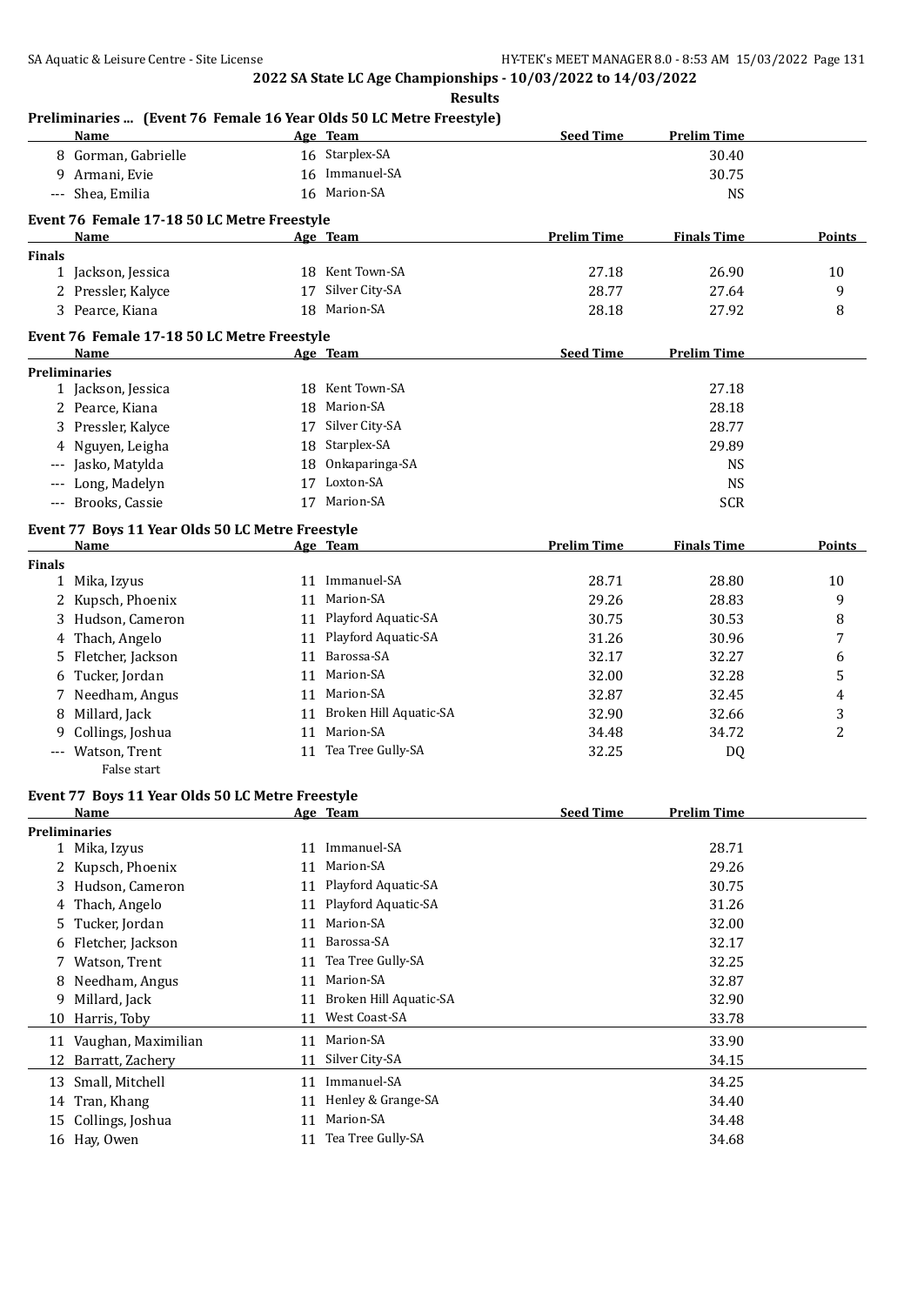## 2022 SA State LC Age Championships - 10/03/2022 to 14/03/2022

### Results

#### Preliminaries ... (Event 76 Female 16 Year Olds 50 LC Metre Freestyle)

| | Name | Age | Team | Seed Time | Prelim Time |
|---|---|---|---|---|---|
| 8 | Gorman, Gabrielle | 16 | Starplex-SA | | 30.40 |
| 9 | Armani, Evie | 16 | Immanuel-SA | | 30.75 |
| --- | Shea, Emilia | 16 | Marion-SA | | NS |

#### Event 76 Female 17-18 50 LC Metre Freestyle

| | Name | Age | Team | Prelim Time | Finals Time | Points |
|---|---|---|---|---|---|---|
| **Finals** | | | | | | |
| 1 | Jackson, Jessica | 18 | Kent Town-SA | 27.18 | 26.90 | 10 |
| 2 | Pressler, Kalyce | 17 | Silver City-SA | 28.77 | 27.64 | 9 |
| 3 | Pearce, Kiana | 18 | Marion-SA | 28.18 | 27.92 | 8 |

#### Event 76 Female 17-18 50 LC Metre Freestyle

| | Name | Age | Team | Seed Time | Prelim Time |
|---|---|---|---|---|---|
| **Preliminaries** | | | | | |
| 1 | Jackson, Jessica | 18 | Kent Town-SA | | 27.18 |
| 2 | Pearce, Kiana | 18 | Marion-SA | | 28.18 |
| 3 | Pressler, Kalyce | 17 | Silver City-SA | | 28.77 |
| 4 | Nguyen, Leigha | 18 | Starplex-SA | | 29.89 |
| --- | Jasko, Matylda | 18 | Onkaparinga-SA | | NS |
| --- | Long, Madelyn | 17 | Loxton-SA | | NS |
| --- | Brooks, Cassie | 17 | Marion-SA | | SCR |

#### Event 77 Boys 11 Year Olds 50 LC Metre Freestyle

| | Name | Age | Team | Prelim Time | Finals Time | Points |
|---|---|---|---|---|---|---|
| **Finals** | | | | | | |
| 1 | Mika, Izyus | 11 | Immanuel-SA | 28.71 | 28.80 | 10 |
| 2 | Kupsch, Phoenix | 11 | Marion-SA | 29.26 | 28.83 | 9 |
| 3 | Hudson, Cameron | 11 | Playford Aquatic-SA | 30.75 | 30.53 | 8 |
| 4 | Thach, Angelo | 11 | Playford Aquatic-SA | 31.26 | 30.96 | 7 |
| 5 | Fletcher, Jackson | 11 | Barossa-SA | 32.17 | 32.27 | 6 |
| 6 | Tucker, Jordan | 11 | Marion-SA | 32.00 | 32.28 | 5 |
| 7 | Needham, Angus | 11 | Marion-SA | 32.87 | 32.45 | 4 |
| 8 | Millard, Jack | 11 | Broken Hill Aquatic-SA | 32.90 | 32.66 | 3 |
| 9 | Collings, Joshua | 11 | Marion-SA | 34.48 | 34.72 | 2 |
| --- | Watson, Trent | 11 | Tea Tree Gully-SA | 32.25 | DQ | |
| | False start | | | | | |

#### Event 77 Boys 11 Year Olds 50 LC Metre Freestyle

| | Name | Age | Team | Seed Time | Prelim Time |
|---|---|---|---|---|---|
| **Preliminaries** | | | | | |
| 1 | Mika, Izyus | 11 | Immanuel-SA | | 28.71 |
| 2 | Kupsch, Phoenix | 11 | Marion-SA | | 29.26 |
| 3 | Hudson, Cameron | 11 | Playford Aquatic-SA | | 30.75 |
| 4 | Thach, Angelo | 11 | Playford Aquatic-SA | | 31.26 |
| 5 | Tucker, Jordan | 11 | Marion-SA | | 32.00 |
| 6 | Fletcher, Jackson | 11 | Barossa-SA | | 32.17 |
| 7 | Watson, Trent | 11 | Tea Tree Gully-SA | | 32.25 |
| 8 | Needham, Angus | 11 | Marion-SA | | 32.87 |
| 9 | Millard, Jack | 11 | Broken Hill Aquatic-SA | | 32.90 |
| 10 | Harris, Toby | 11 | West Coast-SA | | 33.78 |
| 11 | Vaughan, Maximilian | 11 | Marion-SA | | 33.90 |
| 12 | Barratt, Zachery | 11 | Silver City-SA | | 34.15 |
| 13 | Small, Mitchell | 11 | Immanuel-SA | | 34.25 |
| 14 | Tran, Khang | 11 | Henley & Grange-SA | | 34.40 |
| 15 | Collings, Joshua | 11 | Marion-SA | | 34.48 |
| 16 | Hay, Owen | 11 | Tea Tree Gully-SA | | 34.68 |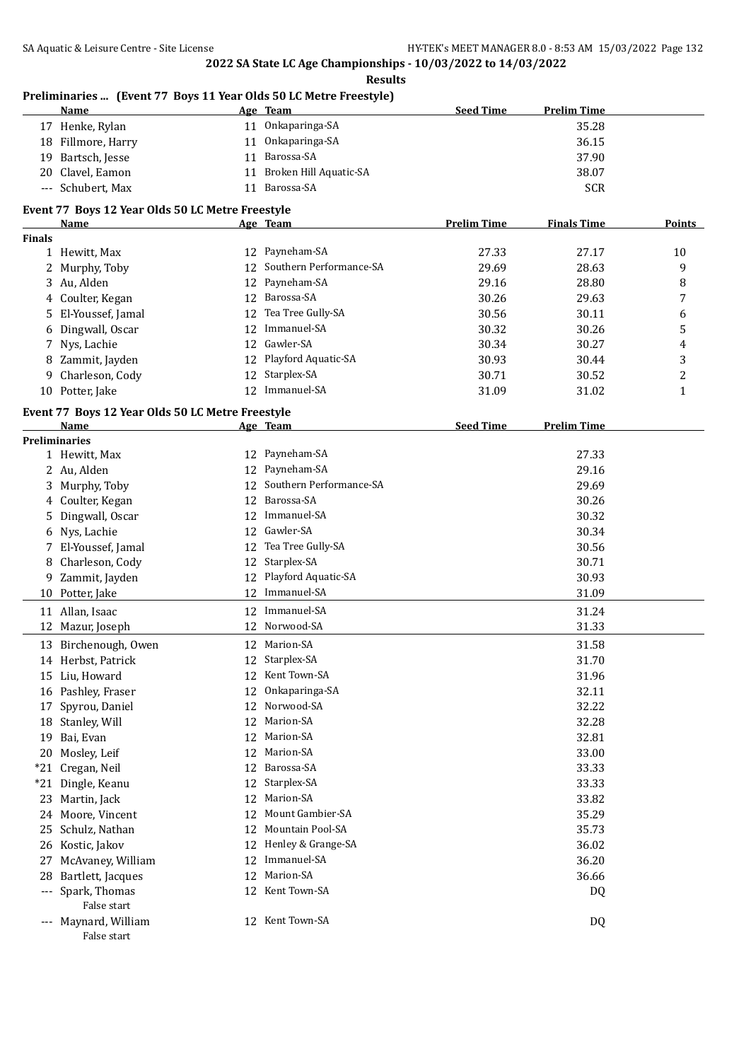## 2022 SA State LC Age Championships - 10/03/2022 to 14/03/2022

### Results

### Preliminaries ... (Event 77 Boys 11 Year Olds 50 LC Metre Freestyle)

| | Name | Age | Team | Seed Time | Prelim Time |
|---|---|---|---|---|---|
| 17 | Henke, Rylan | 11 | Onkaparinga-SA | | 35.28 |
| 18 | Fillmore, Harry | 11 | Onkaparinga-SA | | 36.15 |
| 19 | Bartsch, Jesse | 11 | Barossa-SA | | 37.90 |
| 20 | Clavel, Eamon | 11 | Broken Hill Aquatic-SA | | 38.07 |
| --- | Schubert, Max | 11 | Barossa-SA | | SCR |

### Event 77 Boys 12 Year Olds 50 LC Metre Freestyle

| | Name | Age | Team | Prelim Time | Finals Time | Points |
|---|---|---|---|---|---|---|
| **Finals** | | | | | | |
| 1 | Hewitt, Max | 12 | Payneham-SA | 27.33 | 27.17 | 10 |
| 2 | Murphy, Toby | 12 | Southern Performance-SA | 29.69 | 28.63 | 9 |
| 3 | Au, Alden | 12 | Payneham-SA | 29.16 | 28.80 | 8 |
| 4 | Coulter, Kegan | 12 | Barossa-SA | 30.26 | 29.63 | 7 |
| 5 | El-Youssef, Jamal | 12 | Tea Tree Gully-SA | 30.56 | 30.11 | 6 |
| 6 | Dingwall, Oscar | 12 | Immanuel-SA | 30.32 | 30.26 | 5 |
| 7 | Nys, Lachie | 12 | Gawler-SA | 30.34 | 30.27 | 4 |
| 8 | Zammit, Jayden | 12 | Playford Aquatic-SA | 30.93 | 30.44 | 3 |
| 9 | Charleson, Cody | 12 | Starplex-SA | 30.71 | 30.52 | 2 |
| 10 | Potter, Jake | 12 | Immanuel-SA | 31.09 | 31.02 | 1 |

### Event 77 Boys 12 Year Olds 50 LC Metre Freestyle

| | Name | Age | Team | Seed Time | Prelim Time |
|---|---|---|---|---|---|
| **Preliminaries** | | | | | |
| 1 | Hewitt, Max | 12 | Payneham-SA | | 27.33 |
| 2 | Au, Alden | 12 | Payneham-SA | | 29.16 |
| 3 | Murphy, Toby | 12 | Southern Performance-SA | | 29.69 |
| 4 | Coulter, Kegan | 12 | Barossa-SA | | 30.26 |
| 5 | Dingwall, Oscar | 12 | Immanuel-SA | | 30.32 |
| 6 | Nys, Lachie | 12 | Gawler-SA | | 30.34 |
| 7 | El-Youssef, Jamal | 12 | Tea Tree Gully-SA | | 30.56 |
| 8 | Charleson, Cody | 12 | Starplex-SA | | 30.71 |
| 9 | Zammit, Jayden | 12 | Playford Aquatic-SA | | 30.93 |
| 10 | Potter, Jake | 12 | Immanuel-SA | | 31.09 |
| 11 | Allan, Isaac | 12 | Immanuel-SA | | 31.24 |
| 12 | Mazur, Joseph | 12 | Norwood-SA | | 31.33 |
| 13 | Birchenough, Owen | 12 | Marion-SA | | 31.58 |
| 14 | Herbst, Patrick | 12 | Starplex-SA | | 31.70 |
| 15 | Liu, Howard | 12 | Kent Town-SA | | 31.96 |
| 16 | Pashley, Fraser | 12 | Onkaparinga-SA | | 32.11 |
| 17 | Spyrou, Daniel | 12 | Norwood-SA | | 32.22 |
| 18 | Stanley, Will | 12 | Marion-SA | | 32.28 |
| 19 | Bai, Evan | 12 | Marion-SA | | 32.81 |
| 20 | Mosley, Leif | 12 | Marion-SA | | 33.00 |
| *21 | Cregan, Neil | 12 | Barossa-SA | | 33.33 |
| *21 | Dingle, Keanu | 12 | Starplex-SA | | 33.33 |
| 23 | Martin, Jack | 12 | Marion-SA | | 33.82 |
| 24 | Moore, Vincent | 12 | Mount Gambier-SA | | 35.29 |
| 25 | Schulz, Nathan | 12 | Mountain Pool-SA | | 35.73 |
| 26 | Kostic, Jakov | 12 | Henley & Grange-SA | | 36.02 |
| 27 | McAvaney, William | 12 | Immanuel-SA | | 36.20 |
| 28 | Bartlett, Jacques | 12 | Marion-SA | | 36.66 |
| --- | Spark, Thomas<br>False start | 12 | Kent Town-SA | | DQ |
| --- | Maynard, William<br>False start | 12 | Kent Town-SA | | DQ |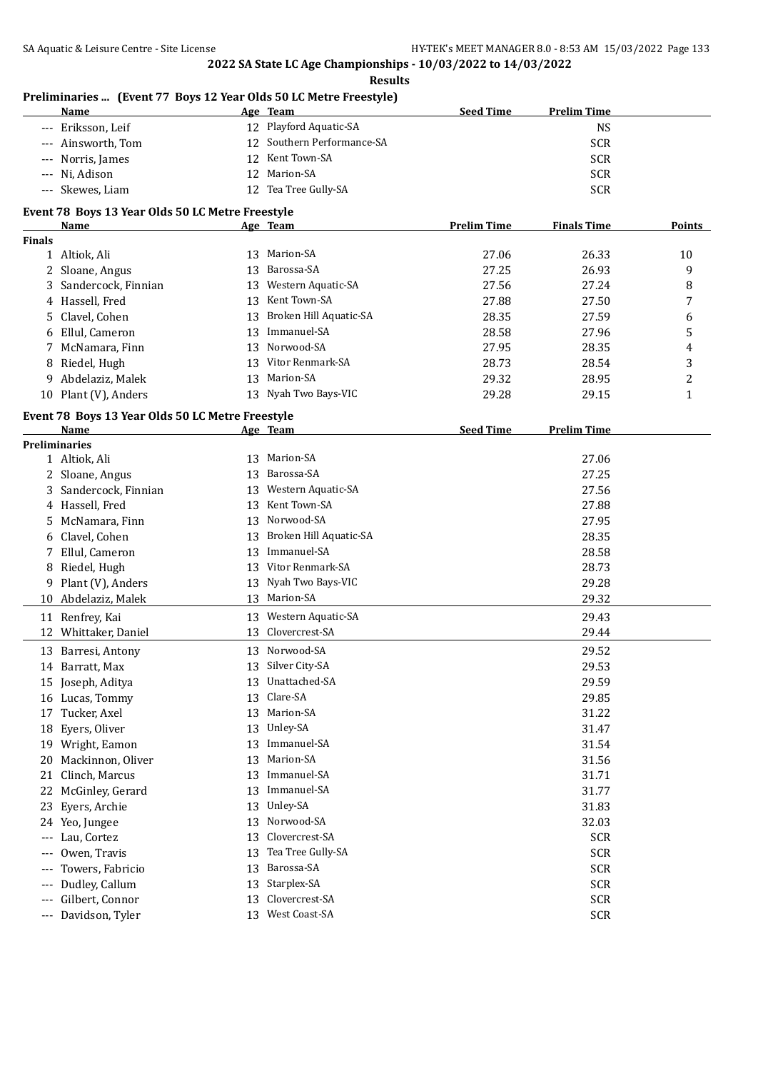**2022 SA State LC Age Championships - 10/03/2022 to 14/03/2022**

**Results**

### Preliminaries ... (Event 77 Boys 12 Year Olds 50 LC Metre Freestyle)

| | Name | Age | Team | Seed Time | Prelim Time |
|---|---|---|---|---|---|
| --- | Eriksson, Leif | 12 | Playford Aquatic-SA | | NS |
| --- | Ainsworth, Tom | 12 | Southern Performance-SA | | SCR |
| --- | Norris, James | 12 | Kent Town-SA | | SCR |
| --- | Ni, Adison | 12 | Marion-SA | | SCR |
| --- | Skewes, Liam | 12 | Tea Tree Gully-SA | | SCR |

### Event 78 Boys 13 Year Olds 50 LC Metre Freestyle

| | Name | Age | Team | Prelim Time | Finals Time | Points |
|---|---|---|---|---|---|---|
| **Finals** | | | | | | |
| 1 | Altiok, Ali | 13 | Marion-SA | 27.06 | 26.33 | 10 |
| 2 | Sloane, Angus | 13 | Barossa-SA | 27.25 | 26.93 | 9 |
| 3 | Sandercock, Finnian | 13 | Western Aquatic-SA | 27.56 | 27.24 | 8 |
| 4 | Hassell, Fred | 13 | Kent Town-SA | 27.88 | 27.50 | 7 |
| 5 | Clavel, Cohen | 13 | Broken Hill Aquatic-SA | 28.35 | 27.59 | 6 |
| 6 | Ellul, Cameron | 13 | Immanuel-SA | 28.58 | 27.96 | 5 |
| 7 | McNamara, Finn | 13 | Norwood-SA | 27.95 | 28.35 | 4 |
| 8 | Riedel, Hugh | 13 | Vitor Renmark-SA | 28.73 | 28.54 | 3 |
| 9 | Abdelaziz, Malek | 13 | Marion-SA | 29.32 | 28.95 | 2 |
| 10 | Plant (V), Anders | 13 | Nyah Two Bays-VIC | 29.28 | 29.15 | 1 |

### Event 78 Boys 13 Year Olds 50 LC Metre Freestyle

| | Name | Age | Team | Seed Time | Prelim Time |
|---|---|---|---|---|---|
| **Preliminaries** | | | | | |
| 1 | Altiok, Ali | 13 | Marion-SA | | 27.06 |
| 2 | Sloane, Angus | 13 | Barossa-SA | | 27.25 |
| 3 | Sandercock, Finnian | 13 | Western Aquatic-SA | | 27.56 |
| 4 | Hassell, Fred | 13 | Kent Town-SA | | 27.88 |
| 5 | McNamara, Finn | 13 | Norwood-SA | | 27.95 |
| 6 | Clavel, Cohen | 13 | Broken Hill Aquatic-SA | | 28.35 |
| 7 | Ellul, Cameron | 13 | Immanuel-SA | | 28.58 |
| 8 | Riedel, Hugh | 13 | Vitor Renmark-SA | | 28.73 |
| 9 | Plant (V), Anders | 13 | Nyah Two Bays-VIC | | 29.28 |
| 10 | Abdelaziz, Malek | 13 | Marion-SA | | 29.32 |
| 11 | Renfrey, Kai | 13 | Western Aquatic-SA | | 29.43 |
| 12 | Whittaker, Daniel | 13 | Clovercrest-SA | | 29.44 |
| 13 | Barresi, Antony | 13 | Norwood-SA | | 29.52 |
| 14 | Barratt, Max | 13 | Silver City-SA | | 29.53 |
| 15 | Joseph, Aditya | 13 | Unattached-SA | | 29.59 |
| 16 | Lucas, Tommy | 13 | Clare-SA | | 29.85 |
| 17 | Tucker, Axel | 13 | Marion-SA | | 31.22 |
| 18 | Eyers, Oliver | 13 | Unley-SA | | 31.47 |
| 19 | Wright, Eamon | 13 | Immanuel-SA | | 31.54 |
| 20 | Mackinnon, Oliver | 13 | Marion-SA | | 31.56 |
| 21 | Clinch, Marcus | 13 | Immanuel-SA | | 31.71 |
| 22 | McGinley, Gerard | 13 | Immanuel-SA | | 31.77 |
| 23 | Eyers, Archie | 13 | Unley-SA | | 31.83 |
| 24 | Yeo, Jungee | 13 | Norwood-SA | | 32.03 |
| --- | Lau, Cortez | 13 | Clovercrest-SA | | SCR |
| --- | Owen, Travis | 13 | Tea Tree Gully-SA | | SCR |
| --- | Towers, Fabricio | 13 | Barossa-SA | | SCR |
| --- | Dudley, Callum | 13 | Starplex-SA | | SCR |
| --- | Gilbert, Connor | 13 | Clovercrest-SA | | SCR |
| --- | Davidson, Tyler | 13 | West Coast-SA | | SCR |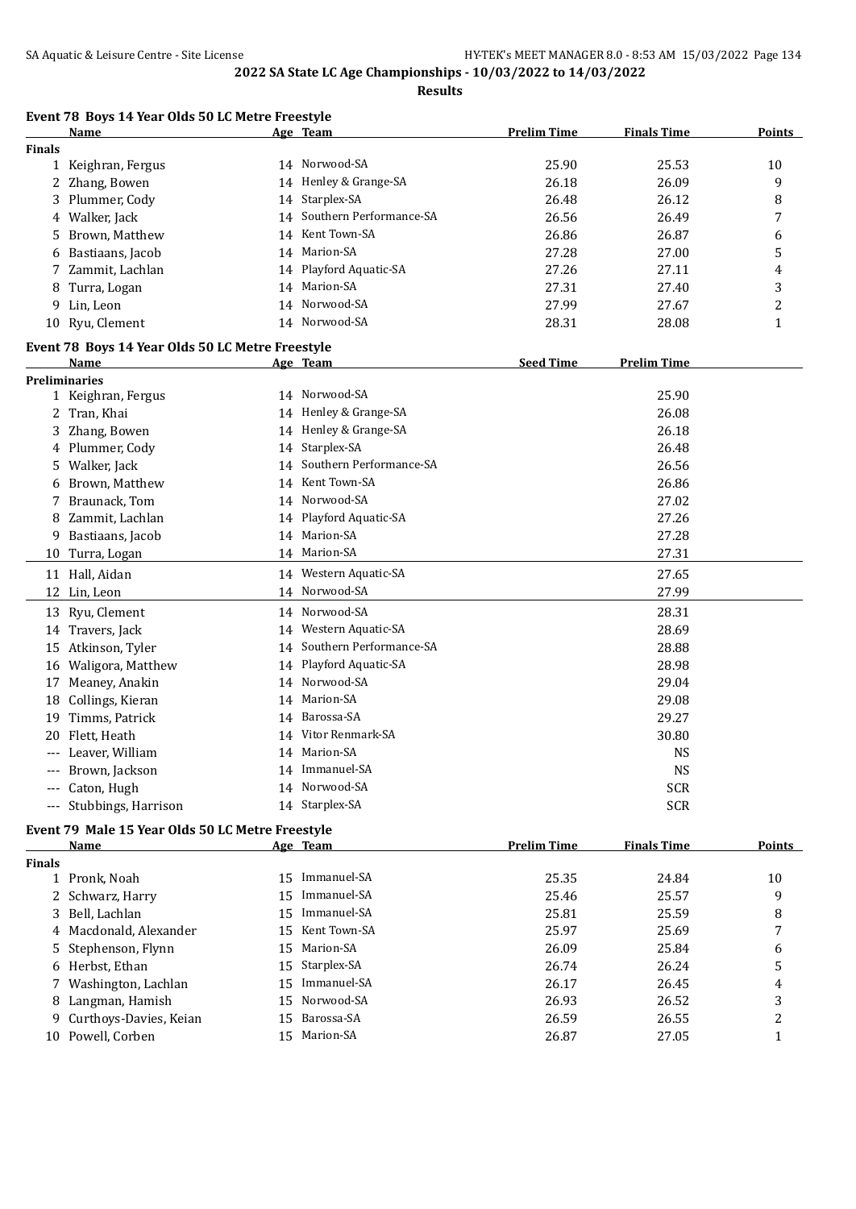## 2022 SA State LC Age Championships - 10/03/2022 to 14/03/2022

**Results**

### Event 78 Boys 14 Year Olds 50 LC Metre Freestyle

| | Name | Age | Team | Prelim Time | Finals Time | Points |
|---|---|---|---|---|---|---|
| **Finals** | | | | | | |
| 1 | Keighran, Fergus | 14 | Norwood-SA | 25.90 | 25.53 | 10 |
| 2 | Zhang, Bowen | 14 | Henley & Grange-SA | 26.18 | 26.09 | 9 |
| 3 | Plummer, Cody | 14 | Starplex-SA | 26.48 | 26.12 | 8 |
| 4 | Walker, Jack | 14 | Southern Performance-SA | 26.56 | 26.49 | 7 |
| 5 | Brown, Matthew | 14 | Kent Town-SA | 26.86 | 26.87 | 6 |
| 6 | Bastiaans, Jacob | 14 | Marion-SA | 27.28 | 27.00 | 5 |
| 7 | Zammit, Lachlan | 14 | Playford Aquatic-SA | 27.26 | 27.11 | 4 |
| 8 | Turra, Logan | 14 | Marion-SA | 27.31 | 27.40 | 3 |
| 9 | Lin, Leon | 14 | Norwood-SA | 27.99 | 27.67 | 2 |
| 10 | Ryu, Clement | 14 | Norwood-SA | 28.31 | 28.08 | 1 |

### Event 78 Boys 14 Year Olds 50 LC Metre Freestyle

| | Name | Age | Team | Seed Time | Prelim Time |
|---|---|---|---|---|---|
| **Preliminaries** | | | | | |
| 1 | Keighran, Fergus | 14 | Norwood-SA | | 25.90 |
| 2 | Tran, Khai | 14 | Henley & Grange-SA | | 26.08 |
| 3 | Zhang, Bowen | 14 | Henley & Grange-SA | | 26.18 |
| 4 | Plummer, Cody | 14 | Starplex-SA | | 26.48 |
| 5 | Walker, Jack | 14 | Southern Performance-SA | | 26.56 |
| 6 | Brown, Matthew | 14 | Kent Town-SA | | 26.86 |
| 7 | Braunack, Tom | 14 | Norwood-SA | | 27.02 |
| 8 | Zammit, Lachlan | 14 | Playford Aquatic-SA | | 27.26 |
| 9 | Bastiaans, Jacob | 14 | Marion-SA | | 27.28 |
| 10 | Turra, Logan | 14 | Marion-SA | | 27.31 |
| 11 | Hall, Aidan | 14 | Western Aquatic-SA | | 27.65 |
| 12 | Lin, Leon | 14 | Norwood-SA | | 27.99 |
| 13 | Ryu, Clement | 14 | Norwood-SA | | 28.31 |
| 14 | Travers, Jack | 14 | Western Aquatic-SA | | 28.69 |
| 15 | Atkinson, Tyler | 14 | Southern Performance-SA | | 28.88 |
| 16 | Waligora, Matthew | 14 | Playford Aquatic-SA | | 28.98 |
| 17 | Meaney, Anakin | 14 | Norwood-SA | | 29.04 |
| 18 | Collings, Kieran | 14 | Marion-SA | | 29.08 |
| 19 | Timms, Patrick | 14 | Barossa-SA | | 29.27 |
| 20 | Flett, Heath | 14 | Vitor Renmark-SA | | 30.80 |
| --- | Leaver, William | 14 | Marion-SA | | NS |
| --- | Brown, Jackson | 14 | Immanuel-SA | | NS |
| --- | Caton, Hugh | 14 | Norwood-SA | | SCR |
| --- | Stubbings, Harrison | 14 | Starplex-SA | | SCR |

### Event 79 Male 15 Year Olds 50 LC Metre Freestyle

| | Name | Age | Team | Prelim Time | Finals Time | Points |
|---|---|---|---|---|---|---|
| **Finals** | | | | | | |
| 1 | Pronk, Noah | 15 | Immanuel-SA | 25.35 | 24.84 | 10 |
| 2 | Schwarz, Harry | 15 | Immanuel-SA | 25.46 | 25.57 | 9 |
| 3 | Bell, Lachlan | 15 | Immanuel-SA | 25.81 | 25.59 | 8 |
| 4 | Macdonald, Alexander | 15 | Kent Town-SA | 25.97 | 25.69 | 7 |
| 5 | Stephenson, Flynn | 15 | Marion-SA | 26.09 | 25.84 | 6 |
| 6 | Herbst, Ethan | 15 | Starplex-SA | 26.74 | 26.24 | 5 |
| 7 | Washington, Lachlan | 15 | Immanuel-SA | 26.17 | 26.45 | 4 |
| 8 | Langman, Hamish | 15 | Norwood-SA | 26.93 | 26.52 | 3 |
| 9 | Curthoys-Davies, Keian | 15 | Barossa-SA | 26.59 | 26.55 | 2 |
| 10 | Powell, Corben | 15 | Marion-SA | 26.87 | 27.05 | 1 |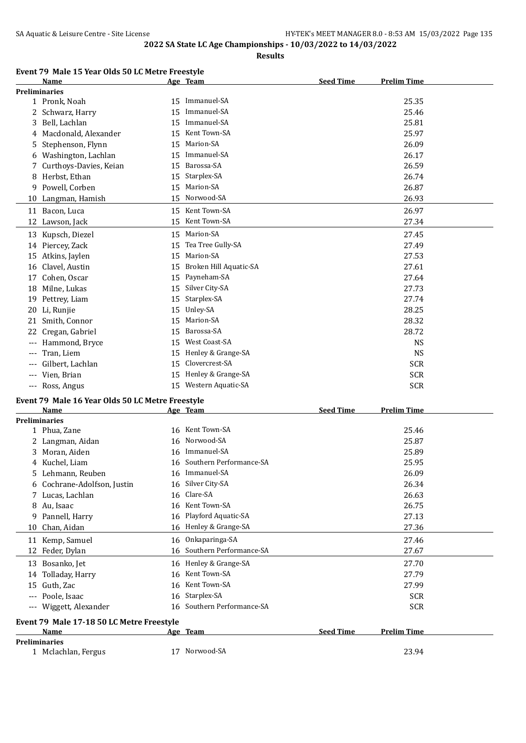## 2022 SA State LC Age Championships - 10/03/2022 to 14/03/2022

**Results**

### Event 79 Male 15 Year Olds 50 LC Metre Freestyle

| | Name | Age | Team | Seed Time | Prelim Time |
|---|---|---|---|---|---|
| **Preliminaries** | | | | | |
| 1 | Pronk, Noah | 15 | Immanuel-SA | | 25.35 |
| 2 | Schwarz, Harry | 15 | Immanuel-SA | | 25.46 |
| 3 | Bell, Lachlan | 15 | Immanuel-SA | | 25.81 |
| 4 | Macdonald, Alexander | 15 | Kent Town-SA | | 25.97 |
| 5 | Stephenson, Flynn | 15 | Marion-SA | | 26.09 |
| 6 | Washington, Lachlan | 15 | Immanuel-SA | | 26.17 |
| 7 | Curthoys-Davies, Keian | 15 | Barossa-SA | | 26.59 |
| 8 | Herbst, Ethan | 15 | Starplex-SA | | 26.74 |
| 9 | Powell, Corben | 15 | Marion-SA | | 26.87 |
| 10 | Langman, Hamish | 15 | Norwood-SA | | 26.93 |
| 11 | Bacon, Luca | 15 | Kent Town-SA | | 26.97 |
| 12 | Lawson, Jack | 15 | Kent Town-SA | | 27.34 |
| 13 | Kupsch, Diezel | 15 | Marion-SA | | 27.45 |
| 14 | Piercey, Zack | 15 | Tea Tree Gully-SA | | 27.49 |
| 15 | Atkins, Jaylen | 15 | Marion-SA | | 27.53 |
| 16 | Clavel, Austin | 15 | Broken Hill Aquatic-SA | | 27.61 |
| 17 | Cohen, Oscar | 15 | Payneham-SA | | 27.64 |
| 18 | Milne, Lukas | 15 | Silver City-SA | | 27.73 |
| 19 | Pettrey, Liam | 15 | Starplex-SA | | 27.74 |
| 20 | Li, Runjie | 15 | Unley-SA | | 28.25 |
| 21 | Smith, Connor | 15 | Marion-SA | | 28.32 |
| 22 | Cregan, Gabriel | 15 | Barossa-SA | | 28.72 |
| --- | Hammond, Bryce | 15 | West Coast-SA | | NS |
| --- | Tran, Liem | 15 | Henley & Grange-SA | | NS |
| --- | Gilbert, Lachlan | 15 | Clovercrest-SA | | SCR |
| --- | Vien, Brian | 15 | Henley & Grange-SA | | SCR |
| --- | Ross, Angus | 15 | Western Aquatic-SA | | SCR |

### Event 79 Male 16 Year Olds 50 LC Metre Freestyle

| | Name | Age | Team | Seed Time | Prelim Time |
|---|---|---|---|---|---|
| **Preliminaries** | | | | | |
| 1 | Phua, Zane | 16 | Kent Town-SA | | 25.46 |
| 2 | Langman, Aidan | 16 | Norwood-SA | | 25.87 |
| 3 | Moran, Aiden | 16 | Immanuel-SA | | 25.89 |
| 4 | Kuchel, Liam | 16 | Southern Performance-SA | | 25.95 |
| 5 | Lehmann, Reuben | 16 | Immanuel-SA | | 26.09 |
| 6 | Cochrane-Adolfson, Justin | 16 | Silver City-SA | | 26.34 |
| 7 | Lucas, Lachlan | 16 | Clare-SA | | 26.63 |
| 8 | Au, Isaac | 16 | Kent Town-SA | | 26.75 |
| 9 | Pannell, Harry | 16 | Playford Aquatic-SA | | 27.13 |
| 10 | Chan, Aidan | 16 | Henley & Grange-SA | | 27.36 |
| 11 | Kemp, Samuel | 16 | Onkaparinga-SA | | 27.46 |
| 12 | Feder, Dylan | 16 | Southern Performance-SA | | 27.67 |
| 13 | Bosanko, Jet | 16 | Henley & Grange-SA | | 27.70 |
| 14 | Tolladay, Harry | 16 | Kent Town-SA | | 27.79 |
| 15 | Guth, Zac | 16 | Kent Town-SA | | 27.99 |
| --- | Poole, Isaac | 16 | Starplex-SA | | SCR |
| --- | Wiggett, Alexander | 16 | Southern Performance-SA | | SCR |

### Event 79 Male 17-18 50 LC Metre Freestyle

| | Name | Age | Team | Seed Time | Prelim Time |
|---|---|---|---|---|---|
| **Preliminaries** | | | | | |
| 1 | Mclachlan, Fergus | 17 | Norwood-SA | | 23.94 |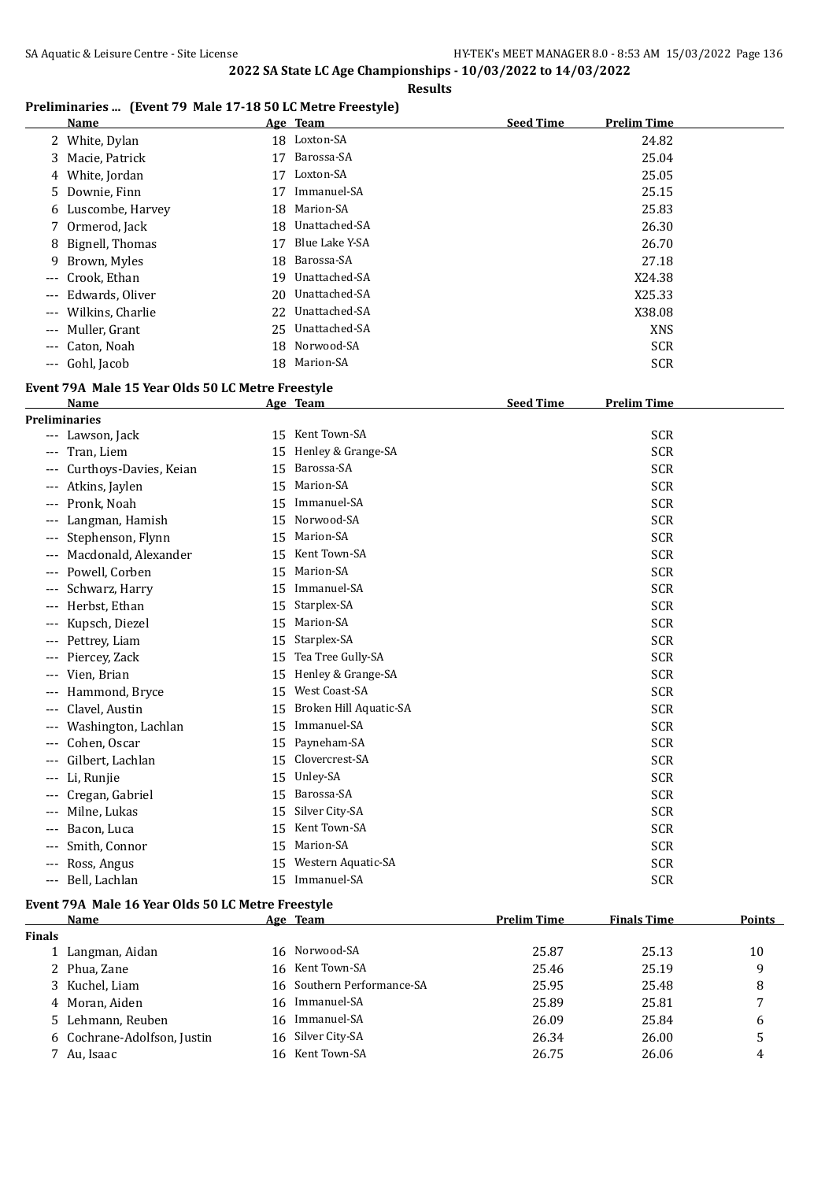## 2022 SA State LC Age Championships - 10/03/2022 to 14/03/2022

### Results

### Preliminaries ... (Event 79 Male 17-18 50 LC Metre Freestyle)

| | Name | Age | Team | Seed Time | Prelim Time |
|---|---|---|---|---|---|
| 2 | White, Dylan | 18 | Loxton-SA | | 24.82 |
| 3 | Macie, Patrick | 17 | Barossa-SA | | 25.04 |
| 4 | White, Jordan | 17 | Loxton-SA | | 25.05 |
| 5 | Downie, Finn | 17 | Immanuel-SA | | 25.15 |
| 6 | Luscombe, Harvey | 18 | Marion-SA | | 25.83 |
| 7 | Ormerod, Jack | 18 | Unattached-SA | | 26.30 |
| 8 | Bignell, Thomas | 17 | Blue Lake Y-SA | | 26.70 |
| 9 | Brown, Myles | 18 | Barossa-SA | | 27.18 |
| --- | Crook, Ethan | 19 | Unattached-SA | | X24.38 |
| --- | Edwards, Oliver | 20 | Unattached-SA | | X25.33 |
| --- | Wilkins, Charlie | 22 | Unattached-SA | | X38.08 |
| --- | Muller, Grant | 25 | Unattached-SA | | XNS |
| --- | Caton, Noah | 18 | Norwood-SA | | SCR |
| --- | Gohl, Jacob | 18 | Marion-SA | | SCR |

### Event 79A Male 15 Year Olds 50 LC Metre Freestyle

| | Name | Age | Team | Seed Time | Prelim Time |
|---|---|---|---|---|---|
| **Preliminaries** | | | | | |
| --- | Lawson, Jack | 15 | Kent Town-SA | | SCR |
| --- | Tran, Liem | 15 | Henley & Grange-SA | | SCR |
| --- | Curthoys-Davies, Keian | 15 | Barossa-SA | | SCR |
| --- | Atkins, Jaylen | 15 | Marion-SA | | SCR |
| --- | Pronk, Noah | 15 | Immanuel-SA | | SCR |
| --- | Langman, Hamish | 15 | Norwood-SA | | SCR |
| --- | Stephenson, Flynn | 15 | Marion-SA | | SCR |
| --- | Macdonald, Alexander | 15 | Kent Town-SA | | SCR |
| --- | Powell, Corben | 15 | Marion-SA | | SCR |
| --- | Schwarz, Harry | 15 | Immanuel-SA | | SCR |
| --- | Herbst, Ethan | 15 | Starplex-SA | | SCR |
| --- | Kupsch, Diezel | 15 | Marion-SA | | SCR |
| --- | Pettrey, Liam | 15 | Starplex-SA | | SCR |
| --- | Piercey, Zack | 15 | Tea Tree Gully-SA | | SCR |
| --- | Vien, Brian | 15 | Henley & Grange-SA | | SCR |
| --- | Hammond, Bryce | 15 | West Coast-SA | | SCR |
| --- | Clavel, Austin | 15 | Broken Hill Aquatic-SA | | SCR |
| --- | Washington, Lachlan | 15 | Immanuel-SA | | SCR |
| --- | Cohen, Oscar | 15 | Payneham-SA | | SCR |
| --- | Gilbert, Lachlan | 15 | Clovercrest-SA | | SCR |
| --- | Li, Runjie | 15 | Unley-SA | | SCR |
| --- | Cregan, Gabriel | 15 | Barossa-SA | | SCR |
| --- | Milne, Lukas | 15 | Silver City-SA | | SCR |
| --- | Bacon, Luca | 15 | Kent Town-SA | | SCR |
| --- | Smith, Connor | 15 | Marion-SA | | SCR |
| --- | Ross, Angus | 15 | Western Aquatic-SA | | SCR |
| --- | Bell, Lachlan | 15 | Immanuel-SA | | SCR |

### Event 79A Male 16 Year Olds 50 LC Metre Freestyle

| | Name | Age | Team | Prelim Time | Finals Time | Points |
|---|---|---|---|---|---|---|
| **Finals** | | | | | | |
| 1 | Langman, Aidan | 16 | Norwood-SA | 25.87 | 25.13 | 10 |
| 2 | Phua, Zane | 16 | Kent Town-SA | 25.46 | 25.19 | 9 |
| 3 | Kuchel, Liam | 16 | Southern Performance-SA | 25.95 | 25.48 | 8 |
| 4 | Moran, Aiden | 16 | Immanuel-SA | 25.89 | 25.81 | 7 |
| 5 | Lehmann, Reuben | 16 | Immanuel-SA | 26.09 | 25.84 | 6 |
| 6 | Cochrane-Adolfson, Justin | 16 | Silver City-SA | 26.34 | 26.00 | 5 |
| 7 | Au, Isaac | 16 | Kent Town-SA | 26.75 | 26.06 | 4 |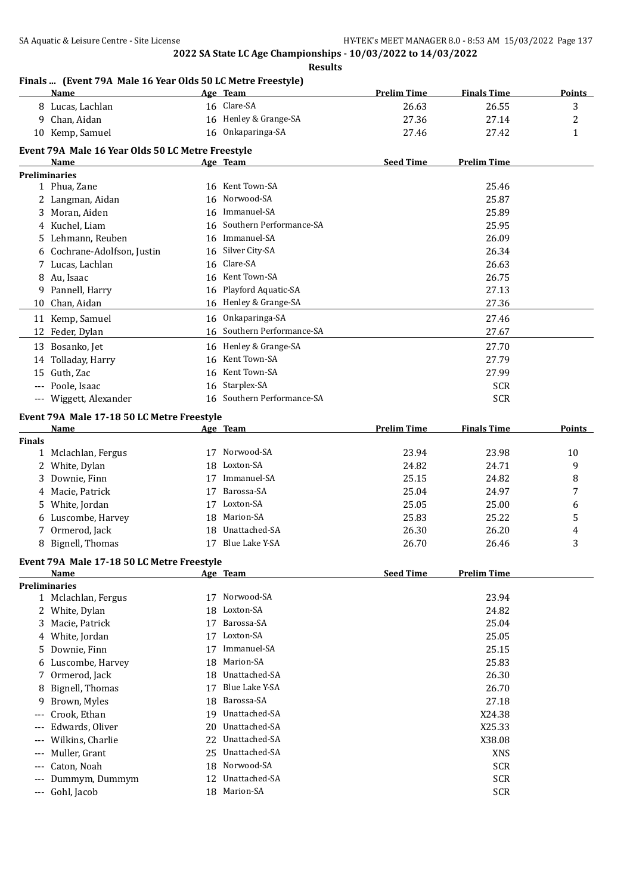2022 SA State LC Age Championships - 10/03/2022 to 14/03/2022

**Results**

### Finals ... (Event 79A Male 16 Year Olds 50 LC Metre Freestyle)

| | Name | Age | Team | Prelim Time | Finals Time | Points |
|---|---|---|---|---|---|---|
| 8 | Lucas, Lachlan | 16 | Clare-SA | 26.63 | 26.55 | 3 |
| 9 | Chan, Aidan | 16 | Henley & Grange-SA | 27.36 | 27.14 | 2 |
| 10 | Kemp, Samuel | 16 | Onkaparinga-SA | 27.46 | 27.42 | 1 |

### Event 79A Male 16 Year Olds 50 LC Metre Freestyle

| | Name | Age | Team | Seed Time | Prelim Time |
|---|---|---|---|---|---|
| **Preliminaries** | | | | | |
| 1 | Phua, Zane | 16 | Kent Town-SA | | 25.46 |
| 2 | Langman, Aidan | 16 | Norwood-SA | | 25.87 |
| 3 | Moran, Aiden | 16 | Immanuel-SA | | 25.89 |
| 4 | Kuchel, Liam | 16 | Southern Performance-SA | | 25.95 |
| 5 | Lehmann, Reuben | 16 | Immanuel-SA | | 26.09 |
| 6 | Cochrane-Adolfson, Justin | 16 | Silver City-SA | | 26.34 |
| 7 | Lucas, Lachlan | 16 | Clare-SA | | 26.63 |
| 8 | Au, Isaac | 16 | Kent Town-SA | | 26.75 |
| 9 | Pannell, Harry | 16 | Playford Aquatic-SA | | 27.13 |
| 10 | Chan, Aidan | 16 | Henley & Grange-SA | | 27.36 |
| 11 | Kemp, Samuel | 16 | Onkaparinga-SA | | 27.46 |
| 12 | Feder, Dylan | 16 | Southern Performance-SA | | 27.67 |
| 13 | Bosanko, Jet | 16 | Henley & Grange-SA | | 27.70 |
| 14 | Tolladay, Harry | 16 | Kent Town-SA | | 27.79 |
| 15 | Guth, Zac | 16 | Kent Town-SA | | 27.99 |
| --- | Poole, Isaac | 16 | Starplex-SA | | SCR |
| --- | Wiggett, Alexander | 16 | Southern Performance-SA | | SCR |

### Event 79A Male 17-18 50 LC Metre Freestyle

| | Name | Age | Team | Prelim Time | Finals Time | Points |
|---|---|---|---|---|---|---|
| **Finals** | | | | | | |
| 1 | Mclachlan, Fergus | 17 | Norwood-SA | 23.94 | 23.98 | 10 |
| 2 | White, Dylan | 18 | Loxton-SA | 24.82 | 24.71 | 9 |
| 3 | Downie, Finn | 17 | Immanuel-SA | 25.15 | 24.82 | 8 |
| 4 | Macie, Patrick | 17 | Barossa-SA | 25.04 | 24.97 | 7 |
| 5 | White, Jordan | 17 | Loxton-SA | 25.05 | 25.00 | 6 |
| 6 | Luscombe, Harvey | 18 | Marion-SA | 25.83 | 25.22 | 5 |
| 7 | Ormerod, Jack | 18 | Unattached-SA | 26.30 | 26.20 | 4 |
| 8 | Bignell, Thomas | 17 | Blue Lake Y-SA | 26.70 | 26.46 | 3 |

### Event 79A Male 17-18 50 LC Metre Freestyle

| | Name | Age | Team | Seed Time | Prelim Time |
|---|---|---|---|---|---|
| **Preliminaries** | | | | | |
| 1 | Mclachlan, Fergus | 17 | Norwood-SA | | 23.94 |
| 2 | White, Dylan | 18 | Loxton-SA | | 24.82 |
| 3 | Macie, Patrick | 17 | Barossa-SA | | 25.04 |
| 4 | White, Jordan | 17 | Loxton-SA | | 25.05 |
| 5 | Downie, Finn | 17 | Immanuel-SA | | 25.15 |
| 6 | Luscombe, Harvey | 18 | Marion-SA | | 25.83 |
| 7 | Ormerod, Jack | 18 | Unattached-SA | | 26.30 |
| 8 | Bignell, Thomas | 17 | Blue Lake Y-SA | | 26.70 |
| 9 | Brown, Myles | 18 | Barossa-SA | | 27.18 |
| --- | Crook, Ethan | 19 | Unattached-SA | | X24.38 |
| --- | Edwards, Oliver | 20 | Unattached-SA | | X25.33 |
| --- | Wilkins, Charlie | 22 | Unattached-SA | | X38.08 |
| --- | Muller, Grant | 25 | Unattached-SA | | XNS |
| --- | Caton, Noah | 18 | Norwood-SA | | SCR |
| --- | Dummym, Dummym | 12 | Unattached-SA | | SCR |
| --- | Gohl, Jacob | 18 | Marion-SA | | SCR |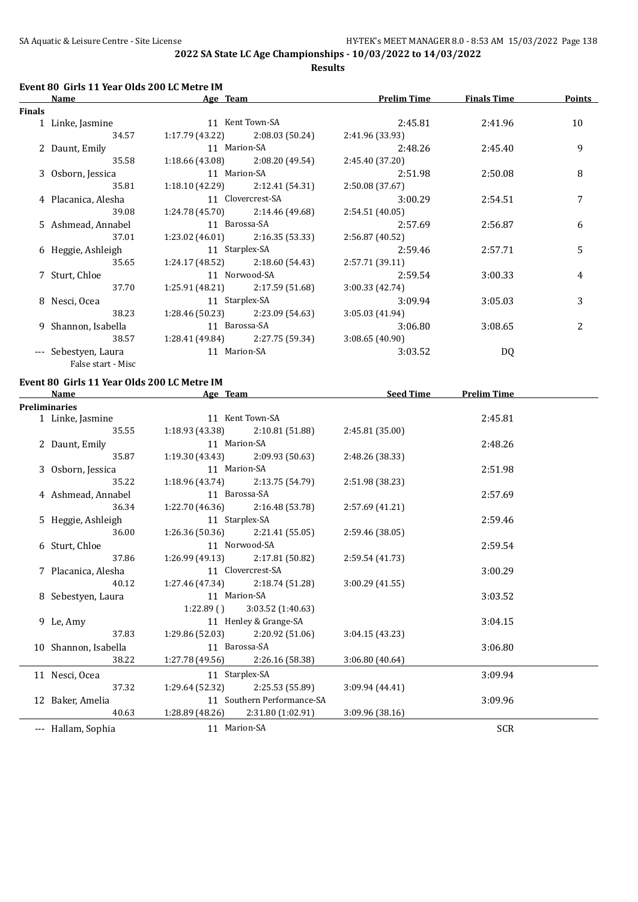## 2022 SA State LC Age Championships - 10/03/2022 to 14/03/2022

### Results

#### Event 80 Girls 11 Year Olds 200 LC Metre IM

| | Name | Age | Team | Prelim Time | Finals Time | Points |
|---|---|---|---|---|---|---|
| **Finals** | | | | | | |
| 1 | Linke, Jasmine | 11 | Kent Town-SA | 2:45.81 | 2:41.96 | 10 |
| | 34.57 | 1:17.79 (43.22) | 2:08.03 (50.24) | 2:41.96 (33.93) | | |
| 2 | Daunt, Emily | 11 | Marion-SA | 2:48.26 | 2:45.40 | 9 |
| | 35.58 | 1:18.66 (43.08) | 2:08.20 (49.54) | 2:45.40 (37.20) | | |
| 3 | Osborn, Jessica | 11 | Marion-SA | 2:51.98 | 2:50.08 | 8 |
| | 35.81 | 1:18.10 (42.29) | 2:12.41 (54.31) | 2:50.08 (37.67) | | |
| 4 | Placanica, Alesha | 11 | Clovercrest-SA | 3:00.29 | 2:54.51 | 7 |
| | 39.08 | 1:24.78 (45.70) | 2:14.46 (49.68) | 2:54.51 (40.05) | | |
| 5 | Ashmead, Annabel | 11 | Barossa-SA | 2:57.69 | 2:56.87 | 6 |
| | 37.01 | 1:23.02 (46.01) | 2:16.35 (53.33) | 2:56.87 (40.52) | | |
| 6 | Heggie, Ashleigh | 11 | Starplex-SA | 2:59.46 | 2:57.71 | 5 |
| | 35.65 | 1:24.17 (48.52) | 2:18.60 (54.43) | 2:57.71 (39.11) | | |
| 7 | Sturt, Chloe | 11 | Norwood-SA | 2:59.54 | 3:00.33 | 4 |
| | 37.70 | 1:25.91 (48.21) | 2:17.59 (51.68) | 3:00.33 (42.74) | | |
| 8 | Nesci, Ocea | 11 | Starplex-SA | 3:09.94 | 3:05.03 | 3 |
| | 38.23 | 1:28.46 (50.23) | 2:23.09 (54.63) | 3:05.03 (41.94) | | |
| 9 | Shannon, Isabella | 11 | Barossa-SA | 3:06.80 | 3:08.65 | 2 |
| | 38.57 | 1:28.41 (49.84) | 2:27.75 (59.34) | 3:08.65 (40.90) | | |
| --- | Sebestyen, Laura | 11 | Marion-SA | 3:03.52 | DQ | |
| | False start - Misc | | | | | |

#### Event 80 Girls 11 Year Olds 200 LC Metre IM

| | Name | Age | Team | Seed Time | Prelim Time |
|---|---|---|---|---|---|
| **Preliminaries** | | | | | |
| 1 | Linke, Jasmine | 11 | Kent Town-SA | | 2:45.81 |
| | 35.55 | 1:18.93 (43.38) | 2:10.81 (51.88) | 2:45.81 (35.00) | |
| 2 | Daunt, Emily | 11 | Marion-SA | | 2:48.26 |
| | 35.87 | 1:19.30 (43.43) | 2:09.93 (50.63) | 2:48.26 (38.33) | |
| 3 | Osborn, Jessica | 11 | Marion-SA | | 2:51.98 |
| | 35.22 | 1:18.96 (43.74) | 2:13.75 (54.79) | 2:51.98 (38.23) | |
| 4 | Ashmead, Annabel | 11 | Barossa-SA | | 2:57.69 |
| | 36.34 | 1:22.70 (46.36) | 2:16.48 (53.78) | 2:57.69 (41.21) | |
| 5 | Heggie, Ashleigh | 11 | Starplex-SA | | 2:59.46 |
| | 36.00 | 1:26.36 (50.36) | 2:21.41 (55.05) | 2:59.46 (38.05) | |
| 6 | Sturt, Chloe | 11 | Norwood-SA | | 2:59.54 |
| | 37.86 | 1:26.99 (49.13) | 2:17.81 (50.82) | 2:59.54 (41.73) | |
| 7 | Placanica, Alesha | 11 | Clovercrest-SA | | 3:00.29 |
| | 40.12 | 1:27.46 (47.34) | 2:18.74 (51.28) | 3:00.29 (41.55) | |
| 8 | Sebestyen, Laura | 11 | Marion-SA | | 3:03.52 |
| | | 1:22.89 () | 3:03.52 (1:40.63) | | |
| 9 | Le, Amy | 11 | Henley & Grange-SA | | 3:04.15 |
| | 37.83 | 1:29.86 (52.03) | 2:20.92 (51.06) | 3:04.15 (43.23) | |
| 10 | Shannon, Isabella | 11 | Barossa-SA | | 3:06.80 |
| | 38.22 | 1:27.78 (49.56) | 2:26.16 (58.38) | 3:06.80 (40.64) | |
| 11 | Nesci, Ocea | 11 | Starplex-SA | | 3:09.94 |
| | 37.32 | 1:29.64 (52.32) | 2:25.53 (55.89) | 3:09.94 (44.41) | |
| 12 | Baker, Amelia | 11 | Southern Performance-SA | | 3:09.96 |
| | 40.63 | 1:28.89 (48.26) | 2:31.80 (1:02.91) | 3:09.96 (38.16) | |
| --- | Hallam, Sophia | 11 | Marion-SA | | SCR |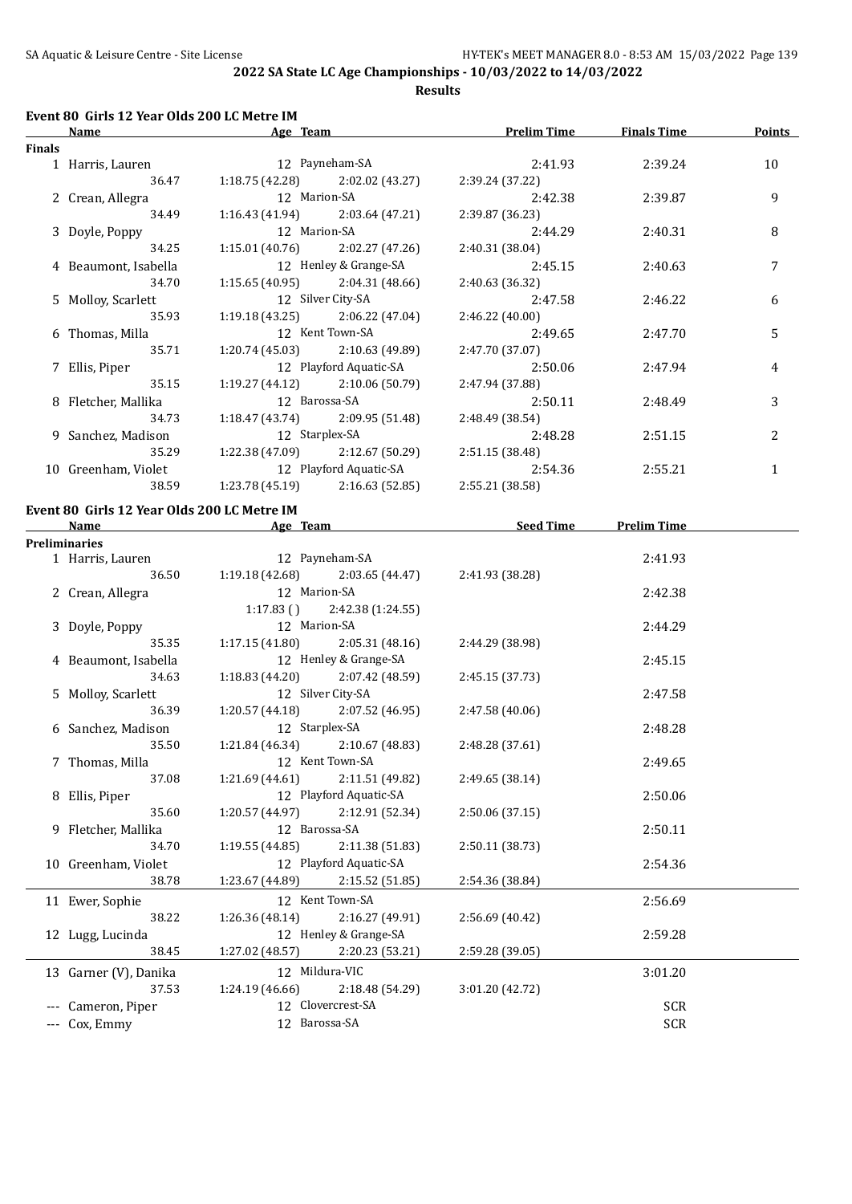# 2022 SA State LC Age Championships - 10/03/2022 to 14/03/2022

## Results

### Event 80 Girls 12 Year Olds 200 LC Metre IM

| | Name | Age | Team | Prelim Time | Finals Time | Points |
|---|---|---|---|---|---|---|
| **Finals** | | | | | | |
| 1 | Harris, Lauren | 12 | Payneham-SA | 2:41.93 | 2:39.24 | 10 |
| | 36.47 | 1:18.75 (42.28) | 2:02.02 (43.27) | 2:39.24 (37.22) | | |
| 2 | Crean, Allegra | 12 | Marion-SA | 2:42.38 | 2:39.87 | 9 |
| | 34.49 | 1:16.43 (41.94) | 2:03.64 (47.21) | 2:39.87 (36.23) | | |
| 3 | Doyle, Poppy | 12 | Marion-SA | 2:44.29 | 2:40.31 | 8 |
| | 34.25 | 1:15.01 (40.76) | 2:02.27 (47.26) | 2:40.31 (38.04) | | |
| 4 | Beaumont, Isabella | 12 | Henley & Grange-SA | 2:45.15 | 2:40.63 | 7 |
| | 34.70 | 1:15.65 (40.95) | 2:04.31 (48.66) | 2:40.63 (36.32) | | |
| 5 | Molloy, Scarlett | 12 | Silver City-SA | 2:47.58 | 2:46.22 | 6 |
| | 35.93 | 1:19.18 (43.25) | 2:06.22 (47.04) | 2:46.22 (40.00) | | |
| 6 | Thomas, Milla | 12 | Kent Town-SA | 2:49.65 | 2:47.70 | 5 |
| | 35.71 | 1:20.74 (45.03) | 2:10.63 (49.89) | 2:47.70 (37.07) | | |
| 7 | Ellis, Piper | 12 | Playford Aquatic-SA | 2:50.06 | 2:47.94 | 4 |
| | 35.15 | 1:19.27 (44.12) | 2:10.06 (50.79) | 2:47.94 (37.88) | | |
| 8 | Fletcher, Mallika | 12 | Barossa-SA | 2:50.11 | 2:48.49 | 3 |
| | 34.73 | 1:18.47 (43.74) | 2:09.95 (51.48) | 2:48.49 (38.54) | | |
| 9 | Sanchez, Madison | 12 | Starplex-SA | 2:48.28 | 2:51.15 | 2 |
| | 35.29 | 1:22.38 (47.09) | 2:12.67 (50.29) | 2:51.15 (38.48) | | |
| 10 | Greenham, Violet | 12 | Playford Aquatic-SA | 2:54.36 | 2:55.21 | 1 |
| | 38.59 | 1:23.78 (45.19) | 2:16.63 (52.85) | 2:55.21 (38.58) | | |

### Event 80 Girls 12 Year Olds 200 LC Metre IM

| | Name | Age | Team | Seed Time | Prelim Time |
|---|---|---|---|---|---|
| **Preliminaries** | | | | | |
| 1 | Harris, Lauren | 12 | Payneham-SA | | 2:41.93 |
| | 36.50 | 1:19.18 (42.68) | 2:03.65 (44.47) | 2:41.93 (38.28) | |
| 2 | Crean, Allegra | 12 | Marion-SA | | 2:42.38 |
| | | 1:17.83 ( ) | 2:42.38 (1:24.55) | | |
| 3 | Doyle, Poppy | 12 | Marion-SA | | 2:44.29 |
| | 35.35 | 1:17.15 (41.80) | 2:05.31 (48.16) | 2:44.29 (38.98) | |
| 4 | Beaumont, Isabella | 12 | Henley & Grange-SA | | 2:45.15 |
| | 34.63 | 1:18.83 (44.20) | 2:07.42 (48.59) | 2:45.15 (37.73) | |
| 5 | Molloy, Scarlett | 12 | Silver City-SA | | 2:47.58 |
| | 36.39 | 1:20.57 (44.18) | 2:07.52 (46.95) | 2:47.58 (40.06) | |
| 6 | Sanchez, Madison | 12 | Starplex-SA | | 2:48.28 |
| | 35.50 | 1:21.84 (46.34) | 2:10.67 (48.83) | 2:48.28 (37.61) | |
| 7 | Thomas, Milla | 12 | Kent Town-SA | | 2:49.65 |
| | 37.08 | 1:21.69 (44.61) | 2:11.51 (49.82) | 2:49.65 (38.14) | |
| 8 | Ellis, Piper | 12 | Playford Aquatic-SA | | 2:50.06 |
| | 35.60 | 1:20.57 (44.97) | 2:12.91 (52.34) | 2:50.06 (37.15) | |
| 9 | Fletcher, Mallika | 12 | Barossa-SA | | 2:50.11 |
| | 34.70 | 1:19.55 (44.85) | 2:11.38 (51.83) | 2:50.11 (38.73) | |
| 10 | Greenham, Violet | 12 | Playford Aquatic-SA | | 2:54.36 |
| | 38.78 | 1:23.67 (44.89) | 2:15.52 (51.85) | 2:54.36 (38.84) | |
| 11 | Ewer, Sophie | 12 | Kent Town-SA | | 2:56.69 |
| | 38.22 | 1:26.36 (48.14) | 2:16.27 (49.91) | 2:56.69 (40.42) | |
| 12 | Lugg, Lucinda | 12 | Henley & Grange-SA | | 2:59.28 |
| | 38.45 | 1:27.02 (48.57) | 2:20.23 (53.21) | 2:59.28 (39.05) | |
| 13 | Garner (V), Danika | 12 | Mildura-VIC | | 3:01.20 |
| | 37.53 | 1:24.19 (46.66) | 2:18.48 (54.29) | 3:01.20 (42.72) | |
| --- | Cameron, Piper | 12 | Clovercrest-SA | | SCR |
| --- | Cox, Emmy | 12 | Barossa-SA | | SCR |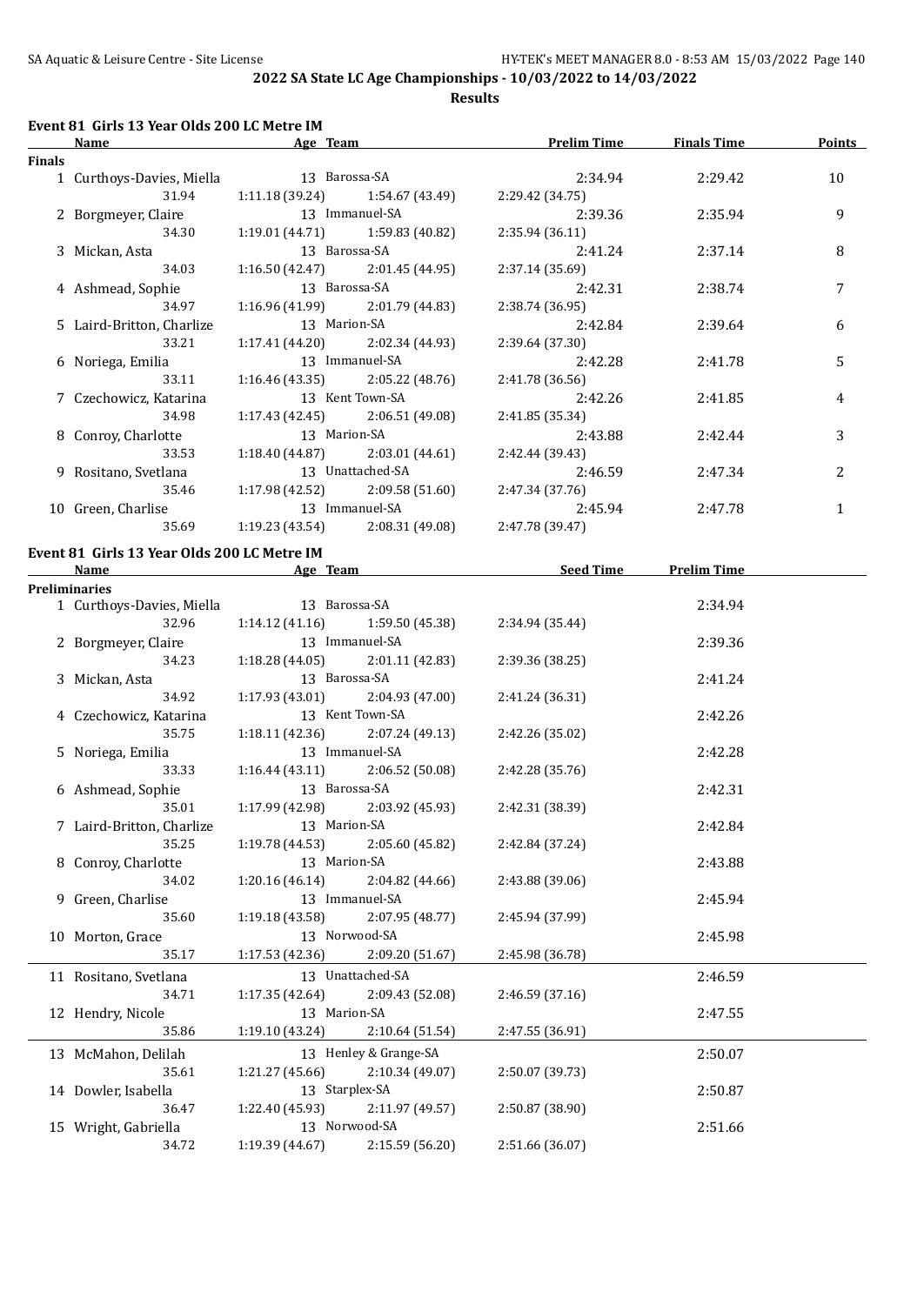## 2022 SA State LC Age Championships - 10/03/2022 to 14/03/2022

### Results

#### Event 81 Girls 13 Year Olds 200 LC Metre IM

| Name | Age | Team | Prelim Time | Finals Time | Points |
|---|---|---|---|---|---|
| **Finals** | | | | | |
| 1 Curthoys-Davies, Miella | 13 | Barossa-SA | 2:34.94 | 2:29.42 | 10 |
| 31.94 | 1:11.18 (39.24) | 1:54.67 (43.49) | 2:29.42 (34.75) | | |
| 2 Borgmeyer, Claire | 13 | Immanuel-SA | 2:39.36 | 2:35.94 | 9 |
| 34.30 | 1:19.01 (44.71) | 1:59.83 (40.82) | 2:35.94 (36.11) | | |
| 3 Mickan, Asta | 13 | Barossa-SA | 2:41.24 | 2:37.14 | 8 |
| 34.03 | 1:16.50 (42.47) | 2:01.45 (44.95) | 2:37.14 (35.69) | | |
| 4 Ashmead, Sophie | 13 | Barossa-SA | 2:42.31 | 2:38.74 | 7 |
| 34.97 | 1:16.96 (41.99) | 2:01.79 (44.83) | 2:38.74 (36.95) | | |
| 5 Laird-Britton, Charlize | 13 | Marion-SA | 2:42.84 | 2:39.64 | 6 |
| 33.21 | 1:17.41 (44.20) | 2:02.34 (44.93) | 2:39.64 (37.30) | | |
| 6 Noriega, Emilia | 13 | Immanuel-SA | 2:42.28 | 2:41.78 | 5 |
| 33.11 | 1:16.46 (43.35) | 2:05.22 (48.76) | 2:41.78 (36.56) | | |
| 7 Czechowicz, Katarina | 13 | Kent Town-SA | 2:42.26 | 2:41.85 | 4 |
| 34.98 | 1:17.43 (42.45) | 2:06.51 (49.08) | 2:41.85 (35.34) | | |
| 8 Conroy, Charlotte | 13 | Marion-SA | 2:43.88 | 2:42.44 | 3 |
| 33.53 | 1:18.40 (44.87) | 2:03.01 (44.61) | 2:42.44 (39.43) | | |
| 9 Rositano, Svetlana | 13 | Unattached-SA | 2:46.59 | 2:47.34 | 2 |
| 35.46 | 1:17.98 (42.52) | 2:09.58 (51.60) | 2:47.34 (37.76) | | |
| 10 Green, Charlise | 13 | Immanuel-SA | 2:45.94 | 2:47.78 | 1 |
| 35.69 | 1:19.23 (43.54) | 2:08.31 (49.08) | 2:47.78 (39.47) | | |

#### Event 81 Girls 13 Year Olds 200 LC Metre IM

| Name | Age | Team | Seed Time | Prelim Time |
|---|---|---|---|---|
| **Preliminaries** | | | | |
| 1 Curthoys-Davies, Miella | 13 | Barossa-SA | | 2:34.94 |
| 32.96 | 1:14.12 (41.16) | 1:59.50 (45.38) | 2:34.94 (35.44) | |
| 2 Borgmeyer, Claire | 13 | Immanuel-SA | | 2:39.36 |
| 34.23 | 1:18.28 (44.05) | 2:01.11 (42.83) | 2:39.36 (38.25) | |
| 3 Mickan, Asta | 13 | Barossa-SA | | 2:41.24 |
| 34.92 | 1:17.93 (43.01) | 2:04.93 (47.00) | 2:41.24 (36.31) | |
| 4 Czechowicz, Katarina | 13 | Kent Town-SA | | 2:42.26 |
| 35.75 | 1:18.11 (42.36) | 2:07.24 (49.13) | 2:42.26 (35.02) | |
| 5 Noriega, Emilia | 13 | Immanuel-SA | | 2:42.28 |
| 33.33 | 1:16.44 (43.11) | 2:06.52 (50.08) | 2:42.28 (35.76) | |
| 6 Ashmead, Sophie | 13 | Barossa-SA | | 2:42.31 |
| 35.01 | 1:17.99 (42.98) | 2:03.92 (45.93) | 2:42.31 (38.39) | |
| 7 Laird-Britton, Charlize | 13 | Marion-SA | | 2:42.84 |
| 35.25 | 1:19.78 (44.53) | 2:05.60 (45.82) | 2:42.84 (37.24) | |
| 8 Conroy, Charlotte | 13 | Marion-SA | | 2:43.88 |
| 34.02 | 1:20.16 (46.14) | 2:04.82 (44.66) | 2:43.88 (39.06) | |
| 9 Green, Charlise | 13 | Immanuel-SA | | 2:45.94 |
| 35.60 | 1:19.18 (43.58) | 2:07.95 (48.77) | 2:45.94 (37.99) | |
| 10 Morton, Grace | 13 | Norwood-SA | | 2:45.98 |
| 35.17 | 1:17.53 (42.36) | 2:09.20 (51.67) | 2:45.98 (36.78) | |
| 11 Rositano, Svetlana | 13 | Unattached-SA | | 2:46.59 |
| 34.71 | 1:17.35 (42.64) | 2:09.43 (52.08) | 2:46.59 (37.16) | |
| 12 Hendry, Nicole | 13 | Marion-SA | | 2:47.55 |
| 35.86 | 1:19.10 (43.24) | 2:10.64 (51.54) | 2:47.55 (36.91) | |
| 13 McMahon, Delilah | 13 | Henley & Grange-SA | | 2:50.07 |
| 35.61 | 1:21.27 (45.66) | 2:10.34 (49.07) | 2:50.07 (39.73) | |
| 14 Dowler, Isabella | 13 | Starplex-SA | | 2:50.87 |
| 36.47 | 1:22.40 (45.93) | 2:11.97 (49.57) | 2:50.87 (38.90) | |
| 15 Wright, Gabriella | 13 | Norwood-SA | | 2:51.66 |
| 34.72 | 1:19.39 (44.67) | 2:15.59 (56.20) | 2:51.66 (36.07) | |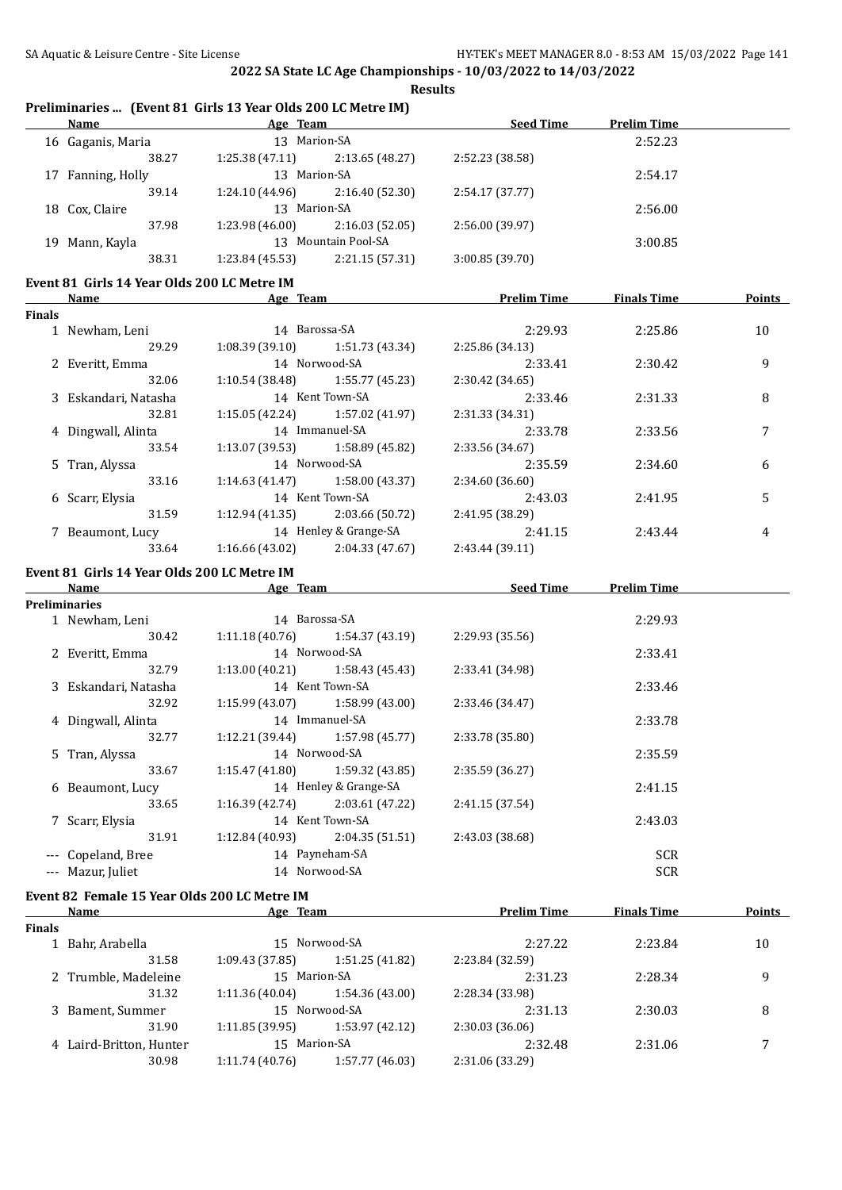## 2022 SA State LC Age Championships - 10/03/2022 to 14/03/2022

**Results**

### Preliminaries ... (Event 81 Girls 13 Year Olds 200 LC Metre IM)

| | Name | Age | Team | Seed Time | Prelim Time |
|---|---|---|---|---|---|
| 16 | Gaganis, Maria | 13 | Marion-SA | | 2:52.23 |
| | 38.27 | 1:25.38 (47.11) | 2:13.65 (48.27) | 2:52.23 (38.58) | |
| 17 | Fanning, Holly | 13 | Marion-SA | | 2:54.17 |
| | 39.14 | 1:24.10 (44.96) | 2:16.40 (52.30) | 2:54.17 (37.77) | |
| 18 | Cox, Claire | 13 | Marion-SA | | 2:56.00 |
| | 37.98 | 1:23.98 (46.00) | 2:16.03 (52.05) | 2:56.00 (39.97) | |
| 19 | Mann, Kayla | 13 | Mountain Pool-SA | | 3:00.85 |
| | 38.31 | 1:23.84 (45.53) | 2:21.15 (57.31) | 3:00.85 (39.70) | |

### Event 81 Girls 14 Year Olds 200 LC Metre IM

| | Name | Age | Team | Prelim Time | Finals Time | Points |
|---|---|---|---|---|---|---|
| **Finals** | | | | | | |
| 1 | Newham, Leni | 14 | Barossa-SA | 2:29.93 | 2:25.86 | 10 |
| | 29.29 | 1:08.39 (39.10) | 1:51.73 (43.34) | 2:25.86 (34.13) | | |
| 2 | Everitt, Emma | 14 | Norwood-SA | 2:33.41 | 2:30.42 | 9 |
| | 32.06 | 1:10.54 (38.48) | 1:55.77 (45.23) | 2:30.42 (34.65) | | |
| 3 | Eskandari, Natasha | 14 | Kent Town-SA | 2:33.46 | 2:31.33 | 8 |
| | 32.81 | 1:15.05 (42.24) | 1:57.02 (41.97) | 2:31.33 (34.31) | | |
| 4 | Dingwall, Alinta | 14 | Immanuel-SA | 2:33.78 | 2:33.56 | 7 |
| | 33.54 | 1:13.07 (39.53) | 1:58.89 (45.82) | 2:33.56 (34.67) | | |
| 5 | Tran, Alyssa | 14 | Norwood-SA | 2:35.59 | 2:34.60 | 6 |
| | 33.16 | 1:14.63 (41.47) | 1:58.00 (43.37) | 2:34.60 (36.60) | | |
| 6 | Scarr, Elysia | 14 | Kent Town-SA | 2:43.03 | 2:41.95 | 5 |
| | 31.59 | 1:12.94 (41.35) | 2:03.66 (50.72) | 2:41.95 (38.29) | | |
| 7 | Beaumont, Lucy | 14 | Henley & Grange-SA | 2:41.15 | 2:43.44 | 4 |
| | 33.64 | 1:16.66 (43.02) | 2:04.33 (47.67) | 2:43.44 (39.11) | | |

### Event 81 Girls 14 Year Olds 200 LC Metre IM

| | Name | Age | Team | Seed Time | Prelim Time |
|---|---|---|---|---|---|
| **Preliminaries** | | | | | |
| 1 | Newham, Leni | 14 | Barossa-SA | | 2:29.93 |
| | 30.42 | 1:11.18 (40.76) | 1:54.37 (43.19) | 2:29.93 (35.56) | |
| 2 | Everitt, Emma | 14 | Norwood-SA | | 2:33.41 |
| | 32.79 | 1:13.00 (40.21) | 1:58.43 (45.43) | 2:33.41 (34.98) | |
| 3 | Eskandari, Natasha | 14 | Kent Town-SA | | 2:33.46 |
| | 32.92 | 1:15.99 (43.07) | 1:58.99 (43.00) | 2:33.46 (34.47) | |
| 4 | Dingwall, Alinta | 14 | Immanuel-SA | | 2:33.78 |
| | 32.77 | 1:12.21 (39.44) | 1:57.98 (45.77) | 2:33.78 (35.80) | |
| 5 | Tran, Alyssa | 14 | Norwood-SA | | 2:35.59 |
| | 33.67 | 1:15.47 (41.80) | 1:59.32 (43.85) | 2:35.59 (36.27) | |
| 6 | Beaumont, Lucy | 14 | Henley & Grange-SA | | 2:41.15 |
| | 33.65 | 1:16.39 (42.74) | 2:03.61 (47.22) | 2:41.15 (37.54) | |
| 7 | Scarr, Elysia | 14 | Kent Town-SA | | 2:43.03 |
| | 31.91 | 1:12.84 (40.93) | 2:04.35 (51.51) | 2:43.03 (38.68) | |
| --- | Copeland, Bree | 14 | Payneham-SA | | SCR |
| --- | Mazur, Juliet | 14 | Norwood-SA | | SCR |

### Event 82 Female 15 Year Olds 200 LC Metre IM

| | Name | Age | Team | Prelim Time | Finals Time | Points |
|---|---|---|---|---|---|---|
| **Finals** | | | | | | |
| 1 | Bahr, Arabella | 15 | Norwood-SA | 2:27.22 | 2:23.84 | 10 |
| | 31.58 | 1:09.43 (37.85) | 1:51.25 (41.82) | 2:23.84 (32.59) | | |
| 2 | Trumble, Madeleine | 15 | Marion-SA | 2:31.23 | 2:28.34 | 9 |
| | 31.32 | 1:11.36 (40.04) | 1:54.36 (43.00) | 2:28.34 (33.98) | | |
| 3 | Bament, Summer | 15 | Norwood-SA | 2:31.13 | 2:30.03 | 8 |
| | 31.90 | 1:11.85 (39.95) | 1:53.97 (42.12) | 2:30.03 (36.06) | | |
| 4 | Laird-Britton, Hunter | 15 | Marion-SA | 2:32.48 | 2:31.06 | 7 |
| | 30.98 | 1:11.74 (40.76) | 1:57.77 (46.03) | 2:31.06 (33.29) | | |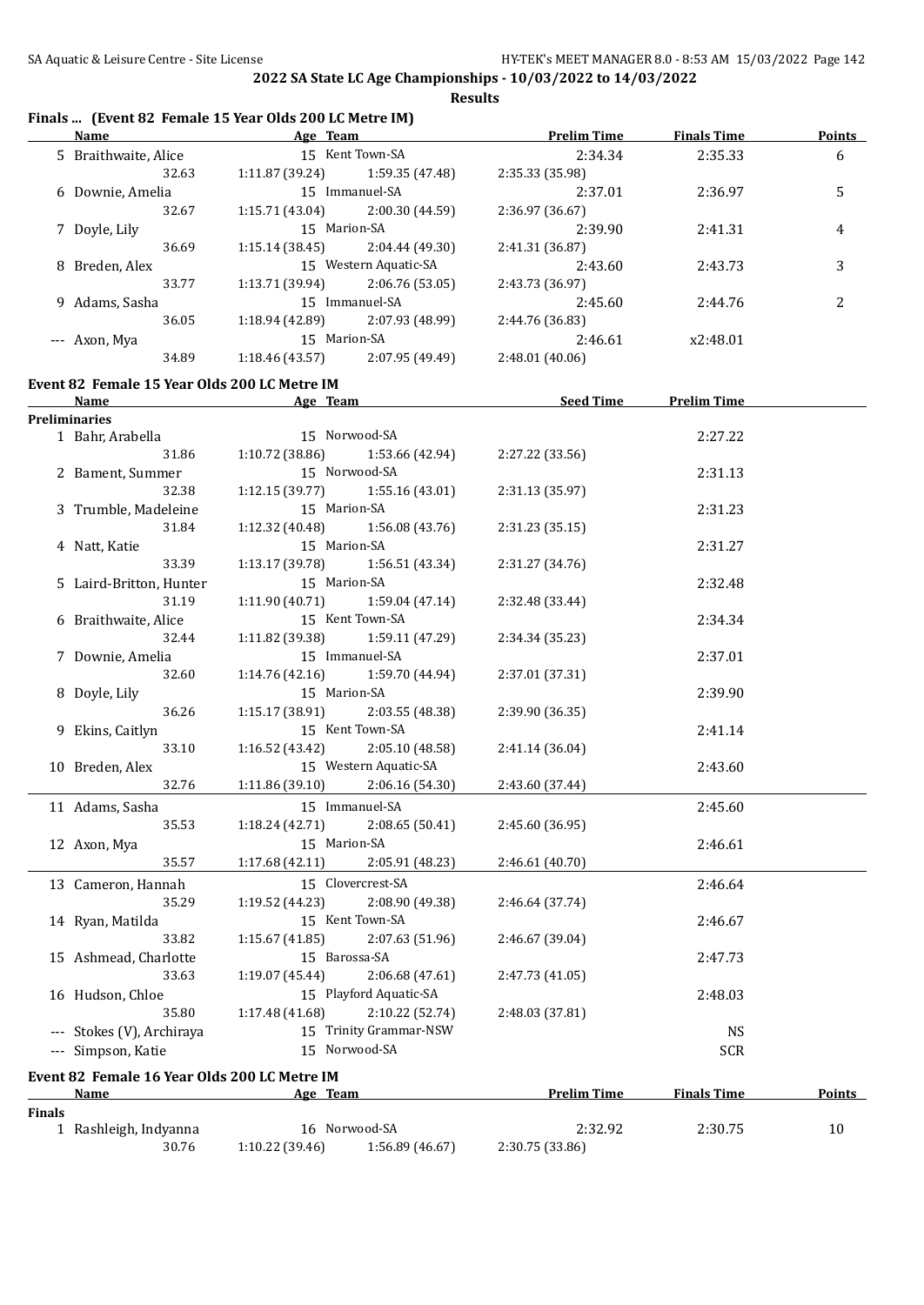## 2022 SA State LC Age Championships - 10/03/2022 to 14/03/2022

**Results**

### Finals ... (Event 82 Female 15 Year Olds 200 LC Metre IM)

| | Name | Age | Team | Prelim Time | Finals Time | Points |
|---|---|---|---|---|---|---|
| 5 | Braithwaite, Alice | 15 | Kent Town-SA | 2:34.34 | 2:35.33 | 6 |
| | 32.63 | 1:11.87 (39.24) | 1:59.35 (47.48) | 2:35.33 (35.98) | | |
| 6 | Downie, Amelia | 15 | Immanuel-SA | 2:37.01 | 2:36.97 | 5 |
| | 32.67 | 1:15.71 (43.04) | 2:00.30 (44.59) | 2:36.97 (36.67) | | |
| 7 | Doyle, Lily | 15 | Marion-SA | 2:39.90 | 2:41.31 | 4 |
| | 36.69 | 1:15.14 (38.45) | 2:04.44 (49.30) | 2:41.31 (36.87) | | |
| 8 | Breden, Alex | 15 | Western Aquatic-SA | 2:43.60 | 2:43.73 | 3 |
| | 33.77 | 1:13.71 (39.94) | 2:06.76 (53.05) | 2:43.73 (36.97) | | |
| 9 | Adams, Sasha | 15 | Immanuel-SA | 2:45.60 | 2:44.76 | 2 |
| | 36.05 | 1:18.94 (42.89) | 2:07.93 (48.99) | 2:44.76 (36.83) | | |
| --- | Axon, Mya | 15 | Marion-SA | 2:46.61 | x2:48.01 | |
| | 34.89 | 1:18.46 (43.57) | 2:07.95 (49.49) | 2:48.01 (40.06) | | |

### Event 82 Female 15 Year Olds 200 LC Metre IM

| | Name | Age | Team | Seed Time | Prelim Time |
|---|---|---|---|---|---|
| **Preliminaries** | | | | | |
| 1 | Bahr, Arabella | 15 | Norwood-SA | | 2:27.22 |
| | 31.86 | 1:10.72 (38.86) | 1:53.66 (42.94) | 2:27.22 (33.56) | |
| 2 | Bament, Summer | 15 | Norwood-SA | | 2:31.13 |
| | 32.38 | 1:12.15 (39.77) | 1:55.16 (43.01) | 2:31.13 (35.97) | |
| 3 | Trumble, Madeleine | 15 | Marion-SA | | 2:31.23 |
| | 31.84 | 1:12.32 (40.48) | 1:56.08 (43.76) | 2:31.23 (35.15) | |
| 4 | Natt, Katie | 15 | Marion-SA | | 2:31.27 |
| | 33.39 | 1:13.17 (39.78) | 1:56.51 (43.34) | 2:31.27 (34.76) | |
| 5 | Laird-Britton, Hunter | 15 | Marion-SA | | 2:32.48 |
| | 31.19 | 1:11.90 (40.71) | 1:59.04 (47.14) | 2:32.48 (33.44) | |
| 6 | Braithwaite, Alice | 15 | Kent Town-SA | | 2:34.34 |
| | 32.44 | 1:11.82 (39.38) | 1:59.11 (47.29) | 2:34.34 (35.23) | |
| 7 | Downie, Amelia | 15 | Immanuel-SA | | 2:37.01 |
| | 32.60 | 1:14.76 (42.16) | 1:59.70 (44.94) | 2:37.01 (37.31) | |
| 8 | Doyle, Lily | 15 | Marion-SA | | 2:39.90 |
| | 36.26 | 1:15.17 (38.91) | 2:03.55 (48.38) | 2:39.90 (36.35) | |
| 9 | Ekins, Caitlyn | 15 | Kent Town-SA | | 2:41.14 |
| | 33.10 | 1:16.52 (43.42) | 2:05.10 (48.58) | 2:41.14 (36.04) | |
| 10 | Breden, Alex | 15 | Western Aquatic-SA | | 2:43.60 |
| | 32.76 | 1:11.86 (39.10) | 2:06.16 (54.30) | 2:43.60 (37.44) | |
| 11 | Adams, Sasha | 15 | Immanuel-SA | | 2:45.60 |
| | 35.53 | 1:18.24 (42.71) | 2:08.65 (50.41) | 2:45.60 (36.95) | |
| 12 | Axon, Mya | 15 | Marion-SA | | 2:46.61 |
| | 35.57 | 1:17.68 (42.11) | 2:05.91 (48.23) | 2:46.61 (40.70) | |
| 13 | Cameron, Hannah | 15 | Clovercrest-SA | | 2:46.64 |
| | 35.29 | 1:19.52 (44.23) | 2:08.90 (49.38) | 2:46.64 (37.74) | |
| 14 | Ryan, Matilda | 15 | Kent Town-SA | | 2:46.67 |
| | 33.82 | 1:15.67 (41.85) | 2:07.63 (51.96) | 2:46.67 (39.04) | |
| 15 | Ashmead, Charlotte | 15 | Barossa-SA | | 2:47.73 |
| | 33.63 | 1:19.07 (45.44) | 2:06.68 (47.61) | 2:47.73 (41.05) | |
| 16 | Hudson, Chloe | 15 | Playford Aquatic-SA | | 2:48.03 |
| | 35.80 | 1:17.48 (41.68) | 2:10.22 (52.74) | 2:48.03 (37.81) | |
| --- | Stokes (V), Archiraya | 15 | Trinity Grammar-NSW | | NS |
| --- | Simpson, Katie | 15 | Norwood-SA | | SCR |

### Event 82 Female 16 Year Olds 200 LC Metre IM

| | Name | Age | Team | Prelim Time | Finals Time | Points |
|---|---|---|---|---|---|---|
| **Finals** | | | | | | |
| 1 | Rashleigh, Indyanna | 16 | Norwood-SA | 2:32.92 | 2:30.75 | 10 |
| | 30.76 | 1:10.22 (39.46) | 1:56.89 (46.67) | 2:30.75 (33.86) | | |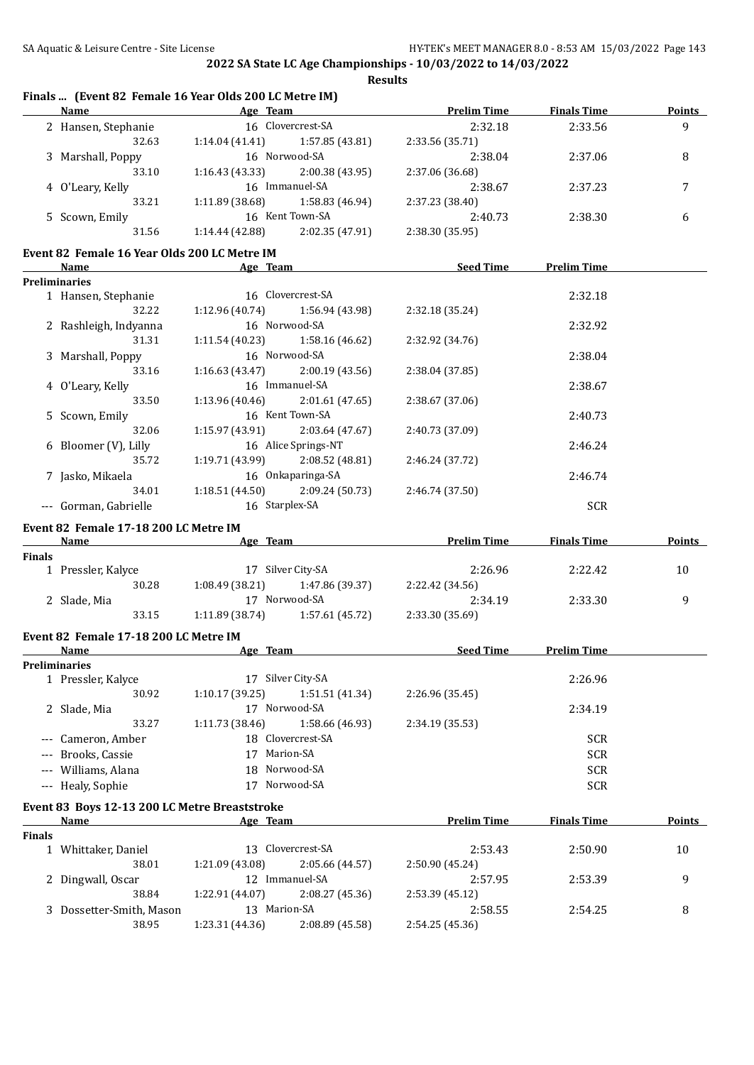## 2022 SA State LC Age Championships - 10/03/2022 to 14/03/2022

**Results**

### Finals ... (Event 82 Female 16 Year Olds 200 LC Metre IM)

| | Name | Age | Team | Prelim Time | Finals Time | Points |
|---|---|---|---|---|---|---|
| 2 | Hansen, Stephanie | 16 | Clovercrest-SA | 2:32.18 | 2:33.56 | 9 |
| | 32.63 | 1:14.04 (41.41) | 1:57.85 (43.81) | 2:33.56 (35.71) | | |
| 3 | Marshall, Poppy | 16 | Norwood-SA | 2:38.04 | 2:37.06 | 8 |
| | 33.10 | 1:16.43 (43.33) | 2:00.38 (43.95) | 2:37.06 (36.68) | | |
| 4 | O'Leary, Kelly | 16 | Immanuel-SA | 2:38.67 | 2:37.23 | 7 |
| | 33.21 | 1:11.89 (38.68) | 1:58.83 (46.94) | 2:37.23 (38.40) | | |
| 5 | Scown, Emily | 16 | Kent Town-SA | 2:40.73 | 2:38.30 | 6 |
| | 31.56 | 1:14.44 (42.88) | 2:02.35 (47.91) | 2:38.30 (35.95) | | |

### Event 82 Female 16 Year Olds 200 LC Metre IM

| | Name | Age | Team | Seed Time | Prelim Time |
|---|---|---|---|---|---|
| **Preliminaries** | | | | | |
| 1 | Hansen, Stephanie | 16 | Clovercrest-SA | | 2:32.18 |
| | 32.22 | 1:12.96 (40.74) | 1:56.94 (43.98) | 2:32.18 (35.24) | |
| 2 | Rashleigh, Indyanna | 16 | Norwood-SA | | 2:32.92 |
| | 31.31 | 1:11.54 (40.23) | 1:58.16 (46.62) | 2:32.92 (34.76) | |
| 3 | Marshall, Poppy | 16 | Norwood-SA | | 2:38.04 |
| | 33.16 | 1:16.63 (43.47) | 2:00.19 (43.56) | 2:38.04 (37.85) | |
| 4 | O'Leary, Kelly | 16 | Immanuel-SA | | 2:38.67 |
| | 33.50 | 1:13.96 (40.46) | 2:01.61 (47.65) | 2:38.67 (37.06) | |
| 5 | Scown, Emily | 16 | Kent Town-SA | | 2:40.73 |
| | 32.06 | 1:15.97 (43.91) | 2:03.64 (47.67) | 2:40.73 (37.09) | |
| 6 | Bloomer (V), Lilly | 16 | Alice Springs-NT | | 2:46.24 |
| | 35.72 | 1:19.71 (43.99) | 2:08.52 (48.81) | 2:46.24 (37.72) | |
| 7 | Jasko, Mikaela | 16 | Onkaparinga-SA | | 2:46.74 |
| | 34.01 | 1:18.51 (44.50) | 2:09.24 (50.73) | 2:46.74 (37.50) | |
| --- | Gorman, Gabrielle | 16 | Starplex-SA | | SCR |

### Event 82 Female 17-18 200 LC Metre IM

| | Name | Age | Team | Prelim Time | Finals Time | Points |
|---|---|---|---|---|---|---|
| **Finals** | | | | | | |
| 1 | Pressler, Kalyce | 17 | Silver City-SA | 2:26.96 | 2:22.42 | 10 |
| | 30.28 | 1:08.49 (38.21) | 1:47.86 (39.37) | 2:22.42 (34.56) | | |
| 2 | Slade, Mia | 17 | Norwood-SA | 2:34.19 | 2:33.30 | 9 |
| | 33.15 | 1:11.89 (38.74) | 1:57.61 (45.72) | 2:33.30 (35.69) | | |

### Event 82 Female 17-18 200 LC Metre IM

| | Name | Age | Team | Seed Time | Prelim Time |
|---|---|---|---|---|---|
| **Preliminaries** | | | | | |
| 1 | Pressler, Kalyce | 17 | Silver City-SA | | 2:26.96 |
| | 30.92 | 1:10.17 (39.25) | 1:51.51 (41.34) | 2:26.96 (35.45) | |
| 2 | Slade, Mia | 17 | Norwood-SA | | 2:34.19 |
| | 33.27 | 1:11.73 (38.46) | 1:58.66 (46.93) | 2:34.19 (35.53) | |
| --- | Cameron, Amber | 18 | Clovercrest-SA | | SCR |
| --- | Brooks, Cassie | 17 | Marion-SA | | SCR |
| --- | Williams, Alana | 18 | Norwood-SA | | SCR |
| --- | Healy, Sophie | 17 | Norwood-SA | | SCR |

### Event 83 Boys 12-13 200 LC Metre Breaststroke

| | Name | Age | Team | Prelim Time | Finals Time | Points |
|---|---|---|---|---|---|---|
| **Finals** | | | | | | |
| 1 | Whittaker, Daniel | 13 | Clovercrest-SA | 2:53.43 | 2:50.90 | 10 |
| | 38.01 | 1:21.09 (43.08) | 2:05.66 (44.57) | 2:50.90 (45.24) | | |
| 2 | Dingwall, Oscar | 12 | Immanuel-SA | 2:57.95 | 2:53.39 | 9 |
| | 38.84 | 1:22.91 (44.07) | 2:08.27 (45.36) | 2:53.39 (45.12) | | |
| 3 | Dossetter-Smith, Mason | 13 | Marion-SA | 2:58.55 | 2:54.25 | 8 |
| | 38.95 | 1:23.31 (44.36) | 2:08.89 (45.58) | 2:54.25 (45.36) | | |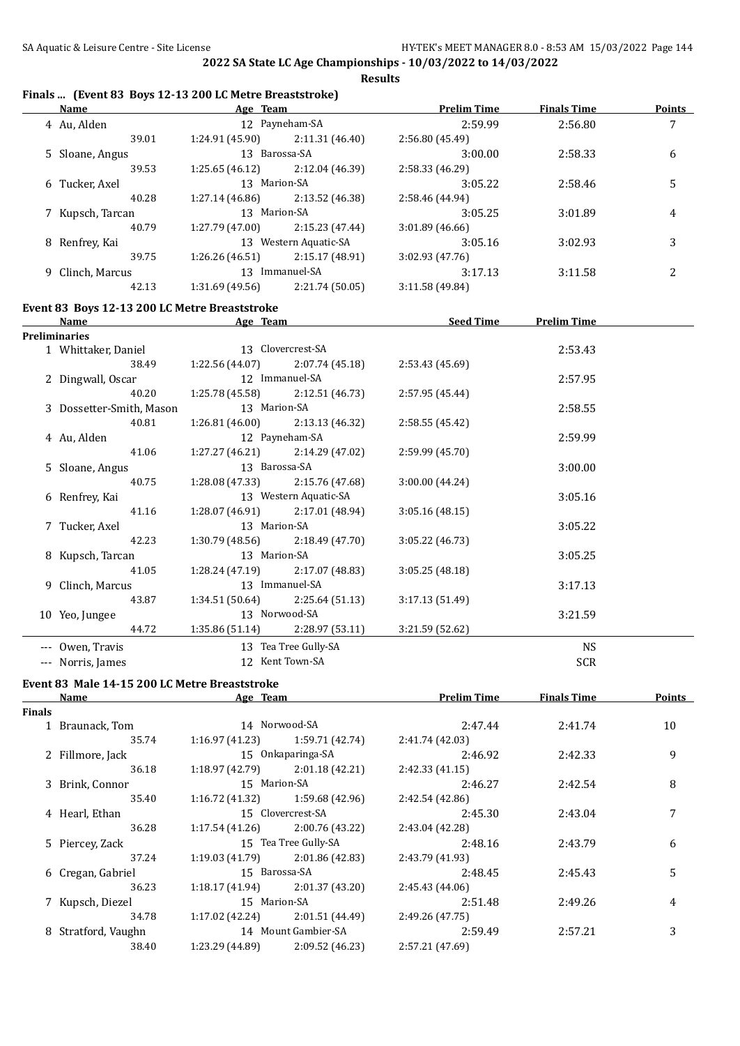## 2022 SA State LC Age Championships - 10/03/2022 to 14/03/2022

**Results**

### Finals ... (Event 83 Boys 12-13 200 LC Metre Breaststroke)

| | Name | Age | Team | Prelim Time | Finals Time | Points |
|---|---|---|---|---|---|---|
| 4 | Au, Alden | 12 | Payneham-SA | 2:59.99 | 2:56.80 | 7 |
| | 39.01 | 1:24.91 (45.90) | 2:11.31 (46.40) | 2:56.80 (45.49) | | |
| 5 | Sloane, Angus | 13 | Barossa-SA | 3:00.00 | 2:58.33 | 6 |
| | 39.53 | 1:25.65 (46.12) | 2:12.04 (46.39) | 2:58.33 (46.29) | | |
| 6 | Tucker, Axel | 13 | Marion-SA | 3:05.22 | 2:58.46 | 5 |
| | 40.28 | 1:27.14 (46.86) | 2:13.52 (46.38) | 2:58.46 (44.94) | | |
| 7 | Kupsch, Tarcan | 13 | Marion-SA | 3:05.25 | 3:01.89 | 4 |
| | 40.79 | 1:27.79 (47.00) | 2:15.23 (47.44) | 3:01.89 (46.66) | | |
| 8 | Renfrey, Kai | 13 | Western Aquatic-SA | 3:05.16 | 3:02.93 | 3 |
| | 39.75 | 1:26.26 (46.51) | 2:15.17 (48.91) | 3:02.93 (47.76) | | |
| 9 | Clinch, Marcus | 13 | Immanuel-SA | 3:17.13 | 3:11.58 | 2 |
| | 42.13 | 1:31.69 (49.56) | 2:21.74 (50.05) | 3:11.58 (49.84) | | |

### Event 83 Boys 12-13 200 LC Metre Breaststroke

| | Name | Age | Team | Seed Time | Prelim Time |
|---|---|---|---|---|---|
| **Preliminaries** | | | | | |
| 1 | Whittaker, Daniel | 13 | Clovercrest-SA | | 2:53.43 |
| | 38.49 | 1:22.56 (44.07) | 2:07.74 (45.18) | 2:53.43 (45.69) | |
| 2 | Dingwall, Oscar | 12 | Immanuel-SA | | 2:57.95 |
| | 40.20 | 1:25.78 (45.58) | 2:12.51 (46.73) | 2:57.95 (45.44) | |
| 3 | Dossetter-Smith, Mason | 13 | Marion-SA | | 2:58.55 |
| | 40.81 | 1:26.81 (46.00) | 2:13.13 (46.32) | 2:58.55 (45.42) | |
| 4 | Au, Alden | 12 | Payneham-SA | | 2:59.99 |
| | 41.06 | 1:27.27 (46.21) | 2:14.29 (47.02) | 2:59.99 (45.70) | |
| 5 | Sloane, Angus | 13 | Barossa-SA | | 3:00.00 |
| | 40.75 | 1:28.08 (47.33) | 2:15.76 (47.68) | 3:00.00 (44.24) | |
| 6 | Renfrey, Kai | 13 | Western Aquatic-SA | | 3:05.16 |
| | 41.16 | 1:28.07 (46.91) | 2:17.01 (48.94) | 3:05.16 (48.15) | |
| 7 | Tucker, Axel | 13 | Marion-SA | | 3:05.22 |
| | 42.23 | 1:30.79 (48.56) | 2:18.49 (47.70) | 3:05.22 (46.73) | |
| 8 | Kupsch, Tarcan | 13 | Marion-SA | | 3:05.25 |
| | 41.05 | 1:28.24 (47.19) | 2:17.07 (48.83) | 3:05.25 (48.18) | |
| 9 | Clinch, Marcus | 13 | Immanuel-SA | | 3:17.13 |
| | 43.87 | 1:34.51 (50.64) | 2:25.64 (51.13) | 3:17.13 (51.49) | |
| 10 | Yeo, Jungee | 13 | Norwood-SA | | 3:21.59 |
| | 44.72 | 1:35.86 (51.14) | 2:28.97 (53.11) | 3:21.59 (52.62) | |
| --- | Owen, Travis | 13 | Tea Tree Gully-SA | | NS |
| --- | Norris, James | 12 | Kent Town-SA | | SCR |

### Event 83 Male 14-15 200 LC Metre Breaststroke

| | Name | Age | Team | Prelim Time | Finals Time | Points |
|---|---|---|---|---|---|---|
| **Finals** | | | | | | |
| 1 | Braunack, Tom | 14 | Norwood-SA | 2:47.44 | 2:41.74 | 10 |
| | 35.74 | 1:16.97 (41.23) | 1:59.71 (42.74) | 2:41.74 (42.03) | | |
| 2 | Fillmore, Jack | 15 | Onkaparinga-SA | 2:46.92 | 2:42.33 | 9 |
| | 36.18 | 1:18.97 (42.79) | 2:01.18 (42.21) | 2:42.33 (41.15) | | |
| 3 | Brink, Connor | 15 | Marion-SA | 2:46.27 | 2:42.54 | 8 |
| | 35.40 | 1:16.72 (41.32) | 1:59.68 (42.96) | 2:42.54 (42.86) | | |
| 4 | Hearl, Ethan | 15 | Clovercrest-SA | 2:45.30 | 2:43.04 | 7 |
| | 36.28 | 1:17.54 (41.26) | 2:00.76 (43.22) | 2:43.04 (42.28) | | |
| 5 | Piercey, Zack | 15 | Tea Tree Gully-SA | 2:48.16 | 2:43.79 | 6 |
| | 37.24 | 1:19.03 (41.79) | 2:01.86 (42.83) | 2:43.79 (41.93) | | |
| 6 | Cregan, Gabriel | 15 | Barossa-SA | 2:48.45 | 2:45.43 | 5 |
| | 36.23 | 1:18.17 (41.94) | 2:01.37 (43.20) | 2:45.43 (44.06) | | |
| 7 | Kupsch, Diezel | 15 | Marion-SA | 2:51.48 | 2:49.26 | 4 |
| | 34.78 | 1:17.02 (42.24) | 2:01.51 (44.49) | 2:49.26 (47.75) | | |
| 8 | Stratford, Vaughn | 14 | Mount Gambier-SA | 2:59.49 | 2:57.21 | 3 |
| | 38.40 | 1:23.29 (44.89) | 2:09.52 (46.23) | 2:57.21 (47.69) | | |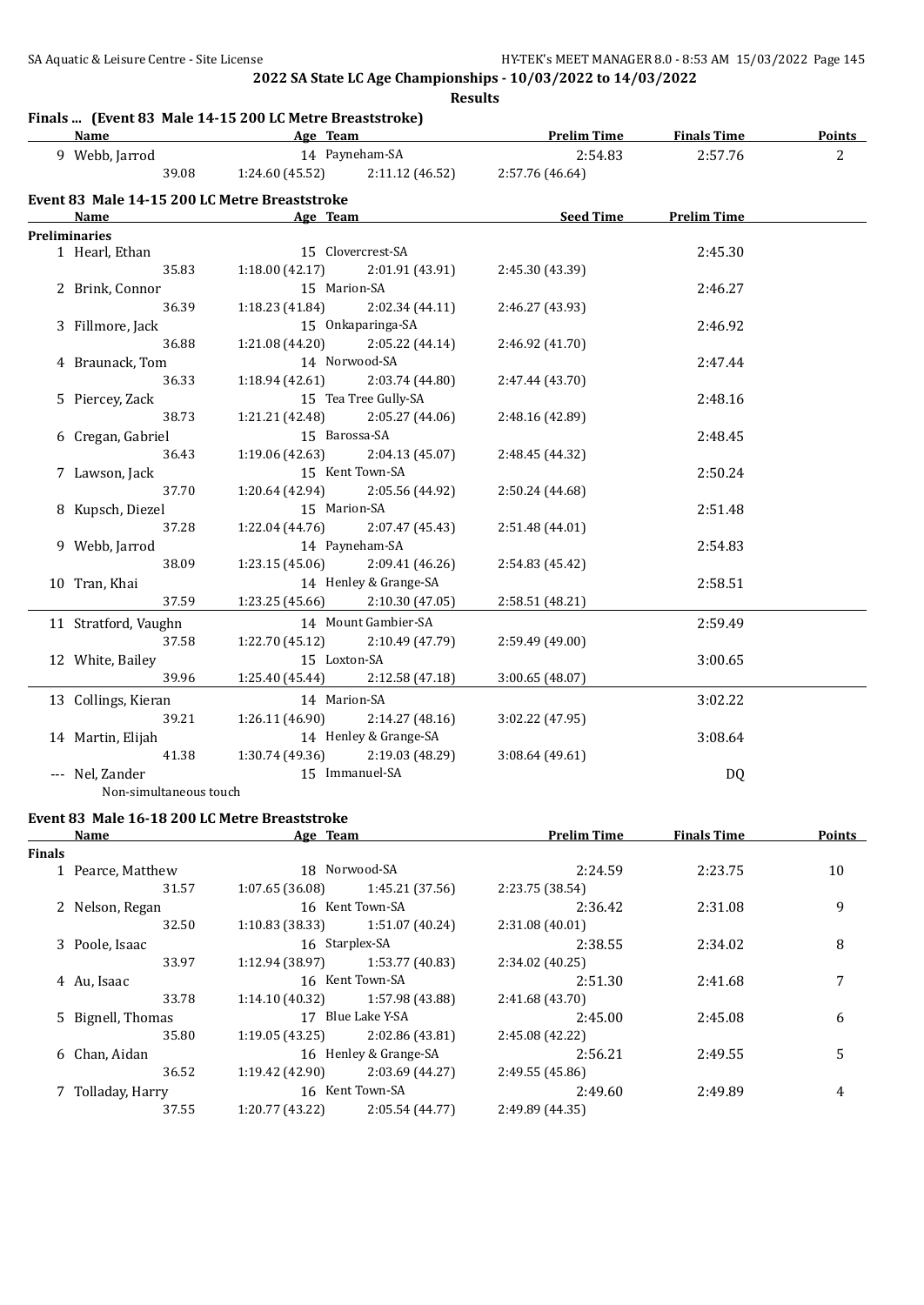## 2022 SA State LC Age Championships - 10/03/2022 to 14/03/2022

**Results**

### Finals ... (Event 83 Male 14-15 200 LC Metre Breaststroke)

| Name | Age | Team | Prelim Time | Finals Time | Points |
|---|---|---|---|---|---|
| 9 Webb, Jarrod | 14 | Payneham-SA | 2:54.83 | 2:57.76 | 2 |
| 39.08 | 1:24.60 (45.52) | 2:11.12 (46.52) | 2:57.76 (46.64) | | |

### Event 83 Male 14-15 200 LC Metre Breaststroke

| Name | Age | Team | Seed Time | Prelim Time |
|---|---|---|---|---|
| **Preliminaries** | | | | |
| 1 Hearl, Ethan | 15 | Clovercrest-SA | | 2:45.30 |
| 35.83 | 1:18.00 (42.17) | 2:01.91 (43.91) | 2:45.30 (43.39) | |
| 2 Brink, Connor | 15 | Marion-SA | | 2:46.27 |
| 36.39 | 1:18.23 (41.84) | 2:02.34 (44.11) | 2:46.27 (43.93) | |
| 3 Fillmore, Jack | 15 | Onkaparinga-SA | | 2:46.92 |
| 36.88 | 1:21.08 (44.20) | 2:05.22 (44.14) | 2:46.92 (41.70) | |
| 4 Braunack, Tom | 14 | Norwood-SA | | 2:47.44 |
| 36.33 | 1:18.94 (42.61) | 2:03.74 (44.80) | 2:47.44 (43.70) | |
| 5 Piercey, Zack | 15 | Tea Tree Gully-SA | | 2:48.16 |
| 38.73 | 1:21.21 (42.48) | 2:05.27 (44.06) | 2:48.16 (42.89) | |
| 6 Cregan, Gabriel | 15 | Barossa-SA | | 2:48.45 |
| 36.43 | 1:19.06 (42.63) | 2:04.13 (45.07) | 2:48.45 (44.32) | |
| 7 Lawson, Jack | 15 | Kent Town-SA | | 2:50.24 |
| 37.70 | 1:20.64 (42.94) | 2:05.56 (44.92) | 2:50.24 (44.68) | |
| 8 Kupsch, Diezel | 15 | Marion-SA | | 2:51.48 |
| 37.28 | 1:22.04 (44.76) | 2:07.47 (45.43) | 2:51.48 (44.01) | |
| 9 Webb, Jarrod | 14 | Payneham-SA | | 2:54.83 |
| 38.09 | 1:23.15 (45.06) | 2:09.41 (46.26) | 2:54.83 (45.42) | |
| 10 Tran, Khai | 14 | Henley & Grange-SA | | 2:58.51 |
| 37.59 | 1:23.25 (45.66) | 2:10.30 (47.05) | 2:58.51 (48.21) | |
| 11 Stratford, Vaughn | 14 | Mount Gambier-SA | | 2:59.49 |
| 37.58 | 1:22.70 (45.12) | 2:10.49 (47.79) | 2:59.49 (49.00) | |
| 12 White, Bailey | 15 | Loxton-SA | | 3:00.65 |
| 39.96 | 1:25.40 (45.44) | 2:12.58 (47.18) | 3:00.65 (48.07) | |
| 13 Collings, Kieran | 14 | Marion-SA | | 3:02.22 |
| 39.21 | 1:26.11 (46.90) | 2:14.27 (48.16) | 3:02.22 (47.95) | |
| 14 Martin, Elijah | 14 | Henley & Grange-SA | | 3:08.64 |
| 41.38 | 1:30.74 (49.36) | 2:19.03 (48.29) | 3:08.64 (49.61) | |
| --- Nel, Zander | 15 | Immanuel-SA | | DQ |
| Non-simultaneous touch | | | | |

### Event 83 Male 16-18 200 LC Metre Breaststroke

| Name | Age | Team | Prelim Time | Finals Time | Points |
|---|---|---|---|---|---|
| **Finals** | | | | | |
| 1 Pearce, Matthew | 18 | Norwood-SA | 2:24.59 | 2:23.75 | 10 |
| 31.57 | 1:07.65 (36.08) | 1:45.21 (37.56) | 2:23.75 (38.54) | | |
| 2 Nelson, Regan | 16 | Kent Town-SA | 2:36.42 | 2:31.08 | 9 |
| 32.50 | 1:10.83 (38.33) | 1:51.07 (40.24) | 2:31.08 (40.01) | | |
| 3 Poole, Isaac | 16 | Starplex-SA | 2:38.55 | 2:34.02 | 8 |
| 33.97 | 1:12.94 (38.97) | 1:53.77 (40.83) | 2:34.02 (40.25) | | |
| 4 Au, Isaac | 16 | Kent Town-SA | 2:51.30 | 2:41.68 | 7 |
| 33.78 | 1:14.10 (40.32) | 1:57.98 (43.88) | 2:41.68 (43.70) | | |
| 5 Bignell, Thomas | 17 | Blue Lake Y-SA | 2:45.00 | 2:45.08 | 6 |
| 35.80 | 1:19.05 (43.25) | 2:02.86 (43.81) | 2:45.08 (42.22) | | |
| 6 Chan, Aidan | 16 | Henley & Grange-SA | 2:56.21 | 2:49.55 | 5 |
| 36.52 | 1:19.42 (42.90) | 2:03.69 (44.27) | 2:49.55 (45.86) | | |
| 7 Tolladay, Harry | 16 | Kent Town-SA | 2:49.60 | 2:49.89 | 4 |
| 37.55 | 1:20.77 (43.22) | 2:05.54 (44.77) | 2:49.89 (44.35) | | |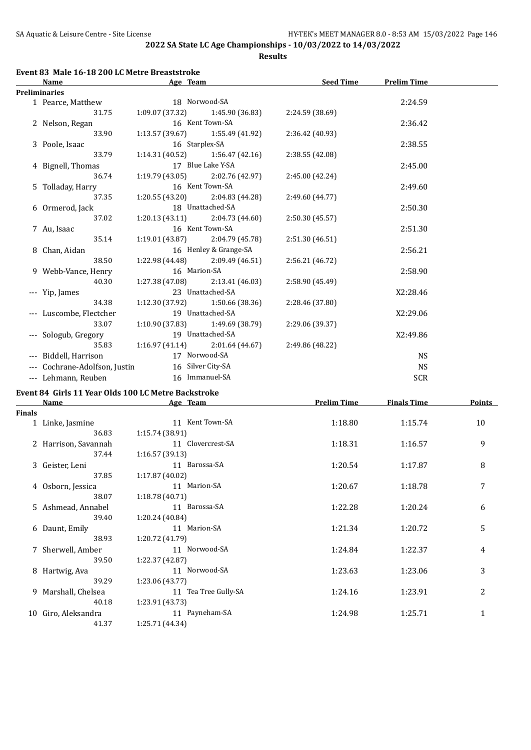# 2022 SA State LC Age Championships - 10/03/2022 to 14/03/2022

**Results**

## Event 83 Male 16-18 200 LC Metre Breaststroke

| | Name | Age | Team | Seed Time | Prelim Time |
|---|---|---|---|---|---|
| **Preliminaries** | | | | | |
| 1 | Pearce, Matthew | 18 | Norwood-SA | | 2:24.59 |
| | 31.75 | 1:09.07 (37.32) | 1:45.90 (36.83) | 2:24.59 (38.69) | |
| 2 | Nelson, Regan | 16 | Kent Town-SA | | 2:36.42 |
| | 33.90 | 1:13.57 (39.67) | 1:55.49 (41.92) | 2:36.42 (40.93) | |
| 3 | Poole, Isaac | 16 | Starplex-SA | | 2:38.55 |
| | 33.79 | 1:14.31 (40.52) | 1:56.47 (42.16) | 2:38.55 (42.08) | |
| 4 | Bignell, Thomas | 17 | Blue Lake Y-SA | | 2:45.00 |
| | 36.74 | 1:19.79 (43.05) | 2:02.76 (42.97) | 2:45.00 (42.24) | |
| 5 | Tolladay, Harry | 16 | Kent Town-SA | | 2:49.60 |
| | 37.35 | 1:20.55 (43.20) | 2:04.83 (44.28) | 2:49.60 (44.77) | |
| 6 | Ormerod, Jack | 18 | Unattached-SA | | 2:50.30 |
| | 37.02 | 1:20.13 (43.11) | 2:04.73 (44.60) | 2:50.30 (45.57) | |
| 7 | Au, Isaac | 16 | Kent Town-SA | | 2:51.30 |
| | 35.14 | 1:19.01 (43.87) | 2:04.79 (45.78) | 2:51.30 (46.51) | |
| 8 | Chan, Aidan | 16 | Henley & Grange-SA | | 2:56.21 |
| | 38.50 | 1:22.98 (44.48) | 2:09.49 (46.51) | 2:56.21 (46.72) | |
| 9 | Webb-Vance, Henry | 16 | Marion-SA | | 2:58.90 |
| | 40.30 | 1:27.38 (47.08) | 2:13.41 (46.03) | 2:58.90 (45.49) | |
| --- | Yip, James | 23 | Unattached-SA | | X2:28.46 |
| | 34.38 | 1:12.30 (37.92) | 1:50.66 (38.36) | 2:28.46 (37.80) | |
| --- | Luscombe, Flectcher | 19 | Unattached-SA | | X2:29.06 |
| | 33.07 | 1:10.90 (37.83) | 1:49.69 (38.79) | 2:29.06 (39.37) | |
| --- | Sologub, Gregory | 19 | Unattached-SA | | X2:49.86 |
| | 35.83 | 1:16.97 (41.14) | 2:01.64 (44.67) | 2:49.86 (48.22) | |
| --- | Biddell, Harrison | 17 | Norwood-SA | | NS |
| --- | Cochrane-Adolfson, Justin | 16 | Silver City-SA | | NS |
| --- | Lehmann, Reuben | 16 | Immanuel-SA | | SCR |

## Event 84 Girls 11 Year Olds 100 LC Metre Backstroke

| | Name | Age | Team | Prelim Time | Finals Time | Points |
|---|---|---|---|---|---|---|
| **Finals** | | | | | | |
| 1 | Linke, Jasmine | 11 | Kent Town-SA | 1:18.80 | 1:15.74 | 10 |
| | 36.83 | 1:15.74 (38.91) | | | | |
| 2 | Harrison, Savannah | 11 | Clovercrest-SA | 1:18.31 | 1:16.57 | 9 |
| | 37.44 | 1:16.57 (39.13) | | | | |
| 3 | Geister, Leni | 11 | Barossa-SA | 1:20.54 | 1:17.87 | 8 |
| | 37.85 | 1:17.87 (40.02) | | | | |
| 4 | Osborn, Jessica | 11 | Marion-SA | 1:20.67 | 1:18.78 | 7 |
| | 38.07 | 1:18.78 (40.71) | | | | |
| 5 | Ashmead, Annabel | 11 | Barossa-SA | 1:22.28 | 1:20.24 | 6 |
| | 39.40 | 1:20.24 (40.84) | | | | |
| 6 | Daunt, Emily | 11 | Marion-SA | 1:21.34 | 1:20.72 | 5 |
| | 38.93 | 1:20.72 (41.79) | | | | |
| 7 | Sherwell, Amber | 11 | Norwood-SA | 1:24.84 | 1:22.37 | 4 |
| | 39.50 | 1:22.37 (42.87) | | | | |
| 8 | Hartwig, Ava | 11 | Norwood-SA | 1:23.63 | 1:23.06 | 3 |
| | 39.29 | 1:23.06 (43.77) | | | | |
| 9 | Marshall, Chelsea | 11 | Tea Tree Gully-SA | 1:24.16 | 1:23.91 | 2 |
| | 40.18 | 1:23.91 (43.73) | | | | |
| 10 | Giro, Aleksandra | 11 | Payneham-SA | 1:24.98 | 1:25.71 | 1 |
| | 41.37 | 1:25.71 (44.34) | | | | |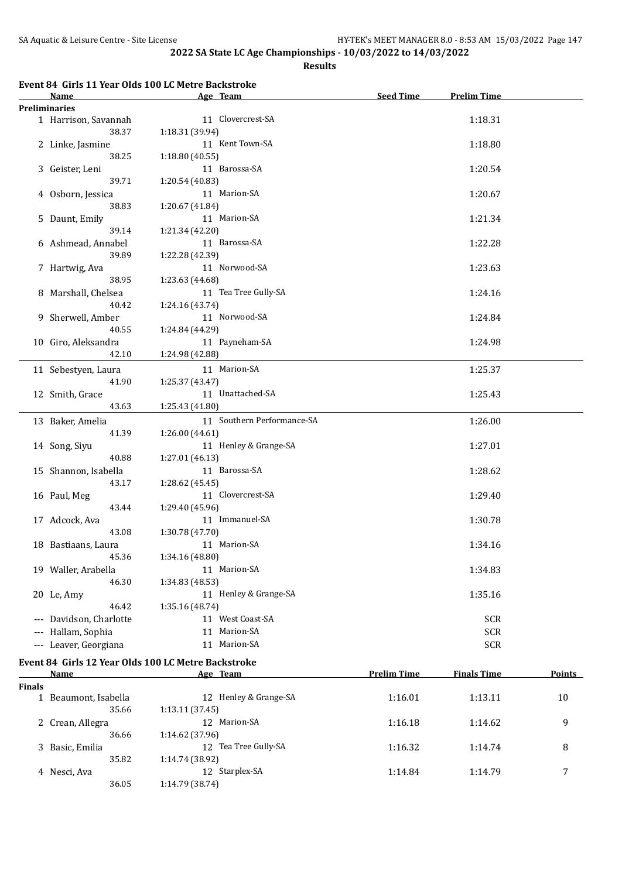## 2022 SA State LC Age Championships - 10/03/2022 to 14/03/2022

**Results**

### Event 84 Girls 11 Year Olds 100 LC Metre Backstroke

| | Name | Age | Team | Seed Time | Prelim Time |
|---|---|---|---|---|---|
| **Preliminaries** | | | | | |
| 1 | Harrison, Savannah | 11 | Clovercrest-SA | | 1:18.31 |
| | 38.37 | 1:18.31 (39.94) | | | |
| 2 | Linke, Jasmine | 11 | Kent Town-SA | | 1:18.80 |
| | 38.25 | 1:18.80 (40.55) | | | |
| 3 | Geister, Leni | 11 | Barossa-SA | | 1:20.54 |
| | 39.71 | 1:20.54 (40.83) | | | |
| 4 | Osborn, Jessica | 11 | Marion-SA | | 1:20.67 |
| | 38.83 | 1:20.67 (41.84) | | | |
| 5 | Daunt, Emily | 11 | Marion-SA | | 1:21.34 |
| | 39.14 | 1:21.34 (42.20) | | | |
| 6 | Ashmead, Annabel | 11 | Barossa-SA | | 1:22.28 |
| | 39.89 | 1:22.28 (42.39) | | | |
| 7 | Hartwig, Ava | 11 | Norwood-SA | | 1:23.63 |
| | 38.95 | 1:23.63 (44.68) | | | |
| 8 | Marshall, Chelsea | 11 | Tea Tree Gully-SA | | 1:24.16 |
| | 40.42 | 1:24.16 (43.74) | | | |
| 9 | Sherwell, Amber | 11 | Norwood-SA | | 1:24.84 |
| | 40.55 | 1:24.84 (44.29) | | | |
| 10 | Giro, Aleksandra | 11 | Payneham-SA | | 1:24.98 |
| | 42.10 | 1:24.98 (42.88) | | | |
| 11 | Sebestyen, Laura | 11 | Marion-SA | | 1:25.37 |
| | 41.90 | 1:25.37 (43.47) | | | |
| 12 | Smith, Grace | 11 | Unattached-SA | | 1:25.43 |
| | 43.63 | 1:25.43 (41.80) | | | |
| 13 | Baker, Amelia | 11 | Southern Performance-SA | | 1:26.00 |
| | 41.39 | 1:26.00 (44.61) | | | |
| 14 | Song, Siyu | 11 | Henley & Grange-SA | | 1:27.01 |
| | 40.88 | 1:27.01 (46.13) | | | |
| 15 | Shannon, Isabella | 11 | Barossa-SA | | 1:28.62 |
| | 43.17 | 1:28.62 (45.45) | | | |
| 16 | Paul, Meg | 11 | Clovercrest-SA | | 1:29.40 |
| | 43.44 | 1:29.40 (45.96) | | | |
| 17 | Adcock, Ava | 11 | Immanuel-SA | | 1:30.78 |
| | 43.08 | 1:30.78 (47.70) | | | |
| 18 | Bastiaans, Laura | 11 | Marion-SA | | 1:34.16 |
| | 45.36 | 1:34.16 (48.80) | | | |
| 19 | Waller, Arabella | 11 | Marion-SA | | 1:34.83 |
| | 46.30 | 1:34.83 (48.53) | | | |
| 20 | Le, Amy | 11 | Henley & Grange-SA | | 1:35.16 |
| | 46.42 | 1:35.16 (48.74) | | | |
| --- | Davidson, Charlotte | 11 | West Coast-SA | | SCR |
| --- | Hallam, Sophia | 11 | Marion-SA | | SCR |
| --- | Leaver, Georgiana | 11 | Marion-SA | | SCR |

### Event 84 Girls 12 Year Olds 100 LC Metre Backstroke

| | Name | Age | Team | Prelim Time | Finals Time | Points |
|---|---|---|---|---|---|---|
| **Finals** | | | | | | |
| 1 | Beaumont, Isabella | 12 | Henley & Grange-SA | 1:16.01 | 1:13.11 | 10 |
| | 35.66 | 1:13.11 (37.45) | | | | |
| 2 | Crean, Allegra | 12 | Marion-SA | 1:16.18 | 1:14.62 | 9 |
| | 36.66 | 1:14.62 (37.96) | | | | |
| 3 | Basic, Emilia | 12 | Tea Tree Gully-SA | 1:16.32 | 1:14.74 | 8 |
| | 35.82 | 1:14.74 (38.92) | | | | |
| 4 | Nesci, Ava | 12 | Starplex-SA | 1:14.84 | 1:14.79 | 7 |
| | 36.05 | 1:14.79 (38.74) | | | | |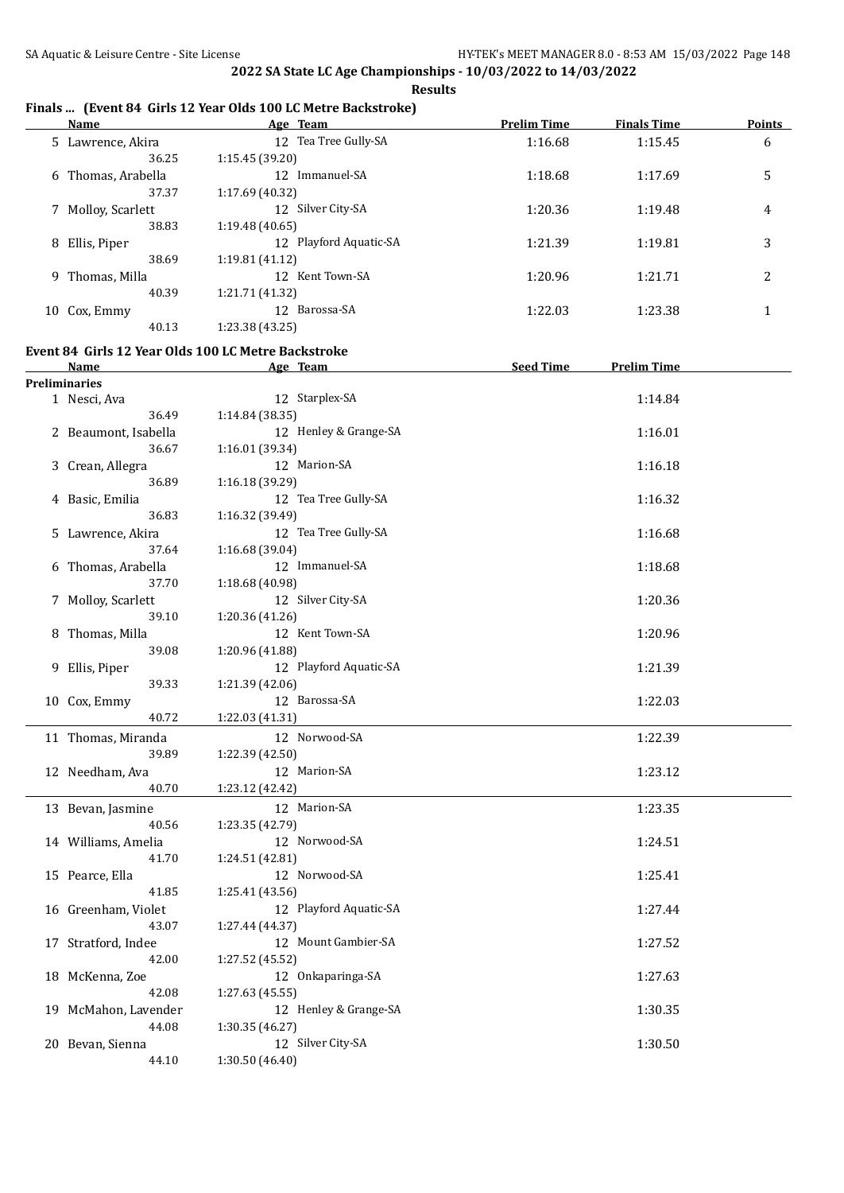## 2022 SA State LC Age Championships - 10/03/2022 to 14/03/2022

**Results**

### Finals ... (Event 84 Girls 12 Year Olds 100 LC Metre Backstroke)

| | Name | Age | Team | Prelim Time | Finals Time | Points |
|---|---|---|---|---|---|---|
| 5 | Lawrence, Akira | 12 | Tea Tree Gully-SA | 1:16.68 | 1:15.45 | 6 |
| | 36.25 | 1:15.45 (39.20) | | | | |
| 6 | Thomas, Arabella | 12 | Immanuel-SA | 1:18.68 | 1:17.69 | 5 |
| | 37.37 | 1:17.69 (40.32) | | | | |
| 7 | Molloy, Scarlett | 12 | Silver City-SA | 1:20.36 | 1:19.48 | 4 |
| | 38.83 | 1:19.48 (40.65) | | | | |
| 8 | Ellis, Piper | 12 | Playford Aquatic-SA | 1:21.39 | 1:19.81 | 3 |
| | 38.69 | 1:19.81 (41.12) | | | | |
| 9 | Thomas, Milla | 12 | Kent Town-SA | 1:20.96 | 1:21.71 | 2 |
| | 40.39 | 1:21.71 (41.32) | | | | |
| 10 | Cox, Emmy | 12 | Barossa-SA | 1:22.03 | 1:23.38 | 1 |
| | 40.13 | 1:23.38 (43.25) | | | | |

### Event 84 Girls 12 Year Olds 100 LC Metre Backstroke

| | Name | Age | Team | Seed Time | Prelim Time |
|---|---|---|---|---|---|
| **Preliminaries** | | | | | |
| 1 | Nesci, Ava | 12 | Starplex-SA | | 1:14.84 |
| | 36.49 | 1:14.84 (38.35) | | | |
| 2 | Beaumont, Isabella | 12 | Henley & Grange-SA | | 1:16.01 |
| | 36.67 | 1:16.01 (39.34) | | | |
| 3 | Crean, Allegra | 12 | Marion-SA | | 1:16.18 |
| | 36.89 | 1:16.18 (39.29) | | | |
| 4 | Basic, Emilia | 12 | Tea Tree Gully-SA | | 1:16.32 |
| | 36.83 | 1:16.32 (39.49) | | | |
| 5 | Lawrence, Akira | 12 | Tea Tree Gully-SA | | 1:16.68 |
| | 37.64 | 1:16.68 (39.04) | | | |
| 6 | Thomas, Arabella | 12 | Immanuel-SA | | 1:18.68 |
| | 37.70 | 1:18.68 (40.98) | | | |
| 7 | Molloy, Scarlett | 12 | Silver City-SA | | 1:20.36 |
| | 39.10 | 1:20.36 (41.26) | | | |
| 8 | Thomas, Milla | 12 | Kent Town-SA | | 1:20.96 |
| | 39.08 | 1:20.96 (41.88) | | | |
| 9 | Ellis, Piper | 12 | Playford Aquatic-SA | | 1:21.39 |
| | 39.33 | 1:21.39 (42.06) | | | |
| 10 | Cox, Emmy | 12 | Barossa-SA | | 1:22.03 |
| | 40.72 | 1:22.03 (41.31) | | | |
| 11 | Thomas, Miranda | 12 | Norwood-SA | | 1:22.39 |
| | 39.89 | 1:22.39 (42.50) | | | |
| 12 | Needham, Ava | 12 | Marion-SA | | 1:23.12 |
| | 40.70 | 1:23.12 (42.42) | | | |
| 13 | Bevan, Jasmine | 12 | Marion-SA | | 1:23.35 |
| | 40.56 | 1:23.35 (42.79) | | | |
| 14 | Williams, Amelia | 12 | Norwood-SA | | 1:24.51 |
| | 41.70 | 1:24.51 (42.81) | | | |
| 15 | Pearce, Ella | 12 | Norwood-SA | | 1:25.41 |
| | 41.85 | 1:25.41 (43.56) | | | |
| 16 | Greenham, Violet | 12 | Playford Aquatic-SA | | 1:27.44 |
| | 43.07 | 1:27.44 (44.37) | | | |
| 17 | Stratford, Indee | 12 | Mount Gambier-SA | | 1:27.52 |
| | 42.00 | 1:27.52 (45.52) | | | |
| 18 | McKenna, Zoe | 12 | Onkaparinga-SA | | 1:27.63 |
| | 42.08 | 1:27.63 (45.55) | | | |
| 19 | McMahon, Lavender | 12 | Henley & Grange-SA | | 1:30.35 |
| | 44.08 | 1:30.35 (46.27) | | | |
| 20 | Bevan, Sienna | 12 | Silver City-SA | | 1:30.50 |
| | 44.10 | 1:30.50 (46.40) | | | |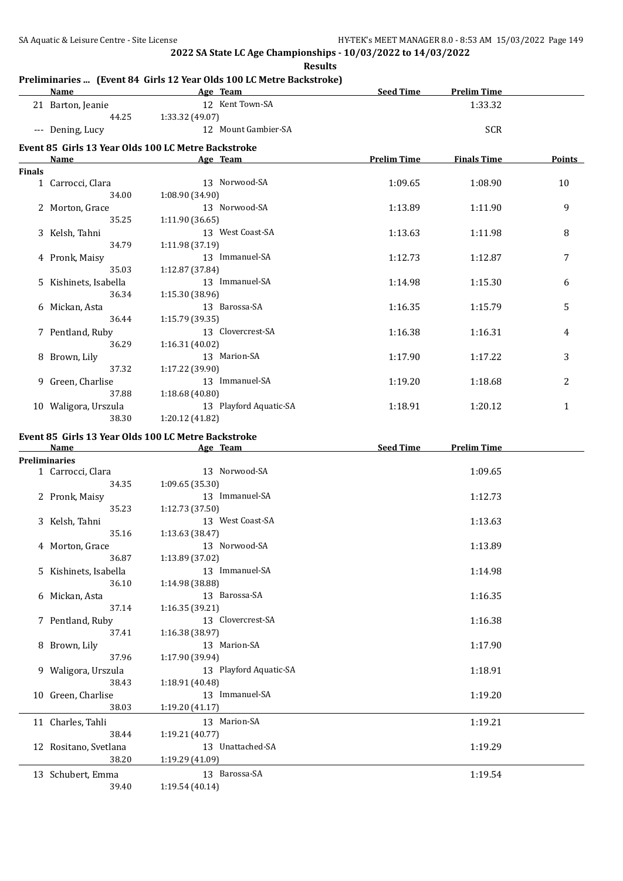## 2022 SA State LC Age Championships - 10/03/2022 to 14/03/2022

**Results**

### Preliminaries ... (Event 84 Girls 12 Year Olds 100 LC Metre Backstroke)

| | Name | Age | Team | Seed Time | Prelim Time |
|---|---|---|---|---|---|
| 21 | Barton, Jeanie | 12 | Kent Town-SA | | 1:33.32 |
| | 44.25 | 1:33.32 (49.07) | | | |
| --- | Dening, Lucy | 12 | Mount Gambier-SA | | SCR |

### Event 85 Girls 13 Year Olds 100 LC Metre Backstroke

| | Name | Age | Team | Prelim Time | Finals Time | Points |
|---|---|---|---|---|---|---|
| **Finals** | | | | | | |
| 1 | Carrocci, Clara | 13 | Norwood-SA | 1:09.65 | 1:08.90 | 10 |
| | 34.00 | 1:08.90 (34.90) | | | | |
| 2 | Morton, Grace | 13 | Norwood-SA | 1:13.89 | 1:11.90 | 9 |
| | 35.25 | 1:11.90 (36.65) | | | | |
| 3 | Kelsh, Tahni | 13 | West Coast-SA | 1:13.63 | 1:11.98 | 8 |
| | 34.79 | 1:11.98 (37.19) | | | | |
| 4 | Pronk, Maisy | 13 | Immanuel-SA | 1:12.73 | 1:12.87 | 7 |
| | 35.03 | 1:12.87 (37.84) | | | | |
| 5 | Kishinets, Isabella | 13 | Immanuel-SA | 1:14.98 | 1:15.30 | 6 |
| | 36.34 | 1:15.30 (38.96) | | | | |
| 6 | Mickan, Asta | 13 | Barossa-SA | 1:16.35 | 1:15.79 | 5 |
| | 36.44 | 1:15.79 (39.35) | | | | |
| 7 | Pentland, Ruby | 13 | Clovercrest-SA | 1:16.38 | 1:16.31 | 4 |
| | 36.29 | 1:16.31 (40.02) | | | | |
| 8 | Brown, Lily | 13 | Marion-SA | 1:17.90 | 1:17.22 | 3 |
| | 37.32 | 1:17.22 (39.90) | | | | |
| 9 | Green, Charlise | 13 | Immanuel-SA | 1:19.20 | 1:18.68 | 2 |
| | 37.88 | 1:18.68 (40.80) | | | | |
| 10 | Waligora, Urszula | 13 | Playford Aquatic-SA | 1:18.91 | 1:20.12 | 1 |
| | 38.30 | 1:20.12 (41.82) | | | | |

### Event 85 Girls 13 Year Olds 100 LC Metre Backstroke

| | Name | Age | Team | Seed Time | Prelim Time |
|---|---|---|---|---|---|
| **Preliminaries** | | | | | |
| 1 | Carrocci, Clara | 13 | Norwood-SA | | 1:09.65 |
| | 34.35 | 1:09.65 (35.30) | | | |
| 2 | Pronk, Maisy | 13 | Immanuel-SA | | 1:12.73 |
| | 35.23 | 1:12.73 (37.50) | | | |
| 3 | Kelsh, Tahni | 13 | West Coast-SA | | 1:13.63 |
| | 35.16 | 1:13.63 (38.47) | | | |
| 4 | Morton, Grace | 13 | Norwood-SA | | 1:13.89 |
| | 36.87 | 1:13.89 (37.02) | | | |
| 5 | Kishinets, Isabella | 13 | Immanuel-SA | | 1:14.98 |
| | 36.10 | 1:14.98 (38.88) | | | |
| 6 | Mickan, Asta | 13 | Barossa-SA | | 1:16.35 |
| | 37.14 | 1:16.35 (39.21) | | | |
| 7 | Pentland, Ruby | 13 | Clovercrest-SA | | 1:16.38 |
| | 37.41 | 1:16.38 (38.97) | | | |
| 8 | Brown, Lily | 13 | Marion-SA | | 1:17.90 |
| | 37.96 | 1:17.90 (39.94) | | | |
| 9 | Waligora, Urszula | 13 | Playford Aquatic-SA | | 1:18.91 |
| | 38.43 | 1:18.91 (40.48) | | | |
| 10 | Green, Charlise | 13 | Immanuel-SA | | 1:19.20 |
| | 38.03 | 1:19.20 (41.17) | | | |
| 11 | Charles, Tahli | 13 | Marion-SA | | 1:19.21 |
| | 38.44 | 1:19.21 (40.77) | | | |
| 12 | Rositano, Svetlana | 13 | Unattached-SA | | 1:19.29 |
| | 38.20 | 1:19.29 (41.09) | | | |
| 13 | Schubert, Emma | 13 | Barossa-SA | | 1:19.54 |
| | 39.40 | 1:19.54 (40.14) | | | |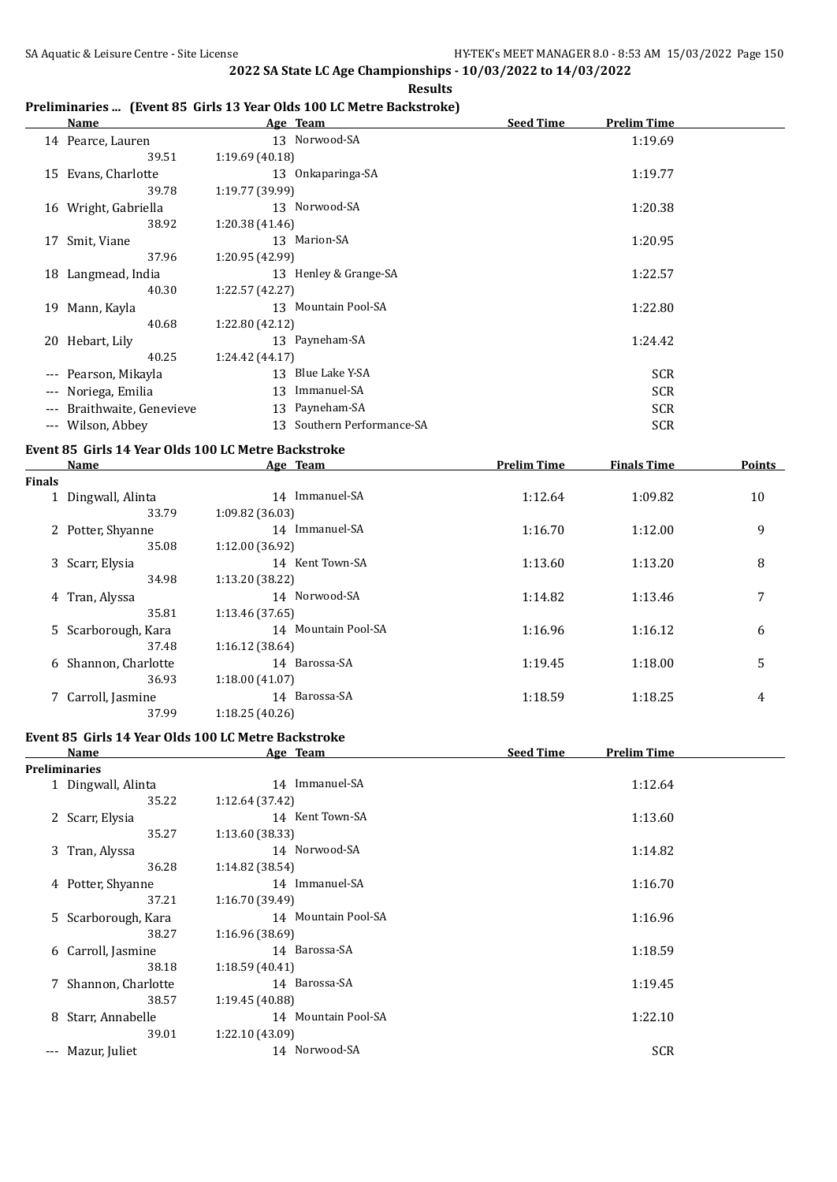## 2022 SA State LC Age Championships - 10/03/2022 to 14/03/2022

**Results**

### Preliminaries ... (Event 85 Girls 13 Year Olds 100 LC Metre Backstroke)

| | Name | Age | Team | Seed Time | Prelim Time |
|---|---|---|---|---|---|
| 14 | Pearce, Lauren | 13 | Norwood-SA | | 1:19.69 |
| | 39.51 | 1:19.69 (40.18) | | | |
| 15 | Evans, Charlotte | 13 | Onkaparinga-SA | | 1:19.77 |
| | 39.78 | 1:19.77 (39.99) | | | |
| 16 | Wright, Gabriella | 13 | Norwood-SA | | 1:20.38 |
| | 38.92 | 1:20.38 (41.46) | | | |
| 17 | Smit, Viane | 13 | Marion-SA | | 1:20.95 |
| | 37.96 | 1:20.95 (42.99) | | | |
| 18 | Langmead, India | 13 | Henley & Grange-SA | | 1:22.57 |
| | 40.30 | 1:22.57 (42.27) | | | |
| 19 | Mann, Kayla | 13 | Mountain Pool-SA | | 1:22.80 |
| | 40.68 | 1:22.80 (42.12) | | | |
| 20 | Hebart, Lily | 13 | Payneham-SA | | 1:24.42 |
| | 40.25 | 1:24.42 (44.17) | | | |
| --- | Pearson, Mikayla | 13 | Blue Lake Y-SA | | SCR |
| --- | Noriega, Emilia | 13 | Immanuel-SA | | SCR |
| --- | Braithwaite, Genevieve | 13 | Payneham-SA | | SCR |
| --- | Wilson, Abbey | 13 | Southern Performance-SA | | SCR |

### Event 85 Girls 14 Year Olds 100 LC Metre Backstroke

| | Name | Age | Team | Prelim Time | Finals Time | Points |
|---|---|---|---|---|---|---|
| **Finals** | | | | | | |
| 1 | Dingwall, Alinta | 14 | Immanuel-SA | 1:12.64 | 1:09.82 | 10 |
| | 33.79 | 1:09.82 (36.03) | | | | |
| 2 | Potter, Shyanne | 14 | Immanuel-SA | 1:16.70 | 1:12.00 | 9 |
| | 35.08 | 1:12.00 (36.92) | | | | |
| 3 | Scarr, Elysia | 14 | Kent Town-SA | 1:13.60 | 1:13.20 | 8 |
| | 34.98 | 1:13.20 (38.22) | | | | |
| 4 | Tran, Alyssa | 14 | Norwood-SA | 1:14.82 | 1:13.46 | 7 |
| | 35.81 | 1:13.46 (37.65) | | | | |
| 5 | Scarborough, Kara | 14 | Mountain Pool-SA | 1:16.96 | 1:16.12 | 6 |
| | 37.48 | 1:16.12 (38.64) | | | | |
| 6 | Shannon, Charlotte | 14 | Barossa-SA | 1:19.45 | 1:18.00 | 5 |
| | 36.93 | 1:18.00 (41.07) | | | | |
| 7 | Carroll, Jasmine | 14 | Barossa-SA | 1:18.59 | 1:18.25 | 4 |
| | 37.99 | 1:18.25 (40.26) | | | | |

### Event 85 Girls 14 Year Olds 100 LC Metre Backstroke

| | Name | Age | Team | Seed Time | Prelim Time |
|---|---|---|---|---|---|
| **Preliminaries** | | | | | |
| 1 | Dingwall, Alinta | 14 | Immanuel-SA | | 1:12.64 |
| | 35.22 | 1:12.64 (37.42) | | | |
| 2 | Scarr, Elysia | 14 | Kent Town-SA | | 1:13.60 |
| | 35.27 | 1:13.60 (38.33) | | | |
| 3 | Tran, Alyssa | 14 | Norwood-SA | | 1:14.82 |
| | 36.28 | 1:14.82 (38.54) | | | |
| 4 | Potter, Shyanne | 14 | Immanuel-SA | | 1:16.70 |
| | 37.21 | 1:16.70 (39.49) | | | |
| 5 | Scarborough, Kara | 14 | Mountain Pool-SA | | 1:16.96 |
| | 38.27 | 1:16.96 (38.69) | | | |
| 6 | Carroll, Jasmine | 14 | Barossa-SA | | 1:18.59 |
| | 38.18 | 1:18.59 (40.41) | | | |
| 7 | Shannon, Charlotte | 14 | Barossa-SA | | 1:19.45 |
| | 38.57 | 1:19.45 (40.88) | | | |
| 8 | Starr, Annabelle | 14 | Mountain Pool-SA | | 1:22.10 |
| | 39.01 | 1:22.10 (43.09) | | | |
| --- | Mazur, Juliet | 14 | Norwood-SA | | SCR |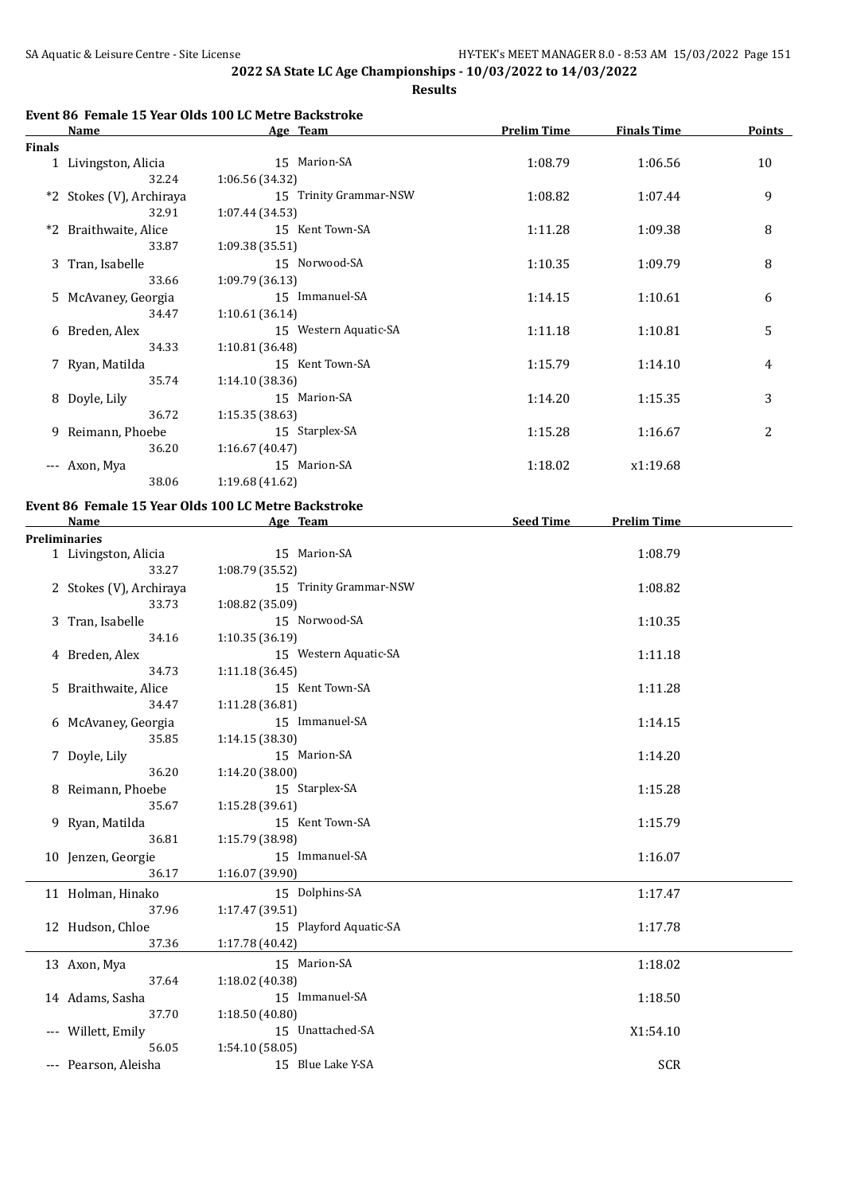**2022 SA State LC Age Championships - 10/03/2022 to 14/03/2022**

**Results**

### Event 86 Female 15 Year Olds 100 LC Metre Backstroke

| | Name | Age | Team | Prelim Time | Finals Time | Points |
|---|---|---|---|---|---|---|
| **Finals** | | | | | | |
| 1 | Livingston, Alicia | 15 | Marion-SA | 1:08.79 | 1:06.56 | 10 |
| | 32.24 | 1:06.56 (34.32) | | | | |
| *2 | Stokes (V), Archiraya | 15 | Trinity Grammar-NSW | 1:08.82 | 1:07.44 | 9 |
| | 32.91 | 1:07.44 (34.53) | | | | |
| *2 | Braithwaite, Alice | 15 | Kent Town-SA | 1:11.28 | 1:09.38 | 8 |
| | 33.87 | 1:09.38 (35.51) | | | | |
| 3 | Tran, Isabelle | 15 | Norwood-SA | 1:10.35 | 1:09.79 | 8 |
| | 33.66 | 1:09.79 (36.13) | | | | |
| 5 | McAvaney, Georgia | 15 | Immanuel-SA | 1:14.15 | 1:10.61 | 6 |
| | 34.47 | 1:10.61 (36.14) | | | | |
| 6 | Breden, Alex | 15 | Western Aquatic-SA | 1:11.18 | 1:10.81 | 5 |
| | 34.33 | 1:10.81 (36.48) | | | | |
| 7 | Ryan, Matilda | 15 | Kent Town-SA | 1:15.79 | 1:14.10 | 4 |
| | 35.74 | 1:14.10 (38.36) | | | | |
| 8 | Doyle, Lily | 15 | Marion-SA | 1:14.20 | 1:15.35 | 3 |
| | 36.72 | 1:15.35 (38.63) | | | | |
| 9 | Reimann, Phoebe | 15 | Starplex-SA | 1:15.28 | 1:16.67 | 2 |
| | 36.20 | 1:16.67 (40.47) | | | | |
| --- | Axon, Mya | 15 | Marion-SA | 1:18.02 | x1:19.68 | |
| | 38.06 | 1:19.68 (41.62) | | | | |

### Event 86 Female 15 Year Olds 100 LC Metre Backstroke

| | Name | Age | Team | Seed Time | Prelim Time |
|---|---|---|---|---|---|
| **Preliminaries** | | | | | |
| 1 | Livingston, Alicia | 15 | Marion-SA | | 1:08.79 |
| | 33.27 | 1:08.79 (35.52) | | | |
| 2 | Stokes (V), Archiraya | 15 | Trinity Grammar-NSW | | 1:08.82 |
| | 33.73 | 1:08.82 (35.09) | | | |
| 3 | Tran, Isabelle | 15 | Norwood-SA | | 1:10.35 |
| | 34.16 | 1:10.35 (36.19) | | | |
| 4 | Breden, Alex | 15 | Western Aquatic-SA | | 1:11.18 |
| | 34.73 | 1:11.18 (36.45) | | | |
| 5 | Braithwaite, Alice | 15 | Kent Town-SA | | 1:11.28 |
| | 34.47 | 1:11.28 (36.81) | | | |
| 6 | McAvaney, Georgia | 15 | Immanuel-SA | | 1:14.15 |
| | 35.85 | 1:14.15 (38.30) | | | |
| 7 | Doyle, Lily | 15 | Marion-SA | | 1:14.20 |
| | 36.20 | 1:14.20 (38.00) | | | |
| 8 | Reimann, Phoebe | 15 | Starplex-SA | | 1:15.28 |
| | 35.67 | 1:15.28 (39.61) | | | |
| 9 | Ryan, Matilda | 15 | Kent Town-SA | | 1:15.79 |
| | 36.81 | 1:15.79 (38.98) | | | |
| 10 | Jenzen, Georgie | 15 | Immanuel-SA | | 1:16.07 |
| | 36.17 | 1:16.07 (39.90) | | | |
| 11 | Holman, Hinako | 15 | Dolphins-SA | | 1:17.47 |
| | 37.96 | 1:17.47 (39.51) | | | |
| 12 | Hudson, Chloe | 15 | Playford Aquatic-SA | | 1:17.78 |
| | 37.36 | 1:17.78 (40.42) | | | |
| 13 | Axon, Mya | 15 | Marion-SA | | 1:18.02 |
| | 37.64 | 1:18.02 (40.38) | | | |
| 14 | Adams, Sasha | 15 | Immanuel-SA | | 1:18.50 |
| | 37.70 | 1:18.50 (40.80) | | | |
| --- | Willett, Emily | 15 | Unattached-SA | | X1:54.10 |
| | 56.05 | 1:54.10 (58.05) | | | |
| --- | Pearson, Aleisha | 15 | Blue Lake Y-SA | | SCR |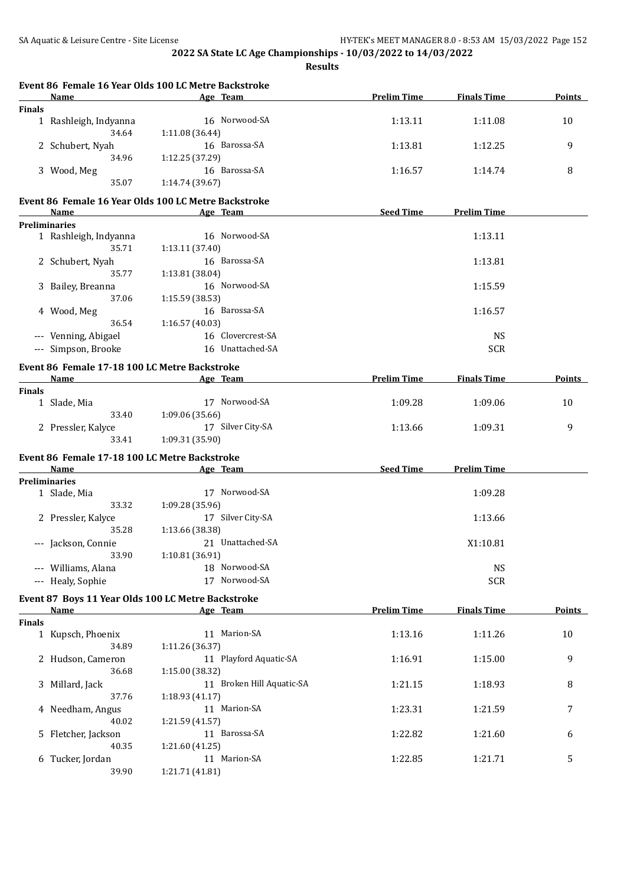**2022 SA State LC Age Championships - 10/03/2022 to 14/03/2022**

**Results**

### Event 86 Female 16 Year Olds 100 LC Metre Backstroke

| | Name | Age | Team | Prelim Time | Finals Time | Points |
|---|---|---|---|---|---|---|
| **Finals** | | | | | | |
| 1 | Rashleigh, Indyanna | 16 | Norwood-SA | 1:13.11 | 1:11.08 | 10 |
| | 34.64 | 1:11.08 (36.44) | | | | |
| 2 | Schubert, Nyah | 16 | Barossa-SA | 1:13.81 | 1:12.25 | 9 |
| | 34.96 | 1:12.25 (37.29) | | | | |
| 3 | Wood, Meg | 16 | Barossa-SA | 1:16.57 | 1:14.74 | 8 |
| | 35.07 | 1:14.74 (39.67) | | | | |

### Event 86 Female 16 Year Olds 100 LC Metre Backstroke

| | Name | Age | Team | Seed Time | Prelim Time |
|---|---|---|---|---|---|
| **Preliminaries** | | | | | |
| 1 | Rashleigh, Indyanna | 16 | Norwood-SA | | 1:13.11 |
| | 35.71 | 1:13.11 (37.40) | | | |
| 2 | Schubert, Nyah | 16 | Barossa-SA | | 1:13.81 |
| | 35.77 | 1:13.81 (38.04) | | | |
| 3 | Bailey, Breanna | 16 | Norwood-SA | | 1:15.59 |
| | 37.06 | 1:15.59 (38.53) | | | |
| 4 | Wood, Meg | 16 | Barossa-SA | | 1:16.57 |
| | 36.54 | 1:16.57 (40.03) | | | |
| --- | Venning, Abigael | 16 | Clovercrest-SA | | NS |
| --- | Simpson, Brooke | 16 | Unattached-SA | | SCR |

### Event 86 Female 17-18 100 LC Metre Backstroke

| | Name | Age | Team | Prelim Time | Finals Time | Points |
|---|---|---|---|---|---|---|
| **Finals** | | | | | | |
| 1 | Slade, Mia | 17 | Norwood-SA | 1:09.28 | 1:09.06 | 10 |
| | 33.40 | 1:09.06 (35.66) | | | | |
| 2 | Pressler, Kalyce | 17 | Silver City-SA | 1:13.66 | 1:09.31 | 9 |
| | 33.41 | 1:09.31 (35.90) | | | | |

### Event 86 Female 17-18 100 LC Metre Backstroke

| | Name | Age | Team | Seed Time | Prelim Time |
|---|---|---|---|---|---|
| **Preliminaries** | | | | | |
| 1 | Slade, Mia | 17 | Norwood-SA | | 1:09.28 |
| | 33.32 | 1:09.28 (35.96) | | | |
| 2 | Pressler, Kalyce | 17 | Silver City-SA | | 1:13.66 |
| | 35.28 | 1:13.66 (38.38) | | | |
| --- | Jackson, Connie | 21 | Unattached-SA | | X1:10.81 |
| | 33.90 | 1:10.81 (36.91) | | | |
| --- | Williams, Alana | 18 | Norwood-SA | | NS |
| --- | Healy, Sophie | 17 | Norwood-SA | | SCR |

### Event 87 Boys 11 Year Olds 100 LC Metre Backstroke

| | Name | Age | Team | Prelim Time | Finals Time | Points |
|---|---|---|---|---|---|---|
| **Finals** | | | | | | |
| 1 | Kupsch, Phoenix | 11 | Marion-SA | 1:13.16 | 1:11.26 | 10 |
| | 34.89 | 1:11.26 (36.37) | | | | |
| 2 | Hudson, Cameron | 11 | Playford Aquatic-SA | 1:16.91 | 1:15.00 | 9 |
| | 36.68 | 1:15.00 (38.32) | | | | |
| 3 | Millard, Jack | 11 | Broken Hill Aquatic-SA | 1:21.15 | 1:18.93 | 8 |
| | 37.76 | 1:18.93 (41.17) | | | | |
| 4 | Needham, Angus | 11 | Marion-SA | 1:23.31 | 1:21.59 | 7 |
| | 40.02 | 1:21.59 (41.57) | | | | |
| 5 | Fletcher, Jackson | 11 | Barossa-SA | 1:22.82 | 1:21.60 | 6 |
| | 40.35 | 1:21.60 (41.25) | | | | |
| 6 | Tucker, Jordan | 11 | Marion-SA | 1:22.85 | 1:21.71 | 5 |
| | 39.90 | 1:21.71 (41.81) | | | | |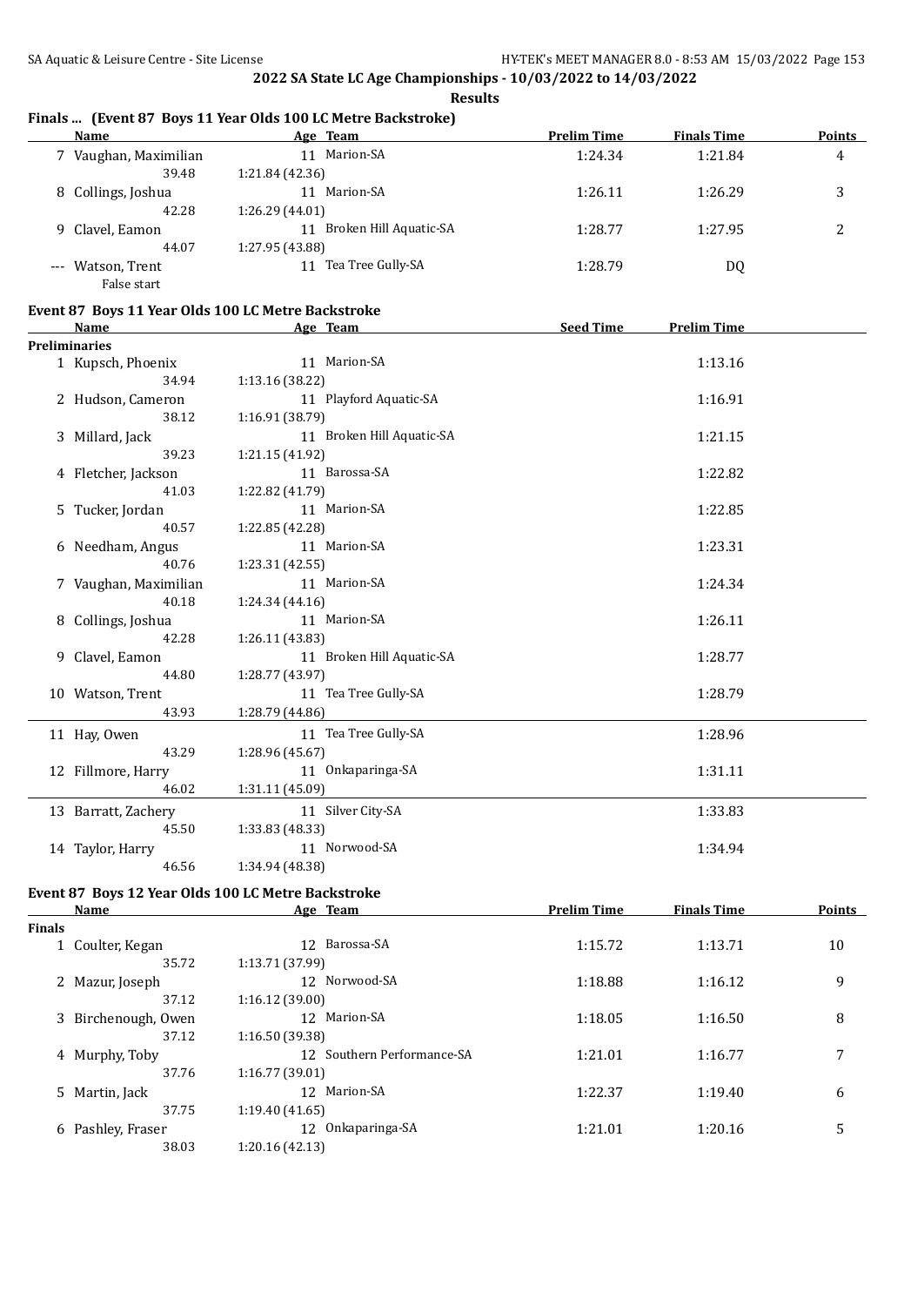## 2022 SA State LC Age Championships - 10/03/2022 to 14/03/2022

**Results**

### Finals ... (Event 87 Boys 11 Year Olds 100 LC Metre Backstroke)

| | Name | Age | Team | Prelim Time | Finals Time | Points |
|---|---|---|---|---|---|---|
| 7 | Vaughan, Maximilian | 11 | Marion-SA | 1:24.34 | 1:21.84 | 4 |
| | 39.48 | 1:21.84 (42.36) | | | | |
| 8 | Collings, Joshua | 11 | Marion-SA | 1:26.11 | 1:26.29 | 3 |
| | 42.28 | 1:26.29 (44.01) | | | | |
| 9 | Clavel, Eamon | 11 | Broken Hill Aquatic-SA | 1:28.77 | 1:27.95 | 2 |
| | 44.07 | 1:27.95 (43.88) | | | | |
| --- | Watson, Trent | 11 | Tea Tree Gully-SA | 1:28.79 | DQ | |
| | False start | | | | | |

### Event 87 Boys 11 Year Olds 100 LC Metre Backstroke

| | Name | Age | Team | Seed Time | Prelim Time |
|---|---|---|---|---|---|
| **Preliminaries** | | | | | |
| 1 | Kupsch, Phoenix | 11 | Marion-SA | | 1:13.16 |
| | 34.94 | 1:13.16 (38.22) | | | |
| 2 | Hudson, Cameron | 11 | Playford Aquatic-SA | | 1:16.91 |
| | 38.12 | 1:16.91 (38.79) | | | |
| 3 | Millard, Jack | 11 | Broken Hill Aquatic-SA | | 1:21.15 |
| | 39.23 | 1:21.15 (41.92) | | | |
| 4 | Fletcher, Jackson | 11 | Barossa-SA | | 1:22.82 |
| | 41.03 | 1:22.82 (41.79) | | | |
| 5 | Tucker, Jordan | 11 | Marion-SA | | 1:22.85 |
| | 40.57 | 1:22.85 (42.28) | | | |
| 6 | Needham, Angus | 11 | Marion-SA | | 1:23.31 |
| | 40.76 | 1:23.31 (42.55) | | | |
| 7 | Vaughan, Maximilian | 11 | Marion-SA | | 1:24.34 |
| | 40.18 | 1:24.34 (44.16) | | | |
| 8 | Collings, Joshua | 11 | Marion-SA | | 1:26.11 |
| | 42.28 | 1:26.11 (43.83) | | | |
| 9 | Clavel, Eamon | 11 | Broken Hill Aquatic-SA | | 1:28.77 |
| | 44.80 | 1:28.77 (43.97) | | | |
| 10 | Watson, Trent | 11 | Tea Tree Gully-SA | | 1:28.79 |
| | 43.93 | 1:28.79 (44.86) | | | |
| 11 | Hay, Owen | 11 | Tea Tree Gully-SA | | 1:28.96 |
| | 43.29 | 1:28.96 (45.67) | | | |
| 12 | Fillmore, Harry | 11 | Onkaparinga-SA | | 1:31.11 |
| | 46.02 | 1:31.11 (45.09) | | | |
| 13 | Barratt, Zachery | 11 | Silver City-SA | | 1:33.83 |
| | 45.50 | 1:33.83 (48.33) | | | |
| 14 | Taylor, Harry | 11 | Norwood-SA | | 1:34.94 |
| | 46.56 | 1:34.94 (48.38) | | | |

### Event 87 Boys 12 Year Olds 100 LC Metre Backstroke

| | Name | Age | Team | Prelim Time | Finals Time | Points |
|---|---|---|---|---|---|---|
| **Finals** | | | | | | |
| 1 | Coulter, Kegan | 12 | Barossa-SA | 1:15.72 | 1:13.71 | 10 |
| | 35.72 | 1:13.71 (37.99) | | | | |
| 2 | Mazur, Joseph | 12 | Norwood-SA | 1:18.88 | 1:16.12 | 9 |
| | 37.12 | 1:16.12 (39.00) | | | | |
| 3 | Birchenough, Owen | 12 | Marion-SA | 1:18.05 | 1:16.50 | 8 |
| | 37.12 | 1:16.50 (39.38) | | | | |
| 4 | Murphy, Toby | 12 | Southern Performance-SA | 1:21.01 | 1:16.77 | 7 |
| | 37.76 | 1:16.77 (39.01) | | | | |
| 5 | Martin, Jack | 12 | Marion-SA | 1:22.37 | 1:19.40 | 6 |
| | 37.75 | 1:19.40 (41.65) | | | | |
| 6 | Pashley, Fraser | 12 | Onkaparinga-SA | 1:21.01 | 1:20.16 | 5 |
| | 38.03 | 1:20.16 (42.13) | | | | |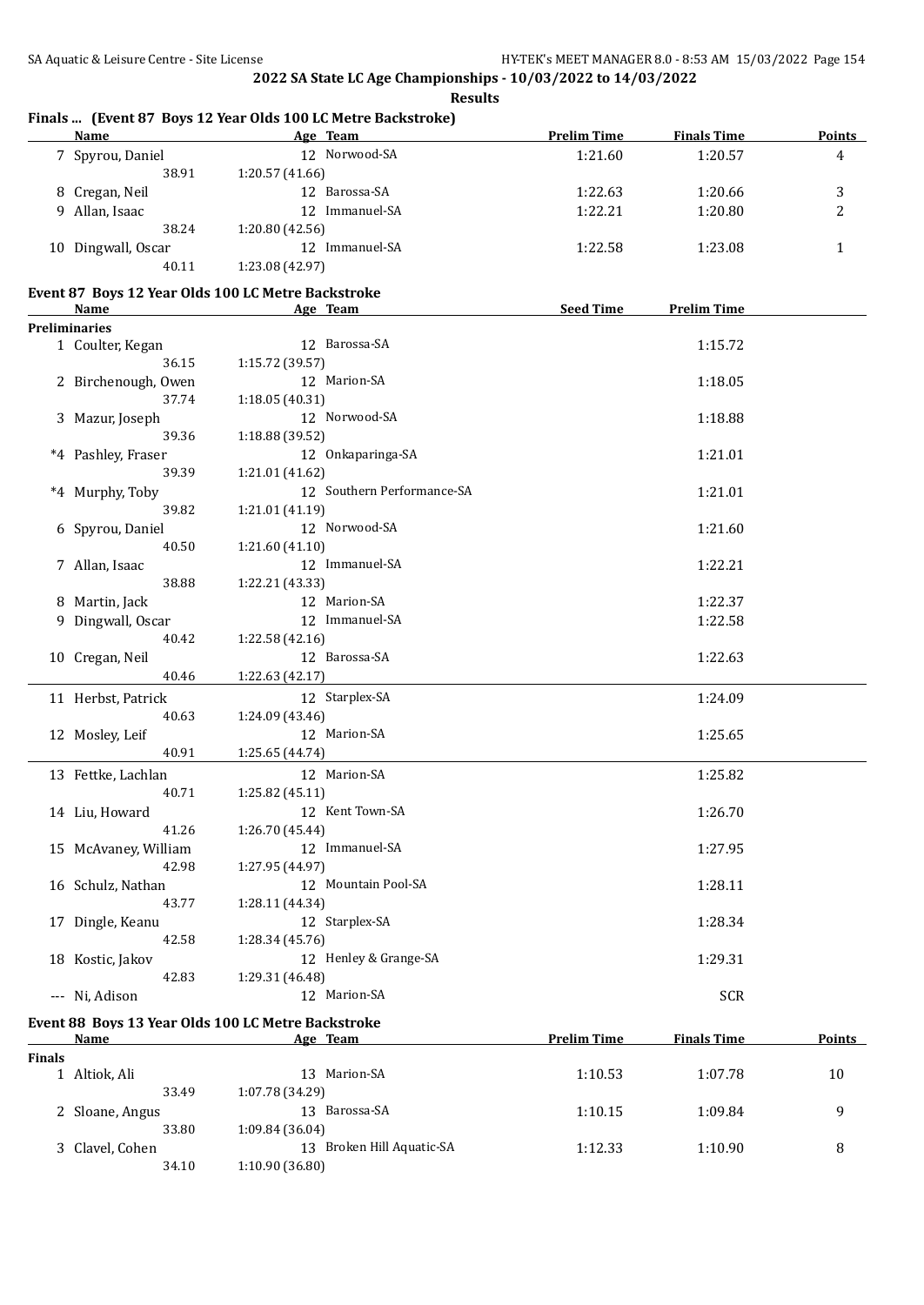## 2022 SA State LC Age Championships - 10/03/2022 to 14/03/2022

**Results**

### Finals ... (Event 87 Boys 12 Year Olds 100 LC Metre Backstroke)

| | Name | Age | Team | Prelim Time | Finals Time | Points |
|---|---|---|---|---|---|---|
| 7 | Spyrou, Daniel | 12 | Norwood-SA | 1:21.60 | 1:20.57 | 4 |
| | 38.91 | 1:20.57 (41.66) | | | | |
| 8 | Cregan, Neil | 12 | Barossa-SA | 1:22.63 | 1:20.66 | 3 |
| 9 | Allan, Isaac | 12 | Immanuel-SA | 1:22.21 | 1:20.80 | 2 |
| | 38.24 | 1:20.80 (42.56) | | | | |
| 10 | Dingwall, Oscar | 12 | Immanuel-SA | 1:22.58 | 1:23.08 | 1 |
| | 40.11 | 1:23.08 (42.97) | | | | |

### Event 87 Boys 12 Year Olds 100 LC Metre Backstroke

| | Name | Age | Team | Seed Time | Prelim Time |
|---|---|---|---|---|---|
| **Preliminaries** | | | | | |
| 1 | Coulter, Kegan | 12 | Barossa-SA | | 1:15.72 |
| | 36.15 | 1:15.72 (39.57) | | | |
| 2 | Birchenough, Owen | 12 | Marion-SA | | 1:18.05 |
| | 37.74 | 1:18.05 (40.31) | | | |
| 3 | Mazur, Joseph | 12 | Norwood-SA | | 1:18.88 |
| | 39.36 | 1:18.88 (39.52) | | | |
| *4 | Pashley, Fraser | 12 | Onkaparinga-SA | | 1:21.01 |
| | 39.39 | 1:21.01 (41.62) | | | |
| *4 | Murphy, Toby | 12 | Southern Performance-SA | | 1:21.01 |
| | 39.82 | 1:21.01 (41.19) | | | |
| 6 | Spyrou, Daniel | 12 | Norwood-SA | | 1:21.60 |
| | 40.50 | 1:21.60 (41.10) | | | |
| 7 | Allan, Isaac | 12 | Immanuel-SA | | 1:22.21 |
| | 38.88 | 1:22.21 (43.33) | | | |
| 8 | Martin, Jack | 12 | Marion-SA | | 1:22.37 |
| 9 | Dingwall, Oscar | 12 | Immanuel-SA | | 1:22.58 |
| | 40.42 | 1:22.58 (42.16) | | | |
| 10 | Cregan, Neil | 12 | Barossa-SA | | 1:22.63 |
| | 40.46 | 1:22.63 (42.17) | | | |
| 11 | Herbst, Patrick | 12 | Starplex-SA | | 1:24.09 |
| | 40.63 | 1:24.09 (43.46) | | | |
| 12 | Mosley, Leif | 12 | Marion-SA | | 1:25.65 |
| | 40.91 | 1:25.65 (44.74) | | | |
| 13 | Fettke, Lachlan | 12 | Marion-SA | | 1:25.82 |
| | 40.71 | 1:25.82 (45.11) | | | |
| 14 | Liu, Howard | 12 | Kent Town-SA | | 1:26.70 |
| | 41.26 | 1:26.70 (45.44) | | | |
| 15 | McAvaney, William | 12 | Immanuel-SA | | 1:27.95 |
| | 42.98 | 1:27.95 (44.97) | | | |
| 16 | Schulz, Nathan | 12 | Mountain Pool-SA | | 1:28.11 |
| | 43.77 | 1:28.11 (44.34) | | | |
| 17 | Dingle, Keanu | 12 | Starplex-SA | | 1:28.34 |
| | 42.58 | 1:28.34 (45.76) | | | |
| 18 | Kostic, Jakov | 12 | Henley & Grange-SA | | 1:29.31 |
| | 42.83 | 1:29.31 (46.48) | | | |
| --- | Ni, Adison | 12 | Marion-SA | | SCR |

### Event 88 Boys 13 Year Olds 100 LC Metre Backstroke

| | Name | Age | Team | Prelim Time | Finals Time | Points |
|---|---|---|---|---|---|---|
| **Finals** | | | | | | |
| 1 | Altiok, Ali | 13 | Marion-SA | 1:10.53 | 1:07.78 | 10 |
| | 33.49 | 1:07.78 (34.29) | | | | |
| 2 | Sloane, Angus | 13 | Barossa-SA | 1:10.15 | 1:09.84 | 9 |
| | 33.80 | 1:09.84 (36.04) | | | | |
| 3 | Clavel, Cohen | 13 | Broken Hill Aquatic-SA | 1:12.33 | 1:10.90 | 8 |
| | 34.10 | 1:10.90 (36.80) | | | | |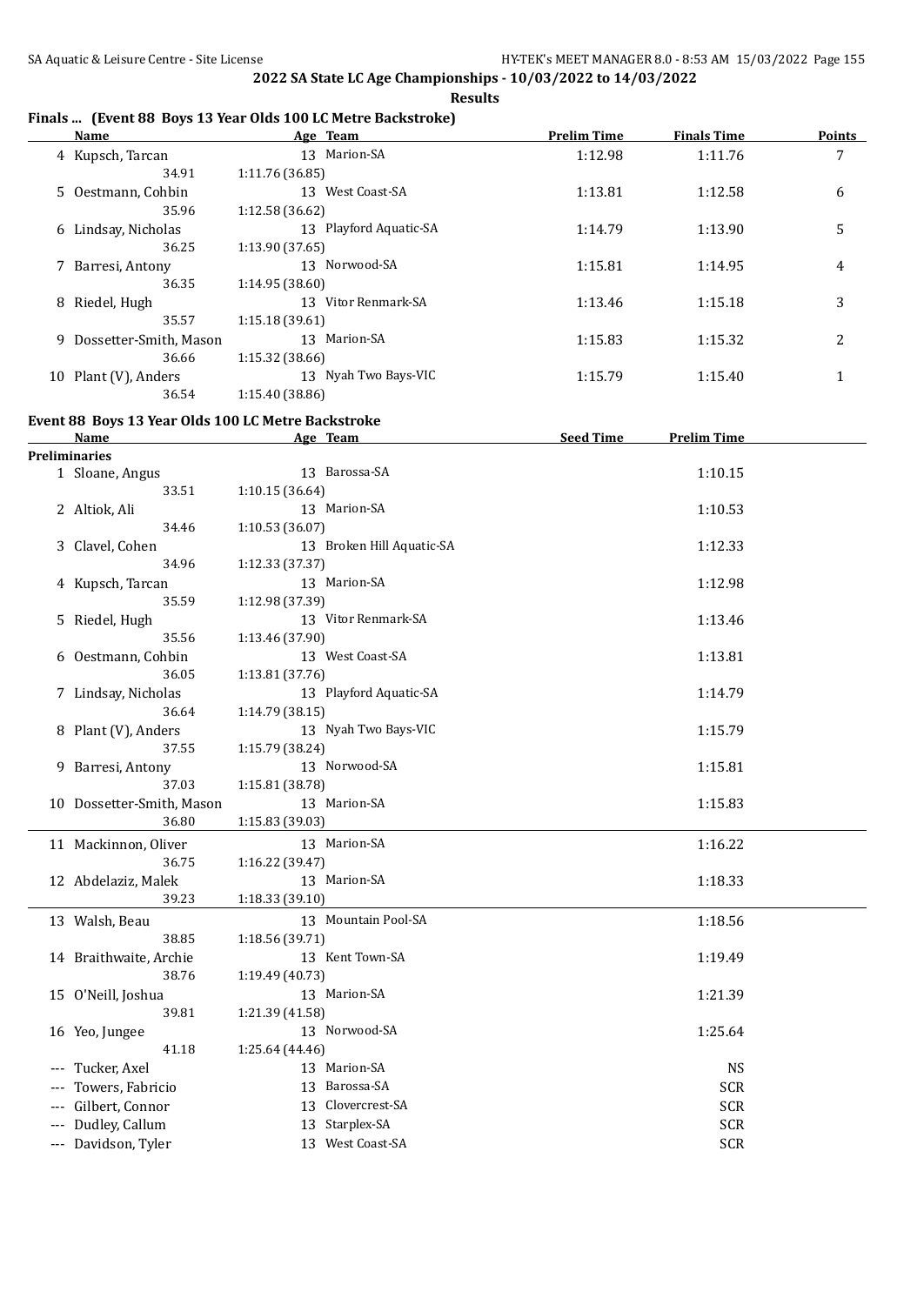## 2022 SA State LC Age Championships - 10/03/2022 to 14/03/2022

**Results**

### Finals ... (Event 88 Boys 13 Year Olds 100 LC Metre Backstroke)

| | Name | Age | Team | Prelim Time | Finals Time | Points |
|---|---|---|---|---|---|---|
| 4 | Kupsch, Tarcan | 13 | Marion-SA | 1:12.98 | 1:11.76 | 7 |
| | 34.91 | 1:11.76 (36.85) | | | | |
| 5 | Oestmann, Cohbin | 13 | West Coast-SA | 1:13.81 | 1:12.58 | 6 |
| | 35.96 | 1:12.58 (36.62) | | | | |
| 6 | Lindsay, Nicholas | 13 | Playford Aquatic-SA | 1:14.79 | 1:13.90 | 5 |
| | 36.25 | 1:13.90 (37.65) | | | | |
| 7 | Barresi, Antony | 13 | Norwood-SA | 1:15.81 | 1:14.95 | 4 |
| | 36.35 | 1:14.95 (38.60) | | | | |
| 8 | Riedel, Hugh | 13 | Vitor Renmark-SA | 1:13.46 | 1:15.18 | 3 |
| | 35.57 | 1:15.18 (39.61) | | | | |
| 9 | Dossetter-Smith, Mason | 13 | Marion-SA | 1:15.83 | 1:15.32 | 2 |
| | 36.66 | 1:15.32 (38.66) | | | | |
| 10 | Plant (V), Anders | 13 | Nyah Two Bays-VIC | 1:15.79 | 1:15.40 | 1 |
| | 36.54 | 1:15.40 (38.86) | | | | |

### Event 88 Boys 13 Year Olds 100 LC Metre Backstroke

| | Name | Age | Team | Seed Time | Prelim Time |
|---|---|---|---|---|---|
| **Preliminaries** | | | | | |
| 1 | Sloane, Angus | 13 | Barossa-SA | | 1:10.15 |
| | 33.51 | 1:10.15 (36.64) | | | |
| 2 | Altiok, Ali | 13 | Marion-SA | | 1:10.53 |
| | 34.46 | 1:10.53 (36.07) | | | |
| 3 | Clavel, Cohen | 13 | Broken Hill Aquatic-SA | | 1:12.33 |
| | 34.96 | 1:12.33 (37.37) | | | |
| 4 | Kupsch, Tarcan | 13 | Marion-SA | | 1:12.98 |
| | 35.59 | 1:12.98 (37.39) | | | |
| 5 | Riedel, Hugh | 13 | Vitor Renmark-SA | | 1:13.46 |
| | 35.56 | 1:13.46 (37.90) | | | |
| 6 | Oestmann, Cohbin | 13 | West Coast-SA | | 1:13.81 |
| | 36.05 | 1:13.81 (37.76) | | | |
| 7 | Lindsay, Nicholas | 13 | Playford Aquatic-SA | | 1:14.79 |
| | 36.64 | 1:14.79 (38.15) | | | |
| 8 | Plant (V), Anders | 13 | Nyah Two Bays-VIC | | 1:15.79 |
| | 37.55 | 1:15.79 (38.24) | | | |
| 9 | Barresi, Antony | 13 | Norwood-SA | | 1:15.81 |
| | 37.03 | 1:15.81 (38.78) | | | |
| 10 | Dossetter-Smith, Mason | 13 | Marion-SA | | 1:15.83 |
| | 36.80 | 1:15.83 (39.03) | | | |
| 11 | Mackinnon, Oliver | 13 | Marion-SA | | 1:16.22 |
| | 36.75 | 1:16.22 (39.47) | | | |
| 12 | Abdelaziz, Malek | 13 | Marion-SA | | 1:18.33 |
| | 39.23 | 1:18.33 (39.10) | | | |
| 13 | Walsh, Beau | 13 | Mountain Pool-SA | | 1:18.56 |
| | 38.85 | 1:18.56 (39.71) | | | |
| 14 | Braithwaite, Archie | 13 | Kent Town-SA | | 1:19.49 |
| | 38.76 | 1:19.49 (40.73) | | | |
| 15 | O'Neill, Joshua | 13 | Marion-SA | | 1:21.39 |
| | 39.81 | 1:21.39 (41.58) | | | |
| 16 | Yeo, Jungee | 13 | Norwood-SA | | 1:25.64 |
| | 41.18 | 1:25.64 (44.46) | | | |
| --- | Tucker, Axel | 13 | Marion-SA | | NS |
| --- | Towers, Fabricio | 13 | Barossa-SA | | SCR |
| --- | Gilbert, Connor | 13 | Clovercrest-SA | | SCR |
| --- | Dudley, Callum | 13 | Starplex-SA | | SCR |
| --- | Davidson, Tyler | 13 | West Coast-SA | | SCR |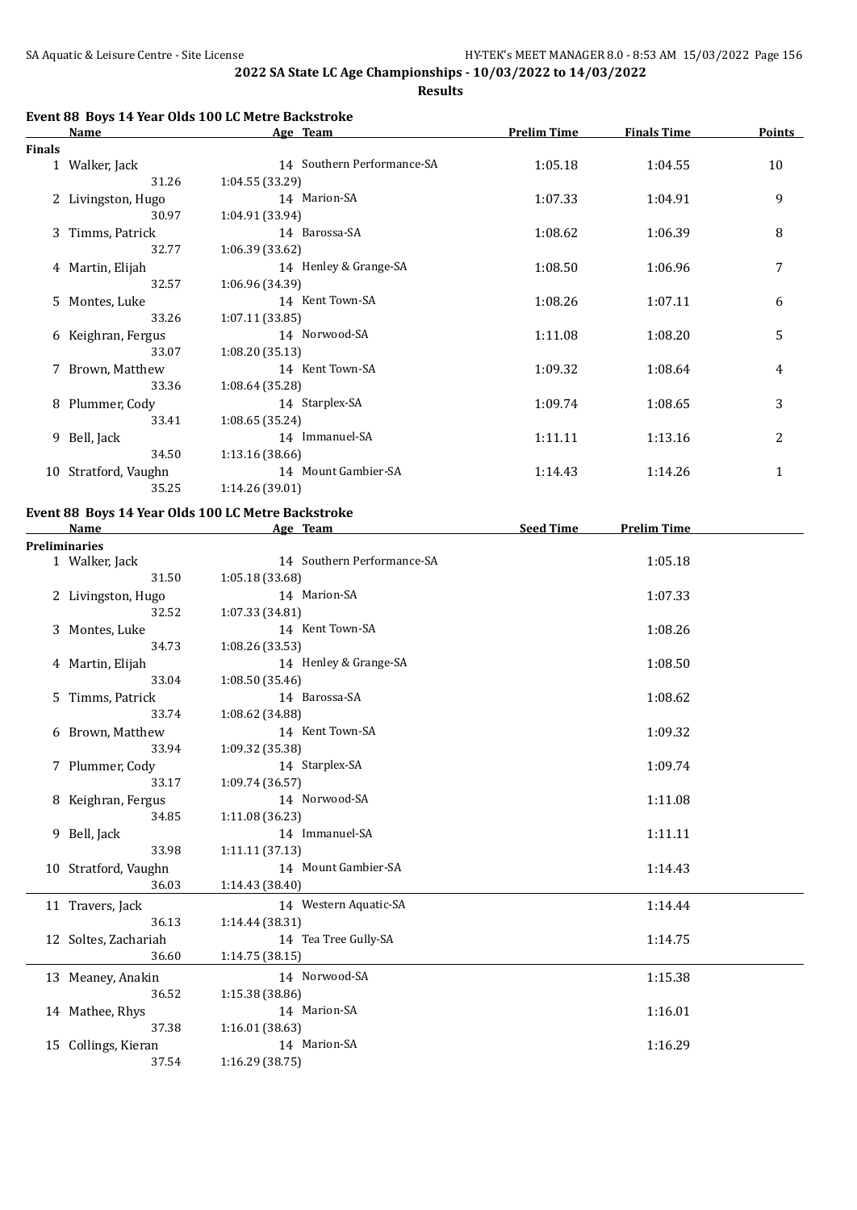## 2022 SA State LC Age Championships - 10/03/2022 to 14/03/2022

### Results

#### Event 88 Boys 14 Year Olds 100 LC Metre Backstroke

| | Name | Age | Team | Prelim Time | Finals Time | Points |
|---|---|---|---|---|---|---|
| **Finals** | | | | | | |
| 1 | Walker, Jack | 14 | Southern Performance-SA | 1:05.18 | 1:04.55 | 10 |
| | 31.26 | | 1:04.55 (33.29) | | | |
| 2 | Livingston, Hugo | 14 | Marion-SA | 1:07.33 | 1:04.91 | 9 |
| | 30.97 | | 1:04.91 (33.94) | | | |
| 3 | Timms, Patrick | 14 | Barossa-SA | 1:08.62 | 1:06.39 | 8 |
| | 32.77 | | 1:06.39 (33.62) | | | |
| 4 | Martin, Elijah | 14 | Henley & Grange-SA | 1:08.50 | 1:06.96 | 7 |
| | 32.57 | | 1:06.96 (34.39) | | | |
| 5 | Montes, Luke | 14 | Kent Town-SA | 1:08.26 | 1:07.11 | 6 |
| | 33.26 | | 1:07.11 (33.85) | | | |
| 6 | Keighran, Fergus | 14 | Norwood-SA | 1:11.08 | 1:08.20 | 5 |
| | 33.07 | | 1:08.20 (35.13) | | | |
| 7 | Brown, Matthew | 14 | Kent Town-SA | 1:09.32 | 1:08.64 | 4 |
| | 33.36 | | 1:08.64 (35.28) | | | |
| 8 | Plummer, Cody | 14 | Starplex-SA | 1:09.74 | 1:08.65 | 3 |
| | 33.41 | | 1:08.65 (35.24) | | | |
| 9 | Bell, Jack | 14 | Immanuel-SA | 1:11.11 | 1:13.16 | 2 |
| | 34.50 | | 1:13.16 (38.66) | | | |
| 10 | Stratford, Vaughn | 14 | Mount Gambier-SA | 1:14.43 | 1:14.26 | 1 |
| | 35.25 | | 1:14.26 (39.01) | | | |

#### Event 88 Boys 14 Year Olds 100 LC Metre Backstroke

| | Name | Age | Team | Seed Time | Prelim Time |
|---|---|---|---|---|---|
| **Preliminaries** | | | | | |
| 1 | Walker, Jack | 14 | Southern Performance-SA | | 1:05.18 |
| | 31.50 | | 1:05.18 (33.68) | | |
| 2 | Livingston, Hugo | 14 | Marion-SA | | 1:07.33 |
| | 32.52 | | 1:07.33 (34.81) | | |
| 3 | Montes, Luke | 14 | Kent Town-SA | | 1:08.26 |
| | 34.73 | | 1:08.26 (33.53) | | |
| 4 | Martin, Elijah | 14 | Henley & Grange-SA | | 1:08.50 |
| | 33.04 | | 1:08.50 (35.46) | | |
| 5 | Timms, Patrick | 14 | Barossa-SA | | 1:08.62 |
| | 33.74 | | 1:08.62 (34.88) | | |
| 6 | Brown, Matthew | 14 | Kent Town-SA | | 1:09.32 |
| | 33.94 | | 1:09.32 (35.38) | | |
| 7 | Plummer, Cody | 14 | Starplex-SA | | 1:09.74 |
| | 33.17 | | 1:09.74 (36.57) | | |
| 8 | Keighran, Fergus | 14 | Norwood-SA | | 1:11.08 |
| | 34.85 | | 1:11.08 (36.23) | | |
| 9 | Bell, Jack | 14 | Immanuel-SA | | 1:11.11 |
| | 33.98 | | 1:11.11 (37.13) | | |
| 10 | Stratford, Vaughn | 14 | Mount Gambier-SA | | 1:14.43 |
| | 36.03 | | 1:14.43 (38.40) | | |
| 11 | Travers, Jack | 14 | Western Aquatic-SA | | 1:14.44 |
| | 36.13 | | 1:14.44 (38.31) | | |
| 12 | Soltes, Zachariah | 14 | Tea Tree Gully-SA | | 1:14.75 |
| | 36.60 | | 1:14.75 (38.15) | | |
| 13 | Meaney, Anakin | 14 | Norwood-SA | | 1:15.38 |
| | 36.52 | | 1:15.38 (38.86) | | |
| 14 | Mathee, Rhys | 14 | Marion-SA | | 1:16.01 |
| | 37.38 | | 1:16.01 (38.63) | | |
| 15 | Collings, Kieran | 14 | Marion-SA | | 1:16.29 |
| | 37.54 | | 1:16.29 (38.75) | | |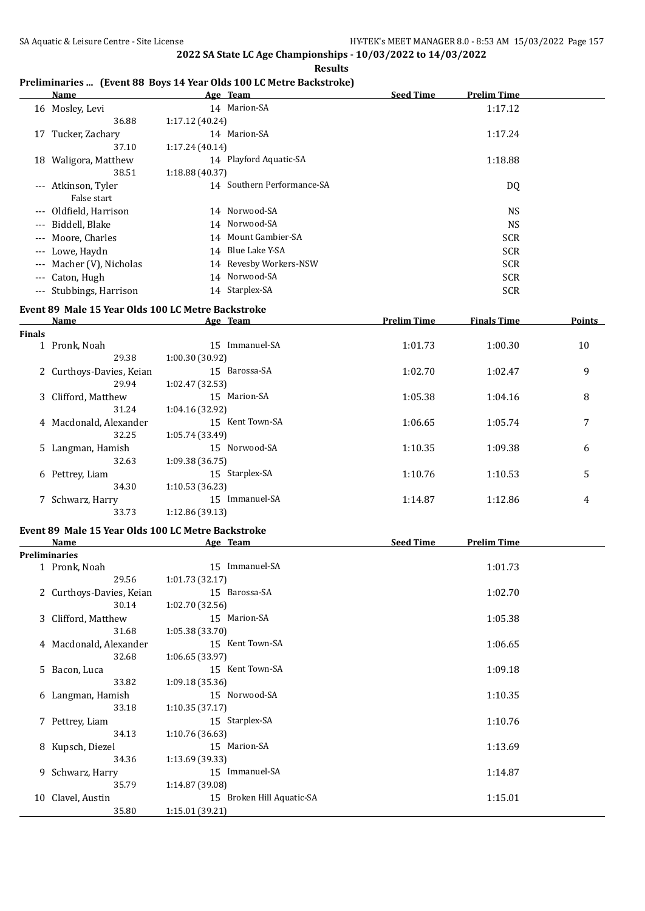## 2022 SA State LC Age Championships - 10/03/2022 to 14/03/2022

**Results**

### Preliminaries ... (Event 88 Boys 14 Year Olds 100 LC Metre Backstroke)

| | Name | Age | Team | Seed Time | Prelim Time |
|---|---|---|---|---|---|
| 16 | Mosley, Levi | 14 | Marion-SA | | 1:17.12 |
| | 36.88 | 1:17.12 (40.24) | | | |
| 17 | Tucker, Zachary | 14 | Marion-SA | | 1:17.24 |
| | 37.10 | 1:17.24 (40.14) | | | |
| 18 | Waligora, Matthew | 14 | Playford Aquatic-SA | | 1:18.88 |
| | 38.51 | 1:18.88 (40.37) | | | |
| --- | Atkinson, Tyler | 14 | Southern Performance-SA | | DQ |
| | False start | | | | |
| --- | Oldfield, Harrison | 14 | Norwood-SA | | NS |
| --- | Biddell, Blake | 14 | Norwood-SA | | NS |
| --- | Moore, Charles | 14 | Mount Gambier-SA | | SCR |
| --- | Lowe, Haydn | 14 | Blue Lake Y-SA | | SCR |
| --- | Macher (V), Nicholas | 14 | Revesby Workers-NSW | | SCR |
| --- | Caton, Hugh | 14 | Norwood-SA | | SCR |
| --- | Stubbings, Harrison | 14 | Starplex-SA | | SCR |

### Event 89 Male 15 Year Olds 100 LC Metre Backstroke

| | Name | Age | Team | Prelim Time | Finals Time | Points |
|---|---|---|---|---|---|---|
| **Finals** | | | | | | |
| 1 | Pronk, Noah | 15 | Immanuel-SA | 1:01.73 | 1:00.30 | 10 |
| | 29.38 | 1:00.30 (30.92) | | | | |
| 2 | Curthoys-Davies, Keian | 15 | Barossa-SA | 1:02.70 | 1:02.47 | 9 |
| | 29.94 | 1:02.47 (32.53) | | | | |
| 3 | Clifford, Matthew | 15 | Marion-SA | 1:05.38 | 1:04.16 | 8 |
| | 31.24 | 1:04.16 (32.92) | | | | |
| 4 | Macdonald, Alexander | 15 | Kent Town-SA | 1:06.65 | 1:05.74 | 7 |
| | 32.25 | 1:05.74 (33.49) | | | | |
| 5 | Langman, Hamish | 15 | Norwood-SA | 1:10.35 | 1:09.38 | 6 |
| | 32.63 | 1:09.38 (36.75) | | | | |
| 6 | Pettrey, Liam | 15 | Starplex-SA | 1:10.76 | 1:10.53 | 5 |
| | 34.30 | 1:10.53 (36.23) | | | | |
| 7 | Schwarz, Harry | 15 | Immanuel-SA | 1:14.87 | 1:12.86 | 4 |
| | 33.73 | 1:12.86 (39.13) | | | | |

### Event 89 Male 15 Year Olds 100 LC Metre Backstroke

| | Name | Age | Team | Seed Time | Prelim Time |
|---|---|---|---|---|---|
| **Preliminaries** | | | | | |
| 1 | Pronk, Noah | 15 | Immanuel-SA | | 1:01.73 |
| | 29.56 | 1:01.73 (32.17) | | | |
| 2 | Curthoys-Davies, Keian | 15 | Barossa-SA | | 1:02.70 |
| | 30.14 | 1:02.70 (32.56) | | | |
| 3 | Clifford, Matthew | 15 | Marion-SA | | 1:05.38 |
| | 31.68 | 1:05.38 (33.70) | | | |
| 4 | Macdonald, Alexander | 15 | Kent Town-SA | | 1:06.65 |
| | 32.68 | 1:06.65 (33.97) | | | |
| 5 | Bacon, Luca | 15 | Kent Town-SA | | 1:09.18 |
| | 33.82 | 1:09.18 (35.36) | | | |
| 6 | Langman, Hamish | 15 | Norwood-SA | | 1:10.35 |
| | 33.18 | 1:10.35 (37.17) | | | |
| 7 | Pettrey, Liam | 15 | Starplex-SA | | 1:10.76 |
| | 34.13 | 1:10.76 (36.63) | | | |
| 8 | Kupsch, Diezel | 15 | Marion-SA | | 1:13.69 |
| | 34.36 | 1:13.69 (39.33) | | | |
| 9 | Schwarz, Harry | 15 | Immanuel-SA | | 1:14.87 |
| | 35.79 | 1:14.87 (39.08) | | | |
| 10 | Clavel, Austin | 15 | Broken Hill Aquatic-SA | | 1:15.01 |
| | 35.80 | 1:15.01 (39.21) | | | |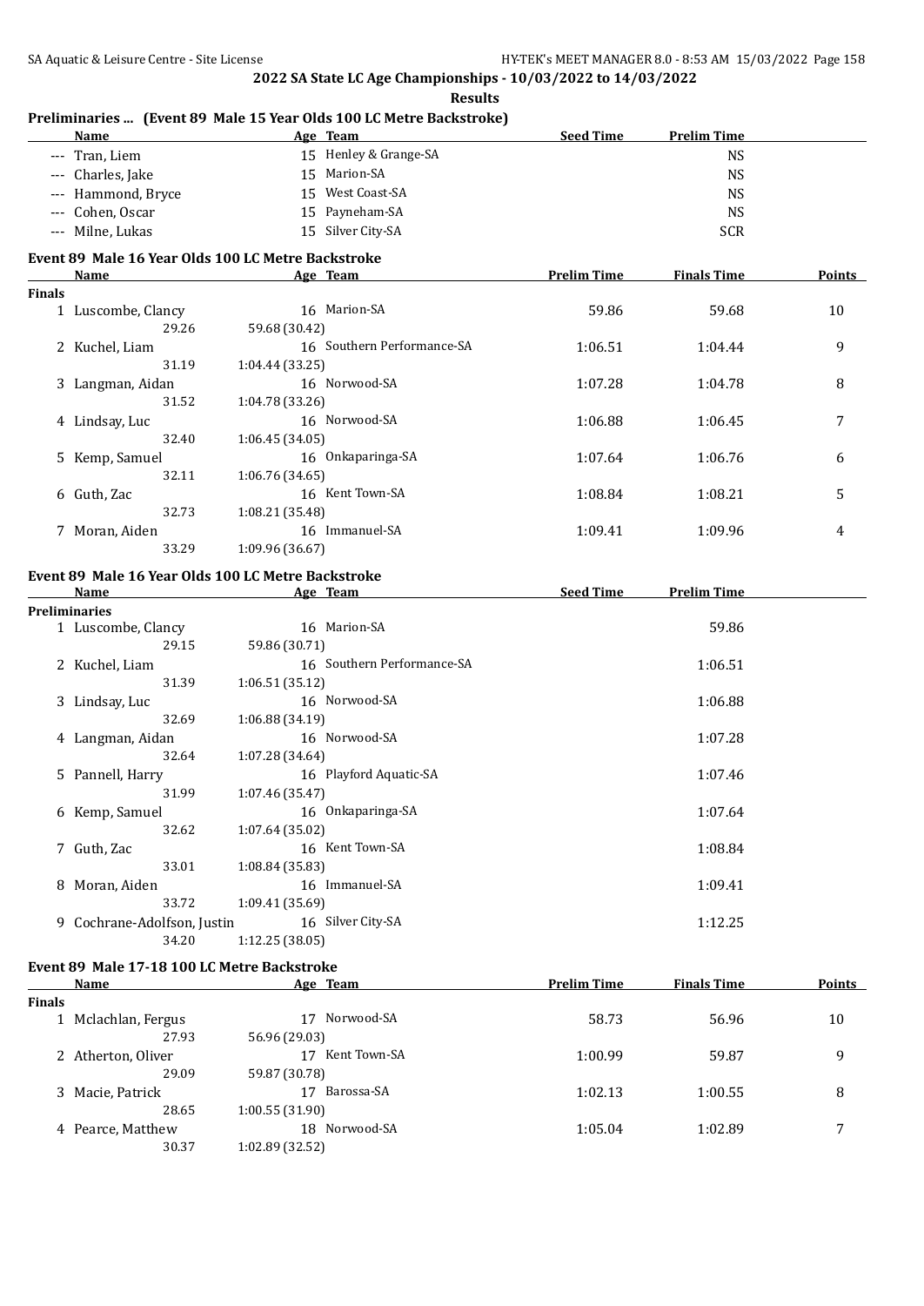## 2022 SA State LC Age Championships - 10/03/2022 to 14/03/2022

### Results

### Preliminaries ... (Event 89 Male 15 Year Olds 100 LC Metre Backstroke)

| | Name | Age | Team | Seed Time | Prelim Time |
|---|---|---|---|---|---|
| --- | Tran, Liem | 15 | Henley & Grange-SA | | NS |
| --- | Charles, Jake | 15 | Marion-SA | | NS |
| --- | Hammond, Bryce | 15 | West Coast-SA | | NS |
| --- | Cohen, Oscar | 15 | Payneham-SA | | NS |
| --- | Milne, Lukas | 15 | Silver City-SA | | SCR |

### Event 89 Male 16 Year Olds 100 LC Metre Backstroke

| | Name | Age | Team | Prelim Time | Finals Time | Points |
|---|---|---|---|---|---|---|
| **Finals** | | | | | | |
| 1 | Luscombe, Clancy | 16 | Marion-SA | 59.86 | 59.68 | 10 |
| | 29.26 | 59.68 (30.42) | | | | |
| 2 | Kuchel, Liam | 16 | Southern Performance-SA | 1:06.51 | 1:04.44 | 9 |
| | 31.19 | 1:04.44 (33.25) | | | | |
| 3 | Langman, Aidan | 16 | Norwood-SA | 1:07.28 | 1:04.78 | 8 |
| | 31.52 | 1:04.78 (33.26) | | | | |
| 4 | Lindsay, Luc | 16 | Norwood-SA | 1:06.88 | 1:06.45 | 7 |
| | 32.40 | 1:06.45 (34.05) | | | | |
| 5 | Kemp, Samuel | 16 | Onkaparinga-SA | 1:07.64 | 1:06.76 | 6 |
| | 32.11 | 1:06.76 (34.65) | | | | |
| 6 | Guth, Zac | 16 | Kent Town-SA | 1:08.84 | 1:08.21 | 5 |
| | 32.73 | 1:08.21 (35.48) | | | | |
| 7 | Moran, Aiden | 16 | Immanuel-SA | 1:09.41 | 1:09.96 | 4 |
| | 33.29 | 1:09.96 (36.67) | | | | |

### Event 89 Male 16 Year Olds 100 LC Metre Backstroke

| | Name | Age | Team | Seed Time | Prelim Time |
|---|---|---|---|---|---|
| **Preliminaries** | | | | | |
| 1 | Luscombe, Clancy | 16 | Marion-SA | | 59.86 |
| | 29.15 | 59.86 (30.71) | | | |
| 2 | Kuchel, Liam | 16 | Southern Performance-SA | | 1:06.51 |
| | 31.39 | 1:06.51 (35.12) | | | |
| 3 | Lindsay, Luc | 16 | Norwood-SA | | 1:06.88 |
| | 32.69 | 1:06.88 (34.19) | | | |
| 4 | Langman, Aidan | 16 | Norwood-SA | | 1:07.28 |
| | 32.64 | 1:07.28 (34.64) | | | |
| 5 | Pannell, Harry | 16 | Playford Aquatic-SA | | 1:07.46 |
| | 31.99 | 1:07.46 (35.47) | | | |
| 6 | Kemp, Samuel | 16 | Onkaparinga-SA | | 1:07.64 |
| | 32.62 | 1:07.64 (35.02) | | | |
| 7 | Guth, Zac | 16 | Kent Town-SA | | 1:08.84 |
| | 33.01 | 1:08.84 (35.83) | | | |
| 8 | Moran, Aiden | 16 | Immanuel-SA | | 1:09.41 |
| | 33.72 | 1:09.41 (35.69) | | | |
| 9 | Cochrane-Adolfson, Justin | 16 | Silver City-SA | | 1:12.25 |
| | 34.20 | 1:12.25 (38.05) | | | |

### Event 89 Male 17-18 100 LC Metre Backstroke

| | Name | Age | Team | Prelim Time | Finals Time | Points |
|---|---|---|---|---|---|---|
| **Finals** | | | | | | |
| 1 | Mclachlan, Fergus | 17 | Norwood-SA | 58.73 | 56.96 | 10 |
| | 27.93 | 56.96 (29.03) | | | | |
| 2 | Atherton, Oliver | 17 | Kent Town-SA | 1:00.99 | 59.87 | 9 |
| | 29.09 | 59.87 (30.78) | | | | |
| 3 | Macie, Patrick | 17 | Barossa-SA | 1:02.13 | 1:00.55 | 8 |
| | 28.65 | 1:00.55 (31.90) | | | | |
| 4 | Pearce, Matthew | 18 | Norwood-SA | 1:05.04 | 1:02.89 | 7 |
| | 30.37 | 1:02.89 (32.52) | | | | |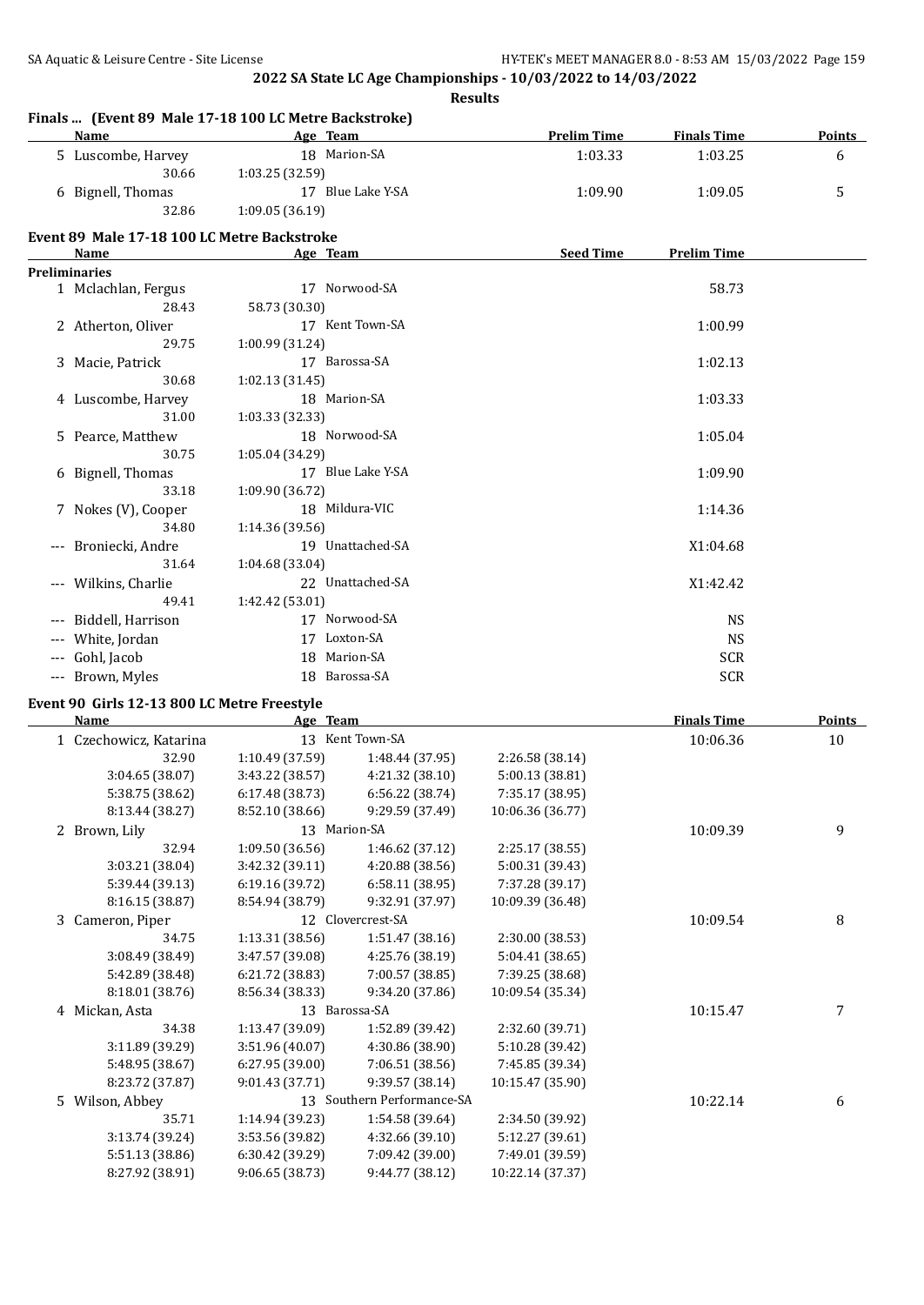## 2022 SA State LC Age Championships - 10/03/2022 to 14/03/2022

**Results**

### Finals ... (Event 89 Male 17-18 100 LC Metre Backstroke)

| Name | Age | Team | Prelim Time | Finals Time | Points |
|---|---|---|---|---|---|
| 5 Luscombe, Harvey | 18 | Marion-SA | 1:03.33 | 1:03.25 | 6 |
| 30.66 | 1:03.25 (32.59) | | | | |
| 6 Bignell, Thomas | 17 | Blue Lake Y-SA | 1:09.90 | 1:09.05 | 5 |
| 32.86 | 1:09.05 (36.19) | | | | |

### Event 89 Male 17-18 100 LC Metre Backstroke

| Name | Age | Team | Seed Time | Prelim Time |
|---|---|---|---|---|
| **Preliminaries** | | | | |
| 1 Mclachlan, Fergus | 17 | Norwood-SA | | 58.73 |
| 28.43 | 58.73 (30.30) | | | |
| 2 Atherton, Oliver | 17 | Kent Town-SA | | 1:00.99 |
| 29.75 | 1:00.99 (31.24) | | | |
| 3 Macie, Patrick | 17 | Barossa-SA | | 1:02.13 |
| 30.68 | 1:02.13 (31.45) | | | |
| 4 Luscombe, Harvey | 18 | Marion-SA | | 1:03.33 |
| 31.00 | 1:03.33 (32.33) | | | |
| 5 Pearce, Matthew | 18 | Norwood-SA | | 1:05.04 |
| 30.75 | 1:05.04 (34.29) | | | |
| 6 Bignell, Thomas | 17 | Blue Lake Y-SA | | 1:09.90 |
| 33.18 | 1:09.90 (36.72) | | | |
| 7 Nokes (V), Cooper | 18 | Mildura-VIC | | 1:14.36 |
| 34.80 | 1:14.36 (39.56) | | | |
| --- Broniecki, Andre | 19 | Unattached-SA | | X1:04.68 |
| 31.64 | 1:04.68 (33.04) | | | |
| --- Wilkins, Charlie | 22 | Unattached-SA | | X1:42.42 |
| 49.41 | 1:42.42 (53.01) | | | |
| --- Biddell, Harrison | 17 | Norwood-SA | | NS |
| --- White, Jordan | 17 | Loxton-SA | | NS |
| --- Gohl, Jacob | 18 | Marion-SA | | SCR |
| --- Brown, Myles | 18 | Barossa-SA | | SCR |

### Event 90 Girls 12-13 800 LC Metre Freestyle

| Name | Age | Team | | Finals Time | Points |
|---|---|---|---|---|---|
| 1 Czechowicz, Katarina | 13 | Kent Town-SA | | 10:06.36 | 10 |
| 32.90 | 1:10.49 (37.59) | 1:48.44 (37.95) | 2:26.58 (38.14) | | |
| 3:04.65 (38.07) | 3:43.22 (38.57) | 4:21.32 (38.10) | 5:00.13 (38.81) | | |
| 5:38.75 (38.62) | 6:17.48 (38.73) | 6:56.22 (38.74) | 7:35.17 (38.95) | | |
| 8:13.44 (38.27) | 8:52.10 (38.66) | 9:29.59 (37.49) | 10:06.36 (36.77) | | |
| 2 Brown, Lily | 13 | Marion-SA | | 10:09.39 | 9 |
| 32.94 | 1:09.50 (36.56) | 1:46.62 (37.12) | 2:25.17 (38.55) | | |
| 3:03.21 (38.04) | 3:42.32 (39.11) | 4:20.88 (38.56) | 5:00.31 (39.43) | | |
| 5:39.44 (39.13) | 6:19.16 (39.72) | 6:58.11 (38.95) | 7:37.28 (39.17) | | |
| 8:16.15 (38.87) | 8:54.94 (38.79) | 9:32.91 (37.97) | 10:09.39 (36.48) | | |
| 3 Cameron, Piper | 12 | Clovercrest-SA | | 10:09.54 | 8 |
| 34.75 | 1:13.31 (38.56) | 1:51.47 (38.16) | 2:30.00 (38.53) | | |
| 3:08.49 (38.49) | 3:47.57 (39.08) | 4:25.76 (38.19) | 5:04.41 (38.65) | | |
| 5:42.89 (38.48) | 6:21.72 (38.83) | 7:00.57 (38.85) | 7:39.25 (38.68) | | |
| 8:18.01 (38.76) | 8:56.34 (38.33) | 9:34.20 (37.86) | 10:09.54 (35.34) | | |
| 4 Mickan, Asta | 13 | Barossa-SA | | 10:15.47 | 7 |
| 34.38 | 1:13.47 (39.09) | 1:52.89 (39.42) | 2:32.60 (39.71) | | |
| 3:11.89 (39.29) | 3:51.96 (40.07) | 4:30.86 (38.90) | 5:10.28 (39.42) | | |
| 5:48.95 (38.67) | 6:27.95 (39.00) | 7:06.51 (38.56) | 7:45.85 (39.34) | | |
| 8:23.72 (37.87) | 9:01.43 (37.71) | 9:39.57 (38.14) | 10:15.47 (35.90) | | |
| 5 Wilson, Abbey | 13 | Southern Performance-SA | | 10:22.14 | 6 |
| 35.71 | 1:14.94 (39.23) | 1:54.58 (39.64) | 2:34.50 (39.92) | | |
| 3:13.74 (39.24) | 3:53.56 (39.82) | 4:32.66 (39.10) | 5:12.27 (39.61) | | |
| 5:51.13 (38.86) | 6:30.42 (39.29) | 7:09.42 (39.00) | 7:49.01 (39.59) | | |
| 8:27.92 (38.91) | 9:06.65 (38.73) | 9:44.77 (38.12) | 10:22.14 (37.37) | | |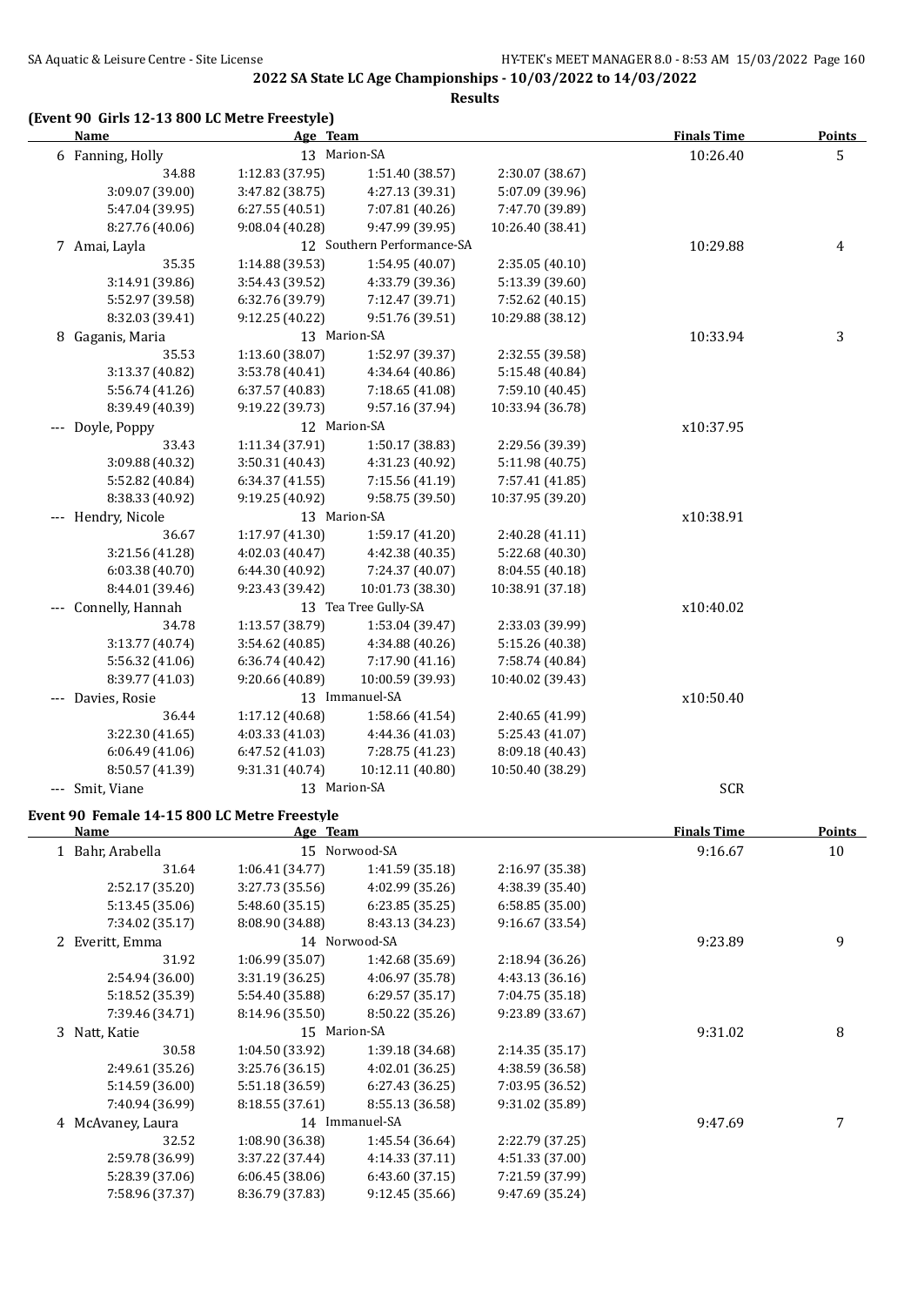## 2022 SA State LC Age Championships - 10/03/2022 to 14/03/2022

**Results**

### (Event 90 Girls 12-13 800 LC Metre Freestyle)

| Name | Age Team | | | Finals Time | Points |
|---|---|---|---|---|---|
| 6 Fanning, Holly | 13 Marion-SA | | | 10:26.40 | 5 |
| 34.88 | 1:12.83 (37.95) | 1:51.40 (38.57) | 2:30.07 (38.67) | | |
| 3:09.07 (39.00) | 3:47.82 (38.75) | 4:27.13 (39.31) | 5:07.09 (39.96) | | |
| 5:47.04 (39.95) | 6:27.55 (40.51) | 7:07.81 (40.26) | 7:47.70 (39.89) | | |
| 8:27.76 (40.06) | 9:08.04 (40.28) | 9:47.99 (39.95) | 10:26.40 (38.41) | | |
| 7 Amai, Layla | 12 Southern Performance-SA | | | 10:29.88 | 4 |
| 35.35 | 1:14.88 (39.53) | 1:54.95 (40.07) | 2:35.05 (40.10) | | |
| 3:14.91 (39.86) | 3:54.43 (39.52) | 4:33.79 (39.36) | 5:13.39 (39.60) | | |
| 5:52.97 (39.58) | 6:32.76 (39.79) | 7:12.47 (39.71) | 7:52.62 (40.15) | | |
| 8:32.03 (39.41) | 9:12.25 (40.22) | 9:51.76 (39.51) | 10:29.88 (38.12) | | |
| 8 Gaganis, Maria | 13 Marion-SA | | | 10:33.94 | 3 |
| 35.53 | 1:13.60 (38.07) | 1:52.97 (39.37) | 2:32.55 (39.58) | | |
| 3:13.37 (40.82) | 3:53.78 (40.41) | 4:34.64 (40.86) | 5:15.48 (40.84) | | |
| 5:56.74 (41.26) | 6:37.57 (40.83) | 7:18.65 (41.08) | 7:59.10 (40.45) | | |
| 8:39.49 (40.39) | 9:19.22 (39.73) | 9:57.16 (37.94) | 10:33.94 (36.78) | | |
| --- Doyle, Poppy | 12 Marion-SA | | | x10:37.95 | |
| 33.43 | 1:11.34 (37.91) | 1:50.17 (38.83) | 2:29.56 (39.39) | | |
| 3:09.88 (40.32) | 3:50.31 (40.43) | 4:31.23 (40.92) | 5:11.98 (40.75) | | |
| 5:52.82 (40.84) | 6:34.37 (41.55) | 7:15.56 (41.19) | 7:57.41 (41.85) | | |
| 8:38.33 (40.92) | 9:19.25 (40.92) | 9:58.75 (39.50) | 10:37.95 (39.20) | | |
| --- Hendry, Nicole | 13 Marion-SA | | | x10:38.91 | |
| 36.67 | 1:17.97 (41.30) | 1:59.17 (41.20) | 2:40.28 (41.11) | | |
| 3:21.56 (41.28) | 4:02.03 (40.47) | 4:42.38 (40.35) | 5:22.68 (40.30) | | |
| 6:03.38 (40.70) | 6:44.30 (40.92) | 7:24.37 (40.07) | 8:04.55 (40.18) | | |
| 8:44.01 (39.46) | 9:23.43 (39.42) | 10:01.73 (38.30) | 10:38.91 (37.18) | | |
| --- Connelly, Hannah | 13 Tea Tree Gully-SA | | | x10:40.02 | |
| 34.78 | 1:13.57 (38.79) | 1:53.04 (39.47) | 2:33.03 (39.99) | | |
| 3:13.77 (40.74) | 3:54.62 (40.85) | 4:34.88 (40.26) | 5:15.26 (40.38) | | |
| 5:56.32 (41.06) | 6:36.74 (40.42) | 7:17.90 (41.16) | 7:58.74 (40.84) | | |
| 8:39.77 (41.03) | 9:20.66 (40.89) | 10:00.59 (39.93) | 10:40.02 (39.43) | | |
| --- Davies, Rosie | 13 Immanuel-SA | | | x10:50.40 | |
| 36.44 | 1:17.12 (40.68) | 1:58.66 (41.54) | 2:40.65 (41.99) | | |
| 3:22.30 (41.65) | 4:03.33 (41.03) | 4:44.36 (41.03) | 5:25.43 (41.07) | | |
| 6:06.49 (41.06) | 6:47.52 (41.03) | 7:28.75 (41.23) | 8:09.18 (40.43) | | |
| 8:50.57 (41.39) | 9:31.31 (40.74) | 10:12.11 (40.80) | 10:50.40 (38.29) | | |
| --- Smit, Viane | 13 Marion-SA | | | SCR | |

### Event 90 Female 14-15 800 LC Metre Freestyle

| Name | Age Team | | | Finals Time | Points |
|---|---|---|---|---|---|
| 1 Bahr, Arabella | 15 Norwood-SA | | | 9:16.67 | 10 |
| 31.64 | 1:06.41 (34.77) | 1:41.59 (35.18) | 2:16.97 (35.38) | | |
| 2:52.17 (35.20) | 3:27.73 (35.56) | 4:02.99 (35.26) | 4:38.39 (35.40) | | |
| 5:13.45 (35.06) | 5:48.60 (35.15) | 6:23.85 (35.25) | 6:58.85 (35.00) | | |
| 7:34.02 (35.17) | 8:08.90 (34.88) | 8:43.13 (34.23) | 9:16.67 (33.54) | | |
| 2 Everitt, Emma | 14 Norwood-SA | | | 9:23.89 | 9 |
| 31.92 | 1:06.99 (35.07) | 1:42.68 (35.69) | 2:18.94 (36.26) | | |
| 2:54.94 (36.00) | 3:31.19 (36.25) | 4:06.97 (35.78) | 4:43.13 (36.16) | | |
| 5:18.52 (35.39) | 5:54.40 (35.88) | 6:29.57 (35.17) | 7:04.75 (35.18) | | |
| 7:39.46 (34.71) | 8:14.96 (35.50) | 8:50.22 (35.26) | 9:23.89 (33.67) | | |
| 3 Natt, Katie | 15 Marion-SA | | | 9:31.02 | 8 |
| 30.58 | 1:04.50 (33.92) | 1:39.18 (34.68) | 2:14.35 (35.17) | | |
| 2:49.61 (35.26) | 3:25.76 (36.15) | 4:02.01 (36.25) | 4:38.59 (36.58) | | |
| 5:14.59 (36.00) | 5:51.18 (36.59) | 6:27.43 (36.25) | 7:03.95 (36.52) | | |
| 7:40.94 (36.99) | 8:18.55 (37.61) | 8:55.13 (36.58) | 9:31.02 (35.89) | | |
| 4 McAvaney, Laura | 14 Immanuel-SA | | | 9:47.69 | 7 |
| 32.52 | 1:08.90 (36.38) | 1:45.54 (36.64) | 2:22.79 (37.25) | | |
| 2:59.78 (36.99) | 3:37.22 (37.44) | 4:14.33 (37.11) | 4:51.33 (37.00) | | |
| 5:28.39 (37.06) | 6:06.45 (38.06) | 6:43.60 (37.15) | 7:21.59 (37.99) | | |
| 7:58.96 (37.37) | 8:36.79 (37.83) | 9:12.45 (35.66) | 9:47.69 (35.24) | | |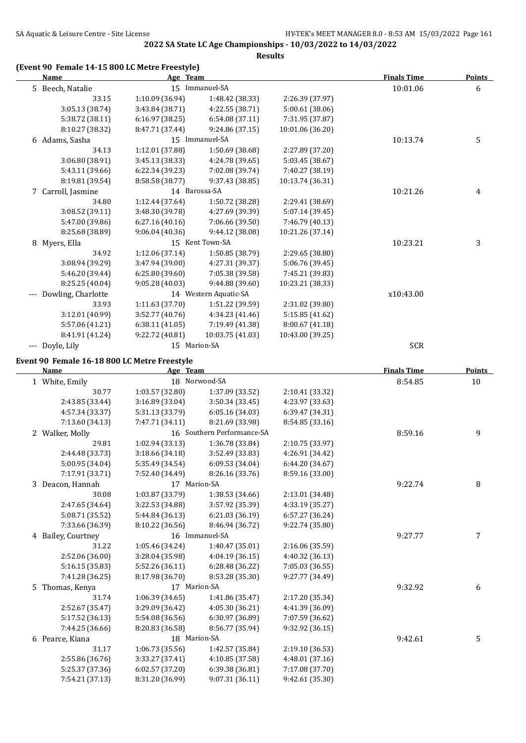**2022 SA State LC Age Championships - 10/03/2022 to 14/03/2022**

**Results**

**(Event 90 Female 14-15 800 LC Metre Freestyle)**

| | Name | Age | Team | | Finals Time | Points |
|---|---|---|---|---|---|---|
| 5 | Beech, Natalie | 15 | Immanuel-SA | | 10:01.06 | 6 |
| | 33.15 | 1:10.09 (36.94) | 1:48.42 (38.33) | 2:26.39 (37.97) | | |
| | 3:05.13 (38.74) | 3:43.84 (38.71) | 4:22.55 (38.71) | 5:00.61 (38.06) | | |
| | 5:38.72 (38.11) | 6:16.97 (38.25) | 6:54.08 (37.11) | 7:31.95 (37.87) | | |
| | 8:10.27 (38.32) | 8:47.71 (37.44) | 9:24.86 (37.15) | 10:01.06 (36.20) | | |
| 6 | Adams, Sasha | 15 | Immanuel-SA | | 10:13.74 | 5 |
| | 34.13 | 1:12.01 (37.88) | 1:50.69 (38.68) | 2:27.89 (37.20) | | |
| | 3:06.80 (38.91) | 3:45.13 (38.33) | 4:24.78 (39.65) | 5:03.45 (38.67) | | |
| | 5:43.11 (39.66) | 6:22.34 (39.23) | 7:02.08 (39.74) | 7:40.27 (38.19) | | |
| | 8:19.81 (39.54) | 8:58.58 (38.77) | 9:37.43 (38.85) | 10:13.74 (36.31) | | |
| 7 | Carroll, Jasmine | 14 | Barossa-SA | | 10:21.26 | 4 |
| | 34.80 | 1:12.44 (37.64) | 1:50.72 (38.28) | 2:29.41 (38.69) | | |
| | 3:08.52 (39.11) | 3:48.30 (39.78) | 4:27.69 (39.39) | 5:07.14 (39.45) | | |
| | 5:47.00 (39.86) | 6:27.16 (40.16) | 7:06.66 (39.50) | 7:46.79 (40.13) | | |
| | 8:25.68 (38.89) | 9:06.04 (40.36) | 9:44.12 (38.08) | 10:21.26 (37.14) | | |
| 8 | Myers, Ella | 15 | Kent Town-SA | | 10:23.21 | 3 |
| | 34.92 | 1:12.06 (37.14) | 1:50.85 (38.79) | 2:29.65 (38.80) | | |
| | 3:08.94 (39.29) | 3:47.94 (39.00) | 4:27.31 (39.37) | 5:06.76 (39.45) | | |
| | 5:46.20 (39.44) | 6:25.80 (39.60) | 7:05.38 (39.58) | 7:45.21 (39.83) | | |
| | 8:25.25 (40.04) | 9:05.28 (40.03) | 9:44.88 (39.60) | 10:23.21 (38.33) | | |
| --- | Dowling, Charlotte | 14 | Western Aquatic-SA | | x10:43.00 | |
| | 33.93 | 1:11.63 (37.70) | 1:51.22 (39.59) | 2:31.02 (39.80) | | |
| | 3:12.01 (40.99) | 3:52.77 (40.76) | 4:34.23 (41.46) | 5:15.85 (41.62) | | |
| | 5:57.06 (41.21) | 6:38.11 (41.05) | 7:19.49 (41.38) | 8:00.67 (41.18) | | |
| | 8:41.91 (41.24) | 9:22.72 (40.81) | 10:03.75 (41.03) | 10:43.00 (39.25) | | |
| --- | Doyle, Lily | 15 | Marion-SA | | SCR | |

**Event 90 Female 16-18 800 LC Metre Freestyle**

| | Name | Age | Team | | Finals Time | Points |
|---|---|---|---|---|---|---|
| 1 | White, Emily | 18 | Norwood-SA | | 8:54.85 | 10 |
| | 30.77 | 1:03.57 (32.80) | 1:37.09 (33.52) | 2:10.41 (33.32) | | |
| | 2:43.85 (33.44) | 3:16.89 (33.04) | 3:50.34 (33.45) | 4:23.97 (33.63) | | |
| | 4:57.34 (33.37) | 5:31.13 (33.79) | 6:05.16 (34.03) | 6:39.47 (34.31) | | |
| | 7:13.60 (34.13) | 7:47.71 (34.11) | 8:21.69 (33.98) | 8:54.85 (33.16) | | |
| 2 | Walker, Molly | 16 | Southern Performance-SA | | 8:59.16 | 9 |
| | 29.81 | 1:02.94 (33.13) | 1:36.78 (33.84) | 2:10.75 (33.97) | | |
| | 2:44.48 (33.73) | 3:18.66 (34.18) | 3:52.49 (33.83) | 4:26.91 (34.42) | | |
| | 5:00.95 (34.04) | 5:35.49 (34.54) | 6:09.53 (34.04) | 6:44.20 (34.67) | | |
| | 7:17.91 (33.71) | 7:52.40 (34.49) | 8:26.16 (33.76) | 8:59.16 (33.00) | | |
| 3 | Deacon, Hannah | 17 | Marion-SA | | 9:22.74 | 8 |
| | 30.08 | 1:03.87 (33.79) | 1:38.53 (34.66) | 2:13.01 (34.48) | | |
| | 2:47.65 (34.64) | 3:22.53 (34.88) | 3:57.92 (35.39) | 4:33.19 (35.27) | | |
| | 5:08.71 (35.52) | 5:44.84 (36.13) | 6:21.03 (36.19) | 6:57.27 (36.24) | | |
| | 7:33.66 (36.39) | 8:10.22 (36.56) | 8:46.94 (36.72) | 9:22.74 (35.80) | | |
| 4 | Bailey, Courtney | 16 | Immanuel-SA | | 9:27.77 | 7 |
| | 31.22 | 1:05.46 (34.24) | 1:40.47 (35.01) | 2:16.06 (35.59) | | |
| | 2:52.06 (36.00) | 3:28.04 (35.98) | 4:04.19 (36.15) | 4:40.32 (36.13) | | |
| | 5:16.15 (35.83) | 5:52.26 (36.11) | 6:28.48 (36.22) | 7:05.03 (36.55) | | |
| | 7:41.28 (36.25) | 8:17.98 (36.70) | 8:53.28 (35.30) | 9:27.77 (34.49) | | |
| 5 | Thomas, Kenya | 17 | Marion-SA | | 9:32.92 | 6 |
| | 31.74 | 1:06.39 (34.65) | 1:41.86 (35.47) | 2:17.20 (35.34) | | |
| | 2:52.67 (35.47) | 3:29.09 (36.42) | 4:05.30 (36.21) | 4:41.39 (36.09) | | |
| | 5:17.52 (36.13) | 5:54.08 (36.56) | 6:30.97 (36.89) | 7:07.59 (36.62) | | |
| | 7:44.25 (36.66) | 8:20.83 (36.58) | 8:56.77 (35.94) | 9:32.92 (36.15) | | |
| 6 | Pearce, Kiana | 18 | Marion-SA | | 9:42.61 | 5 |
| | 31.17 | 1:06.73 (35.56) | 1:42.57 (35.84) | 2:19.10 (36.53) | | |
| | 2:55.86 (36.76) | 3:33.27 (37.41) | 4:10.85 (37.58) | 4:48.01 (37.16) | | |
| | 5:25.37 (37.36) | 6:02.57 (37.20) | 6:39.38 (36.81) | 7:17.08 (37.70) | | |
| | 7:54.21 (37.13) | 8:31.20 (36.99) | 9:07.31 (36.11) | 9:42.61 (35.30) | | |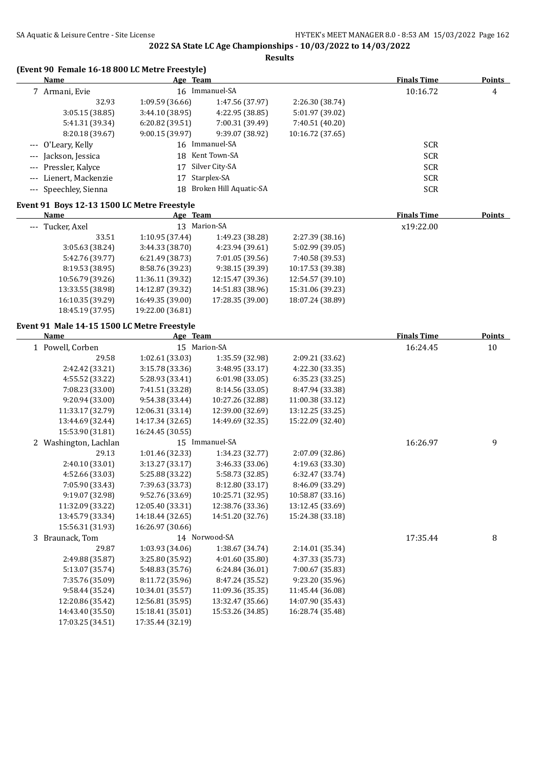## 2022 SA State LC Age Championships - 10/03/2022 to 14/03/2022

**Results**

### (Event 90 Female 16-18 800 LC Metre Freestyle)

| Name | Age | Team | Finals Time | Points |
|---|---|---|---|---|
| 7 Armani, Evie | 16 | Immanuel-SA | 10:16.72 | 4 |
| 32.93 · 1:09.59 (36.66) · 1:47.56 (37.97) · 2:26.30 (38.74) | | | | |
| 3:05.15 (38.85) · 3:44.10 (38.95) · 4:22.95 (38.85) · 5:01.97 (39.02) | | | | |
| 5:41.31 (39.34) · 6:20.82 (39.51) · 7:00.31 (39.49) · 7:40.51 (40.20) | | | | |
| 8:20.18 (39.67) · 9:00.15 (39.97) · 9:39.07 (38.92) · 10:16.72 (37.65) | | | | |
| --- O'Leary, Kelly | 16 | Immanuel-SA | SCR | |
| --- Jackson, Jessica | 18 | Kent Town-SA | SCR | |
| --- Pressler, Kalyce | 17 | Silver City-SA | SCR | |
| --- Lienert, Mackenzie | 17 | Starplex-SA | SCR | |
| --- Speechley, Sienna | 18 | Broken Hill Aquatic-SA | SCR | |

### Event 91 Boys 12-13 1500 LC Metre Freestyle

| Name | Age | Team | Finals Time | Points |
|---|---|---|---|---|
| --- Tucker, Axel | 13 | Marion-SA | x19:22.00 | |
| 33.51 · 1:10.95 (37.44) · 1:49.23 (38.28) · 2:27.39 (38.16) | | | | |
| 3:05.63 (38.24) · 3:44.33 (38.70) · 4:23.94 (39.61) · 5:02.99 (39.05) | | | | |
| 5:42.76 (39.77) · 6:21.49 (38.73) · 7:01.05 (39.56) · 7:40.58 (39.53) | | | | |
| 8:19.53 (38.95) · 8:58.76 (39.23) · 9:38.15 (39.39) · 10:17.53 (39.38) | | | | |
| 10:56.79 (39.26) · 11:36.11 (39.32) · 12:15.47 (39.36) · 12:54.57 (39.10) | | | | |
| 13:33.55 (38.98) · 14:12.87 (39.32) · 14:51.83 (38.96) · 15:31.06 (39.23) | | | | |
| 16:10.35 (39.29) · 16:49.35 (39.00) · 17:28.35 (39.00) · 18:07.24 (38.89) | | | | |
| 18:45.19 (37.95) · 19:22.00 (36.81) | | | | |

### Event 91 Male 14-15 1500 LC Metre Freestyle

| Name | Age | Team | Finals Time | Points |
|---|---|---|---|---|
| 1 Powell, Corben | 15 | Marion-SA | 16:24.45 | 10 |
| 29.58 · 1:02.61 (33.03) · 1:35.59 (32.98) · 2:09.21 (33.62) | | | | |
| 2:42.42 (33.21) · 3:15.78 (33.36) · 3:48.95 (33.17) · 4:22.30 (33.35) | | | | |
| 4:55.52 (33.22) · 5:28.93 (33.41) · 6:01.98 (33.05) · 6:35.23 (33.25) | | | | |
| 7:08.23 (33.00) · 7:41.51 (33.28) · 8:14.56 (33.05) · 8:47.94 (33.38) | | | | |
| 9:20.94 (33.00) · 9:54.38 (33.44) · 10:27.26 (32.88) · 11:00.38 (33.12) | | | | |
| 11:33.17 (32.79) · 12:06.31 (33.14) · 12:39.00 (32.69) · 13:12.25 (33.25) | | | | |
| 13:44.69 (32.44) · 14:17.34 (32.65) · 14:49.69 (32.35) · 15:22.09 (32.40) | | | | |
| 15:53.90 (31.81) · 16:24.45 (30.55) | | | | |
| 2 Washington, Lachlan | 15 | Immanuel-SA | 16:26.97 | 9 |
| 29.13 · 1:01.46 (32.33) · 1:34.23 (32.77) · 2:07.09 (32.86) | | | | |
| 2:40.10 (33.01) · 3:13.27 (33.17) · 3:46.33 (33.06) · 4:19.63 (33.30) | | | | |
| 4:52.66 (33.03) · 5:25.88 (33.22) · 5:58.73 (32.85) · 6:32.47 (33.74) | | | | |
| 7:05.90 (33.43) · 7:39.63 (33.73) · 8:12.80 (33.17) · 8:46.09 (33.29) | | | | |
| 9:19.07 (32.98) · 9:52.76 (33.69) · 10:25.71 (32.95) · 10:58.87 (33.16) | | | | |
| 11:32.09 (33.22) · 12:05.40 (33.31) · 12:38.76 (33.36) · 13:12.45 (33.69) | | | | |
| 13:45.79 (33.34) · 14:18.44 (32.65) · 14:51.20 (32.76) · 15:24.38 (33.18) | | | | |
| 15:56.31 (31.93) · 16:26.97 (30.66) | | | | |
| 3 Braunack, Tom | 14 | Norwood-SA | 17:35.44 | 8 |
| 29.87 · 1:03.93 (34.06) · 1:38.67 (34.74) · 2:14.01 (35.34) | | | | |
| 2:49.88 (35.87) · 3:25.80 (35.92) · 4:01.60 (35.80) · 4:37.33 (35.73) | | | | |
| 5:13.07 (35.74) · 5:48.83 (35.76) · 6:24.84 (36.01) · 7:00.67 (35.83) | | | | |
| 7:35.76 (35.09) · 8:11.72 (35.96) · 8:47.24 (35.52) · 9:23.20 (35.96) | | | | |
| 9:58.44 (35.24) · 10:34.01 (35.57) · 11:09.36 (35.35) · 11:45.44 (36.08) | | | | |
| 12:20.86 (35.42) · 12:56.81 (35.95) · 13:32.47 (35.66) · 14:07.90 (35.43) | | | | |
| 14:43.40 (35.50) · 15:18.41 (35.01) · 15:53.26 (34.85) · 16:28.74 (35.48) | | | | |
| 17:03.25 (34.51) · 17:35.44 (32.19) | | | | |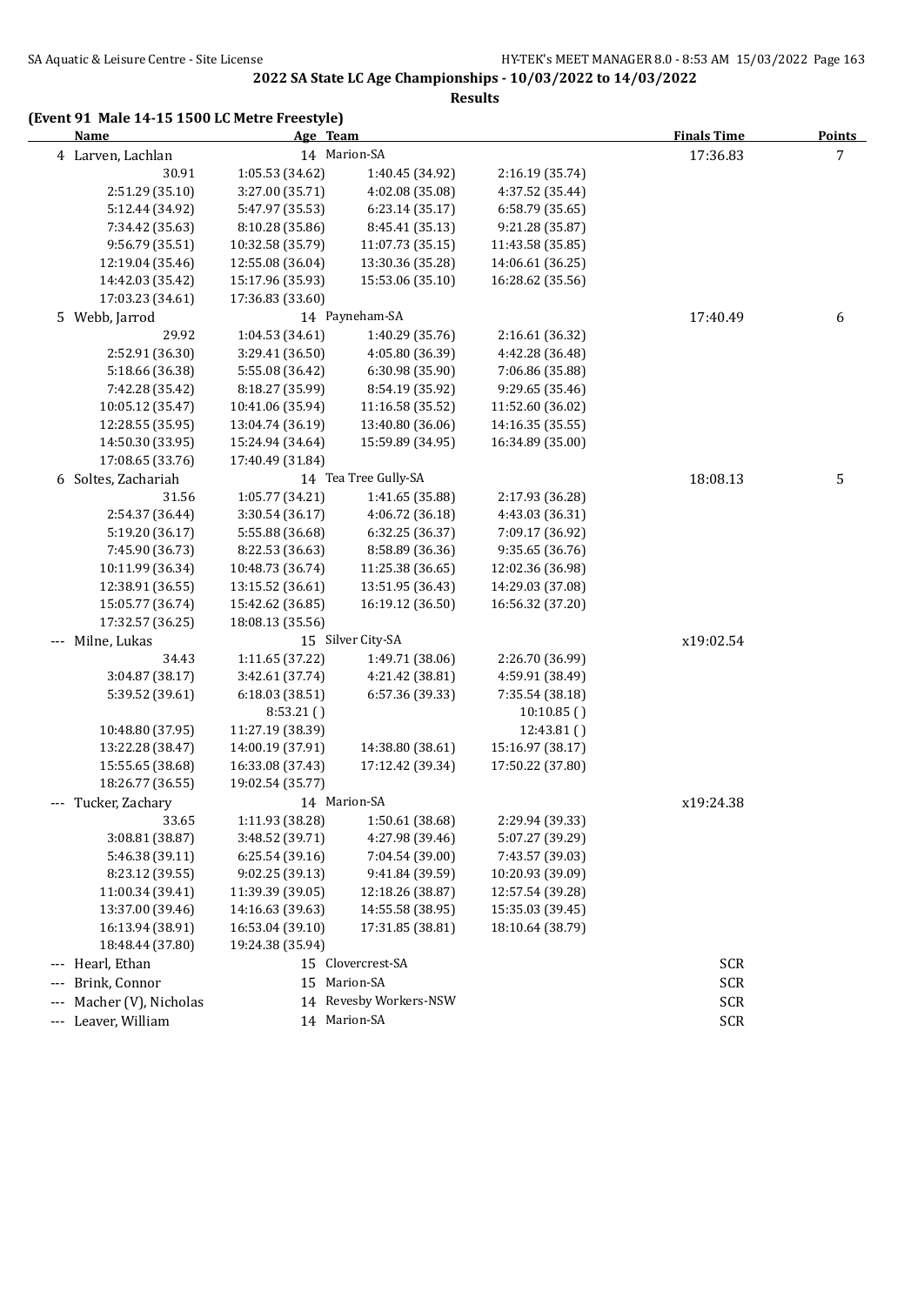## 2022 SA State LC Age Championships - 10/03/2022 to 14/03/2022

### Results

#### (Event 91 Male 14-15 1500 LC Metre Freestyle)

| Name | Age | Team | | Finals Time | Points |
|---|---|---|---|---|---|
| 4 Larven, Lachlan | 14 | Marion-SA | | 17:36.83 | 7 |
| 30.91 | 1:05.53 (34.62) | 1:40.45 (34.92) | 2:16.19 (35.74) | | |
| 2:51.29 (35.10) | 3:27.00 (35.71) | 4:02.08 (35.08) | 4:37.52 (35.44) | | |
| 5:12.44 (34.92) | 5:47.97 (35.53) | 6:23.14 (35.17) | 6:58.79 (35.65) | | |
| 7:34.42 (35.63) | 8:10.28 (35.86) | 8:45.41 (35.13) | 9:21.28 (35.87) | | |
| 9:56.79 (35.51) | 10:32.58 (35.79) | 11:07.73 (35.15) | 11:43.58 (35.85) | | |
| 12:19.04 (35.46) | 12:55.08 (36.04) | 13:30.36 (35.28) | 14:06.61 (36.25) | | |
| 14:42.03 (35.42) | 15:17.96 (35.93) | 15:53.06 (35.10) | 16:28.62 (35.56) | | |
| 17:03.23 (34.61) | 17:36.83 (33.60) | | | | |
| 5 Webb, Jarrod | 14 | Payneham-SA | | 17:40.49 | 6 |
| 29.92 | 1:04.53 (34.61) | 1:40.29 (35.76) | 2:16.61 (36.32) | | |
| 2:52.91 (36.30) | 3:29.41 (36.50) | 4:05.80 (36.39) | 4:42.28 (36.48) | | |
| 5:18.66 (36.38) | 5:55.08 (36.42) | 6:30.98 (35.90) | 7:06.86 (35.88) | | |
| 7:42.28 (35.42) | 8:18.27 (35.99) | 8:54.19 (35.92) | 9:29.65 (35.46) | | |
| 10:05.12 (35.47) | 10:41.06 (35.94) | 11:16.58 (35.52) | 11:52.60 (36.02) | | |
| 12:28.55 (35.95) | 13:04.74 (36.19) | 13:40.80 (36.06) | 14:16.35 (35.55) | | |
| 14:50.30 (33.95) | 15:24.94 (34.64) | 15:59.89 (34.95) | 16:34.89 (35.00) | | |
| 17:08.65 (33.76) | 17:40.49 (31.84) | | | | |
| 6 Soltes, Zachariah | 14 | Tea Tree Gully-SA | | 18:08.13 | 5 |
| 31.56 | 1:05.77 (34.21) | 1:41.65 (35.88) | 2:17.93 (36.28) | | |
| 2:54.37 (36.44) | 3:30.54 (36.17) | 4:06.72 (36.18) | 4:43.03 (36.31) | | |
| 5:19.20 (36.17) | 5:55.88 (36.68) | 6:32.25 (36.37) | 7:09.17 (36.92) | | |
| 7:45.90 (36.73) | 8:22.53 (36.63) | 8:58.89 (36.36) | 9:35.65 (36.76) | | |
| 10:11.99 (36.34) | 10:48.73 (36.74) | 11:25.38 (36.65) | 12:02.36 (36.98) | | |
| 12:38.91 (36.55) | 13:15.52 (36.61) | 13:51.95 (36.43) | 14:29.03 (37.08) | | |
| 15:05.77 (36.74) | 15:42.62 (36.85) | 16:19.12 (36.50) | 16:56.32 (37.20) | | |
| 17:32.57 (36.25) | 18:08.13 (35.56) | | | | |
| --- Milne, Lukas | 15 | Silver City-SA | | x19:02.54 | |
| 34.43 | 1:11.65 (37.22) | 1:49.71 (38.06) | 2:26.70 (36.99) | | |
| 3:04.87 (38.17) | 3:42.61 (37.74) | 4:21.42 (38.81) | 4:59.91 (38.49) | | |
| 5:39.52 (39.61) | 6:18.03 (38.51) | 6:57.36 (39.33) | 7:35.54 (38.18) | | |
| | 8:53.21 () | | 10:10.85 () | | |
| 10:48.80 (37.95) | 11:27.19 (38.39) | | 12:43.81 () | | |
| 13:22.28 (38.47) | 14:00.19 (37.91) | 14:38.80 (38.61) | 15:16.97 (38.17) | | |
| 15:55.65 (38.68) | 16:33.08 (37.43) | 17:12.42 (39.34) | 17:50.22 (37.80) | | |
| 18:26.77 (36.55) | 19:02.54 (35.77) | | | | |
| --- Tucker, Zachary | 14 | Marion-SA | | x19:24.38 | |
| 33.65 | 1:11.93 (38.28) | 1:50.61 (38.68) | 2:29.94 (39.33) | | |
| 3:08.81 (38.87) | 3:48.52 (39.71) | 4:27.98 (39.46) | 5:07.27 (39.29) | | |
| 5:46.38 (39.11) | 6:25.54 (39.16) | 7:04.54 (39.00) | 7:43.57 (39.03) | | |
| 8:23.12 (39.55) | 9:02.25 (39.13) | 9:41.84 (39.59) | 10:20.93 (39.09) | | |
| 11:00.34 (39.41) | 11:39.39 (39.05) | 12:18.26 (38.87) | 12:57.54 (39.28) | | |
| 13:37.00 (39.46) | 14:16.63 (39.63) | 14:55.58 (38.95) | 15:35.03 (39.45) | | |
| 16:13.94 (38.91) | 16:53.04 (39.10) | 17:31.85 (38.81) | 18:10.64 (38.79) | | |
| 18:48.44 (37.80) | 19:24.38 (35.94) | | | | |
| --- Hearl, Ethan | 15 | Clovercrest-SA | | SCR | |
| --- Brink, Connor | 15 | Marion-SA | | SCR | |
| --- Macher (V), Nicholas | 14 | Revesby Workers-NSW | | SCR | |
| --- Leaver, William | 14 | Marion-SA | | SCR | |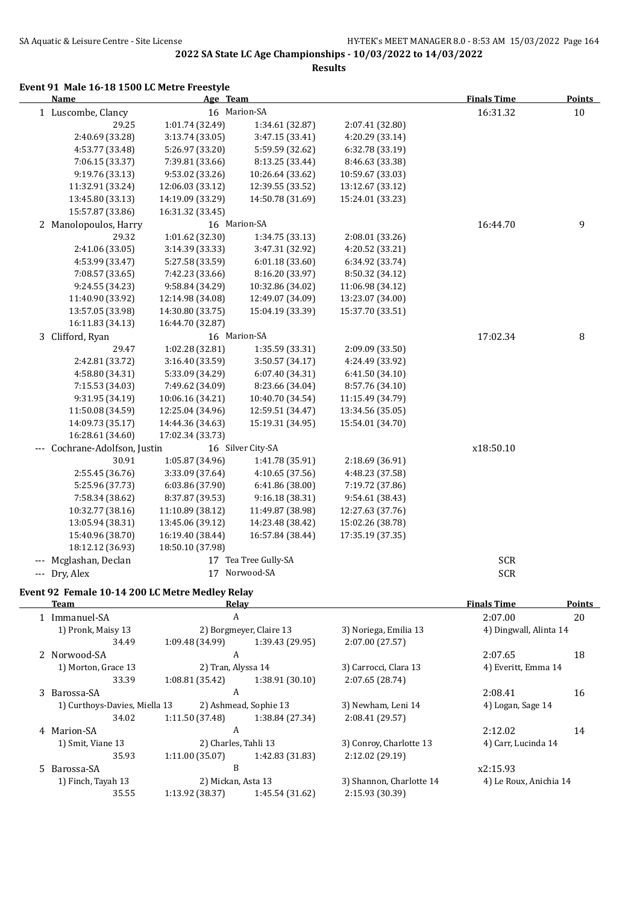## 2022 SA State LC Age Championships - 10/03/2022 to 14/03/2022

**Results**

### Event 91 Male 16-18 1500 LC Metre Freestyle

| | Name | Age | Team | | Finals Time | Points |
|---|---|---|---|---|---|---|
| 1 | Luscombe, Clancy | 16 | Marion-SA | | 16:31.32 | 10 |
| | 29.25 | 1:01.74 (32.49) | 1:34.61 (32.87) | 2:07.41 (32.80) | | |
| | 2:40.69 (33.28) | 3:13.74 (33.05) | 3:47.15 (33.41) | 4:20.29 (33.14) | | |
| | 4:53.77 (33.48) | 5:26.97 (33.20) | 5:59.59 (32.62) | 6:32.78 (33.19) | | |
| | 7:06.15 (33.37) | 7:39.81 (33.66) | 8:13.25 (33.44) | 8:46.63 (33.38) | | |
| | 9:19.76 (33.13) | 9:53.02 (33.26) | 10:26.64 (33.62) | 10:59.67 (33.03) | | |
| | 11:32.91 (33.24) | 12:06.03 (33.12) | 12:39.55 (33.52) | 13:12.67 (33.12) | | |
| | 13:45.80 (33.13) | 14:19.09 (33.29) | 14:50.78 (31.69) | 15:24.01 (33.23) | | |
| | 15:57.87 (33.86) | 16:31.32 (33.45) | | | | |
| 2 | Manolopoulos, Harry | 16 | Marion-SA | | 16:44.70 | 9 |
| | 29.32 | 1:01.62 (32.30) | 1:34.75 (33.13) | 2:08.01 (33.26) | | |
| | 2:41.06 (33.05) | 3:14.39 (33.33) | 3:47.31 (32.92) | 4:20.52 (33.21) | | |
| | 4:53.99 (33.47) | 5:27.58 (33.59) | 6:01.18 (33.60) | 6:34.92 (33.74) | | |
| | 7:08.57 (33.65) | 7:42.23 (33.66) | 8:16.20 (33.97) | 8:50.32 (34.12) | | |
| | 9:24.55 (34.23) | 9:58.84 (34.29) | 10:32.86 (34.02) | 11:06.98 (34.12) | | |
| | 11:40.90 (33.92) | 12:14.98 (34.08) | 12:49.07 (34.09) | 13:23.07 (34.00) | | |
| | 13:57.05 (33.98) | 14:30.80 (33.75) | 15:04.19 (33.39) | 15:37.70 (33.51) | | |
| | 16:11.83 (34.13) | 16:44.70 (32.87) | | | | |
| 3 | Clifford, Ryan | 16 | Marion-SA | | 17:02.34 | 8 |
| | 29.47 | 1:02.28 (32.81) | 1:35.59 (33.31) | 2:09.09 (33.50) | | |
| | 2:42.81 (33.72) | 3:16.40 (33.59) | 3:50.57 (34.17) | 4:24.49 (33.92) | | |
| | 4:58.80 (34.31) | 5:33.09 (34.29) | 6:07.40 (34.31) | 6:41.50 (34.10) | | |
| | 7:15.53 (34.03) | 7:49.62 (34.09) | 8:23.66 (34.04) | 8:57.76 (34.10) | | |
| | 9:31.95 (34.19) | 10:06.16 (34.21) | 10:40.70 (34.54) | 11:15.49 (34.79) | | |
| | 11:50.08 (34.59) | 12:25.04 (34.96) | 12:59.51 (34.47) | 13:34.56 (35.05) | | |
| | 14:09.73 (35.17) | 14:44.36 (34.63) | 15:19.31 (34.95) | 15:54.01 (34.70) | | |
| | 16:28.61 (34.60) | 17:02.34 (33.73) | | | | |
| --- | Cochrane-Adolfson, Justin | 16 | Silver City-SA | | x18:50.10 | |
| | 30.91 | 1:05.87 (34.96) | 1:41.78 (35.91) | 2:18.69 (36.91) | | |
| | 2:55.45 (36.76) | 3:33.09 (37.64) | 4:10.65 (37.56) | 4:48.23 (37.58) | | |
| | 5:25.96 (37.73) | 6:03.86 (37.90) | 6:41.86 (38.00) | 7:19.72 (37.86) | | |
| | 7:58.34 (38.62) | 8:37.87 (39.53) | 9:16.18 (38.31) | 9:54.61 (38.43) | | |
| | 10:32.77 (38.16) | 11:10.89 (38.12) | 11:49.87 (38.98) | 12:27.63 (37.76) | | |
| | 13:05.94 (38.31) | 13:45.06 (39.12) | 14:23.48 (38.42) | 15:02.26 (38.78) | | |
| | 15:40.96 (38.70) | 16:19.40 (38.44) | 16:57.84 (38.44) | 17:35.19 (37.35) | | |
| | 18:12.12 (36.93) | 18:50.10 (37.98) | | | | |
| --- | Mcglashan, Declan | 17 | Tea Tree Gully-SA | | SCR | |
| --- | Dry, Alex | 17 | Norwood-SA | | SCR | |

### Event 92 Female 10-14 200 LC Metre Medley Relay

| | Team | Relay | | | Finals Time | Points |
|---|---|---|---|---|---|---|
| 1 | Immanuel-SA | A | | | 2:07.00 | 20 |
| | 1) Pronk, Maisy 13 | 2) Borgmeyer, Claire 13 | | 3) Noriega, Emilia 13 | 4) Dingwall, Alinta 14 | |
| | 34.49 | 1:09.48 (34.99) | 1:39.43 (29.95) | 2:07.00 (27.57) | | |
| 2 | Norwood-SA | A | | | 2:07.65 | 18 |
| | 1) Morton, Grace 13 | 2) Tran, Alyssa 14 | | 3) Carrocci, Clara 13 | 4) Everitt, Emma 14 | |
| | 33.39 | 1:08.81 (35.42) | 1:38.91 (30.10) | 2:07.65 (28.74) | | |
| 3 | Barossa-SA | A | | | 2:08.41 | 16 |
| | 1) Curthoys-Davies, Miella 13 | 2) Ashmead, Sophie 13 | | 3) Newham, Leni 14 | 4) Logan, Sage 14 | |
| | 34.02 | 1:11.50 (37.48) | 1:38.84 (27.34) | 2:08.41 (29.57) | | |
| 4 | Marion-SA | A | | | 2:12.02 | 14 |
| | 1) Smit, Viane 13 | 2) Charles, Tahli 13 | | 3) Conroy, Charlotte 13 | 4) Carr, Lucinda 14 | |
| | 35.93 | 1:11.00 (35.07) | 1:42.83 (31.83) | 2:12.02 (29.19) | | |
| 5 | Barossa-SA | B | | | x2:15.93 | |
| | 1) Finch, Tayah 13 | 2) Mickan, Asta 13 | | 3) Shannon, Charlotte 14 | 4) Le Roux, Anichia 14 | |
| | 35.55 | 1:13.92 (38.37) | 1:45.54 (31.62) | 2:15.93 (30.39) | | |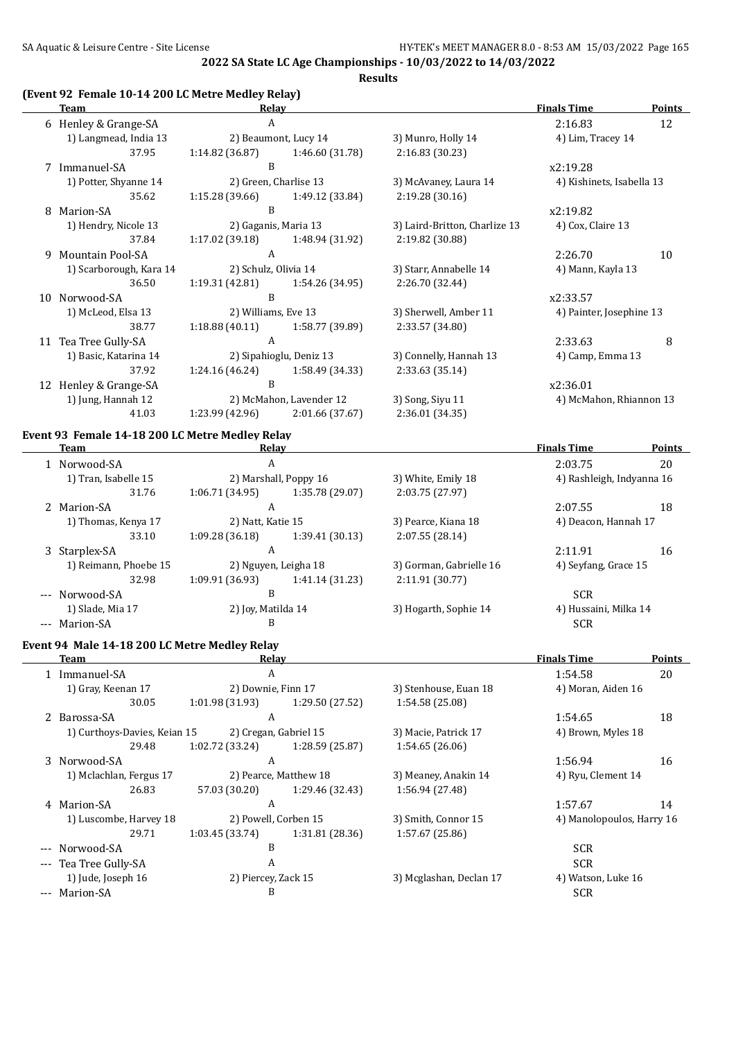**2022 SA State LC Age Championships - 10/03/2022 to 14/03/2022**

**Results**

### (Event 92 Female 10-14 200 LC Metre Medley Relay)

| | Team | Relay | | | Finals Time | Points |
|---|---|---|---|---|---|---|
| 6 | Henley & Grange-SA | A | | | 2:16.83 | 12 |
| | 1) Langmead, India 13 | 2) Beaumont, Lucy 14 | | 3) Munro, Holly 14 | 4) Lim, Tracey 14 | |
| | 37.95 | 1:14.82 (36.87) | 1:46.60 (31.78) | 2:16.83 (30.23) | | |
| 7 | Immanuel-SA | B | | | x2:19.28 | |
| | 1) Potter, Shyanne 14 | 2) Green, Charlise 13 | | 3) McAvaney, Laura 14 | 4) Kishinets, Isabella 13 | |
| | 35.62 | 1:15.28 (39.66) | 1:49.12 (33.84) | 2:19.28 (30.16) | | |
| 8 | Marion-SA | B | | | x2:19.82 | |
| | 1) Hendry, Nicole 13 | 2) Gaganis, Maria 13 | | 3) Laird-Britton, Charlize 13 | 4) Cox, Claire 13 | |
| | 37.84 | 1:17.02 (39.18) | 1:48.94 (31.92) | 2:19.82 (30.88) | | |
| 9 | Mountain Pool-SA | A | | | 2:26.70 | 10 |
| | 1) Scarborough, Kara 14 | 2) Schulz, Olivia 14 | | 3) Starr, Annabelle 14 | 4) Mann, Kayla 13 | |
| | 36.50 | 1:19.31 (42.81) | 1:54.26 (34.95) | 2:26.70 (32.44) | | |
| 10 | Norwood-SA | B | | | x2:33.57 | |
| | 1) McLeod, Elsa 13 | 2) Williams, Eve 13 | | 3) Sherwell, Amber 11 | 4) Painter, Josephine 13 | |
| | 38.77 | 1:18.88 (40.11) | 1:58.77 (39.89) | 2:33.57 (34.80) | | |
| 11 | Tea Tree Gully-SA | A | | | 2:33.63 | 8 |
| | 1) Basic, Katarina 14 | 2) Sipahioglu, Deniz 13 | | 3) Connelly, Hannah 13 | 4) Camp, Emma 13 | |
| | 37.92 | 1:24.16 (46.24) | 1:58.49 (34.33) | 2:33.63 (35.14) | | |
| 12 | Henley & Grange-SA | B | | | x2:36.01 | |
| | 1) Jung, Hannah 12 | 2) McMahon, Lavender 12 | | 3) Song, Siyu 11 | 4) McMahon, Rhiannon 13 | |
| | 41.03 | 1:23.99 (42.96) | 2:01.66 (37.67) | 2:36.01 (34.35) | | |

### Event 93 Female 14-18 200 LC Metre Medley Relay

| | Team | Relay | | | Finals Time | Points |
|---|---|---|---|---|---|---|
| 1 | Norwood-SA | A | | | 2:03.75 | 20 |
| | 1) Tran, Isabelle 15 | 2) Marshall, Poppy 16 | | 3) White, Emily 18 | 4) Rashleigh, Indyanna 16 | |
| | 31.76 | 1:06.71 (34.95) | 1:35.78 (29.07) | 2:03.75 (27.97) | | |
| 2 | Marion-SA | A | | | 2:07.55 | 18 |
| | 1) Thomas, Kenya 17 | 2) Natt, Katie 15 | | 3) Pearce, Kiana 18 | 4) Deacon, Hannah 17 | |
| | 33.10 | 1:09.28 (36.18) | 1:39.41 (30.13) | 2:07.55 (28.14) | | |
| 3 | Starplex-SA | A | | | 2:11.91 | 16 |
| | 1) Reimann, Phoebe 15 | 2) Nguyen, Leigha 18 | | 3) Gorman, Gabrielle 16 | 4) Seyfang, Grace 15 | |
| | 32.98 | 1:09.91 (36.93) | 1:41.14 (31.23) | 2:11.91 (30.77) | | |
| --- | Norwood-SA | B | | | SCR | |
| | 1) Slade, Mia 17 | 2) Joy, Matilda 14 | | 3) Hogarth, Sophie 14 | 4) Hussaini, Milka 14 | |
| --- | Marion-SA | B | | | SCR | |

### Event 94 Male 14-18 200 LC Metre Medley Relay

| | Team | Relay | | | Finals Time | Points |
|---|---|---|---|---|---|---|
| 1 | Immanuel-SA | A | | | 1:54.58 | 20 |
| | 1) Gray, Keenan 17 | 2) Downie, Finn 17 | | 3) Stenhouse, Euan 18 | 4) Moran, Aiden 16 | |
| | 30.05 | 1:01.98 (31.93) | 1:29.50 (27.52) | 1:54.58 (25.08) | | |
| 2 | Barossa-SA | A | | | 1:54.65 | 18 |
| | 1) Curthoys-Davies, Keian 15 | 2) Cregan, Gabriel 15 | | 3) Macie, Patrick 17 | 4) Brown, Myles 18 | |
| | 29.48 | 1:02.72 (33.24) | 1:28.59 (25.87) | 1:54.65 (26.06) | | |
| 3 | Norwood-SA | A | | | 1:56.94 | 16 |
| | 1) Mclachlan, Fergus 17 | 2) Pearce, Matthew 18 | | 3) Meaney, Anakin 14 | 4) Ryu, Clement 14 | |
| | 26.83 | 57.03 (30.20) | 1:29.46 (32.43) | 1:56.94 (27.48) | | |
| 4 | Marion-SA | A | | | 1:57.67 | 14 |
| | 1) Luscombe, Harvey 18 | 2) Powell, Corben 15 | | 3) Smith, Connor 15 | 4) Manolopoulos, Harry 16 | |
| | 29.71 | 1:03.45 (33.74) | 1:31.81 (28.36) | 1:57.67 (25.86) | | |
| --- | Norwood-SA | B | | | SCR | |
| --- | Tea Tree Gully-SA | A | | | SCR | |
| | 1) Jude, Joseph 16 | 2) Piercey, Zack 15 | | 3) Mcglashan, Declan 17 | 4) Watson, Luke 16 | |
| --- | Marion-SA | B | | | SCR | |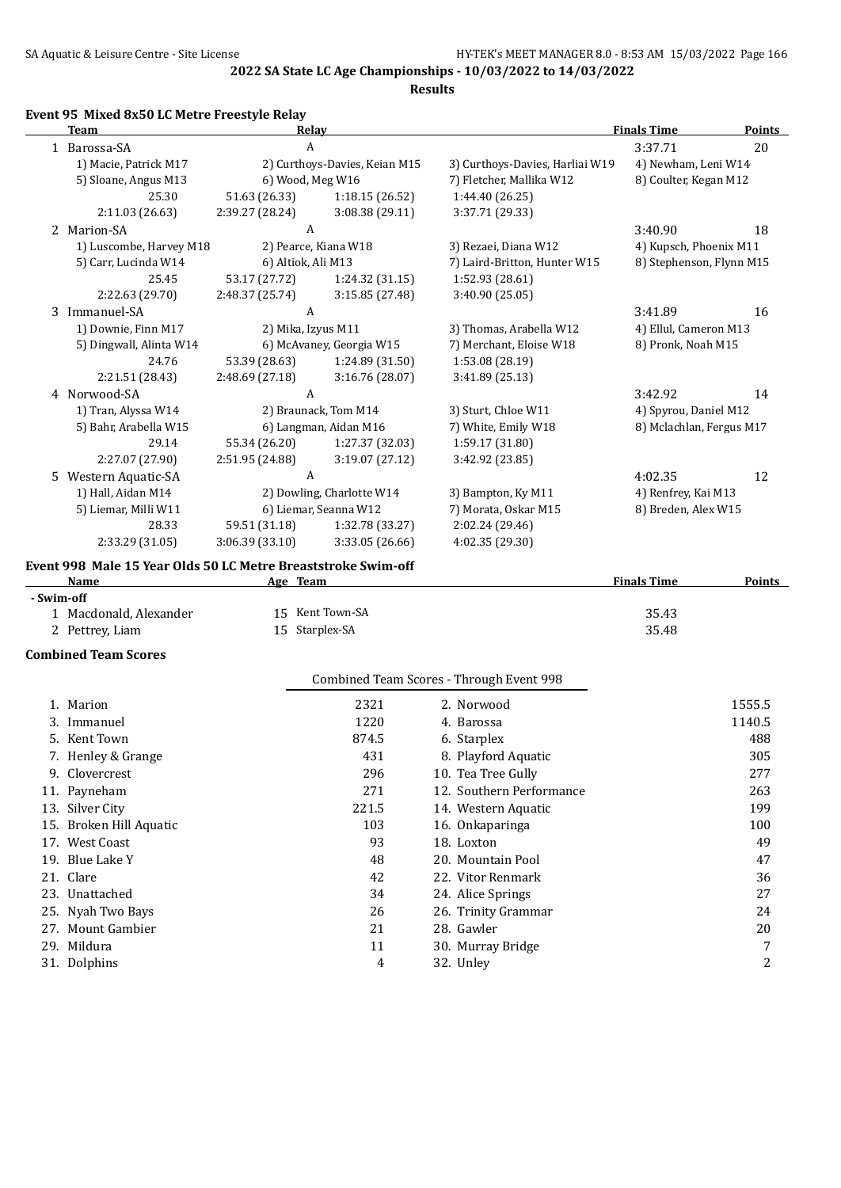## 2022 SA State LC Age Championships - 10/03/2022 to 14/03/2022

**Results**

### Event 95 Mixed 8x50 LC Metre Freestyle Relay

| Team | Relay | | | Finals Time | Points |
|---|---|---|---|---|---|
| 1 Barossa-SA | A | | | 3:37.71 | 20 |
| 1) Macie, Patrick M17 | 2) Curthoys-Davies, Keian M15 | 3) Curthoys-Davies, Harliai W19 | 4) Newham, Leni W14 | | |
| 5) Sloane, Angus M13 | 6) Wood, Meg W16 | 7) Fletcher, Mallika W12 | 8) Coulter, Kegan M12 | | |
| 25.30 | 51.63 (26.33) | 1:18.15 (26.52) | 1:44.40 (26.25) | | |
| 2:11.03 (26.63) | 2:39.27 (28.24) | 3:08.38 (29.11) | 3:37.71 (29.33) | | |
| 2 Marion-SA | A | | | 3:40.90 | 18 |
| 1) Luscombe, Harvey M18 | 2) Pearce, Kiana W18 | 3) Rezaei, Diana W12 | 4) Kupsch, Phoenix M11 | | |
| 5) Carr, Lucinda W14 | 6) Altiok, Ali M13 | 7) Laird-Britton, Hunter W15 | 8) Stephenson, Flynn M15 | | |
| 25.45 | 53.17 (27.72) | 1:24.32 (31.15) | 1:52.93 (28.61) | | |
| 2:22.63 (29.70) | 2:48.37 (25.74) | 3:15.85 (27.48) | 3:40.90 (25.05) | | |
| 3 Immanuel-SA | A | | | 3:41.89 | 16 |
| 1) Downie, Finn M17 | 2) Mika, Izyus M11 | 3) Thomas, Arabella W12 | 4) Ellul, Cameron M13 | | |
| 5) Dingwall, Alinta W14 | 6) McAvaney, Georgia W15 | 7) Merchant, Eloise W18 | 8) Pronk, Noah M15 | | |
| 24.76 | 53.39 (28.63) | 1:24.89 (31.50) | 1:53.08 (28.19) | | |
| 2:21.51 (28.43) | 2:48.69 (27.18) | 3:16.76 (28.07) | 3:41.89 (25.13) | | |
| 4 Norwood-SA | A | | | 3:42.92 | 14 |
| 1) Tran, Alyssa W14 | 2) Braunack, Tom M14 | 3) Sturt, Chloe W11 | 4) Spyrou, Daniel M12 | | |
| 5) Bahr, Arabella W15 | 6) Langman, Aidan M16 | 7) White, Emily W18 | 8) Mclachlan, Fergus M17 | | |
| 29.14 | 55.34 (26.20) | 1:27.37 (32.03) | 1:59.17 (31.80) | | |
| 2:27.07 (27.90) | 2:51.95 (24.88) | 3:19.07 (27.12) | 3:42.92 (23.85) | | |
| 5 Western Aquatic-SA | A | | | 4:02.35 | 12 |
| 1) Hall, Aidan M14 | 2) Dowling, Charlotte W14 | 3) Bampton, Ky M11 | 4) Renfrey, Kai M13 | | |
| 5) Liemar, Milli W11 | 6) Liemar, Seanna W12 | 7) Morata, Oskar M15 | 8) Breden, Alex W15 | | |
| 28.33 | 59.51 (31.18) | 1:32.78 (33.27) | 2:02.24 (29.46) | | |
| 2:33.29 (31.05) | 3:06.39 (33.10) | 3:33.05 (26.66) | 4:02.35 (29.30) | | |

### Event 998 Male 15 Year Olds 50 LC Metre Breaststroke Swim-off

| Name | Age | Team | Finals Time | Points |
|---|---|---|---|---|
| **- Swim-off** | | | | |
| 1 Macdonald, Alexander | 15 | Kent Town-SA | 35.43 | |
| 2 Pettrey, Liam | 15 | Starplex-SA | 35.48 | |

### Combined Team Scores

Combined Team Scores - Through Event 998

| | | | |
|---|---|---|---|
| 1. Marion | 2321 | 2. Norwood | 1555.5 |
| 3. Immanuel | 1220 | 4. Barossa | 1140.5 |
| 5. Kent Town | 874.5 | 6. Starplex | 488 |
| 7. Henley & Grange | 431 | 8. Playford Aquatic | 305 |
| 9. Clovercrest | 296 | 10. Tea Tree Gully | 277 |
| 11. Payneham | 271 | 12. Southern Performance | 263 |
| 13. Silver City | 221.5 | 14. Western Aquatic | 199 |
| 15. Broken Hill Aquatic | 103 | 16. Onkaparinga | 100 |
| 17. West Coast | 93 | 18. Loxton | 49 |
| 19. Blue Lake Y | 48 | 20. Mountain Pool | 47 |
| 21. Clare | 42 | 22. Vitor Renmark | 36 |
| 23. Unattached | 34 | 24. Alice Springs | 27 |
| 25. Nyah Two Bays | 26 | 26. Trinity Grammar | 24 |
| 27. Mount Gambier | 21 | 28. Gawler | 20 |
| 29. Mildura | 11 | 30. Murray Bridge | 7 |
| 31. Dolphins | 4 | 32. Unley | 2 |